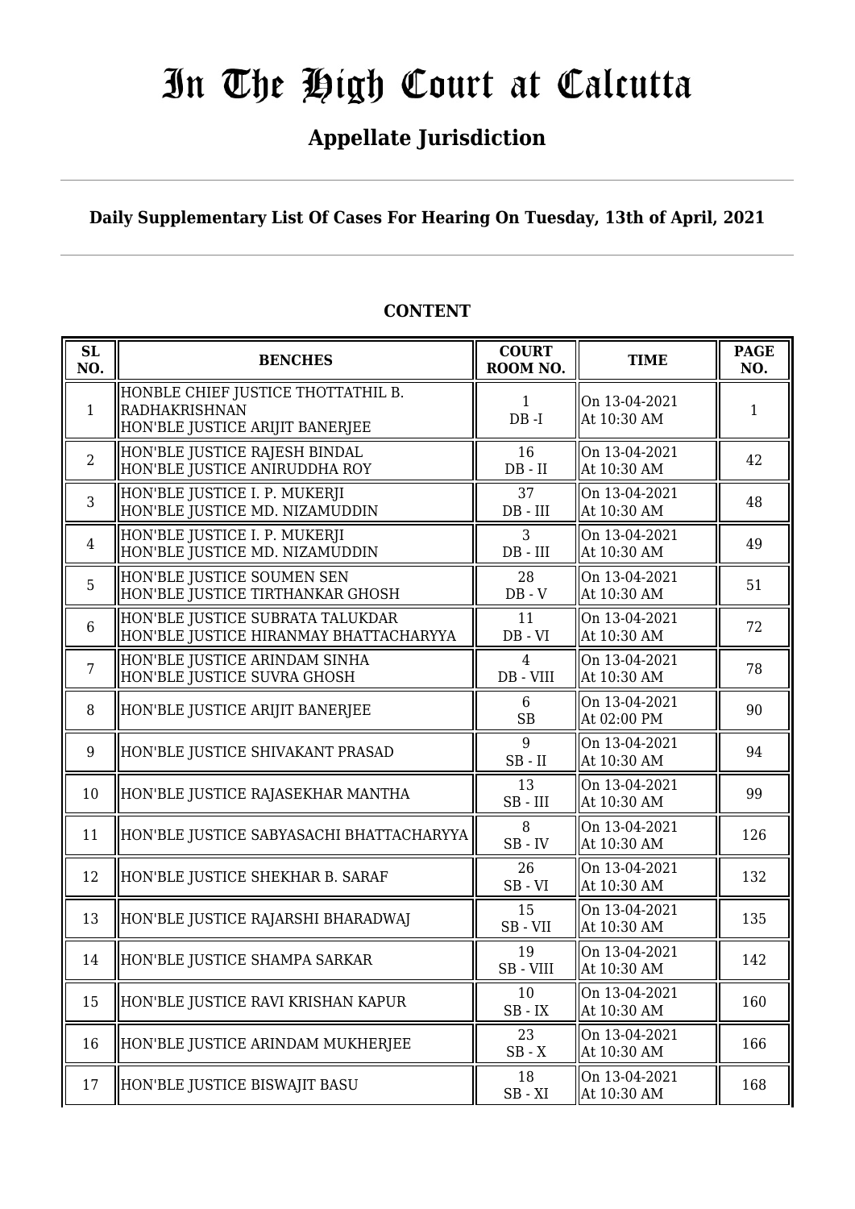# In The High Court at Calcutta

## Appellate Jurisdiction

**Daily Supplementary List Of Cases For Hearing On Tuesday, 13th of April, 2021**

### CONTENT

| SL NO. | BENCHES | COURT ROOM NO. | TIME | PAGE NO. |
|---|---|---|---|---|
| 1 | HONBLE CHIEF JUSTICE THOTTATHIL B. RADHAKRISHNAN<br>HON'BLE JUSTICE ARIJIT BANERJEE | 1<br>DB -I | On 13-04-2021<br>At 10:30 AM | 1 |
| 2 | HON'BLE JUSTICE RAJESH BINDAL<br>HON'BLE JUSTICE ANIRUDDHA ROY | 16<br>DB - II | On 13-04-2021<br>At 10:30 AM | 42 |
| 3 | HON'BLE JUSTICE I. P. MUKERJI<br>HON'BLE JUSTICE MD. NIZAMUDDIN | 37<br>DB - III | On 13-04-2021<br>At 10:30 AM | 48 |
| 4 | HON'BLE JUSTICE I. P. MUKERJI<br>HON'BLE JUSTICE MD. NIZAMUDDIN | 3<br>DB - III | On 13-04-2021<br>At 10:30 AM | 49 |
| 5 | HON'BLE JUSTICE SOUMEN SEN<br>HON'BLE JUSTICE TIRTHANKAR GHOSH | 28<br>DB - V | On 13-04-2021<br>At 10:30 AM | 51 |
| 6 | HON'BLE JUSTICE SUBRATA TALUKDAR<br>HON'BLE JUSTICE HIRANMAY BHATTACHARYYA | 11<br>DB - VI | On 13-04-2021<br>At 10:30 AM | 72 |
| 7 | HON'BLE JUSTICE ARINDAM SINHA<br>HON'BLE JUSTICE SUVRA GHOSH | 4<br>DB - VIII | On 13-04-2021<br>At 10:30 AM | 78 |
| 8 | HON'BLE JUSTICE ARIJIT BANERJEE | 6<br>SB | On 13-04-2021<br>At 02:00 PM | 90 |
| 9 | HON'BLE JUSTICE SHIVAKANT PRASAD | 9<br>SB - II | On 13-04-2021<br>At 10:30 AM | 94 |
| 10 | HON'BLE JUSTICE RAJASEKHAR MANTHA | 13<br>SB - III | On 13-04-2021<br>At 10:30 AM | 99 |
| 11 | HON'BLE JUSTICE SABYASACHI BHATTACHARYYA | 8<br>SB - IV | On 13-04-2021<br>At 10:30 AM | 126 |
| 12 | HON'BLE JUSTICE SHEKHAR B. SARAF | 26<br>SB - VI | On 13-04-2021<br>At 10:30 AM | 132 |
| 13 | HON'BLE JUSTICE RAJARSHI BHARADWAJ | 15<br>SB - VII | On 13-04-2021<br>At 10:30 AM | 135 |
| 14 | HON'BLE JUSTICE SHAMPA SARKAR | 19<br>SB - VIII | On 13-04-2021<br>At 10:30 AM | 142 |
| 15 | HON'BLE JUSTICE RAVI KRISHAN KAPUR | 10<br>SB - IX | On 13-04-2021<br>At 10:30 AM | 160 |
| 16 | HON'BLE JUSTICE ARINDAM MUKHERJEE | 23<br>SB - X | On 13-04-2021<br>At 10:30 AM | 166 |
| 17 | HON'BLE JUSTICE BISWAJIT BASU | 18<br>SB - XI | On 13-04-2021<br>At 10:30 AM | 168 |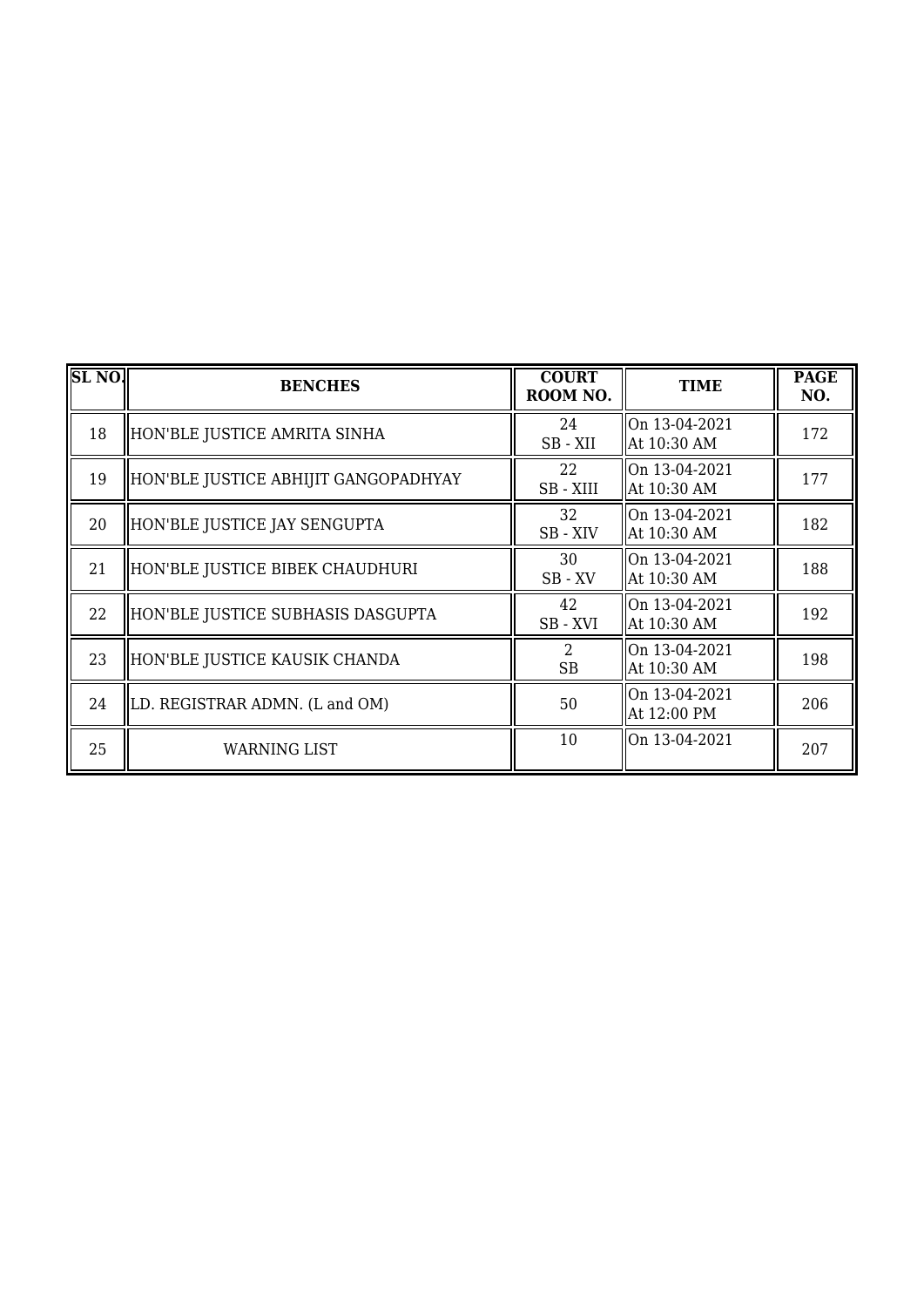| SL NO. | BENCHES | COURT ROOM NO. | TIME | PAGE NO. |
|---|---|---|---|---|
| 18 | HON'BLE JUSTICE AMRITA SINHA | 24<br>SB - XII | On 13-04-2021<br>At 10:30 AM | 172 |
| 19 | HON'BLE JUSTICE ABHIJIT GANGOPADHYAY | 22<br>SB - XIII | On 13-04-2021<br>At 10:30 AM | 177 |
| 20 | HON'BLE JUSTICE JAY SENGUPTA | 32<br>SB - XIV | On 13-04-2021<br>At 10:30 AM | 182 |
| 21 | HON'BLE JUSTICE BIBEK CHAUDHURI | 30<br>SB - XV | On 13-04-2021<br>At 10:30 AM | 188 |
| 22 | HON'BLE JUSTICE SUBHASIS DASGUPTA | 42<br>SB - XVI | On 13-04-2021<br>At 10:30 AM | 192 |
| 23 | HON'BLE JUSTICE KAUSIK CHANDA | 2<br>SB | On 13-04-2021<br>At 10:30 AM | 198 |
| 24 | LD. REGISTRAR ADMN. (L and OM) | 50 | On 13-04-2021<br>At 12:00 PM | 206 |
| 25 | WARNING LIST | 10 | On 13-04-2021 | 207 |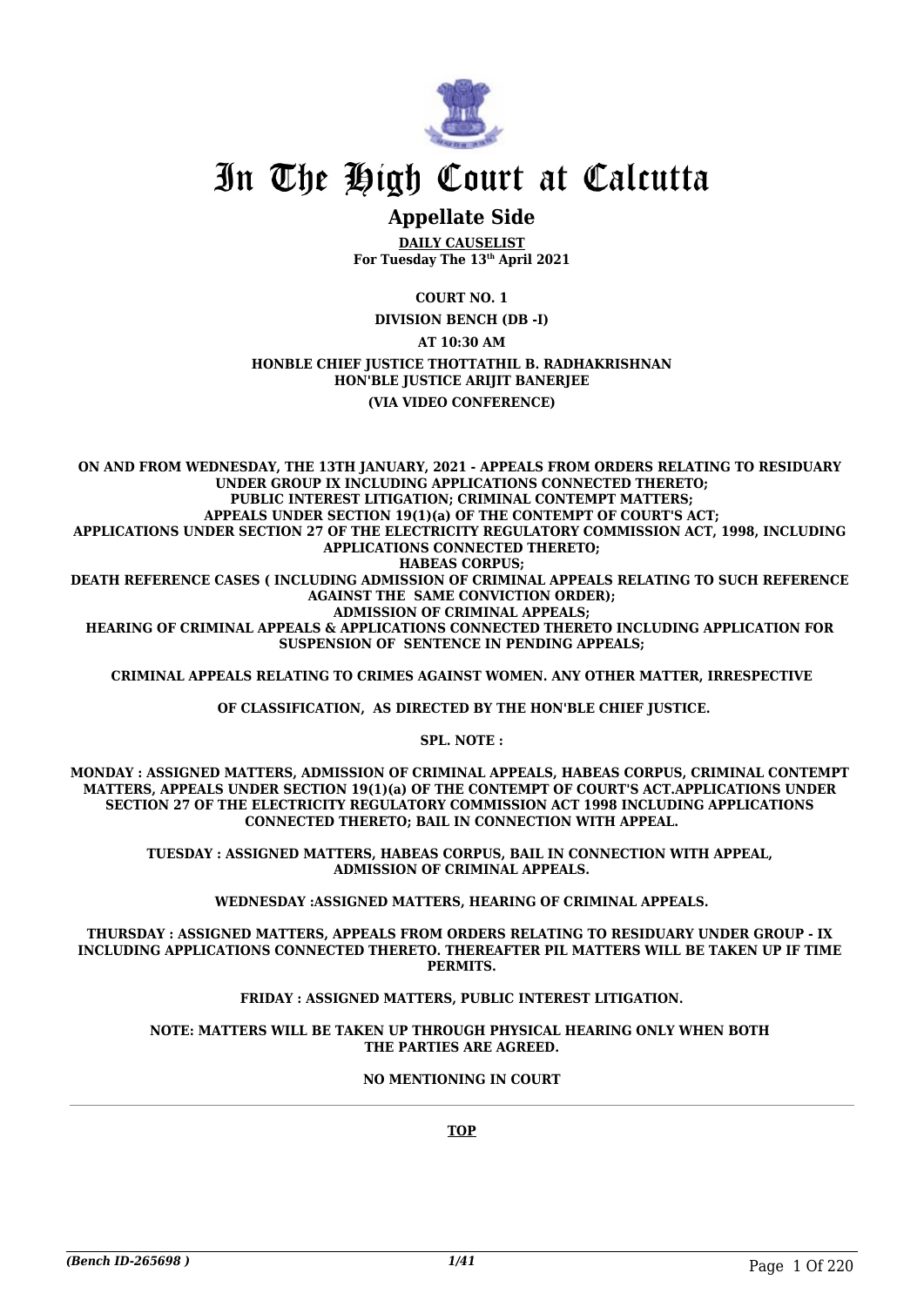# In The High Court at Calcutta

## Appellate Side

**DAILY CAUSELIST**
**For Tuesday The 13th April 2021**

**COURT NO. 1**

**DIVISION BENCH (DB -I)**

**AT 10:30 AM**

**HONBLE CHIEF JUSTICE THOTTATHIL B. RADHAKRISHNAN**
**HON'BLE JUSTICE ARIJIT BANERJEE**

**(VIA VIDEO CONFERENCE)**

**ON AND FROM WEDNESDAY, THE 13TH JANUARY, 2021 - APPEALS FROM ORDERS RELATING TO RESIDUARY UNDER GROUP IX INCLUDING APPLICATIONS CONNECTED THERETO; PUBLIC INTEREST LITIGATION; CRIMINAL CONTEMPT MATTERS; APPEALS UNDER SECTION 19(1)(a) OF THE CONTEMPT OF COURT'S ACT; APPLICATIONS UNDER SECTION 27 OF THE ELECTRICITY REGULATORY COMMISSION ACT, 1998, INCLUDING APPLICATIONS CONNECTED THERETO; HABEAS CORPUS; DEATH REFERENCE CASES ( INCLUDING ADMISSION OF CRIMINAL APPEALS RELATING TO SUCH REFERENCE AGAINST THE SAME CONVICTION ORDER); ADMISSION OF CRIMINAL APPEALS; HEARING OF CRIMINAL APPEALS & APPLICATIONS CONNECTED THERETO INCLUDING APPLICATION FOR SUSPENSION OF SENTENCE IN PENDING APPEALS;**

**CRIMINAL APPEALS RELATING TO CRIMES AGAINST WOMEN. ANY OTHER MATTER, IRRESPECTIVE OF CLASSIFICATION, AS DIRECTED BY THE HON'BLE CHIEF JUSTICE.**

**SPL. NOTE :**

**MONDAY : ASSIGNED MATTERS, ADMISSION OF CRIMINAL APPEALS, HABEAS CORPUS, CRIMINAL CONTEMPT MATTERS, APPEALS UNDER SECTION 19(1)(a) OF THE CONTEMPT OF COURT'S ACT.APPLICATIONS UNDER SECTION 27 OF THE ELECTRICITY REGULATORY COMMISSION ACT 1998 INCLUDING APPLICATIONS CONNECTED THERETO; BAIL IN CONNECTION WITH APPEAL.**

**TUESDAY : ASSIGNED MATTERS, HABEAS CORPUS, BAIL IN CONNECTION WITH APPEAL, ADMISSION OF CRIMINAL APPEALS.**

**WEDNESDAY :ASSIGNED MATTERS, HEARING OF CRIMINAL APPEALS.**

**THURSDAY : ASSIGNED MATTERS, APPEALS FROM ORDERS RELATING TO RESIDUARY UNDER GROUP - IX INCLUDING APPLICATIONS CONNECTED THERETO. THEREAFTER PIL MATTERS WILL BE TAKEN UP IF TIME PERMITS.**

**FRIDAY : ASSIGNED MATTERS, PUBLIC INTEREST LITIGATION.**

**NOTE: MATTERS WILL BE TAKEN UP THROUGH PHYSICAL HEARING ONLY WHEN BOTH THE PARTIES ARE AGREED.**

**NO MENTIONING IN COURT**

**TOP**

*(Bench ID-265698 )*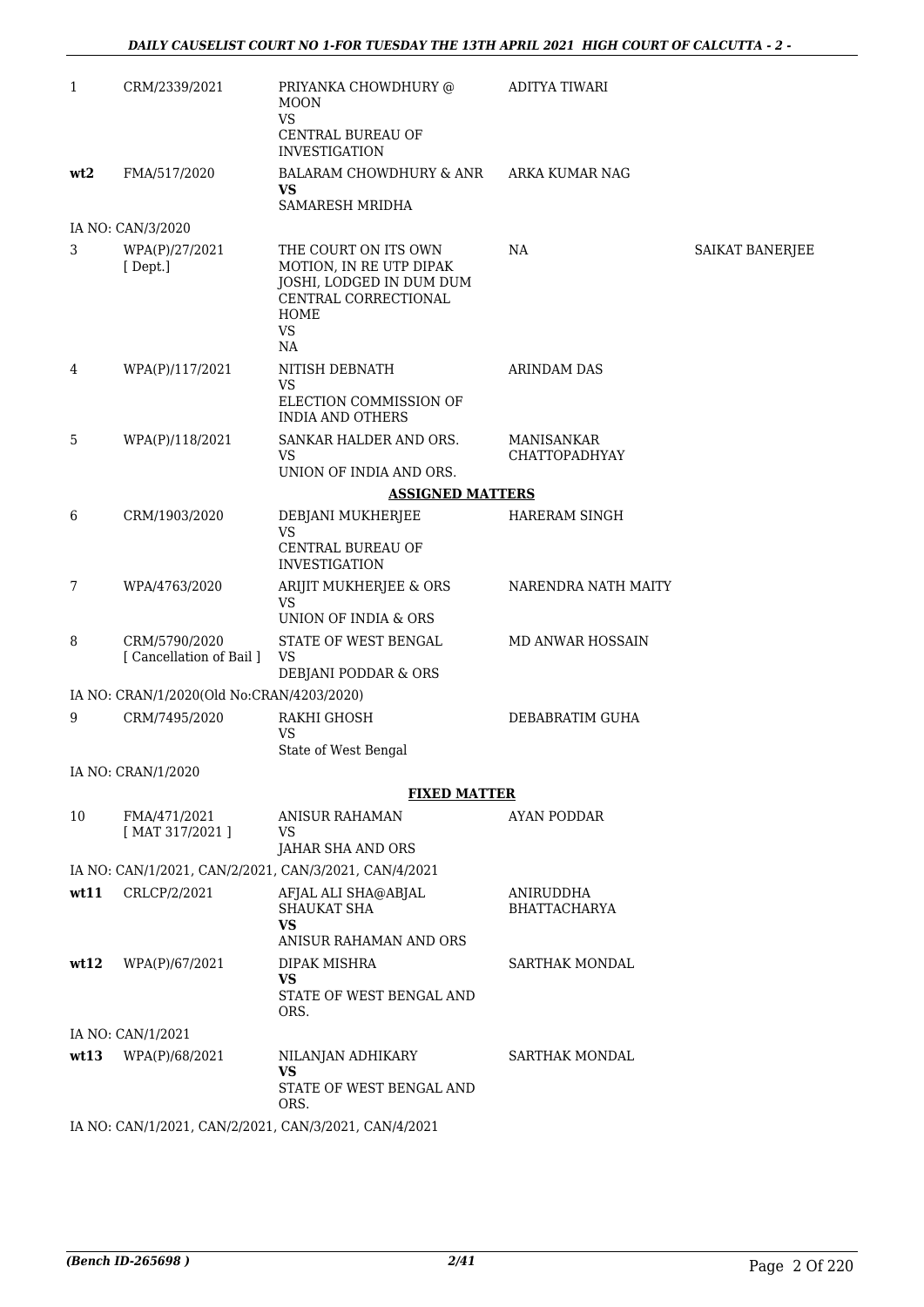| | | | | |
|---|---|---|---|---|
| 1 | CRM/2339/2021 | PRIYANKA CHOWDHURY @ MOON<br>VS<br>CENTRAL BUREAU OF INVESTIGATION | ADITYA TIWARI | |
| **wt2** | FMA/517/2020 | BALARAM CHOWDHURY & ANR<br>**VS**<br>SAMARESH MRIDHA | ARKA KUMAR NAG | |
| IA NO: CAN/3/2020 | | | | |
| 3 | WPA(P)/27/2021<br>[ Dept.] | THE COURT ON ITS OWN MOTION, IN RE UTP DIPAK JOSHI, LODGED IN DUM DUM CENTRAL CORRECTIONAL HOME<br>VS<br>NA | NA | SAIKAT BANERJEE |
| 4 | WPA(P)/117/2021 | NITISH DEBNATH<br>VS<br>ELECTION COMMISSION OF INDIA AND OTHERS | ARINDAM DAS | |
| 5 | WPA(P)/118/2021 | SANKAR HALDER AND ORS.<br>VS<br>UNION OF INDIA AND ORS. | MANISANKAR CHATTOPADHYAY | |
| | | **ASSIGNED MATTERS** | | |
| 6 | CRM/1903/2020 | DEBJANI MUKHERJEE<br>VS<br>CENTRAL BUREAU OF INVESTIGATION | HARERAM SINGH | |
| 7 | WPA/4763/2020 | ARIJIT MUKHERJEE & ORS<br>VS<br>UNION OF INDIA & ORS | NARENDRA NATH MAITY | |
| 8 | CRM/5790/2020<br>[ Cancellation of Bail ] | STATE OF WEST BENGAL<br>VS<br>DEBJANI PODDAR & ORS | MD ANWAR HOSSAIN | |
| IA NO: CRAN/1/2020(Old No:CRAN/4203/2020) | | | | |
| 9 | CRM/7495/2020 | RAKHI GHOSH<br>VS<br>State of West Bengal | DEBABRATIM GUHA | |
| IA NO: CRAN/1/2020 | | | | |
| | | **FIXED MATTER** | | |
| 10 | FMA/471/2021<br>[ MAT 317/2021 ] | ANISUR RAHAMAN<br>VS<br>JAHAR SHA AND ORS | AYAN PODDAR | |
| IA NO: CAN/1/2021, CAN/2/2021, CAN/3/2021, CAN/4/2021 | | | | |
| **wt11** | CRLCP/2/2021 | AFJAL ALI SHA@ABJAL SHAUKAT SHA<br>**VS**<br>ANISUR RAHAMAN AND ORS | ANIRUDDHA BHATTACHARYA | |
| **wt12** | WPA(P)/67/2021 | DIPAK MISHRA<br>**VS**<br>STATE OF WEST BENGAL AND ORS. | SARTHAK MONDAL | |
| IA NO: CAN/1/2021 | | | | |
| **wt13** | WPA(P)/68/2021 | NILANJAN ADHIKARY<br>**VS**<br>STATE OF WEST BENGAL AND ORS. | SARTHAK MONDAL | |
| IA NO: CAN/1/2021, CAN/2/2021, CAN/3/2021, CAN/4/2021 | | | | |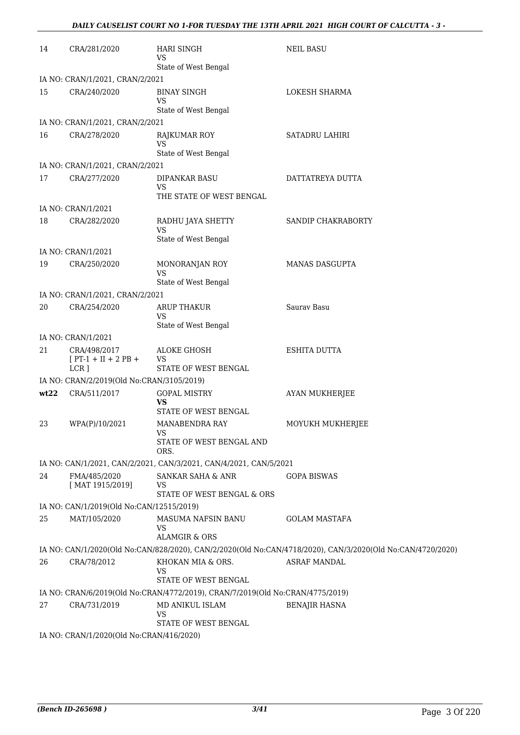| | | | |
|---|---|---|---|
| 14 | CRA/281/2020 | HARI SINGH<br>VS<br>State of West Bengal | NEIL BASU |
| | IA NO: CRAN/1/2021, CRAN/2/2021 | | |
| 15 | CRA/240/2020 | BINAY SINGH<br>VS<br>State of West Bengal | LOKESH SHARMA |
| | IA NO: CRAN/1/2021, CRAN/2/2021 | | |
| 16 | CRA/278/2020 | RAJKUMAR ROY<br>VS<br>State of West Bengal | SATADRU LAHIRI |
| | IA NO: CRAN/1/2021, CRAN/2/2021 | | |
| 17 | CRA/277/2020 | DIPANKAR BASU<br>VS<br>THE STATE OF WEST BENGAL | DATTATREYA DUTTA |
| | IA NO: CRAN/1/2021 | | |
| 18 | CRA/282/2020 | RADHU JAYA SHETTY<br>VS<br>State of West Bengal | SANDIP CHAKRABORTY |
| | IA NO: CRAN/1/2021 | | |
| 19 | CRA/250/2020 | MONORANJAN ROY<br>VS<br>State of West Bengal | MANAS DASGUPTA |
| | IA NO: CRAN/1/2021, CRAN/2/2021 | | |
| 20 | CRA/254/2020 | ARUP THAKUR<br>VS<br>State of West Bengal | Saurav Basu |
| | IA NO: CRAN/1/2021 | | |
| 21 | CRA/498/2017<br>[ PT-1 + II + 2 PB + LCR ] | ALOKE GHOSH<br>VS<br>STATE OF WEST BENGAL | ESHITA DUTTA |
| | IA NO: CRAN/2/2019(Old No:CRAN/3105/2019) | | |
| **wt22** | CRA/511/2017 | GOPAL MISTRY<br>**VS**<br>STATE OF WEST BENGAL | AYAN MUKHERJEE |
| 23 | WPA(P)/10/2021 | MANABENDRA RAY<br>VS<br>STATE OF WEST BENGAL AND ORS. | MOYUKH MUKHERJEE |
| | IA NO: CAN/1/2021, CAN/2/2021, CAN/3/2021, CAN/4/2021, CAN/5/2021 | | |
| 24 | FMA/485/2020<br>[ MAT 1915/2019] | SANKAR SAHA & ANR<br>VS<br>STATE OF WEST BENGAL & ORS | GOPA BISWAS |
| | IA NO: CAN/1/2019(Old No:CAN/12515/2019) | | |
| 25 | MAT/105/2020 | MASUMA NAFSIN BANU<br>VS<br>ALAMGIR & ORS | GOLAM MASTAFA |
| | IA NO: CAN/1/2020(Old No:CAN/828/2020), CAN/2/2020(Old No:CAN/4718/2020), CAN/3/2020(Old No:CAN/4720/2020) | | |
| 26 | CRA/78/2012 | KHOKAN MIA & ORS.<br>VS<br>STATE OF WEST BENGAL | ASRAF MANDAL |
| | IA NO: CRAN/6/2019(Old No:CRAN/4772/2019), CRAN/7/2019(Old No:CRAN/4775/2019) | | |
| 27 | CRA/731/2019 | MD ANIKUL ISLAM<br>VS<br>STATE OF WEST BENGAL | BENAJIR HASNA |
| | IA NO: CRAN/1/2020(Old No:CRAN/416/2020) | | |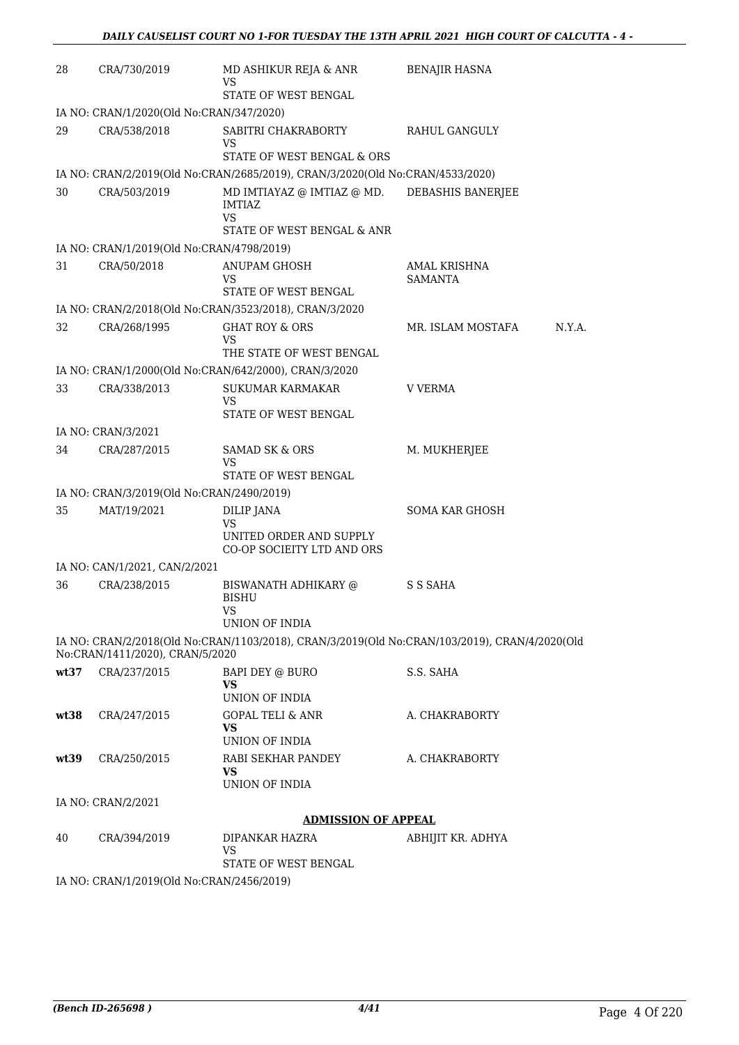| | | | | |
|---|---|---|---|---|
| 28 | CRA/730/2019 | MD ASHIKUR REJA & ANR<br>VS<br>STATE OF WEST BENGAL | BENAJIR HASNA | |
| IA NO: CRAN/1/2020(Old No:CRAN/347/2020) | | | | |
| 29 | CRA/538/2018 | SABITRI CHAKRABORTY<br>VS<br>STATE OF WEST BENGAL & ORS | RAHUL GANGULY | |
| IA NO: CRAN/2/2019(Old No:CRAN/2685/2019), CRAN/3/2020(Old No:CRAN/4533/2020) | | | | |
| 30 | CRA/503/2019 | MD IMTIAYAZ @ IMTIAZ @ MD. IMTIAZ<br>VS<br>STATE OF WEST BENGAL & ANR | DEBASHIS BANERJEE | |
| IA NO: CRAN/1/2019(Old No:CRAN/4798/2019) | | | | |
| 31 | CRA/50/2018 | ANUPAM GHOSH<br>VS<br>STATE OF WEST BENGAL | AMAL KRISHNA SAMANTA | |
| IA NO: CRAN/2/2018(Old No:CRAN/3523/2018), CRAN/3/2020 | | | | |
| 32 | CRA/268/1995 | GHAT ROY & ORS<br>VS<br>THE STATE OF WEST BENGAL | MR. ISLAM MOSTAFA | N.Y.A. |
| IA NO: CRAN/1/2000(Old No:CRAN/642/2000), CRAN/3/2020 | | | | |
| 33 | CRA/338/2013 | SUKUMAR KARMAKAR<br>VS<br>STATE OF WEST BENGAL | V VERMA | |
| IA NO: CRAN/3/2021 | | | | |
| 34 | CRA/287/2015 | SAMAD SK & ORS<br>VS<br>STATE OF WEST BENGAL | M. MUKHERJEE | |
| IA NO: CRAN/3/2019(Old No:CRAN/2490/2019) | | | | |
| 35 | MAT/19/2021 | DILIP JANA<br>VS<br>UNITED ORDER AND SUPPLY CO-OP SOCIEITY LTD AND ORS | SOMA KAR GHOSH | |
| IA NO: CAN/1/2021, CAN/2/2021 | | | | |
| 36 | CRA/238/2015 | BISWANATH ADHIKARY @ BISHU<br>VS<br>UNION OF INDIA | S S SAHA | |
| IA NO: CRAN/2/2018(Old No:CRAN/1103/2018), CRAN/3/2019(Old No:CRAN/103/2019), CRAN/4/2020(Old No:CRAN/1411/2020), CRAN/5/2020 | | | | |
| **wt37** | CRA/237/2015 | BAPI DEY @ BURO<br>**VS**<br>UNION OF INDIA | S.S. SAHA | |
| **wt38** | CRA/247/2015 | GOPAL TELI & ANR<br>**VS**<br>UNION OF INDIA | A. CHAKRABORTY | |
| **wt39** | CRA/250/2015 | RABI SEKHAR PANDEY<br>**VS**<br>UNION OF INDIA | A. CHAKRABORTY | |
| IA NO: CRAN/2/2021 | | | | |

**ADMISSION OF APPEAL**

| | | | | |
|---|---|---|---|---|
| 40 | CRA/394/2019 | DIPANKAR HAZRA<br>VS<br>STATE OF WEST BENGAL | ABHIJIT KR. ADHYA | |
| IA NO: CRAN/1/2019(Old No:CRAN/2456/2019) | | | | |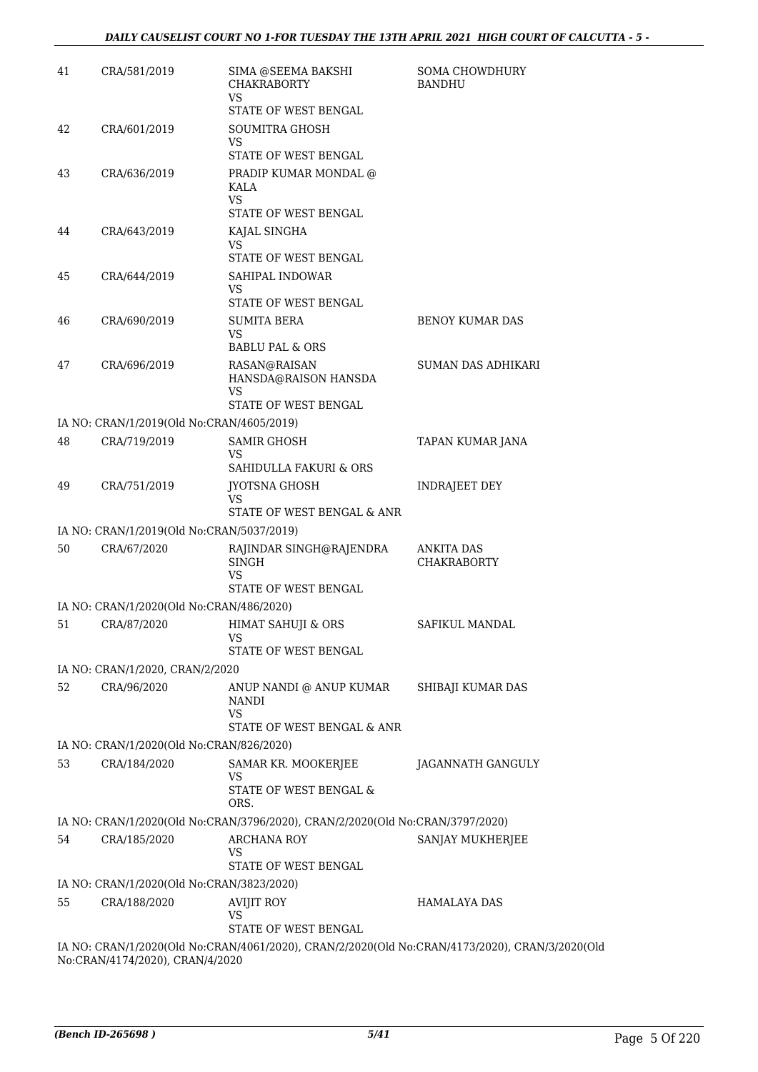| | | | |
|---|---|---|---|
| 41 | CRA/581/2019 | SIMA @SEEMA BAKSHI CHAKRABORTY<br>VS<br>STATE OF WEST BENGAL | SOMA CHOWDHURY BANDHU |
| 42 | CRA/601/2019 | SOUMITRA GHOSH<br>VS<br>STATE OF WEST BENGAL | |
| 43 | CRA/636/2019 | PRADIP KUMAR MONDAL @ KALA<br>VS<br>STATE OF WEST BENGAL | |
| 44 | CRA/643/2019 | KAJAL SINGHA<br>VS<br>STATE OF WEST BENGAL | |
| 45 | CRA/644/2019 | SAHIPAL INDOWAR<br>VS<br>STATE OF WEST BENGAL | |
| 46 | CRA/690/2019 | SUMITA BERA<br>VS<br>BABLU PAL & ORS | BENOY KUMAR DAS |
| 47 | CRA/696/2019 | RASAN@RAISAN HANSDA@RAISON HANSDA<br>VS<br>STATE OF WEST BENGAL | SUMAN DAS ADHIKARI |

IA NO: CRAN/1/2019(Old No:CRAN/4605/2019)

| | | | |
|---|---|---|---|
| 48 | CRA/719/2019 | SAMIR GHOSH<br>VS<br>SAHIDULLA FAKURI & ORS | TAPAN KUMAR JANA |
| 49 | CRA/751/2019 | JYOTSNA GHOSH<br>VS<br>STATE OF WEST BENGAL & ANR | INDRAJEET DEY |

IA NO: CRAN/1/2019(Old No:CRAN/5037/2019)

| | | | |
|---|---|---|---|
| 50 | CRA/67/2020 | RAJINDAR SINGH@RAJENDRA SINGH<br>VS<br>STATE OF WEST BENGAL | ANKITA DAS CHAKRABORTY |

IA NO: CRAN/1/2020(Old No:CRAN/486/2020)

| | | | |
|---|---|---|---|
| 51 | CRA/87/2020 | HIMAT SAHUJI & ORS<br>VS<br>STATE OF WEST BENGAL | SAFIKUL MANDAL |

IA NO: CRAN/1/2020, CRAN/2/2020

| | | | |
|---|---|---|---|
| 52 | CRA/96/2020 | ANUP NANDI @ ANUP KUMAR NANDI<br>VS<br>STATE OF WEST BENGAL & ANR | SHIBAJI KUMAR DAS |

IA NO: CRAN/1/2020(Old No:CRAN/826/2020)

| | | | |
|---|---|---|---|
| 53 | CRA/184/2020 | SAMAR KR. MOOKERJEE<br>VS<br>STATE OF WEST BENGAL & ORS. | JAGANNATH GANGULY |

IA NO: CRAN/1/2020(Old No:CRAN/3796/2020), CRAN/2/2020(Old No:CRAN/3797/2020)

| | | | |
|---|---|---|---|
| 54 | CRA/185/2020 | ARCHANA ROY<br>VS<br>STATE OF WEST BENGAL | SANJAY MUKHERJEE |

IA NO: CRAN/1/2020(Old No:CRAN/3823/2020)

| | | | |
|---|---|---|---|
| 55 | CRA/188/2020 | AVIJIT ROY<br>VS<br>STATE OF WEST BENGAL | HAMALAYA DAS |

IA NO: CRAN/1/2020(Old No:CRAN/4061/2020), CRAN/2/2020(Old No:CRAN/4173/2020), CRAN/3/2020(Old No:CRAN/4174/2020), CRAN/4/2020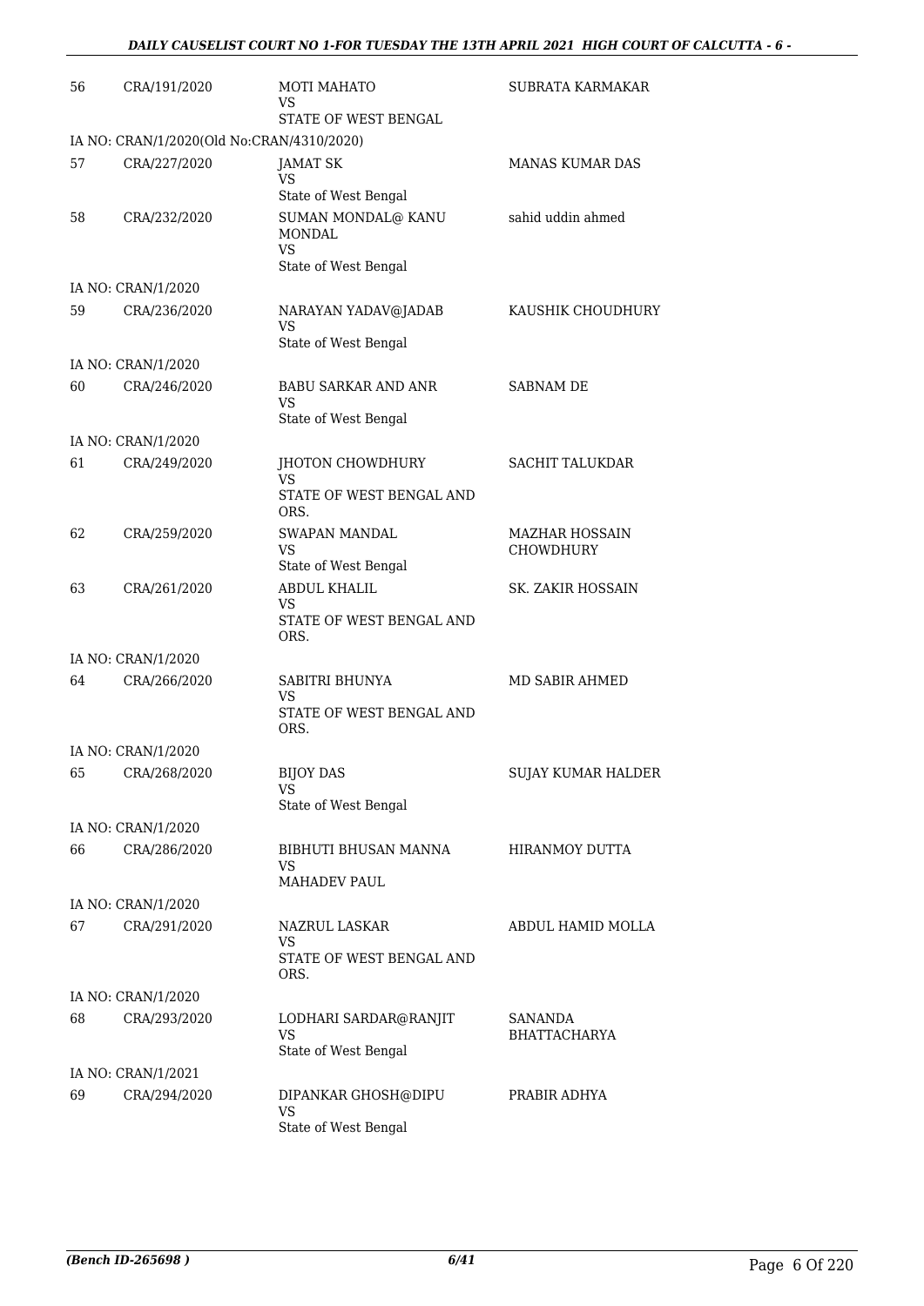| | | | |
|---|---|---|---|
| 56 | CRA/191/2020 | MOTI MAHATO<br>VS<br>STATE OF WEST BENGAL | SUBRATA KARMAKAR |
| | IA NO: CRAN/1/2020(Old No:CRAN/4310/2020) | | |
| 57 | CRA/227/2020 | JAMAT SK<br>VS<br>State of West Bengal | MANAS KUMAR DAS |
| 58 | CRA/232/2020 | SUMAN MONDAL@ KANU MONDAL<br>VS<br>State of West Bengal | sahid uddin ahmed |
| | IA NO: CRAN/1/2020 | | |
| 59 | CRA/236/2020 | NARAYAN YADAV@JADAB<br>VS<br>State of West Bengal | KAUSHIK CHOUDHURY |
| | IA NO: CRAN/1/2020 | | |
| 60 | CRA/246/2020 | BABU SARKAR AND ANR<br>VS<br>State of West Bengal | SABNAM DE |
| | IA NO: CRAN/1/2020 | | |
| 61 | CRA/249/2020 | JHOTON CHOWDHURY<br>VS<br>STATE OF WEST BENGAL AND ORS. | SACHIT TALUKDAR |
| 62 | CRA/259/2020 | SWAPAN MANDAL<br>VS<br>State of West Bengal | MAZHAR HOSSAIN CHOWDHURY |
| 63 | CRA/261/2020 | ABDUL KHALIL<br>VS<br>STATE OF WEST BENGAL AND ORS. | SK. ZAKIR HOSSAIN |
| | IA NO: CRAN/1/2020 | | |
| 64 | CRA/266/2020 | SABITRI BHUNYA<br>VS<br>STATE OF WEST BENGAL AND ORS. | MD SABIR AHMED |
| | IA NO: CRAN/1/2020 | | |
| 65 | CRA/268/2020 | BIJOY DAS<br>VS<br>State of West Bengal | SUJAY KUMAR HALDER |
| | IA NO: CRAN/1/2020 | | |
| 66 | CRA/286/2020 | BIBHUTI BHUSAN MANNA<br>VS<br>MAHADEV PAUL | HIRANMOY DUTTA |
| | IA NO: CRAN/1/2020 | | |
| 67 | CRA/291/2020 | NAZRUL LASKAR<br>VS<br>STATE OF WEST BENGAL AND ORS. | ABDUL HAMID MOLLA |
| | IA NO: CRAN/1/2020 | | |
| 68 | CRA/293/2020 | LODHARI SARDAR@RANJIT<br>VS<br>State of West Bengal | SANANDA BHATTACHARYA |
| | IA NO: CRAN/1/2021 | | |
| 69 | CRA/294/2020 | DIPANKAR GHOSH@DIPU<br>VS<br>State of West Bengal | PRABIR ADHYA |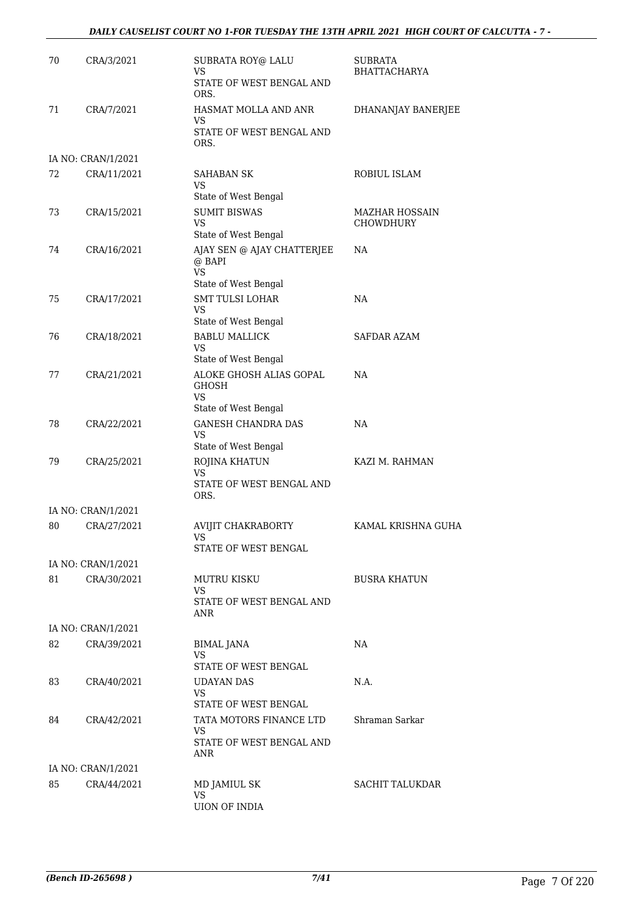| | | | |
|---|---|---|---|
| 70 | CRA/3/2021 | SUBRATA ROY@ LALU<br>VS<br>STATE OF WEST BENGAL AND ORS. | SUBRATA BHATTACHARYA |
| 71 | CRA/7/2021 | HASMAT MOLLA AND ANR<br>VS<br>STATE OF WEST BENGAL AND ORS. | DHANANJAY BANERJEE |
| | IA NO: CRAN/1/2021 | | |
| 72 | CRA/11/2021 | SAHABAN SK<br>VS<br>State of West Bengal | ROBIUL ISLAM |
| 73 | CRA/15/2021 | SUMIT BISWAS<br>VS<br>State of West Bengal | MAZHAR HOSSAIN CHOWDHURY |
| 74 | CRA/16/2021 | AJAY SEN @ AJAY CHATTERJEE @ BAPI<br>VS<br>State of West Bengal | NA |
| 75 | CRA/17/2021 | SMT TULSI LOHAR<br>VS<br>State of West Bengal | NA |
| 76 | CRA/18/2021 | BABLU MALLICK<br>VS<br>State of West Bengal | SAFDAR AZAM |
| 77 | CRA/21/2021 | ALOKE GHOSH ALIAS GOPAL GHOSH<br>VS<br>State of West Bengal | NA |
| 78 | CRA/22/2021 | GANESH CHANDRA DAS<br>VS<br>State of West Bengal | NA |
| 79 | CRA/25/2021 | ROJINA KHATUN<br>VS<br>STATE OF WEST BENGAL AND ORS. | KAZI M. RAHMAN |
| | IA NO: CRAN/1/2021 | | |
| 80 | CRA/27/2021 | AVIJIT CHAKRABORTY<br>VS<br>STATE OF WEST BENGAL | KAMAL KRISHNA GUHA |
| | IA NO: CRAN/1/2021 | | |
| 81 | CRA/30/2021 | MUTRU KISKU<br>VS<br>STATE OF WEST BENGAL AND ANR | BUSRA KHATUN |
| | IA NO: CRAN/1/2021 | | |
| 82 | CRA/39/2021 | BIMAL JANA<br>VS<br>STATE OF WEST BENGAL | NA |
| 83 | CRA/40/2021 | UDAYAN DAS<br>VS<br>STATE OF WEST BENGAL | N.A. |
| 84 | CRA/42/2021 | TATA MOTORS FINANCE LTD<br>VS<br>STATE OF WEST BENGAL AND ANR | Shraman Sarkar |
| | IA NO: CRAN/1/2021 | | |
| 85 | CRA/44/2021 | MD JAMIUL SK<br>VS<br>UION OF INDIA | SACHIT TALUKDAR |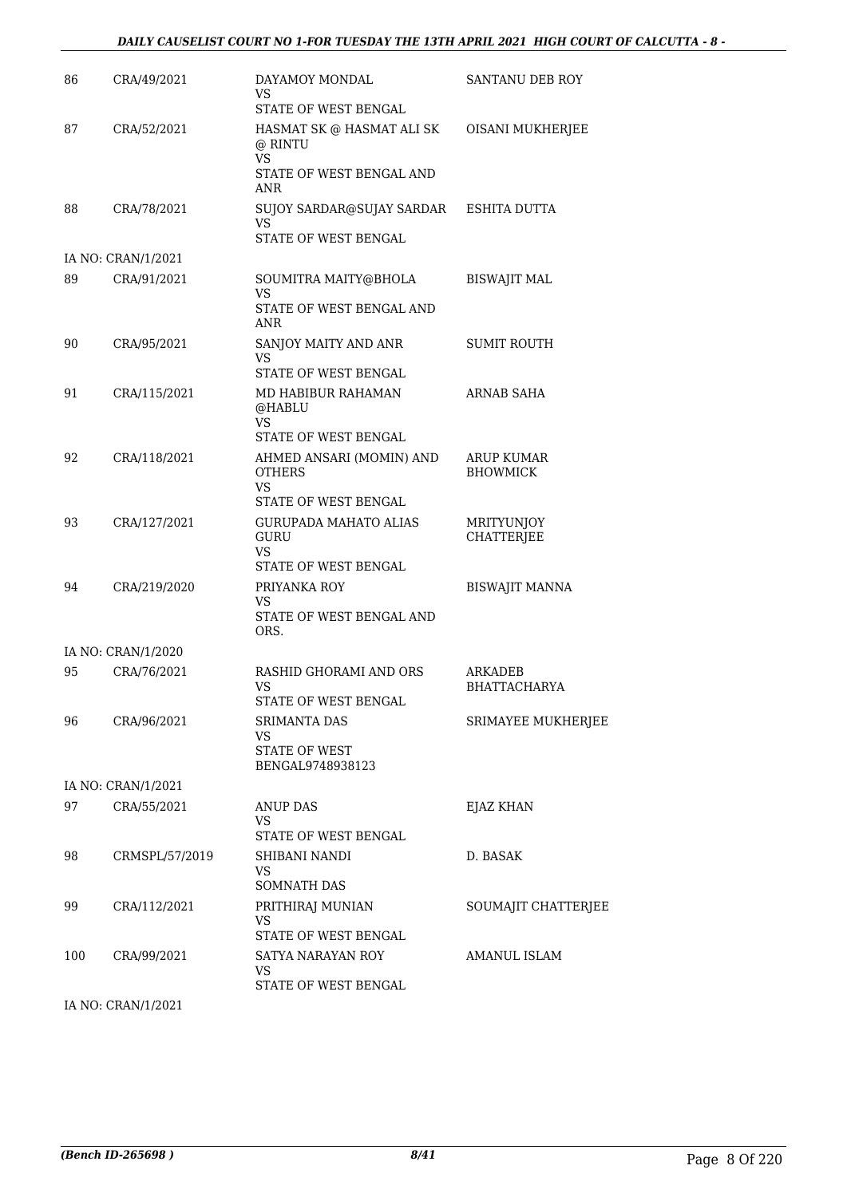| 86 | CRA/49/2021 | DAYAMOY MONDAL<br>VS<br>STATE OF WEST BENGAL | SANTANU DEB ROY |
|---|---|---|---|
| 87 | CRA/52/2021 | HASMAT SK @ HASMAT ALI SK @ RINTU<br>VS<br>STATE OF WEST BENGAL AND ANR | OISANI MUKHERJEE |
| 88 | CRA/78/2021 | SUJOY SARDAR@SUJAY SARDAR<br>VS<br>STATE OF WEST BENGAL | ESHITA DUTTA |
| IA NO: CRAN/1/2021 | | | |
| 89 | CRA/91/2021 | SOUMITRA MAITY@BHOLA<br>VS<br>STATE OF WEST BENGAL AND ANR | BISWAJIT MAL |
| 90 | CRA/95/2021 | SANJOY MAITY AND ANR<br>VS<br>STATE OF WEST BENGAL | SUMIT ROUTH |
| 91 | CRA/115/2021 | MD HABIBUR RAHAMAN @HABLU<br>VS<br>STATE OF WEST BENGAL | ARNAB SAHA |
| 92 | CRA/118/2021 | AHMED ANSARI (MOMIN) AND OTHERS<br>VS<br>STATE OF WEST BENGAL | ARUP KUMAR BHOWMICK |
| 93 | CRA/127/2021 | GURUPADA MAHATO ALIAS GURU<br>VS<br>STATE OF WEST BENGAL | MRITYUNJOY CHATTERJEE |
| 94 | CRA/219/2020 | PRIYANKA ROY<br>VS<br>STATE OF WEST BENGAL AND ORS. | BISWAJIT MANNA |
| IA NO: CRAN/1/2020 | | | |
| 95 | CRA/76/2021 | RASHID GHORAMI AND ORS<br>VS<br>STATE OF WEST BENGAL | ARKADEB BHATTACHARYA |
| 96 | CRA/96/2021 | SRIMANTA DAS<br>VS<br>STATE OF WEST BENGAL9748938123 | SRIMAYEE MUKHERJEE |
| IA NO: CRAN/1/2021 | | | |
| 97 | CRA/55/2021 | ANUP DAS<br>VS<br>STATE OF WEST BENGAL | EJAZ KHAN |
| 98 | CRMSPL/57/2019 | SHIBANI NANDI<br>VS<br>SOMNATH DAS | D. BASAK |
| 99 | CRA/112/2021 | PRITHIRAJ MUNIAN<br>VS<br>STATE OF WEST BENGAL | SOUMAJIT CHATTERJEE |
| 100 | CRA/99/2021 | SATYA NARAYAN ROY<br>VS<br>STATE OF WEST BENGAL | AMANUL ISLAM |
| IA NO: CRAN/1/2021 | | | |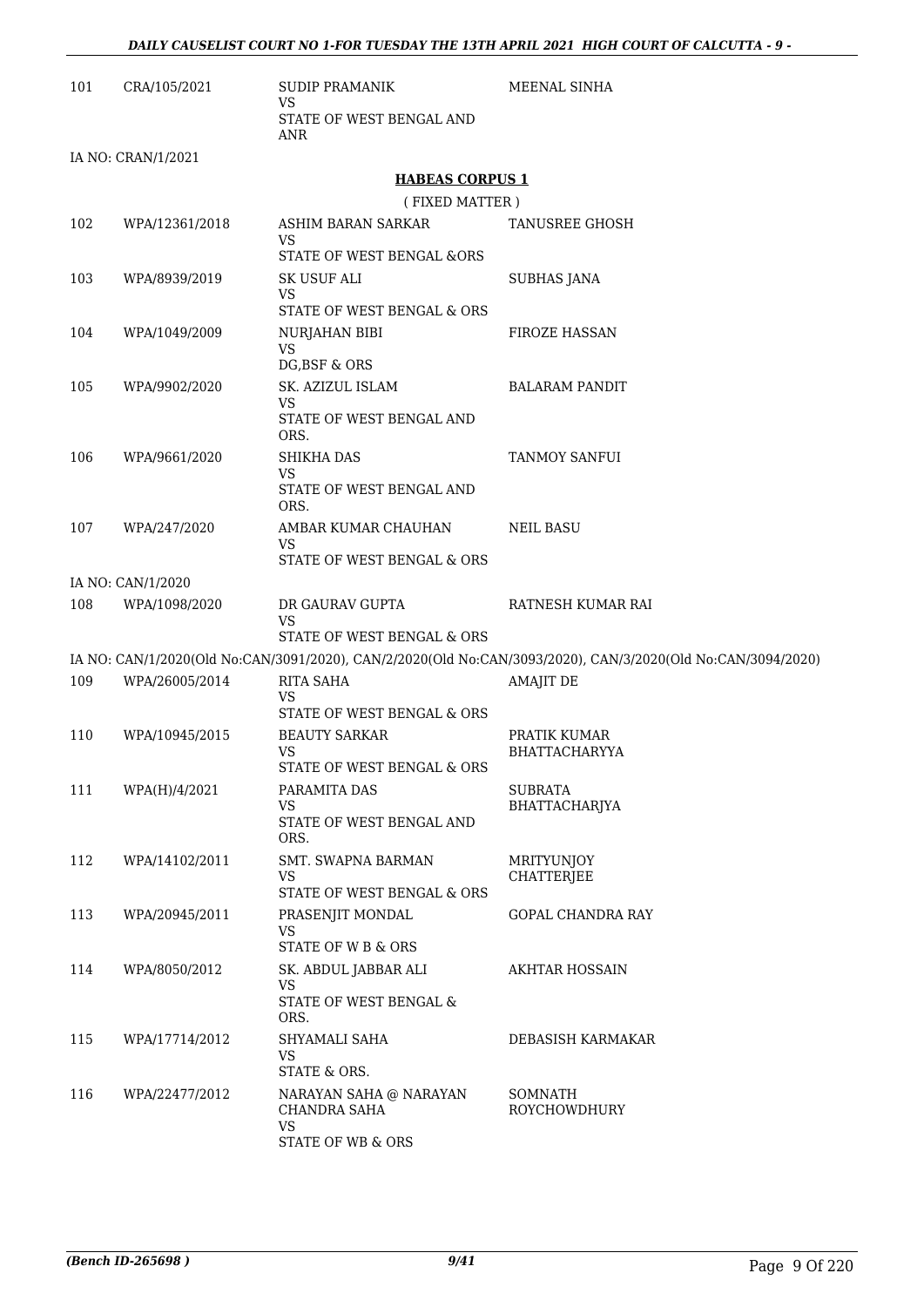| | | | |
|---|---|---|---|
| 101 | CRA/105/2021 | SUDIP PRAMANIK<br>VS<br>STATE OF WEST BENGAL AND ANR | MEENAL SINHA |

IA NO: CRAN/1/2021

**HABEAS CORPUS 1**

( FIXED MATTER )

| | | | |
|---|---|---|---|
| 102 | WPA/12361/2018 | ASHIM BARAN SARKAR<br>VS<br>STATE OF WEST BENGAL &ORS | TANUSREE GHOSH |
| 103 | WPA/8939/2019 | SK USUF ALI<br>VS<br>STATE OF WEST BENGAL & ORS | SUBHAS JANA |
| 104 | WPA/1049/2009 | NURJAHAN BIBI<br>VS<br>DG,BSF & ORS | FIROZE HASSAN |
| 105 | WPA/9902/2020 | SK. AZIZUL ISLAM<br>VS<br>STATE OF WEST BENGAL AND ORS. | BALARAM PANDIT |
| 106 | WPA/9661/2020 | SHIKHA DAS<br>VS<br>STATE OF WEST BENGAL AND ORS. | TANMOY SANFUI |
| 107 | WPA/247/2020 | AMBAR KUMAR CHAUHAN<br>VS<br>STATE OF WEST BENGAL & ORS | NEIL BASU |

IA NO: CAN/1/2020

| | | | |
|---|---|---|---|
| 108 | WPA/1098/2020 | DR GAURAV GUPTA<br>VS<br>STATE OF WEST BENGAL & ORS | RATNESH KUMAR RAI |

IA NO: CAN/1/2020(Old No:CAN/3091/2020), CAN/2/2020(Old No:CAN/3093/2020), CAN/3/2020(Old No:CAN/3094/2020)

| | | | |
|---|---|---|---|
| 109 | WPA/26005/2014 | RITA SAHA<br>VS<br>STATE OF WEST BENGAL & ORS | AMAJIT DE |
| 110 | WPA/10945/2015 | BEAUTY SARKAR<br>VS<br>STATE OF WEST BENGAL & ORS | PRATIK KUMAR BHATTACHARYYA |
| 111 | WPA(H)/4/2021 | PARAMITA DAS<br>VS<br>STATE OF WEST BENGAL AND ORS. | SUBRATA BHATTACHARJYA |
| 112 | WPA/14102/2011 | SMT. SWAPNA BARMAN<br>VS<br>STATE OF WEST BENGAL & ORS | MRITYUNJOY CHATTERJEE |
| 113 | WPA/20945/2011 | PRASENJIT MONDAL<br>VS<br>STATE OF W B & ORS | GOPAL CHANDRA RAY |
| 114 | WPA/8050/2012 | SK. ABDUL JABBAR ALI<br>VS<br>STATE OF WEST BENGAL & ORS. | AKHTAR HOSSAIN |
| 115 | WPA/17714/2012 | SHYAMALI SAHA<br>VS<br>STATE & ORS. | DEBASISH KARMAKAR |
| 116 | WPA/22477/2012 | NARAYAN SAHA @ NARAYAN CHANDRA SAHA<br>VS<br>STATE OF WB & ORS | SOMNATH ROYCHOWDHURY |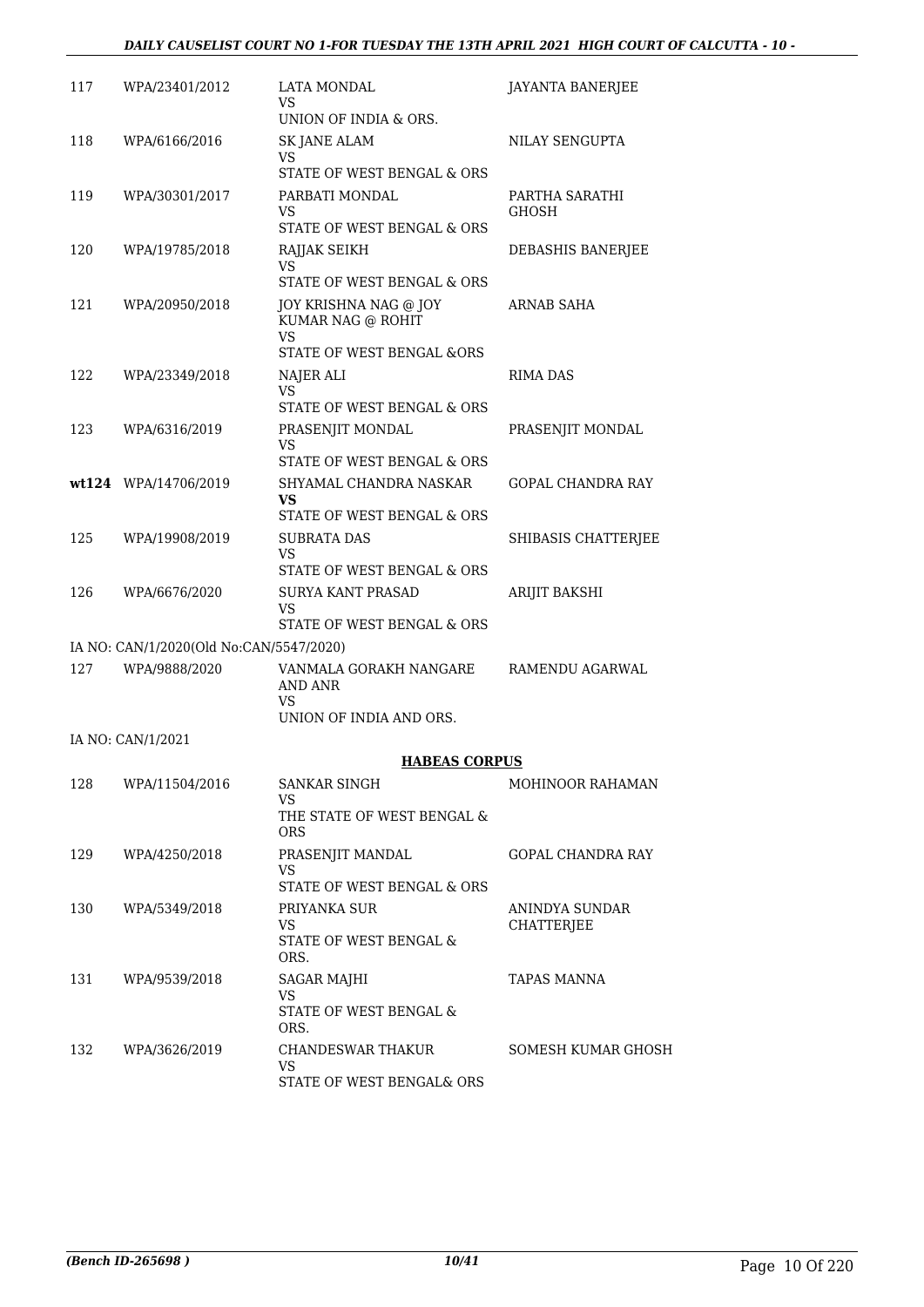| | | | |
|---|---|---|---|
| 117 | WPA/23401/2012 | LATA MONDAL<br>VS<br>UNION OF INDIA & ORS. | JAYANTA BANERJEE |
| 118 | WPA/6166/2016 | SK JANE ALAM<br>VS<br>STATE OF WEST BENGAL & ORS | NILAY SENGUPTA |
| 119 | WPA/30301/2017 | PARBATI MONDAL<br>VS<br>STATE OF WEST BENGAL & ORS | PARTHA SARATHI GHOSH |
| 120 | WPA/19785/2018 | RAJJAK SEIKH<br>VS<br>STATE OF WEST BENGAL & ORS | DEBASHIS BANERJEE |
| 121 | WPA/20950/2018 | JOY KRISHNA NAG @ JOY KUMAR NAG @ ROHIT<br>VS<br>STATE OF WEST BENGAL &ORS | ARNAB SAHA |
| 122 | WPA/23349/2018 | NAJER ALI<br>VS<br>STATE OF WEST BENGAL & ORS | RIMA DAS |
| 123 | WPA/6316/2019 | PRASENJIT MONDAL<br>VS<br>STATE OF WEST BENGAL & ORS | PRASENJIT MONDAL |
| **wt124** | WPA/14706/2019 | SHYAMAL CHANDRA NASKAR<br>**VS**<br>STATE OF WEST BENGAL & ORS | GOPAL CHANDRA RAY |
| 125 | WPA/19908/2019 | SUBRATA DAS<br>VS<br>STATE OF WEST BENGAL & ORS | SHIBASIS CHATTERJEE |
| 126 | WPA/6676/2020 | SURYA KANT PRASAD<br>VS<br>STATE OF WEST BENGAL & ORS | ARIJIT BAKSHI |

IA NO: CAN/1/2020(Old No:CAN/5547/2020)

| | | | |
|---|---|---|---|
| 127 | WPA/9888/2020 | VANMALA GORAKH NANGARE AND ANR<br>VS<br>UNION OF INDIA AND ORS. | RAMENDU AGARWAL |

IA NO: CAN/1/2021

**HABEAS CORPUS**

| | | | |
|---|---|---|---|
| 128 | WPA/11504/2016 | SANKAR SINGH<br>VS<br>THE STATE OF WEST BENGAL & ORS | MOHINOOR RAHAMAN |
| 129 | WPA/4250/2018 | PRASENJIT MANDAL<br>VS<br>STATE OF WEST BENGAL & ORS | GOPAL CHANDRA RAY |
| 130 | WPA/5349/2018 | PRIYANKA SUR<br>VS<br>STATE OF WEST BENGAL & ORS. | ANINDYA SUNDAR CHATTERJEE |
| 131 | WPA/9539/2018 | SAGAR MAJHI<br>VS<br>STATE OF WEST BENGAL & ORS. | TAPAS MANNA |
| 132 | WPA/3626/2019 | CHANDESWAR THAKUR<br>VS<br>STATE OF WEST BENGAL& ORS | SOMESH KUMAR GHOSH |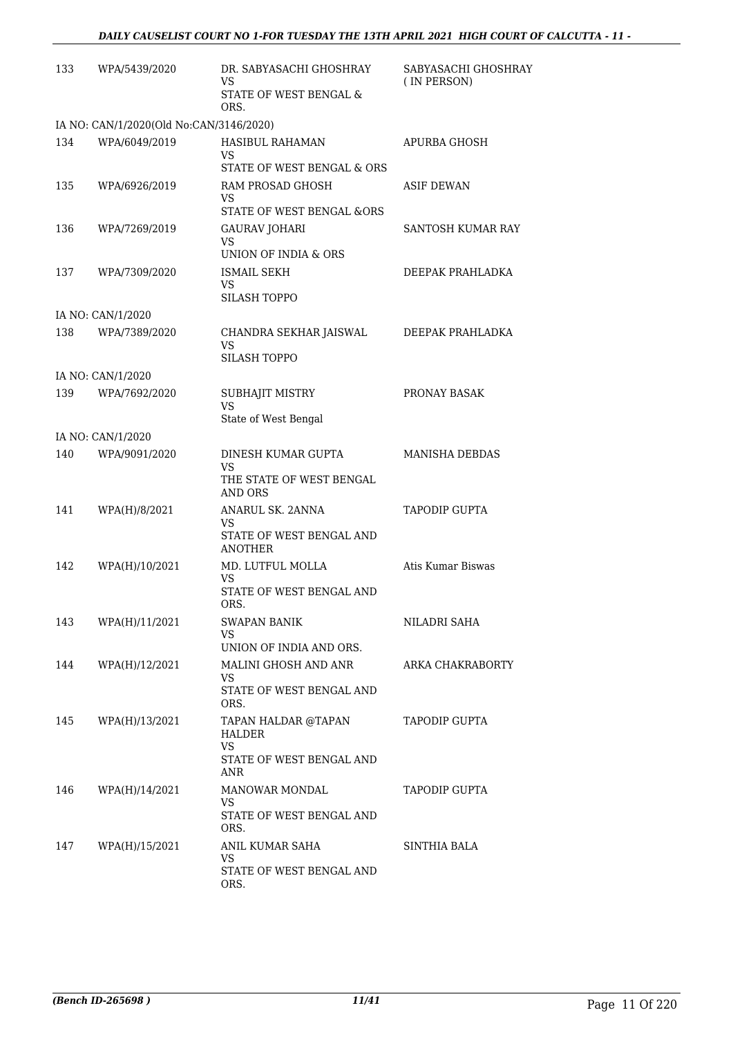| | | | |
|---|---|---|---|
| 133 | WPA/5439/2020 | DR. SABYASACHI GHOSHRAY<br>VS<br>STATE OF WEST BENGAL & ORS. | SABYASACHI GHOSHRAY (IN PERSON) |
| IA NO: CAN/1/2020(Old No:CAN/3146/2020) | | | |
| 134 | WPA/6049/2019 | HASIBUL RAHAMAN<br>VS<br>STATE OF WEST BENGAL & ORS | APURBA GHOSH |
| 135 | WPA/6926/2019 | RAM PROSAD GHOSH<br>VS<br>STATE OF WEST BENGAL &ORS | ASIF DEWAN |
| 136 | WPA/7269/2019 | GAURAV JOHARI<br>VS<br>UNION OF INDIA & ORS | SANTOSH KUMAR RAY |
| 137 | WPA/7309/2020 | ISMAIL SEKH<br>VS<br>SILASH TOPPO | DEEPAK PRAHLADKA |
| IA NO: CAN/1/2020 | | | |
| 138 | WPA/7389/2020 | CHANDRA SEKHAR JAISWAL<br>VS<br>SILASH TOPPO | DEEPAK PRAHLADKA |
| IA NO: CAN/1/2020 | | | |
| 139 | WPA/7692/2020 | SUBHAJIT MISTRY<br>VS<br>State of West Bengal | PRONAY BASAK |
| IA NO: CAN/1/2020 | | | |
| 140 | WPA/9091/2020 | DINESH KUMAR GUPTA<br>VS<br>THE STATE OF WEST BENGAL AND ORS | MANISHA DEBDAS |
| 141 | WPA(H)/8/2021 | ANARUL SK. 2ANNA<br>VS<br>STATE OF WEST BENGAL AND ANOTHER | TAPODIP GUPTA |
| 142 | WPA(H)/10/2021 | MD. LUTFUL MOLLA<br>VS<br>STATE OF WEST BENGAL AND ORS. | Atis Kumar Biswas |
| 143 | WPA(H)/11/2021 | SWAPAN BANIK<br>VS<br>UNION OF INDIA AND ORS. | NILADRI SAHA |
| 144 | WPA(H)/12/2021 | MALINI GHOSH AND ANR<br>VS<br>STATE OF WEST BENGAL AND ORS. | ARKA CHAKRABORTY |
| 145 | WPA(H)/13/2021 | TAPAN HALDAR @TAPAN HALDER<br>VS<br>STATE OF WEST BENGAL AND ANR | TAPODIP GUPTA |
| 146 | WPA(H)/14/2021 | MANOWAR MONDAL<br>VS<br>STATE OF WEST BENGAL AND ORS. | TAPODIP GUPTA |
| 147 | WPA(H)/15/2021 | ANIL KUMAR SAHA<br>VS<br>STATE OF WEST BENGAL AND ORS. | SINTHIA BALA |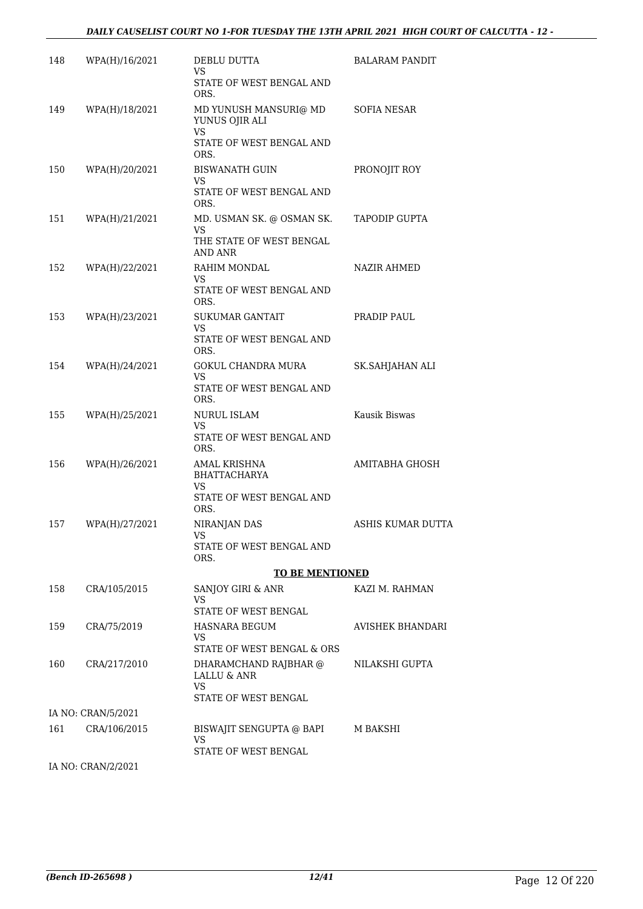| | | | |
|---|---|---|---|
| 148 | WPA(H)/16/2021 | DEBLU DUTTA<br>VS<br>STATE OF WEST BENGAL AND ORS. | BALARAM PANDIT |
| 149 | WPA(H)/18/2021 | MD YUNUSH MANSURI@ MD YUNUS OJIR ALI<br>VS<br>STATE OF WEST BENGAL AND ORS. | SOFIA NESAR |
| 150 | WPA(H)/20/2021 | BISWANATH GUIN<br>VS<br>STATE OF WEST BENGAL AND ORS. | PRONOJIT ROY |
| 151 | WPA(H)/21/2021 | MD. USMAN SK. @ OSMAN SK.<br>VS<br>THE STATE OF WEST BENGAL AND ANR | TAPODIP GUPTA |
| 152 | WPA(H)/22/2021 | RAHIM MONDAL<br>VS<br>STATE OF WEST BENGAL AND ORS. | NAZIR AHMED |
| 153 | WPA(H)/23/2021 | SUKUMAR GANTAIT<br>VS<br>STATE OF WEST BENGAL AND ORS. | PRADIP PAUL |
| 154 | WPA(H)/24/2021 | GOKUL CHANDRA MURA<br>VS<br>STATE OF WEST BENGAL AND ORS. | SK.SAHJAHAN ALI |
| 155 | WPA(H)/25/2021 | NURUL ISLAM<br>VS<br>STATE OF WEST BENGAL AND ORS. | Kausik Biswas |
| 156 | WPA(H)/26/2021 | AMAL KRISHNA BHATTACHARYA<br>VS<br>STATE OF WEST BENGAL AND ORS. | AMITABHA GHOSH |
| 157 | WPA(H)/27/2021 | NIRANJAN DAS<br>VS<br>STATE OF WEST BENGAL AND ORS. | ASHIS KUMAR DUTTA |

**TO BE MENTIONED**

| | | | |
|---|---|---|---|
| 158 | CRA/105/2015 | SANJOY GIRI & ANR<br>VS<br>STATE OF WEST BENGAL | KAZI M. RAHMAN |
| 159 | CRA/75/2019 | HASNARA BEGUM<br>VS<br>STATE OF WEST BENGAL & ORS | AVISHEK BHANDARI |
| 160 | CRA/217/2010 | DHARAMCHAND RAJBHAR @ LALLU & ANR<br>VS<br>STATE OF WEST BENGAL | NILAKSHI GUPTA |
| | IA NO: CRAN/5/2021 | | |
| 161 | CRA/106/2015 | BISWAJIT SENGUPTA @ BAPI<br>VS<br>STATE OF WEST BENGAL | M BAKSHI |
| | IA NO: CRAN/2/2021 | | |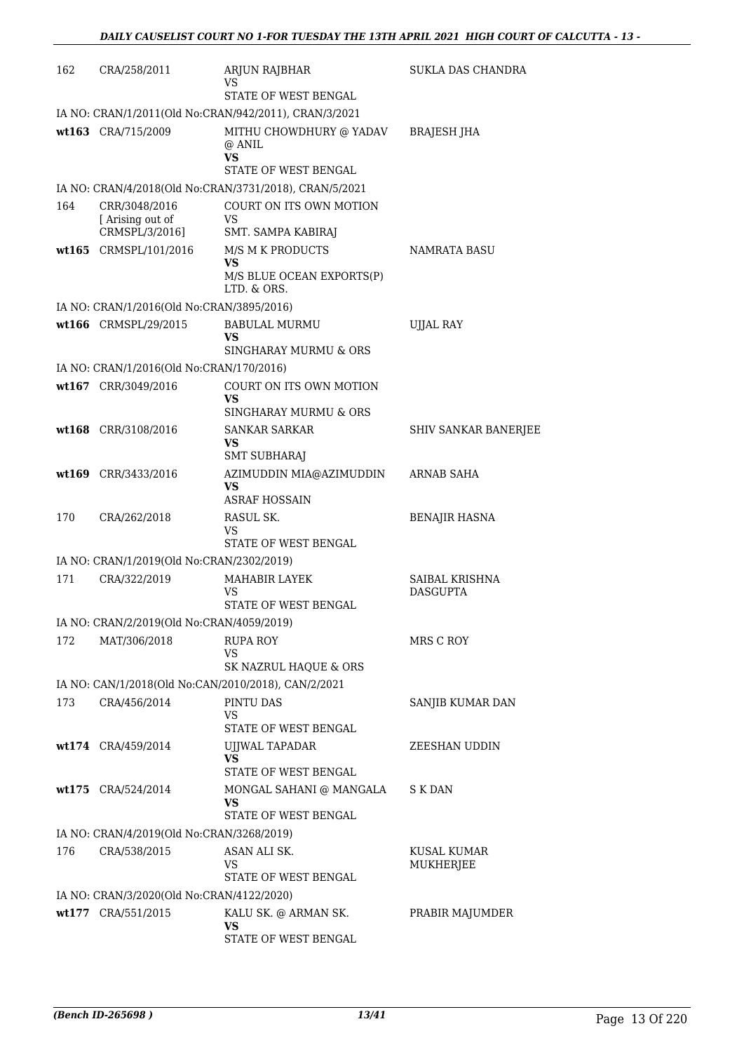| | | | |
|---|---|---|---|
| 162 | CRA/258/2011 | ARJUN RAJBHAR<br>VS<br>STATE OF WEST BENGAL | SUKLA DAS CHANDRA |
| | IA NO: CRAN/1/2011(Old No:CRAN/942/2011), CRAN/3/2021 | | |
| wt163 | CRA/715/2009 | MITHU CHOWDHURY @ YADAV @ ANIL<br>**VS**<br>STATE OF WEST BENGAL | BRAJESH JHA |
| | IA NO: CRAN/4/2018(Old No:CRAN/3731/2018), CRAN/5/2021 | | |
| 164 | CRR/3048/2016<br>[ Arising out of CRMSPL/3/2016] | COURT ON ITS OWN MOTION<br>VS<br>SMT. SAMPA KABIRAJ | |
| wt165 | CRMSPL/101/2016 | M/S M K PRODUCTS<br>**VS**<br>M/S BLUE OCEAN EXPORTS(P) LTD. & ORS. | NAMRATA BASU |
| | IA NO: CRAN/1/2016(Old No:CRAN/3895/2016) | | |
| wt166 | CRMSPL/29/2015 | BABULAL MURMU<br>**VS**<br>SINGHARAY MURMU & ORS | UJJAL RAY |
| | IA NO: CRAN/1/2016(Old No:CRAN/170/2016) | | |
| wt167 | CRR/3049/2016 | COURT ON ITS OWN MOTION<br>**VS**<br>SINGHARAY MURMU & ORS | |
| wt168 | CRR/3108/2016 | SANKAR SARKAR<br>**VS**<br>SMT SUBHARAJ | SHIV SANKAR BANERJEE |
| wt169 | CRR/3433/2016 | AZIMUDDIN MIA@AZIMUDDIN<br>**VS**<br>ASRAF HOSSAIN | ARNAB SAHA |
| 170 | CRA/262/2018 | RASUL SK.<br>VS<br>STATE OF WEST BENGAL | BENAJIR HASNA |
| | IA NO: CRAN/1/2019(Old No:CRAN/2302/2019) | | |
| 171 | CRA/322/2019 | MAHABIR LAYEK<br>VS<br>STATE OF WEST BENGAL | SAIBAL KRISHNA DASGUPTA |
| | IA NO: CRAN/2/2019(Old No:CRAN/4059/2019) | | |
| 172 | MAT/306/2018 | RUPA ROY<br>VS<br>SK NAZRUL HAQUE & ORS | MRS C ROY |
| | IA NO: CAN/1/2018(Old No:CAN/2010/2018), CAN/2/2021 | | |
| 173 | CRA/456/2014 | PINTU DAS<br>VS<br>STATE OF WEST BENGAL | SANJIB KUMAR DAN |
| wt174 | CRA/459/2014 | UJJWAL TAPADAR<br>**VS**<br>STATE OF WEST BENGAL | ZEESHAN UDDIN |
| wt175 | CRA/524/2014 | MONGAL SAHANI @ MANGALA<br>**VS**<br>STATE OF WEST BENGAL | S K DAN |
| | IA NO: CRAN/4/2019(Old No:CRAN/3268/2019) | | |
| 176 | CRA/538/2015 | ASAN ALI SK.<br>VS<br>STATE OF WEST BENGAL | KUSAL KUMAR MUKHERJEE |
| | IA NO: CRAN/3/2020(Old No:CRAN/4122/2020) | | |
| wt177 | CRA/551/2015 | KALU SK. @ ARMAN SK.<br>**VS**<br>STATE OF WEST BENGAL | PRABIR MAJUMDER |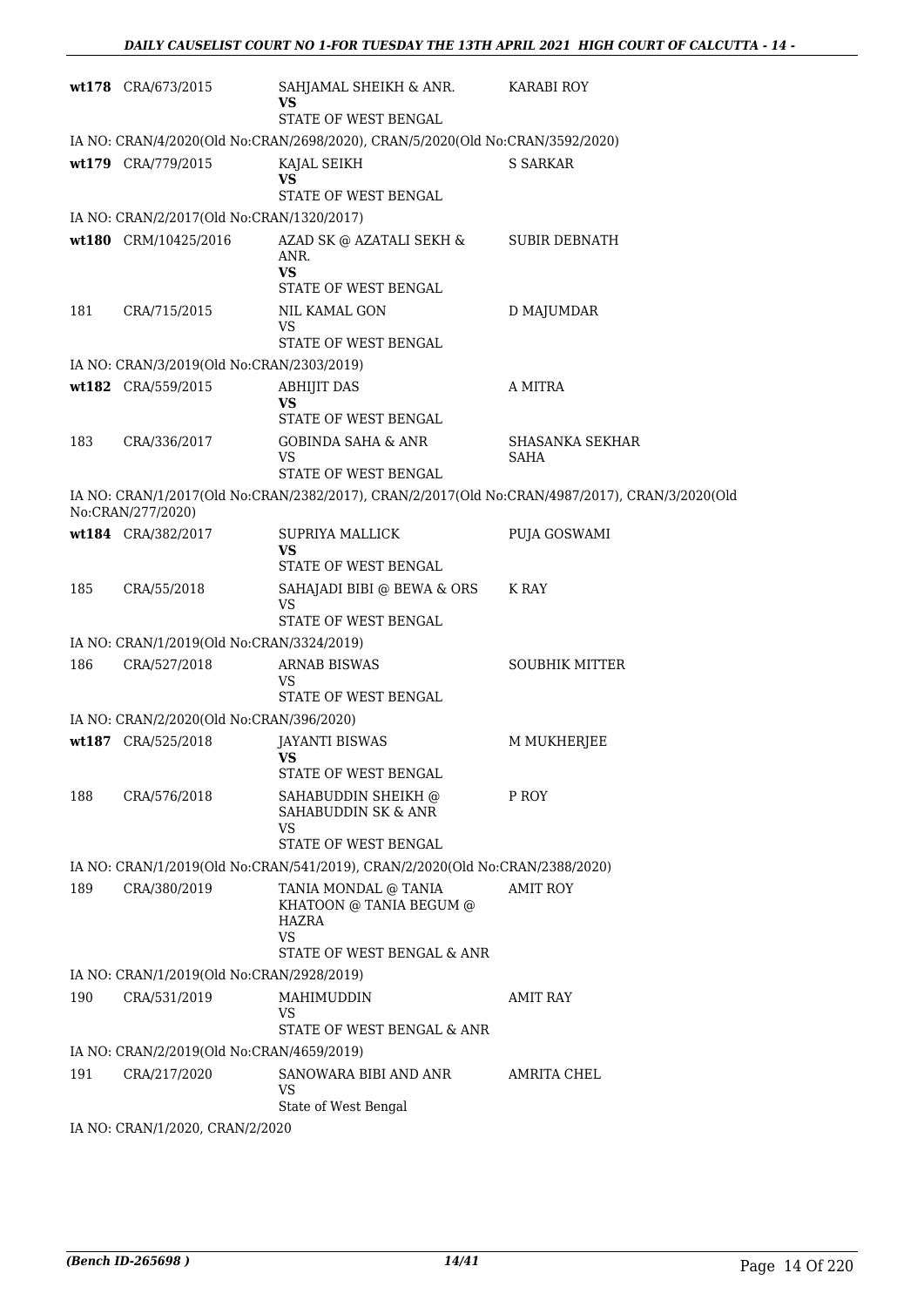| | | | |
|---|---|---|---|
| **wt178** | CRA/673/2015 | SAHJAMAL SHEIKH & ANR.<br>**VS**<br>STATE OF WEST BENGAL | KARABI ROY |
| IA NO: CRAN/4/2020(Old No:CRAN/2698/2020), CRAN/5/2020(Old No:CRAN/3592/2020) | | | |
| **wt179** | CRA/779/2015 | KAJAL SEIKH<br>**VS**<br>STATE OF WEST BENGAL | S SARKAR |
| IA NO: CRAN/2/2017(Old No:CRAN/1320/2017) | | | |
| **wt180** | CRM/10425/2016 | AZAD SK @ AZATALI SEKH & ANR.<br>**VS**<br>STATE OF WEST BENGAL | SUBIR DEBNATH |
| 181 | CRA/715/2015 | NIL KAMAL GON<br>VS<br>STATE OF WEST BENGAL | D MAJUMDAR |
| IA NO: CRAN/3/2019(Old No:CRAN/2303/2019) | | | |
| **wt182** | CRA/559/2015 | ABHIJIT DAS<br>**VS**<br>STATE OF WEST BENGAL | A MITRA |
| 183 | CRA/336/2017 | GOBINDA SAHA & ANR<br>VS<br>STATE OF WEST BENGAL | SHASANKA SEKHAR SAHA |
| IA NO: CRAN/1/2017(Old No:CRAN/2382/2017), CRAN/2/2017(Old No:CRAN/4987/2017), CRAN/3/2020(Old No:CRAN/277/2020) | | | |
| **wt184** | CRA/382/2017 | SUPRIYA MALLICK<br>**VS**<br>STATE OF WEST BENGAL | PUJA GOSWAMI |
| 185 | CRA/55/2018 | SAHAJADI BIBI @ BEWA & ORS<br>VS<br>STATE OF WEST BENGAL | K RAY |
| IA NO: CRAN/1/2019(Old No:CRAN/3324/2019) | | | |
| 186 | CRA/527/2018 | ARNAB BISWAS<br>VS<br>STATE OF WEST BENGAL | SOUBHIK MITTER |
| IA NO: CRAN/2/2020(Old No:CRAN/396/2020) | | | |
| **wt187** | CRA/525/2018 | JAYANTI BISWAS<br>**VS**<br>STATE OF WEST BENGAL | M MUKHERJEE |
| 188 | CRA/576/2018 | SAHABUDDIN SHEIKH @ SAHABUDDIN SK & ANR<br>VS<br>STATE OF WEST BENGAL | P ROY |
| IA NO: CRAN/1/2019(Old No:CRAN/541/2019), CRAN/2/2020(Old No:CRAN/2388/2020) | | | |
| 189 | CRA/380/2019 | TANIA MONDAL @ TANIA KHATOON @ TANIA BEGUM @ HAZRA<br>VS<br>STATE OF WEST BENGAL & ANR | AMIT ROY |
| IA NO: CRAN/1/2019(Old No:CRAN/2928/2019) | | | |
| 190 | CRA/531/2019 | MAHIMUDDIN<br>VS<br>STATE OF WEST BENGAL & ANR | AMIT RAY |
| IA NO: CRAN/2/2019(Old No:CRAN/4659/2019) | | | |
| 191 | CRA/217/2020 | SANOWARA BIBI AND ANR<br>VS<br>State of West Bengal | AMRITA CHEL |
| IA NO: CRAN/1/2020, CRAN/2/2020 | | | |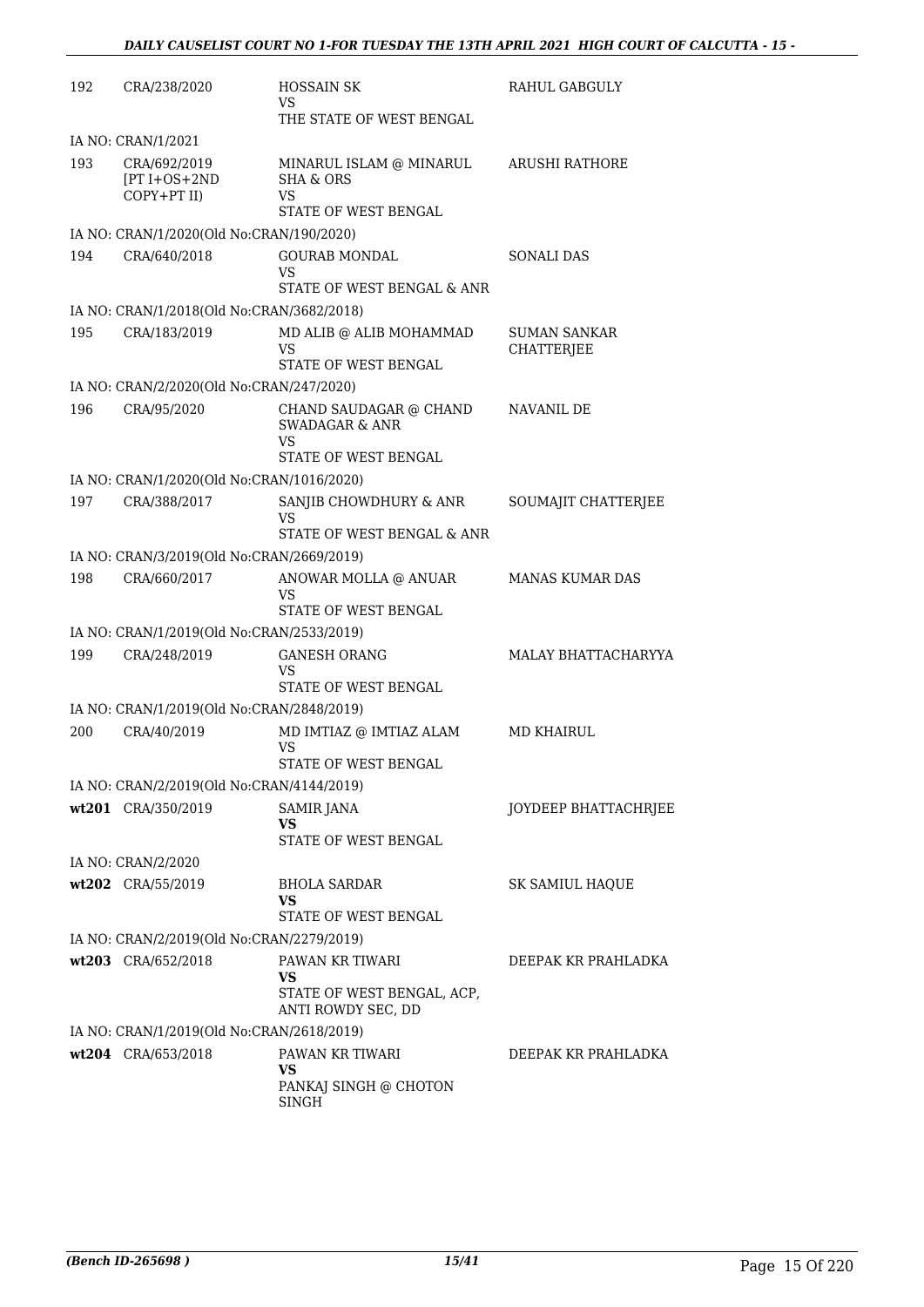| | | | |
|---|---|---|---|
| 192 | CRA/238/2020 | HOSSAIN SK<br>VS<br>THE STATE OF WEST BENGAL | RAHUL GABGULY |
| IA NO: CRAN/1/2021 | | | |
| 193 | CRA/692/2019<br>[PT I+OS+2ND COPY+PT II) | MINARUL ISLAM @ MINARUL SHA & ORS<br>VS<br>STATE OF WEST BENGAL | ARUSHI RATHORE |
| IA NO: CRAN/1/2020(Old No:CRAN/190/2020) | | | |
| 194 | CRA/640/2018 | GOURAB MONDAL<br>VS<br>STATE OF WEST BENGAL & ANR | SONALI DAS |
| IA NO: CRAN/1/2018(Old No:CRAN/3682/2018) | | | |
| 195 | CRA/183/2019 | MD ALIB @ ALIB MOHAMMAD<br>VS<br>STATE OF WEST BENGAL | SUMAN SANKAR CHATTERJEE |
| IA NO: CRAN/2/2020(Old No:CRAN/247/2020) | | | |
| 196 | CRA/95/2020 | CHAND SAUDAGAR @ CHAND SWADAGAR & ANR<br>VS<br>STATE OF WEST BENGAL | NAVANIL DE |
| IA NO: CRAN/1/2020(Old No:CRAN/1016/2020) | | | |
| 197 | CRA/388/2017 | SANJIB CHOWDHURY & ANR<br>VS<br>STATE OF WEST BENGAL & ANR | SOUMAJIT CHATTERJEE |
| IA NO: CRAN/3/2019(Old No:CRAN/2669/2019) | | | |
| 198 | CRA/660/2017 | ANOWAR MOLLA @ ANUAR<br>VS<br>STATE OF WEST BENGAL | MANAS KUMAR DAS |
| IA NO: CRAN/1/2019(Old No:CRAN/2533/2019) | | | |
| 199 | CRA/248/2019 | GANESH ORANG<br>VS<br>STATE OF WEST BENGAL | MALAY BHATTACHARYYA |
| IA NO: CRAN/1/2019(Old No:CRAN/2848/2019) | | | |
| 200 | CRA/40/2019 | MD IMTIAZ @ IMTIAZ ALAM<br>VS<br>STATE OF WEST BENGAL | MD KHAIRUL |
| IA NO: CRAN/2/2019(Old No:CRAN/4144/2019) | | | |
| **wt201** | CRA/350/2019 | SAMIR JANA<br>**VS**<br>STATE OF WEST BENGAL | JOYDEEP BHATTACHRJEE |
| IA NO: CRAN/2/2020 | | | |
| **wt202** | CRA/55/2019 | BHOLA SARDAR<br>**VS**<br>STATE OF WEST BENGAL | SK SAMIUL HAQUE |
| IA NO: CRAN/2/2019(Old No:CRAN/2279/2019) | | | |
| **wt203** | CRA/652/2018 | PAWAN KR TIWARI<br>**VS**<br>STATE OF WEST BENGAL, ACP, ANTI ROWDY SEC, DD | DEEPAK KR PRAHLADKA |
| IA NO: CRAN/1/2019(Old No:CRAN/2618/2019) | | | |
| **wt204** | CRA/653/2018 | PAWAN KR TIWARI<br>**VS**<br>PANKAJ SINGH @ CHOTON SINGH | DEEPAK KR PRAHLADKA |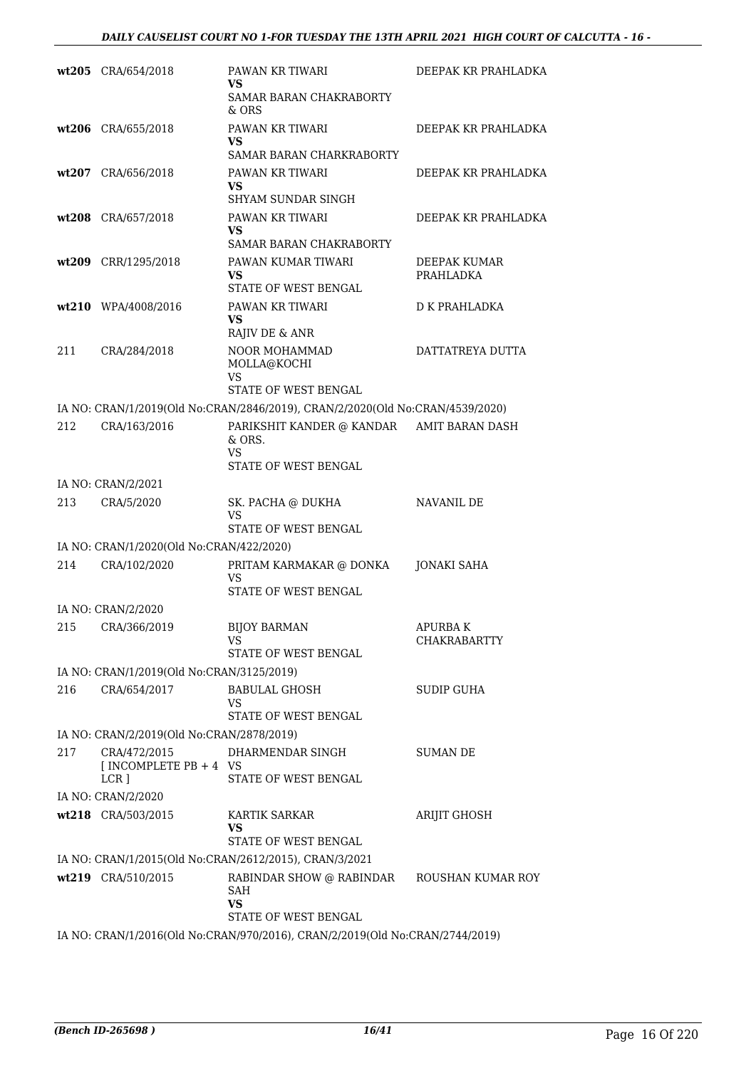| | | | |
|---|---|---|---|
| wt205 | CRA/654/2018 | PAWAN KR TIWARI<br>VS<br>SAMAR BARAN CHAKRABORTY & ORS | DEEPAK KR PRAHLADKA |
| wt206 | CRA/655/2018 | PAWAN KR TIWARI<br>VS<br>SAMAR BARAN CHARKRABORTY | DEEPAK KR PRAHLADKA |
| wt207 | CRA/656/2018 | PAWAN KR TIWARI<br>VS<br>SHYAM SUNDAR SINGH | DEEPAK KR PRAHLADKA |
| wt208 | CRA/657/2018 | PAWAN KR TIWARI<br>VS<br>SAMAR BARAN CHAKRABORTY | DEEPAK KR PRAHLADKA |
| wt209 | CRR/1295/2018 | PAWAN KUMAR TIWARI<br>VS<br>STATE OF WEST BENGAL | DEEPAK KUMAR PRAHLADKA |
| wt210 | WPA/4008/2016 | PAWAN KR TIWARI<br>VS<br>RAJIV DE & ANR | D K PRAHLADKA |
| 211 | CRA/284/2018 | NOOR MOHAMMAD MOLLA@KOCHI<br>VS<br>STATE OF WEST BENGAL | DATTATREYA DUTTA |
| | IA NO: CRAN/1/2019(Old No:CRAN/2846/2019), CRAN/2/2020(Old No:CRAN/4539/2020) | | |
| 212 | CRA/163/2016 | PARIKSHIT KANDER @ KANDAR & ORS.<br>VS<br>STATE OF WEST BENGAL | AMIT BARAN DASH |
| | IA NO: CRAN/2/2021 | | |
| 213 | CRA/5/2020 | SK. PACHA @ DUKHA<br>VS<br>STATE OF WEST BENGAL | NAVANIL DE |
| | IA NO: CRAN/1/2020(Old No:CRAN/422/2020) | | |
| 214 | CRA/102/2020 | PRITAM KARMAKAR @ DONKA<br>VS<br>STATE OF WEST BENGAL | JONAKI SAHA |
| | IA NO: CRAN/2/2020 | | |
| 215 | CRA/366/2019 | BIJOY BARMAN<br>VS<br>STATE OF WEST BENGAL | APURBA K CHAKRABARTTY |
| | IA NO: CRAN/1/2019(Old No:CRAN/3125/2019) | | |
| 216 | CRA/654/2017 | BABULAL GHOSH<br>VS<br>STATE OF WEST BENGAL | SUDIP GUHA |
| | IA NO: CRAN/2/2019(Old No:CRAN/2878/2019) | | |
| 217 | CRA/472/2015<br>[ INCOMPLETE PB + 4 LCR ] | DHARMENDAR SINGH<br>VS<br>STATE OF WEST BENGAL | SUMAN DE |
| | IA NO: CRAN/2/2020 | | |
| wt218 | CRA/503/2015 | KARTIK SARKAR<br>VS<br>STATE OF WEST BENGAL | ARIJIT GHOSH |
| | IA NO: CRAN/1/2015(Old No:CRAN/2612/2015), CRAN/3/2021 | | |
| wt219 | CRA/510/2015 | RABINDAR SHOW @ RABINDAR SAH<br>VS<br>STATE OF WEST BENGAL | ROUSHAN KUMAR ROY |
| | IA NO: CRAN/1/2016(Old No:CRAN/970/2016), CRAN/2/2019(Old No:CRAN/2744/2019) | | |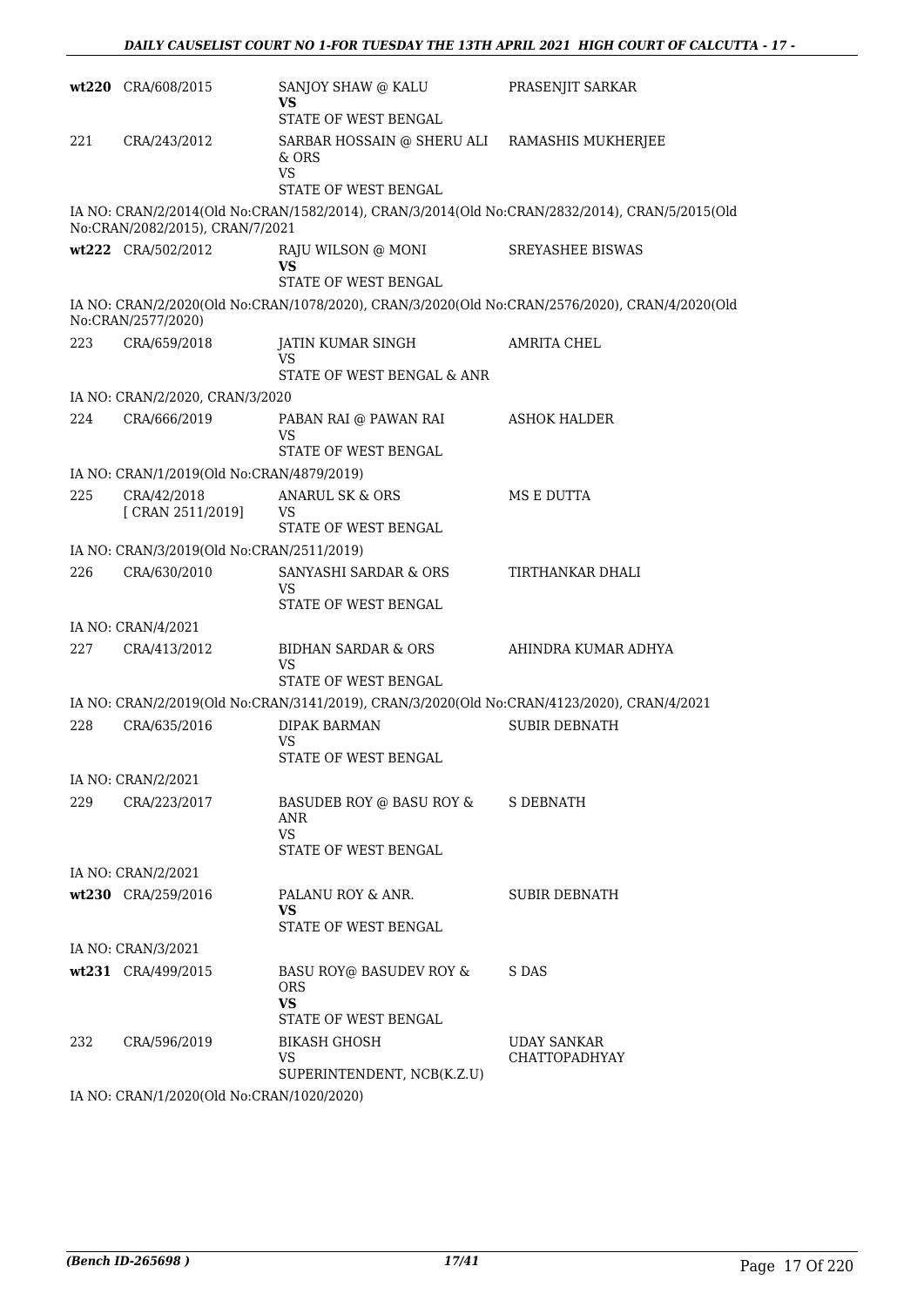| | | | |
|---|---|---|---|
| wt220 | CRA/608/2015 | SANJOY SHAW @ KALU<br>**VS**<br>STATE OF WEST BENGAL | PRASENJIT SARKAR |
| 221 | CRA/243/2012 | SARBAR HOSSAIN @ SHERU ALI & ORS<br>VS<br>STATE OF WEST BENGAL | RAMASHIS MUKHERJEE |

IA NO: CRAN/2/2014(Old No:CRAN/1582/2014), CRAN/3/2014(Old No:CRAN/2832/2014), CRAN/5/2015(Old No:CRAN/2082/2015), CRAN/7/2021

| | | | |
|---|---|---|---|
| wt222 | CRA/502/2012 | RAJU WILSON @ MONI<br>**VS**<br>STATE OF WEST BENGAL | SREYASHEE BISWAS |

IA NO: CRAN/2/2020(Old No:CRAN/1078/2020), CRAN/3/2020(Old No:CRAN/2576/2020), CRAN/4/2020(Old No:CRAN/2577/2020)

| | | | |
|---|---|---|---|
| 223 | CRA/659/2018 | JATIN KUMAR SINGH<br>VS<br>STATE OF WEST BENGAL & ANR | AMRITA CHEL |

IA NO: CRAN/2/2020, CRAN/3/2020

| | | | |
|---|---|---|---|
| 224 | CRA/666/2019 | PABAN RAI @ PAWAN RAI<br>VS<br>STATE OF WEST BENGAL | ASHOK HALDER |

IA NO: CRAN/1/2019(Old No:CRAN/4879/2019)

| | | | |
|---|---|---|---|
| 225 | CRA/42/2018<br>[ CRAN 2511/2019] | ANARUL SK & ORS<br>VS<br>STATE OF WEST BENGAL | MS E DUTTA |

IA NO: CRAN/3/2019(Old No:CRAN/2511/2019)

| | | | |
|---|---|---|---|
| 226 | CRA/630/2010 | SANYASHI SARDAR & ORS<br>VS<br>STATE OF WEST BENGAL | TIRTHANKAR DHALI |

IA NO: CRAN/4/2021

| | | | |
|---|---|---|---|
| 227 | CRA/413/2012 | BIDHAN SARDAR & ORS<br>VS<br>STATE OF WEST BENGAL | AHINDRA KUMAR ADHYA |

IA NO: CRAN/2/2019(Old No:CRAN/3141/2019), CRAN/3/2020(Old No:CRAN/4123/2020), CRAN/4/2021

| | | | |
|---|---|---|---|
| 228 | CRA/635/2016 | DIPAK BARMAN<br>VS<br>STATE OF WEST BENGAL | SUBIR DEBNATH |

IA NO: CRAN/2/2021

| | | | |
|---|---|---|---|
| 229 | CRA/223/2017 | BASUDEB ROY @ BASU ROY & ANR<br>VS<br>STATE OF WEST BENGAL | S DEBNATH |

IA NO: CRAN/2/2021

| | | | |
|---|---|---|---|
| wt230 | CRA/259/2016 | PALANU ROY & ANR.<br>**VS**<br>STATE OF WEST BENGAL | SUBIR DEBNATH |

IA NO: CRAN/3/2021

| | | | |
|---|---|---|---|
| wt231 | CRA/499/2015 | BASU ROY@ BASUDEV ROY & ORS<br>**VS**<br>STATE OF WEST BENGAL | S DAS |
| 232 | CRA/596/2019 | BIKASH GHOSH<br>VS<br>SUPERINTENDENT, NCB(K.Z.U) | UDAY SANKAR CHATTOPADHYAY |

IA NO: CRAN/1/2020(Old No:CRAN/1020/2020)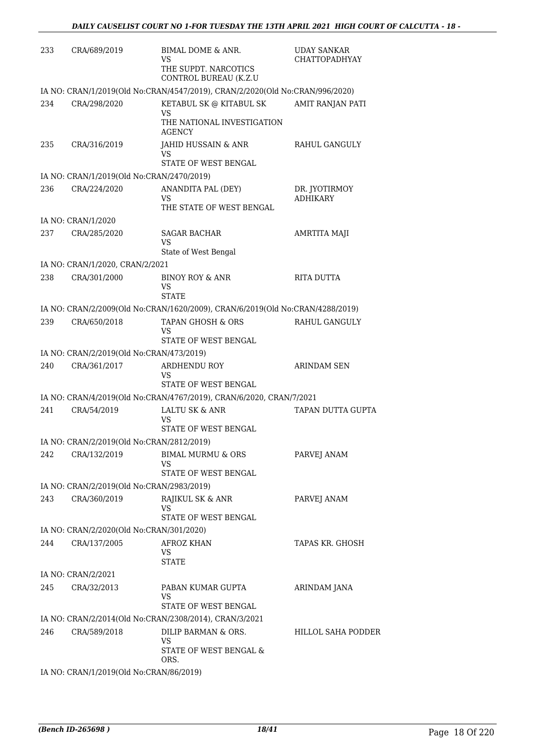| | | | |
|---|---|---|---|
| 233 | CRA/689/2019 | BIMAL DOME & ANR.<br>VS<br>THE SUPDT. NARCOTICS CONTROL BUREAU (K.Z.U | UDAY SANKAR CHATTOPADHYAY |
| IA NO: CRAN/1/2019(Old No:CRAN/4547/2019), CRAN/2/2020(Old No:CRAN/996/2020) | | | |
| 234 | CRA/298/2020 | KETABUL SK @ KITABUL SK<br>VS<br>THE NATIONAL INVESTIGATION AGENCY | AMIT RANJAN PATI |
| 235 | CRA/316/2019 | JAHID HUSSAIN & ANR<br>VS<br>STATE OF WEST BENGAL | RAHUL GANGULY |
| IA NO: CRAN/1/2019(Old No:CRAN/2470/2019) | | | |
| 236 | CRA/224/2020 | ANANDITA PAL (DEY)<br>VS<br>THE STATE OF WEST BENGAL | DR. JYOTIRMOY ADHIKARY |
| IA NO: CRAN/1/2020 | | | |
| 237 | CRA/285/2020 | SAGAR BACHAR<br>VS<br>State of West Bengal | AMRTITA MAJI |
| IA NO: CRAN/1/2020, CRAN/2/2021 | | | |
| 238 | CRA/301/2000 | BINOY ROY & ANR<br>VS<br>STATE | RITA DUTTA |
| IA NO: CRAN/2/2009(Old No:CRAN/1620/2009), CRAN/6/2019(Old No:CRAN/4288/2019) | | | |
| 239 | CRA/650/2018 | TAPAN GHOSH & ORS<br>VS<br>STATE OF WEST BENGAL | RAHUL GANGULY |
| IA NO: CRAN/2/2019(Old No:CRAN/473/2019) | | | |
| 240 | CRA/361/2017 | ARDHENDU ROY<br>VS<br>STATE OF WEST BENGAL | ARINDAM SEN |
| IA NO: CRAN/4/2019(Old No:CRAN/4767/2019), CRAN/6/2020, CRAN/7/2021 | | | |
| 241 | CRA/54/2019 | LALTU SK & ANR<br>VS<br>STATE OF WEST BENGAL | TAPAN DUTTA GUPTA |
| IA NO: CRAN/2/2019(Old No:CRAN/2812/2019) | | | |
| 242 | CRA/132/2019 | BIMAL MURMU & ORS<br>VS<br>STATE OF WEST BENGAL | PARVEJ ANAM |
| IA NO: CRAN/2/2019(Old No:CRAN/2983/2019) | | | |
| 243 | CRA/360/2019 | RAJIKUL SK & ANR<br>VS<br>STATE OF WEST BENGAL | PARVEJ ANAM |
| IA NO: CRAN/2/2020(Old No:CRAN/301/2020) | | | |
| 244 | CRA/137/2005 | AFROZ KHAN<br>VS<br>STATE | TAPAS KR. GHOSH |
| IA NO: CRAN/2/2021 | | | |
| 245 | CRA/32/2013 | PABAN KUMAR GUPTA<br>VS<br>STATE OF WEST BENGAL | ARINDAM JANA |
| IA NO: CRAN/2/2014(Old No:CRAN/2308/2014), CRAN/3/2021 | | | |
| 246 | CRA/589/2018 | DILIP BARMAN & ORS.<br>VS<br>STATE OF WEST BENGAL & ORS. | HILLOL SAHA PODDER |
| IA NO: CRAN/1/2019(Old No:CRAN/86/2019) | | | |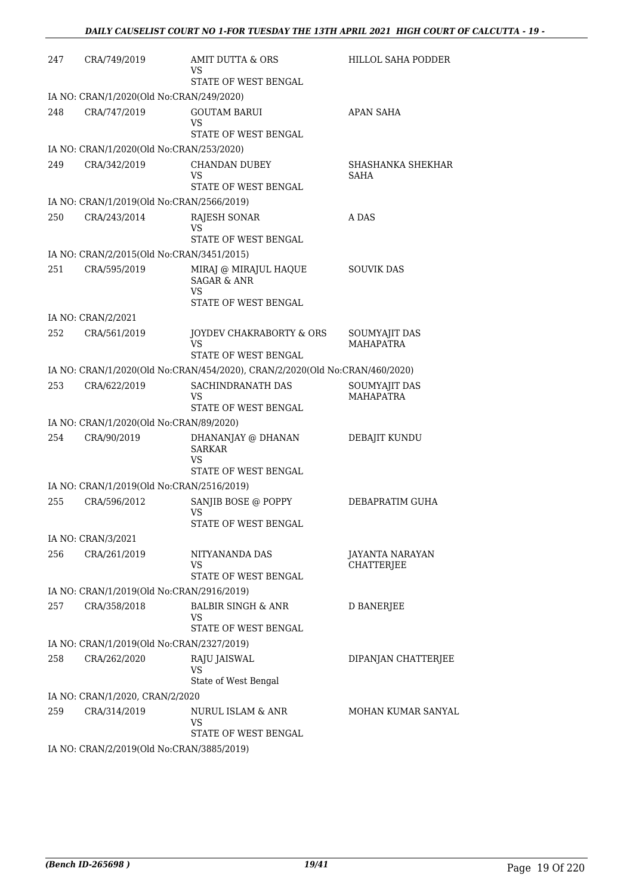| | | | |
|---|---|---|---|
| 247 | CRA/749/2019 | AMIT DUTTA & ORS<br>VS<br>STATE OF WEST BENGAL | HILLOL SAHA PODDER |
| IA NO: CRAN/1/2020(Old No:CRAN/249/2020) | | | |
| 248 | CRA/747/2019 | GOUTAM BARUI<br>VS<br>STATE OF WEST BENGAL | APAN SAHA |
| IA NO: CRAN/1/2020(Old No:CRAN/253/2020) | | | |
| 249 | CRA/342/2019 | CHANDAN DUBEY<br>VS<br>STATE OF WEST BENGAL | SHASHANKA SHEKHAR SAHA |
| IA NO: CRAN/1/2019(Old No:CRAN/2566/2019) | | | |
| 250 | CRA/243/2014 | RAJESH SONAR<br>VS<br>STATE OF WEST BENGAL | A DAS |
| IA NO: CRAN/2/2015(Old No:CRAN/3451/2015) | | | |
| 251 | CRA/595/2019 | MIRAJ @ MIRAJUL HAQUE SAGAR & ANR<br>VS<br>STATE OF WEST BENGAL | SOUVIK DAS |
| IA NO: CRAN/2/2021 | | | |
| 252 | CRA/561/2019 | JOYDEV CHAKRABORTY & ORS<br>VS<br>STATE OF WEST BENGAL | SOUMYAJIT DAS MAHAPATRA |
| IA NO: CRAN/1/2020(Old No:CRAN/454/2020), CRAN/2/2020(Old No:CRAN/460/2020) | | | |
| 253 | CRA/622/2019 | SACHINDRANATH DAS<br>VS<br>STATE OF WEST BENGAL | SOUMYAJIT DAS MAHAPATRA |
| IA NO: CRAN/1/2020(Old No:CRAN/89/2020) | | | |
| 254 | CRA/90/2019 | DHANANJAY @ DHANAN SARKAR<br>VS<br>STATE OF WEST BENGAL | DEBAJIT KUNDU |
| IA NO: CRAN/1/2019(Old No:CRAN/2516/2019) | | | |
| 255 | CRA/596/2012 | SANJIB BOSE @ POPPY<br>VS<br>STATE OF WEST BENGAL | DEBAPRATIM GUHA |
| IA NO: CRAN/3/2021 | | | |
| 256 | CRA/261/2019 | NITYANANDA DAS<br>VS<br>STATE OF WEST BENGAL | JAYANTA NARAYAN CHATTERJEE |
| IA NO: CRAN/1/2019(Old No:CRAN/2916/2019) | | | |
| 257 | CRA/358/2018 | BALBIR SINGH & ANR<br>VS<br>STATE OF WEST BENGAL | D BANERJEE |
| IA NO: CRAN/1/2019(Old No:CRAN/2327/2019) | | | |
| 258 | CRA/262/2020 | RAJU JAISWAL<br>VS<br>State of West Bengal | DIPANJAN CHATTERJEE |
| IA NO: CRAN/1/2020, CRAN/2/2020 | | | |
| 259 | CRA/314/2019 | NURUL ISLAM & ANR<br>VS<br>STATE OF WEST BENGAL | MOHAN KUMAR SANYAL |
| IA NO: CRAN/2/2019(Old No:CRAN/3885/2019) | | | |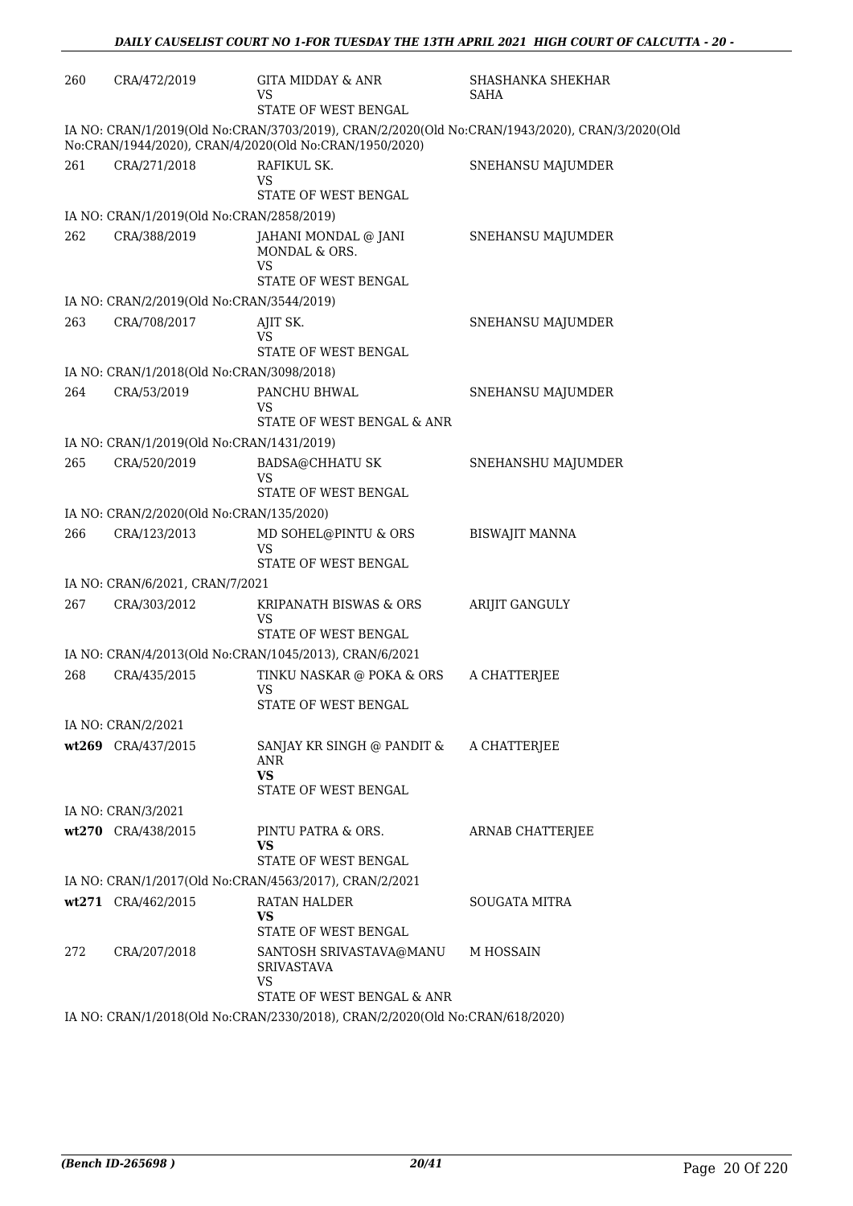| | | | |
|---|---|---|---|
| 260 | CRA/472/2019 | GITA MIDDAY & ANR<br>VS<br>STATE OF WEST BENGAL | SHASHANKA SHEKHAR SAHA |
| IA NO: CRAN/1/2019(Old No:CRAN/3703/2019), CRAN/2/2020(Old No:CRAN/1943/2020), CRAN/3/2020(Old No:CRAN/1944/2020), CRAN/4/2020(Old No:CRAN/1950/2020) | | | |
| 261 | CRA/271/2018 | RAFIKUL SK.<br>VS<br>STATE OF WEST BENGAL | SNEHANSU MAJUMDER |
| IA NO: CRAN/1/2019(Old No:CRAN/2858/2019) | | | |
| 262 | CRA/388/2019 | JAHANI MONDAL @ JANI MONDAL & ORS.<br>VS<br>STATE OF WEST BENGAL | SNEHANSU MAJUMDER |
| IA NO: CRAN/2/2019(Old No:CRAN/3544/2019) | | | |
| 263 | CRA/708/2017 | AJIT SK.<br>VS<br>STATE OF WEST BENGAL | SNEHANSU MAJUMDER |
| IA NO: CRAN/1/2018(Old No:CRAN/3098/2018) | | | |
| 264 | CRA/53/2019 | PANCHU BHWAL<br>VS<br>STATE OF WEST BENGAL & ANR | SNEHANSU MAJUMDER |
| IA NO: CRAN/1/2019(Old No:CRAN/1431/2019) | | | |
| 265 | CRA/520/2019 | BADSA@CHHATU SK<br>VS<br>STATE OF WEST BENGAL | SNEHANSHU MAJUMDER |
| IA NO: CRAN/2/2020(Old No:CRAN/135/2020) | | | |
| 266 | CRA/123/2013 | MD SOHEL@PINTU & ORS<br>VS<br>STATE OF WEST BENGAL | BISWAJIT MANNA |
| IA NO: CRAN/6/2021, CRAN/7/2021 | | | |
| 267 | CRA/303/2012 | KRIPANATH BISWAS & ORS<br>VS<br>STATE OF WEST BENGAL | ARIJIT GANGULY |
| IA NO: CRAN/4/2013(Old No:CRAN/1045/2013), CRAN/6/2021 | | | |
| 268 | CRA/435/2015 | TINKU NASKAR @ POKA & ORS<br>VS<br>STATE OF WEST BENGAL | A CHATTERJEE |
| IA NO: CRAN/2/2021 | | | |
| **wt269** | CRA/437/2015 | SANJAY KR SINGH @ PANDIT & ANR<br>**VS**<br>STATE OF WEST BENGAL | A CHATTERJEE |
| IA NO: CRAN/3/2021 | | | |
| **wt270** | CRA/438/2015 | PINTU PATRA & ORS.<br>**VS**<br>STATE OF WEST BENGAL | ARNAB CHATTERJEE |
| IA NO: CRAN/1/2017(Old No:CRAN/4563/2017), CRAN/2/2021 | | | |
| **wt271** | CRA/462/2015 | RATAN HALDER<br>**VS**<br>STATE OF WEST BENGAL | SOUGATA MITRA |
| 272 | CRA/207/2018 | SANTOSH SRIVASTAVA@MANU SRIVASTAVA<br>VS<br>STATE OF WEST BENGAL & ANR | M HOSSAIN |
| IA NO: CRAN/1/2018(Old No:CRAN/2330/2018), CRAN/2/2020(Old No:CRAN/618/2020) | | | |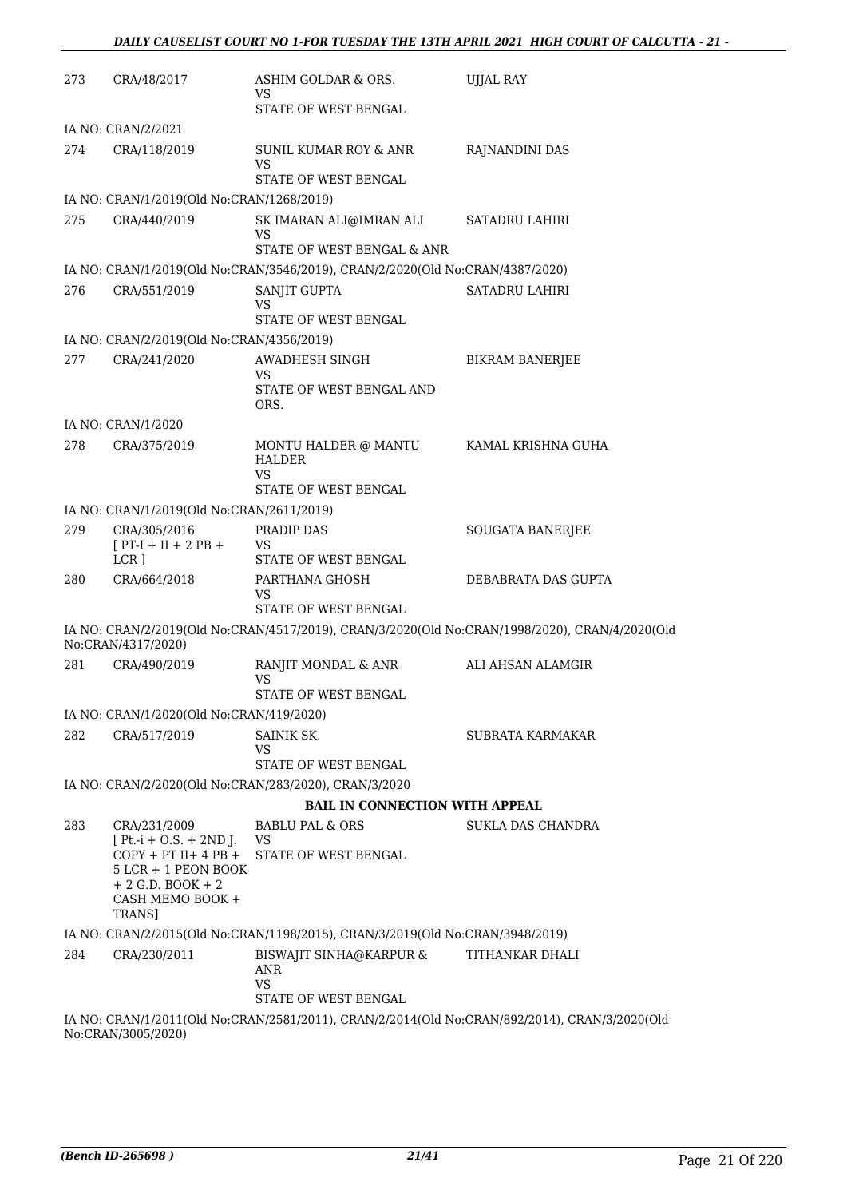| | | | |
|---|---|---|---|
| 273 | CRA/48/2017 | ASHIM GOLDAR & ORS.<br>VS<br>STATE OF WEST BENGAL | UJJAL RAY |

IA NO: CRAN/2/2021

| | | | |
|---|---|---|---|
| 274 | CRA/118/2019 | SUNIL KUMAR ROY & ANR<br>VS<br>STATE OF WEST BENGAL | RAJNANDINI DAS |

IA NO: CRAN/1/2019(Old No:CRAN/1268/2019)

| | | | |
|---|---|---|---|
| 275 | CRA/440/2019 | SK IMARAN ALI@IMRAN ALI<br>VS<br>STATE OF WEST BENGAL & ANR | SATADRU LAHIRI |

IA NO: CRAN/1/2019(Old No:CRAN/3546/2019), CRAN/2/2020(Old No:CRAN/4387/2020)

| | | | |
|---|---|---|---|
| 276 | CRA/551/2019 | SANJIT GUPTA<br>VS<br>STATE OF WEST BENGAL | SATADRU LAHIRI |

IA NO: CRAN/2/2019(Old No:CRAN/4356/2019)

| | | | |
|---|---|---|---|
| 277 | CRA/241/2020 | AWADHESH SINGH<br>VS<br>STATE OF WEST BENGAL AND ORS. | BIKRAM BANERJEE |

IA NO: CRAN/1/2020

| | | | |
|---|---|---|---|
| 278 | CRA/375/2019 | MONTU HALDER @ MANTU HALDER<br>VS<br>STATE OF WEST BENGAL | KAMAL KRISHNA GUHA |

IA NO: CRAN/1/2019(Old No:CRAN/2611/2019)

| | | | |
|---|---|---|---|
| 279 | CRA/305/2016<br>[ PT-I + II + 2 PB + LCR ] | PRADIP DAS<br>VS<br>STATE OF WEST BENGAL | SOUGATA BANERJEE |
| 280 | CRA/664/2018 | PARTHANA GHOSH<br>VS<br>STATE OF WEST BENGAL | DEBABRATA DAS GUPTA |

IA NO: CRAN/2/2019(Old No:CRAN/4517/2019), CRAN/3/2020(Old No:CRAN/1998/2020), CRAN/4/2020(Old No:CRAN/4317/2020)

| | | | |
|---|---|---|---|
| 281 | CRA/490/2019 | RANJIT MONDAL & ANR<br>VS<br>STATE OF WEST BENGAL | ALI AHSAN ALAMGIR |

IA NO: CRAN/1/2020(Old No:CRAN/419/2020)

| | | | |
|---|---|---|---|
| 282 | CRA/517/2019 | SAINIK SK.<br>VS<br>STATE OF WEST BENGAL | SUBRATA KARMAKAR |

IA NO: CRAN/2/2020(Old No:CRAN/283/2020), CRAN/3/2020

**BAIL IN CONNECTION WITH APPEAL**

| | | | |
|---|---|---|---|
| 283 | CRA/231/2009<br>[ Pt.-i + O.S. + 2ND J. COPY + PT II+ 4 PB + 5 LCR + 1 PEON BOOK + 2 G.D. BOOK + 2 CASH MEMO BOOK + TRANS] | BABLU PAL & ORS<br>VS<br>STATE OF WEST BENGAL | SUKLA DAS CHANDRA |

IA NO: CRAN/2/2015(Old No:CRAN/1198/2015), CRAN/3/2019(Old No:CRAN/3948/2019)

| | | | |
|---|---|---|---|
| 284 | CRA/230/2011 | BISWAJIT SINHA@KARPUR & ANR<br>VS<br>STATE OF WEST BENGAL | TITHANKAR DHALI |

IA NO: CRAN/1/2011(Old No:CRAN/2581/2011), CRAN/2/2014(Old No:CRAN/892/2014), CRAN/3/2020(Old No:CRAN/3005/2020)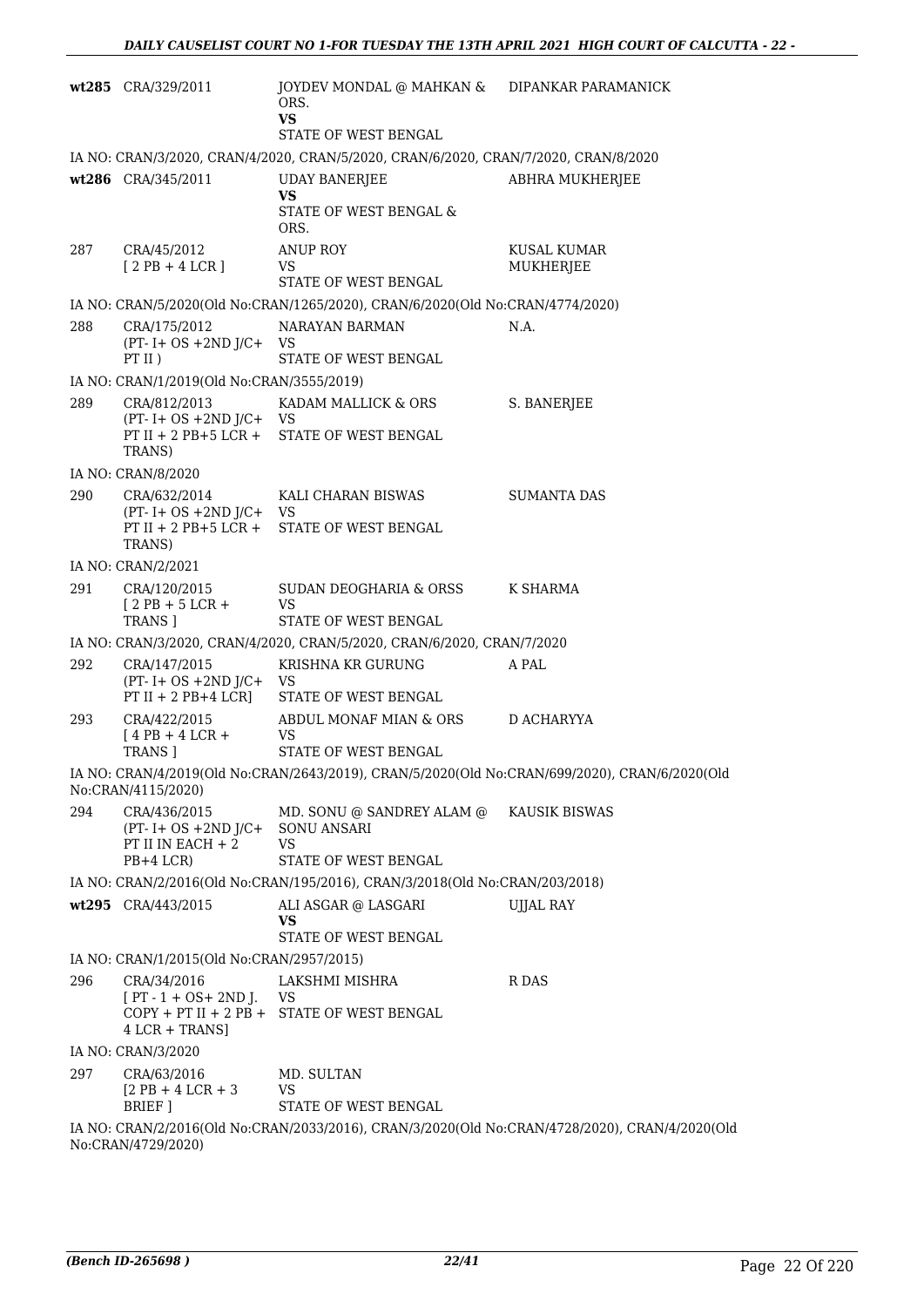| | | | |
|---|---|---|---|
| **wt285** | CRA/329/2011 | JOYDEV MONDAL @ MAHKAN & ORS.<br>**VS**<br>STATE OF WEST BENGAL | DIPANKAR PARAMANICK |

IA NO: CRAN/3/2020, CRAN/4/2020, CRAN/5/2020, CRAN/6/2020, CRAN/7/2020, CRAN/8/2020

| | | | |
|---|---|---|---|
| **wt286** | CRA/345/2011 | UDAY BANERJEE<br>**VS**<br>STATE OF WEST BENGAL & ORS. | ABHRA MUKHERJEE |
| 287 | CRA/45/2012<br>[ 2 PB + 4 LCR ] | ANUP ROY<br>VS<br>STATE OF WEST BENGAL | KUSAL KUMAR MUKHERJEE |

IA NO: CRAN/5/2020(Old No:CRAN/1265/2020), CRAN/6/2020(Old No:CRAN/4774/2020)

| | | | |
|---|---|---|---|
| 288 | CRA/175/2012<br>(PT- I+ OS +2ND J/C+ PT II ) | NARAYAN BARMAN<br>VS<br>STATE OF WEST BENGAL | N.A. |

IA NO: CRAN/1/2019(Old No:CRAN/3555/2019)

| | | | |
|---|---|---|---|
| 289 | CRA/812/2013<br>(PT- I+ OS +2ND J/C+ PT II + 2 PB+5 LCR + TRANS) | KADAM MALLICK & ORS<br>VS<br>STATE OF WEST BENGAL | S. BANERJEE |

IA NO: CRAN/8/2020

| | | | |
|---|---|---|---|
| 290 | CRA/632/2014<br>(PT- I+ OS +2ND J/C+ PT II + 2 PB+5 LCR + TRANS) | KALI CHARAN BISWAS<br>VS<br>STATE OF WEST BENGAL | SUMANTA DAS |

IA NO: CRAN/2/2021

| | | | |
|---|---|---|---|
| 291 | CRA/120/2015<br>[ 2 PB + 5 LCR + TRANS ] | SUDAN DEOGHARIA & ORSS<br>VS<br>STATE OF WEST BENGAL | K SHARMA |

IA NO: CRAN/3/2020, CRAN/4/2020, CRAN/5/2020, CRAN/6/2020, CRAN/7/2020

| | | | |
|---|---|---|---|
| 292 | CRA/147/2015<br>(PT- I+ OS +2ND J/C+ PT II + 2 PB+4 LCR] | KRISHNA KR GURUNG<br>VS<br>STATE OF WEST BENGAL | A PAL |
| 293 | CRA/422/2015<br>[ 4 PB + 4 LCR + TRANS ] | ABDUL MONAF MIAN & ORS<br>VS<br>STATE OF WEST BENGAL | D ACHARYYA |

IA NO: CRAN/4/2019(Old No:CRAN/2643/2019), CRAN/5/2020(Old No:CRAN/699/2020), CRAN/6/2020(Old No:CRAN/4115/2020)

| | | | |
|---|---|---|---|
| 294 | CRA/436/2015<br>(PT- I+ OS +2ND J/C+ PT II IN EACH + 2 PB+4 LCR) | MD. SONU @ SANDREY ALAM @ SONU ANSARI<br>VS<br>STATE OF WEST BENGAL | KAUSIK BISWAS |

IA NO: CRAN/2/2016(Old No:CRAN/195/2016), CRAN/3/2018(Old No:CRAN/203/2018)

| | | | |
|---|---|---|---|
| **wt295** | CRA/443/2015 | ALI ASGAR @ LASGARI<br>**VS**<br>STATE OF WEST BENGAL | UJJAL RAY |

IA NO: CRAN/1/2015(Old No:CRAN/2957/2015)

| | | | |
|---|---|---|---|
| 296 | CRA/34/2016<br>[ PT - 1 + OS+ 2ND J. COPY + PT II + 2 PB + 4 LCR + TRANS] | LAKSHMI MISHRA<br>VS<br>STATE OF WEST BENGAL | R DAS |

IA NO: CRAN/3/2020

| | | | |
|---|---|---|---|
| 297 | CRA/63/2016<br>[2 PB + 4 LCR + 3 BRIEF ] | MD. SULTAN<br>VS<br>STATE OF WEST BENGAL | |

IA NO: CRAN/2/2016(Old No:CRAN/2033/2016), CRAN/3/2020(Old No:CRAN/4728/2020), CRAN/4/2020(Old No:CRAN/4729/2020)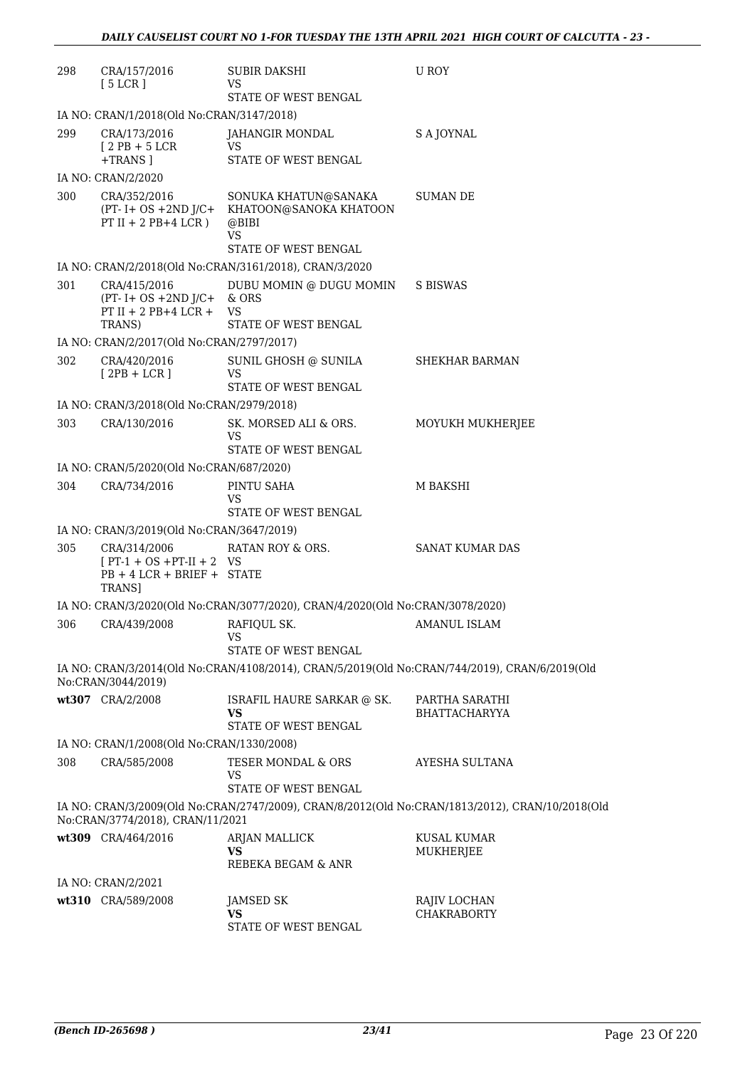| | | | |
|---|---|---|---|
| 298 | CRA/157/2016 [ 5 LCR ] | SUBIR DAKSHI VS STATE OF WEST BENGAL | U ROY |
| IA NO: CRAN/1/2018(Old No:CRAN/3147/2018) | | | |
| 299 | CRA/173/2016 [ 2 PB + 5 LCR +TRANS ] | JAHANGIR MONDAL VS STATE OF WEST BENGAL | S A JOYNAL |
| IA NO: CRAN/2/2020 | | | |
| 300 | CRA/352/2016 (PT- I+ OS +2ND J/C+ PT II + 2 PB+4 LCR ) | SONUKA KHATUN@SANAKA KHATOON@SANOKA KHATOON @BIBI VS STATE OF WEST BENGAL | SUMAN DE |
| IA NO: CRAN/2/2018(Old No:CRAN/3161/2018), CRAN/3/2020 | | | |
| 301 | CRA/415/2016 (PT- I+ OS +2ND J/C+ PT II + 2 PB+4 LCR + TRANS) | DUBU MOMIN @ DUGU MOMIN & ORS VS STATE OF WEST BENGAL | S BISWAS |
| IA NO: CRAN/2/2017(Old No:CRAN/2797/2017) | | | |
| 302 | CRA/420/2016 [ 2PB + LCR ] | SUNIL GHOSH @ SUNILA VS STATE OF WEST BENGAL | SHEKHAR BARMAN |
| IA NO: CRAN/3/2018(Old No:CRAN/2979/2018) | | | |
| 303 | CRA/130/2016 | SK. MORSED ALI & ORS. VS STATE OF WEST BENGAL | MOYUKH MUKHERJEE |
| IA NO: CRAN/5/2020(Old No:CRAN/687/2020) | | | |
| 304 | CRA/734/2016 | PINTU SAHA VS STATE OF WEST BENGAL | M BAKSHI |
| IA NO: CRAN/3/2019(Old No:CRAN/3647/2019) | | | |
| 305 | CRA/314/2006 [ PT-1 + OS +PT-II + 2 PB + 4 LCR + BRIEF + TRANS] | RATAN ROY & ORS. VS STATE | SANAT KUMAR DAS |
| IA NO: CRAN/3/2020(Old No:CRAN/3077/2020), CRAN/4/2020(Old No:CRAN/3078/2020) | | | |
| 306 | CRA/439/2008 | RAFIQUL SK. VS STATE OF WEST BENGAL | AMANUL ISLAM |
| IA NO: CRAN/3/2014(Old No:CRAN/4108/2014), CRAN/5/2019(Old No:CRAN/744/2019), CRAN/6/2019(Old No:CRAN/3044/2019) | | | |
| **wt307** | CRA/2/2008 | ISRAFIL HAURE SARKAR @ SK. **VS** STATE OF WEST BENGAL | PARTHA SARATHI BHATTACHARYYA |
| IA NO: CRAN/1/2008(Old No:CRAN/1330/2008) | | | |
| 308 | CRA/585/2008 | TESER MONDAL & ORS VS STATE OF WEST BENGAL | AYESHA SULTANA |
| IA NO: CRAN/3/2009(Old No:CRAN/2747/2009), CRAN/8/2012(Old No:CRAN/1813/2012), CRAN/10/2018(Old No:CRAN/3774/2018), CRAN/11/2021 | | | |
| **wt309** | CRA/464/2016 | ARJAN MALLICK **VS** REBEKA BEGAM & ANR | KUSAL KUMAR MUKHERJEE |
| IA NO: CRAN/2/2021 | | | |
| **wt310** | CRA/589/2008 | JAMSED SK **VS** STATE OF WEST BENGAL | RAJIV LOCHAN CHAKRABORTY |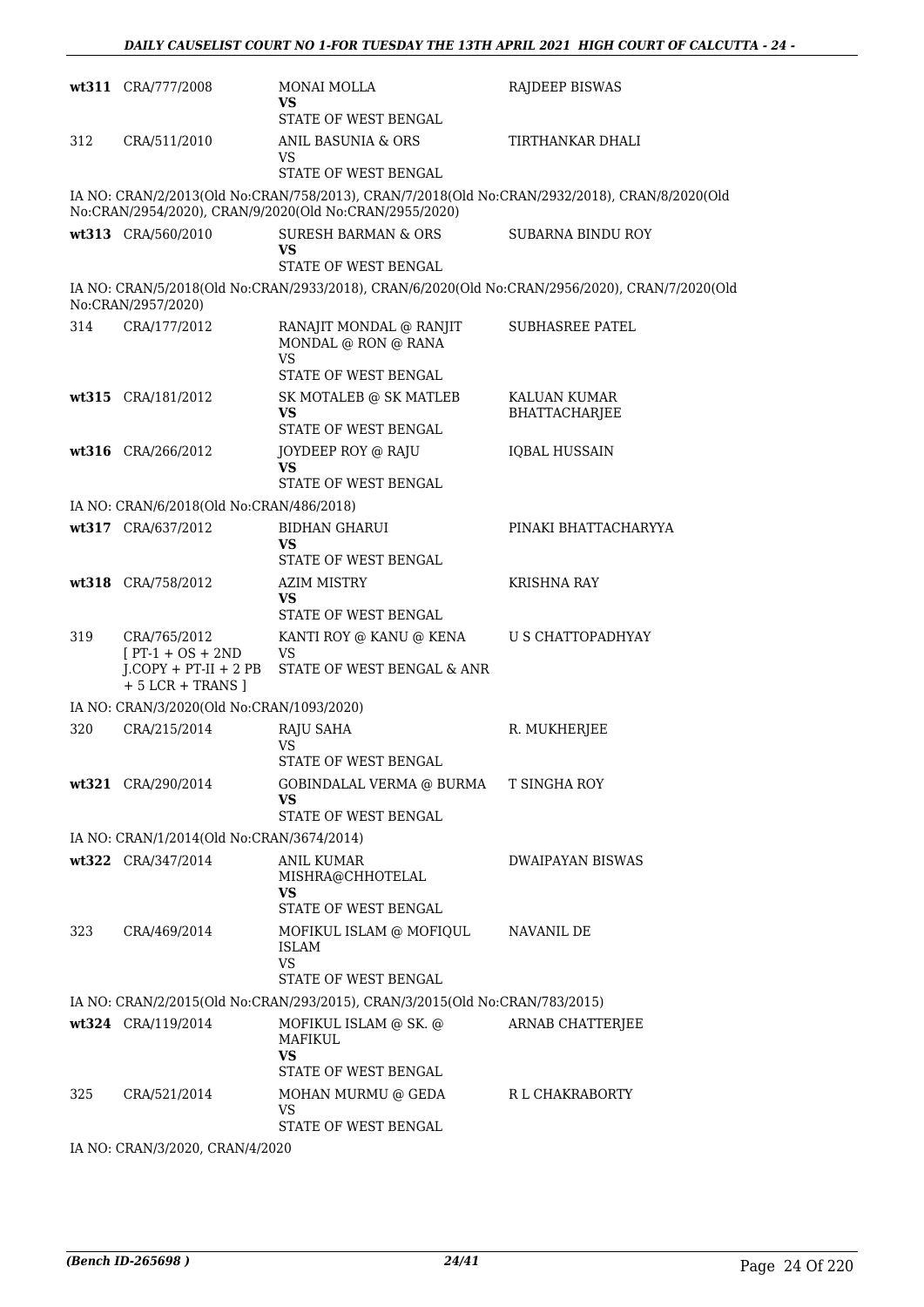| | | | |
|---|---|---|---|
| wt311 | CRA/777/2008 | MONAI MOLLA<br>**VS**<br>STATE OF WEST BENGAL | RAJDEEP BISWAS |
| 312 | CRA/511/2010 | ANIL BASUNIA & ORS<br>VS<br>STATE OF WEST BENGAL | TIRTHANKAR DHALI |

IA NO: CRAN/2/2013(Old No:CRAN/758/2013), CRAN/7/2018(Old No:CRAN/2932/2018), CRAN/8/2020(Old No:CRAN/2954/2020), CRAN/9/2020(Old No:CRAN/2955/2020)

| | | | |
|---|---|---|---|
| wt313 | CRA/560/2010 | SURESH BARMAN & ORS<br>**VS**<br>STATE OF WEST BENGAL | SUBARNA BINDU ROY |

IA NO: CRAN/5/2018(Old No:CRAN/2933/2018), CRAN/6/2020(Old No:CRAN/2956/2020), CRAN/7/2020(Old No:CRAN/2957/2020)

| | | | |
|---|---|---|---|
| 314 | CRA/177/2012 | RANAJIT MONDAL @ RANJIT MONDAL @ RON @ RANA<br>VS<br>STATE OF WEST BENGAL | SUBHASREE PATEL |
| wt315 | CRA/181/2012 | SK MOTALEB @ SK MATLEB<br>**VS**<br>STATE OF WEST BENGAL | KALUAN KUMAR BHATTACHARJEE |
| wt316 | CRA/266/2012 | JOYDEEP ROY @ RAJU<br>**VS**<br>STATE OF WEST BENGAL | IQBAL HUSSAIN |

IA NO: CRAN/6/2018(Old No:CRAN/486/2018)

| | | | |
|---|---|---|---|
| wt317 | CRA/637/2012 | BIDHAN GHARUI<br>**VS**<br>STATE OF WEST BENGAL | PINAKI BHATTACHARYYA |
| wt318 | CRA/758/2012 | AZIM MISTRY<br>**VS**<br>STATE OF WEST BENGAL | KRISHNA RAY |
| 319 | CRA/765/2012<br>[ PT-1 + OS + 2ND J.COPY + PT-II + 2 PB + 5 LCR + TRANS ] | KANTI ROY @ KANU @ KENA<br>VS<br>STATE OF WEST BENGAL & ANR | U S CHATTOPADHYAY |

IA NO: CRAN/3/2020(Old No:CRAN/1093/2020)

| | | | |
|---|---|---|---|
| 320 | CRA/215/2014 | RAJU SAHA<br>VS<br>STATE OF WEST BENGAL | R. MUKHERJEE |
| wt321 | CRA/290/2014 | GOBINDALAL VERMA @ BURMA<br>**VS**<br>STATE OF WEST BENGAL | T SINGHA ROY |

IA NO: CRAN/1/2014(Old No:CRAN/3674/2014)

| | | | |
|---|---|---|---|
| wt322 | CRA/347/2014 | ANIL KUMAR MISHRA@CHHOTELAL<br>**VS**<br>STATE OF WEST BENGAL | DWAIPAYAN BISWAS |
| 323 | CRA/469/2014 | MOFIKUL ISLAM @ MOFIQUL ISLAM<br>VS<br>STATE OF WEST BENGAL | NAVANIL DE |

IA NO: CRAN/2/2015(Old No:CRAN/293/2015), CRAN/3/2015(Old No:CRAN/783/2015)

| | | | |
|---|---|---|---|
| wt324 | CRA/119/2014 | MOFIKUL ISLAM @ SK. @ MAFIKUL<br>**VS**<br>STATE OF WEST BENGAL | ARNAB CHATTERJEE |
| 325 | CRA/521/2014 | MOHAN MURMU @ GEDA<br>VS<br>STATE OF WEST BENGAL | R L CHAKRABORTY |

IA NO: CRAN/3/2020, CRAN/4/2020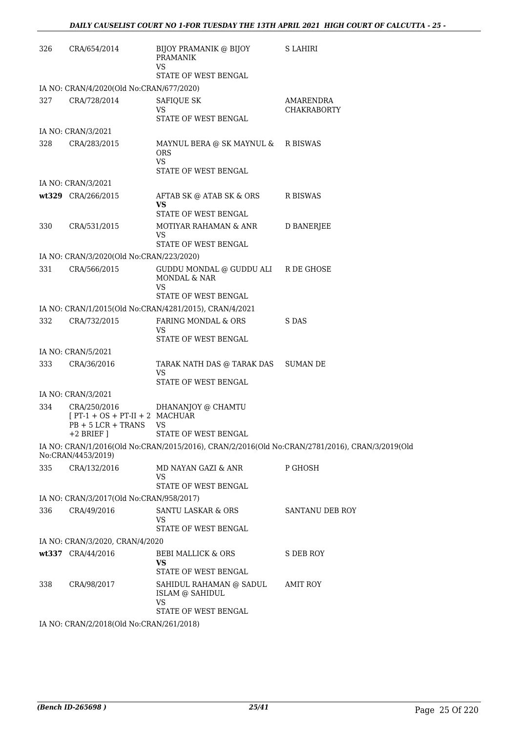| | | | |
|---|---|---|---|
| 326 | CRA/654/2014 | BIJOY PRAMANIK @ BIJOY PRAMANIK<br>VS<br>STATE OF WEST BENGAL | S LAHIRI |
| IA NO: CRAN/4/2020(Old No:CRAN/677/2020) | | | |
| 327 | CRA/728/2014 | SAFIQUE SK<br>VS<br>STATE OF WEST BENGAL | AMARENDRA CHAKRABORTY |
| IA NO: CRAN/3/2021 | | | |
| 328 | CRA/283/2015 | MAYNUL BERA @ SK MAYNUL & ORS<br>VS<br>STATE OF WEST BENGAL | R BISWAS |
| IA NO: CRAN/3/2021 | | | |
| **wt329** | CRA/266/2015 | AFTAB SK @ ATAB SK & ORS<br>**VS**<br>STATE OF WEST BENGAL | R BISWAS |
| 330 | CRA/531/2015 | MOTIYAR RAHAMAN & ANR<br>VS<br>STATE OF WEST BENGAL | D BANERJEE |
| IA NO: CRAN/3/2020(Old No:CRAN/223/2020) | | | |
| 331 | CRA/566/2015 | GUDDU MONDAL @ GUDDU ALI MONDAL & NAR<br>VS<br>STATE OF WEST BENGAL | R DE GHOSE |
| IA NO: CRAN/1/2015(Old No:CRAN/4281/2015), CRAN/4/2021 | | | |
| 332 | CRA/732/2015 | FARING MONDAL & ORS<br>VS<br>STATE OF WEST BENGAL | S DAS |
| IA NO: CRAN/5/2021 | | | |
| 333 | CRA/36/2016 | TARAK NATH DAS @ TARAK DAS<br>VS<br>STATE OF WEST BENGAL | SUMAN DE |
| IA NO: CRAN/3/2021 | | | |
| 334 | CRA/250/2016<br>[ PT-1 + OS + PT-II + 2 PB + 5 LCR + TRANS +2 BRIEF ] | DHANANJOY @ CHAMTU MACHUAR<br>VS<br>STATE OF WEST BENGAL | |
| IA NO: CRAN/1/2016(Old No:CRAN/2015/2016), CRAN/2/2016(Old No:CRAN/2781/2016), CRAN/3/2019(Old No:CRAN/4453/2019) | | | |
| 335 | CRA/132/2016 | MD NAYAN GAZI & ANR<br>VS<br>STATE OF WEST BENGAL | P GHOSH |
| IA NO: CRAN/3/2017(Old No:CRAN/958/2017) | | | |
| 336 | CRA/49/2016 | SANTU LASKAR & ORS<br>VS<br>STATE OF WEST BENGAL | SANTANU DEB ROY |
| IA NO: CRAN/3/2020, CRAN/4/2020 | | | |
| **wt337** | CRA/44/2016 | BEBI MALLICK & ORS<br>**VS**<br>STATE OF WEST BENGAL | S DEB ROY |
| 338 | CRA/98/2017 | SAHIDUL RAHAMAN @ SADUL ISLAM @ SAHIDUL<br>VS<br>STATE OF WEST BENGAL | AMIT ROY |
| IA NO: CRAN/2/2018(Old No:CRAN/261/2018) | | | |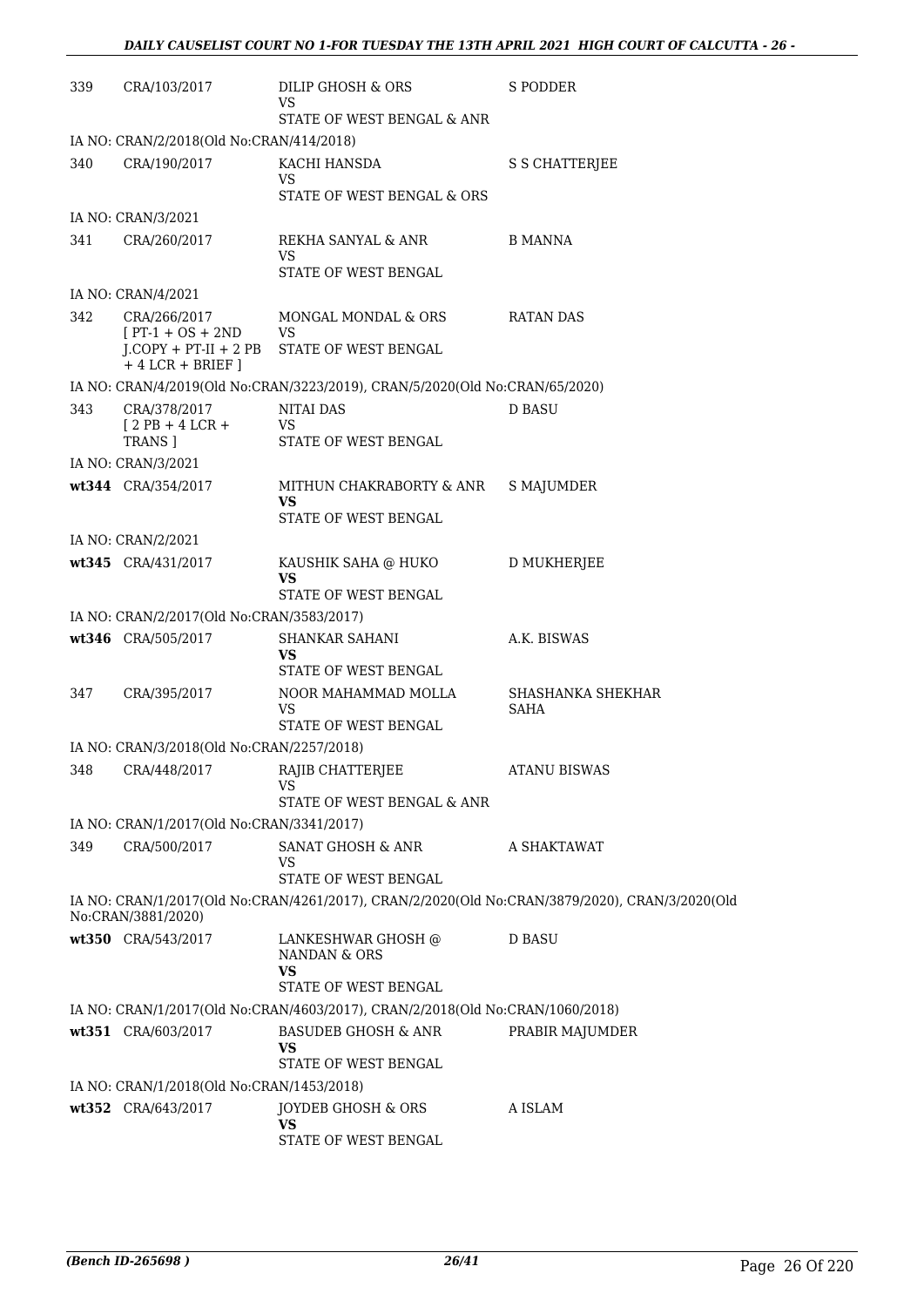| | | | |
|---|---|---|---|
| 339 | CRA/103/2017 | DILIP GHOSH & ORS<br>VS<br>STATE OF WEST BENGAL & ANR | S PODDER |
| | IA NO: CRAN/2/2018(Old No:CRAN/414/2018) | | |
| 340 | CRA/190/2017 | KACHI HANSDA<br>VS<br>STATE OF WEST BENGAL & ORS | S S CHATTERJEE |
| | IA NO: CRAN/3/2021 | | |
| 341 | CRA/260/2017 | REKHA SANYAL & ANR<br>VS<br>STATE OF WEST BENGAL | B MANNA |
| | IA NO: CRAN/4/2021 | | |
| 342 | CRA/266/2017<br>[ PT-1 + OS + 2ND J.COPY + PT-II + 2 PB + 4 LCR + BRIEF ] | MONGAL MONDAL & ORS<br>VS<br>STATE OF WEST BENGAL | RATAN DAS |
| | IA NO: CRAN/4/2019(Old No:CRAN/3223/2019), CRAN/5/2020(Old No:CRAN/65/2020) | | |
| 343 | CRA/378/2017<br>[ 2 PB + 4 LCR + TRANS ] | NITAI DAS<br>VS<br>STATE OF WEST BENGAL | D BASU |
| | IA NO: CRAN/3/2021 | | |
| **wt344** | CRA/354/2017 | MITHUN CHAKRABORTY & ANR<br>**VS**<br>STATE OF WEST BENGAL | S MAJUMDER |
| | IA NO: CRAN/2/2021 | | |
| **wt345** | CRA/431/2017 | KAUSHIK SAHA @ HUKO<br>**VS**<br>STATE OF WEST BENGAL | D MUKHERJEE |
| | IA NO: CRAN/2/2017(Old No:CRAN/3583/2017) | | |
| **wt346** | CRA/505/2017 | SHANKAR SAHANI<br>**VS**<br>STATE OF WEST BENGAL | A.K. BISWAS |
| 347 | CRA/395/2017 | NOOR MAHAMMAD MOLLA<br>VS<br>STATE OF WEST BENGAL | SHASHANKA SHEKHAR SAHA |
| | IA NO: CRAN/3/2018(Old No:CRAN/2257/2018) | | |
| 348 | CRA/448/2017 | RAJIB CHATTERJEE<br>VS<br>STATE OF WEST BENGAL & ANR | ATANU BISWAS |
| | IA NO: CRAN/1/2017(Old No:CRAN/3341/2017) | | |
| 349 | CRA/500/2017 | SANAT GHOSH & ANR<br>VS<br>STATE OF WEST BENGAL | A SHAKTAWAT |
| | IA NO: CRAN/1/2017(Old No:CRAN/4261/2017), CRAN/2/2020(Old No:CRAN/3879/2020), CRAN/3/2020(Old No:CRAN/3881/2020) | | |
| **wt350** | CRA/543/2017 | LANKESHWAR GHOSH @ NANDAN & ORS<br>**VS**<br>STATE OF WEST BENGAL | D BASU |
| | IA NO: CRAN/1/2017(Old No:CRAN/4603/2017), CRAN/2/2018(Old No:CRAN/1060/2018) | | |
| **wt351** | CRA/603/2017 | BASUDEB GHOSH & ANR<br>**VS**<br>STATE OF WEST BENGAL | PRABIR MAJUMDER |
| | IA NO: CRAN/1/2018(Old No:CRAN/1453/2018) | | |
| **wt352** | CRA/643/2017 | JOYDEB GHOSH & ORS<br>**VS**<br>STATE OF WEST BENGAL | A ISLAM |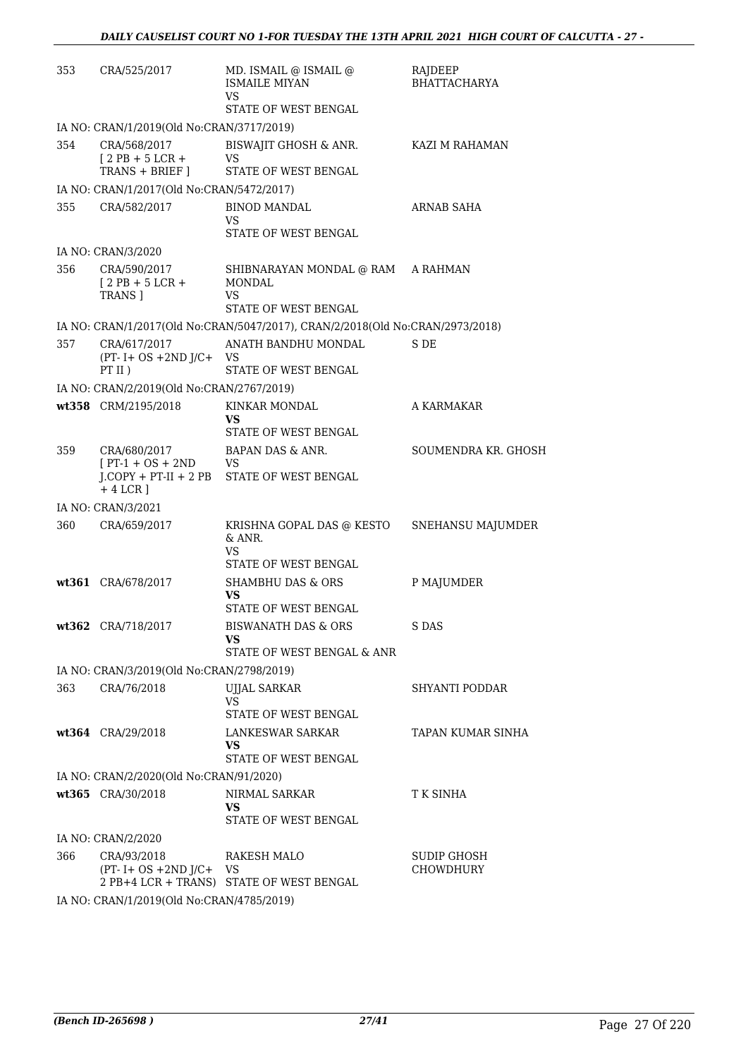| | | | |
|---|---|---|---|
| 353 | CRA/525/2017 | MD. ISMAIL @ ISMAIL @ ISMAILE MIYAN<br>VS<br>STATE OF WEST BENGAL | RAJDEEP BHATTACHARYA |
| IA NO: CRAN/1/2019(Old No:CRAN/3717/2019) | | | |
| 354 | CRA/568/2017<br>[ 2 PB + 5 LCR + TRANS + BRIEF ] | BISWAJIT GHOSH & ANR.<br>VS<br>STATE OF WEST BENGAL | KAZI M RAHAMAN |
| IA NO: CRAN/1/2017(Old No:CRAN/5472/2017) | | | |
| 355 | CRA/582/2017 | BINOD MANDAL<br>VS<br>STATE OF WEST BENGAL | ARNAB SAHA |
| IA NO: CRAN/3/2020 | | | |
| 356 | CRA/590/2017<br>[ 2 PB + 5 LCR + TRANS ] | SHIBNARAYAN MONDAL @ RAM MONDAL<br>VS<br>STATE OF WEST BENGAL | A RAHMAN |
| IA NO: CRAN/1/2017(Old No:CRAN/5047/2017), CRAN/2/2018(Old No:CRAN/2973/2018) | | | |
| 357 | CRA/617/2017<br>(PT- I+ OS +2ND J/C+ PT II ) | ANATH BANDHU MONDAL<br>VS<br>STATE OF WEST BENGAL | S DE |
| IA NO: CRAN/2/2019(Old No:CRAN/2767/2019) | | | |
| wt358 | CRM/2195/2018 | KINKAR MONDAL<br>**VS**<br>STATE OF WEST BENGAL | A KARMAKAR |
| 359 | CRA/680/2017<br>[ PT-1 + OS + 2ND J.COPY + PT-II + 2 PB + 4 LCR ] | BAPAN DAS & ANR.<br>VS<br>STATE OF WEST BENGAL | SOUMENDRA KR. GHOSH |
| IA NO: CRAN/3/2021 | | | |
| 360 | CRA/659/2017 | KRISHNA GOPAL DAS @ KESTO & ANR.<br>VS<br>STATE OF WEST BENGAL | SNEHANSU MAJUMDER |
| wt361 | CRA/678/2017 | SHAMBHU DAS & ORS<br>**VS**<br>STATE OF WEST BENGAL | P MAJUMDER |
| wt362 | CRA/718/2017 | BISWANATH DAS & ORS<br>**VS**<br>STATE OF WEST BENGAL & ANR | S DAS |
| IA NO: CRAN/3/2019(Old No:CRAN/2798/2019) | | | |
| 363 | CRA/76/2018 | UJJAL SARKAR<br>VS<br>STATE OF WEST BENGAL | SHYANTI PODDAR |
| wt364 | CRA/29/2018 | LANKESWAR SARKAR<br>**VS**<br>STATE OF WEST BENGAL | TAPAN KUMAR SINHA |
| IA NO: CRAN/2/2020(Old No:CRAN/91/2020) | | | |
| wt365 | CRA/30/2018 | NIRMAL SARKAR<br>**VS**<br>STATE OF WEST BENGAL | T K SINHA |
| IA NO: CRAN/2/2020 | | | |
| 366 | CRA/93/2018<br>(PT- I+ OS +2ND J/C+ 2 PB+4 LCR + TRANS) | RAKESH MALO<br>VS<br>STATE OF WEST BENGAL | SUDIP GHOSH CHOWDHURY |
| IA NO: CRAN/1/2019(Old No:CRAN/4785/2019) | | | |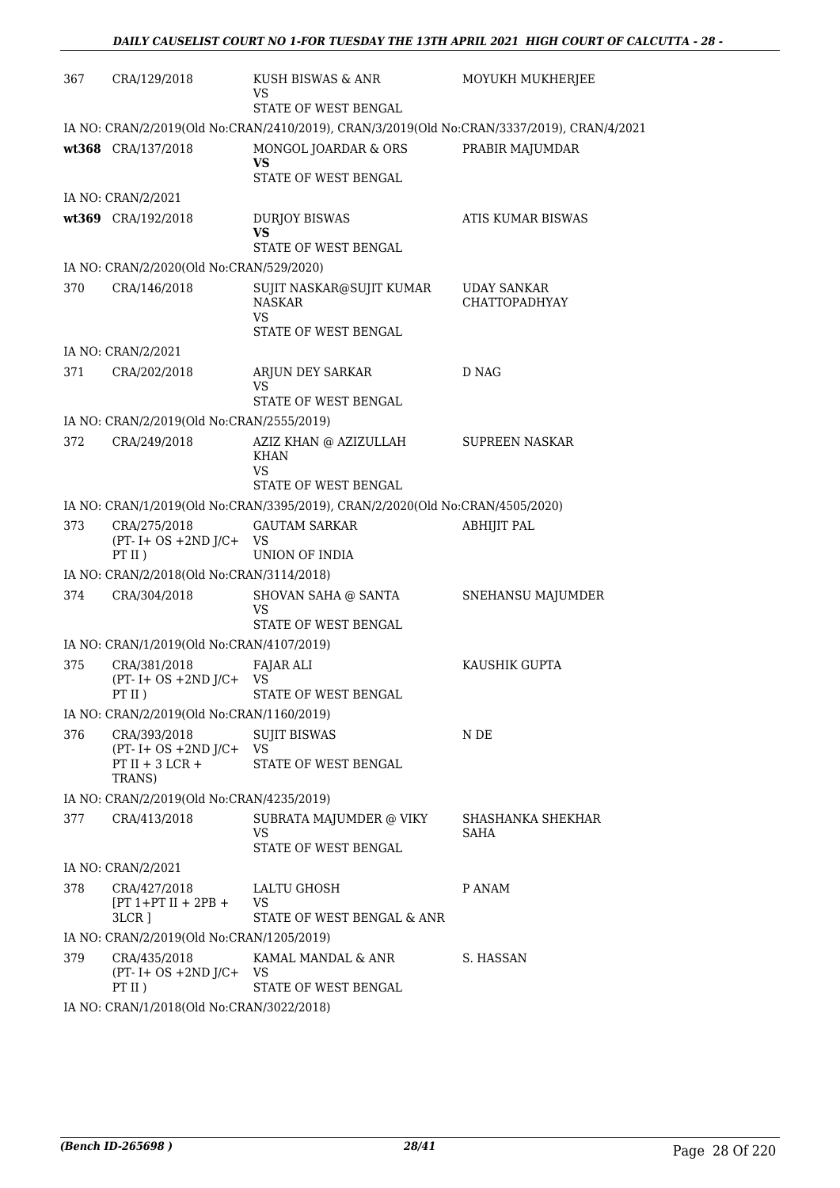| | | | |
|---|---|---|---|
| 367 | CRA/129/2018 | KUSH BISWAS & ANR<br>VS<br>STATE OF WEST BENGAL | MOYUKH MUKHERJEE |
| IA NO: CRAN/2/2019(Old No:CRAN/2410/2019), CRAN/3/2019(Old No:CRAN/3337/2019), CRAN/4/2021 | | | |
| **wt368** | CRA/137/2018 | MONGOL JOARDAR & ORS<br>**VS**<br>STATE OF WEST BENGAL | PRABIR MAJUMDAR |
| IA NO: CRAN/2/2021 | | | |
| **wt369** | CRA/192/2018 | DURJOY BISWAS<br>**VS**<br>STATE OF WEST BENGAL | ATIS KUMAR BISWAS |
| IA NO: CRAN/2/2020(Old No:CRAN/529/2020) | | | |
| 370 | CRA/146/2018 | SUJIT NASKAR@SUJIT KUMAR NASKAR<br>VS<br>STATE OF WEST BENGAL | UDAY SANKAR CHATTOPADHYAY |
| IA NO: CRAN/2/2021 | | | |
| 371 | CRA/202/2018 | ARJUN DEY SARKAR<br>VS<br>STATE OF WEST BENGAL | D NAG |
| IA NO: CRAN/2/2019(Old No:CRAN/2555/2019) | | | |
| 372 | CRA/249/2018 | AZIZ KHAN @ AZIZULLAH KHAN<br>VS<br>STATE OF WEST BENGAL | SUPREEN NASKAR |
| IA NO: CRAN/1/2019(Old No:CRAN/3395/2019), CRAN/2/2020(Old No:CRAN/4505/2020) | | | |
| 373 | CRA/275/2018<br>(PT- I+ OS +2ND J/C+ PT II ) | GAUTAM SARKAR<br>VS<br>UNION OF INDIA | ABHIJIT PAL |
| IA NO: CRAN/2/2018(Old No:CRAN/3114/2018) | | | |
| 374 | CRA/304/2018 | SHOVAN SAHA @ SANTA<br>VS<br>STATE OF WEST BENGAL | SNEHANSU MAJUMDER |
| IA NO: CRAN/1/2019(Old No:CRAN/4107/2019) | | | |
| 375 | CRA/381/2018<br>(PT- I+ OS +2ND J/C+ PT II ) | FAJAR ALI<br>VS<br>STATE OF WEST BENGAL | KAUSHIK GUPTA |
| IA NO: CRAN/2/2019(Old No:CRAN/1160/2019) | | | |
| 376 | CRA/393/2018<br>(PT- I+ OS +2ND J/C+ PT II + 3 LCR + TRANS) | SUJIT BISWAS<br>VS<br>STATE OF WEST BENGAL | N DE |
| IA NO: CRAN/2/2019(Old No:CRAN/4235/2019) | | | |
| 377 | CRA/413/2018 | SUBRATA MAJUMDER @ VIKY<br>VS<br>STATE OF WEST BENGAL | SHASHANKA SHEKHAR SAHA |
| IA NO: CRAN/2/2021 | | | |
| 378 | CRA/427/2018<br>[PT 1+PT II + 2PB + 3LCR ] | LALTU GHOSH<br>VS<br>STATE OF WEST BENGAL & ANR | P ANAM |
| IA NO: CRAN/2/2019(Old No:CRAN/1205/2019) | | | |
| 379 | CRA/435/2018<br>(PT- I+ OS +2ND J/C+ PT II ) | KAMAL MANDAL & ANR<br>VS<br>STATE OF WEST BENGAL | S. HASSAN |
| IA NO: CRAN/1/2018(Old No:CRAN/3022/2018) | | | |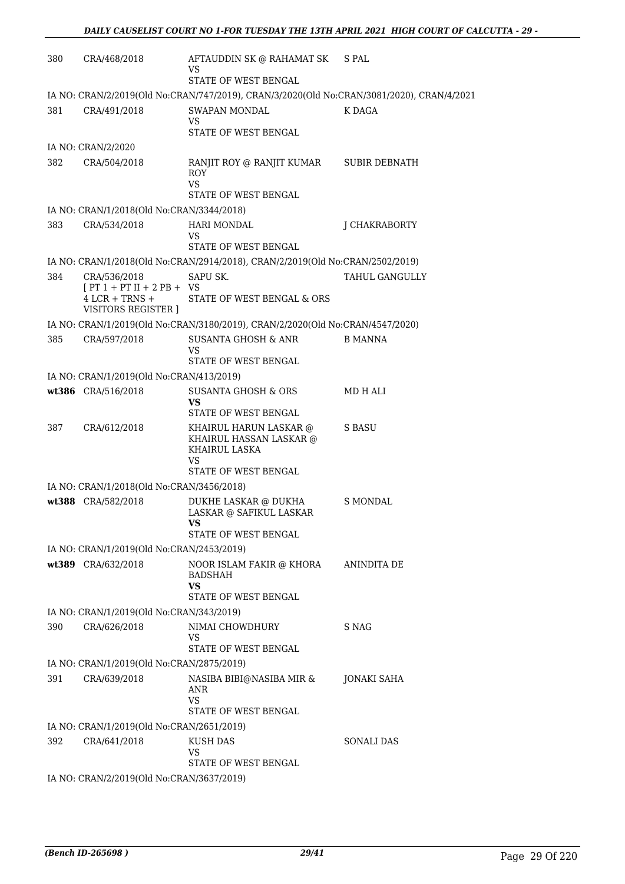| | | | |
|---|---|---|---|
| 380 | CRA/468/2018 | AFTAUDDIN SK @ RAHAMAT SK<br>VS<br>STATE OF WEST BENGAL | S PAL |
| IA NO: CRAN/2/2019(Old No:CRAN/747/2019), CRAN/3/2020(Old No:CRAN/3081/2020), CRAN/4/2021 | | | |
| 381 | CRA/491/2018 | SWAPAN MONDAL<br>VS<br>STATE OF WEST BENGAL | K DAGA |
| IA NO: CRAN/2/2020 | | | |
| 382 | CRA/504/2018 | RANJIT ROY @ RANJIT KUMAR ROY<br>VS<br>STATE OF WEST BENGAL | SUBIR DEBNATH |
| IA NO: CRAN/1/2018(Old No:CRAN/3344/2018) | | | |
| 383 | CRA/534/2018 | HARI MONDAL<br>VS<br>STATE OF WEST BENGAL | J CHAKRABORTY |
| IA NO: CRAN/1/2018(Old No:CRAN/2914/2018), CRAN/2/2019(Old No:CRAN/2502/2019) | | | |
| 384 | CRA/536/2018<br>[ PT 1 + PT II + 2 PB + 4 LCR + TRNS + VISITORS REGISTER ] | SAPU SK.<br>VS<br>STATE OF WEST BENGAL & ORS | TAHUL GANGULLY |
| IA NO: CRAN/1/2019(Old No:CRAN/3180/2019), CRAN/2/2020(Old No:CRAN/4547/2020) | | | |
| 385 | CRA/597/2018 | SUSANTA GHOSH & ANR<br>VS<br>STATE OF WEST BENGAL | B MANNA |
| IA NO: CRAN/1/2019(Old No:CRAN/413/2019) | | | |
| **wt386** | CRA/516/2018 | SUSANTA GHOSH & ORS<br>**VS**<br>STATE OF WEST BENGAL | MD H ALI |
| 387 | CRA/612/2018 | KHAIRUL HARUN LASKAR @ KHAIRUL HASSAN LASKAR @ KHAIRUL LASKA<br>VS<br>STATE OF WEST BENGAL | S BASU |
| IA NO: CRAN/1/2018(Old No:CRAN/3456/2018) | | | |
| **wt388** | CRA/582/2018 | DUKHE LASKAR @ DUKHA LASKAR @ SAFIKUL LASKAR<br>**VS**<br>STATE OF WEST BENGAL | S MONDAL |
| IA NO: CRAN/1/2019(Old No:CRAN/2453/2019) | | | |
| **wt389** | CRA/632/2018 | NOOR ISLAM FAKIR @ KHORA BADSHAH<br>**VS**<br>STATE OF WEST BENGAL | ANINDITA DE |
| IA NO: CRAN/1/2019(Old No:CRAN/343/2019) | | | |
| 390 | CRA/626/2018 | NIMAI CHOWDHURY<br>VS<br>STATE OF WEST BENGAL | S NAG |
| IA NO: CRAN/1/2019(Old No:CRAN/2875/2019) | | | |
| 391 | CRA/639/2018 | NASIBA BIBI@NASIBA MIR & ANR<br>VS<br>STATE OF WEST BENGAL | JONAKI SAHA |
| IA NO: CRAN/1/2019(Old No:CRAN/2651/2019) | | | |
| 392 | CRA/641/2018 | KUSH DAS<br>VS<br>STATE OF WEST BENGAL | SONALI DAS |
| IA NO: CRAN/2/2019(Old No:CRAN/3637/2019) | | | |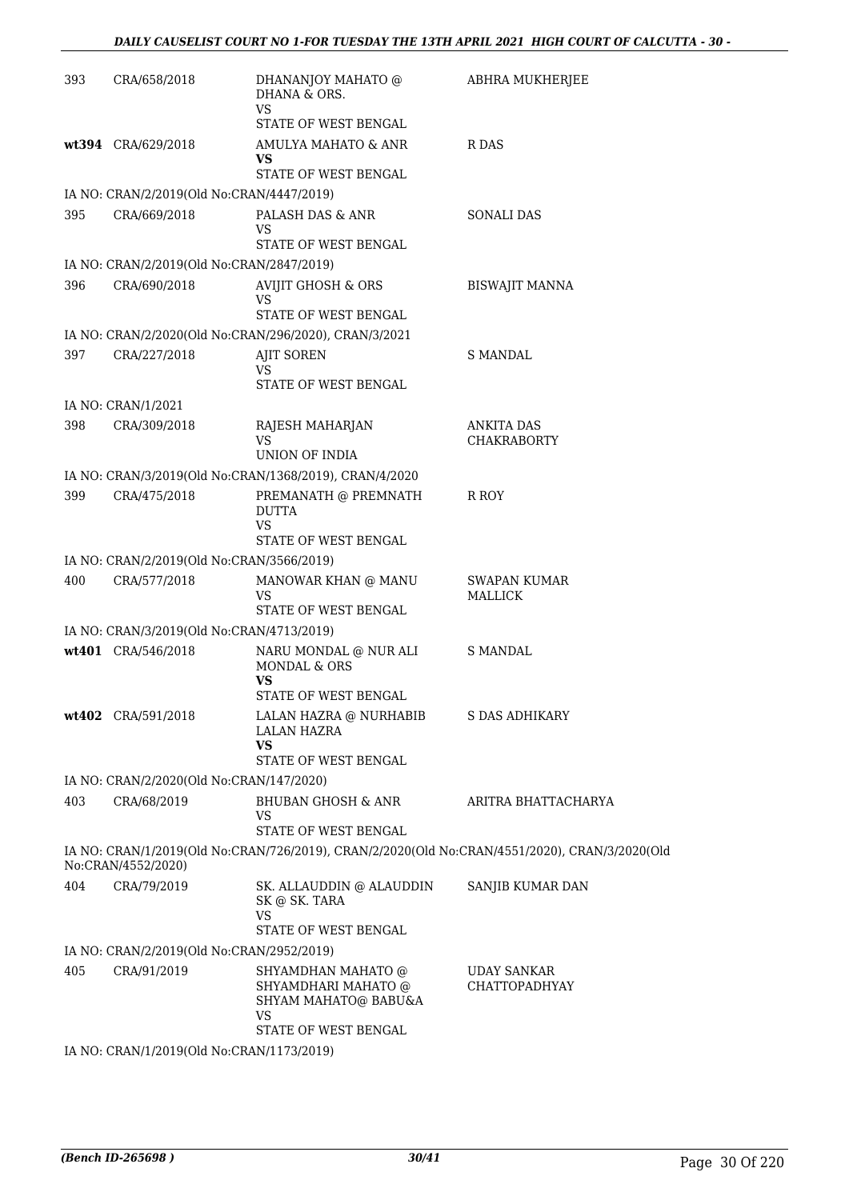| | | | |
|---|---|---|---|
| 393 | CRA/658/2018 | DHANANJOY MAHATO @ DHANA & ORS.<br>VS<br>STATE OF WEST BENGAL | ABHRA MUKHERJEE |
| **wt394** | CRA/629/2018 | AMULYA MAHATO & ANR<br>**VS**<br>STATE OF WEST BENGAL | R DAS |
| IA NO: CRAN/2/2019(Old No:CRAN/4447/2019) | | | |
| 395 | CRA/669/2018 | PALASH DAS & ANR<br>VS<br>STATE OF WEST BENGAL | SONALI DAS |
| IA NO: CRAN/2/2019(Old No:CRAN/2847/2019) | | | |
| 396 | CRA/690/2018 | AVIJIT GHOSH & ORS<br>VS<br>STATE OF WEST BENGAL | BISWAJIT MANNA |
| IA NO: CRAN/2/2020(Old No:CRAN/296/2020), CRAN/3/2021 | | | |
| 397 | CRA/227/2018 | AJIT SOREN<br>VS<br>STATE OF WEST BENGAL | S MANDAL |
| IA NO: CRAN/1/2021 | | | |
| 398 | CRA/309/2018 | RAJESH MAHARJAN<br>VS<br>UNION OF INDIA | ANKITA DAS CHAKRABORTY |
| IA NO: CRAN/3/2019(Old No:CRAN/1368/2019), CRAN/4/2020 | | | |
| 399 | CRA/475/2018 | PREMANATH @ PREMNATH DUTTA<br>VS<br>STATE OF WEST BENGAL | R ROY |
| IA NO: CRAN/2/2019(Old No:CRAN/3566/2019) | | | |
| 400 | CRA/577/2018 | MANOWAR KHAN @ MANU<br>VS<br>STATE OF WEST BENGAL | SWAPAN KUMAR MALLICK |
| IA NO: CRAN/3/2019(Old No:CRAN/4713/2019) | | | |
| **wt401** | CRA/546/2018 | NARU MONDAL @ NUR ALI MONDAL & ORS<br>**VS**<br>STATE OF WEST BENGAL | S MANDAL |
| **wt402** | CRA/591/2018 | LALAN HAZRA @ NURHABIB LALAN HAZRA<br>**VS**<br>STATE OF WEST BENGAL | S DAS ADHIKARY |
| IA NO: CRAN/2/2020(Old No:CRAN/147/2020) | | | |
| 403 | CRA/68/2019 | BHUBAN GHOSH & ANR<br>VS<br>STATE OF WEST BENGAL | ARITRA BHATTACHARYA |
| IA NO: CRAN/1/2019(Old No:CRAN/726/2019), CRAN/2/2020(Old No:CRAN/4551/2020), CRAN/3/2020(Old No:CRAN/4552/2020) | | | |
| 404 | CRA/79/2019 | SK. ALLAUDDIN @ ALAUDDIN SK @ SK. TARA<br>VS<br>STATE OF WEST BENGAL | SANJIB KUMAR DAN |
| IA NO: CRAN/2/2019(Old No:CRAN/2952/2019) | | | |
| 405 | CRA/91/2019 | SHYAMDHAN MAHATO @ SHYAMDHARI MAHATO @ SHYAM MAHATO@ BABU&A<br>VS<br>STATE OF WEST BENGAL | UDAY SANKAR CHATTOPADHYAY |
| IA NO: CRAN/1/2019(Old No:CRAN/1173/2019) | | | |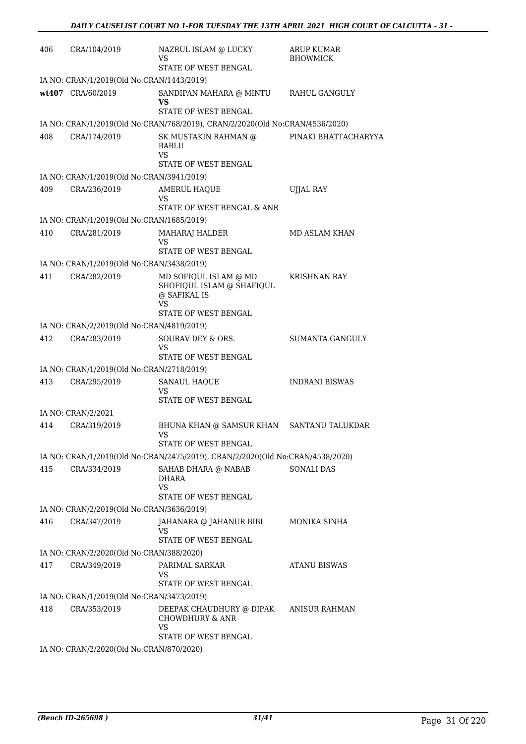| | | | |
|---|---|---|---|
| 406 | CRA/104/2019 | NAZRUL ISLAM @ LUCKY<br>VS<br>STATE OF WEST BENGAL | ARUP KUMAR BHOWMICK |
| IA NO: CRAN/1/2019(Old No:CRAN/1443/2019) | | | |
| **wt407** | CRA/60/2019 | SANDIPAN MAHARA @ MINTU<br>**VS**<br>STATE OF WEST BENGAL | RAHUL GANGULY |
| IA NO: CRAN/1/2019(Old No:CRAN/768/2019), CRAN/2/2020(Old No:CRAN/4536/2020) | | | |
| 408 | CRA/174/2019 | SK MUSTAKIN RAHMAN @ BABLU<br>VS<br>STATE OF WEST BENGAL | PINAKI BHATTACHARYYA |
| IA NO: CRAN/1/2019(Old No:CRAN/3941/2019) | | | |
| 409 | CRA/236/2019 | AMERUL HAQUE<br>VS<br>STATE OF WEST BENGAL & ANR | UJJAL RAY |
| IA NO: CRAN/1/2019(Old No:CRAN/1685/2019) | | | |
| 410 | CRA/281/2019 | MAHARAJ HALDER<br>VS<br>STATE OF WEST BENGAL | MD ASLAM KHAN |
| IA NO: CRAN/1/2019(Old No:CRAN/3438/2019) | | | |
| 411 | CRA/282/2019 | MD SOFIQUL ISLAM @ MD SHOFIQUL ISLAM @ SHAFIQUL @ SAFIKAL IS<br>VS<br>STATE OF WEST BENGAL | KRISHNAN RAY |
| IA NO: CRAN/2/2019(Old No:CRAN/4819/2019) | | | |
| 412 | CRA/283/2019 | SOURAV DEY & ORS.<br>VS<br>STATE OF WEST BENGAL | SUMANTA GANGULY |
| IA NO: CRAN/1/2019(Old No:CRAN/2718/2019) | | | |
| 413 | CRA/295/2019 | SANAUL HAQUE<br>VS<br>STATE OF WEST BENGAL | INDRANI BISWAS |
| IA NO: CRAN/2/2021 | | | |
| 414 | CRA/319/2019 | BHUNA KHAN @ SAMSUR KHAN<br>VS<br>STATE OF WEST BENGAL | SANTANU TALUKDAR |
| IA NO: CRAN/1/2019(Old No:CRAN/2475/2019), CRAN/2/2020(Old No:CRAN/4538/2020) | | | |
| 415 | CRA/334/2019 | SAHAB DHARA @ NABAB DHARA<br>VS<br>STATE OF WEST BENGAL | SONALI DAS |
| IA NO: CRAN/2/2019(Old No:CRAN/3636/2019) | | | |
| 416 | CRA/347/2019 | JAHANARA @ JAHANUR BIBI<br>VS<br>STATE OF WEST BENGAL | MONIKA SINHA |
| IA NO: CRAN/2/2020(Old No:CRAN/388/2020) | | | |
| 417 | CRA/349/2019 | PARIMAL SARKAR<br>VS<br>STATE OF WEST BENGAL | ATANU BISWAS |
| IA NO: CRAN/1/2019(Old No:CRAN/3473/2019) | | | |
| 418 | CRA/353/2019 | DEEPAK CHAUDHURY @ DIPAK CHOWDHURY & ANR<br>VS<br>STATE OF WEST BENGAL | ANISUR RAHMAN |
| IA NO: CRAN/2/2020(Old No:CRAN/870/2020) | | | |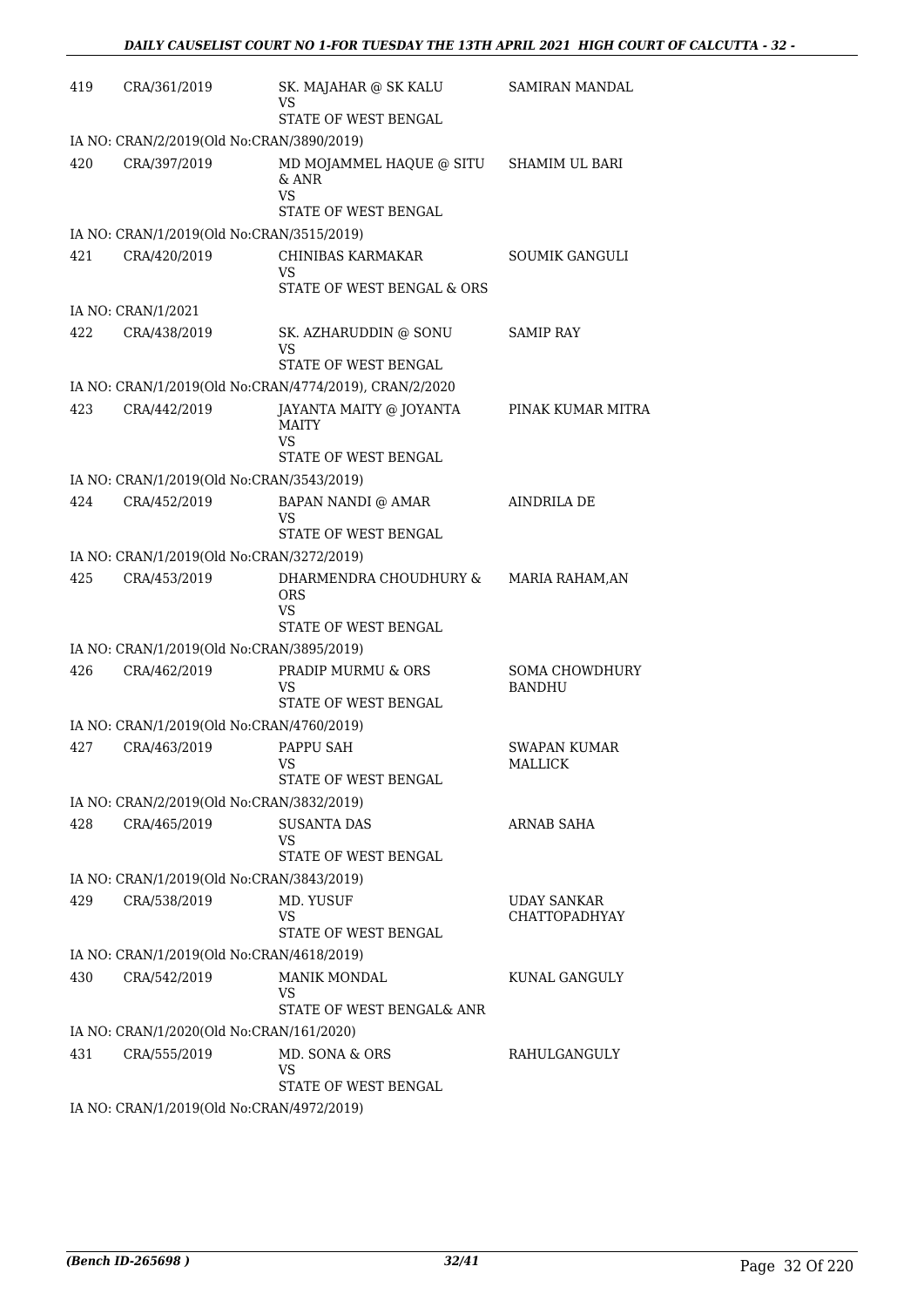| | | | |
|---|---|---|---|
| 419 | CRA/361/2019 | SK. MAJAHAR @ SK KALU<br>VS<br>STATE OF WEST BENGAL | SAMIRAN MANDAL |
| IA NO: CRAN/2/2019(Old No:CRAN/3890/2019) | | | |
| 420 | CRA/397/2019 | MD MOJAMMEL HAQUE @ SITU & ANR<br>VS<br>STATE OF WEST BENGAL | SHAMIM UL BARI |
| IA NO: CRAN/1/2019(Old No:CRAN/3515/2019) | | | |
| 421 | CRA/420/2019 | CHINIBAS KARMAKAR<br>VS<br>STATE OF WEST BENGAL & ORS | SOUMIK GANGULI |
| IA NO: CRAN/1/2021 | | | |
| 422 | CRA/438/2019 | SK. AZHARUDDIN @ SONU<br>VS<br>STATE OF WEST BENGAL | SAMIP RAY |
| IA NO: CRAN/1/2019(Old No:CRAN/4774/2019), CRAN/2/2020 | | | |
| 423 | CRA/442/2019 | JAYANTA MAITY @ JOYANTA MAITY<br>VS<br>STATE OF WEST BENGAL | PINAK KUMAR MITRA |
| IA NO: CRAN/1/2019(Old No:CRAN/3543/2019) | | | |
| 424 | CRA/452/2019 | BAPAN NANDI @ AMAR<br>VS<br>STATE OF WEST BENGAL | AINDRILA DE |
| IA NO: CRAN/1/2019(Old No:CRAN/3272/2019) | | | |
| 425 | CRA/453/2019 | DHARMENDRA CHOUDHURY & ORS<br>VS<br>STATE OF WEST BENGAL | MARIA RAHAM,AN |
| IA NO: CRAN/1/2019(Old No:CRAN/3895/2019) | | | |
| 426 | CRA/462/2019 | PRADIP MURMU & ORS<br>VS<br>STATE OF WEST BENGAL | SOMA CHOWDHURY BANDHU |
| IA NO: CRAN/1/2019(Old No:CRAN/4760/2019) | | | |
| 427 | CRA/463/2019 | PAPPU SAH<br>VS<br>STATE OF WEST BENGAL | SWAPAN KUMAR MALLICK |
| IA NO: CRAN/2/2019(Old No:CRAN/3832/2019) | | | |
| 428 | CRA/465/2019 | SUSANTA DAS<br>VS<br>STATE OF WEST BENGAL | ARNAB SAHA |
| IA NO: CRAN/1/2019(Old No:CRAN/3843/2019) | | | |
| 429 | CRA/538/2019 | MD. YUSUF<br>VS<br>STATE OF WEST BENGAL | UDAY SANKAR CHATTOPADHYAY |
| IA NO: CRAN/1/2019(Old No:CRAN/4618/2019) | | | |
| 430 | CRA/542/2019 | MANIK MONDAL<br>VS<br>STATE OF WEST BENGAL& ANR | KUNAL GANGULY |
| IA NO: CRAN/1/2020(Old No:CRAN/161/2020) | | | |
| 431 | CRA/555/2019 | MD. SONA & ORS<br>VS<br>STATE OF WEST BENGAL | RAHULGANGULY |
| IA NO: CRAN/1/2019(Old No:CRAN/4972/2019) | | | |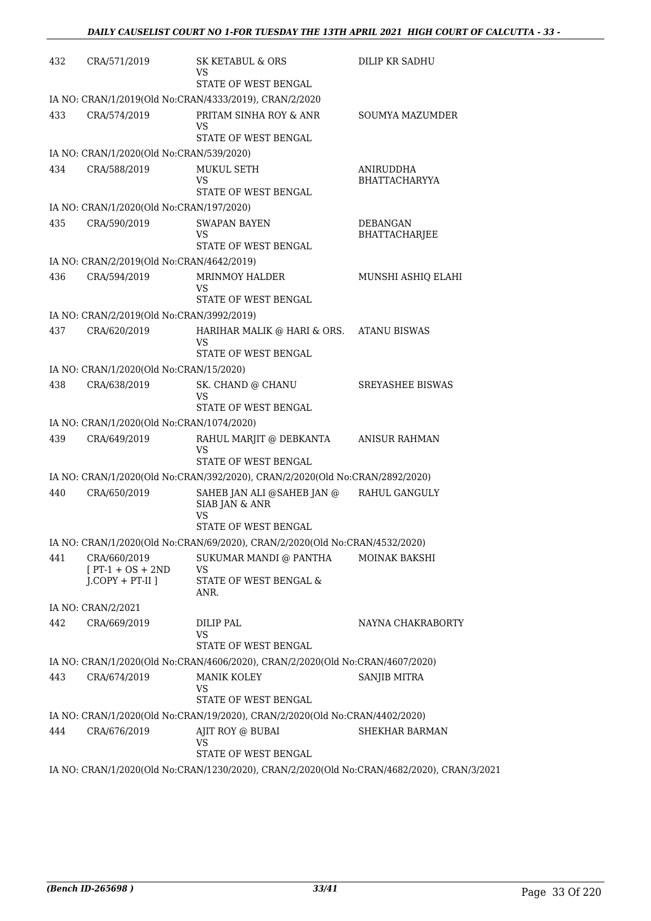| 432 | CRA/571/2019 | SK KETABUL & ORS<br>VS<br>STATE OF WEST BENGAL | DILIP KR SADHU |
|---|---|---|---|
| IA NO: CRAN/1/2019(Old No:CRAN/4333/2019), CRAN/2/2020 | | | |
| 433 | CRA/574/2019 | PRITAM SINHA ROY & ANR<br>VS<br>STATE OF WEST BENGAL | SOUMYA MAZUMDER |
| IA NO: CRAN/1/2020(Old No:CRAN/539/2020) | | | |
| 434 | CRA/588/2019 | MUKUL SETH<br>VS<br>STATE OF WEST BENGAL | ANIRUDDHA BHATTACHARYYA |
| IA NO: CRAN/1/2020(Old No:CRAN/197/2020) | | | |
| 435 | CRA/590/2019 | SWAPAN BAYEN<br>VS<br>STATE OF WEST BENGAL | DEBANGAN BHATTACHARJEE |
| IA NO: CRAN/2/2019(Old No:CRAN/4642/2019) | | | |
| 436 | CRA/594/2019 | MRINMOY HALDER<br>VS<br>STATE OF WEST BENGAL | MUNSHI ASHIQ ELAHI |
| IA NO: CRAN/2/2019(Old No:CRAN/3992/2019) | | | |
| 437 | CRA/620/2019 | HARIHAR MALIK @ HARI & ORS.<br>VS<br>STATE OF WEST BENGAL | ATANU BISWAS |
| IA NO: CRAN/1/2020(Old No:CRAN/15/2020) | | | |
| 438 | CRA/638/2019 | SK. CHAND @ CHANU<br>VS<br>STATE OF WEST BENGAL | SREYASHEE BISWAS |
| IA NO: CRAN/1/2020(Old No:CRAN/1074/2020) | | | |
| 439 | CRA/649/2019 | RAHUL MARJIT @ DEBKANTA<br>VS<br>STATE OF WEST BENGAL | ANISUR RAHMAN |
| IA NO: CRAN/1/2020(Old No:CRAN/392/2020), CRAN/2/2020(Old No:CRAN/2892/2020) | | | |
| 440 | CRA/650/2019 | SAHEB JAN ALI @SAHEB JAN @ SIAB JAN & ANR<br>VS<br>STATE OF WEST BENGAL | RAHUL GANGULY |
| IA NO: CRAN/1/2020(Old No:CRAN/69/2020), CRAN/2/2020(Old No:CRAN/4532/2020) | | | |
| 441 | CRA/660/2019<br>[ PT-1 + OS + 2ND J.COPY + PT-II ] | SUKUMAR MANDI @ PANTHA<br>VS<br>STATE OF WEST BENGAL & ANR. | MOINAK BAKSHI |
| IA NO: CRAN/2/2021 | | | |
| 442 | CRA/669/2019 | DILIP PAL<br>VS<br>STATE OF WEST BENGAL | NAYNA CHAKRABORTY |
| IA NO: CRAN/1/2020(Old No:CRAN/4606/2020), CRAN/2/2020(Old No:CRAN/4607/2020) | | | |
| 443 | CRA/674/2019 | MANIK KOLEY<br>VS<br>STATE OF WEST BENGAL | SANJIB MITRA |
| IA NO: CRAN/1/2020(Old No:CRAN/19/2020), CRAN/2/2020(Old No:CRAN/4402/2020) | | | |
| 444 | CRA/676/2019 | AJIT ROY @ BUBAI<br>VS<br>STATE OF WEST BENGAL | SHEKHAR BARMAN |
| IA NO: CRAN/1/2020(Old No:CRAN/1230/2020), CRAN/2/2020(Old No:CRAN/4682/2020), CRAN/3/2021 | | | |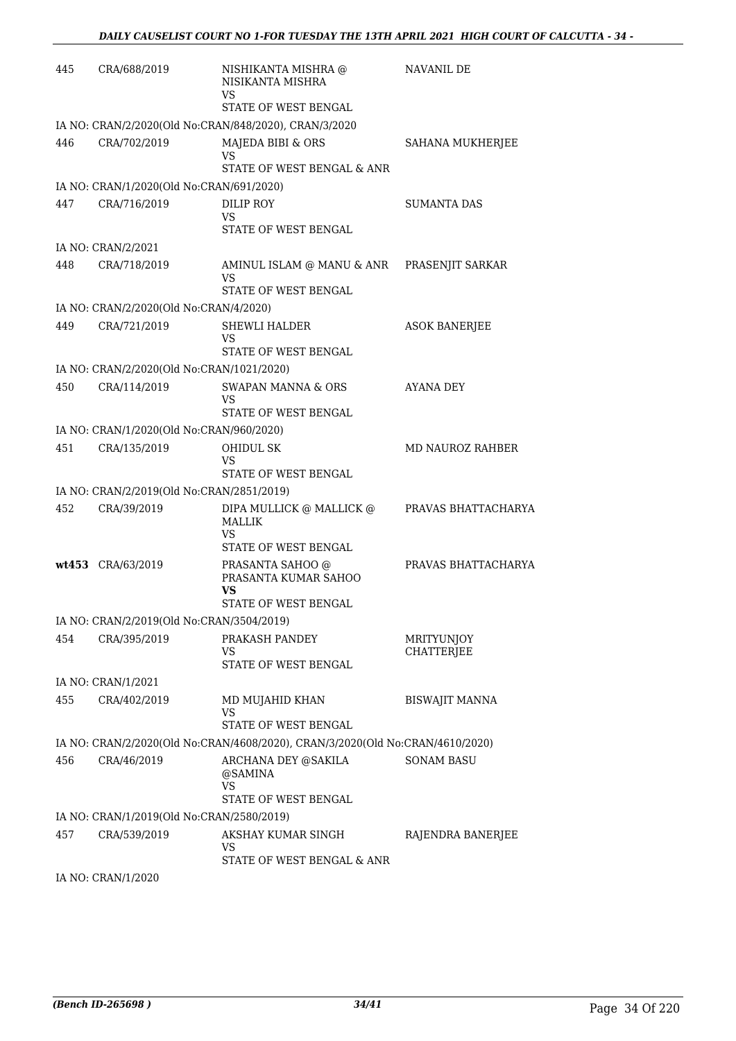| | | | |
|---|---|---|---|
| 445 | CRA/688/2019 | NISHIKANTA MISHRA @ NISIKANTA MISHRA<br>VS<br>STATE OF WEST BENGAL | NAVANIL DE |
| IA NO: CRAN/2/2020(Old No:CRAN/848/2020), CRAN/3/2020 | | | |
| 446 | CRA/702/2019 | MAJEDA BIBI & ORS<br>VS<br>STATE OF WEST BENGAL & ANR | SAHANA MUKHERJEE |
| IA NO: CRAN/1/2020(Old No:CRAN/691/2020) | | | |
| 447 | CRA/716/2019 | DILIP ROY<br>VS<br>STATE OF WEST BENGAL | SUMANTA DAS |
| IA NO: CRAN/2/2021 | | | |
| 448 | CRA/718/2019 | AMINUL ISLAM @ MANU & ANR<br>VS<br>STATE OF WEST BENGAL | PRASENJIT SARKAR |
| IA NO: CRAN/2/2020(Old No:CRAN/4/2020) | | | |
| 449 | CRA/721/2019 | SHEWLI HALDER<br>VS<br>STATE OF WEST BENGAL | ASOK BANERJEE |
| IA NO: CRAN/2/2020(Old No:CRAN/1021/2020) | | | |
| 450 | CRA/114/2019 | SWAPAN MANNA & ORS<br>VS<br>STATE OF WEST BENGAL | AYANA DEY |
| IA NO: CRAN/1/2020(Old No:CRAN/960/2020) | | | |
| 451 | CRA/135/2019 | OHIDUL SK<br>VS<br>STATE OF WEST BENGAL | MD NAUROZ RAHBER |
| IA NO: CRAN/2/2019(Old No:CRAN/2851/2019) | | | |
| 452 | CRA/39/2019 | DIPA MULLICK @ MALLICK @ MALLIK<br>VS<br>STATE OF WEST BENGAL | PRAVAS BHATTACHARYA |
| **wt453** | CRA/63/2019 | PRASANTA SAHOO @ PRASANTA KUMAR SAHOO<br>**VS**<br>STATE OF WEST BENGAL | PRAVAS BHATTACHARYA |
| IA NO: CRAN/2/2019(Old No:CRAN/3504/2019) | | | |
| 454 | CRA/395/2019 | PRAKASH PANDEY<br>VS<br>STATE OF WEST BENGAL | MRITYUNJOY CHATTERJEE |
| IA NO: CRAN/1/2021 | | | |
| 455 | CRA/402/2019 | MD MUJAHID KHAN<br>VS<br>STATE OF WEST BENGAL | BISWAJIT MANNA |
| IA NO: CRAN/2/2020(Old No:CRAN/4608/2020), CRAN/3/2020(Old No:CRAN/4610/2020) | | | |
| 456 | CRA/46/2019 | ARCHANA DEY @SAKILA @SAMINA<br>VS<br>STATE OF WEST BENGAL | SONAM BASU |
| IA NO: CRAN/1/2019(Old No:CRAN/2580/2019) | | | |
| 457 | CRA/539/2019 | AKSHAY KUMAR SINGH<br>VS<br>STATE OF WEST BENGAL & ANR | RAJENDRA BANERJEE |
| IA NO: CRAN/1/2020 | | | |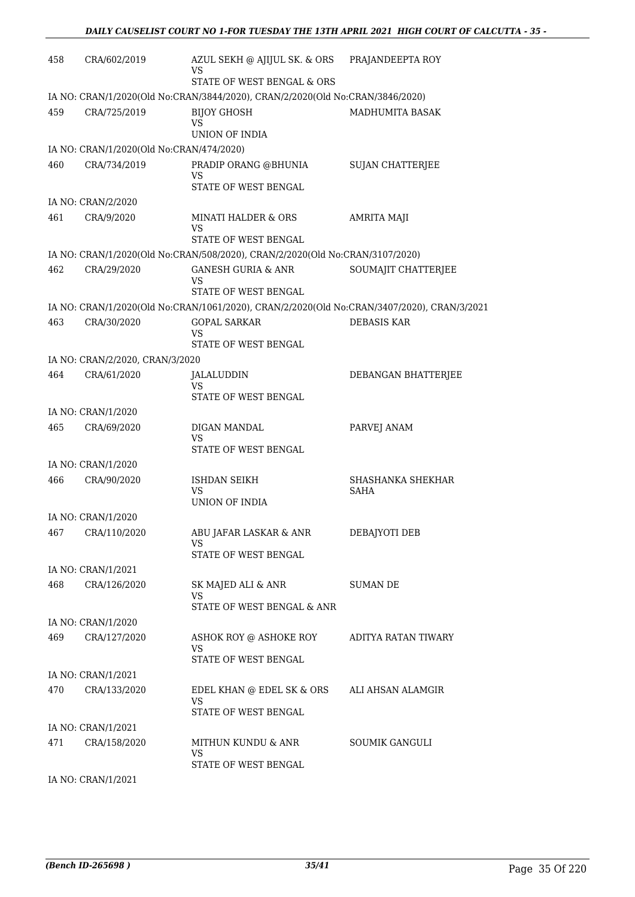| | | | |
|---|---|---|---|
| 458 | CRA/602/2019 | AZUL SEKH @ AJIJUL SK. & ORS<br>VS<br>STATE OF WEST BENGAL & ORS | PRAJANDEEPTA ROY |
| IA NO: CRAN/1/2020(Old No:CRAN/3844/2020), CRAN/2/2020(Old No:CRAN/3846/2020) | | | |
| 459 | CRA/725/2019 | BIJOY GHOSH<br>VS<br>UNION OF INDIA | MADHUMITA BASAK |
| IA NO: CRAN/1/2020(Old No:CRAN/474/2020) | | | |
| 460 | CRA/734/2019 | PRADIP ORANG @BHUNIA<br>VS<br>STATE OF WEST BENGAL | SUJAN CHATTERJEE |
| IA NO: CRAN/2/2020 | | | |
| 461 | CRA/9/2020 | MINATI HALDER & ORS<br>VS<br>STATE OF WEST BENGAL | AMRITA MAJI |
| IA NO: CRAN/1/2020(Old No:CRAN/508/2020), CRAN/2/2020(Old No:CRAN/3107/2020) | | | |
| 462 | CRA/29/2020 | GANESH GURIA & ANR<br>VS<br>STATE OF WEST BENGAL | SOUMAJIT CHATTERJEE |
| IA NO: CRAN/1/2020(Old No:CRAN/1061/2020), CRAN/2/2020(Old No:CRAN/3407/2020), CRAN/3/2021 | | | |
| 463 | CRA/30/2020 | GOPAL SARKAR<br>VS<br>STATE OF WEST BENGAL | DEBASIS KAR |
| IA NO: CRAN/2/2020, CRAN/3/2020 | | | |
| 464 | CRA/61/2020 | JALALUDDIN<br>VS<br>STATE OF WEST BENGAL | DEBANGAN BHATTERJEE |
| IA NO: CRAN/1/2020 | | | |
| 465 | CRA/69/2020 | DIGAN MANDAL<br>VS<br>STATE OF WEST BENGAL | PARVEJ ANAM |
| IA NO: CRAN/1/2020 | | | |
| 466 | CRA/90/2020 | ISHDAN SEIKH<br>VS<br>UNION OF INDIA | SHASHANKA SHEKHAR SAHA |
| IA NO: CRAN/1/2020 | | | |
| 467 | CRA/110/2020 | ABU JAFAR LASKAR & ANR<br>VS<br>STATE OF WEST BENGAL | DEBAJYOTI DEB |
| IA NO: CRAN/1/2021 | | | |
| 468 | CRA/126/2020 | SK MAJED ALI & ANR<br>VS<br>STATE OF WEST BENGAL & ANR | SUMAN DE |
| IA NO: CRAN/1/2020 | | | |
| 469 | CRA/127/2020 | ASHOK ROY @ ASHOKE ROY<br>VS<br>STATE OF WEST BENGAL | ADITYA RATAN TIWARY |
| IA NO: CRAN/1/2021 | | | |
| 470 | CRA/133/2020 | EDEL KHAN @ EDEL SK & ORS<br>VS<br>STATE OF WEST BENGAL | ALI AHSAN ALAMGIR |
| IA NO: CRAN/1/2021 | | | |
| 471 | CRA/158/2020 | MITHUN KUNDU & ANR<br>VS<br>STATE OF WEST BENGAL | SOUMIK GANGULI |
| IA NO: CRAN/1/2021 | | | |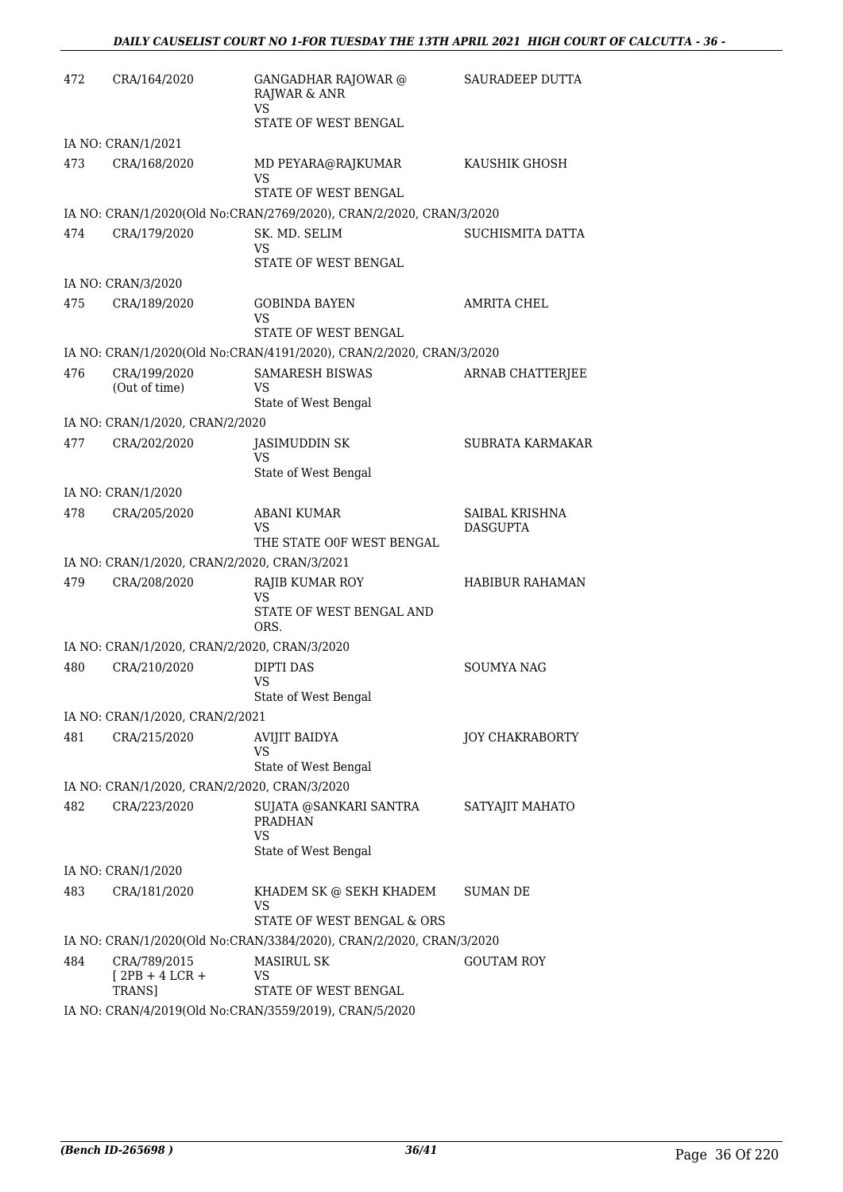| | | | |
|---|---|---|---|
| 472 | CRA/164/2020 | GANGADHAR RAJOWAR @ RAJWAR & ANR<br>VS<br>STATE OF WEST BENGAL | SAURADEEP DUTTA |
| | IA NO: CRAN/1/2021 | | |
| 473 | CRA/168/2020 | MD PEYARA@RAJKUMAR<br>VS<br>STATE OF WEST BENGAL | KAUSHIK GHOSH |
| | IA NO: CRAN/1/2020(Old No:CRAN/2769/2020), CRAN/2/2020, CRAN/3/2020 | | |
| 474 | CRA/179/2020 | SK. MD. SELIM<br>VS<br>STATE OF WEST BENGAL | SUCHISMITA DATTA |
| | IA NO: CRAN/3/2020 | | |
| 475 | CRA/189/2020 | GOBINDA BAYEN<br>VS<br>STATE OF WEST BENGAL | AMRITA CHEL |
| | IA NO: CRAN/1/2020(Old No:CRAN/4191/2020), CRAN/2/2020, CRAN/3/2020 | | |
| 476 | CRA/199/2020<br>(Out of time) | SAMARESH BISWAS<br>VS<br>State of West Bengal | ARNAB CHATTERJEE |
| | IA NO: CRAN/1/2020, CRAN/2/2020 | | |
| 477 | CRA/202/2020 | JASIMUDDIN SK<br>VS<br>State of West Bengal | SUBRATA KARMAKAR |
| | IA NO: CRAN/1/2020 | | |
| 478 | CRA/205/2020 | ABANI KUMAR<br>VS<br>THE STATE O0F WEST BENGAL | SAIBAL KRISHNA DASGUPTA |
| | IA NO: CRAN/1/2020, CRAN/2/2020, CRAN/3/2021 | | |
| 479 | CRA/208/2020 | RAJIB KUMAR ROY<br>VS<br>STATE OF WEST BENGAL AND ORS. | HABIBUR RAHAMAN |
| | IA NO: CRAN/1/2020, CRAN/2/2020, CRAN/3/2020 | | |
| 480 | CRA/210/2020 | DIPTI DAS<br>VS<br>State of West Bengal | SOUMYA NAG |
| | IA NO: CRAN/1/2020, CRAN/2/2021 | | |
| 481 | CRA/215/2020 | AVIJIT BAIDYA<br>VS<br>State of West Bengal | JOY CHAKRABORTY |
| | IA NO: CRAN/1/2020, CRAN/2/2020, CRAN/3/2020 | | |
| 482 | CRA/223/2020 | SUJATA @SANKARI SANTRA PRADHAN<br>VS<br>State of West Bengal | SATYAJIT MAHATO |
| | IA NO: CRAN/1/2020 | | |
| 483 | CRA/181/2020 | KHADEM SK @ SEKH KHADEM<br>VS<br>STATE OF WEST BENGAL & ORS | SUMAN DE |
| | IA NO: CRAN/1/2020(Old No:CRAN/3384/2020), CRAN/2/2020, CRAN/3/2020 | | |
| 484 | CRA/789/2015<br>[ 2PB + 4 LCR + TRANS] | MASIRUL SK<br>VS<br>STATE OF WEST BENGAL | GOUTAM ROY |
| | IA NO: CRAN/4/2019(Old No:CRAN/3559/2019), CRAN/5/2020 | | |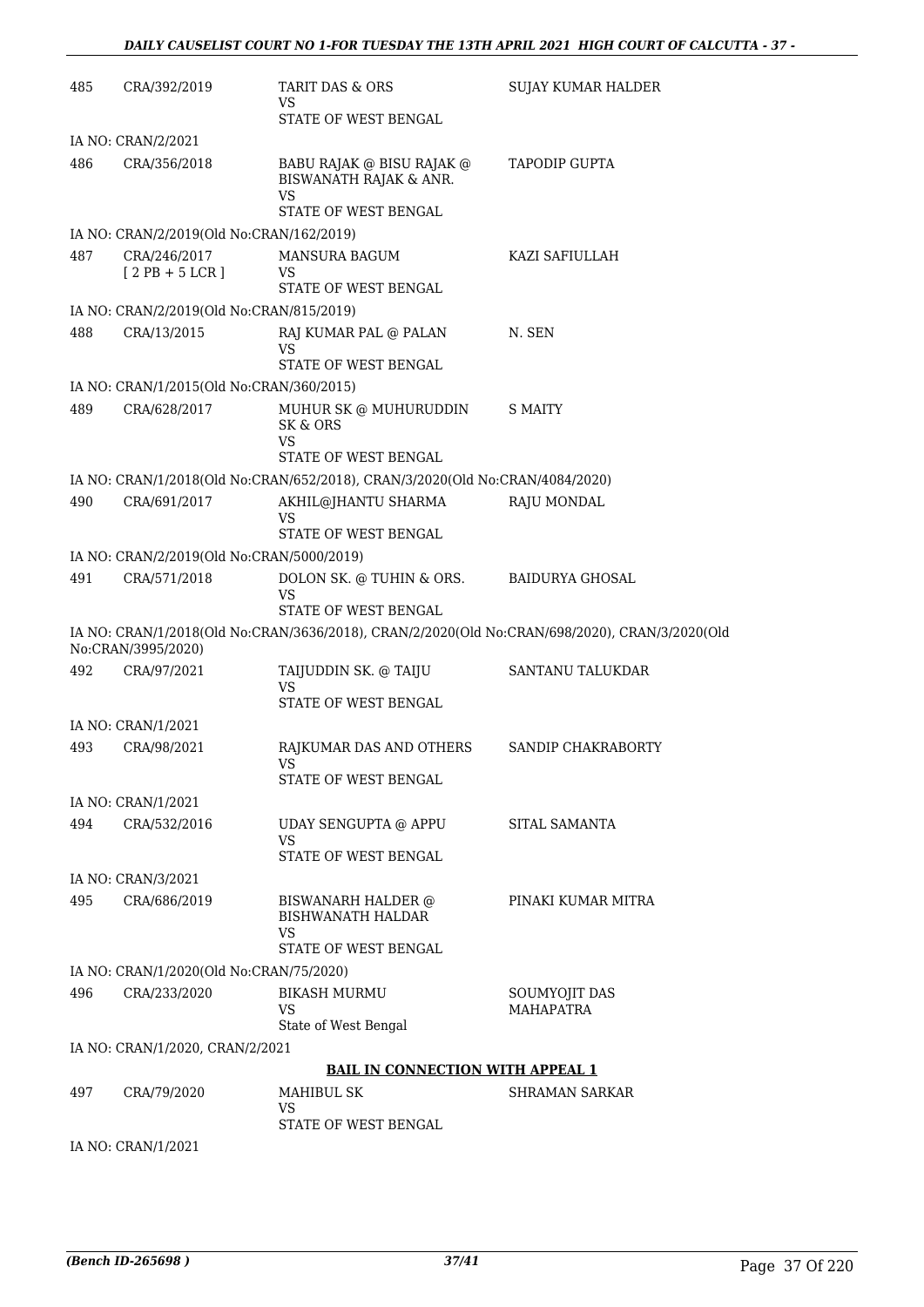| | | | |
|---|---|---|---|
| 485 | CRA/392/2019 | TARIT DAS & ORS<br>VS<br>STATE OF WEST BENGAL | SUJAY KUMAR HALDER |
| IA NO: CRAN/2/2021 | | | |
| 486 | CRA/356/2018 | BABU RAJAK @ BISU RAJAK @ BISWANATH RAJAK & ANR.<br>VS<br>STATE OF WEST BENGAL | TAPODIP GUPTA |
| IA NO: CRAN/2/2019(Old No:CRAN/162/2019) | | | |
| 487 | CRA/246/2017<br>[ 2 PB + 5 LCR ] | MANSURA BAGUM<br>VS<br>STATE OF WEST BENGAL | KAZI SAFIULLAH |
| IA NO: CRAN/2/2019(Old No:CRAN/815/2019) | | | |
| 488 | CRA/13/2015 | RAJ KUMAR PAL @ PALAN<br>VS<br>STATE OF WEST BENGAL | N. SEN |
| IA NO: CRAN/1/2015(Old No:CRAN/360/2015) | | | |
| 489 | CRA/628/2017 | MUHUR SK @ MUHURUDDIN SK & ORS<br>VS<br>STATE OF WEST BENGAL | S MAITY |
| IA NO: CRAN/1/2018(Old No:CRAN/652/2018), CRAN/3/2020(Old No:CRAN/4084/2020) | | | |
| 490 | CRA/691/2017 | AKHIL@JHANTU SHARMA<br>VS<br>STATE OF WEST BENGAL | RAJU MONDAL |
| IA NO: CRAN/2/2019(Old No:CRAN/5000/2019) | | | |
| 491 | CRA/571/2018 | DOLON SK. @ TUHIN & ORS.<br>VS<br>STATE OF WEST BENGAL | BAIDURYA GHOSAL |
| IA NO: CRAN/1/2018(Old No:CRAN/3636/2018), CRAN/2/2020(Old No:CRAN/698/2020), CRAN/3/2020(Old No:CRAN/3995/2020) | | | |
| 492 | CRA/97/2021 | TAIJUDDIN SK. @ TAIJU<br>VS<br>STATE OF WEST BENGAL | SANTANU TALUKDAR |
| IA NO: CRAN/1/2021 | | | |
| 493 | CRA/98/2021 | RAJKUMAR DAS AND OTHERS<br>VS<br>STATE OF WEST BENGAL | SANDIP CHAKRABORTY |
| IA NO: CRAN/1/2021 | | | |
| 494 | CRA/532/2016 | UDAY SENGUPTA @ APPU<br>VS<br>STATE OF WEST BENGAL | SITAL SAMANTA |
| IA NO: CRAN/3/2021 | | | |
| 495 | CRA/686/2019 | BISWANARH HALDER @ BISHWANATH HALDAR<br>VS<br>STATE OF WEST BENGAL | PINAKI KUMAR MITRA |
| IA NO: CRAN/1/2020(Old No:CRAN/75/2020) | | | |
| 496 | CRA/233/2020 | BIKASH MURMU<br>VS<br>State of West Bengal | SOUMYOJIT DAS MAHAPATRA |
| IA NO: CRAN/1/2020, CRAN/2/2021 | | | |

**BAIL IN CONNECTION WITH APPEAL 1**

| | | | |
|---|---|---|---|
| 497 | CRA/79/2020 | MAHIBUL SK<br>VS<br>STATE OF WEST BENGAL | SHRAMAN SARKAR |
| IA NO: CRAN/1/2021 | | | |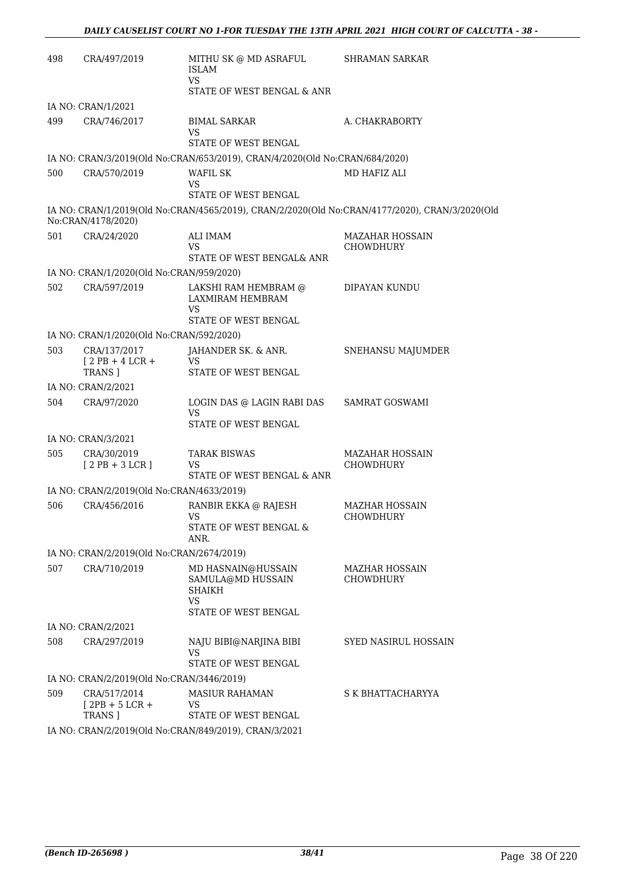| | | | |
|---|---|---|---|
| 498 | CRA/497/2019 | MITHU SK @ MD ASRAFUL ISLAM<br>VS<br>STATE OF WEST BENGAL & ANR | SHRAMAN SARKAR |
| IA NO: CRAN/1/2021 | | | |
| 499 | CRA/746/2017 | BIMAL SARKAR<br>VS<br>STATE OF WEST BENGAL | A. CHAKRABORTY |
| IA NO: CRAN/3/2019(Old No:CRAN/653/2019), CRAN/4/2020(Old No:CRAN/684/2020) | | | |
| 500 | CRA/570/2019 | WAFIL SK<br>VS<br>STATE OF WEST BENGAL | MD HAFIZ ALI |
| IA NO: CRAN/1/2019(Old No:CRAN/4565/2019), CRAN/2/2020(Old No:CRAN/4177/2020), CRAN/3/2020(Old No:CRAN/4178/2020) | | | |
| 501 | CRA/24/2020 | ALI IMAM<br>VS<br>STATE OF WEST BENGAL& ANR | MAZAHAR HOSSAIN CHOWDHURY |
| IA NO: CRAN/1/2020(Old No:CRAN/959/2020) | | | |
| 502 | CRA/597/2019 | LAKSHI RAM HEMBRAM @ LAXMIRAM HEMBRAM<br>VS<br>STATE OF WEST BENGAL | DIPAYAN KUNDU |
| IA NO: CRAN/1/2020(Old No:CRAN/592/2020) | | | |
| 503 | CRA/137/2017<br>[ 2 PB + 4 LCR + TRANS ] | JAHANDER SK. & ANR.<br>VS<br>STATE OF WEST BENGAL | SNEHANSU MAJUMDER |
| IA NO: CRAN/2/2021 | | | |
| 504 | CRA/97/2020 | LOGIN DAS @ LAGIN RABI DAS<br>VS<br>STATE OF WEST BENGAL | SAMRAT GOSWAMI |
| IA NO: CRAN/3/2021 | | | |
| 505 | CRA/30/2019<br>[ 2 PB + 3 LCR ] | TARAK BISWAS<br>VS<br>STATE OF WEST BENGAL & ANR | MAZAHAR HOSSAIN CHOWDHURY |
| IA NO: CRAN/2/2019(Old No:CRAN/4633/2019) | | | |
| 506 | CRA/456/2016 | RANBIR EKKA @ RAJESH<br>VS<br>STATE OF WEST BENGAL & ANR. | MAZHAR HOSSAIN CHOWDHURY |
| IA NO: CRAN/2/2019(Old No:CRAN/2674/2019) | | | |
| 507 | CRA/710/2019 | MD HASNAIN@HUSSAIN SAMULA@MD HUSSAIN SHAIKH<br>VS<br>STATE OF WEST BENGAL | MAZHAR HOSSAIN CHOWDHURY |
| IA NO: CRAN/2/2021 | | | |
| 508 | CRA/297/2019 | NAJU BIBI@NARJINA BIBI<br>VS<br>STATE OF WEST BENGAL | SYED NASIRUL HOSSAIN |
| IA NO: CRAN/2/2019(Old No:CRAN/3446/2019) | | | |
| 509 | CRA/517/2014<br>[ 2PB + 5 LCR + TRANS ] | MASIUR RAHAMAN<br>VS<br>STATE OF WEST BENGAL | S K BHATTACHARYYA |
| IA NO: CRAN/2/2019(Old No:CRAN/849/2019), CRAN/3/2021 | | | |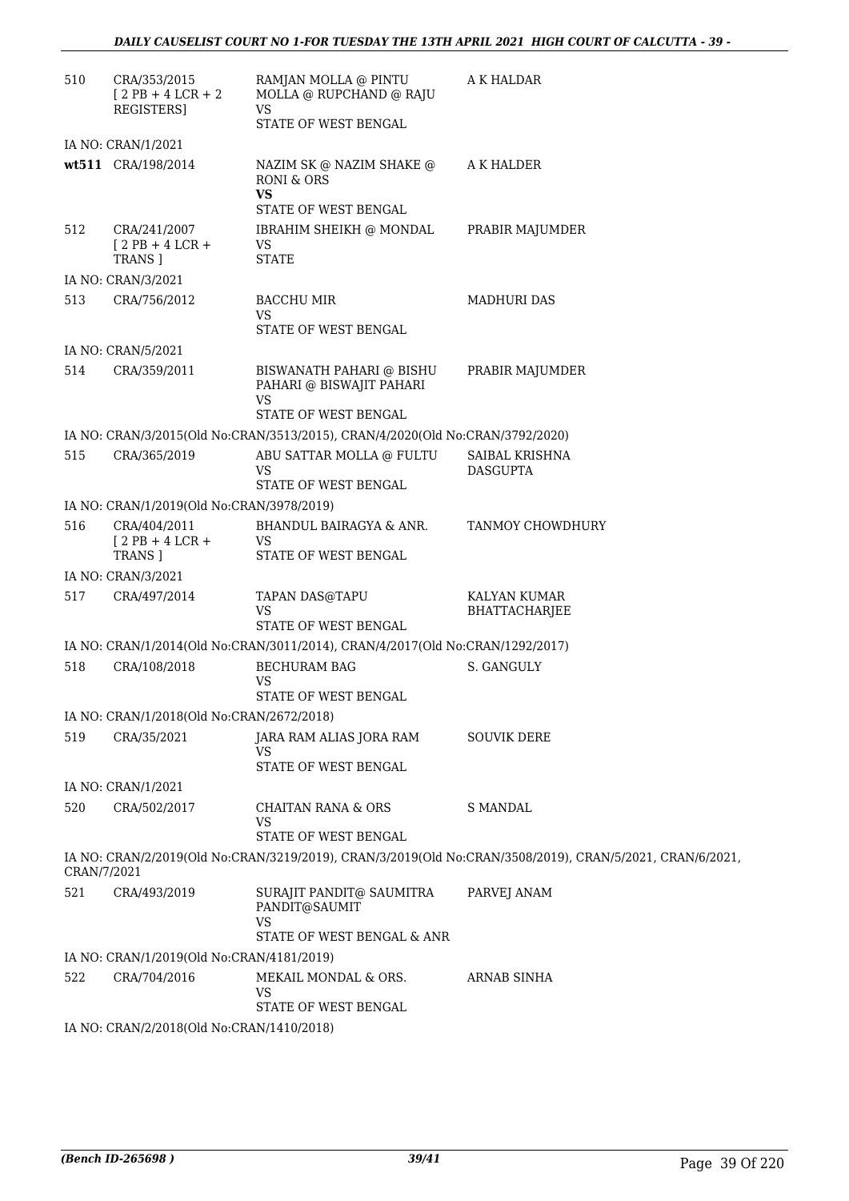| | | | |
|---|---|---|---|
| 510 | CRA/353/2015 [ 2 PB + 4 LCR + 2 REGISTERS] | RAMJAN MOLLA @ PINTU MOLLA @ RUPCHAND @ RAJU VS STATE OF WEST BENGAL | A K HALDAR |
| IA NO: CRAN/1/2021 | | | |
| **wt511** | CRA/198/2014 | NAZIM SK @ NAZIM SHAKE @ RONI & ORS **VS** STATE OF WEST BENGAL | A K HALDER |
| 512 | CRA/241/2007 [ 2 PB + 4 LCR + TRANS ] | IBRAHIM SHEIKH @ MONDAL VS STATE | PRABIR MAJUMDER |
| IA NO: CRAN/3/2021 | | | |
| 513 | CRA/756/2012 | BACCHU MIR VS STATE OF WEST BENGAL | MADHURI DAS |
| IA NO: CRAN/5/2021 | | | |
| 514 | CRA/359/2011 | BISWANATH PAHARI @ BISHU PAHARI @ BISWAJIT PAHARI VS STATE OF WEST BENGAL | PRABIR MAJUMDER |
| IA NO: CRAN/3/2015(Old No:CRAN/3513/2015), CRAN/4/2020(Old No:CRAN/3792/2020) | | | |
| 515 | CRA/365/2019 | ABU SATTAR MOLLA @ FULTU VS STATE OF WEST BENGAL | SAIBAL KRISHNA DASGUPTA |
| IA NO: CRAN/1/2019(Old No:CRAN/3978/2019) | | | |
| 516 | CRA/404/2011 [ 2 PB + 4 LCR + TRANS ] | BHANDUL BAIRAGYA & ANR. VS STATE OF WEST BENGAL | TANMOY CHOWDHURY |
| IA NO: CRAN/3/2021 | | | |
| 517 | CRA/497/2014 | TAPAN DAS@TAPU VS STATE OF WEST BENGAL | KALYAN KUMAR BHATTACHARJEE |
| IA NO: CRAN/1/2014(Old No:CRAN/3011/2014), CRAN/4/2017(Old No:CRAN/1292/2017) | | | |
| 518 | CRA/108/2018 | BECHURAM BAG VS STATE OF WEST BENGAL | S. GANGULY |
| IA NO: CRAN/1/2018(Old No:CRAN/2672/2018) | | | |
| 519 | CRA/35/2021 | JARA RAM ALIAS JORA RAM VS STATE OF WEST BENGAL | SOUVIK DERE |
| IA NO: CRAN/1/2021 | | | |
| 520 | CRA/502/2017 | CHAITAN RANA & ORS VS STATE OF WEST BENGAL | S MANDAL |
| IA NO: CRAN/2/2019(Old No:CRAN/3219/2019), CRAN/3/2019(Old No:CRAN/3508/2019), CRAN/5/2021, CRAN/6/2021, CRAN/7/2021 | | | |
| 521 | CRA/493/2019 | SURAJIT PANDIT@ SAUMITRA PANDIT@SAUMIT VS STATE OF WEST BENGAL & ANR | PARVEJ ANAM |
| IA NO: CRAN/1/2019(Old No:CRAN/4181/2019) | | | |
| 522 | CRA/704/2016 | MEKAIL MONDAL & ORS. VS STATE OF WEST BENGAL | ARNAB SINHA |
| IA NO: CRAN/2/2018(Old No:CRAN/1410/2018) | | | |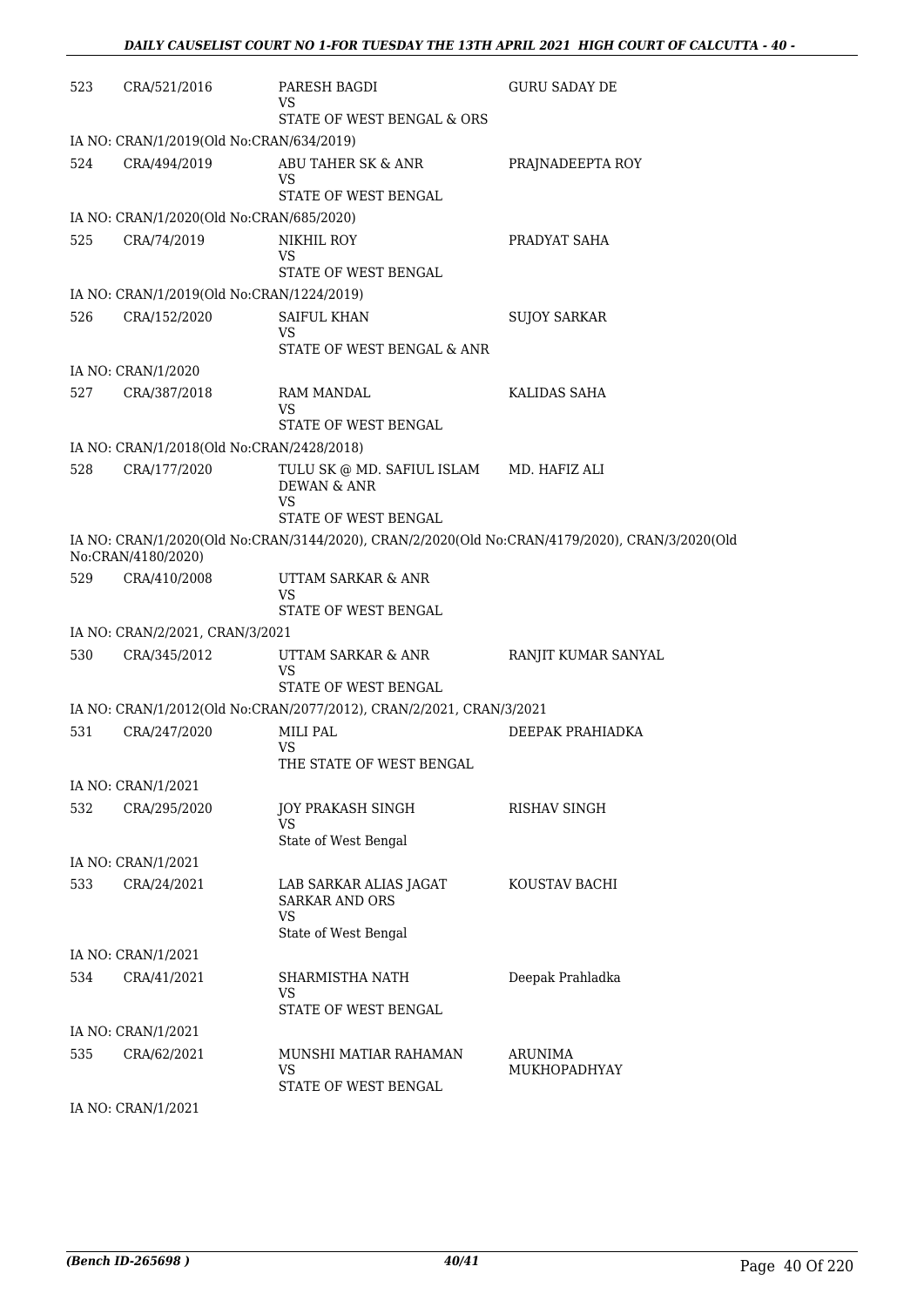| | | | |
|---|---|---|---|
| 523 | CRA/521/2016 | PARESH BAGDI<br>VS<br>STATE OF WEST BENGAL & ORS | GURU SADAY DE |
| IA NO: CRAN/1/2019(Old No:CRAN/634/2019) | | | |
| 524 | CRA/494/2019 | ABU TAHER SK & ANR<br>VS<br>STATE OF WEST BENGAL | PRAJNADEEPTA ROY |
| IA NO: CRAN/1/2020(Old No:CRAN/685/2020) | | | |
| 525 | CRA/74/2019 | NIKHIL ROY<br>VS<br>STATE OF WEST BENGAL | PRADYAT SAHA |
| IA NO: CRAN/1/2019(Old No:CRAN/1224/2019) | | | |
| 526 | CRA/152/2020 | SAIFUL KHAN<br>VS<br>STATE OF WEST BENGAL & ANR | SUJOY SARKAR |
| IA NO: CRAN/1/2020 | | | |
| 527 | CRA/387/2018 | RAM MANDAL<br>VS<br>STATE OF WEST BENGAL | KALIDAS SAHA |
| IA NO: CRAN/1/2018(Old No:CRAN/2428/2018) | | | |
| 528 | CRA/177/2020 | TULU SK @ MD. SAFIUL ISLAM DEWAN & ANR<br>VS<br>STATE OF WEST BENGAL | MD. HAFIZ ALI |
| IA NO: CRAN/1/2020(Old No:CRAN/3144/2020), CRAN/2/2020(Old No:CRAN/4179/2020), CRAN/3/2020(Old No:CRAN/4180/2020) | | | |
| 529 | CRA/410/2008 | UTTAM SARKAR & ANR<br>VS<br>STATE OF WEST BENGAL | |
| IA NO: CRAN/2/2021, CRAN/3/2021 | | | |
| 530 | CRA/345/2012 | UTTAM SARKAR & ANR<br>VS<br>STATE OF WEST BENGAL | RANJIT KUMAR SANYAL |
| IA NO: CRAN/1/2012(Old No:CRAN/2077/2012), CRAN/2/2021, CRAN/3/2021 | | | |
| 531 | CRA/247/2020 | MILI PAL<br>VS<br>THE STATE OF WEST BENGAL | DEEPAK PRAHIADKA |
| IA NO: CRAN/1/2021 | | | |
| 532 | CRA/295/2020 | JOY PRAKASH SINGH<br>VS<br>State of West Bengal | RISHAV SINGH |
| IA NO: CRAN/1/2021 | | | |
| 533 | CRA/24/2021 | LAB SARKAR ALIAS JAGAT SARKAR AND ORS<br>VS<br>State of West Bengal | KOUSTAV BACHI |
| IA NO: CRAN/1/2021 | | | |
| 534 | CRA/41/2021 | SHARMISTHA NATH<br>VS<br>STATE OF WEST BENGAL | Deepak Prahladka |
| IA NO: CRAN/1/2021 | | | |
| 535 | CRA/62/2021 | MUNSHI MATIAR RAHAMAN<br>VS<br>STATE OF WEST BENGAL | ARUNIMA MUKHOPADHYAY |
| IA NO: CRAN/1/2021 | | | |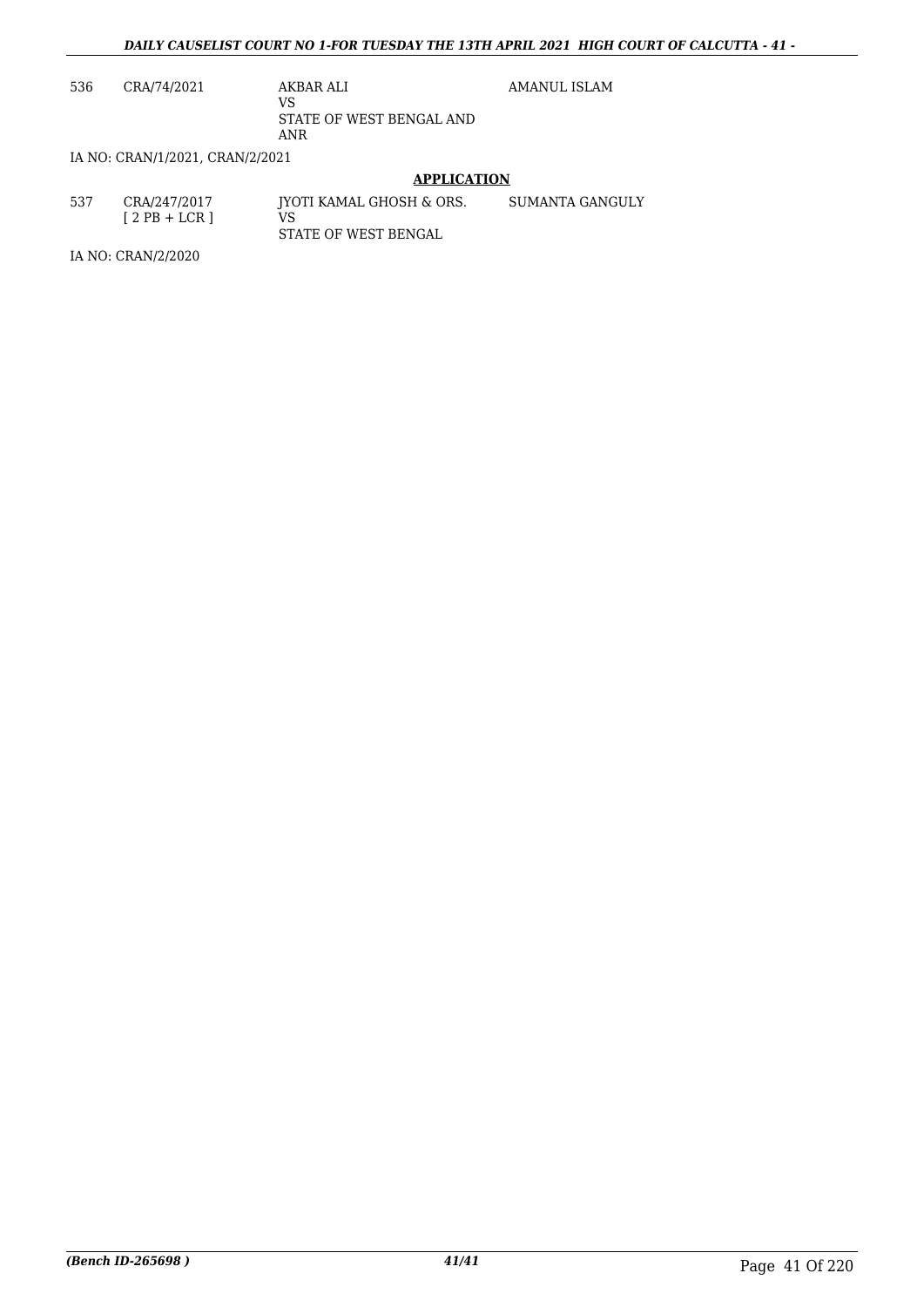| 536 | CRA/74/2021 | AKBAR ALI<br>VS<br>STATE OF WEST BENGAL AND ANR | AMANUL ISLAM |
|---|---|---|---|

IA NO: CRAN/1/2021, CRAN/2/2021

## APPLICATION

| 537 | CRA/247/2017<br>[ 2 PB + LCR ] | JYOTI KAMAL GHOSH & ORS.<br>VS<br>STATE OF WEST BENGAL | SUMANTA GANGULY |
|---|---|---|---|

IA NO: CRAN/2/2020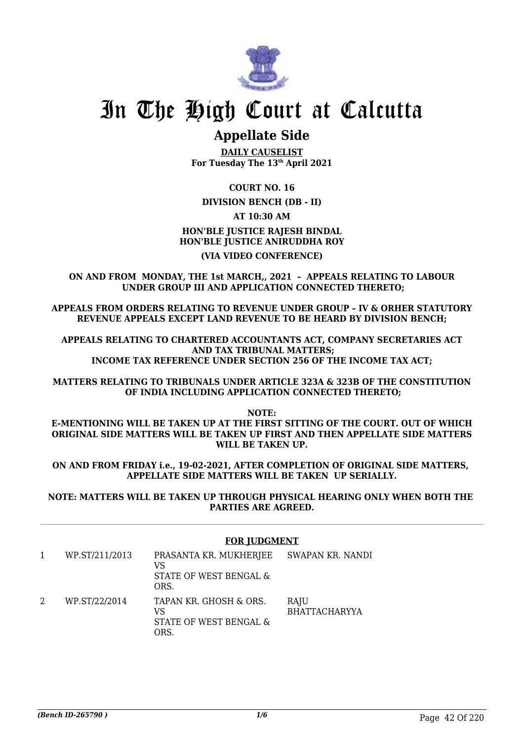# In The High Court at Calcutta

## Appellate Side

**DAILY CAUSELIST**
**For Tuesday The 13th April 2021**

**COURT NO. 16**

**DIVISION BENCH (DB - II)**

**AT 10:30 AM**

**HON'BLE JUSTICE RAJESH BINDAL**
**HON'BLE JUSTICE ANIRUDDHA ROY**

**(VIA VIDEO CONFERENCE)**

**ON AND FROM MONDAY, THE 1st MARCH,, 2021 – APPEALS RELATING TO LABOUR UNDER GROUP III AND APPLICATION CONNECTED THERETO;**

**APPEALS FROM ORDERS RELATING TO REVENUE UNDER GROUP – IV & ORHER STATUTORY REVENUE APPEALS EXCEPT LAND REVENUE TO BE HEARD BY DIVISION BENCH;**

**APPEALS RELATING TO CHARTERED ACCOUNTANTS ACT, COMPANY SECRETARIES ACT AND TAX TRIBUNAL MATTERS;**
**INCOME TAX REFERENCE UNDER SECTION 256 OF THE INCOME TAX ACT;**

**MATTERS RELATING TO TRIBUNALS UNDER ARTICLE 323A & 323B OF THE CONSTITUTION OF INDIA INCLUDING APPLICATION CONNECTED THERETO;**

**NOTE:**
**E-MENTIONING WILL BE TAKEN UP AT THE FIRST SITTING OF THE COURT. OUT OF WHICH ORIGINAL SIDE MATTERS WILL BE TAKEN UP FIRST AND THEN APPELLATE SIDE MATTERS WILL BE TAKEN UP.**

**ON AND FROM FRIDAY i.e., 19-02-2021, AFTER COMPLETION OF ORIGINAL SIDE MATTERS, APPELLATE SIDE MATTERS WILL BE TAKEN UP SERIALLY.**

**NOTE: MATTERS WILL BE TAKEN UP THROUGH PHYSICAL HEARING ONLY WHEN BOTH THE PARTIES ARE AGREED.**

**FOR JUDGMENT**

| | | | |
|---|---|---|---|
| 1 | WP.ST/211/2013 | PRASANTA KR. MUKHERJEE<br>VS<br>STATE OF WEST BENGAL & ORS. | SWAPAN KR. NANDI |
| 2 | WP.ST/22/2014 | TAPAN KR. GHOSH & ORS.<br>VS<br>STATE OF WEST BENGAL & ORS. | RAJU BHATTACHARYYA |

*(Bench ID-265790 )*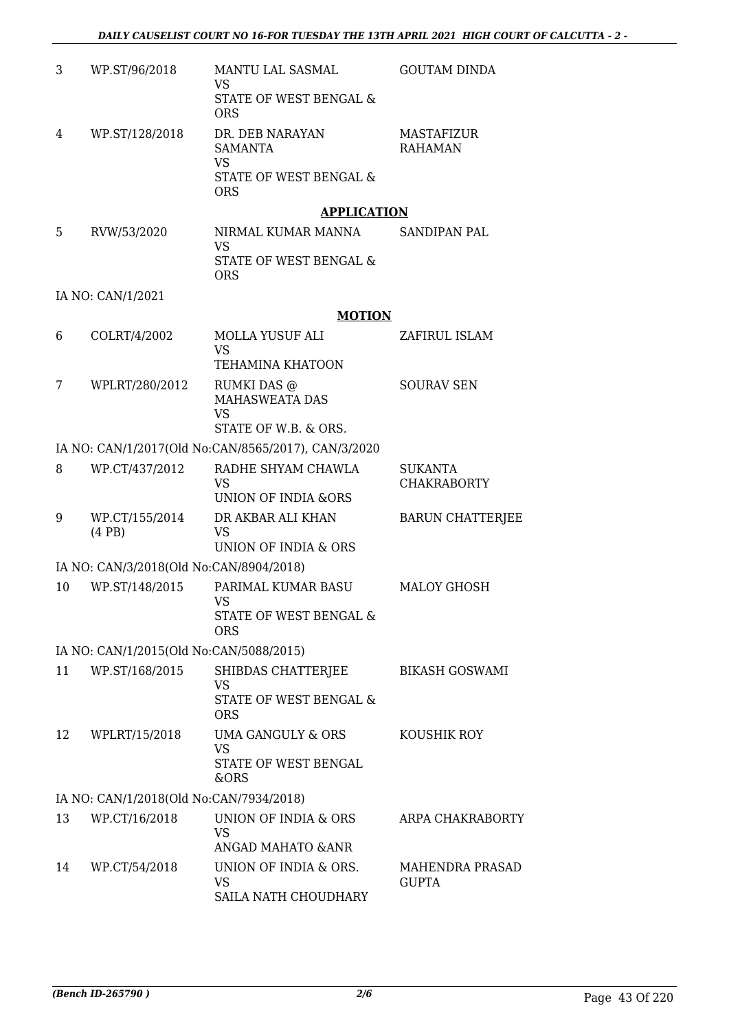| | | | |
|---|---|---|---|
| 3 | WP.ST/96/2018 | MANTU LAL SASMAL VS STATE OF WEST BENGAL & ORS | GOUTAM DINDA |
| 4 | WP.ST/128/2018 | DR. DEB NARAYAN SAMANTA VS STATE OF WEST BENGAL & ORS | MASTAFIZUR RAHAMAN |

**APPLICATION**

| | | | |
|---|---|---|---|
| 5 | RVW/53/2020 | NIRMAL KUMAR MANNA VS STATE OF WEST BENGAL & ORS | SANDIPAN PAL |

IA NO: CAN/1/2021

**MOTION**

| | | | |
|---|---|---|---|
| 6 | COLRT/4/2002 | MOLLA YUSUF ALI VS TEHAMINA KHATOON | ZAFIRUL ISLAM |
| 7 | WPLRT/280/2012 | RUMKI DAS @ MAHASWEATA DAS VS STATE OF W.B. & ORS. | SOURAV SEN |

IA NO: CAN/1/2017(Old No:CAN/8565/2017), CAN/3/2020

| | | | |
|---|---|---|---|
| 8 | WP.CT/437/2012 | RADHE SHYAM CHAWLA VS UNION OF INDIA &ORS | SUKANTA CHAKRABORTY |
| 9 | WP.CT/155/2014 (4 PB) | DR AKBAR ALI KHAN VS UNION OF INDIA & ORS | BARUN CHATTERJEE |

IA NO: CAN/3/2018(Old No:CAN/8904/2018)

| | | | |
|---|---|---|---|
| 10 | WP.ST/148/2015 | PARIMAL KUMAR BASU VS STATE OF WEST BENGAL & ORS | MALOY GHOSH |

IA NO: CAN/1/2015(Old No:CAN/5088/2015)

| | | | |
|---|---|---|---|
| 11 | WP.ST/168/2015 | SHIBDAS CHATTERJEE VS STATE OF WEST BENGAL & ORS | BIKASH GOSWAMI |
| 12 | WPLRT/15/2018 | UMA GANGULY & ORS VS STATE OF WEST BENGAL &ORS | KOUSHIK ROY |

IA NO: CAN/1/2018(Old No:CAN/7934/2018)

| | | | |
|---|---|---|---|
| 13 | WP.CT/16/2018 | UNION OF INDIA & ORS VS ANGAD MAHATO &ANR | ARPA CHAKRABORTY |
| 14 | WP.CT/54/2018 | UNION OF INDIA & ORS. VS SAILA NATH CHOUDHARY | MAHENDRA PRASAD GUPTA |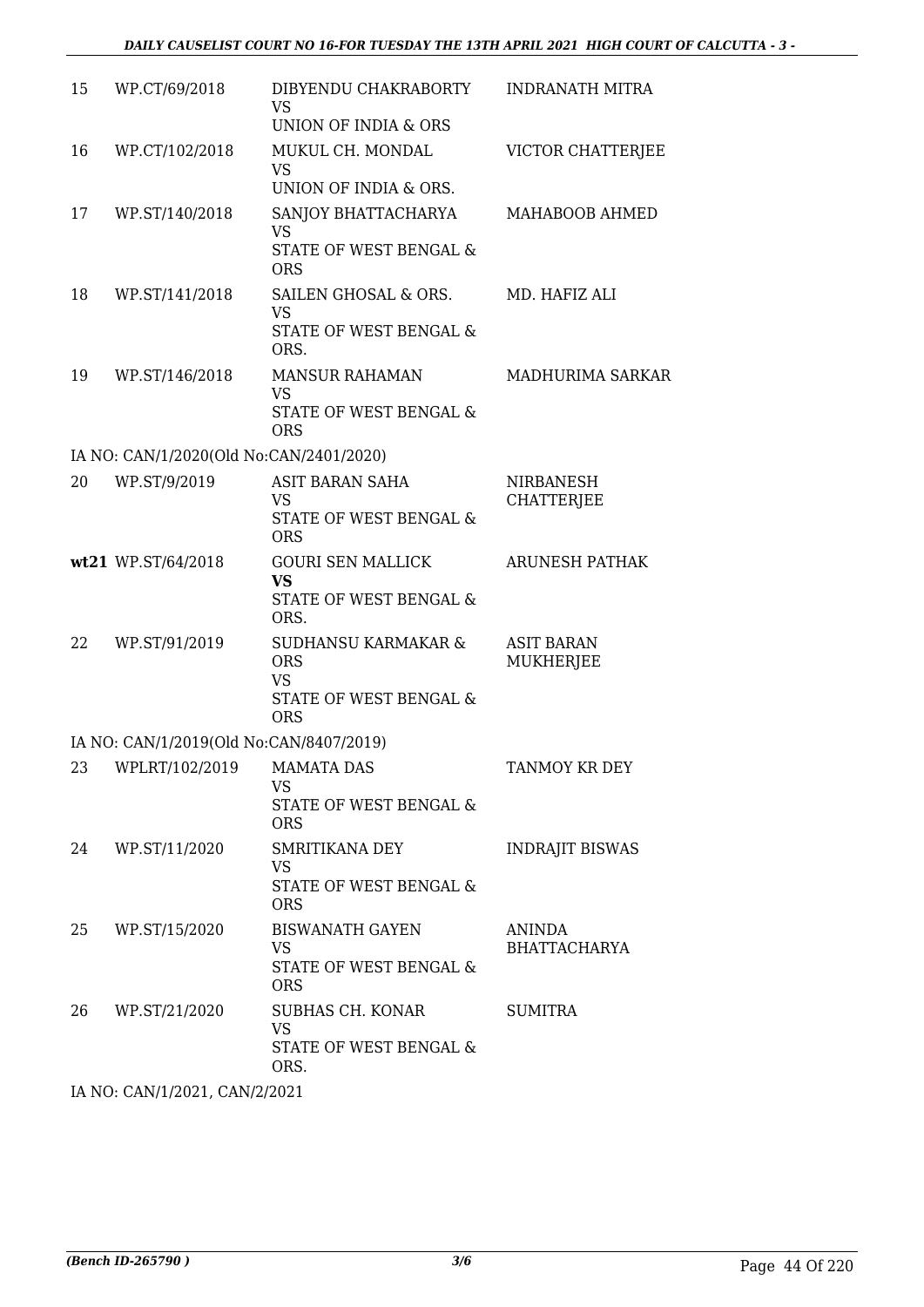| | | | |
|---|---|---|---|
| 15 | WP.CT/69/2018 | DIBYENDU CHAKRABORTY<br>VS<br>UNION OF INDIA & ORS | INDRANATH MITRA |
| 16 | WP.CT/102/2018 | MUKUL CH. MONDAL<br>VS<br>UNION OF INDIA & ORS. | VICTOR CHATTERJEE |
| 17 | WP.ST/140/2018 | SANJOY BHATTACHARYA<br>VS<br>STATE OF WEST BENGAL & ORS | MAHABOOB AHMED |
| 18 | WP.ST/141/2018 | SAILEN GHOSAL & ORS.<br>VS<br>STATE OF WEST BENGAL & ORS. | MD. HAFIZ ALI |
| 19 | WP.ST/146/2018 | MANSUR RAHAMAN<br>VS<br>STATE OF WEST BENGAL & ORS | MADHURIMA SARKAR |
| | IA NO: CAN/1/2020(Old No:CAN/2401/2020) | | |
| 20 | WP.ST/9/2019 | ASIT BARAN SAHA<br>VS<br>STATE OF WEST BENGAL & ORS | NIRBANESH CHATTERJEE |
| **wt21** | WP.ST/64/2018 | GOURI SEN MALLICK<br>**VS**<br>STATE OF WEST BENGAL & ORS. | ARUNESH PATHAK |
| 22 | WP.ST/91/2019 | SUDHANSU KARMAKAR & ORS<br>VS<br>STATE OF WEST BENGAL & ORS | ASIT BARAN MUKHERJEE |
| | IA NO: CAN/1/2019(Old No:CAN/8407/2019) | | |
| 23 | WPLRT/102/2019 | MAMATA DAS<br>VS<br>STATE OF WEST BENGAL & ORS | TANMOY KR DEY |
| 24 | WP.ST/11/2020 | SMRITIKANA DEY<br>VS<br>STATE OF WEST BENGAL & ORS | INDRAJIT BISWAS |
| 25 | WP.ST/15/2020 | BISWANATH GAYEN<br>VS<br>STATE OF WEST BENGAL & ORS | ANINDA BHATTACHARYA |
| 26 | WP.ST/21/2020 | SUBHAS CH. KONAR<br>VS<br>STATE OF WEST BENGAL & ORS. | SUMITRA |
| | IA NO: CAN/1/2021, CAN/2/2021 | | |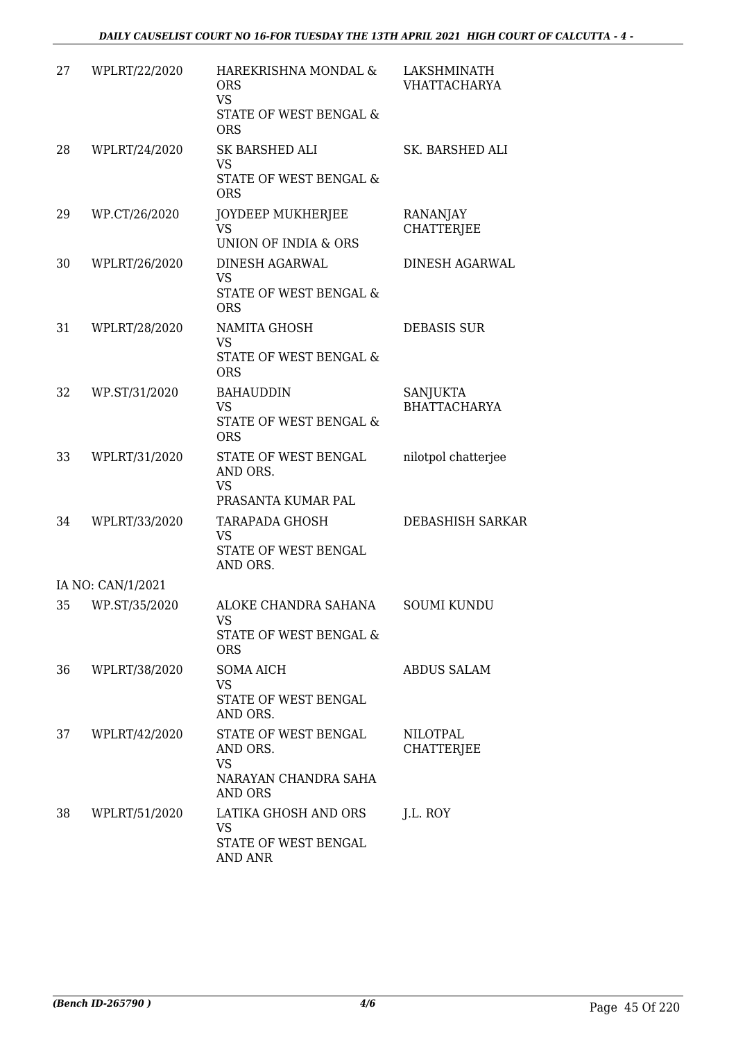| 27 | WPLRT/22/2020 | HAREKRISHNA MONDAL & ORS VS STATE OF WEST BENGAL & ORS | LAKSHMINATH VHATTACHARYA |
|---|---|---|---|
| 28 | WPLRT/24/2020 | SK BARSHED ALI VS STATE OF WEST BENGAL & ORS | SK. BARSHED ALI |
| 29 | WP.CT/26/2020 | JOYDEEP MUKHERJEE VS UNION OF INDIA & ORS | RANANJAY CHATTERJEE |
| 30 | WPLRT/26/2020 | DINESH AGARWAL VS STATE OF WEST BENGAL & ORS | DINESH AGARWAL |
| 31 | WPLRT/28/2020 | NAMITA GHOSH VS STATE OF WEST BENGAL & ORS | DEBASIS SUR |
| 32 | WP.ST/31/2020 | BAHAUDDIN VS STATE OF WEST BENGAL & ORS | SANJUKTA BHATTACHARYA |
| 33 | WPLRT/31/2020 | STATE OF WEST BENGAL AND ORS. VS PRASANTA KUMAR PAL | nilotpol chatterjee |
| 34 | WPLRT/33/2020 | TARAPADA GHOSH VS STATE OF WEST BENGAL AND ORS. | DEBASHISH SARKAR |
| | IA NO: CAN/1/2021 | | |
| 35 | WP.ST/35/2020 | ALOKE CHANDRA SAHANA VS STATE OF WEST BENGAL & ORS | SOUMI KUNDU |
| 36 | WPLRT/38/2020 | SOMA AICH VS STATE OF WEST BENGAL AND ORS. | ABDUS SALAM |
| 37 | WPLRT/42/2020 | STATE OF WEST BENGAL AND ORS. VS NARAYAN CHANDRA SAHA AND ORS | NILOTPAL CHATTERJEE |
| 38 | WPLRT/51/2020 | LATIKA GHOSH AND ORS VS STATE OF WEST BENGAL AND ANR | J.L. ROY |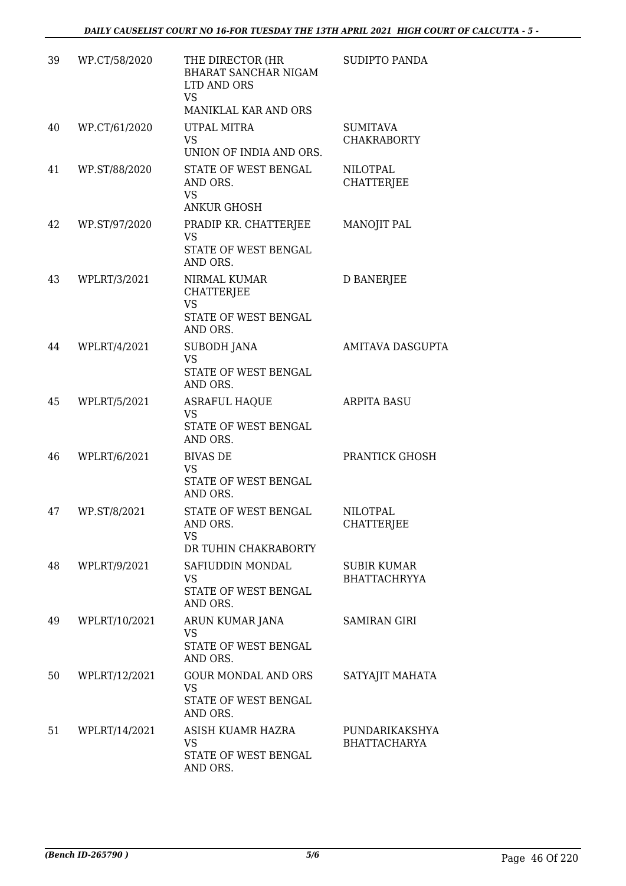| 39 | WP.CT/58/2020 | THE DIRECTOR (HR BHARAT SANCHAR NIGAM LTD AND ORS VS MANIKLAL KAR AND ORS | SUDIPTO PANDA |
|---|---|---|---|
| 40 | WP.CT/61/2020 | UTPAL MITRA VS UNION OF INDIA AND ORS. | SUMITAVA CHAKRABORTY |
| 41 | WP.ST/88/2020 | STATE OF WEST BENGAL AND ORS. VS ANKUR GHOSH | NILOTPAL CHATTERJEE |
| 42 | WP.ST/97/2020 | PRADIP KR. CHATTERJEE VS STATE OF WEST BENGAL AND ORS. | MANOJIT PAL |
| 43 | WPLRT/3/2021 | NIRMAL KUMAR CHATTERJEE VS STATE OF WEST BENGAL AND ORS. | D BANERJEE |
| 44 | WPLRT/4/2021 | SUBODH JANA VS STATE OF WEST BENGAL AND ORS. | AMITAVA DASGUPTA |
| 45 | WPLRT/5/2021 | ASRAFUL HAQUE VS STATE OF WEST BENGAL AND ORS. | ARPITA BASU |
| 46 | WPLRT/6/2021 | BIVAS DE VS STATE OF WEST BENGAL AND ORS. | PRANTICK GHOSH |
| 47 | WP.ST/8/2021 | STATE OF WEST BENGAL AND ORS. VS DR TUHIN CHAKRABORTY | NILOTPAL CHATTERJEE |
| 48 | WPLRT/9/2021 | SAFIUDDIN MONDAL VS STATE OF WEST BENGAL AND ORS. | SUBIR KUMAR BHATTACHRYYA |
| 49 | WPLRT/10/2021 | ARUN KUMAR JANA VS STATE OF WEST BENGAL AND ORS. | SAMIRAN GIRI |
| 50 | WPLRT/12/2021 | GOUR MONDAL AND ORS VS STATE OF WEST BENGAL AND ORS. | SATYAJIT MAHATA |
| 51 | WPLRT/14/2021 | ASISH KUAMR HAZRA VS STATE OF WEST BENGAL AND ORS. | PUNDARIKAKSHYA BHATTACHARYA |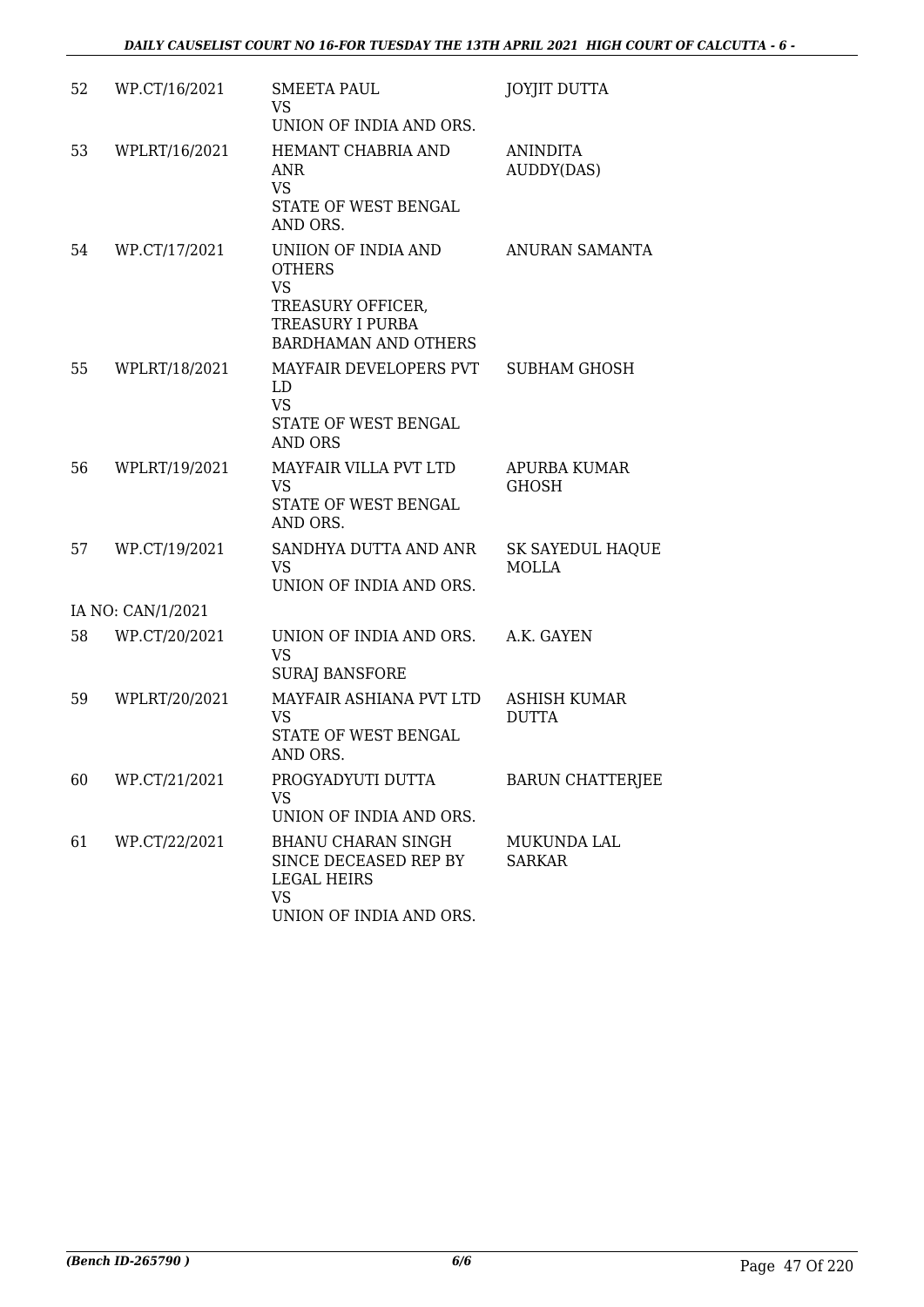| | | | |
|---|---|---|---|
| 52 | WP.CT/16/2021 | SMEETA PAUL<br>VS<br>UNION OF INDIA AND ORS. | JOYJIT DUTTA |
| 53 | WPLRT/16/2021 | HEMANT CHABRIA AND ANR<br>VS<br>STATE OF WEST BENGAL AND ORS. | ANINDITA AUDDY(DAS) |
| 54 | WP.CT/17/2021 | UNIION OF INDIA AND OTHERS<br>VS<br>TREASURY OFFICER, TREASURY I PURBA BARDHAMAN AND OTHERS | ANURAN SAMANTA |
| 55 | WPLRT/18/2021 | MAYFAIR DEVELOPERS PVT LD<br>VS<br>STATE OF WEST BENGAL AND ORS | SUBHAM GHOSH |
| 56 | WPLRT/19/2021 | MAYFAIR VILLA PVT LTD<br>VS<br>STATE OF WEST BENGAL AND ORS. | APURBA KUMAR GHOSH |
| 57 | WP.CT/19/2021 | SANDHYA DUTTA AND ANR<br>VS<br>UNION OF INDIA AND ORS. | SK SAYEDUL HAQUE MOLLA |
| | IA NO: CAN/1/2021 | | |
| 58 | WP.CT/20/2021 | UNION OF INDIA AND ORS.<br>VS<br>SURAJ BANSFORE | A.K. GAYEN |
| 59 | WPLRT/20/2021 | MAYFAIR ASHIANA PVT LTD<br>VS<br>STATE OF WEST BENGAL AND ORS. | ASHISH KUMAR DUTTA |
| 60 | WP.CT/21/2021 | PROGYADYUTI DUTTA<br>VS<br>UNION OF INDIA AND ORS. | BARUN CHATTERJEE |
| 61 | WP.CT/22/2021 | BHANU CHARAN SINGH SINCE DECEASED REP BY LEGAL HEIRS<br>VS<br>UNION OF INDIA AND ORS. | MUKUNDA LAL SARKAR |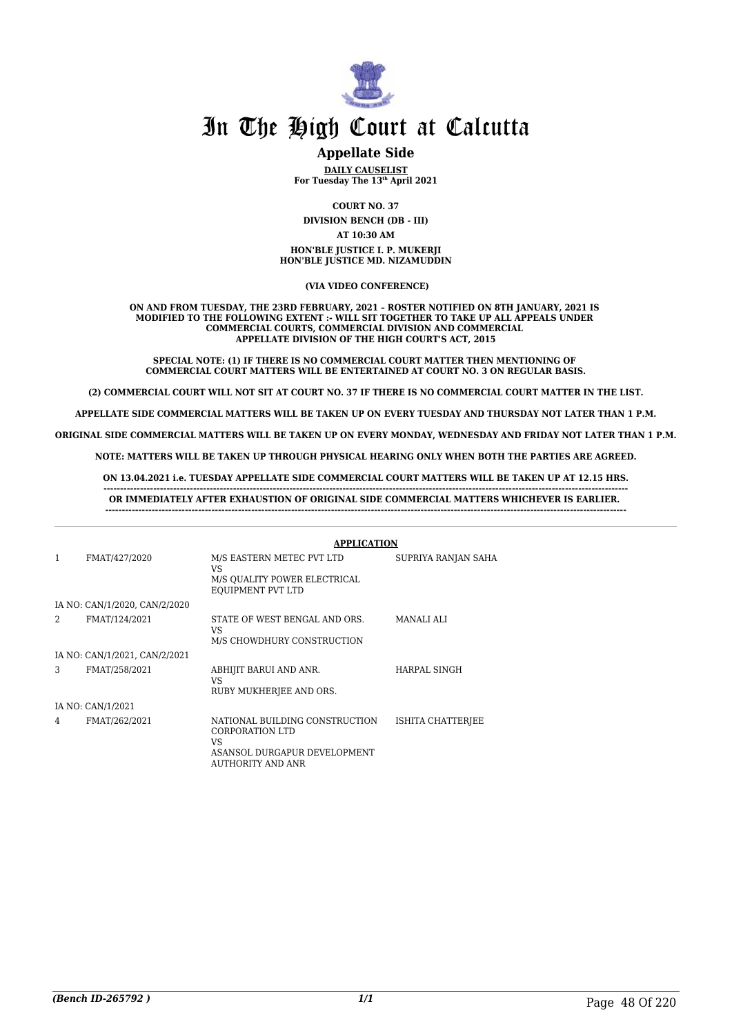# In The High Court at Calcutta

## Appellate Side

**DAILY CAUSELIST**
**For Tuesday The 13th April 2021**

**COURT NO. 37**

**DIVISION BENCH (DB - III)**

**AT 10:30 AM**

**HON'BLE JUSTICE I. P. MUKERJI**
**HON'BLE JUSTICE MD. NIZAMUDDIN**

**(VIA VIDEO CONFERENCE)**

**ON AND FROM TUESDAY, THE 23RD FEBRUARY, 2021 – ROSTER NOTIFIED ON 8TH JANUARY, 2021 IS MODIFIED TO THE FOLLOWING EXTENT :- WILL SIT TOGETHER TO TAKE UP ALL APPEALS UNDER COMMERCIAL COURTS, COMMERCIAL DIVISION AND COMMERCIAL APPELLATE DIVISION OF THE HIGH COURT'S ACT, 2015**

**SPECIAL NOTE: (1) IF THERE IS NO COMMERCIAL COURT MATTER THEN MENTIONING OF COMMERCIAL COURT MATTERS WILL BE ENTERTAINED AT COURT NO. 3 ON REGULAR BASIS.**

**(2) COMMERCIAL COURT WILL NOT SIT AT COURT NO. 37 IF THERE IS NO COMMERCIAL COURT MATTER IN THE LIST.**

**APPELLATE SIDE COMMERCIAL MATTERS WILL BE TAKEN UP ON EVERY TUESDAY AND THURSDAY NOT LATER THAN 1 P.M.**

**ORIGINAL SIDE COMMERCIAL MATTERS WILL BE TAKEN UP ON EVERY MONDAY, WEDNESDAY AND FRIDAY NOT LATER THAN 1 P.M.**

**NOTE: MATTERS WILL BE TAKEN UP THROUGH PHYSICAL HEARING ONLY WHEN BOTH THE PARTIES ARE AGREED.**

**ON 13.04.2021 i.e. TUESDAY APPELLATE SIDE COMMERCIAL COURT MATTERS WILL BE TAKEN UP AT 12.15 HRS.**
**OR IMMEDIATELY AFTER EXHAUSTION OF ORIGINAL SIDE COMMERCIAL MATTERS WHICHEVER IS EARLIER.**

### APPLICATION

| | | | |
|---|---|---|---|
| 1 | FMAT/427/2020 | M/S EASTERN METEC PVT LTD<br>VS<br>M/S QUALITY POWER ELECTRICAL EQUIPMENT PVT LTD | SUPRIYA RANJAN SAHA |
| | IA NO: CAN/1/2020, CAN/2/2020 | | |
| 2 | FMAT/124/2021 | STATE OF WEST BENGAL AND ORS.<br>VS<br>M/S CHOWDHURY CONSTRUCTION | MANALI ALI |
| | IA NO: CAN/1/2021, CAN/2/2021 | | |
| 3 | FMAT/258/2021 | ABHIJIT BARUI AND ANR.<br>VS<br>RUBY MUKHERJEE AND ORS. | HARPAL SINGH |
| | IA NO: CAN/1/2021 | | |
| 4 | FMAT/262/2021 | NATIONAL BUILDING CONSTRUCTION CORPORATION LTD<br>VS<br>ASANSOL DURGAPUR DEVELOPMENT AUTHORITY AND ANR | ISHITA CHATTERJEE |

*(Bench ID-265792 )*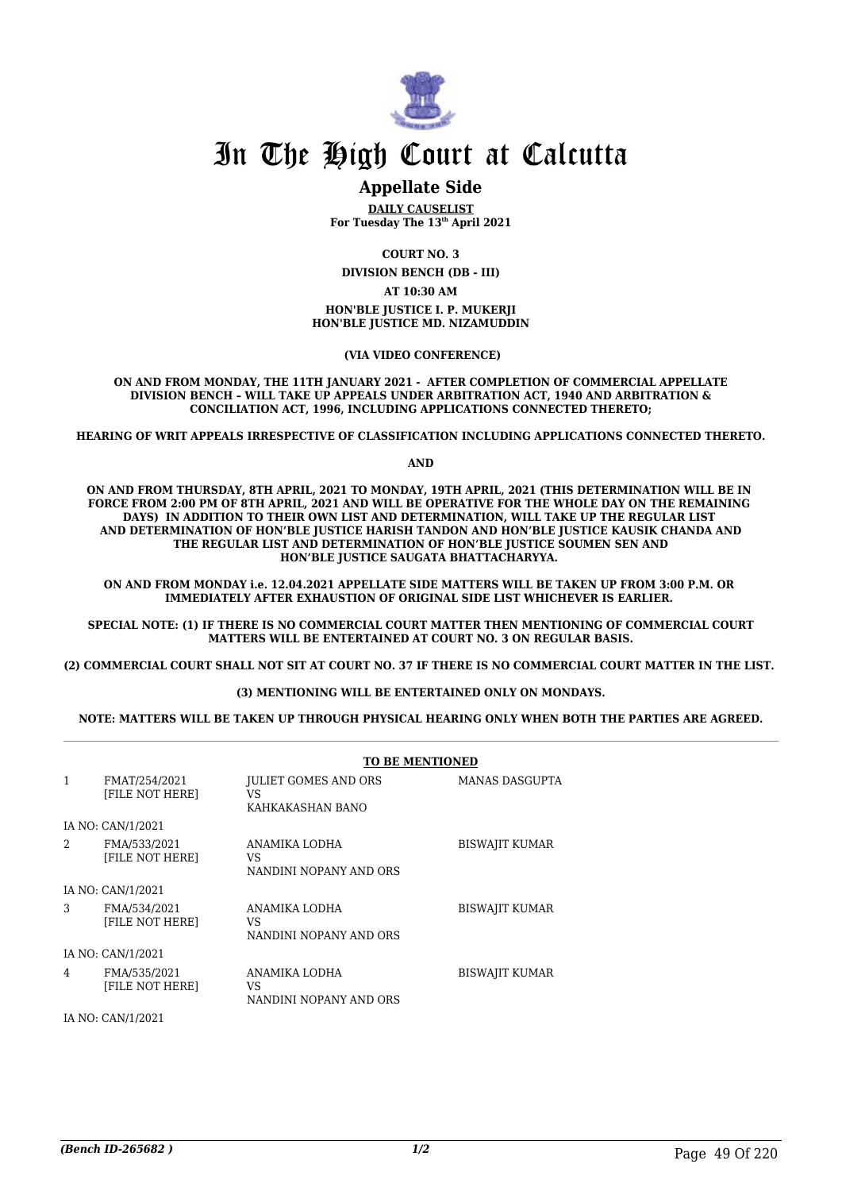# In The High Court at Calcutta

## Appellate Side

**DAILY CAUSELIST**
**For Tuesday The 13th April 2021**

**COURT NO. 3**

**DIVISION BENCH (DB - III)**

**AT 10:30 AM**

**HON'BLE JUSTICE I. P. MUKERJI**
**HON'BLE JUSTICE MD. NIZAMUDDIN**

**(VIA VIDEO CONFERENCE)**

**ON AND FROM MONDAY, THE 11TH JANUARY 2021 - AFTER COMPLETION OF COMMERCIAL APPELLATE DIVISION BENCH – WILL TAKE UP APPEALS UNDER ARBITRATION ACT, 1940 AND ARBITRATION & CONCILIATION ACT, 1996, INCLUDING APPLICATIONS CONNECTED THERETO;**

**HEARING OF WRIT APPEALS IRRESPECTIVE OF CLASSIFICATION INCLUDING APPLICATIONS CONNECTED THERETO.**

**AND**

**ON AND FROM THURSDAY, 8TH APRIL, 2021 TO MONDAY, 19TH APRIL, 2021 (THIS DETERMINATION WILL BE IN FORCE FROM 2:00 PM OF 8TH APRIL, 2021 AND WILL BE OPERATIVE FOR THE WHOLE DAY ON THE REMAINING DAYS) IN ADDITION TO THEIR OWN LIST AND DETERMINATION, WILL TAKE UP THE REGULAR LIST AND DETERMINATION OF HON'BLE JUSTICE HARISH TANDON AND HON'BLE JUSTICE KAUSIK CHANDA AND THE REGULAR LIST AND DETERMINATION OF HON'BLE JUSTICE SOUMEN SEN AND HON'BLE JUSTICE SAUGATA BHATTACHARYYA.**

**ON AND FROM MONDAY i.e. 12.04.2021 APPELLATE SIDE MATTERS WILL BE TAKEN UP FROM 3:00 P.M. OR IMMEDIATELY AFTER EXHAUSTION OF ORIGINAL SIDE LIST WHICHEVER IS EARLIER.**

**SPECIAL NOTE: (1) IF THERE IS NO COMMERCIAL COURT MATTER THEN MENTIONING OF COMMERCIAL COURT MATTERS WILL BE ENTERTAINED AT COURT NO. 3 ON REGULAR BASIS.**

**(2) COMMERCIAL COURT SHALL NOT SIT AT COURT NO. 37 IF THERE IS NO COMMERCIAL COURT MATTER IN THE LIST.**

**(3) MENTIONING WILL BE ENTERTAINED ONLY ON MONDAYS.**

**NOTE: MATTERS WILL BE TAKEN UP THROUGH PHYSICAL HEARING ONLY WHEN BOTH THE PARTIES ARE AGREED.**

**TO BE MENTIONED**

| | | | |
|---|---|---|---|
| 1 | FMAT/254/2021 [FILE NOT HERE] | JULIET GOMES AND ORS VS KAHKAKASHAN BANO | MANAS DASGUPTA |
| | IA NO: CAN/1/2021 | | |
| 2 | FMA/533/2021 [FILE NOT HERE] | ANAMIKA LODHA VS NANDINI NOPANY AND ORS | BISWAJIT KUMAR |
| | IA NO: CAN/1/2021 | | |
| 3 | FMA/534/2021 [FILE NOT HERE] | ANAMIKA LODHA VS NANDINI NOPANY AND ORS | BISWAJIT KUMAR |
| | IA NO: CAN/1/2021 | | |
| 4 | FMA/535/2021 [FILE NOT HERE] | ANAMIKA LODHA VS NANDINI NOPANY AND ORS | BISWAJIT KUMAR |
| | IA NO: CAN/1/2021 | | |

*(Bench ID-265682 )*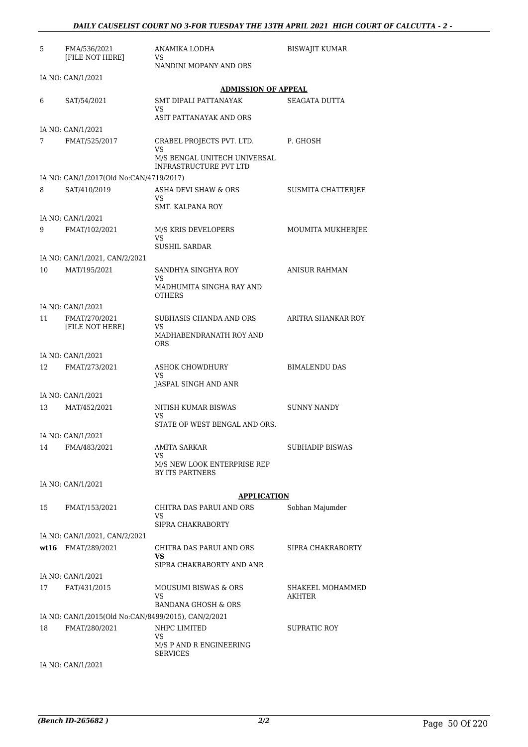| | | | |
|---|---|---|---|
| 5 | FMA/536/2021 [FILE NOT HERE] | ANAMIKA LODHA VS NANDINI MOPANY AND ORS | BISWAJIT KUMAR |
| | IA NO: CAN/1/2021 | | |
| | | **ADMISSION OF APPEAL** | |
| 6 | SAT/54/2021 | SMT DIPALI PATTANAYAK VS ASIT PATTANAYAK AND ORS | SEAGATA DUTTA |
| | IA NO: CAN/1/2021 | | |
| 7 | FMAT/525/2017 | CRABEL PROJECTS PVT. LTD. VS M/S BENGAL UNITECH UNIVERSAL INFRASTRUCTURE PVT LTD | P. GHOSH |
| | IA NO: CAN/1/2017(Old No:CAN/4719/2017) | | |
| 8 | SAT/410/2019 | ASHA DEVI SHAW & ORS VS SMT. KALPANA ROY | SUSMITA CHATTERJEE |
| | IA NO: CAN/1/2021 | | |
| 9 | FMAT/102/2021 | M/S KRIS DEVELOPERS VS SUSHIL SARDAR | MOUMITA MUKHERJEE |
| | IA NO: CAN/1/2021, CAN/2/2021 | | |
| 10 | MAT/195/2021 | SANDHYA SINGHYA ROY VS MADHUMITA SINGHA RAY AND OTHERS | ANISUR RAHMAN |
| | IA NO: CAN/1/2021 | | |
| 11 | FMAT/270/2021 [FILE NOT HERE] | SUBHASIS CHANDA AND ORS VS MADHABENDRANATH ROY AND ORS | ARITRA SHANKAR ROY |
| | IA NO: CAN/1/2021 | | |
| 12 | FMAT/273/2021 | ASHOK CHOWDHURY VS JASPAL SINGH AND ANR | BIMALENDU DAS |
| | IA NO: CAN/1/2021 | | |
| 13 | MAT/452/2021 | NITISH KUMAR BISWAS VS STATE OF WEST BENGAL AND ORS. | SUNNY NANDY |
| | IA NO: CAN/1/2021 | | |
| 14 | FMA/483/2021 | AMITA SARKAR VS M/S NEW LOOK ENTERPRISE REP BY ITS PARTNERS | SUBHADIP BISWAS |
| | IA NO: CAN/1/2021 | | |
| | | **APPLICATION** | |
| 15 | FMAT/153/2021 | CHITRA DAS PARUI AND ORS VS SIPRA CHAKRABORTY | Sobhan Majumder |
| | IA NO: CAN/1/2021, CAN/2/2021 | | |
| **wt16** | FMAT/289/2021 | CHITRA DAS PARUI AND ORS **VS** SIPRA CHAKRABORTY AND ANR | SIPRA CHAKRABORTY |
| | IA NO: CAN/1/2021 | | |
| 17 | FAT/431/2015 | MOUSUMI BISWAS & ORS VS BANDANA GHOSH & ORS | SHAKEEL MOHAMMED AKHTER |
| | IA NO: CAN/1/2015(Old No:CAN/8499/2015), CAN/2/2021 | | |
| 18 | FMAT/280/2021 | NHPC LIMITED VS M/S P AND R ENGINEERING SERVICES | SUPRATIC ROY |
| | IA NO: CAN/1/2021 | | |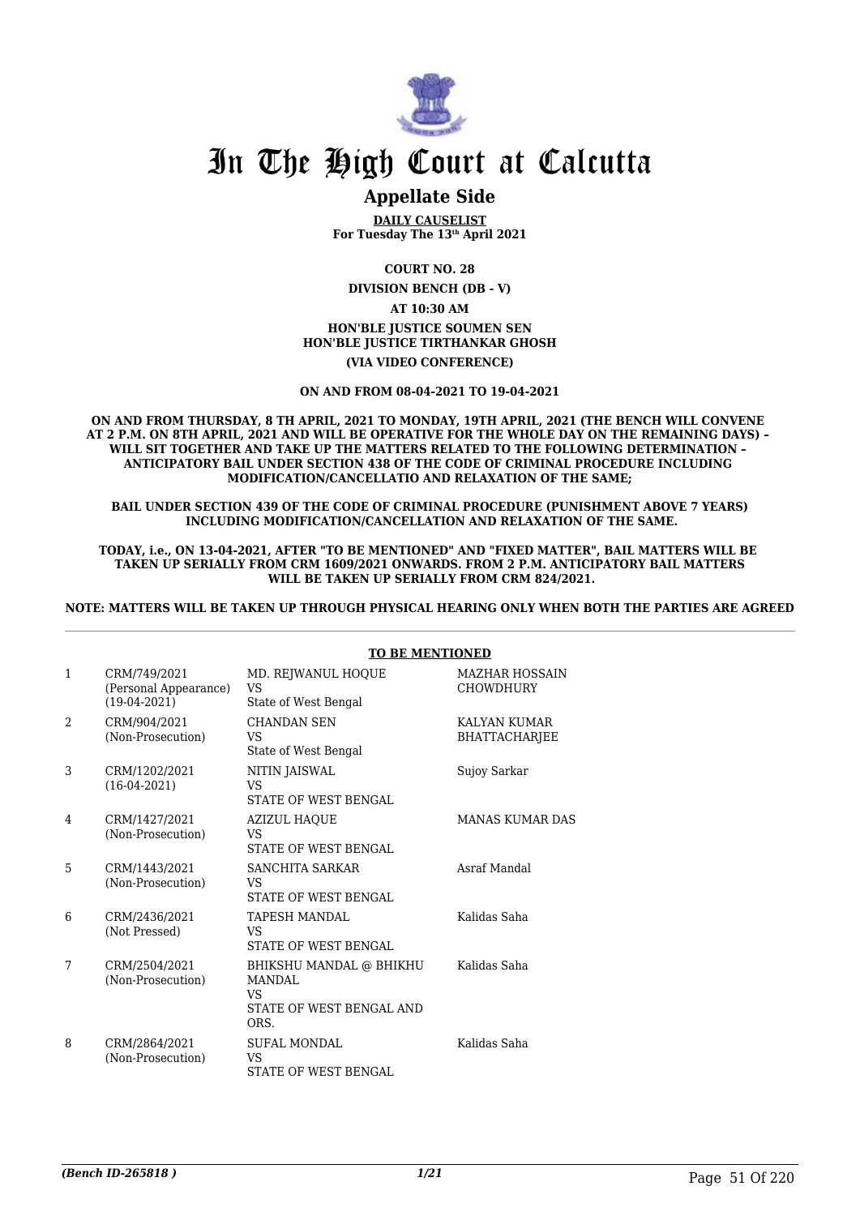# In The High Court at Calcutta

## Appellate Side

**DAILY CAUSELIST**
**For Tuesday The 13th April 2021**

**COURT NO. 28**

**DIVISION BENCH (DB - V)**

**AT 10:30 AM**

**HON'BLE JUSTICE SOUMEN SEN**
**HON'BLE JUSTICE TIRTHANKAR GHOSH**

**(VIA VIDEO CONFERENCE)**

**ON AND FROM 08-04-2021 TO 19-04-2021**

**ON AND FROM THURSDAY, 8 TH APRIL, 2021 TO MONDAY, 19TH APRIL, 2021 (THE BENCH WILL CONVENE AT 2 P.M. ON 8TH APRIL, 2021 AND WILL BE OPERATIVE FOR THE WHOLE DAY ON THE REMAINING DAYS) – WILL SIT TOGETHER AND TAKE UP THE MATTERS RELATED TO THE FOLLOWING DETERMINATION – ANTICIPATORY BAIL UNDER SECTION 438 OF THE CODE OF CRIMINAL PROCEDURE INCLUDING MODIFICATION/CANCELLATIO AND RELAXATION OF THE SAME;**

**BAIL UNDER SECTION 439 OF THE CODE OF CRIMINAL PROCEDURE (PUNISHMENT ABOVE 7 YEARS) INCLUDING MODIFICATION/CANCELLATION AND RELAXATION OF THE SAME.**

**TODAY, i.e., ON 13-04-2021, AFTER "TO BE MENTIONED" AND "FIXED MATTER", BAIL MATTERS WILL BE TAKEN UP SERIALLY FROM CRM 1609/2021 ONWARDS. FROM 2 P.M. ANTICIPATORY BAIL MATTERS WILL BE TAKEN UP SERIALLY FROM CRM 824/2021.**

**NOTE: MATTERS WILL BE TAKEN UP THROUGH PHYSICAL HEARING ONLY WHEN BOTH THE PARTIES ARE AGREED**

**TO BE MENTIONED**

| | | | |
|---|---|---|---|
| 1 | CRM/749/2021 (Personal Appearance) (19-04-2021) | MD. REJWANUL HOQUE VS State of West Bengal | MAZHAR HOSSAIN CHOWDHURY |
| 2 | CRM/904/2021 (Non-Prosecution) | CHANDAN SEN VS State of West Bengal | KALYAN KUMAR BHATTACHARJEE |
| 3 | CRM/1202/2021 (16-04-2021) | NITIN JAISWAL VS STATE OF WEST BENGAL | Sujoy Sarkar |
| 4 | CRM/1427/2021 (Non-Prosecution) | AZIZUL HAQUE VS STATE OF WEST BENGAL | MANAS KUMAR DAS |
| 5 | CRM/1443/2021 (Non-Prosecution) | SANCHITA SARKAR VS STATE OF WEST BENGAL | Asraf Mandal |
| 6 | CRM/2436/2021 (Not Pressed) | TAPESH MANDAL VS STATE OF WEST BENGAL | Kalidas Saha |
| 7 | CRM/2504/2021 (Non-Prosecution) | BHIKSHU MANDAL @ BHIKHU MANDAL VS STATE OF WEST BENGAL AND ORS. | Kalidas Saha |
| 8 | CRM/2864/2021 (Non-Prosecution) | SUFAL MONDAL VS STATE OF WEST BENGAL | Kalidas Saha |

*(Bench ID-265818 )*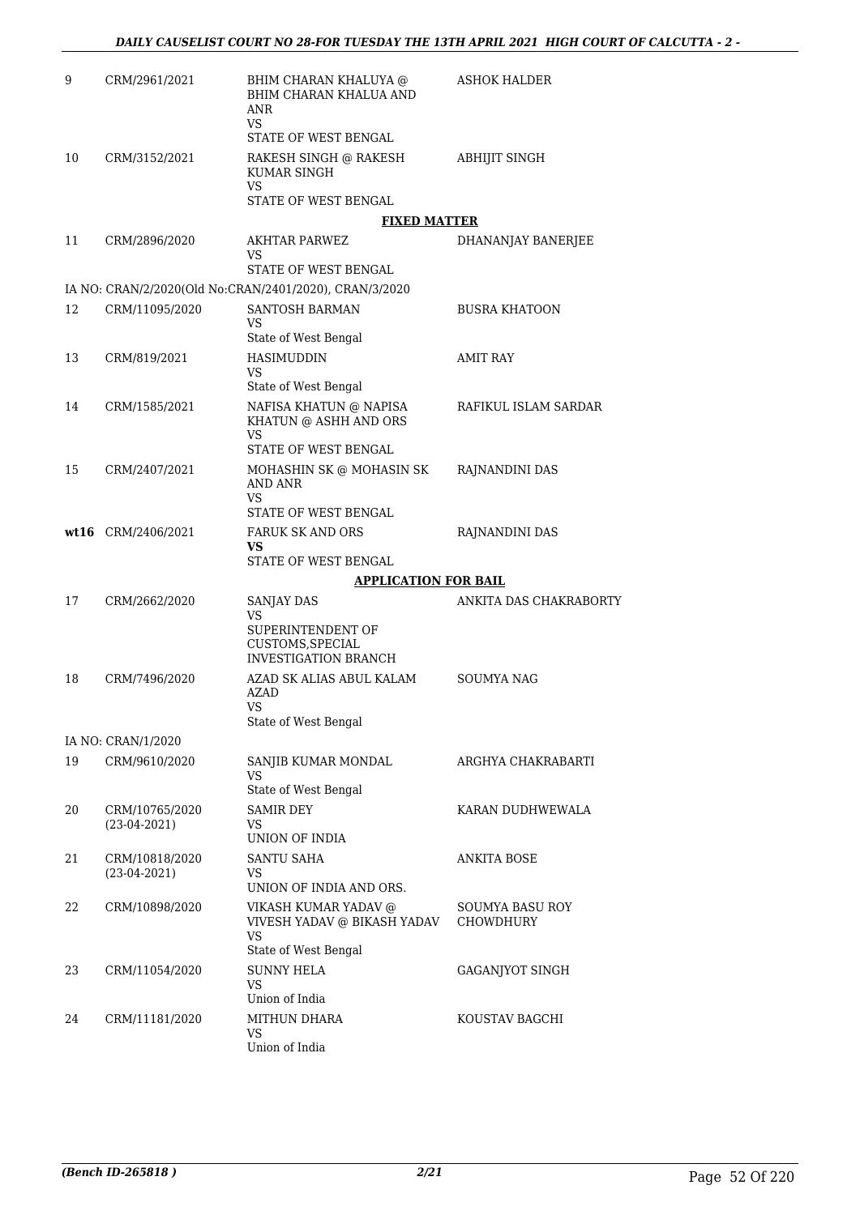| | | | |
|---|---|---|---|
| 9 | CRM/2961/2021 | BHIM CHARAN KHALUYA @ BHIM CHARAN KHALUA AND ANR<br>VS<br>STATE OF WEST BENGAL | ASHOK HALDER |
| 10 | CRM/3152/2021 | RAKESH SINGH @ RAKESH KUMAR SINGH<br>VS<br>STATE OF WEST BENGAL | ABHIJIT SINGH |

**FIXED MATTER**

| | | | |
|---|---|---|---|
| 11 | CRM/2896/2020 | AKHTAR PARWEZ<br>VS<br>STATE OF WEST BENGAL | DHANANJAY BANERJEE |
| | IA NO: CRAN/2/2020(Old No:CRAN/2401/2020), CRAN/3/2020 | | |
| 12 | CRM/11095/2020 | SANTOSH BARMAN<br>VS<br>State of West Bengal | BUSRA KHATOON |
| 13 | CRM/819/2021 | HASIMUDDIN<br>VS<br>State of West Bengal | AMIT RAY |
| 14 | CRM/1585/2021 | NAFISA KHATUN @ NAPISA KHATUN @ ASHH AND ORS<br>VS<br>STATE OF WEST BENGAL | RAFIKUL ISLAM SARDAR |
| 15 | CRM/2407/2021 | MOHASHIN SK @ MOHASIN SK AND ANR<br>VS<br>STATE OF WEST BENGAL | RAJNANDINI DAS |
| **wt16** | CRM/2406/2021 | FARUK SK AND ORS<br>**VS**<br>STATE OF WEST BENGAL | RAJNANDINI DAS |

**APPLICATION FOR BAIL**

| | | | |
|---|---|---|---|
| 17 | CRM/2662/2020 | SANJAY DAS<br>VS<br>SUPERINTENDENT OF CUSTOMS,SPECIAL INVESTIGATION BRANCH | ANKITA DAS CHAKRABORTY |
| 18 | CRM/7496/2020 | AZAD SK ALIAS ABUL KALAM AZAD<br>VS<br>State of West Bengal | SOUMYA NAG |
| | IA NO: CRAN/1/2020 | | |
| 19 | CRM/9610/2020 | SANJIB KUMAR MONDAL<br>VS<br>State of West Bengal | ARGHYA CHAKRABARTI |
| 20 | CRM/10765/2020<br>(23-04-2021) | SAMIR DEY<br>VS<br>UNION OF INDIA | KARAN DUDHWEWALA |
| 21 | CRM/10818/2020<br>(23-04-2021) | SANTU SAHA<br>VS<br>UNION OF INDIA AND ORS. | ANKITA BOSE |
| 22 | CRM/10898/2020 | VIKASH KUMAR YADAV @ VIVESH YADAV @ BIKASH YADAV<br>VS<br>State of West Bengal | SOUMYA BASU ROY CHOWDHURY |
| 23 | CRM/11054/2020 | SUNNY HELA<br>VS<br>Union of India | GAGANJYOT SINGH |
| 24 | CRM/11181/2020 | MITHUN DHARA<br>VS<br>Union of India | KOUSTAV BAGCHI |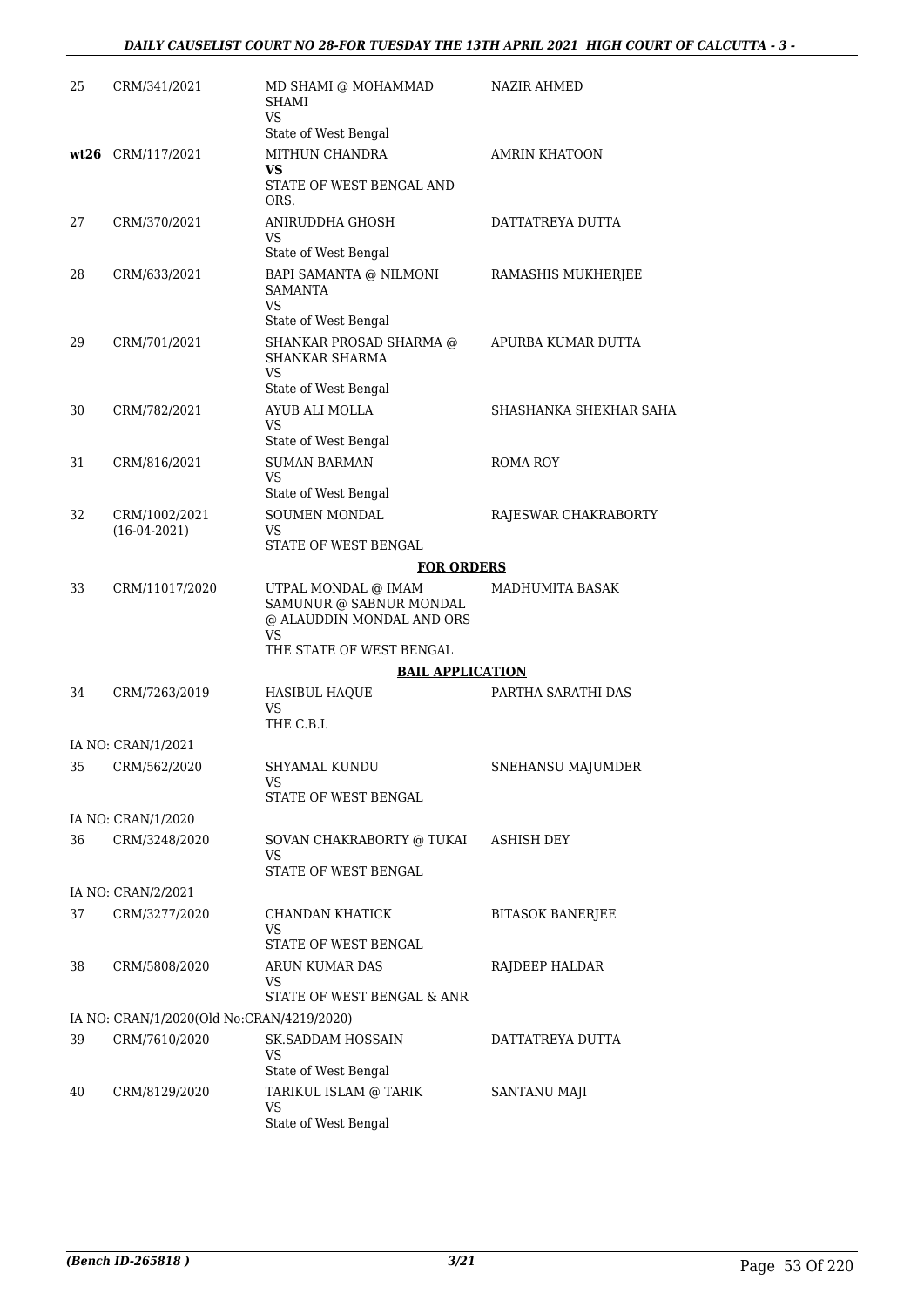| | | | |
|---|---|---|---|
| 25 | CRM/341/2021 | MD SHAMI @ MOHAMMAD SHAMI<br>VS<br>State of West Bengal | NAZIR AHMED |
| **wt26** | CRM/117/2021 | MITHUN CHANDRA<br>**VS**<br>STATE OF WEST BENGAL AND ORS. | AMRIN KHATOON |
| 27 | CRM/370/2021 | ANIRUDDHA GHOSH<br>VS<br>State of West Bengal | DATTATREYA DUTTA |
| 28 | CRM/633/2021 | BAPI SAMANTA @ NILMONI SAMANTA<br>VS<br>State of West Bengal | RAMASHIS MUKHERJEE |
| 29 | CRM/701/2021 | SHANKAR PROSAD SHARMA @ SHANKAR SHARMA<br>VS<br>State of West Bengal | APURBA KUMAR DUTTA |
| 30 | CRM/782/2021 | AYUB ALI MOLLA<br>VS<br>State of West Bengal | SHASHANKA SHEKHAR SAHA |
| 31 | CRM/816/2021 | SUMAN BARMAN<br>VS<br>State of West Bengal | ROMA ROY |
| 32 | CRM/1002/2021<br>(16-04-2021) | SOUMEN MONDAL<br>VS<br>STATE OF WEST BENGAL | RAJESWAR CHAKRABORTY |

**FOR ORDERS**

| | | | |
|---|---|---|---|
| 33 | CRM/11017/2020 | UTPAL MONDAL @ IMAM SAMUNUR @ SABNUR MONDAL @ ALAUDDIN MONDAL AND ORS<br>VS<br>THE STATE OF WEST BENGAL | MADHUMITA BASAK |

**BAIL APPLICATION**

| | | | |
|---|---|---|---|
| 34 | CRM/7263/2019 | HASIBUL HAQUE<br>VS<br>THE C.B.I. | PARTHA SARATHI DAS |
| | IA NO: CRAN/1/2021 | | |
| 35 | CRM/562/2020 | SHYAMAL KUNDU<br>VS<br>STATE OF WEST BENGAL | SNEHANSU MAJUMDER |
| | IA NO: CRAN/1/2020 | | |
| 36 | CRM/3248/2020 | SOVAN CHAKRABORTY @ TUKAI<br>VS<br>STATE OF WEST BENGAL | ASHISH DEY |
| | IA NO: CRAN/2/2021 | | |
| 37 | CRM/3277/2020 | CHANDAN KHATICK<br>VS<br>STATE OF WEST BENGAL | BITASOK BANERJEE |
| 38 | CRM/5808/2020 | ARUN KUMAR DAS<br>VS<br>STATE OF WEST BENGAL & ANR | RAJDEEP HALDAR |
| | IA NO: CRAN/1/2020(Old No:CRAN/4219/2020) | | |
| 39 | CRM/7610/2020 | SK.SADDAM HOSSAIN<br>VS<br>State of West Bengal | DATTATREYA DUTTA |
| 40 | CRM/8129/2020 | TARIKUL ISLAM @ TARIK<br>VS<br>State of West Bengal | SANTANU MAJI |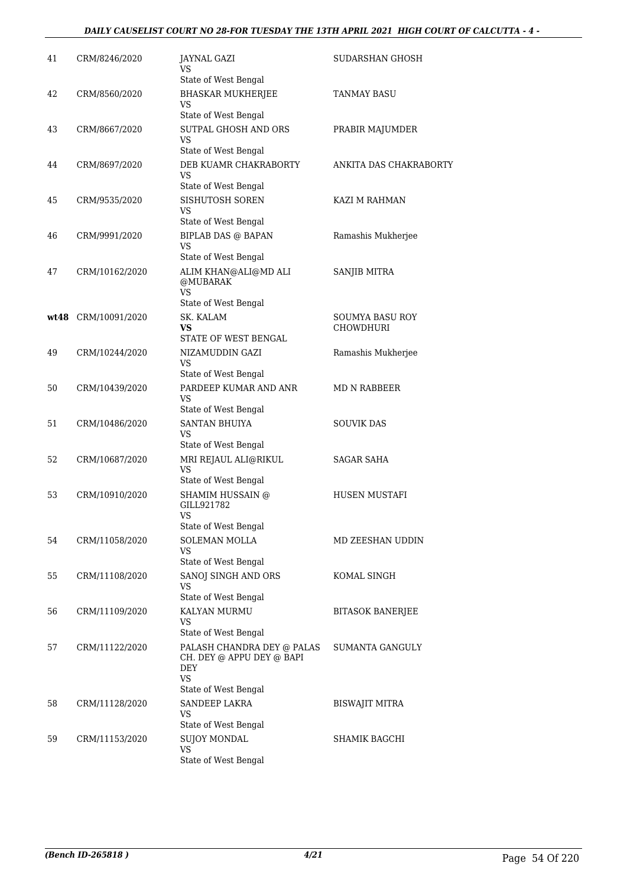| 41 | CRM/8246/2020 | JAYNAL GAZI<br>VS<br>State of West Bengal | SUDARSHAN GHOSH |
|---|---|---|---|
| 42 | CRM/8560/2020 | BHASKAR MUKHERJEE<br>VS<br>State of West Bengal | TANMAY BASU |
| 43 | CRM/8667/2020 | SUTPAL GHOSH AND ORS<br>VS<br>State of West Bengal | PRABIR MAJUMDER |
| 44 | CRM/8697/2020 | DEB KUAMR CHAKRABORTY<br>VS<br>State of West Bengal | ANKITA DAS CHAKRABORTY |
| 45 | CRM/9535/2020 | SISHUTOSH SOREN<br>VS<br>State of West Bengal | KAZI M RAHMAN |
| 46 | CRM/9991/2020 | BIPLAB DAS @ BAPAN<br>VS<br>State of West Bengal | Ramashis Mukherjee |
| 47 | CRM/10162/2020 | ALIM KHAN@ALI@MD ALI @MUBARAK<br>VS<br>State of West Bengal | SANJIB MITRA |
| wt48 | CRM/10091/2020 | SK. KALAM<br>**VS**<br>STATE OF WEST BENGAL | SOUMYA BASU ROY CHOWDHURI |
| 49 | CRM/10244/2020 | NIZAMUDDIN GAZI<br>VS<br>State of West Bengal | Ramashis Mukherjee |
| 50 | CRM/10439/2020 | PARDEEP KUMAR AND ANR<br>VS<br>State of West Bengal | MD N RABBEER |
| 51 | CRM/10486/2020 | SANTAN BHUIYA<br>VS<br>State of West Bengal | SOUVIK DAS |
| 52 | CRM/10687/2020 | MRI REJAUL ALI@RIKUL<br>VS<br>State of West Bengal | SAGAR SAHA |
| 53 | CRM/10910/2020 | SHAMIM HUSSAIN @ GILL921782<br>VS<br>State of West Bengal | HUSEN MUSTAFI |
| 54 | CRM/11058/2020 | SOLEMAN MOLLA<br>VS<br>State of West Bengal | MD ZEESHAN UDDIN |
| 55 | CRM/11108/2020 | SANOJ SINGH AND ORS<br>VS<br>State of West Bengal | KOMAL SINGH |
| 56 | CRM/11109/2020 | KALYAN MURMU<br>VS<br>State of West Bengal | BITASOK BANERJEE |
| 57 | CRM/11122/2020 | PALASH CHANDRA DEY @ PALAS CH. DEY @ APPU DEY @ BAPI DEY<br>VS<br>State of West Bengal | SUMANTA GANGULY |
| 58 | CRM/11128/2020 | SANDEEP LAKRA<br>VS<br>State of West Bengal | BISWAJIT MITRA |
| 59 | CRM/11153/2020 | SUJOY MONDAL<br>VS<br>State of West Bengal | SHAMIK BAGCHI |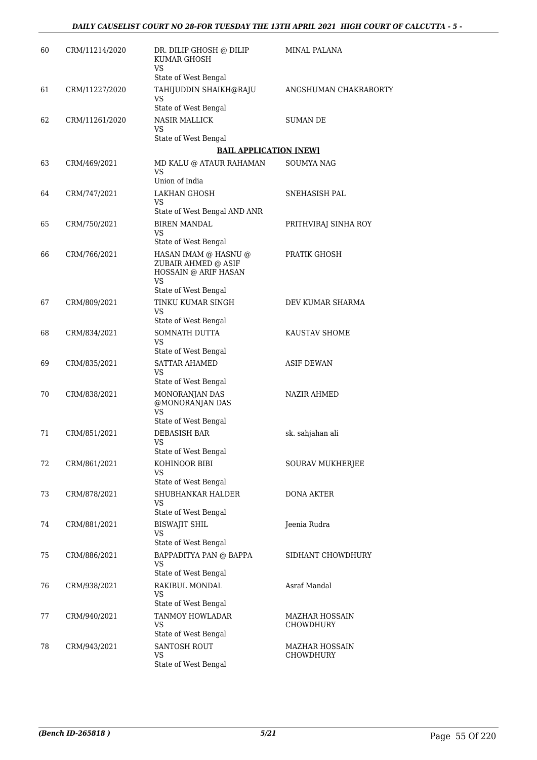| | | | |
|---|---|---|---|
| 60 | CRM/11214/2020 | DR. DILIP GHOSH @ DILIP KUMAR GHOSH<br>VS<br>State of West Bengal | MINAL PALANA |
| 61 | CRM/11227/2020 | TAHIJUDDIN SHAIKH@RAJU<br>VS<br>State of West Bengal | ANGSHUMAN CHAKRABORTY |
| 62 | CRM/11261/2020 | NASIR MALLICK<br>VS<br>State of West Bengal | SUMAN DE |

**BAIL APPLICATION [NEW]**

| | | | |
|---|---|---|---|
| 63 | CRM/469/2021 | MD KALU @ ATAUR RAHAMAN<br>VS<br>Union of India | SOUMYA NAG |
| 64 | CRM/747/2021 | LAKHAN GHOSH<br>VS<br>State of West Bengal AND ANR | SNEHASISH PAL |
| 65 | CRM/750/2021 | BIREN MANDAL<br>VS<br>State of West Bengal | PRITHVIRAJ SINHA ROY |
| 66 | CRM/766/2021 | HASAN IMAM @ HASNU @ ZUBAIR AHMED @ ASIF HOSSAIN @ ARIF HASAN<br>VS<br>State of West Bengal | PRATIK GHOSH |
| 67 | CRM/809/2021 | TINKU KUMAR SINGH<br>VS<br>State of West Bengal | DEV KUMAR SHARMA |
| 68 | CRM/834/2021 | SOMNATH DUTTA<br>VS<br>State of West Bengal | KAUSTAV SHOME |
| 69 | CRM/835/2021 | SATTAR AHAMED<br>VS<br>State of West Bengal | ASIF DEWAN |
| 70 | CRM/838/2021 | MONORANJAN DAS @MONORANJAN DAS<br>VS<br>State of West Bengal | NAZIR AHMED |
| 71 | CRM/851/2021 | DEBASISH BAR<br>VS<br>State of West Bengal | sk. sahjahan ali |
| 72 | CRM/861/2021 | KOHINOOR BIBI<br>VS<br>State of West Bengal | SOURAV MUKHERJEE |
| 73 | CRM/878/2021 | SHUBHANKAR HALDER<br>VS<br>State of West Bengal | DONA AKTER |
| 74 | CRM/881/2021 | BISWAJIT SHIL<br>VS<br>State of West Bengal | Jeenia Rudra |
| 75 | CRM/886/2021 | BAPPADITYA PAN @ BAPPA<br>VS<br>State of West Bengal | SIDHANT CHOWDHURY |
| 76 | CRM/938/2021 | RAKIBUL MONDAL<br>VS<br>State of West Bengal | Asraf Mandal |
| 77 | CRM/940/2021 | TANMOY HOWLADAR<br>VS<br>State of West Bengal | MAZHAR HOSSAIN CHOWDHURY |
| 78 | CRM/943/2021 | SANTOSH ROUT<br>VS<br>State of West Bengal | MAZHAR HOSSAIN CHOWDHURY |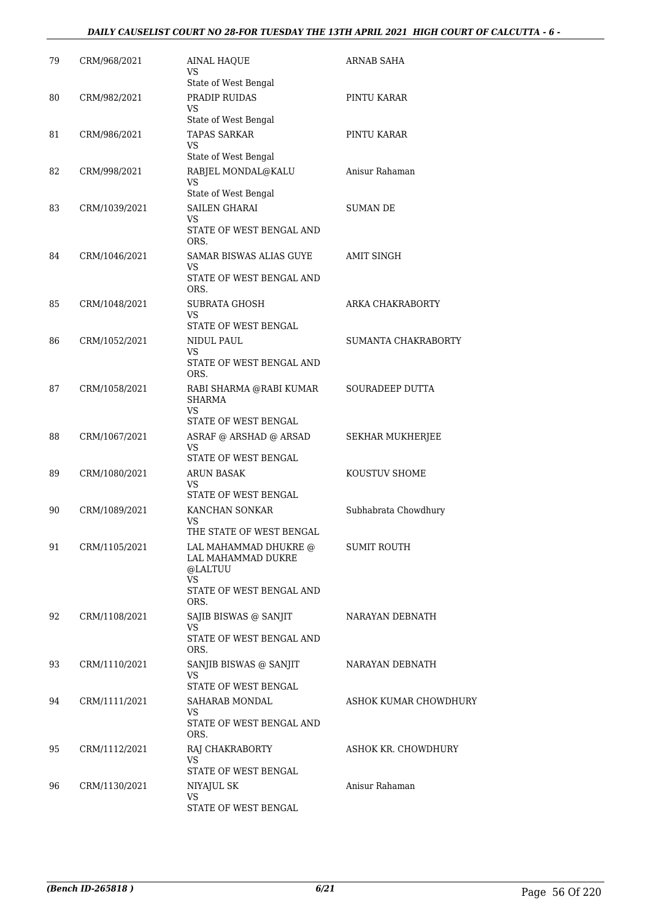| 79 | CRM/968/2021 | AINAL HAQUE<br>VS<br>State of West Bengal | ARNAB SAHA |
|---|---|---|---|
| 80 | CRM/982/2021 | PRADIP RUIDAS<br>VS<br>State of West Bengal | PINTU KARAR |
| 81 | CRM/986/2021 | TAPAS SARKAR<br>VS<br>State of West Bengal | PINTU KARAR |
| 82 | CRM/998/2021 | RABJEL MONDAL@KALU<br>VS<br>State of West Bengal | Anisur Rahaman |
| 83 | CRM/1039/2021 | SAILEN GHARAI<br>VS<br>STATE OF WEST BENGAL AND ORS. | SUMAN DE |
| 84 | CRM/1046/2021 | SAMAR BISWAS ALIAS GUYE<br>VS<br>STATE OF WEST BENGAL AND ORS. | AMIT SINGH |
| 85 | CRM/1048/2021 | SUBRATA GHOSH<br>VS<br>STATE OF WEST BENGAL | ARKA CHAKRABORTY |
| 86 | CRM/1052/2021 | NIDUL PAUL<br>VS<br>STATE OF WEST BENGAL AND ORS. | SUMANTA CHAKRABORTY |
| 87 | CRM/1058/2021 | RABI SHARMA @RABI KUMAR SHARMA<br>VS<br>STATE OF WEST BENGAL | SOURADEEP DUTTA |
| 88 | CRM/1067/2021 | ASRAF @ ARSHAD @ ARSAD<br>VS<br>STATE OF WEST BENGAL | SEKHAR MUKHERJEE |
| 89 | CRM/1080/2021 | ARUN BASAK<br>VS<br>STATE OF WEST BENGAL | KOUSTUV SHOME |
| 90 | CRM/1089/2021 | KANCHAN SONKAR<br>VS<br>THE STATE OF WEST BENGAL | Subhabrata Chowdhury |
| 91 | CRM/1105/2021 | LAL MAHAMMAD DHUKRE @ LAL MAHAMMAD DUKRE @LALTUU<br>VS<br>STATE OF WEST BENGAL AND ORS. | SUMIT ROUTH |
| 92 | CRM/1108/2021 | SAJIB BISWAS @ SANJIT<br>VS<br>STATE OF WEST BENGAL AND ORS. | NARAYAN DEBNATH |
| 93 | CRM/1110/2021 | SANJIB BISWAS @ SANJIT<br>VS<br>STATE OF WEST BENGAL | NARAYAN DEBNATH |
| 94 | CRM/1111/2021 | SAHARAB MONDAL<br>VS<br>STATE OF WEST BENGAL AND ORS. | ASHOK KUMAR CHOWDHURY |
| 95 | CRM/1112/2021 | RAJ CHAKRABORTY<br>VS<br>STATE OF WEST BENGAL | ASHOK KR. CHOWDHURY |
| 96 | CRM/1130/2021 | NIYAJUL SK<br>VS<br>STATE OF WEST BENGAL | Anisur Rahaman |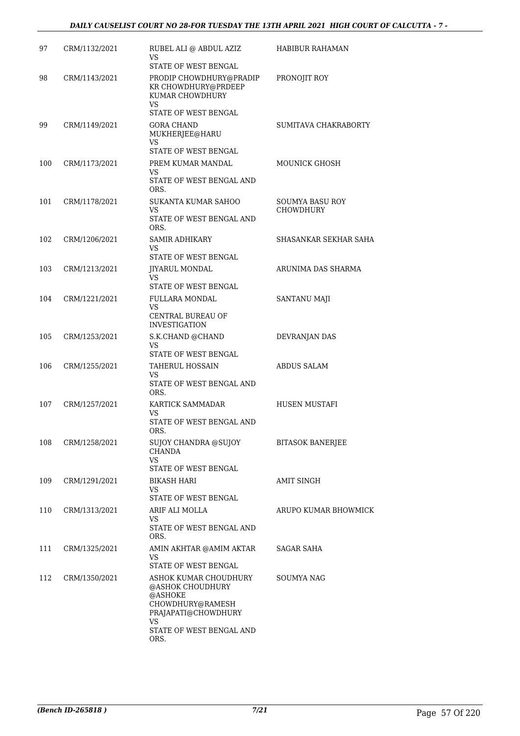| 97 | CRM/1132/2021 | RUBEL ALI @ ABDUL AZIZ<br>VS<br>STATE OF WEST BENGAL | HABIBUR RAHAMAN |
|---|---|---|---|
| 98 | CRM/1143/2021 | PRODIP CHOWDHURY@PRADIP KR CHOWDHURY@PRDEEP KUMAR CHOWDHURY<br>VS<br>STATE OF WEST BENGAL | PRONOJIT ROY |
| 99 | CRM/1149/2021 | GORA CHAND MUKHERJEE@HARU<br>VS<br>STATE OF WEST BENGAL | SUMITAVA CHAKRABORTY |
| 100 | CRM/1173/2021 | PREM KUMAR MANDAL<br>VS<br>STATE OF WEST BENGAL AND ORS. | MOUNICK GHOSH |
| 101 | CRM/1178/2021 | SUKANTA KUMAR SAHOO<br>VS<br>STATE OF WEST BENGAL AND ORS. | SOUMYA BASU ROY CHOWDHURY |
| 102 | CRM/1206/2021 | SAMIR ADHIKARY<br>VS<br>STATE OF WEST BENGAL | SHASANKAR SEKHAR SAHA |
| 103 | CRM/1213/2021 | JIYARUL MONDAL<br>VS<br>STATE OF WEST BENGAL | ARUNIMA DAS SHARMA |
| 104 | CRM/1221/2021 | FULLARA MONDAL<br>VS<br>CENTRAL BUREAU OF INVESTIGATION | SANTANU MAJI |
| 105 | CRM/1253/2021 | S.K.CHAND @CHAND<br>VS<br>STATE OF WEST BENGAL | DEVRANJAN DAS |
| 106 | CRM/1255/2021 | TAHERUL HOSSAIN<br>VS<br>STATE OF WEST BENGAL AND ORS. | ABDUS SALAM |
| 107 | CRM/1257/2021 | KARTICK SAMMADAR<br>VS<br>STATE OF WEST BENGAL AND ORS. | HUSEN MUSTAFI |
| 108 | CRM/1258/2021 | SUJOY CHANDRA @SUJOY CHANDA<br>VS<br>STATE OF WEST BENGAL | BITASOK BANERJEE |
| 109 | CRM/1291/2021 | BIKASH HARI<br>VS<br>STATE OF WEST BENGAL | AMIT SINGH |
| 110 | CRM/1313/2021 | ARIF ALI MOLLA<br>VS<br>STATE OF WEST BENGAL AND ORS. | ARUPO KUMAR BHOWMICK |
| 111 | CRM/1325/2021 | AMIN AKHTAR @AMIM AKTAR<br>VS<br>STATE OF WEST BENGAL | SAGAR SAHA |
| 112 | CRM/1350/2021 | ASHOK KUMAR CHOUDHURY @ASHOK CHOUDHURY @ASHOKE CHOWDHURY@RAMESH PRAJAPATI@CHOWDHURY<br>VS<br>STATE OF WEST BENGAL AND ORS. | SOUMYA NAG |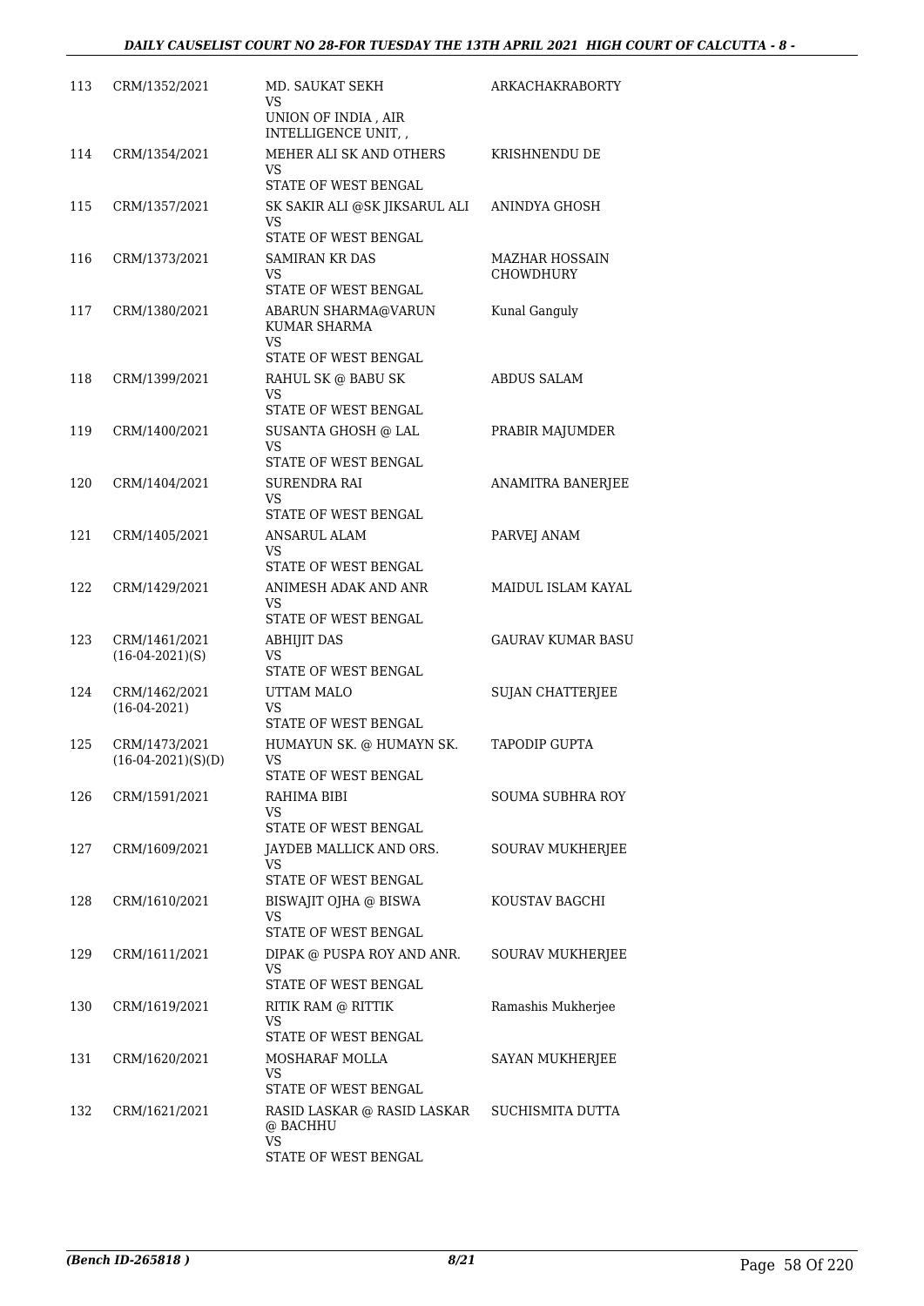| 113 | CRM/1352/2021 | MD. SAUKAT SEKH<br>VS<br>UNION OF INDIA , AIR INTELLIGENCE UNIT, , | ARKACHAKRABORTY |
|---|---|---|---|
| 114 | CRM/1354/2021 | MEHER ALI SK AND OTHERS<br>VS<br>STATE OF WEST BENGAL | KRISHNENDU DE |
| 115 | CRM/1357/2021 | SK SAKIR ALI @SK JIKSARUL ALI<br>VS<br>STATE OF WEST BENGAL | ANINDYA GHOSH |
| 116 | CRM/1373/2021 | SAMIRAN KR DAS<br>VS<br>STATE OF WEST BENGAL | MAZHAR HOSSAIN CHOWDHURY |
| 117 | CRM/1380/2021 | ABARUN SHARMA@VARUN KUMAR SHARMA<br>VS<br>STATE OF WEST BENGAL | Kunal Ganguly |
| 118 | CRM/1399/2021 | RAHUL SK @ BABU SK<br>VS<br>STATE OF WEST BENGAL | ABDUS SALAM |
| 119 | CRM/1400/2021 | SUSANTA GHOSH @ LAL<br>VS<br>STATE OF WEST BENGAL | PRABIR MAJUMDER |
| 120 | CRM/1404/2021 | SURENDRA RAI<br>VS<br>STATE OF WEST BENGAL | ANAMITRA BANERJEE |
| 121 | CRM/1405/2021 | ANSARUL ALAM<br>VS<br>STATE OF WEST BENGAL | PARVEJ ANAM |
| 122 | CRM/1429/2021 | ANIMESH ADAK AND ANR<br>VS<br>STATE OF WEST BENGAL | MAIDUL ISLAM KAYAL |
| 123 | CRM/1461/2021<br>(16-04-2021)(S) | ABHIJIT DAS<br>VS<br>STATE OF WEST BENGAL | GAURAV KUMAR BASU |
| 124 | CRM/1462/2021<br>(16-04-2021) | UTTAM MALO<br>VS<br>STATE OF WEST BENGAL | SUJAN CHATTERJEE |
| 125 | CRM/1473/2021<br>(16-04-2021)(S)(D) | HUMAYUN SK. @ HUMAYN SK.<br>VS<br>STATE OF WEST BENGAL | TAPODIP GUPTA |
| 126 | CRM/1591/2021 | RAHIMA BIBI<br>VS<br>STATE OF WEST BENGAL | SOUMA SUBHRA ROY |
| 127 | CRM/1609/2021 | JAYDEB MALLICK AND ORS.<br>VS<br>STATE OF WEST BENGAL | SOURAV MUKHERJEE |
| 128 | CRM/1610/2021 | BISWAJIT OJHA @ BISWA<br>VS<br>STATE OF WEST BENGAL | KOUSTAV BAGCHI |
| 129 | CRM/1611/2021 | DIPAK @ PUSPA ROY AND ANR.<br>VS<br>STATE OF WEST BENGAL | SOURAV MUKHERJEE |
| 130 | CRM/1619/2021 | RITIK RAM @ RITTIK<br>VS<br>STATE OF WEST BENGAL | Ramashis Mukherjee |
| 131 | CRM/1620/2021 | MOSHARAF MOLLA<br>VS<br>STATE OF WEST BENGAL | SAYAN MUKHERJEE |
| 132 | CRM/1621/2021 | RASID LASKAR @ RASID LASKAR @ BACHHU<br>VS<br>STATE OF WEST BENGAL | SUCHISMITA DUTTA |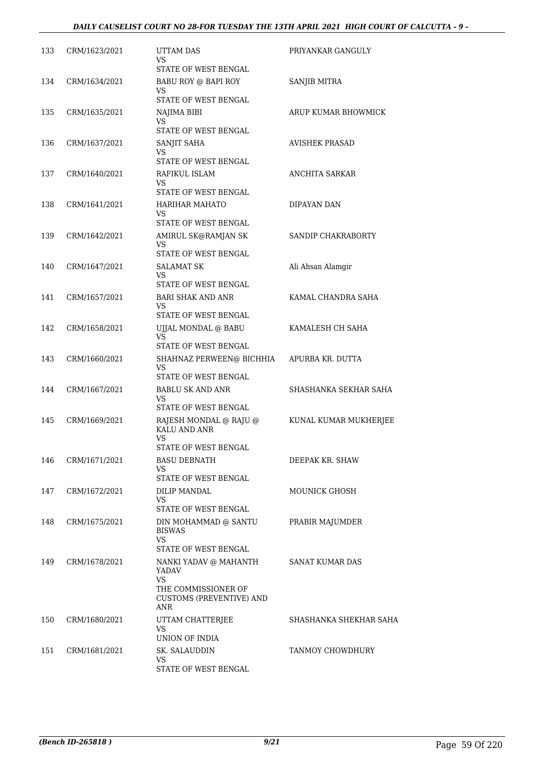| 133 | CRM/1623/2021 | UTTAM DAS<br>VS<br>STATE OF WEST BENGAL | PRIYANKAR GANGULY |
|---|---|---|---|
| 134 | CRM/1634/2021 | BABU ROY @ BAPI ROY<br>VS<br>STATE OF WEST BENGAL | SANJIB MITRA |
| 135 | CRM/1635/2021 | NAJIMA BIBI<br>VS<br>STATE OF WEST BENGAL | ARUP KUMAR BHOWMICK |
| 136 | CRM/1637/2021 | SANJIT SAHA<br>VS<br>STATE OF WEST BENGAL | AVISHEK PRASAD |
| 137 | CRM/1640/2021 | RAFIKUL ISLAM<br>VS<br>STATE OF WEST BENGAL | ANCHITA SARKAR |
| 138 | CRM/1641/2021 | HARIHAR MAHATO<br>VS<br>STATE OF WEST BENGAL | DIPAYAN DAN |
| 139 | CRM/1642/2021 | AMIRUL SK@RAMJAN SK<br>VS<br>STATE OF WEST BENGAL | SANDIP CHAKRABORTY |
| 140 | CRM/1647/2021 | SALAMAT SK<br>VS<br>STATE OF WEST BENGAL | Ali Ahsan Alamgir |
| 141 | CRM/1657/2021 | BARI SHAK AND ANR<br>VS<br>STATE OF WEST BENGAL | KAMAL CHANDRA SAHA |
| 142 | CRM/1658/2021 | UJJAL MONDAL @ BABU<br>VS<br>STATE OF WEST BENGAL | KAMALESH CH SAHA |
| 143 | CRM/1660/2021 | SHAHNAZ PERWEEN@ BICHHIA<br>VS<br>STATE OF WEST BENGAL | APURBA KR. DUTTA |
| 144 | CRM/1667/2021 | BABLU SK AND ANR<br>VS<br>STATE OF WEST BENGAL | SHASHANKA SEKHAR SAHA |
| 145 | CRM/1669/2021 | RAJESH MONDAL @ RAJU @ KALU AND ANR<br>VS<br>STATE OF WEST BENGAL | KUNAL KUMAR MUKHERJEE |
| 146 | CRM/1671/2021 | BASU DEBNATH<br>VS<br>STATE OF WEST BENGAL | DEEPAK KR. SHAW |
| 147 | CRM/1672/2021 | DILIP MANDAL<br>VS<br>STATE OF WEST BENGAL | MOUNICK GHOSH |
| 148 | CRM/1675/2021 | DIN MOHAMMAD @ SANTU BISWAS<br>VS<br>STATE OF WEST BENGAL | PRABIR MAJUMDER |
| 149 | CRM/1678/2021 | NANKI YADAV @ MAHANTH YADAV<br>VS<br>THE COMMISSIONER OF CUSTOMS (PREVENTIVE) AND ANR | SANAT KUMAR DAS |
| 150 | CRM/1680/2021 | UTTAM CHATTERJEE<br>VS<br>UNION OF INDIA | SHASHANKA SHEKHAR SAHA |
| 151 | CRM/1681/2021 | SK. SALAUDDIN<br>VS<br>STATE OF WEST BENGAL | TANMOY CHOWDHURY |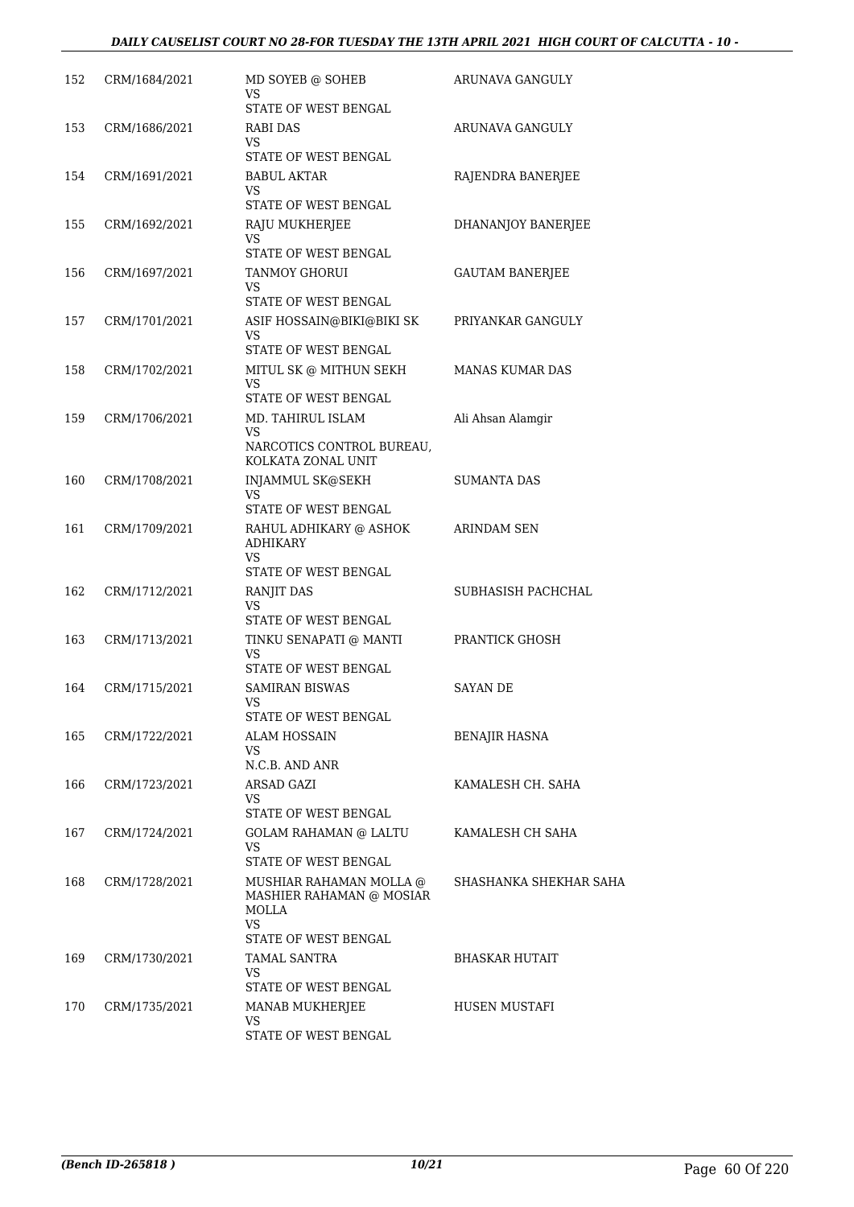| 152 | CRM/1684/2021 | MD SOYEB @ SOHEB VS STATE OF WEST BENGAL | ARUNAVA GANGULY |
|---|---|---|---|
| 153 | CRM/1686/2021 | RABI DAS VS STATE OF WEST BENGAL | ARUNAVA GANGULY |
| 154 | CRM/1691/2021 | BABUL AKTAR VS STATE OF WEST BENGAL | RAJENDRA BANERJEE |
| 155 | CRM/1692/2021 | RAJU MUKHERJEE VS STATE OF WEST BENGAL | DHANANJOY BANERJEE |
| 156 | CRM/1697/2021 | TANMOY GHORUI VS STATE OF WEST BENGAL | GAUTAM BANERJEE |
| 157 | CRM/1701/2021 | ASIF HOSSAIN@BIKI@BIKI SK VS STATE OF WEST BENGAL | PRIYANKAR GANGULY |
| 158 | CRM/1702/2021 | MITUL SK @ MITHUN SEKH VS STATE OF WEST BENGAL | MANAS KUMAR DAS |
| 159 | CRM/1706/2021 | MD. TAHIRUL ISLAM VS NARCOTICS CONTROL BUREAU, KOLKATA ZONAL UNIT | Ali Ahsan Alamgir |
| 160 | CRM/1708/2021 | INJAMMUL SK@SEKH VS STATE OF WEST BENGAL | SUMANTA DAS |
| 161 | CRM/1709/2021 | RAHUL ADHIKARY @ ASHOK ADHIKARY VS STATE OF WEST BENGAL | ARINDAM SEN |
| 162 | CRM/1712/2021 | RANJIT DAS VS STATE OF WEST BENGAL | SUBHASISH PACHCHAL |
| 163 | CRM/1713/2021 | TINKU SENAPATI @ MANTI VS STATE OF WEST BENGAL | PRANTICK GHOSH |
| 164 | CRM/1715/2021 | SAMIRAN BISWAS VS STATE OF WEST BENGAL | SAYAN DE |
| 165 | CRM/1722/2021 | ALAM HOSSAIN VS N.C.B. AND ANR | BENAJIR HASNA |
| 166 | CRM/1723/2021 | ARSAD GAZI VS STATE OF WEST BENGAL | KAMALESH CH. SAHA |
| 167 | CRM/1724/2021 | GOLAM RAHAMAN @ LALTU VS STATE OF WEST BENGAL | KAMALESH CH SAHA |
| 168 | CRM/1728/2021 | MUSHIAR RAHAMAN MOLLA @ MASHIER RAHAMAN @ MOSIAR MOLLA VS STATE OF WEST BENGAL | SHASHANKA SHEKHAR SAHA |
| 169 | CRM/1730/2021 | TAMAL SANTRA VS STATE OF WEST BENGAL | BHASKAR HUTAIT |
| 170 | CRM/1735/2021 | MANAB MUKHERJEE VS STATE OF WEST BENGAL | HUSEN MUSTAFI |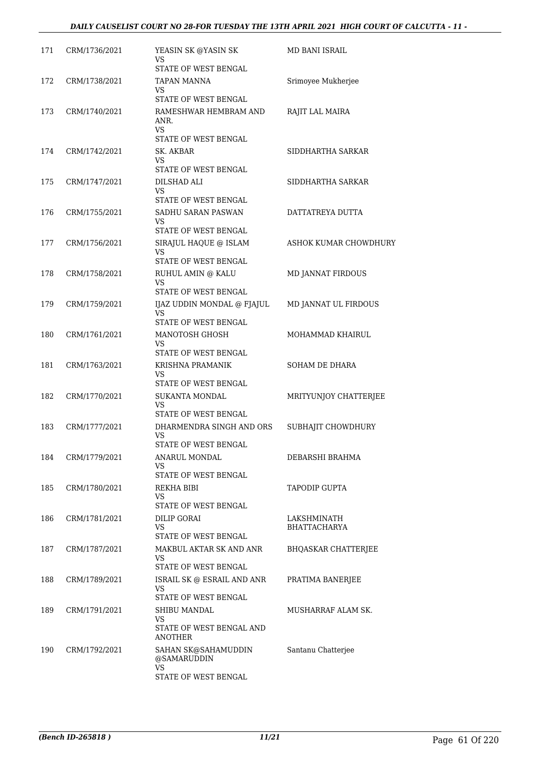| | | | |
|---|---|---|---|
| 171 | CRM/1736/2021 | YEASIN SK @YASIN SK<br>VS<br>STATE OF WEST BENGAL | MD BANI ISRAIL |
| 172 | CRM/1738/2021 | TAPAN MANNA<br>VS<br>STATE OF WEST BENGAL | Srimoyee Mukherjee |
| 173 | CRM/1740/2021 | RAMESHWAR HEMBRAM AND ANR.<br>VS<br>STATE OF WEST BENGAL | RAJIT LAL MAIRA |
| 174 | CRM/1742/2021 | SK. AKBAR<br>VS<br>STATE OF WEST BENGAL | SIDDHARTHA SARKAR |
| 175 | CRM/1747/2021 | DILSHAD ALI<br>VS<br>STATE OF WEST BENGAL | SIDDHARTHA SARKAR |
| 176 | CRM/1755/2021 | SADHU SARAN PASWAN<br>VS<br>STATE OF WEST BENGAL | DATTATREYA DUTTA |
| 177 | CRM/1756/2021 | SIRAJUL HAQUE @ ISLAM<br>VS<br>STATE OF WEST BENGAL | ASHOK KUMAR CHOWDHURY |
| 178 | CRM/1758/2021 | RUHUL AMIN @ KALU<br>VS<br>STATE OF WEST BENGAL | MD JANNAT FIRDOUS |
| 179 | CRM/1759/2021 | IJAZ UDDIN MONDAL @ FJAJUL<br>VS<br>STATE OF WEST BENGAL | MD JANNAT UL FIRDOUS |
| 180 | CRM/1761/2021 | MANOTOSH GHOSH<br>VS<br>STATE OF WEST BENGAL | MOHAMMAD KHAIRUL |
| 181 | CRM/1763/2021 | KRISHNA PRAMANIK<br>VS<br>STATE OF WEST BENGAL | SOHAM DE DHARA |
| 182 | CRM/1770/2021 | SUKANTA MONDAL<br>VS<br>STATE OF WEST BENGAL | MRITYUNJOY CHATTERJEE |
| 183 | CRM/1777/2021 | DHARMENDRA SINGH AND ORS<br>VS<br>STATE OF WEST BENGAL | SUBHAJIT CHOWDHURY |
| 184 | CRM/1779/2021 | ANARUL MONDAL<br>VS<br>STATE OF WEST BENGAL | DEBARSHI BRAHMA |
| 185 | CRM/1780/2021 | REKHA BIBI<br>VS<br>STATE OF WEST BENGAL | TAPODIP GUPTA |
| 186 | CRM/1781/2021 | DILIP GORAI<br>VS<br>STATE OF WEST BENGAL | LAKSHMINATH BHATTACHARYA |
| 187 | CRM/1787/2021 | MAKBUL AKTAR SK AND ANR<br>VS<br>STATE OF WEST BENGAL | BHQASKAR CHATTERJEE |
| 188 | CRM/1789/2021 | ISRAIL SK @ ESRAIL AND ANR<br>VS<br>STATE OF WEST BENGAL | PRATIMA BANERJEE |
| 189 | CRM/1791/2021 | SHIBU MANDAL<br>VS<br>STATE OF WEST BENGAL AND ANOTHER | MUSHARRAF ALAM SK. |
| 190 | CRM/1792/2021 | SAHAN SK@SAHAMUDDIN @SAMARUDDIN<br>VS<br>STATE OF WEST BENGAL | Santanu Chatterjee |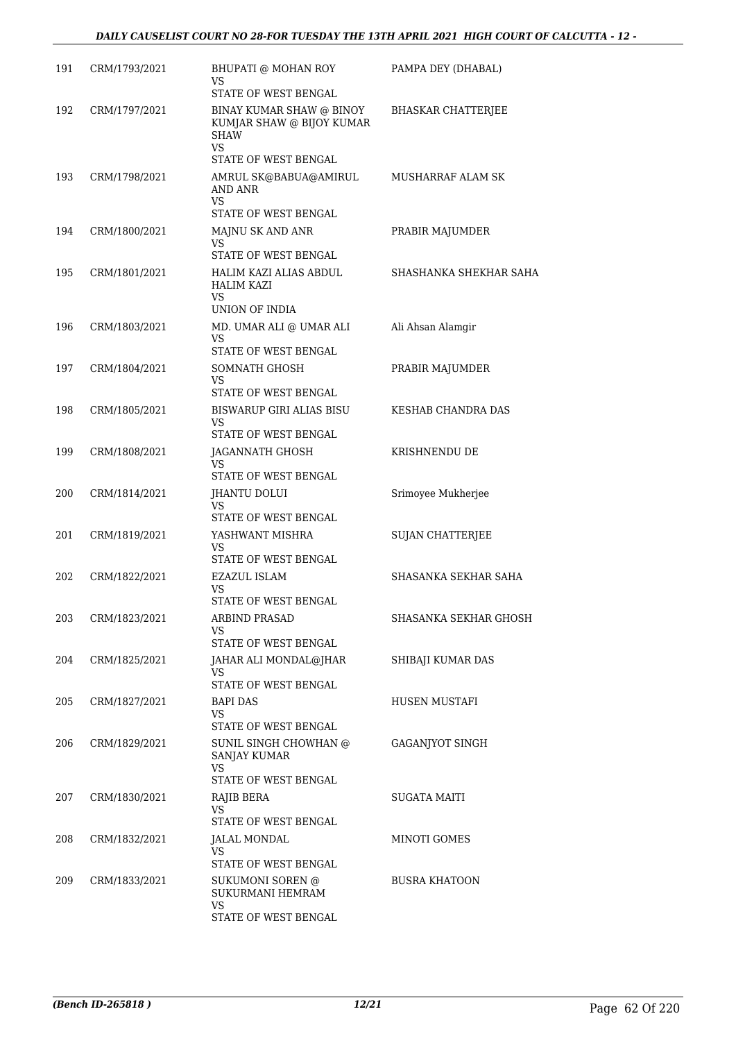| | | | |
|---|---|---|---|
| 191 | CRM/1793/2021 | BHUPATI @ MOHAN ROY<br>VS<br>STATE OF WEST BENGAL | PAMPA DEY (DHABAL) |
| 192 | CRM/1797/2021 | BINAY KUMAR SHAW @ BINOY KUMJAR SHAW @ BIJOY KUMAR SHAW<br>VS<br>STATE OF WEST BENGAL | BHASKAR CHATTERJEE |
| 193 | CRM/1798/2021 | AMRUL SK@BABUA@AMIRUL AND ANR<br>VS<br>STATE OF WEST BENGAL | MUSHARRAF ALAM SK |
| 194 | CRM/1800/2021 | MAJNU SK AND ANR<br>VS<br>STATE OF WEST BENGAL | PRABIR MAJUMDER |
| 195 | CRM/1801/2021 | HALIM KAZI ALIAS ABDUL HALIM KAZI<br>VS<br>UNION OF INDIA | SHASHANKA SHEKHAR SAHA |
| 196 | CRM/1803/2021 | MD. UMAR ALI @ UMAR ALI<br>VS<br>STATE OF WEST BENGAL | Ali Ahsan Alamgir |
| 197 | CRM/1804/2021 | SOMNATH GHOSH<br>VS<br>STATE OF WEST BENGAL | PRABIR MAJUMDER |
| 198 | CRM/1805/2021 | BISWARUP GIRI ALIAS BISU<br>VS<br>STATE OF WEST BENGAL | KESHAB CHANDRA DAS |
| 199 | CRM/1808/2021 | JAGANNATH GHOSH<br>VS<br>STATE OF WEST BENGAL | KRISHNENDU DE |
| 200 | CRM/1814/2021 | JHANTU DOLUI<br>VS<br>STATE OF WEST BENGAL | Srimoyee Mukherjee |
| 201 | CRM/1819/2021 | YASHWANT MISHRA<br>VS<br>STATE OF WEST BENGAL | SUJAN CHATTERJEE |
| 202 | CRM/1822/2021 | EZAZUL ISLAM<br>VS<br>STATE OF WEST BENGAL | SHASANKA SEKHAR SAHA |
| 203 | CRM/1823/2021 | ARBIND PRASAD<br>VS<br>STATE OF WEST BENGAL | SHASANKA SEKHAR GHOSH |
| 204 | CRM/1825/2021 | JAHAR ALI MONDAL@JHAR<br>VS<br>STATE OF WEST BENGAL | SHIBAJI KUMAR DAS |
| 205 | CRM/1827/2021 | BAPI DAS<br>VS<br>STATE OF WEST BENGAL | HUSEN MUSTAFI |
| 206 | CRM/1829/2021 | SUNIL SINGH CHOWHAN @ SANJAY KUMAR<br>VS<br>STATE OF WEST BENGAL | GAGANJYOT SINGH |
| 207 | CRM/1830/2021 | RAJIB BERA<br>VS<br>STATE OF WEST BENGAL | SUGATA MAITI |
| 208 | CRM/1832/2021 | JALAL MONDAL<br>VS<br>STATE OF WEST BENGAL | MINOTI GOMES |
| 209 | CRM/1833/2021 | SUKUMONI SOREN @ SUKURMANI HEMRAM<br>VS<br>STATE OF WEST BENGAL | BUSRA KHATOON |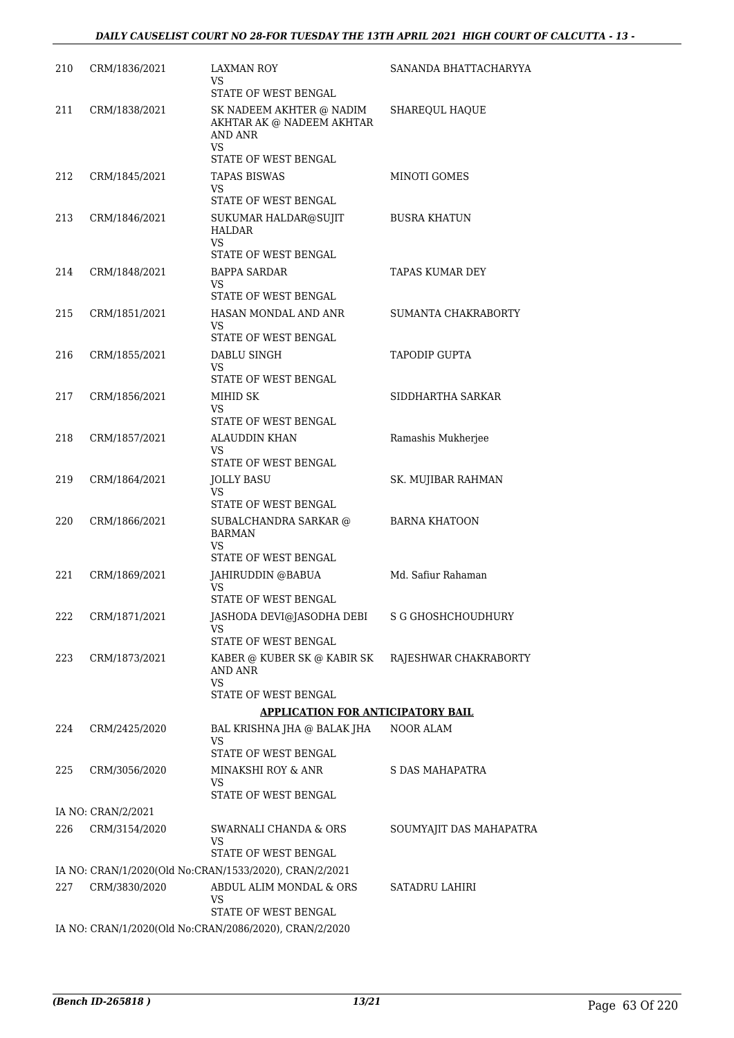| | | | |
|---|---|---|---|
| 210 | CRM/1836/2021 | LAXMAN ROY<br>VS<br>STATE OF WEST BENGAL | SANANDA BHATTACHARYYA |
| 211 | CRM/1838/2021 | SK NADEEM AKHTER @ NADIM AKHTAR AK @ NADEEM AKHTAR AND ANR<br>VS<br>STATE OF WEST BENGAL | SHAREQUL HAQUE |
| 212 | CRM/1845/2021 | TAPAS BISWAS<br>VS<br>STATE OF WEST BENGAL | MINOTI GOMES |
| 213 | CRM/1846/2021 | SUKUMAR HALDAR@SUJIT HALDAR<br>VS<br>STATE OF WEST BENGAL | BUSRA KHATUN |
| 214 | CRM/1848/2021 | BAPPA SARDAR<br>VS<br>STATE OF WEST BENGAL | TAPAS KUMAR DEY |
| 215 | CRM/1851/2021 | HASAN MONDAL AND ANR<br>VS<br>STATE OF WEST BENGAL | SUMANTA CHAKRABORTY |
| 216 | CRM/1855/2021 | DABLU SINGH<br>VS<br>STATE OF WEST BENGAL | TAPODIP GUPTA |
| 217 | CRM/1856/2021 | MIHID SK<br>VS<br>STATE OF WEST BENGAL | SIDDHARTHA SARKAR |
| 218 | CRM/1857/2021 | ALAUDDIN KHAN<br>VS<br>STATE OF WEST BENGAL | Ramashis Mukherjee |
| 219 | CRM/1864/2021 | JOLLY BASU<br>VS<br>STATE OF WEST BENGAL | SK. MUJIBAR RAHMAN |
| 220 | CRM/1866/2021 | SUBALCHANDRA SARKAR @ BARMAN<br>VS<br>STATE OF WEST BENGAL | BARNA KHATOON |
| 221 | CRM/1869/2021 | JAHIRUDDIN @BABUA<br>VS<br>STATE OF WEST BENGAL | Md. Safiur Rahaman |
| 222 | CRM/1871/2021 | JASHODA DEVI@JASODHA DEBI<br>VS<br>STATE OF WEST BENGAL | S G GHOSHCHOUDHURY |
| 223 | CRM/1873/2021 | KABER @ KUBER SK @ KABIR SK AND ANR<br>VS<br>STATE OF WEST BENGAL | RAJESHWAR CHAKRABORTY |

**APPLICATION FOR ANTICIPATORY BAIL**

| | | | |
|---|---|---|---|
| 224 | CRM/2425/2020 | BAL KRISHNA JHA @ BALAK JHA<br>VS<br>STATE OF WEST BENGAL | NOOR ALAM |
| 225 | CRM/3056/2020 | MINAKSHI ROY & ANR<br>VS<br>STATE OF WEST BENGAL | S DAS MAHAPATRA |
| | IA NO: CRAN/2/2021 | | |
| 226 | CRM/3154/2020 | SWARNALI CHANDA & ORS<br>VS<br>STATE OF WEST BENGAL | SOUMYAJIT DAS MAHAPATRA |
| | IA NO: CRAN/1/2020(Old No:CRAN/1533/2020), CRAN/2/2021 | | |
| 227 | CRM/3830/2020 | ABDUL ALIM MONDAL & ORS<br>VS<br>STATE OF WEST BENGAL | SATADRU LAHIRI |
| | IA NO: CRAN/1/2020(Old No:CRAN/2086/2020), CRAN/2/2020 | | |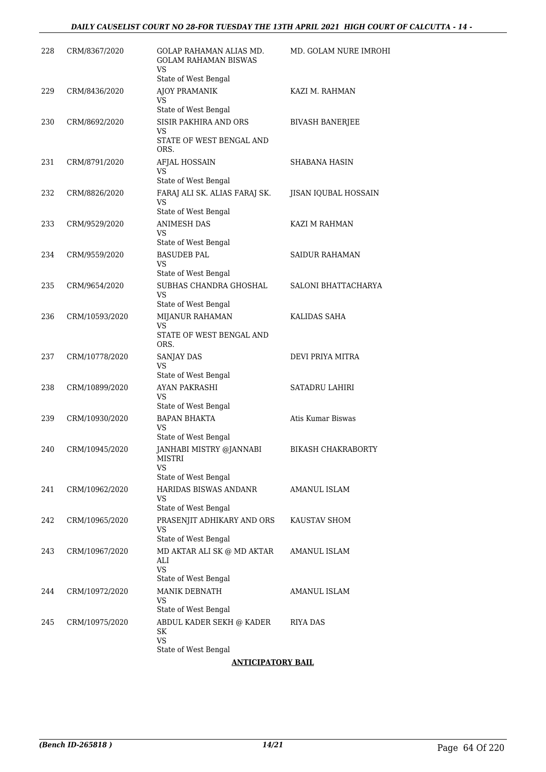| | | | |
|---|---|---|---|
| 228 | CRM/8367/2020 | GOLAP RAHAMAN ALIAS MD. GOLAM RAHAMAN BISWAS<br>VS<br>State of West Bengal | MD. GOLAM NURE IMROHI |
| 229 | CRM/8436/2020 | AJOY PRAMANIK<br>VS<br>State of West Bengal | KAZI M. RAHMAN |
| 230 | CRM/8692/2020 | SISIR PAKHIRA AND ORS<br>VS<br>STATE OF WEST BENGAL AND ORS. | BIVASH BANERJEE |
| 231 | CRM/8791/2020 | AFJAL HOSSAIN<br>VS<br>State of West Bengal | SHABANA HASIN |
| 232 | CRM/8826/2020 | FARAJ ALI SK. ALIAS FARAJ SK.<br>VS<br>State of West Bengal | JISAN IQUBAL HOSSAIN |
| 233 | CRM/9529/2020 | ANIMESH DAS<br>VS<br>State of West Bengal | KAZI M RAHMAN |
| 234 | CRM/9559/2020 | BASUDEB PAL<br>VS<br>State of West Bengal | SAIDUR RAHAMAN |
| 235 | CRM/9654/2020 | SUBHAS CHANDRA GHOSHAL<br>VS<br>State of West Bengal | SALONI BHATTACHARYA |
| 236 | CRM/10593/2020 | MIJANUR RAHAMAN<br>VS<br>STATE OF WEST BENGAL AND ORS. | KALIDAS SAHA |
| 237 | CRM/10778/2020 | SANJAY DAS<br>VS<br>State of West Bengal | DEVI PRIYA MITRA |
| 238 | CRM/10899/2020 | AYAN PAKRASHI<br>VS<br>State of West Bengal | SATADRU LAHIRI |
| 239 | CRM/10930/2020 | BAPAN BHAKTA<br>VS<br>State of West Bengal | Atis Kumar Biswas |
| 240 | CRM/10945/2020 | JANHABI MISTRY @JANNABI MISTRI<br>VS<br>State of West Bengal | BIKASH CHAKRABORTY |
| 241 | CRM/10962/2020 | HARIDAS BISWAS ANDANR<br>VS<br>State of West Bengal | AMANUL ISLAM |
| 242 | CRM/10965/2020 | PRASENJIT ADHIKARY AND ORS<br>VS<br>State of West Bengal | KAUSTAV SHOM |
| 243 | CRM/10967/2020 | MD AKTAR ALI SK @ MD AKTAR ALI<br>VS<br>State of West Bengal | AMANUL ISLAM |
| 244 | CRM/10972/2020 | MANIK DEBNATH<br>VS<br>State of West Bengal | AMANUL ISLAM |
| 245 | CRM/10975/2020 | ABDUL KADER SEKH @ KADER SK<br>VS<br>State of West Bengal | RIYA DAS |

**ANTICIPATORY BAIL**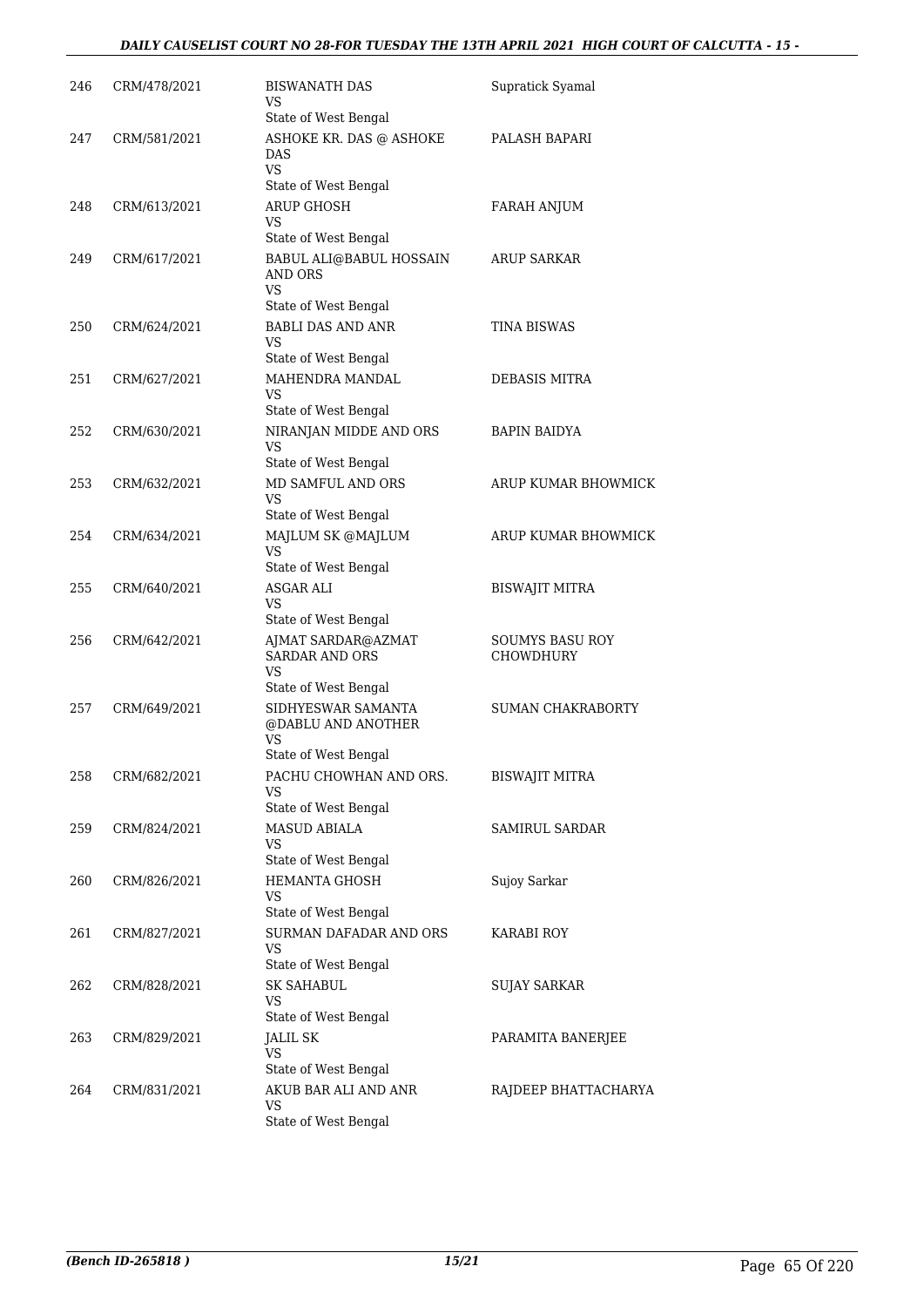| 246 | CRM/478/2021 | BISWANATH DAS<br>VS<br>State of West Bengal | Supratick Syamal |
|---|---|---|---|
| 247 | CRM/581/2021 | ASHOKE KR. DAS @ ASHOKE DAS<br>VS<br>State of West Bengal | PALASH BAPARI |
| 248 | CRM/613/2021 | ARUP GHOSH<br>VS<br>State of West Bengal | FARAH ANJUM |
| 249 | CRM/617/2021 | BABUL ALI@BABUL HOSSAIN AND ORS<br>VS<br>State of West Bengal | ARUP SARKAR |
| 250 | CRM/624/2021 | BABLI DAS AND ANR<br>VS<br>State of West Bengal | TINA BISWAS |
| 251 | CRM/627/2021 | MAHENDRA MANDAL<br>VS<br>State of West Bengal | DEBASIS MITRA |
| 252 | CRM/630/2021 | NIRANJAN MIDDE AND ORS<br>VS<br>State of West Bengal | BAPIN BAIDYA |
| 253 | CRM/632/2021 | MD SAMFUL AND ORS<br>VS<br>State of West Bengal | ARUP KUMAR BHOWMICK |
| 254 | CRM/634/2021 | MAJLUM SK @MAJLUM<br>VS<br>State of West Bengal | ARUP KUMAR BHOWMICK |
| 255 | CRM/640/2021 | ASGAR ALI<br>VS<br>State of West Bengal | BISWAJIT MITRA |
| 256 | CRM/642/2021 | AJMAT SARDAR@AZMAT SARDAR AND ORS<br>VS<br>State of West Bengal | SOUMYS BASU ROY CHOWDHURY |
| 257 | CRM/649/2021 | SIDHYESWAR SAMANTA @DABLU AND ANOTHER<br>VS<br>State of West Bengal | SUMAN CHAKRABORTY |
| 258 | CRM/682/2021 | PACHU CHOWHAN AND ORS.<br>VS<br>State of West Bengal | BISWAJIT MITRA |
| 259 | CRM/824/2021 | MASUD ABIALA<br>VS<br>State of West Bengal | SAMIRUL SARDAR |
| 260 | CRM/826/2021 | HEMANTA GHOSH<br>VS<br>State of West Bengal | Sujoy Sarkar |
| 261 | CRM/827/2021 | SURMAN DAFADAR AND ORS<br>VS<br>State of West Bengal | KARABI ROY |
| 262 | CRM/828/2021 | SK SAHABUL<br>VS<br>State of West Bengal | SUJAY SARKAR |
| 263 | CRM/829/2021 | JALIL SK<br>VS<br>State of West Bengal | PARAMITA BANERJEE |
| 264 | CRM/831/2021 | AKUB BAR ALI AND ANR<br>VS<br>State of West Bengal | RAJDEEP BHATTACHARYA |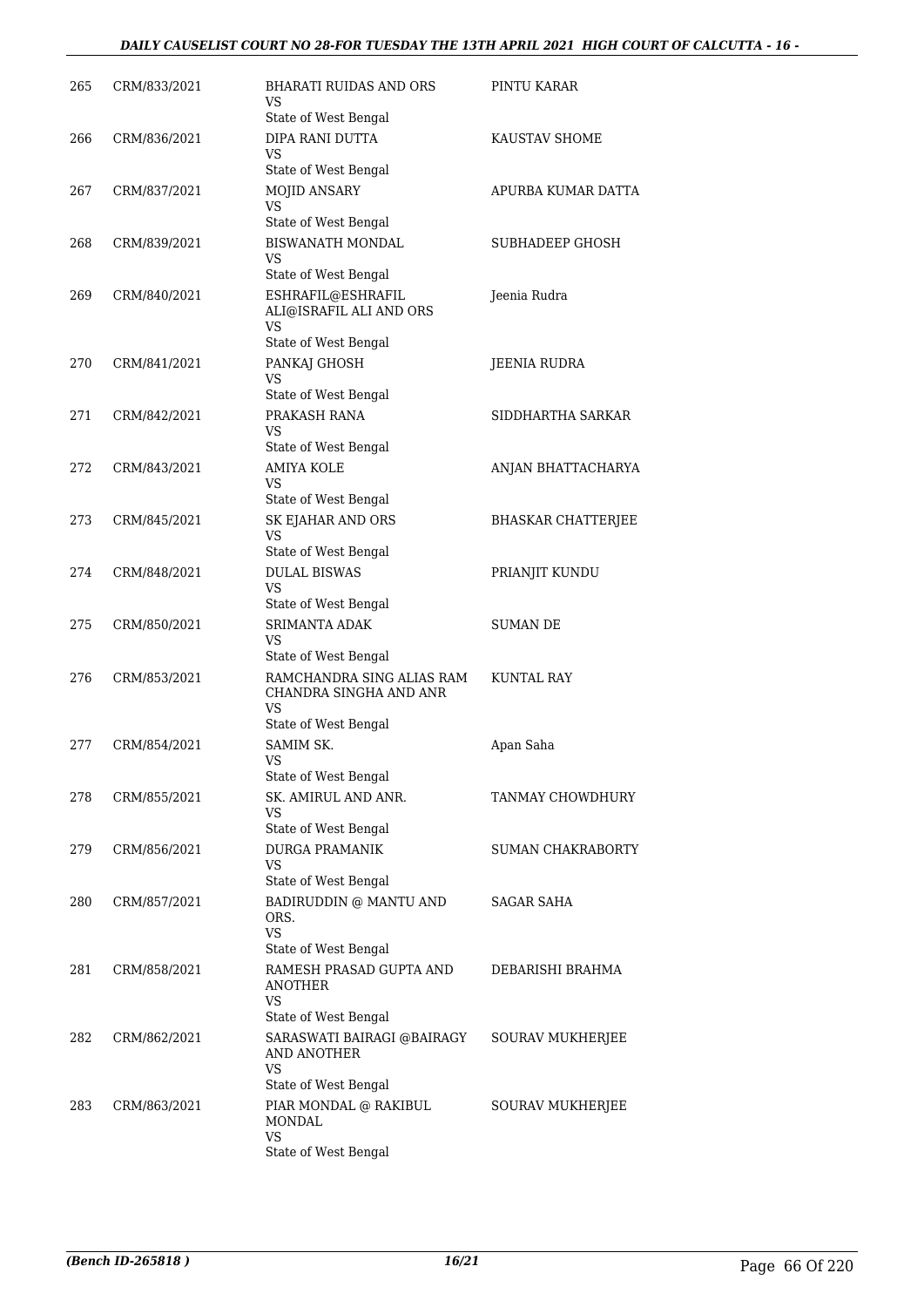| | | | |
|---|---|---|---|
| 265 | CRM/833/2021 | BHARATI RUIDAS AND ORS<br>VS<br>State of West Bengal | PINTU KARAR |
| 266 | CRM/836/2021 | DIPA RANI DUTTA<br>VS<br>State of West Bengal | KAUSTAV SHOME |
| 267 | CRM/837/2021 | MOJID ANSARY<br>VS<br>State of West Bengal | APURBA KUMAR DATTA |
| 268 | CRM/839/2021 | BISWANATH MONDAL<br>VS<br>State of West Bengal | SUBHADEEP GHOSH |
| 269 | CRM/840/2021 | ESHRAFIL@ESHRAFIL ALI@ISRAFIL ALI AND ORS<br>VS<br>State of West Bengal | Jeenia Rudra |
| 270 | CRM/841/2021 | PANKAJ GHOSH<br>VS<br>State of West Bengal | JEENIA RUDRA |
| 271 | CRM/842/2021 | PRAKASH RANA<br>VS<br>State of West Bengal | SIDDHARTHA SARKAR |
| 272 | CRM/843/2021 | AMIYA KOLE<br>VS<br>State of West Bengal | ANJAN BHATTACHARYA |
| 273 | CRM/845/2021 | SK EJAHAR AND ORS<br>VS<br>State of West Bengal | BHASKAR CHATTERJEE |
| 274 | CRM/848/2021 | DULAL BISWAS<br>VS<br>State of West Bengal | PRIANJIT KUNDU |
| 275 | CRM/850/2021 | SRIMANTA ADAK<br>VS<br>State of West Bengal | SUMAN DE |
| 276 | CRM/853/2021 | RAMCHANDRA SING ALIAS RAM CHANDRA SINGHA AND ANR<br>VS<br>State of West Bengal | KUNTAL RAY |
| 277 | CRM/854/2021 | SAMIM SK.<br>VS<br>State of West Bengal | Apan Saha |
| 278 | CRM/855/2021 | SK. AMIRUL AND ANR.<br>VS<br>State of West Bengal | TANMAY CHOWDHURY |
| 279 | CRM/856/2021 | DURGA PRAMANIK<br>VS<br>State of West Bengal | SUMAN CHAKRABORTY |
| 280 | CRM/857/2021 | BADIRUDDIN @ MANTU AND ORS.<br>VS<br>State of West Bengal | SAGAR SAHA |
| 281 | CRM/858/2021 | RAMESH PRASAD GUPTA AND ANOTHER<br>VS<br>State of West Bengal | DEBARISHI BRAHMA |
| 282 | CRM/862/2021 | SARASWATI BAIRAGI @BAIRAGY AND ANOTHER<br>VS<br>State of West Bengal | SOURAV MUKHERJEE |
| 283 | CRM/863/2021 | PIAR MONDAL @ RAKIBUL MONDAL<br>VS<br>State of West Bengal | SOURAV MUKHERJEE |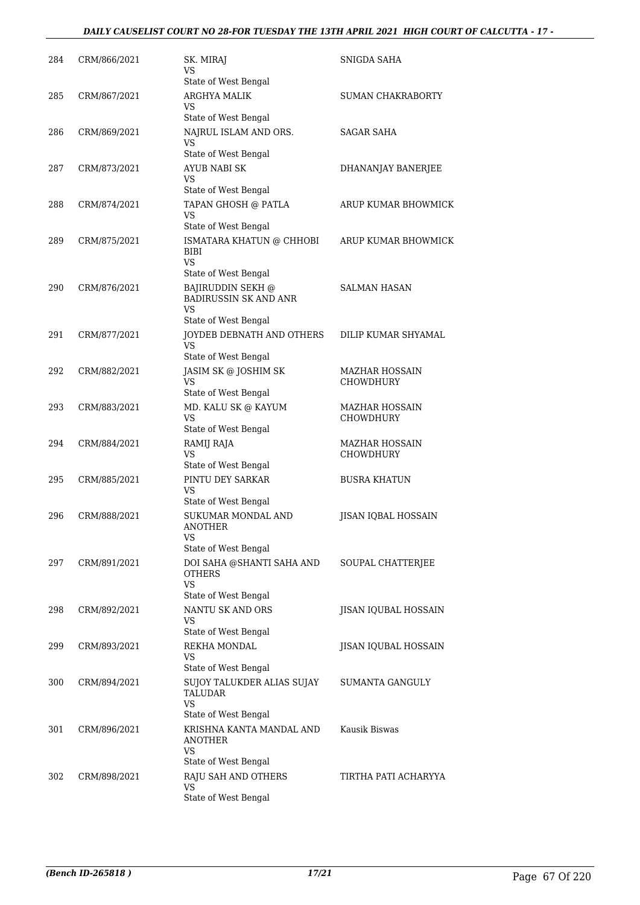| | | | |
|---|---|---|---|
| 284 | CRM/866/2021 | SK. MIRAJ<br>VS<br>State of West Bengal | SNIGDA SAHA |
| 285 | CRM/867/2021 | ARGHYA MALIK<br>VS<br>State of West Bengal | SUMAN CHAKRABORTY |
| 286 | CRM/869/2021 | NAJRUL ISLAM AND ORS.<br>VS<br>State of West Bengal | SAGAR SAHA |
| 287 | CRM/873/2021 | AYUB NABI SK<br>VS<br>State of West Bengal | DHANANJAY BANERJEE |
| 288 | CRM/874/2021 | TAPAN GHOSH @ PATLA<br>VS<br>State of West Bengal | ARUP KUMAR BHOWMICK |
| 289 | CRM/875/2021 | ISMATARA KHATUN @ CHHOBI BIBI<br>VS<br>State of West Bengal | ARUP KUMAR BHOWMICK |
| 290 | CRM/876/2021 | BAJIRUDDIN SEKH @ BADIRUSSIN SK AND ANR<br>VS<br>State of West Bengal | SALMAN HASAN |
| 291 | CRM/877/2021 | JOYDEB DEBNATH AND OTHERS<br>VS<br>State of West Bengal | DILIP KUMAR SHYAMAL |
| 292 | CRM/882/2021 | JASIM SK @ JOSHIM SK<br>VS<br>State of West Bengal | MAZHAR HOSSAIN CHOWDHURY |
| 293 | CRM/883/2021 | MD. KALU SK @ KAYUM<br>VS<br>State of West Bengal | MAZHAR HOSSAIN CHOWDHURY |
| 294 | CRM/884/2021 | RAMIJ RAJA<br>VS<br>State of West Bengal | MAZHAR HOSSAIN CHOWDHURY |
| 295 | CRM/885/2021 | PINTU DEY SARKAR<br>VS<br>State of West Bengal | BUSRA KHATUN |
| 296 | CRM/888/2021 | SUKUMAR MONDAL AND ANOTHER<br>VS<br>State of West Bengal | JISAN IQBAL HOSSAIN |
| 297 | CRM/891/2021 | DOI SAHA @SHANTI SAHA AND OTHERS<br>VS<br>State of West Bengal | SOUPAL CHATTERJEE |
| 298 | CRM/892/2021 | NANTU SK AND ORS<br>VS<br>State of West Bengal | JISAN IQUBAL HOSSAIN |
| 299 | CRM/893/2021 | REKHA MONDAL<br>VS<br>State of West Bengal | JISAN IQUBAL HOSSAIN |
| 300 | CRM/894/2021 | SUJOY TALUKDER ALIAS SUJAY TALUDAR<br>VS<br>State of West Bengal | SUMANTA GANGULY |
| 301 | CRM/896/2021 | KRISHNA KANTA MANDAL AND ANOTHER<br>VS<br>State of West Bengal | Kausik Biswas |
| 302 | CRM/898/2021 | RAJU SAH AND OTHERS<br>VS<br>State of West Bengal | TIRTHA PATI ACHARYYA |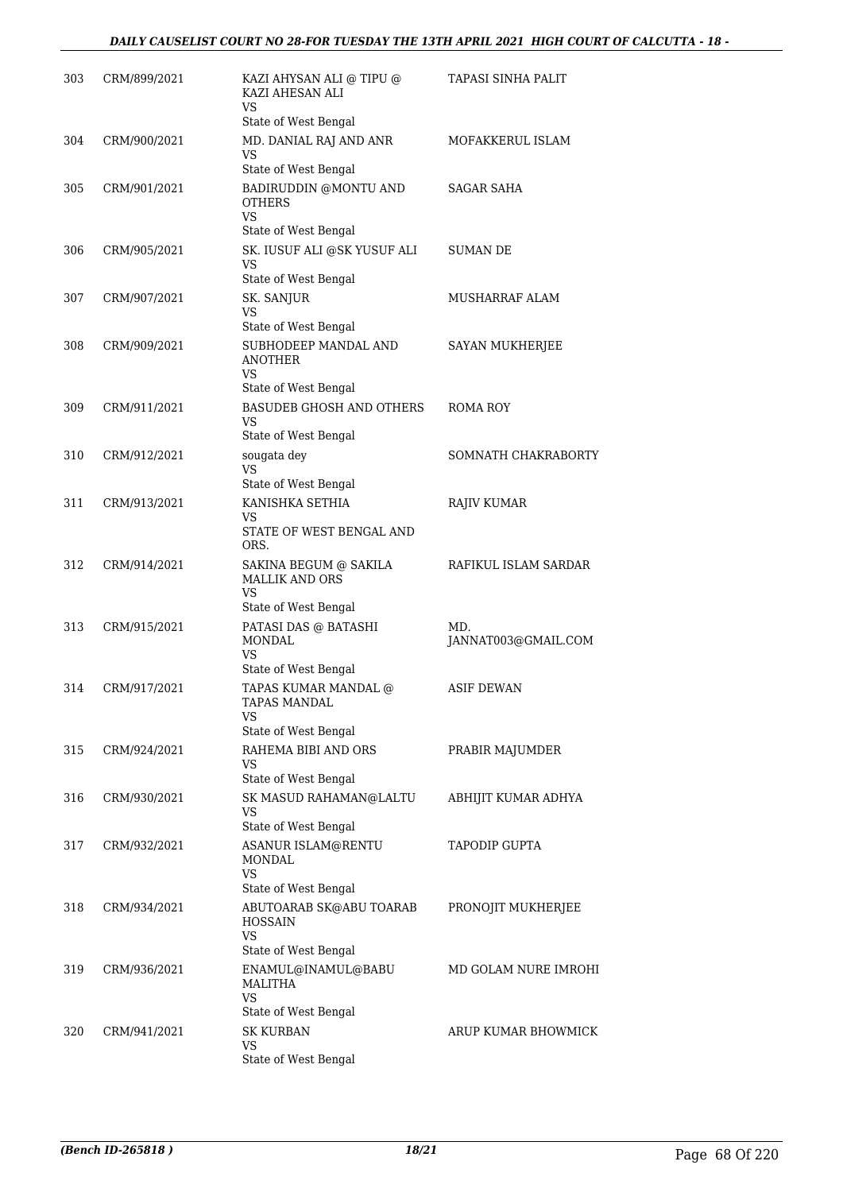| | | | |
|---|---|---|---|
| 303 | CRM/899/2021 | KAZI AHYSAN ALI @ TIPU @ KAZI AHESAN ALI<br>VS<br>State of West Bengal | TAPASI SINHA PALIT |
| 304 | CRM/900/2021 | MD. DANIAL RAJ AND ANR<br>VS<br>State of West Bengal | MOFAKKERUL ISLAM |
| 305 | CRM/901/2021 | BADIRUDDIN @MONTU AND OTHERS<br>VS<br>State of West Bengal | SAGAR SAHA |
| 306 | CRM/905/2021 | SK. IUSUF ALI @SK YUSUF ALI<br>VS<br>State of West Bengal | SUMAN DE |
| 307 | CRM/907/2021 | SK. SANJUR<br>VS<br>State of West Bengal | MUSHARRAF ALAM |
| 308 | CRM/909/2021 | SUBHODEEP MANDAL AND ANOTHER<br>VS<br>State of West Bengal | SAYAN MUKHERJEE |
| 309 | CRM/911/2021 | BASUDEB GHOSH AND OTHERS<br>VS<br>State of West Bengal | ROMA ROY |
| 310 | CRM/912/2021 | sougata dey<br>VS<br>State of West Bengal | SOMNATH CHAKRABORTY |
| 311 | CRM/913/2021 | KANISHKA SETHIA<br>VS<br>STATE OF WEST BENGAL AND ORS. | RAJIV KUMAR |
| 312 | CRM/914/2021 | SAKINA BEGUM @ SAKILA MALLIK AND ORS<br>VS<br>State of West Bengal | RAFIKUL ISLAM SARDAR |
| 313 | CRM/915/2021 | PATASI DAS @ BATASHI MONDAL<br>VS<br>State of West Bengal | MD. JANNAT003@GMAIL.COM |
| 314 | CRM/917/2021 | TAPAS KUMAR MANDAL @ TAPAS MANDAL<br>VS<br>State of West Bengal | ASIF DEWAN |
| 315 | CRM/924/2021 | RAHEMA BIBI AND ORS<br>VS<br>State of West Bengal | PRABIR MAJUMDER |
| 316 | CRM/930/2021 | SK MASUD RAHAMAN@LALTU<br>VS<br>State of West Bengal | ABHIJIT KUMAR ADHYA |
| 317 | CRM/932/2021 | ASANUR ISLAM@RENTU MONDAL<br>VS<br>State of West Bengal | TAPODIP GUPTA |
| 318 | CRM/934/2021 | ABUTOARAB SK@ABU TOARAB HOSSAIN<br>VS<br>State of West Bengal | PRONOJIT MUKHERJEE |
| 319 | CRM/936/2021 | ENAMUL@INAMUL@BABU MALITHA<br>VS<br>State of West Bengal | MD GOLAM NURE IMROHI |
| 320 | CRM/941/2021 | SK KURBAN<br>VS<br>State of West Bengal | ARUP KUMAR BHOWMICK |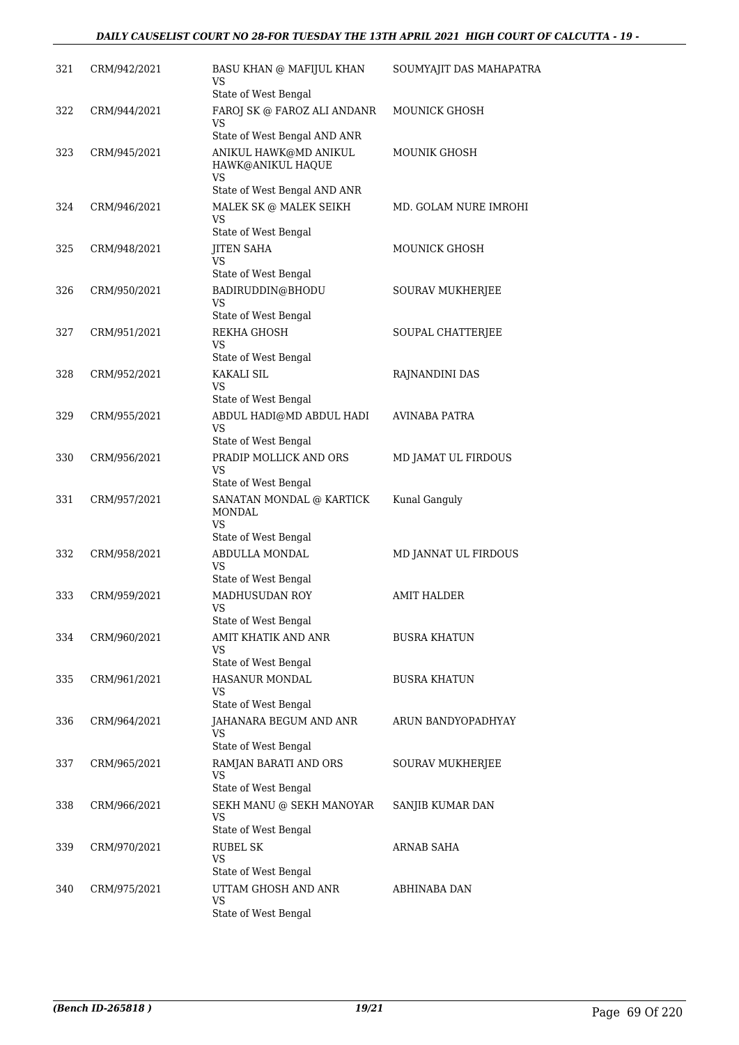| 321 | CRM/942/2021 | BASU KHAN @ MAFIJUL KHAN<br>VS<br>State of West Bengal | SOUMYAJIT DAS MAHAPATRA |
|---|---|---|---|
| 322 | CRM/944/2021 | FAROJ SK @ FAROZ ALI ANDANR<br>VS<br>State of West Bengal AND ANR | MOUNICK GHOSH |
| 323 | CRM/945/2021 | ANIKUL HAWK@MD ANIKUL HAWK@ANIKUL HAQUE<br>VS<br>State of West Bengal AND ANR | MOUNIK GHOSH |
| 324 | CRM/946/2021 | MALEK SK @ MALEK SEIKH<br>VS<br>State of West Bengal | MD. GOLAM NURE IMROHI |
| 325 | CRM/948/2021 | JITEN SAHA<br>VS<br>State of West Bengal | MOUNICK GHOSH |
| 326 | CRM/950/2021 | BADIRUDDIN@BHODU<br>VS<br>State of West Bengal | SOURAV MUKHERJEE |
| 327 | CRM/951/2021 | REKHA GHOSH<br>VS<br>State of West Bengal | SOUPAL CHATTERJEE |
| 328 | CRM/952/2021 | KAKALI SIL<br>VS<br>State of West Bengal | RAJNANDINI DAS |
| 329 | CRM/955/2021 | ABDUL HADI@MD ABDUL HADI<br>VS<br>State of West Bengal | AVINABA PATRA |
| 330 | CRM/956/2021 | PRADIP MOLLICK AND ORS<br>VS<br>State of West Bengal | MD JAMAT UL FIRDOUS |
| 331 | CRM/957/2021 | SANATAN MONDAL @ KARTICK MONDAL<br>VS<br>State of West Bengal | Kunal Ganguly |
| 332 | CRM/958/2021 | ABDULLA MONDAL<br>VS<br>State of West Bengal | MD JANNAT UL FIRDOUS |
| 333 | CRM/959/2021 | MADHUSUDAN ROY<br>VS<br>State of West Bengal | AMIT HALDER |
| 334 | CRM/960/2021 | AMIT KHATIK AND ANR<br>VS<br>State of West Bengal | BUSRA KHATUN |
| 335 | CRM/961/2021 | HASANUR MONDAL<br>VS<br>State of West Bengal | BUSRA KHATUN |
| 336 | CRM/964/2021 | JAHANARA BEGUM AND ANR<br>VS<br>State of West Bengal | ARUN BANDYOPADHYAY |
| 337 | CRM/965/2021 | RAMJAN BARATI AND ORS<br>VS<br>State of West Bengal | SOURAV MUKHERJEE |
| 338 | CRM/966/2021 | SEKH MANU @ SEKH MANOYAR<br>VS<br>State of West Bengal | SANJIB KUMAR DAN |
| 339 | CRM/970/2021 | RUBEL SK<br>VS<br>State of West Bengal | ARNAB SAHA |
| 340 | CRM/975/2021 | UTTAM GHOSH AND ANR<br>VS<br>State of West Bengal | ABHINABA DAN |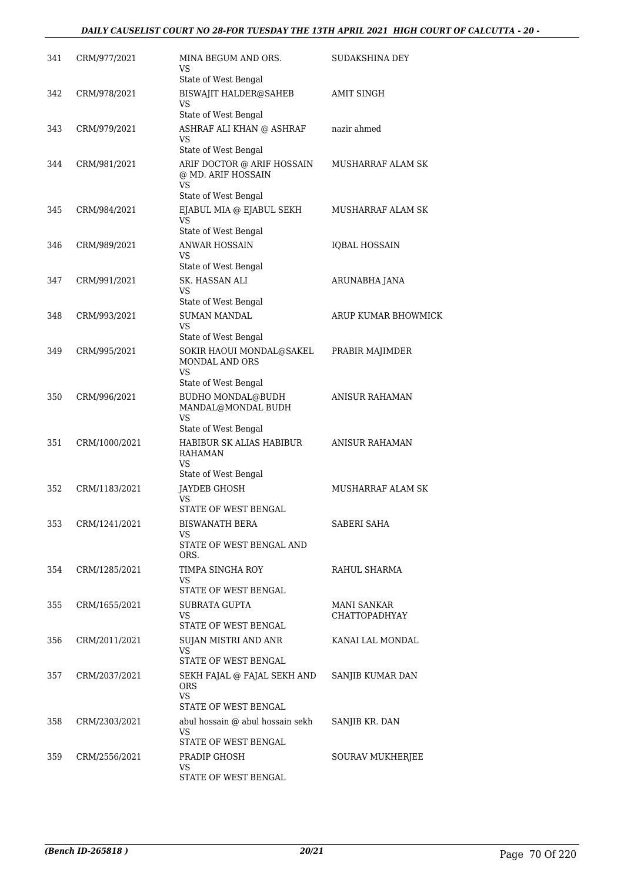| | | | |
|---|---|---|---|
| 341 | CRM/977/2021 | MINA BEGUM AND ORS.<br>VS<br>State of West Bengal | SUDAKSHINA DEY |
| 342 | CRM/978/2021 | BISWAJIT HALDER@SAHEB<br>VS<br>State of West Bengal | AMIT SINGH |
| 343 | CRM/979/2021 | ASHRAF ALI KHAN @ ASHRAF<br>VS<br>State of West Bengal | nazir ahmed |
| 344 | CRM/981/2021 | ARIF DOCTOR @ ARIF HOSSAIN @ MD. ARIF HOSSAIN<br>VS<br>State of West Bengal | MUSHARRAF ALAM SK |
| 345 | CRM/984/2021 | EJABUL MIA @ EJABUL SEKH<br>VS<br>State of West Bengal | MUSHARRAF ALAM SK |
| 346 | CRM/989/2021 | ANWAR HOSSAIN<br>VS<br>State of West Bengal | IQBAL HOSSAIN |
| 347 | CRM/991/2021 | SK. HASSAN ALI<br>VS<br>State of West Bengal | ARUNABHA JANA |
| 348 | CRM/993/2021 | SUMAN MANDAL<br>VS<br>State of West Bengal | ARUP KUMAR BHOWMICK |
| 349 | CRM/995/2021 | SOKIR HAOUI MONDAL@SAKEL MONDAL AND ORS<br>VS<br>State of West Bengal | PRABIR MAJIMDER |
| 350 | CRM/996/2021 | BUDHO MONDAL@BUDH MANDAL@MONDAL BUDH<br>VS<br>State of West Bengal | ANISUR RAHAMAN |
| 351 | CRM/1000/2021 | HABIBUR SK ALIAS HABIBUR RAHAMAN<br>VS<br>State of West Bengal | ANISUR RAHAMAN |
| 352 | CRM/1183/2021 | JAYDEB GHOSH<br>VS<br>STATE OF WEST BENGAL | MUSHARRAF ALAM SK |
| 353 | CRM/1241/2021 | BISWANATH BERA<br>VS<br>STATE OF WEST BENGAL AND ORS. | SABERI SAHA |
| 354 | CRM/1285/2021 | TIMPA SINGHA ROY<br>VS<br>STATE OF WEST BENGAL | RAHUL SHARMA |
| 355 | CRM/1655/2021 | SUBRATA GUPTA<br>VS<br>STATE OF WEST BENGAL | MANI SANKAR CHATTOPADHYAY |
| 356 | CRM/2011/2021 | SUJAN MISTRI AND ANR<br>VS<br>STATE OF WEST BENGAL | KANAI LAL MONDAL |
| 357 | CRM/2037/2021 | SEKH FAJAL @ FAJAL SEKH AND ORS<br>VS<br>STATE OF WEST BENGAL | SANJIB KUMAR DAN |
| 358 | CRM/2303/2021 | abul hossain @ abul hossain sekh<br>VS<br>STATE OF WEST BENGAL | SANJIB KR. DAN |
| 359 | CRM/2556/2021 | PRADIP GHOSH<br>VS<br>STATE OF WEST BENGAL | SOURAV MUKHERJEE |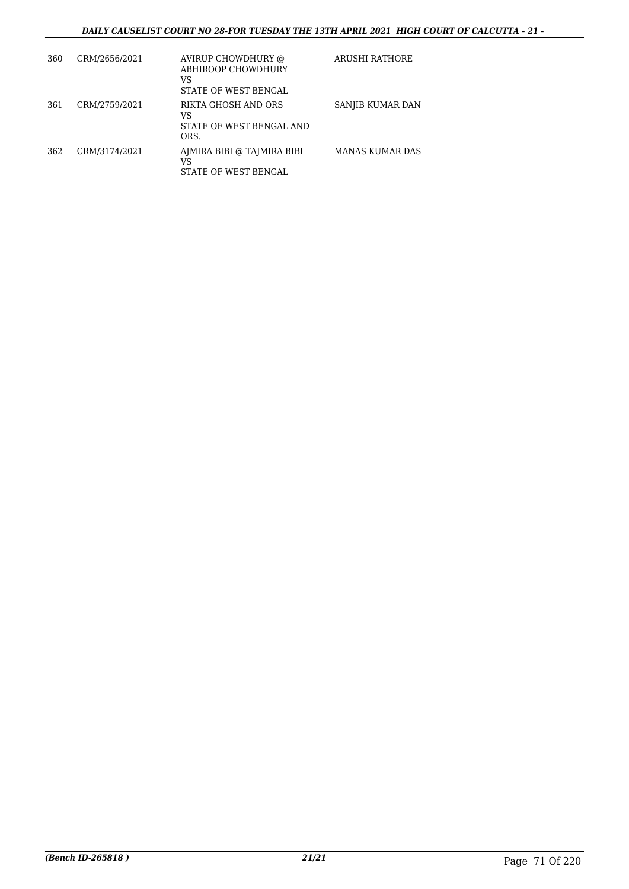| 360 | CRM/2656/2021 | AVIRUP CHOWDHURY @ ABHIROOP CHOWDHURY<br>VS<br>STATE OF WEST BENGAL | ARUSHI RATHORE |
|---|---|---|---|
| 361 | CRM/2759/2021 | RIKTA GHOSH AND ORS<br>VS<br>STATE OF WEST BENGAL AND ORS. | SANJIB KUMAR DAN |
| 362 | CRM/3174/2021 | AJMIRA BIBI @ TAJMIRA BIBI<br>VS<br>STATE OF WEST BENGAL | MANAS KUMAR DAS |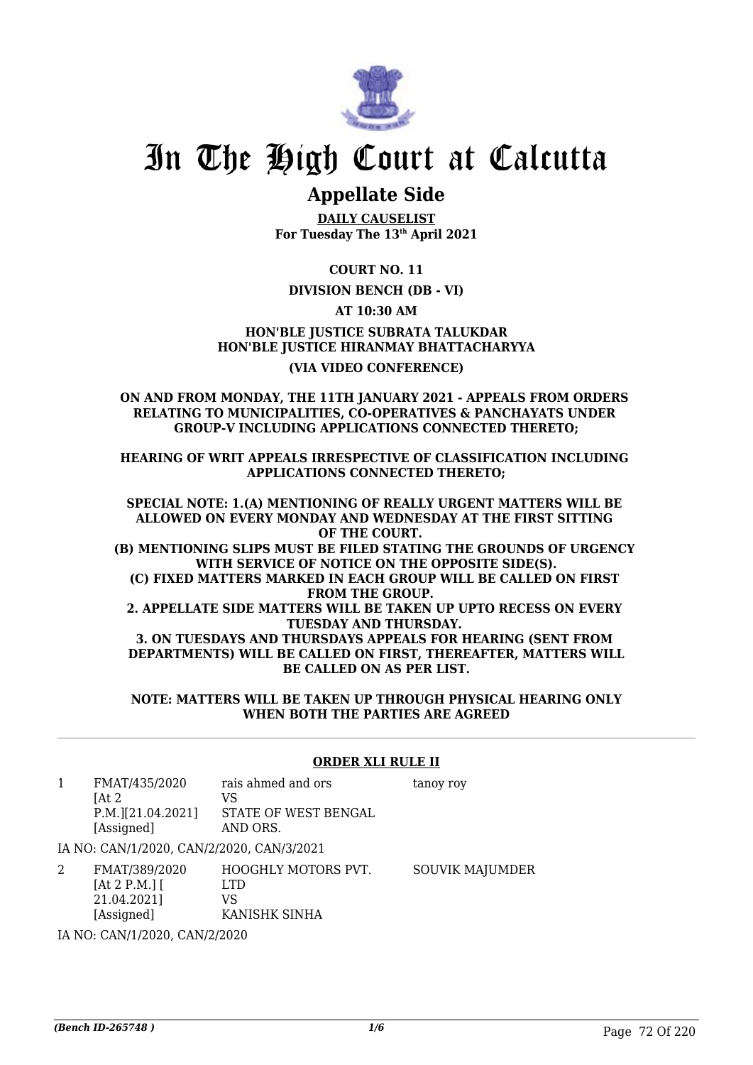# In The High Court at Calcutta

## Appellate Side

**DAILY CAUSELIST**
**For Tuesday The 13th April 2021**

**COURT NO. 11**

**DIVISION BENCH (DB - VI)**

**AT 10:30 AM**

**HON'BLE JUSTICE SUBRATA TALUKDAR**
**HON'BLE JUSTICE HIRANMAY BHATTACHARYYA**

**(VIA VIDEO CONFERENCE)**

**ON AND FROM MONDAY, THE 11TH JANUARY 2021 - APPEALS FROM ORDERS RELATING TO MUNICIPALITIES, CO-OPERATIVES & PANCHAYATS UNDER GROUP-V INCLUDING APPLICATIONS CONNECTED THERETO;**

**HEARING OF WRIT APPEALS IRRESPECTIVE OF CLASSIFICATION INCLUDING APPLICATIONS CONNECTED THERETO;**

**SPECIAL NOTE: 1.(A) MENTIONING OF REALLY URGENT MATTERS WILL BE ALLOWED ON EVERY MONDAY AND WEDNESDAY AT THE FIRST SITTING OF THE COURT.**
**(B) MENTIONING SLIPS MUST BE FILED STATING THE GROUNDS OF URGENCY WITH SERVICE OF NOTICE ON THE OPPOSITE SIDE(S).**
**(C) FIXED MATTERS MARKED IN EACH GROUP WILL BE CALLED ON FIRST FROM THE GROUP.**
**2. APPELLATE SIDE MATTERS WILL BE TAKEN UP UPTO RECESS ON EVERY TUESDAY AND THURSDAY.**
**3. ON TUESDAYS AND THURSDAYS APPEALS FOR HEARING (SENT FROM DEPARTMENTS) WILL BE CALLED ON FIRST, THEREAFTER, MATTERS WILL BE CALLED ON AS PER LIST.**

**NOTE: MATTERS WILL BE TAKEN UP THROUGH PHYSICAL HEARING ONLY WHEN BOTH THE PARTIES ARE AGREED**

**ORDER XLI RULE II**

| | | | |
|---|---|---|---|
| 1 | FMAT/435/2020 [At 2 P.M.][21.04.2021] [Assigned] | rais ahmed and ors VS STATE OF WEST BENGAL AND ORS. | tanoy roy |
| | IA NO: CAN/1/2020, CAN/2/2020, CAN/3/2021 | | |
| 2 | FMAT/389/2020 [At 2 P.M.] [ 21.04.2021] [Assigned] | HOOGHLY MOTORS PVT. LTD VS KANISHK SINHA | SOUVIK MAJUMDER |
| | IA NO: CAN/1/2020, CAN/2/2020 | | |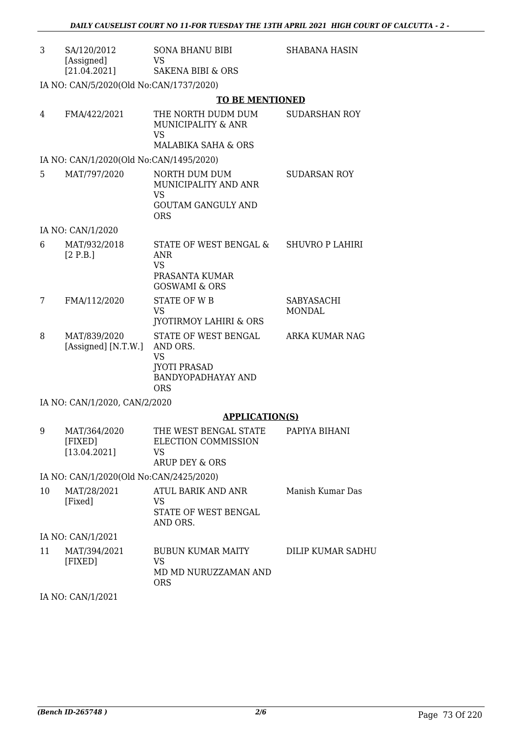| | | | |
|---|---|---|---|
| 3 | SA/120/2012 [Assigned] [21.04.2021] | SONA BHANU BIBI VS SAKENA BIBI & ORS | SHABANA HASIN |

IA NO: CAN/5/2020(Old No:CAN/1737/2020)

**TO BE MENTIONED**

| | | | |
|---|---|---|---|
| 4 | FMA/422/2021 | THE NORTH DUDM DUM MUNICIPALITY & ANR VS MALABIKA SAHA & ORS | SUDARSHAN ROY |

IA NO: CAN/1/2020(Old No:CAN/1495/2020)

| | | | |
|---|---|---|---|
| 5 | MAT/797/2020 | NORTH DUM DUM MUNICIPALITY AND ANR VS GOUTAM GANGULY AND ORS | SUDARSAN ROY |

IA NO: CAN/1/2020

| | | | |
|---|---|---|---|
| 6 | MAT/932/2018 [2 P.B.] | STATE OF WEST BENGAL & ANR VS PRASANTA KUMAR GOSWAMI & ORS | SHUVRO P LAHIRI |
| 7 | FMA/112/2020 | STATE OF W B VS JYOTIRMOY LAHIRI & ORS | SABYASACHI MONDAL |
| 8 | MAT/839/2020 [Assigned] [N.T.W.] | STATE OF WEST BENGAL AND ORS. VS JYOTI PRASAD BANDYOPADHAYAY AND ORS | ARKA KUMAR NAG |

IA NO: CAN/1/2020, CAN/2/2020

**APPLICATION(S)**

| | | | |
|---|---|---|---|
| 9 | MAT/364/2020 [FIXED] [13.04.2021] | THE WEST BENGAL STATE ELECTION COMMISSION VS ARUP DEY & ORS | PAPIYA BIHANI |

IA NO: CAN/1/2020(Old No:CAN/2425/2020)

| | | | |
|---|---|---|---|
| 10 | MAT/28/2021 [Fixed] | ATUL BARIK AND ANR VS STATE OF WEST BENGAL AND ORS. | Manish Kumar Das |

IA NO: CAN/1/2021

| | | | |
|---|---|---|---|
| 11 | MAT/394/2021 [FIXED] | BUBUN KUMAR MAITY VS MD MD NURUZZAMAN AND ORS | DILIP KUMAR SADHU |

IA NO: CAN/1/2021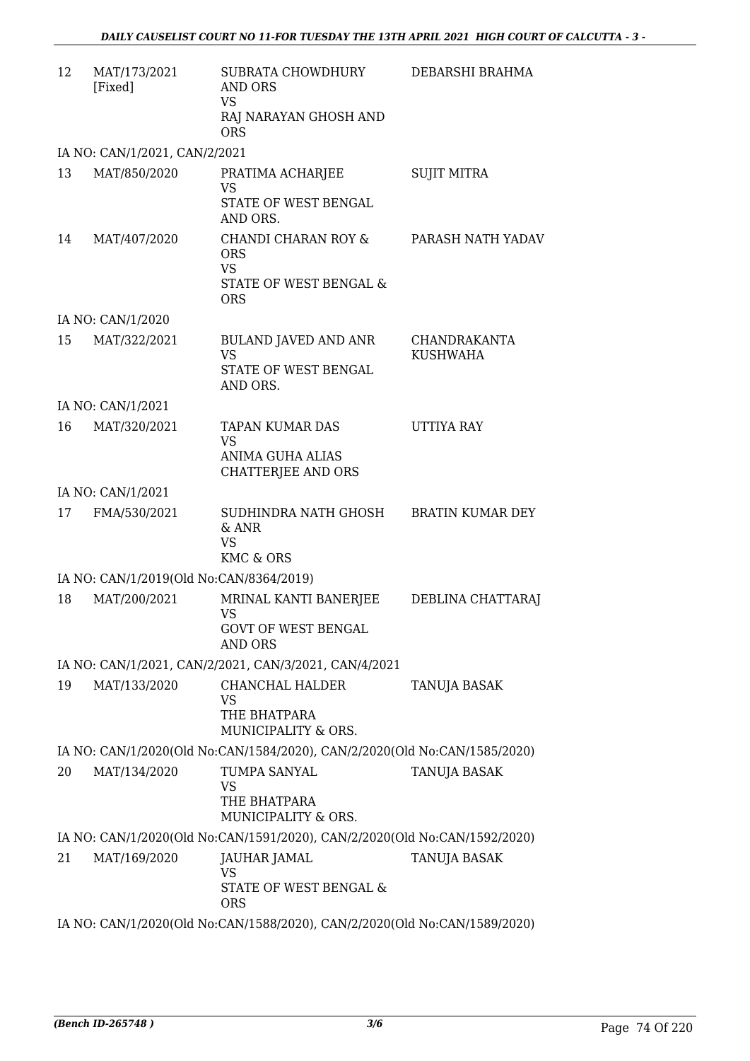| | | | |
|---|---|---|---|
| 12 | MAT/173/2021 [Fixed] | SUBRATA CHOWDHURY AND ORS VS RAJ NARAYAN GHOSH AND ORS | DEBARSHI BRAHMA |
| | IA NO: CAN/1/2021, CAN/2/2021 | | |
| 13 | MAT/850/2020 | PRATIMA ACHARJEE VS STATE OF WEST BENGAL AND ORS. | SUJIT MITRA |
| 14 | MAT/407/2020 | CHANDI CHARAN ROY & ORS VS STATE OF WEST BENGAL & ORS | PARASH NATH YADAV |
| | IA NO: CAN/1/2020 | | |
| 15 | MAT/322/2021 | BULAND JAVED AND ANR VS STATE OF WEST BENGAL AND ORS. | CHANDRAKANTA KUSHWAHA |
| | IA NO: CAN/1/2021 | | |
| 16 | MAT/320/2021 | TAPAN KUMAR DAS VS ANIMA GUHA ALIAS CHATTERJEE AND ORS | UTTIYA RAY |
| | IA NO: CAN/1/2021 | | |
| 17 | FMA/530/2021 | SUDHINDRA NATH GHOSH & ANR VS KMC & ORS | BRATIN KUMAR DEY |
| | IA NO: CAN/1/2019(Old No:CAN/8364/2019) | | |
| 18 | MAT/200/2021 | MRINAL KANTI BANERJEE VS GOVT OF WEST BENGAL AND ORS | DEBLINA CHATTARAJ |
| | IA NO: CAN/1/2021, CAN/2/2021, CAN/3/2021, CAN/4/2021 | | |
| 19 | MAT/133/2020 | CHANCHAL HALDER VS THE BHATPARA MUNICIPALITY & ORS. | TANUJA BASAK |
| | IA NO: CAN/1/2020(Old No:CAN/1584/2020), CAN/2/2020(Old No:CAN/1585/2020) | | |
| 20 | MAT/134/2020 | TUMPA SANYAL VS THE BHATPARA MUNICIPALITY & ORS. | TANUJA BASAK |
| | IA NO: CAN/1/2020(Old No:CAN/1591/2020), CAN/2/2020(Old No:CAN/1592/2020) | | |
| 21 | MAT/169/2020 | JAUHAR JAMAL VS STATE OF WEST BENGAL & ORS | TANUJA BASAK |
| | IA NO: CAN/1/2020(Old No:CAN/1588/2020), CAN/2/2020(Old No:CAN/1589/2020) | | |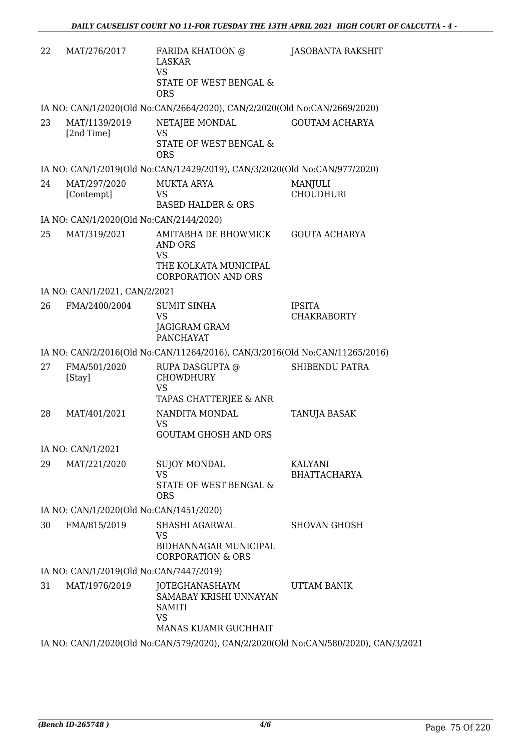| | | | |
|---|---|---|---|
| 22 | MAT/276/2017 | FARIDA KHATOON @ LASKAR<br>VS<br>STATE OF WEST BENGAL & ORS | JASOBANTA RAKSHIT |

IA NO: CAN/1/2020(Old No:CAN/2664/2020), CAN/2/2020(Old No:CAN/2669/2020)

| | | | |
|---|---|---|---|
| 23 | MAT/1139/2019 [2nd Time] | NETAJEE MONDAL<br>VS<br>STATE OF WEST BENGAL & ORS | GOUTAM ACHARYA |

IA NO: CAN/1/2019(Old No:CAN/12429/2019), CAN/3/2020(Old No:CAN/977/2020)

| | | | |
|---|---|---|---|
| 24 | MAT/297/2020 [Contempt] | MUKTA ARYA<br>VS<br>BASED HALDER & ORS | MANJULI CHOUDHURI |

IA NO: CAN/1/2020(Old No:CAN/2144/2020)

| | | | |
|---|---|---|---|
| 25 | MAT/319/2021 | AMITABHA DE BHOWMICK AND ORS<br>VS<br>THE KOLKATA MUNICIPAL CORPORATION AND ORS | GOUTA ACHARYA |

IA NO: CAN/1/2021, CAN/2/2021

| | | | |
|---|---|---|---|
| 26 | FMA/2400/2004 | SUMIT SINHA<br>VS<br>JAGIGRAM GRAM PANCHAYAT | IPSITA CHAKRABORTY |

IA NO: CAN/2/2016(Old No:CAN/11264/2016), CAN/3/2016(Old No:CAN/11265/2016)

| | | | |
|---|---|---|---|
| 27 | FMA/501/2020 [Stay] | RUPA DASGUPTA @ CHOWDHURY<br>VS<br>TAPAS CHATTERJEE & ANR | SHIBENDU PATRA |
| 28 | MAT/401/2021 | NANDITA MONDAL<br>VS<br>GOUTAM GHOSH AND ORS | TANUJA BASAK |

IA NO: CAN/1/2021

| | | | |
|---|---|---|---|
| 29 | MAT/221/2020 | SUJOY MONDAL<br>VS<br>STATE OF WEST BENGAL & ORS | KALYANI BHATTACHARYA |

IA NO: CAN/1/2020(Old No:CAN/1451/2020)

| | | | |
|---|---|---|---|
| 30 | FMA/815/2019 | SHASHI AGARWAL<br>VS<br>BIDHANNAGAR MUNICIPAL CORPORATION & ORS | SHOVAN GHOSH |

IA NO: CAN/1/2019(Old No:CAN/7447/2019)

| | | | |
|---|---|---|---|
| 31 | MAT/1976/2019 | JOTEGHANASHAYM SAMABAY KRISHI UNNAYAN SAMITI<br>VS<br>MANAS KUAMR GUCHHAIT | UTTAM BANIK |

IA NO: CAN/1/2020(Old No:CAN/579/2020), CAN/2/2020(Old No:CAN/580/2020), CAN/3/2021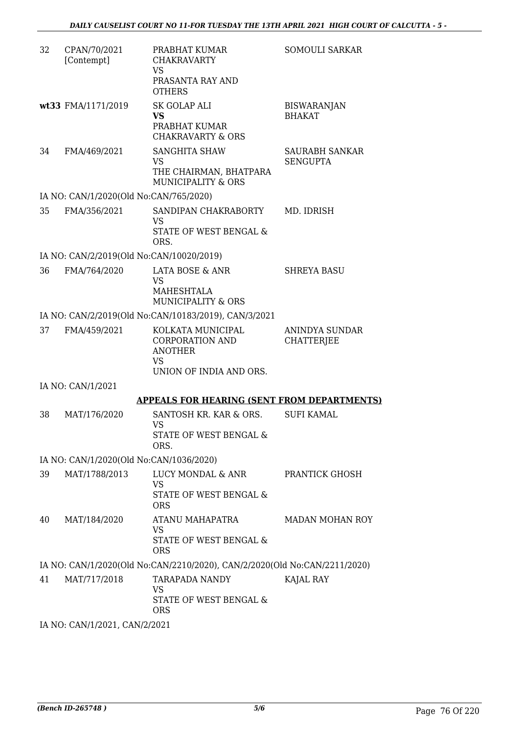| | | | |
|---|---|---|---|
| 32 | CPAN/70/2021 [Contempt] | PRABHAT KUMAR CHAKRAVARTY VS PRASANTA RAY AND OTHERS | SOMOULI SARKAR |
| **wt33** | FMA/1171/2019 | SK GOLAP ALI **VS** PRABHAT KUMAR CHAKRAVARTY & ORS | BISWARANJAN BHAKAT |
| 34 | FMA/469/2021 | SANGHITA SHAW VS THE CHAIRMAN, BHATPARA MUNICIPALITY & ORS | SAURABH SANKAR SENGUPTA |

IA NO: CAN/1/2020(Old No:CAN/765/2020)

| | | | |
|---|---|---|---|
| 35 | FMA/356/2021 | SANDIPAN CHAKRABORTY VS STATE OF WEST BENGAL & ORS. | MD. IDRISH |

IA NO: CAN/2/2019(Old No:CAN/10020/2019)

| | | | |
|---|---|---|---|
| 36 | FMA/764/2020 | LATA BOSE & ANR VS MAHESHTALA MUNICIPALITY & ORS | SHREYA BASU |

IA NO: CAN/2/2019(Old No:CAN/10183/2019), CAN/3/2021

| | | | |
|---|---|---|---|
| 37 | FMA/459/2021 | KOLKATA MUNICIPAL CORPORATION AND ANOTHER VS UNION OF INDIA AND ORS. | ANINDYA SUNDAR CHATTERJEE |

IA NO: CAN/1/2021

**APPEALS FOR HEARING (SENT FROM DEPARTMENTS)**

| | | | |
|---|---|---|---|
| 38 | MAT/176/2020 | SANTOSH KR. KAR & ORS. VS STATE OF WEST BENGAL & ORS. | SUFI KAMAL |

IA NO: CAN/1/2020(Old No:CAN/1036/2020)

| | | | |
|---|---|---|---|
| 39 | MAT/1788/2013 | LUCY MONDAL & ANR VS STATE OF WEST BENGAL & ORS | PRANTICK GHOSH |
| 40 | MAT/184/2020 | ATANU MAHAPATRA VS STATE OF WEST BENGAL & ORS | MADAN MOHAN ROY |

IA NO: CAN/1/2020(Old No:CAN/2210/2020), CAN/2/2020(Old No:CAN/2211/2020)

| | | | |
|---|---|---|---|
| 41 | MAT/717/2018 | TARAPADA NANDY VS STATE OF WEST BENGAL & ORS | KAJAL RAY |

IA NO: CAN/1/2021, CAN/2/2021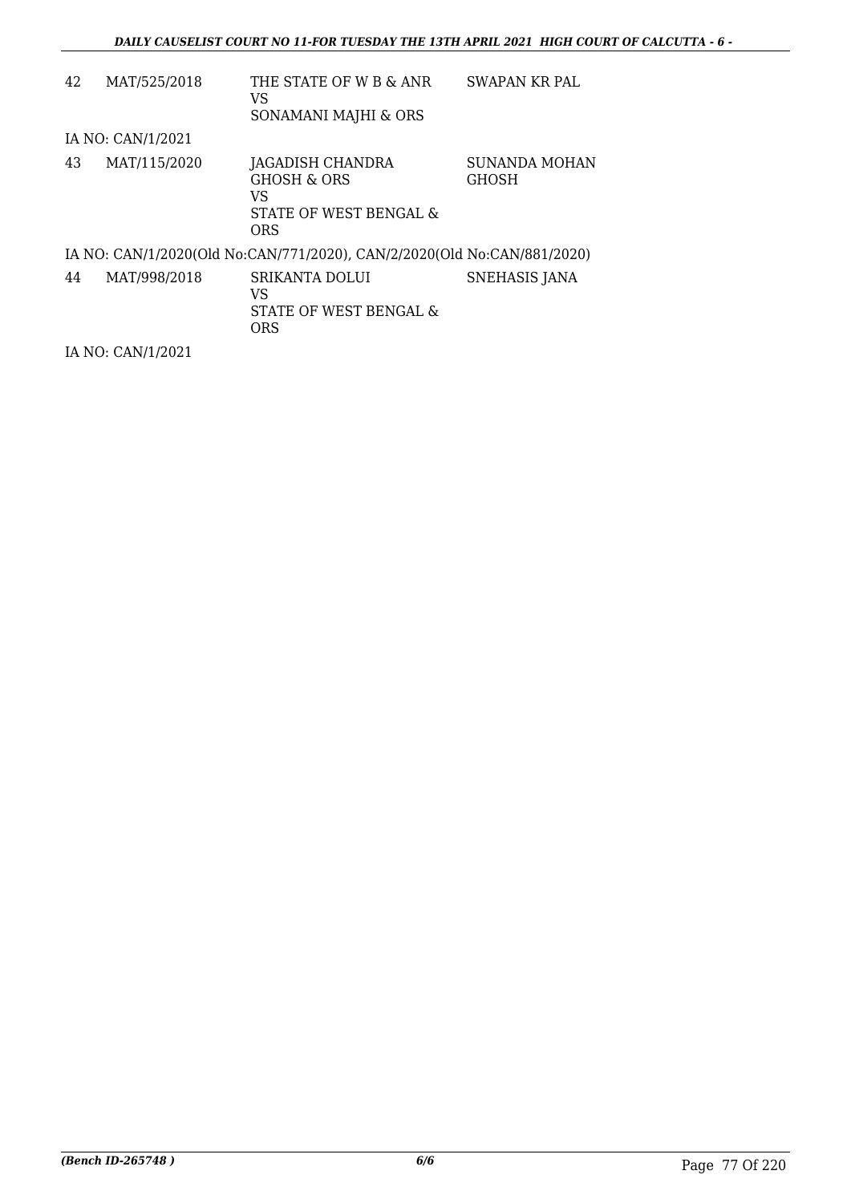| | | | |
|---|---|---|---|
| 42 | MAT/525/2018 | THE STATE OF W B & ANR<br>VS<br>SONAMANI MAJHI & ORS | SWAPAN KR PAL |

IA NO: CAN/1/2021

| | | | |
|---|---|---|---|
| 43 | MAT/115/2020 | JAGADISH CHANDRA GHOSH & ORS<br>VS<br>STATE OF WEST BENGAL & ORS | SUNANDA MOHAN GHOSH |

IA NO: CAN/1/2020(Old No:CAN/771/2020), CAN/2/2020(Old No:CAN/881/2020)

| | | | |
|---|---|---|---|
| 44 | MAT/998/2018 | SRIKANTA DOLUI<br>VS<br>STATE OF WEST BENGAL & ORS | SNEHASIS JANA |

IA NO: CAN/1/2021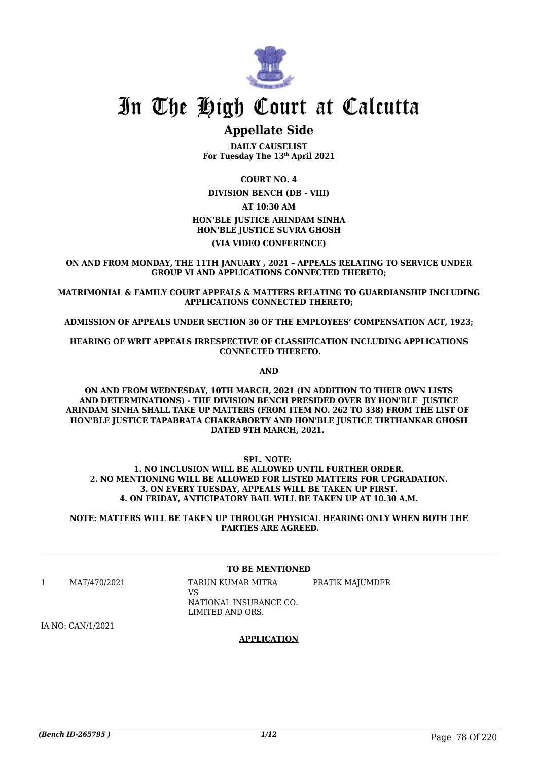# In The High Court at Calcutta

## Appellate Side

**DAILY CAUSELIST**
**For Tuesday The 13th April 2021**

**COURT NO. 4**

**DIVISION BENCH (DB - VIII)**

**AT 10:30 AM**

**HON'BLE JUSTICE ARINDAM SINHA**
**HON'BLE JUSTICE SUVRA GHOSH**

**(VIA VIDEO CONFERENCE)**

**ON AND FROM MONDAY, THE 11TH JANUARY , 2021 – APPEALS RELATING TO SERVICE UNDER GROUP VI AND APPLICATIONS CONNECTED THERETO;**

**MATRIMONIAL & FAMILY COURT APPEALS & MATTERS RELATING TO GUARDIANSHIP INCLUDING APPLICATIONS CONNECTED THERETO;**

**ADMISSION OF APPEALS UNDER SECTION 30 OF THE EMPLOYEES' COMPENSATION ACT, 1923;**

**HEARING OF WRIT APPEALS IRRESPECTIVE OF CLASSIFICATION INCLUDING APPLICATIONS CONNECTED THERETO.**

**AND**

**ON AND FROM WEDNESDAY, 10TH MARCH, 2021 (IN ADDITION TO THEIR OWN LISTS AND DETERMINATIONS) - THE DIVISION BENCH PRESIDED OVER BY HON'BLE JUSTICE ARINDAM SINHA SHALL TAKE UP MATTERS (FROM ITEM NO. 262 TO 338) FROM THE LIST OF HON'BLE JUSTICE TAPABRATA CHAKRABORTY AND HON'BLE JUSTICE TIRTHANKAR GHOSH DATED 9TH MARCH, 2021.**

**SPL. NOTE:**
**1. NO INCLUSION WILL BE ALLOWED UNTIL FURTHER ORDER.**
**2. NO MENTIONING WILL BE ALLOWED FOR LISTED MATTERS FOR UPGRADATION.**
**3. ON EVERY TUESDAY, APPEALS WILL BE TAKEN UP FIRST.**
**4. ON FRIDAY, ANTICIPATORY BAIL WILL BE TAKEN UP AT 10.30 A.M.**

**NOTE: MATTERS WILL BE TAKEN UP THROUGH PHYSICAL HEARING ONLY WHEN BOTH THE PARTIES ARE AGREED.**

---

**TO BE MENTIONED**

| | | | |
|---|---|---|---|
| 1 | MAT/470/2021 | TARUN KUMAR MITRA<br>VS<br>NATIONAL INSURANCE CO. LIMITED AND ORS. | PRATIK MAJUMDER |

IA NO: CAN/1/2021

**APPLICATION**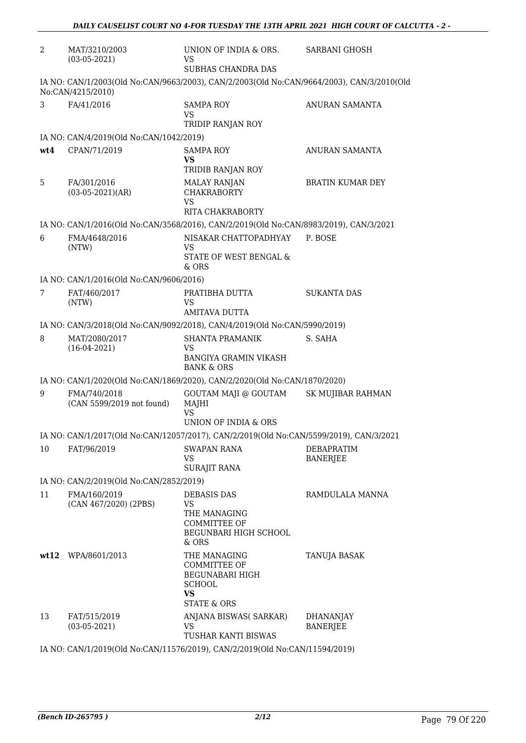| | | | |
|---|---|---|---|
| 2 | MAT/3210/2003 (03-05-2021) | UNION OF INDIA & ORS. VS SUBHAS CHANDRA DAS | SARBANI GHOSH |
| | IA NO: CAN/1/2003(Old No:CAN/9663/2003), CAN/2/2003(Old No:CAN/9664/2003), CAN/3/2010(Old No:CAN/4215/2010) | | |
| 3 | FA/41/2016 | SAMPA ROY VS TRIDIP RANJAN ROY | ANURAN SAMANTA |
| | IA NO: CAN/4/2019(Old No:CAN/1042/2019) | | |
| **wt4** | CPAN/71/2019 | SAMPA ROY **VS** TRIDIB RANJAN ROY | ANURAN SAMANTA |
| 5 | FA/301/2016 (03-05-2021)(AR) | MALAY RANJAN CHAKRABORTY VS RITA CHAKRABORTY | BRATIN KUMAR DEY |
| | IA NO: CAN/1/2016(Old No:CAN/3568/2016), CAN/2/2019(Old No:CAN/8983/2019), CAN/3/2021 | | |
| 6 | FMA/4648/2016 (NTW) | NISAKAR CHATTOPADHYAY VS STATE OF WEST BENGAL & & ORS | P. BOSE |
| | IA NO: CAN/1/2016(Old No:CAN/9606/2016) | | |
| 7 | FAT/460/2017 (NTW) | PRATIBHA DUTTA VS AMITAVA DUTTA | SUKANTA DAS |
| | IA NO: CAN/3/2018(Old No:CAN/9092/2018), CAN/4/2019(Old No:CAN/5990/2019) | | |
| 8 | MAT/2080/2017 (16-04-2021) | SHANTA PRAMANIK VS BANGIYA GRAMIN VIKASH BANK & ORS | S. SAHA |
| | IA NO: CAN/1/2020(Old No:CAN/1869/2020), CAN/2/2020(Old No:CAN/1870/2020) | | |
| 9 | FMA/740/2018 (CAN 5599/2019 not found) | GOUTAM MAJI @ GOUTAM MAJHI VS UNION OF INDIA & ORS | SK MUJIBAR RAHMAN |
| | IA NO: CAN/1/2017(Old No:CAN/12057/2017), CAN/2/2019(Old No:CAN/5599/2019), CAN/3/2021 | | |
| 10 | FAT/96/2019 | SWAPAN RANA VS SURAJIT RANA | DEBAPRATIM BANERJEE |
| | IA NO: CAN/2/2019(Old No:CAN/2852/2019) | | |
| 11 | FMA/160/2019 (CAN 467/2020) (2PBS) | DEBASIS DAS VS THE MANAGING COMMITTEE OF BEGUNBARI HIGH SCHOOL & ORS | RAMDULALA MANNA |
| **wt12** | WPA/8601/2013 | THE MANAGING COMMITTEE OF BEGUNABARI HIGH SCHOOL **VS** STATE & ORS | TANUJA BASAK |
| 13 | FAT/515/2019 (03-05-2021) | ANJANA BISWAS( SARKAR) VS TUSHAR KANTI BISWAS | DHANANJAY BANERJEE |
| | IA NO: CAN/1/2019(Old No:CAN/11576/2019), CAN/2/2019(Old No:CAN/11594/2019) | | |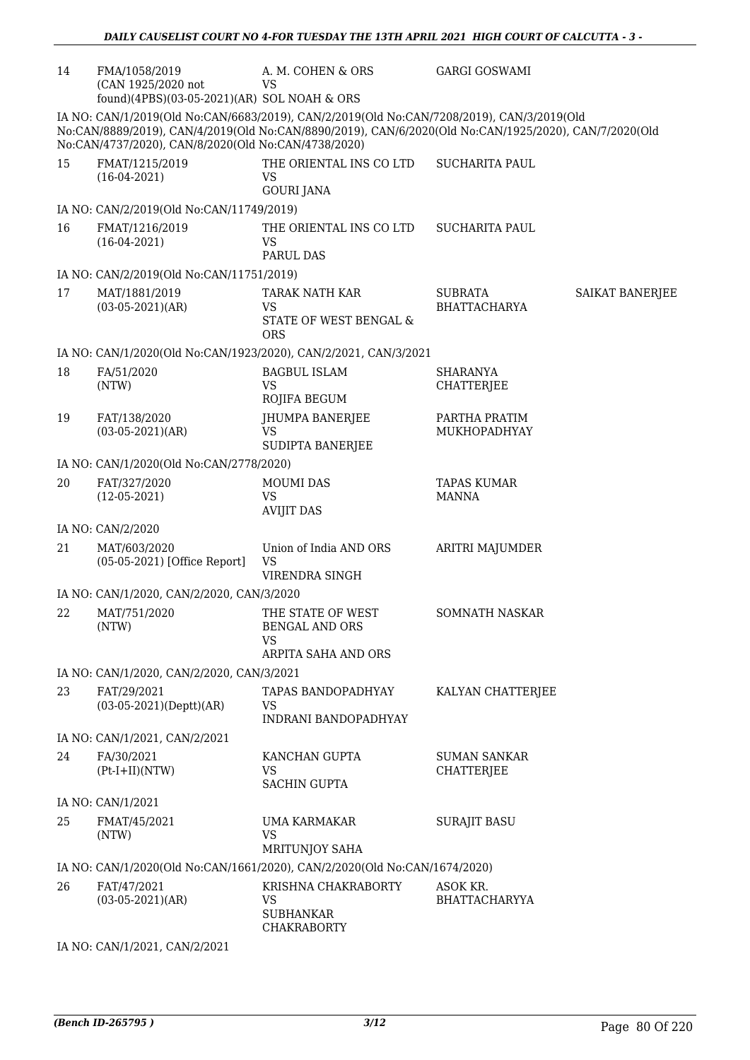| | | | | |
|---|---|---|---|---|
| 14 | FMA/1058/2019 (CAN 1925/2020 not found)(4PBS)(03-05-2021)(AR) | A. M. COHEN & ORS VS SOL NOAH & ORS | GARGI GOSWAMI | |

IA NO: CAN/1/2019(Old No:CAN/6683/2019), CAN/2/2019(Old No:CAN/7208/2019), CAN/3/2019(Old No:CAN/8889/2019), CAN/4/2019(Old No:CAN/8890/2019), CAN/6/2020(Old No:CAN/1925/2020), CAN/7/2020(Old No:CAN/4737/2020), CAN/8/2020(Old No:CAN/4738/2020)

| | | | | |
|---|---|---|---|---|
| 15 | FMAT/1215/2019 (16-04-2021) | THE ORIENTAL INS CO LTD VS GOURI JANA | SUCHARITA PAUL | |

IA NO: CAN/2/2019(Old No:CAN/11749/2019)

| | | | | |
|---|---|---|---|---|
| 16 | FMAT/1216/2019 (16-04-2021) | THE ORIENTAL INS CO LTD VS PARUL DAS | SUCHARITA PAUL | |

IA NO: CAN/2/2019(Old No:CAN/11751/2019)

| | | | | |
|---|---|---|---|---|
| 17 | MAT/1881/2019 (03-05-2021)(AR) | TARAK NATH KAR VS STATE OF WEST BENGAL & ORS | SUBRATA BHATTACHARYA | SAIKAT BANERJEE |

IA NO: CAN/1/2020(Old No:CAN/1923/2020), CAN/2/2021, CAN/3/2021

| | | | | |
|---|---|---|---|---|
| 18 | FA/51/2020 (NTW) | BAGBUL ISLAM VS ROJIFA BEGUM | SHARANYA CHATTERJEE | |
| 19 | FAT/138/2020 (03-05-2021)(AR) | JHUMPA BANERJEE VS SUDIPTA BANERJEE | PARTHA PRATIM MUKHOPADHYAY | |

IA NO: CAN/1/2020(Old No:CAN/2778/2020)

| | | | | |
|---|---|---|---|---|
| 20 | FAT/327/2020 (12-05-2021) | MOUMI DAS VS AVIJIT DAS | TAPAS KUMAR MANNA | |

IA NO: CAN/2/2020

| | | | | |
|---|---|---|---|---|
| 21 | MAT/603/2020 (05-05-2021) [Office Report] | Union of India AND ORS VS VIRENDRA SINGH | ARITRI MAJUMDER | |

IA NO: CAN/1/2020, CAN/2/2020, CAN/3/2020

| | | | | |
|---|---|---|---|---|
| 22 | MAT/751/2020 (NTW) | THE STATE OF WEST BENGAL AND ORS VS ARPITA SAHA AND ORS | SOMNATH NASKAR | |

IA NO: CAN/1/2020, CAN/2/2020, CAN/3/2021

| | | | | |
|---|---|---|---|---|
| 23 | FAT/29/2021 (03-05-2021)(Deptt)(AR) | TAPAS BANDOPADHYAY VS INDRANI BANDOPADHYAY | KALYAN CHATTERJEE | |

IA NO: CAN/1/2021, CAN/2/2021

| | | | | |
|---|---|---|---|---|
| 24 | FA/30/2021 (Pt-I+II)(NTW) | KANCHAN GUPTA VS SACHIN GUPTA | SUMAN SANKAR CHATTERJEE | |

IA NO: CAN/1/2021

| | | | | |
|---|---|---|---|---|
| 25 | FMAT/45/2021 (NTW) | UMA KARMAKAR VS MRITUNJOY SAHA | SURAJIT BASU | |

IA NO: CAN/1/2020(Old No:CAN/1661/2020), CAN/2/2020(Old No:CAN/1674/2020)

| | | | | |
|---|---|---|---|---|
| 26 | FAT/47/2021 (03-05-2021)(AR) | KRISHNA CHAKRABORTY VS SUBHANKAR CHAKRABORTY | ASOK KR. BHATTACHARYYA | |

IA NO: CAN/1/2021, CAN/2/2021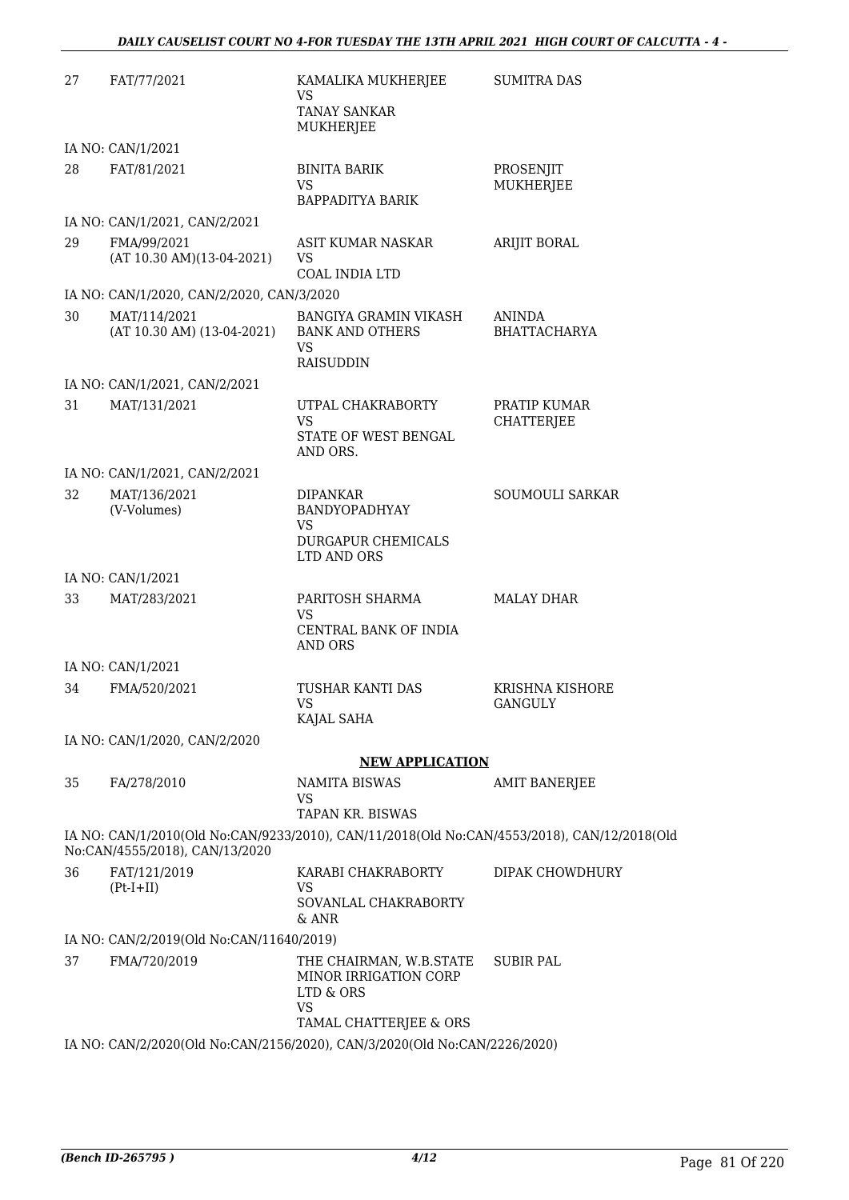| | | | |
|---|---|---|---|
| 27 | FAT/77/2021 | KAMALIKA MUKHERJEE<br>VS<br>TANAY SANKAR MUKHERJEE | SUMITRA DAS |
| | IA NO: CAN/1/2021 | | |
| 28 | FAT/81/2021 | BINITA BARIK<br>VS<br>BAPPADITYA BARIK | PROSENJIT MUKHERJEE |
| | IA NO: CAN/1/2021, CAN/2/2021 | | |
| 29 | FMA/99/2021<br>(AT 10.30 AM)(13-04-2021) | ASIT KUMAR NASKAR<br>VS<br>COAL INDIA LTD | ARIJIT BORAL |
| | IA NO: CAN/1/2020, CAN/2/2020, CAN/3/2020 | | |
| 30 | MAT/114/2021<br>(AT 10.30 AM) (13-04-2021) | BANGIYA GRAMIN VIKASH BANK AND OTHERS<br>VS<br>RAISUDDIN | ANINDA BHATTACHARYA |
| | IA NO: CAN/1/2021, CAN/2/2021 | | |
| 31 | MAT/131/2021 | UTPAL CHAKRABORTY<br>VS<br>STATE OF WEST BENGAL AND ORS. | PRATIP KUMAR CHATTERJEE |
| | IA NO: CAN/1/2021, CAN/2/2021 | | |
| 32 | MAT/136/2021<br>(V-Volumes) | DIPANKAR BANDYOPADHYAY<br>VS<br>DURGAPUR CHEMICALS LTD AND ORS | SOUMOULI SARKAR |
| | IA NO: CAN/1/2021 | | |
| 33 | MAT/283/2021 | PARITOSH SHARMA<br>VS<br>CENTRAL BANK OF INDIA AND ORS | MALAY DHAR |
| | IA NO: CAN/1/2021 | | |
| 34 | FMA/520/2021 | TUSHAR KANTI DAS<br>VS<br>KAJAL SAHA | KRISHNA KISHORE GANGULY |
| | IA NO: CAN/1/2020, CAN/2/2020 | | |

**NEW APPLICATION**

| | | | |
|---|---|---|---|
| 35 | FA/278/2010 | NAMITA BISWAS<br>VS<br>TAPAN KR. BISWAS | AMIT BANERJEE |
| | IA NO: CAN/1/2010(Old No:CAN/9233/2010), CAN/11/2018(Old No:CAN/4553/2018), CAN/12/2018(Old No:CAN/4555/2018), CAN/13/2020 | | |
| 36 | FAT/121/2019<br>(Pt-I+II) | KARABI CHAKRABORTY<br>VS<br>SOVANLAL CHAKRABORTY & ANR | DIPAK CHOWDHURY |
| | IA NO: CAN/2/2019(Old No:CAN/11640/2019) | | |
| 37 | FMA/720/2019 | THE CHAIRMAN, W.B.STATE MINOR IRRIGATION CORP LTD & ORS<br>VS<br>TAMAL CHATTERJEE & ORS | SUBIR PAL |
| | IA NO: CAN/2/2020(Old No:CAN/2156/2020), CAN/3/2020(Old No:CAN/2226/2020) | | |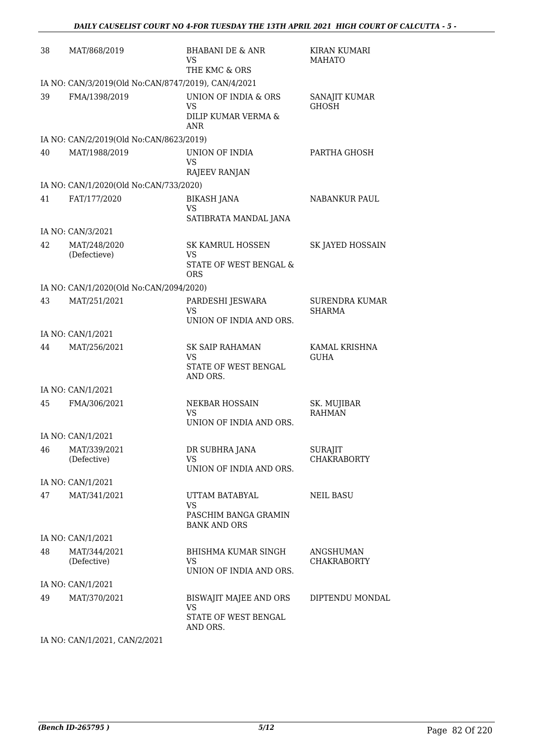| | | | |
|---|---|---|---|
| 38 | MAT/868/2019 | BHABANI DE & ANR<br>VS<br>THE KMC & ORS | KIRAN KUMARI MAHATO |
| | IA NO: CAN/3/2019(Old No:CAN/8747/2019), CAN/4/2021 | | |
| 39 | FMA/1398/2019 | UNION OF INDIA & ORS<br>VS<br>DILIP KUMAR VERMA & ANR | SANAJIT KUMAR GHOSH |
| | IA NO: CAN/2/2019(Old No:CAN/8623/2019) | | |
| 40 | MAT/1988/2019 | UNION OF INDIA<br>VS<br>RAJEEV RANJAN | PARTHA GHOSH |
| | IA NO: CAN/1/2020(Old No:CAN/733/2020) | | |
| 41 | FAT/177/2020 | BIKASH JANA<br>VS<br>SATIBRATA MANDAL JANA | NABANKUR PAUL |
| | IA NO: CAN/3/2021 | | |
| 42 | MAT/248/2020<br>(Defectieve) | SK KAMRUL HOSSEN<br>VS<br>STATE OF WEST BENGAL & ORS | SK JAYED HOSSAIN |
| | IA NO: CAN/1/2020(Old No:CAN/2094/2020) | | |
| 43 | MAT/251/2021 | PARDESHI JESWARA<br>VS<br>UNION OF INDIA AND ORS. | SURENDRA KUMAR SHARMA |
| | IA NO: CAN/1/2021 | | |
| 44 | MAT/256/2021 | SK SAIP RAHAMAN<br>VS<br>STATE OF WEST BENGAL AND ORS. | KAMAL KRISHNA GUHA |
| | IA NO: CAN/1/2021 | | |
| 45 | FMA/306/2021 | NEKBAR HOSSAIN<br>VS<br>UNION OF INDIA AND ORS. | SK. MUJIBAR RAHMAN |
| | IA NO: CAN/1/2021 | | |
| 46 | MAT/339/2021<br>(Defective) | DR SUBHRA JANA<br>VS<br>UNION OF INDIA AND ORS. | SURAJIT CHAKRABORTY |
| | IA NO: CAN/1/2021 | | |
| 47 | MAT/341/2021 | UTTAM BATABYAL<br>VS<br>PASCHIM BANGA GRAMIN BANK AND ORS | NEIL BASU |
| | IA NO: CAN/1/2021 | | |
| 48 | MAT/344/2021<br>(Defective) | BHISHMA KUMAR SINGH<br>VS<br>UNION OF INDIA AND ORS. | ANGSHUMAN CHAKRABORTY |
| | IA NO: CAN/1/2021 | | |
| 49 | MAT/370/2021 | BISWAJIT MAJEE AND ORS<br>VS<br>STATE OF WEST BENGAL AND ORS. | DIPTENDU MONDAL |
| | IA NO: CAN/1/2021, CAN/2/2021 | | |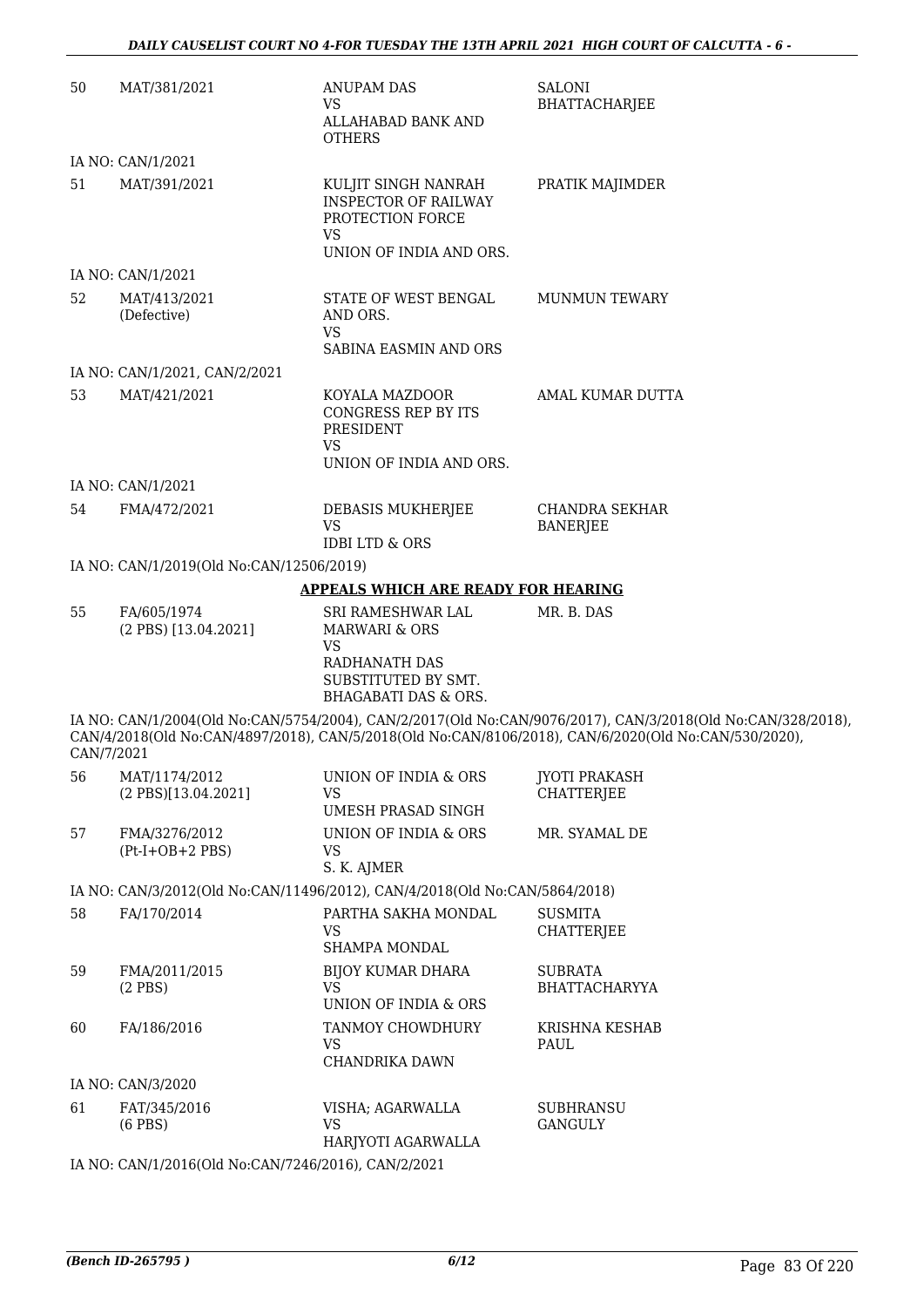| | | | |
|---|---|---|---|
| 50 | MAT/381/2021 | ANUPAM DAS<br>VS<br>ALLAHABAD BANK AND OTHERS | SALONI BHATTACHARJEE |

IA NO: CAN/1/2021

| | | | |
|---|---|---|---|
| 51 | MAT/391/2021 | KULJIT SINGH NANRAH INSPECTOR OF RAILWAY PROTECTION FORCE<br>VS<br>UNION OF INDIA AND ORS. | PRATIK MAJIMDER |

IA NO: CAN/1/2021

| | | | |
|---|---|---|---|
| 52 | MAT/413/2021<br>(Defective) | STATE OF WEST BENGAL AND ORS.<br>VS<br>SABINA EASMIN AND ORS | MUNMUN TEWARY |

IA NO: CAN/1/2021, CAN/2/2021

| | | | |
|---|---|---|---|
| 53 | MAT/421/2021 | KOYALA MAZDOOR CONGRESS REP BY ITS PRESIDENT<br>VS<br>UNION OF INDIA AND ORS. | AMAL KUMAR DUTTA |

IA NO: CAN/1/2021

| | | | |
|---|---|---|---|
| 54 | FMA/472/2021 | DEBASIS MUKHERJEE<br>VS<br>IDBI LTD & ORS | CHANDRA SEKHAR BANERJEE |

IA NO: CAN/1/2019(Old No:CAN/12506/2019)

**APPEALS WHICH ARE READY FOR HEARING**

| | | | |
|---|---|---|---|
| 55 | FA/605/1974<br>(2 PBS) [13.04.2021] | SRI RAMESHWAR LAL MARWARI & ORS<br>VS<br>RADHANATH DAS SUBSTITUTED BY SMT. BHAGABATI DAS & ORS. | MR. B. DAS |

IA NO: CAN/1/2004(Old No:CAN/5754/2004), CAN/2/2017(Old No:CAN/9076/2017), CAN/3/2018(Old No:CAN/328/2018), CAN/4/2018(Old No:CAN/4897/2018), CAN/5/2018(Old No:CAN/8106/2018), CAN/6/2020(Old No:CAN/530/2020), CAN/7/2021

| | | | |
|---|---|---|---|
| 56 | MAT/1174/2012<br>(2 PBS)[13.04.2021] | UNION OF INDIA & ORS<br>VS<br>UMESH PRASAD SINGH | JYOTI PRAKASH CHATTERJEE |
| 57 | FMA/3276/2012<br>(Pt-I+OB+2 PBS) | UNION OF INDIA & ORS<br>VS<br>S. K. AJMER | MR. SYAMAL DE |

IA NO: CAN/3/2012(Old No:CAN/11496/2012), CAN/4/2018(Old No:CAN/5864/2018)

| | | | |
|---|---|---|---|
| 58 | FA/170/2014 | PARTHA SAKHA MONDAL<br>VS<br>SHAMPA MONDAL | SUSMITA CHATTERJEE |
| 59 | FMA/2011/2015<br>(2 PBS) | BIJOY KUMAR DHARA<br>VS<br>UNION OF INDIA & ORS | SUBRATA BHATTACHARYYA |
| 60 | FA/186/2016 | TANMOY CHOWDHURY<br>VS<br>CHANDRIKA DAWN | KRISHNA KESHAB PAUL |

IA NO: CAN/3/2020

| | | | |
|---|---|---|---|
| 61 | FAT/345/2016<br>(6 PBS) | VISHA; AGARWALLA<br>VS<br>HARJYOTI AGARWALLA | SUBHRANSU GANGULY |

IA NO: CAN/1/2016(Old No:CAN/7246/2016), CAN/2/2021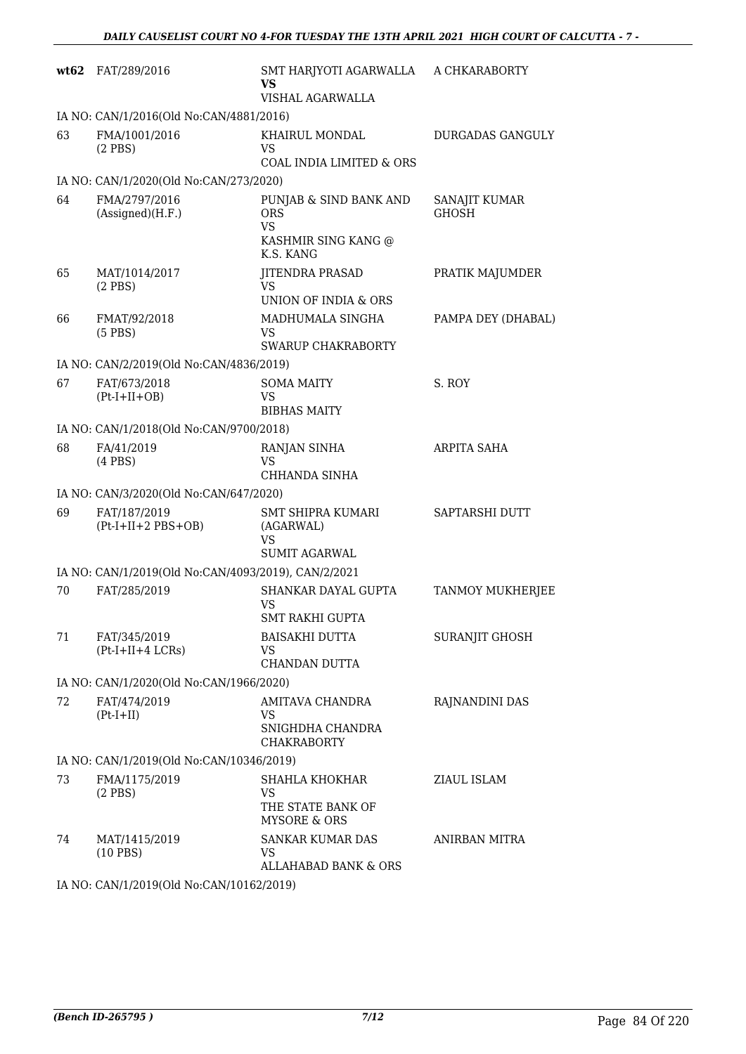| | | | |
|---|---|---|---|
| **wt62** | FAT/289/2016 | SMT HARJYOTI AGARWALLA **VS** VISHAL AGARWALLA | A CHKARABORTY |
| IA NO: CAN/1/2016(Old No:CAN/4881/2016) | | | |
| 63 | FMA/1001/2016 (2 PBS) | KHAIRUL MONDAL VS COAL INDIA LIMITED & ORS | DURGADAS GANGULY |
| IA NO: CAN/1/2020(Old No:CAN/273/2020) | | | |
| 64 | FMA/2797/2016 (Assigned)(H.F.) | PUNJAB & SIND BANK AND ORS VS KASHMIR SING KANG @ K.S. KANG | SANAJIT KUMAR GHOSH |
| 65 | MAT/1014/2017 (2 PBS) | JITENDRA PRASAD VS UNION OF INDIA & ORS | PRATIK MAJUMDER |
| 66 | FMAT/92/2018 (5 PBS) | MADHUMALA SINGHA VS SWARUP CHAKRABORTY | PAMPA DEY (DHABAL) |
| IA NO: CAN/2/2019(Old No:CAN/4836/2019) | | | |
| 67 | FAT/673/2018 (Pt-I+II+OB) | SOMA MAITY VS BIBHAS MAITY | S. ROY |
| IA NO: CAN/1/2018(Old No:CAN/9700/2018) | | | |
| 68 | FA/41/2019 (4 PBS) | RANJAN SINHA VS CHHANDA SINHA | ARPITA SAHA |
| IA NO: CAN/3/2020(Old No:CAN/647/2020) | | | |
| 69 | FAT/187/2019 (Pt-I+II+2 PBS+OB) | SMT SHIPRA KUMARI (AGARWAL) VS SUMIT AGARWAL | SAPTARSHI DUTT |
| IA NO: CAN/1/2019(Old No:CAN/4093/2019), CAN/2/2021 | | | |
| 70 | FAT/285/2019 | SHANKAR DAYAL GUPTA VS SMT RAKHI GUPTA | TANMOY MUKHERJEE |
| 71 | FAT/345/2019 (Pt-I+II+4 LCRs) | BAISAKHI DUTTA VS CHANDAN DUTTA | SURANJIT GHOSH |
| IA NO: CAN/1/2020(Old No:CAN/1966/2020) | | | |
| 72 | FAT/474/2019 (Pt-I+II) | AMITAVA CHANDRA VS SNIGHDHA CHANDRA CHAKRABORTY | RAJNANDINI DAS |
| IA NO: CAN/1/2019(Old No:CAN/10346/2019) | | | |
| 73 | FMA/1175/2019 (2 PBS) | SHAHLA KHOKHAR VS THE STATE BANK OF MYSORE & ORS | ZIAUL ISLAM |
| 74 | MAT/1415/2019 (10 PBS) | SANKAR KUMAR DAS VS ALLAHABAD BANK & ORS | ANIRBAN MITRA |
| IA NO: CAN/1/2019(Old No:CAN/10162/2019) | | | |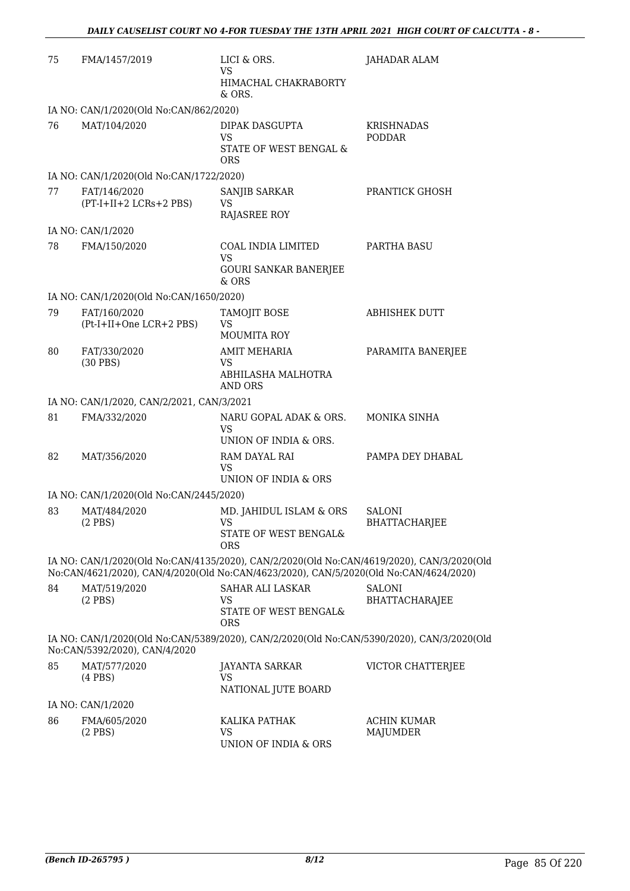| | | | |
|---|---|---|---|
| 75 | FMA/1457/2019 | LICI & ORS.<br>VS<br>HIMACHAL CHAKRABORTY & ORS. | JAHADAR ALAM |
| | IA NO: CAN/1/2020(Old No:CAN/862/2020) | | |
| 76 | MAT/104/2020 | DIPAK DASGUPTA<br>VS<br>STATE OF WEST BENGAL & ORS | KRISHNADAS PODDAR |
| | IA NO: CAN/1/2020(Old No:CAN/1722/2020) | | |
| 77 | FAT/146/2020<br>(PT-I+II+2 LCRs+2 PBS) | SANJIB SARKAR<br>VS<br>RAJASREE ROY | PRANTICK GHOSH |
| | IA NO: CAN/1/2020 | | |
| 78 | FMA/150/2020 | COAL INDIA LIMITED<br>VS<br>GOURI SANKAR BANERJEE & ORS | PARTHA BASU |
| | IA NO: CAN/1/2020(Old No:CAN/1650/2020) | | |
| 79 | FAT/160/2020<br>(Pt-I+II+One LCR+2 PBS) | TAMOJIT BOSE<br>VS<br>MOUMITA ROY | ABHISHEK DUTT |
| 80 | FAT/330/2020<br>(30 PBS) | AMIT MEHARIA<br>VS<br>ABHILASHA MALHOTRA AND ORS | PARAMITA BANERJEE |
| | IA NO: CAN/1/2020, CAN/2/2021, CAN/3/2021 | | |
| 81 | FMA/332/2020 | NARU GOPAL ADAK & ORS.<br>VS<br>UNION OF INDIA & ORS. | MONIKA SINHA |
| 82 | MAT/356/2020 | RAM DAYAL RAI<br>VS<br>UNION OF INDIA & ORS | PAMPA DEY DHABAL |
| | IA NO: CAN/1/2020(Old No:CAN/2445/2020) | | |
| 83 | MAT/484/2020<br>(2 PBS) | MD. JAHIDUL ISLAM & ORS<br>VS<br>STATE OF WEST BENGAL& ORS | SALONI BHATTACHARJEE |
| | IA NO: CAN/1/2020(Old No:CAN/4135/2020), CAN/2/2020(Old No:CAN/4619/2020), CAN/3/2020(Old No:CAN/4621/2020), CAN/4/2020(Old No:CAN/4623/2020), CAN/5/2020(Old No:CAN/4624/2020) | | |
| 84 | MAT/519/2020<br>(2 PBS) | SAHAR ALI LASKAR<br>VS<br>STATE OF WEST BENGAL& ORS | SALONI BHATTACHARAJEE |
| | IA NO: CAN/1/2020(Old No:CAN/5389/2020), CAN/2/2020(Old No:CAN/5390/2020), CAN/3/2020(Old No:CAN/5392/2020), CAN/4/2020 | | |
| 85 | MAT/577/2020<br>(4 PBS) | JAYANTA SARKAR<br>VS<br>NATIONAL JUTE BOARD | VICTOR CHATTERJEE |
| | IA NO: CAN/1/2020 | | |
| 86 | FMA/605/2020<br>(2 PBS) | KALIKA PATHAK<br>VS<br>UNION OF INDIA & ORS | ACHIN KUMAR MAJUMDER |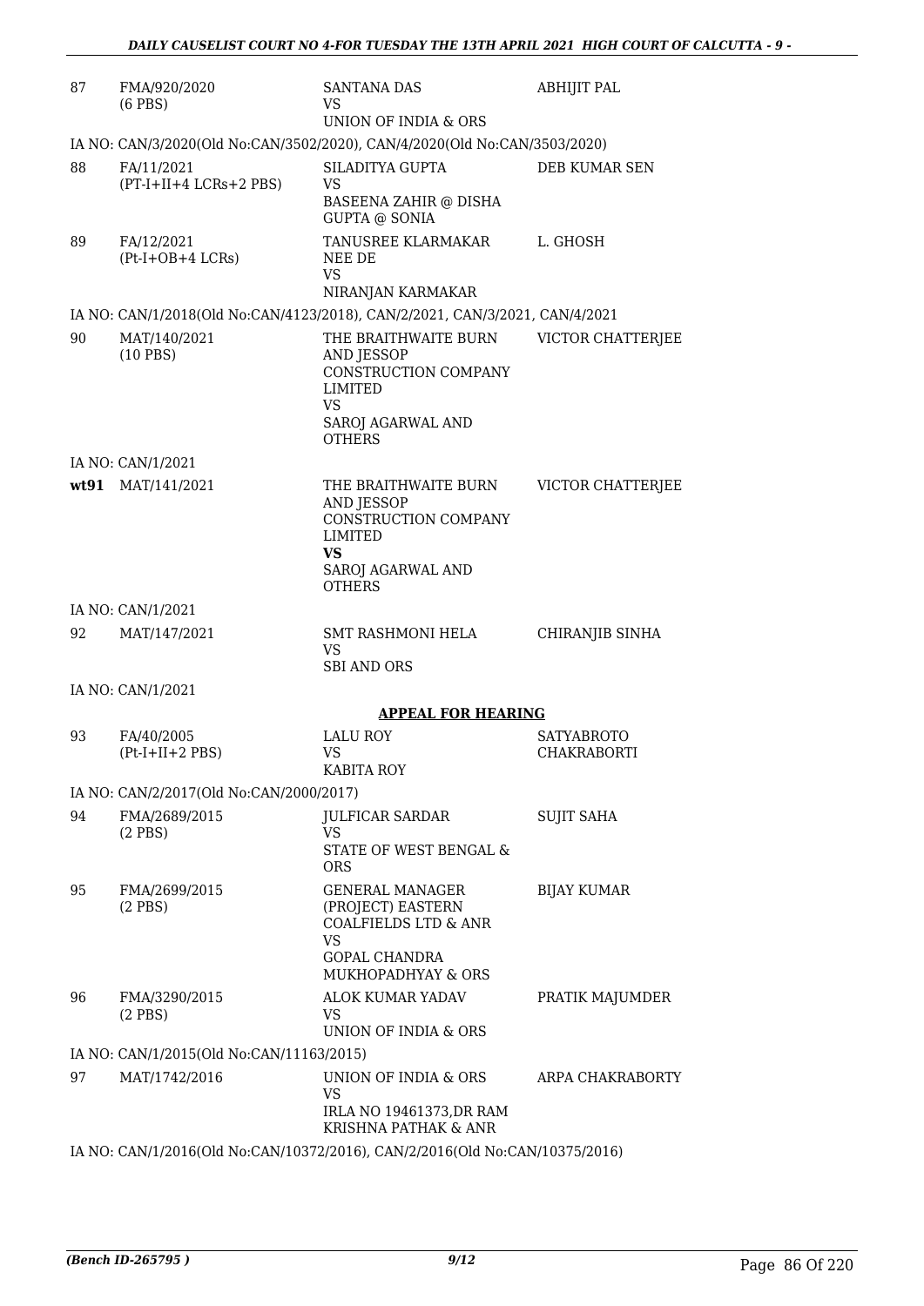| | | | |
|---|---|---|---|
| 87 | FMA/920/2020<br>(6 PBS) | SANTANA DAS<br>VS<br>UNION OF INDIA & ORS | ABHIJIT PAL |

IA NO: CAN/3/2020(Old No:CAN/3502/2020), CAN/4/2020(Old No:CAN/3503/2020)

| | | | |
|---|---|---|---|
| 88 | FA/11/2021<br>(PT-I+II+4 LCRs+2 PBS) | SILADITYA GUPTA<br>VS<br>BASEENA ZAHIR @ DISHA GUPTA @ SONIA | DEB KUMAR SEN |
| 89 | FA/12/2021<br>(Pt-I+OB+4 LCRs) | TANUSREE KLARMAKAR NEE DE<br>VS<br>NIRANJAN KARMAKAR | L. GHOSH |

IA NO: CAN/1/2018(Old No:CAN/4123/2018), CAN/2/2021, CAN/3/2021, CAN/4/2021

| | | | |
|---|---|---|---|
| 90 | MAT/140/2021<br>(10 PBS) | THE BRAITHWAITE BURN AND JESSOP CONSTRUCTION COMPANY LIMITED<br>VS<br>SAROJ AGARWAL AND OTHERS | VICTOR CHATTERJEE |

IA NO: CAN/1/2021

| | | | |
|---|---|---|---|
| wt91 | MAT/141/2021 | THE BRAITHWAITE BURN AND JESSOP CONSTRUCTION COMPANY LIMITED<br>**VS**<br>SAROJ AGARWAL AND OTHERS | VICTOR CHATTERJEE |

IA NO: CAN/1/2021

| | | | |
|---|---|---|---|
| 92 | MAT/147/2021 | SMT RASHMONI HELA<br>VS<br>SBI AND ORS | CHIRANJIB SINHA |

IA NO: CAN/1/2021

**APPEAL FOR HEARING**

| | | | |
|---|---|---|---|
| 93 | FA/40/2005<br>(Pt-I+II+2 PBS) | LALU ROY<br>VS<br>KABITA ROY | SATYABROTO CHAKRABORTI |

IA NO: CAN/2/2017(Old No:CAN/2000/2017)

| | | | |
|---|---|---|---|
| 94 | FMA/2689/2015<br>(2 PBS) | JULFICAR SARDAR<br>VS<br>STATE OF WEST BENGAL & ORS | SUJIT SAHA |
| 95 | FMA/2699/2015<br>(2 PBS) | GENERAL MANAGER (PROJECT) EASTERN COALFIELDS LTD & ANR<br>VS<br>GOPAL CHANDRA MUKHOPADHYAY & ORS | BIJAY KUMAR |
| 96 | FMA/3290/2015<br>(2 PBS) | ALOK KUMAR YADAV<br>VS<br>UNION OF INDIA & ORS | PRATIK MAJUMDER |

IA NO: CAN/1/2015(Old No:CAN/11163/2015)

| | | | |
|---|---|---|---|
| 97 | MAT/1742/2016 | UNION OF INDIA & ORS<br>VS<br>IRLA NO 19461373,DR RAM KRISHNA PATHAK & ANR | ARPA CHAKRABORTY |

IA NO: CAN/1/2016(Old No:CAN/10372/2016), CAN/2/2016(Old No:CAN/10375/2016)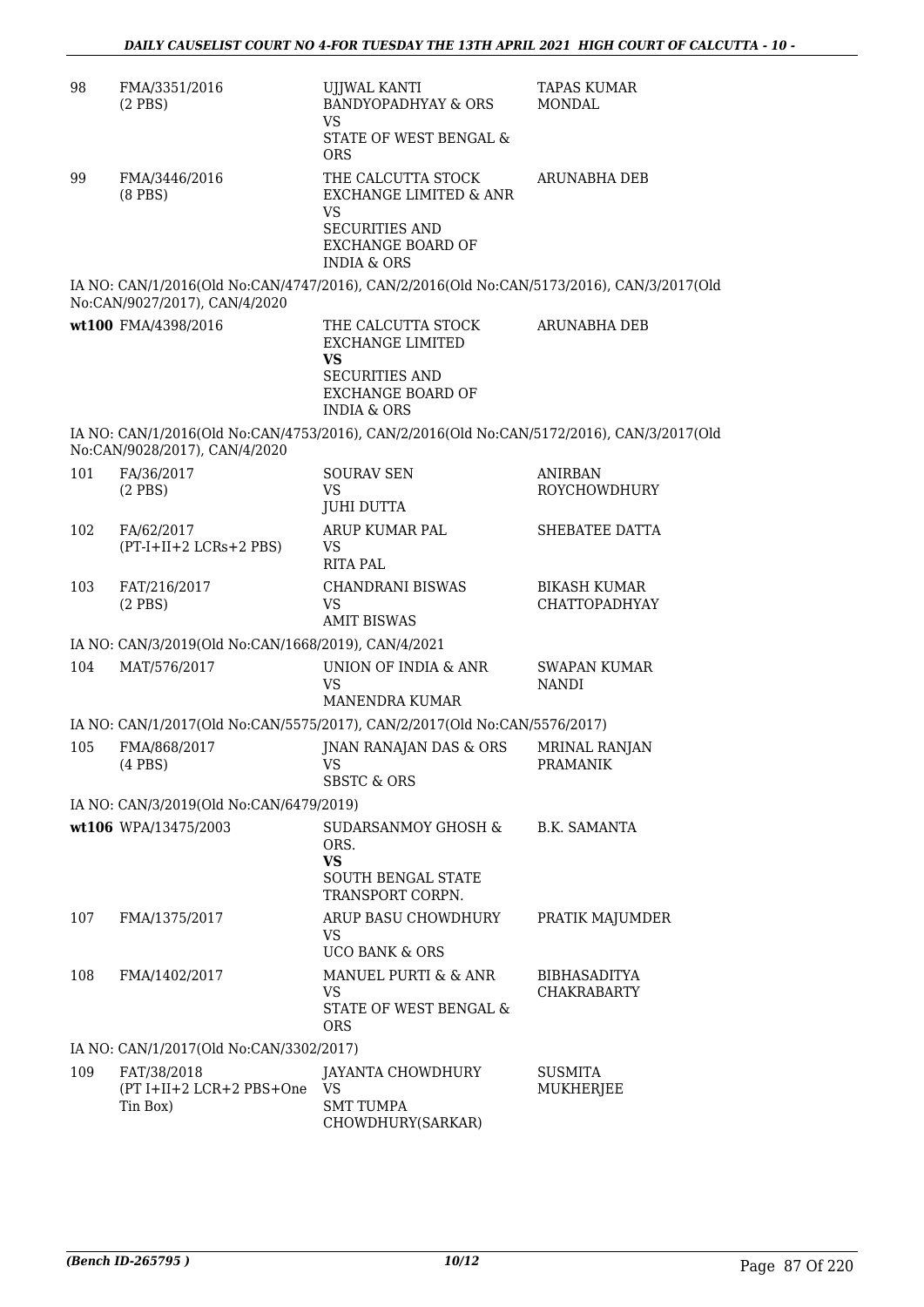| | | | |
|---|---|---|---|
| 98 | FMA/3351/2016 (2 PBS) | UJJWAL KANTI BANDYOPADHYAY & ORS VS STATE OF WEST BENGAL & ORS | TAPAS KUMAR MONDAL |
| 99 | FMA/3446/2016 (8 PBS) | THE CALCUTTA STOCK EXCHANGE LIMITED & ANR VS SECURITIES AND EXCHANGE BOARD OF INDIA & ORS | ARUNABHA DEB |

IA NO: CAN/1/2016(Old No:CAN/4747/2016), CAN/2/2016(Old No:CAN/5173/2016), CAN/3/2017(Old No:CAN/9027/2017), CAN/4/2020

| | | | |
|---|---|---|---|
| **wt100** | FMA/4398/2016 | THE CALCUTTA STOCK EXCHANGE LIMITED **VS** SECURITIES AND EXCHANGE BOARD OF INDIA & ORS | ARUNABHA DEB |

IA NO: CAN/1/2016(Old No:CAN/4753/2016), CAN/2/2016(Old No:CAN/5172/2016), CAN/3/2017(Old No:CAN/9028/2017), CAN/4/2020

| | | | |
|---|---|---|---|
| 101 | FA/36/2017 (2 PBS) | SOURAV SEN VS JUHI DUTTA | ANIRBAN ROYCHOWDHURY |
| 102 | FA/62/2017 (PT-I+II+2 LCRs+2 PBS) | ARUP KUMAR PAL VS RITA PAL | SHEBATEE DATTA |
| 103 | FAT/216/2017 (2 PBS) | CHANDRANI BISWAS VS AMIT BISWAS | BIKASH KUMAR CHATTOPADHYAY |

IA NO: CAN/3/2019(Old No:CAN/1668/2019), CAN/4/2021

| | | | |
|---|---|---|---|
| 104 | MAT/576/2017 | UNION OF INDIA & ANR VS MANENDRA KUMAR | SWAPAN KUMAR NANDI |

IA NO: CAN/1/2017(Old No:CAN/5575/2017), CAN/2/2017(Old No:CAN/5576/2017)

| | | | |
|---|---|---|---|
| 105 | FMA/868/2017 (4 PBS) | JNAN RANAJAN DAS & ORS VS SBSTC & ORS | MRINAL RANJAN PRAMANIK |

IA NO: CAN/3/2019(Old No:CAN/6479/2019)

| | | | |
|---|---|---|---|
| **wt106** | WPA/13475/2003 | SUDARSANMOY GHOSH & ORS. **VS** SOUTH BENGAL STATE TRANSPORT CORPN. | B.K. SAMANTA |
| 107 | FMA/1375/2017 | ARUP BASU CHOWDHURY VS UCO BANK & ORS | PRATIK MAJUMDER |
| 108 | FMA/1402/2017 | MANUEL PURTI & & ANR VS STATE OF WEST BENGAL & ORS | BIBHASADITYA CHAKRABARTY |

IA NO: CAN/1/2017(Old No:CAN/3302/2017)

| | | | |
|---|---|---|---|
| 109 | FAT/38/2018 (PT I+II+2 LCR+2 PBS+One Tin Box) | JAYANTA CHOWDHURY VS SMT TUMPA CHOWDHURY(SARKAR) | SUSMITA MUKHERJEE |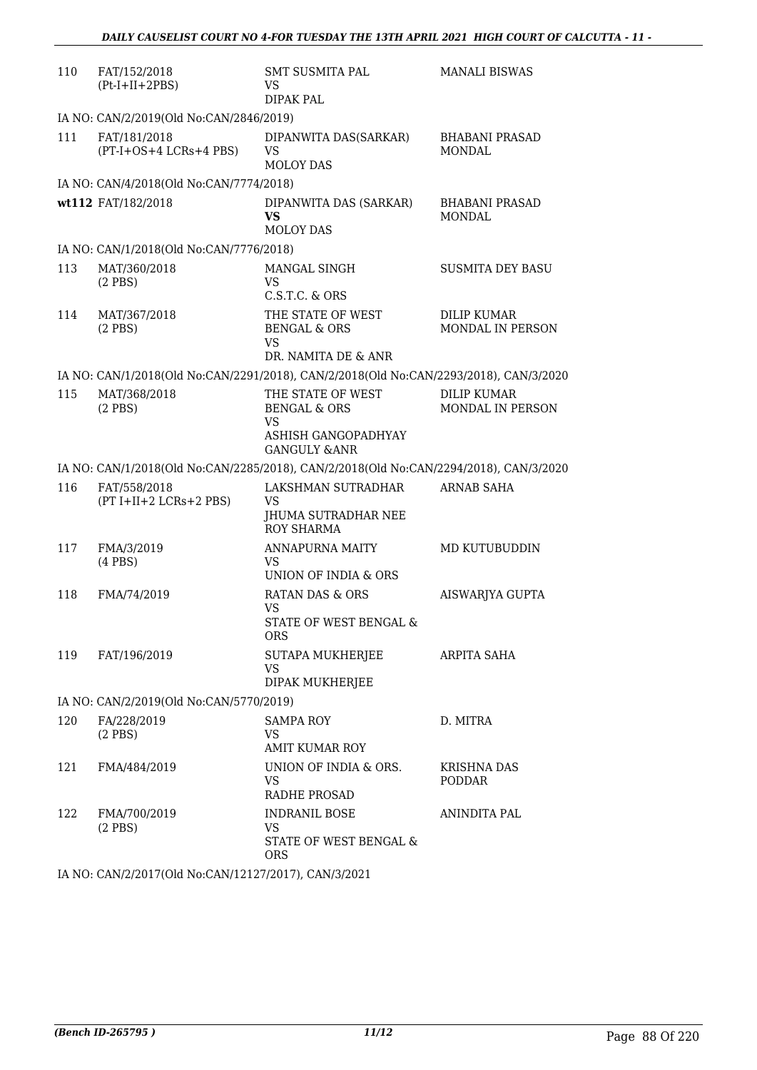| | | | |
|---|---|---|---|
| 110 | FAT/152/2018 (Pt-I+II+2PBS) | SMT SUSMITA PAL VS DIPAK PAL | MANALI BISWAS |

IA NO: CAN/2/2019(Old No:CAN/2846/2019)

| | | | |
|---|---|---|---|
| 111 | FAT/181/2018 (PT-I+OS+4 LCRs+4 PBS) | DIPANWITA DAS(SARKAR) VS MOLOY DAS | BHABANI PRASAD MONDAL |

IA NO: CAN/4/2018(Old No:CAN/7774/2018)

| | | | |
|---|---|---|---|
| **wt112** | FAT/182/2018 | DIPANWITA DAS (SARKAR) **VS** MOLOY DAS | BHABANI PRASAD MONDAL |

IA NO: CAN/1/2018(Old No:CAN/7776/2018)

| | | | |
|---|---|---|---|
| 113 | MAT/360/2018 (2 PBS) | MANGAL SINGH VS C.S.T.C. & ORS | SUSMITA DEY BASU |
| 114 | MAT/367/2018 (2 PBS) | THE STATE OF WEST BENGAL & ORS VS DR. NAMITA DE & ANR | DILIP KUMAR MONDAL IN PERSON |

IA NO: CAN/1/2018(Old No:CAN/2291/2018), CAN/2/2018(Old No:CAN/2293/2018), CAN/3/2020

| | | | |
|---|---|---|---|
| 115 | MAT/368/2018 (2 PBS) | THE STATE OF WEST BENGAL & ORS VS ASHISH GANGOPADHYAY GANGULY &ANR | DILIP KUMAR MONDAL IN PERSON |

IA NO: CAN/1/2018(Old No:CAN/2285/2018), CAN/2/2018(Old No:CAN/2294/2018), CAN/3/2020

| | | | |
|---|---|---|---|
| 116 | FAT/558/2018 (PT I+II+2 LCRs+2 PBS) | LAKSHMAN SUTRADHAR VS JHUMA SUTRADHAR NEE ROY SHARMA | ARNAB SAHA |
| 117 | FMA/3/2019 (4 PBS) | ANNAPURNA MAITY VS UNION OF INDIA & ORS | MD KUTUBUDDIN |
| 118 | FMA/74/2019 | RATAN DAS & ORS VS STATE OF WEST BENGAL & ORS | AISWARJYA GUPTA |
| 119 | FAT/196/2019 | SUTAPA MUKHERJEE VS DIPAK MUKHERJEE | ARPITA SAHA |

IA NO: CAN/2/2019(Old No:CAN/5770/2019)

| | | | |
|---|---|---|---|
| 120 | FA/228/2019 (2 PBS) | SAMPA ROY VS AMIT KUMAR ROY | D. MITRA |
| 121 | FMA/484/2019 | UNION OF INDIA & ORS. VS RADHE PROSAD | KRISHNA DAS PODDAR |
| 122 | FMA/700/2019 (2 PBS) | INDRANIL BOSE VS STATE OF WEST BENGAL & ORS | ANINDITA PAL |

IA NO: CAN/2/2017(Old No:CAN/12127/2017), CAN/3/2021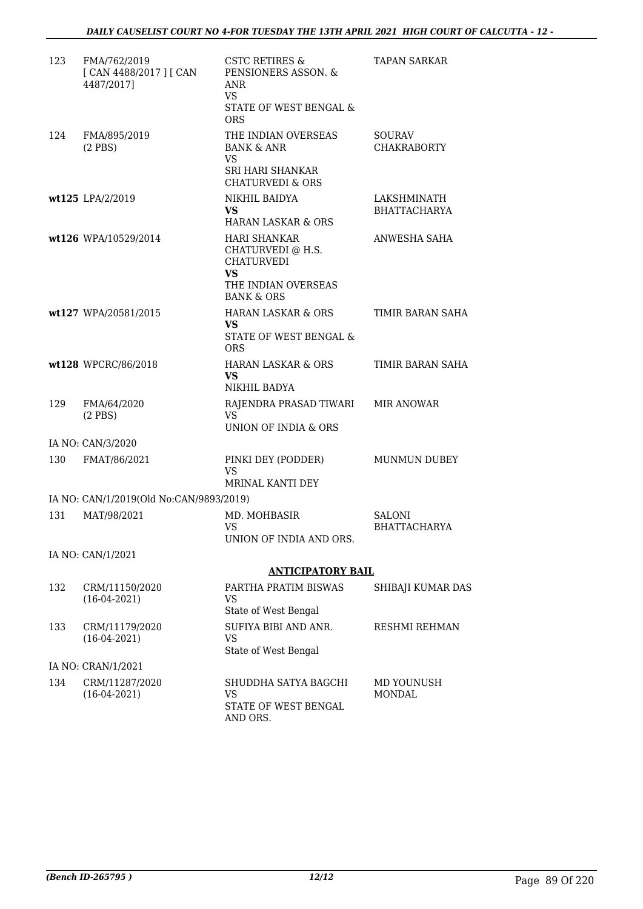| | | | |
|---|---|---|---|
| 123 | FMA/762/2019 [ CAN 4488/2017 ] [ CAN 4487/2017] | CSTC RETIRES & PENSIONERS ASSON. & ANR VS STATE OF WEST BENGAL & ORS | TAPAN SARKAR |
| 124 | FMA/895/2019 (2 PBS) | THE INDIAN OVERSEAS BANK & ANR VS SRI HARI SHANKAR CHATURVEDI & ORS | SOURAV CHAKRABORTY |
| wt125 | LPA/2/2019 | NIKHIL BAIDYA **VS** HARAN LASKAR & ORS | LAKSHMINATH BHATTACHARYA |
| wt126 | WPA/10529/2014 | HARI SHANKAR CHATURVEDI @ H.S. CHATURVEDI **VS** THE INDIAN OVERSEAS BANK & ORS | ANWESHA SAHA |
| wt127 | WPA/20581/2015 | HARAN LASKAR & ORS **VS** STATE OF WEST BENGAL & ORS | TIMIR BARAN SAHA |
| wt128 | WPCRC/86/2018 | HARAN LASKAR & ORS **VS** NIKHIL BADYA | TIMIR BARAN SAHA |
| 129 | FMA/64/2020 (2 PBS) | RAJENDRA PRASAD TIWARI VS UNION OF INDIA & ORS | MIR ANOWAR |

IA NO: CAN/3/2020

| | | | |
|---|---|---|---|
| 130 | FMAT/86/2021 | PINKI DEY (PODDER) VS MRINAL KANTI DEY | MUNMUN DUBEY |

IA NO: CAN/1/2019(Old No:CAN/9893/2019)

| | | | |
|---|---|---|---|
| 131 | MAT/98/2021 | MD. MOHBASIR VS UNION OF INDIA AND ORS. | SALONI BHATTACHARYA |

IA NO: CAN/1/2021

## ANTICIPATORY BAIL

| | | | |
|---|---|---|---|
| 132 | CRM/11150/2020 (16-04-2021) | PARTHA PRATIM BISWAS VS State of West Bengal | SHIBAJI KUMAR DAS |
| 133 | CRM/11179/2020 (16-04-2021) | SUFIYA BIBI AND ANR. VS State of West Bengal | RESHMI REHMAN |

IA NO: CRAN/1/2021

| | | | |
|---|---|---|---|
| 134 | CRM/11287/2020 (16-04-2021) | SHUDDHA SATYA BAGCHI VS STATE OF WEST BENGAL AND ORS. | MD YOUNUSH MONDAL |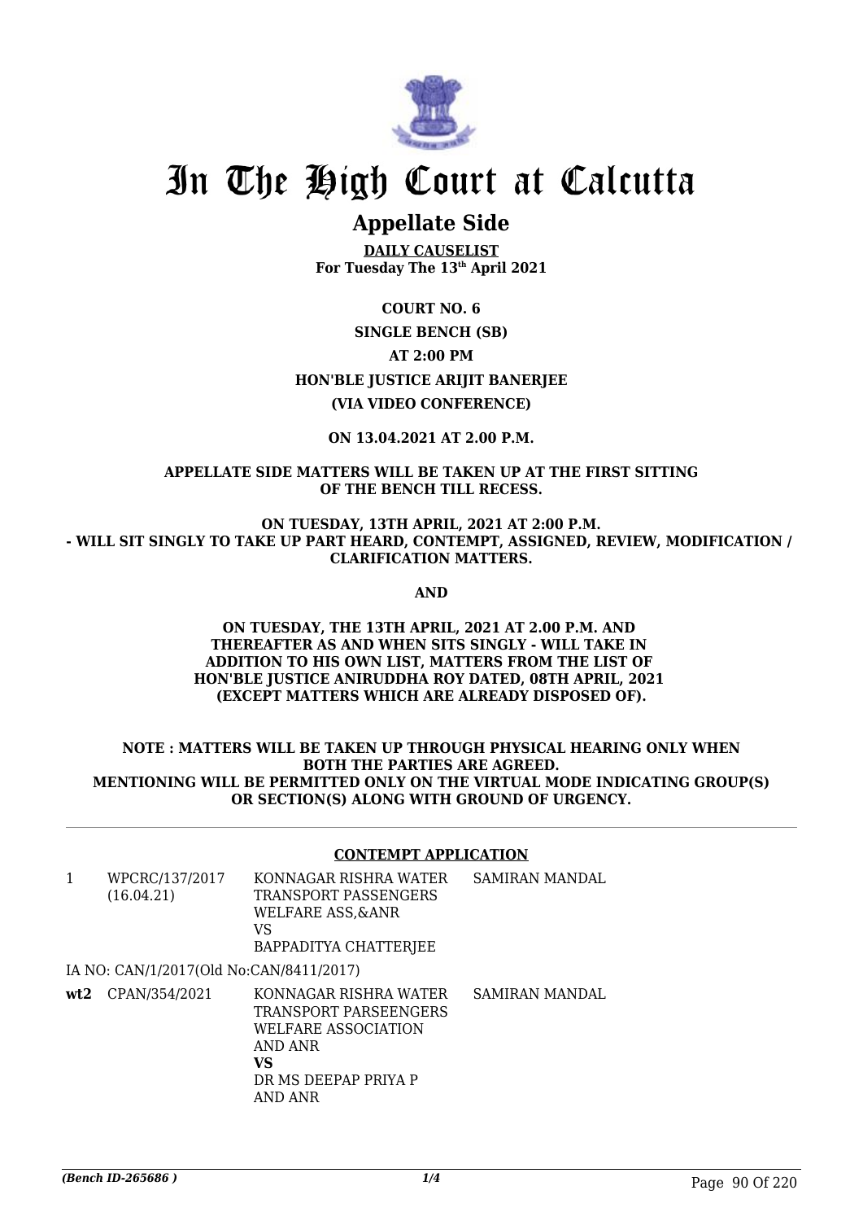# In The High Court at Calcutta

## Appellate Side

**DAILY CAUSELIST**
**For Tuesday The 13th April 2021**

**COURT NO. 6**

**SINGLE BENCH (SB)**

**AT 2:00 PM**

**HON'BLE JUSTICE ARIJIT BANERJEE**

**(VIA VIDEO CONFERENCE)**

**ON 13.04.2021 AT 2.00 P.M.**

**APPELLATE SIDE MATTERS WILL BE TAKEN UP AT THE FIRST SITTING OF THE BENCH TILL RECESS.**

**ON TUESDAY, 13TH APRIL, 2021 AT 2:00 P.M. - WILL SIT SINGLY TO TAKE UP PART HEARD, CONTEMPT, ASSIGNED, REVIEW, MODIFICATION / CLARIFICATION MATTERS.**

**AND**

**ON TUESDAY, THE 13TH APRIL, 2021 AT 2.00 P.M. AND THEREAFTER AS AND WHEN SITS SINGLY - WILL TAKE IN ADDITION TO HIS OWN LIST, MATTERS FROM THE LIST OF HON'BLE JUSTICE ANIRUDDHA ROY DATED, 08TH APRIL, 2021 (EXCEPT MATTERS WHICH ARE ALREADY DISPOSED OF).**

**NOTE : MATTERS WILL BE TAKEN UP THROUGH PHYSICAL HEARING ONLY WHEN BOTH THE PARTIES ARE AGREED. MENTIONING WILL BE PERMITTED ONLY ON THE VIRTUAL MODE INDICATING GROUP(S) OR SECTION(S) ALONG WITH GROUND OF URGENCY.**

**CONTEMPT APPLICATION**

| | | | |
|---|---|---|---|
| 1 | WPCRC/137/2017 (16.04.21) | KONNAGAR RISHRA WATER TRANSPORT PASSENGERS WELFARE ASS,&ANR VS BAPPADITYA CHATTERJEE | SAMIRAN MANDAL |
| | IA NO: CAN/1/2017(Old No:CAN/8411/2017) | | |
| **wt2** | CPAN/354/2021 | KONNAGAR RISHRA WATER TRANSPORT PARSEENGERS WELFARE ASSOCIATION AND ANR **VS** DR MS DEEPAP PRIYA P AND ANR | SAMIRAN MANDAL |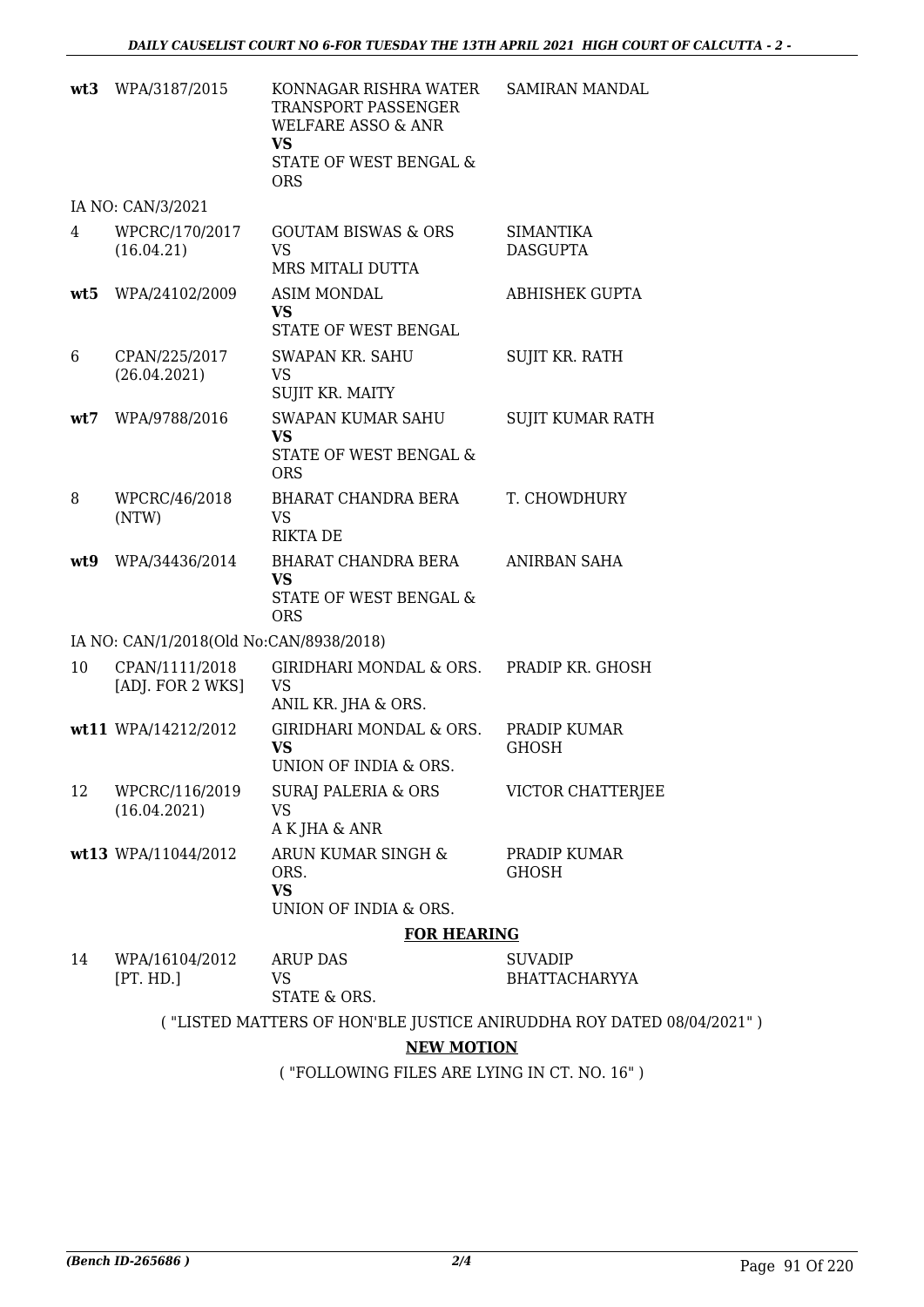| | | | |
|---|---|---|---|
| **wt3** | WPA/3187/2015 | KONNAGAR RISHRA WATER TRANSPORT PASSENGER WELFARE ASSO & ANR **VS** STATE OF WEST BENGAL & ORS | SAMIRAN MANDAL |
| IA NO: CAN/3/2021 | | | |
| 4 | WPCRC/170/2017 (16.04.21) | GOUTAM BISWAS & ORS VS MRS MITALI DUTTA | SIMANTIKA DASGUPTA |
| **wt5** | WPA/24102/2009 | ASIM MONDAL **VS** STATE OF WEST BENGAL | ABHISHEK GUPTA |
| 6 | CPAN/225/2017 (26.04.2021) | SWAPAN KR. SAHU VS SUJIT KR. MAITY | SUJIT KR. RATH |
| **wt7** | WPA/9788/2016 | SWAPAN KUMAR SAHU **VS** STATE OF WEST BENGAL & ORS | SUJIT KUMAR RATH |
| 8 | WPCRC/46/2018 (NTW) | BHARAT CHANDRA BERA VS RIKTA DE | T. CHOWDHURY |
| **wt9** | WPA/34436/2014 | BHARAT CHANDRA BERA **VS** STATE OF WEST BENGAL & ORS | ANIRBAN SAHA |
| IA NO: CAN/1/2018(Old No:CAN/8938/2018) | | | |
| 10 | CPAN/1111/2018 [ADJ. FOR 2 WKS] | GIRIDHARI MONDAL & ORS. VS ANIL KR. JHA & ORS. | PRADIP KR. GHOSH |
| **wt11** | WPA/14212/2012 | GIRIDHARI MONDAL & ORS. **VS** UNION OF INDIA & ORS. | PRADIP KUMAR GHOSH |
| 12 | WPCRC/116/2019 (16.04.2021) | SURAJ PALERIA & ORS VS A K JHA & ANR | VICTOR CHATTERJEE |
| **wt13** | WPA/11044/2012 | ARUN KUMAR SINGH & ORS. **VS** UNION OF INDIA & ORS. | PRADIP KUMAR GHOSH |

**FOR HEARING**

| | | | |
|---|---|---|---|
| 14 | WPA/16104/2012 [PT. HD.] | ARUP DAS VS STATE & ORS. | SUVADIP BHATTACHARYYA |

( "LISTED MATTERS OF HON'BLE JUSTICE ANIRUDDHA ROY DATED 08/04/2021" )

**NEW MOTION**

( "FOLLOWING FILES ARE LYING IN CT. NO. 16" )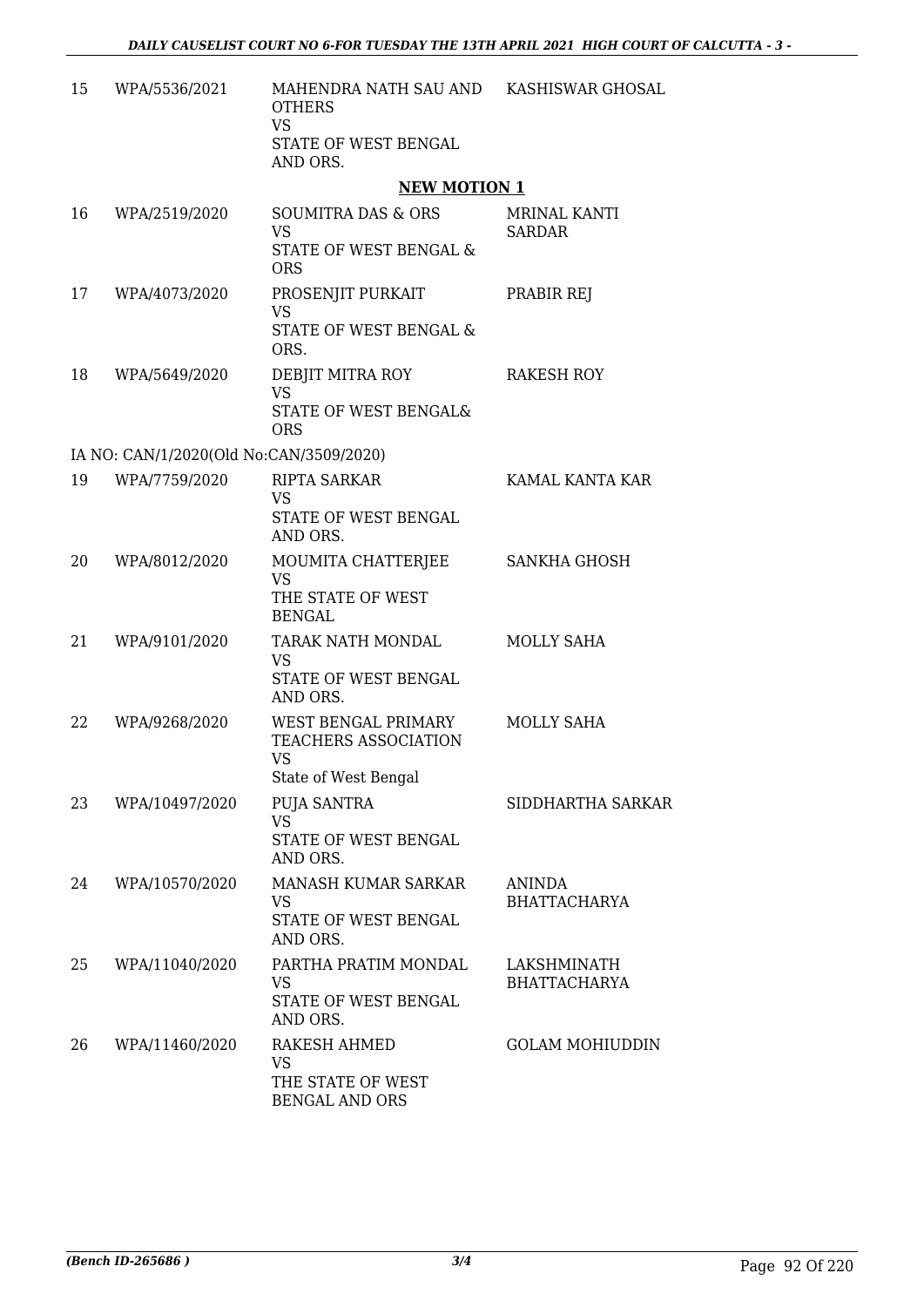| 15 | WPA/5536/2021 | MAHENDRA NATH SAU AND OTHERS<br>VS<br>STATE OF WEST BENGAL AND ORS. | KASHISWAR GHOSAL |
|---|---|---|---|

## NEW MOTION 1

| 16 | WPA/2519/2020 | SOUMITRA DAS & ORS<br>VS<br>STATE OF WEST BENGAL & ORS | MRINAL KANTI SARDAR |
|---|---|---|---|
| 17 | WPA/4073/2020 | PROSENJIT PURKAIT<br>VS<br>STATE OF WEST BENGAL & ORS. | PRABIR REJ |
| 18 | WPA/5649/2020 | DEBJIT MITRA ROY<br>VS<br>STATE OF WEST BENGAL& ORS | RAKESH ROY |
| | IA NO: CAN/1/2020(Old No:CAN/3509/2020) | | |
| 19 | WPA/7759/2020 | RIPTA SARKAR<br>VS<br>STATE OF WEST BENGAL AND ORS. | KAMAL KANTA KAR |
| 20 | WPA/8012/2020 | MOUMITA CHATTERJEE<br>VS<br>THE STATE OF WEST BENGAL | SANKHA GHOSH |
| 21 | WPA/9101/2020 | TARAK NATH MONDAL<br>VS<br>STATE OF WEST BENGAL AND ORS. | MOLLY SAHA |
| 22 | WPA/9268/2020 | WEST BENGAL PRIMARY TEACHERS ASSOCIATION<br>VS<br>State of West Bengal | MOLLY SAHA |
| 23 | WPA/10497/2020 | PUJA SANTRA<br>VS<br>STATE OF WEST BENGAL AND ORS. | SIDDHARTHA SARKAR |
| 24 | WPA/10570/2020 | MANASH KUMAR SARKAR<br>VS<br>STATE OF WEST BENGAL AND ORS. | ANINDA BHATTACHARYA |
| 25 | WPA/11040/2020 | PARTHA PRATIM MONDAL<br>VS<br>STATE OF WEST BENGAL AND ORS. | LAKSHMINATH BHATTACHARYA |
| 26 | WPA/11460/2020 | RAKESH AHMED<br>VS<br>THE STATE OF WEST BENGAL AND ORS | GOLAM MOHIUDDIN |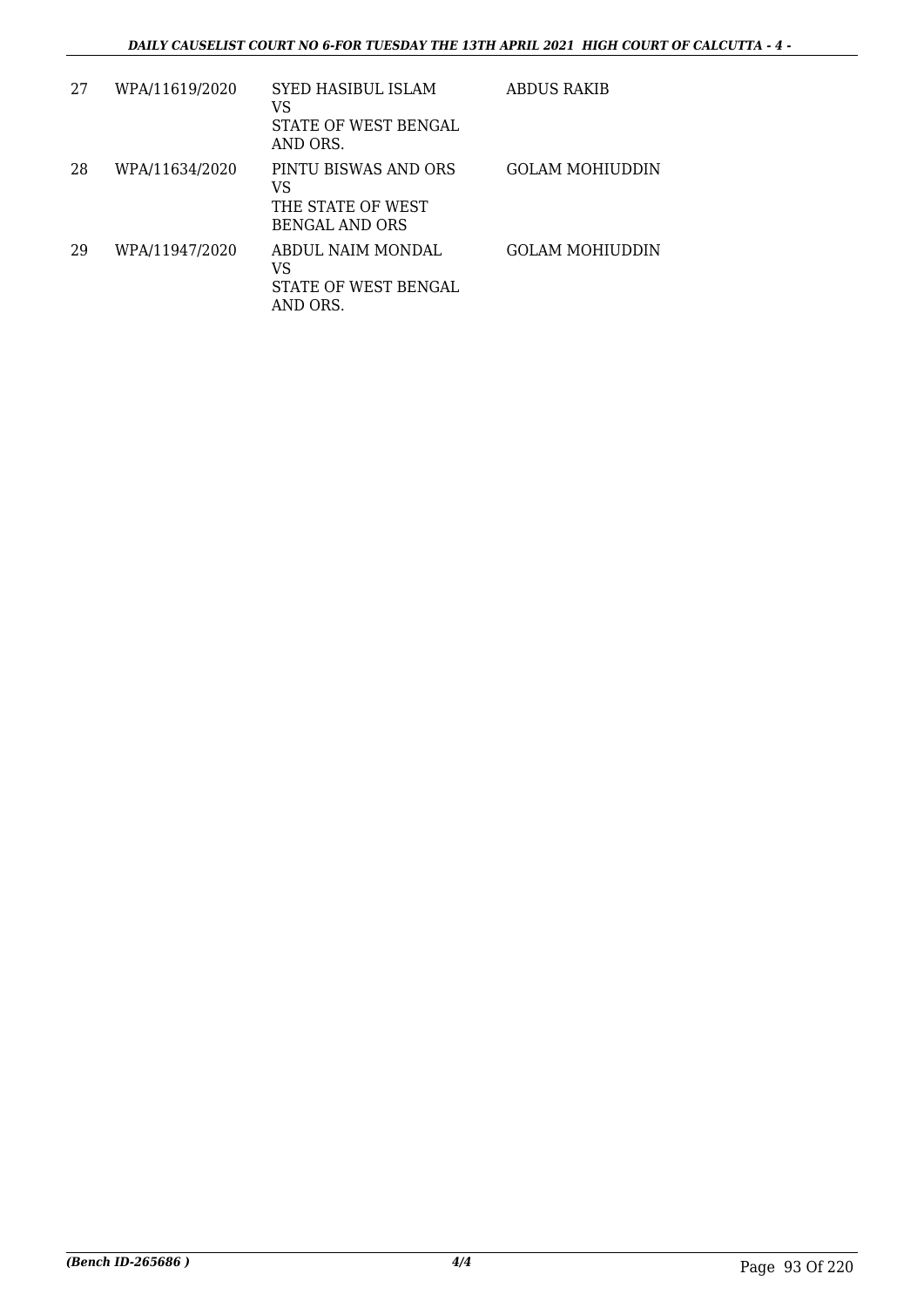| 27 | WPA/11619/2020 | SYED HASIBUL ISLAM<br>VS<br>STATE OF WEST BENGAL AND ORS. | ABDUS RAKIB |
|---|---|---|---|
| 28 | WPA/11634/2020 | PINTU BISWAS AND ORS<br>VS<br>THE STATE OF WEST BENGAL AND ORS | GOLAM MOHIUDDIN |
| 29 | WPA/11947/2020 | ABDUL NAIM MONDAL<br>VS<br>STATE OF WEST BENGAL AND ORS. | GOLAM MOHIUDDIN |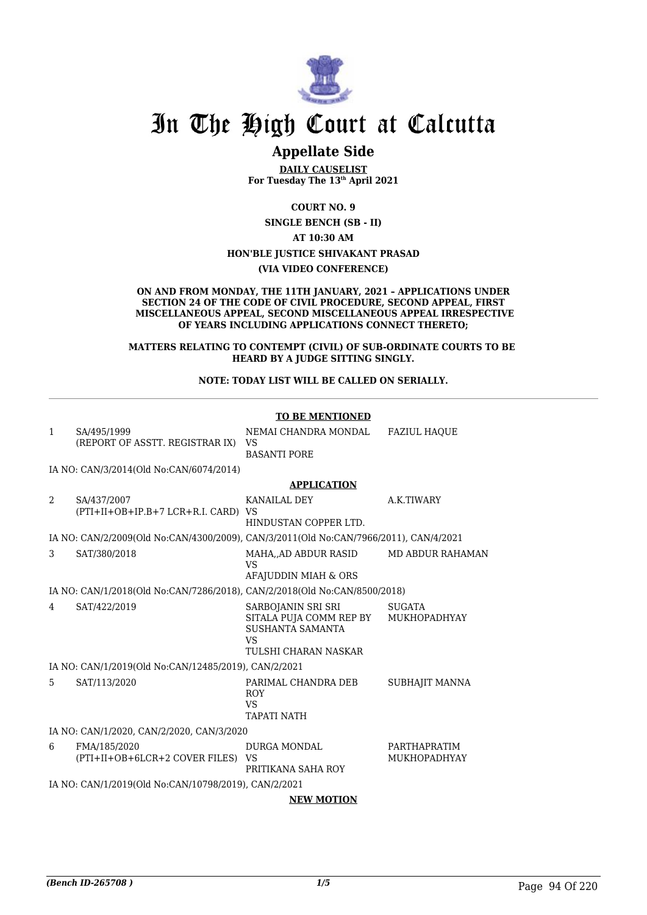# In The High Court at Calcutta

## Appellate Side

**DAILY CAUSELIST**
**For Tuesday The 13th April 2021**

**COURT NO. 9**

**SINGLE BENCH (SB - II)**

**AT 10:30 AM**

**HON'BLE JUSTICE SHIVAKANT PRASAD**

**(VIA VIDEO CONFERENCE)**

**ON AND FROM MONDAY, THE 11TH JANUARY, 2021 – APPLICATIONS UNDER SECTION 24 OF THE CODE OF CIVIL PROCEDURE, SECOND APPEAL, FIRST MISCELLANEOUS APPEAL, SECOND MISCELLANEOUS APPEAL IRRESPECTIVE OF YEARS INCLUDING APPLICATIONS CONNECT THERETO;**

**MATTERS RELATING TO CONTEMPT (CIVIL) OF SUB-ORDINATE COURTS TO BE HEARD BY A JUDGE SITTING SINGLY.**

**NOTE: TODAY LIST WILL BE CALLED ON SERIALLY.**

**TO BE MENTIONED**

| | | | |
|---|---|---|---|
| 1 | SA/495/1999 (REPORT OF ASSTT. REGISTRAR IX) | NEMAI CHANDRA MONDAL VS BASANTI PORE | FAZIUL HAQUE |
| | IA NO: CAN/3/2014(Old No:CAN/6074/2014) | | |

**APPLICATION**

| | | | |
|---|---|---|---|
| 2 | SA/437/2007 (PTI+II+OB+IP.B+7 LCR+R.I. CARD) | KANAILAL DEY VS HINDUSTAN COPPER LTD. | A.K.TIWARY |
| | IA NO: CAN/2/2009(Old No:CAN/4300/2009), CAN/3/2011(Old No:CAN/7966/2011), CAN/4/2021 | | |
| 3 | SAT/380/2018 | MAHA,,AD ABDUR RASID VS AFAJUDDIN MIAH & ORS | MD ABDUR RAHAMAN |
| | IA NO: CAN/1/2018(Old No:CAN/7286/2018), CAN/2/2018(Old No:CAN/8500/2018) | | |
| 4 | SAT/422/2019 | SARBOJANIN SRI SRI SITALA PUJA COMM REP BY SUSHANTA SAMANTA VS TULSHI CHARAN NASKAR | SUGATA MUKHOPADHYAY |
| | IA NO: CAN/1/2019(Old No:CAN/12485/2019), CAN/2/2021 | | |
| 5 | SAT/113/2020 | PARIMAL CHANDRA DEB ROY VS TAPATI NATH | SUBHAJIT MANNA |
| | IA NO: CAN/1/2020, CAN/2/2020, CAN/3/2020 | | |
| 6 | FMA/185/2020 (PTI+II+OB+6LCR+2 COVER FILES) | DURGA MONDAL VS PRITIKANA SAHA ROY | PARTHAPRATIM MUKHOPADHYAY |
| | IA NO: CAN/1/2019(Old No:CAN/10798/2019), CAN/2/2021 | | |

**NEW MOTION**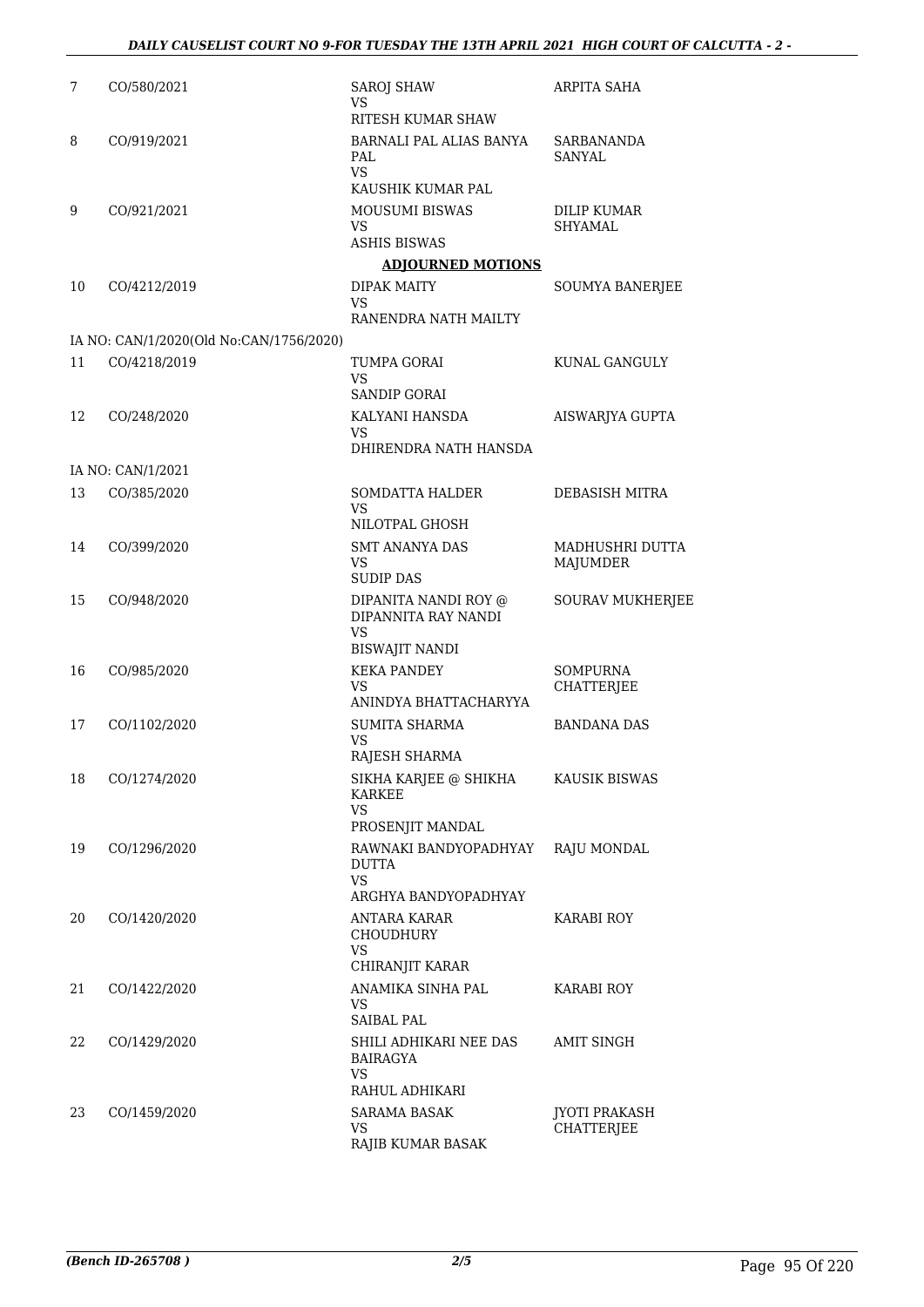| | | | |
|---|---|---|---|
| 7 | CO/580/2021 | SAROJ SHAW<br>VS<br>RITESH KUMAR SHAW | ARPITA SAHA |
| 8 | CO/919/2021 | BARNALI PAL ALIAS BANYA PAL<br>VS<br>KAUSHIK KUMAR PAL | SARBANANDA SANYAL |
| 9 | CO/921/2021 | MOUSUMI BISWAS<br>VS<br>ASHIS BISWAS | DILIP KUMAR SHYAMAL |

**ADJOURNED MOTIONS**

| | | | |
|---|---|---|---|
| 10 | CO/4212/2019 | DIPAK MAITY<br>VS<br>RANENDRA NATH MAILTY | SOUMYA BANERJEE |
| | IA NO: CAN/1/2020(Old No:CAN/1756/2020) | | |
| 11 | CO/4218/2019 | TUMPA GORAI<br>VS<br>SANDIP GORAI | KUNAL GANGULY |
| 12 | CO/248/2020 | KALYANI HANSDA<br>VS<br>DHIRENDRA NATH HANSDA | AISWARJYA GUPTA |
| | IA NO: CAN/1/2021 | | |
| 13 | CO/385/2020 | SOMDATTA HALDER<br>VS<br>NILOTPAL GHOSH | DEBASISH MITRA |
| 14 | CO/399/2020 | SMT ANANYA DAS<br>VS<br>SUDIP DAS | MADHUSHRI DUTTA MAJUMDER |
| 15 | CO/948/2020 | DIPANITA NANDI ROY @ DIPANNITA RAY NANDI<br>VS<br>BISWAJIT NANDI | SOURAV MUKHERJEE |
| 16 | CO/985/2020 | KEKA PANDEY<br>VS<br>ANINDYA BHATTACHARYYA | SOMPURNA CHATTERJEE |
| 17 | CO/1102/2020 | SUMITA SHARMA<br>VS<br>RAJESH SHARMA | BANDANA DAS |
| 18 | CO/1274/2020 | SIKHA KARJEE @ SHIKHA KARKEE<br>VS<br>PROSENJIT MANDAL | KAUSIK BISWAS |
| 19 | CO/1296/2020 | RAWNAKI BANDYOPADHYAY DUTTA<br>VS<br>ARGHYA BANDYOPADHYAY | RAJU MONDAL |
| 20 | CO/1420/2020 | ANTARA KARAR CHOUDHURY<br>VS<br>CHIRANJIT KARAR | KARABI ROY |
| 21 | CO/1422/2020 | ANAMIKA SINHA PAL<br>VS<br>SAIBAL PAL | KARABI ROY |
| 22 | CO/1429/2020 | SHILI ADHIKARI NEE DAS BAIRAGYA<br>VS<br>RAHUL ADHIKARI | AMIT SINGH |
| 23 | CO/1459/2020 | SARAMA BASAK<br>VS<br>RAJIB KUMAR BASAK | JYOTI PRAKASH CHATTERJEE |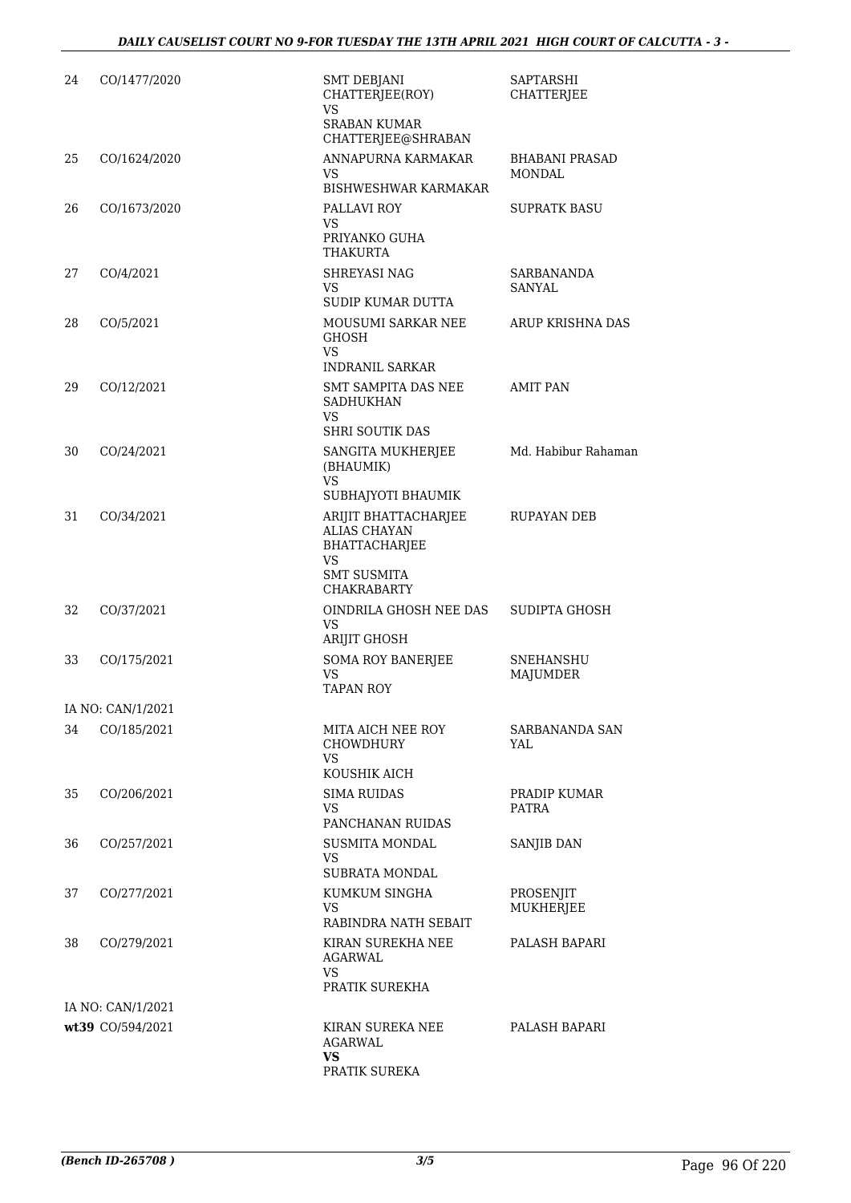| | | | |
|---|---|---|---|
| 24 | CO/1477/2020 | SMT DEBJANI CHATTERJEE(ROY)<br>VS<br>SRABAN KUMAR CHATTERJEE@SHRABAN | SAPTARSHI CHATTERJEE |
| 25 | CO/1624/2020 | ANNAPURNA KARMAKAR<br>VS<br>BISHWESHWAR KARMAKAR | BHABANI PRASAD MONDAL |
| 26 | CO/1673/2020 | PALLAVI ROY<br>VS<br>PRIYANKO GUHA THAKURTA | SUPRATK BASU |
| 27 | CO/4/2021 | SHREYASI NAG<br>VS<br>SUDIP KUMAR DUTTA | SARBANANDA SANYAL |
| 28 | CO/5/2021 | MOUSUMI SARKAR NEE GHOSH<br>VS<br>INDRANIL SARKAR | ARUP KRISHNA DAS |
| 29 | CO/12/2021 | SMT SAMPITA DAS NEE SADHUKHAN<br>VS<br>SHRI SOUTIK DAS | AMIT PAN |
| 30 | CO/24/2021 | SANGITA MUKHERJEE (BHAUMIK)<br>VS<br>SUBHAJYOTI BHAUMIK | Md. Habibur Rahaman |
| 31 | CO/34/2021 | ARIJIT BHATTACHARJEE ALIAS CHAYAN BHATTACHARJEE<br>VS<br>SMT SUSMITA CHAKRABARTY | RUPAYAN DEB |
| 32 | CO/37/2021 | OINDRILA GHOSH NEE DAS<br>VS<br>ARIJIT GHOSH | SUDIPTA GHOSH |
| 33 | CO/175/2021 | SOMA ROY BANERJEE<br>VS<br>TAPAN ROY | SNEHANSHU MAJUMDER |
| | IA NO: CAN/1/2021 | | |
| 34 | CO/185/2021 | MITA AICH NEE ROY CHOWDHURY<br>VS<br>KOUSHIK AICH | SARBANANDA SAN YAL |
| 35 | CO/206/2021 | SIMA RUIDAS<br>VS<br>PANCHANAN RUIDAS | PRADIP KUMAR PATRA |
| 36 | CO/257/2021 | SUSMITA MONDAL<br>VS<br>SUBRATA MONDAL | SANJIB DAN |
| 37 | CO/277/2021 | KUMKUM SINGHA<br>VS<br>RABINDRA NATH SEBAIT | PROSENJIT MUKHERJEE |
| 38 | CO/279/2021 | KIRAN SUREKHA NEE AGARWAL<br>VS<br>PRATIK SUREKHA | PALASH BAPARI |
| | IA NO: CAN/1/2021 | | |
| **wt39** | CO/594/2021 | KIRAN SUREKA NEE AGARWAL<br>**VS**<br>PRATIK SUREKA | PALASH BAPARI |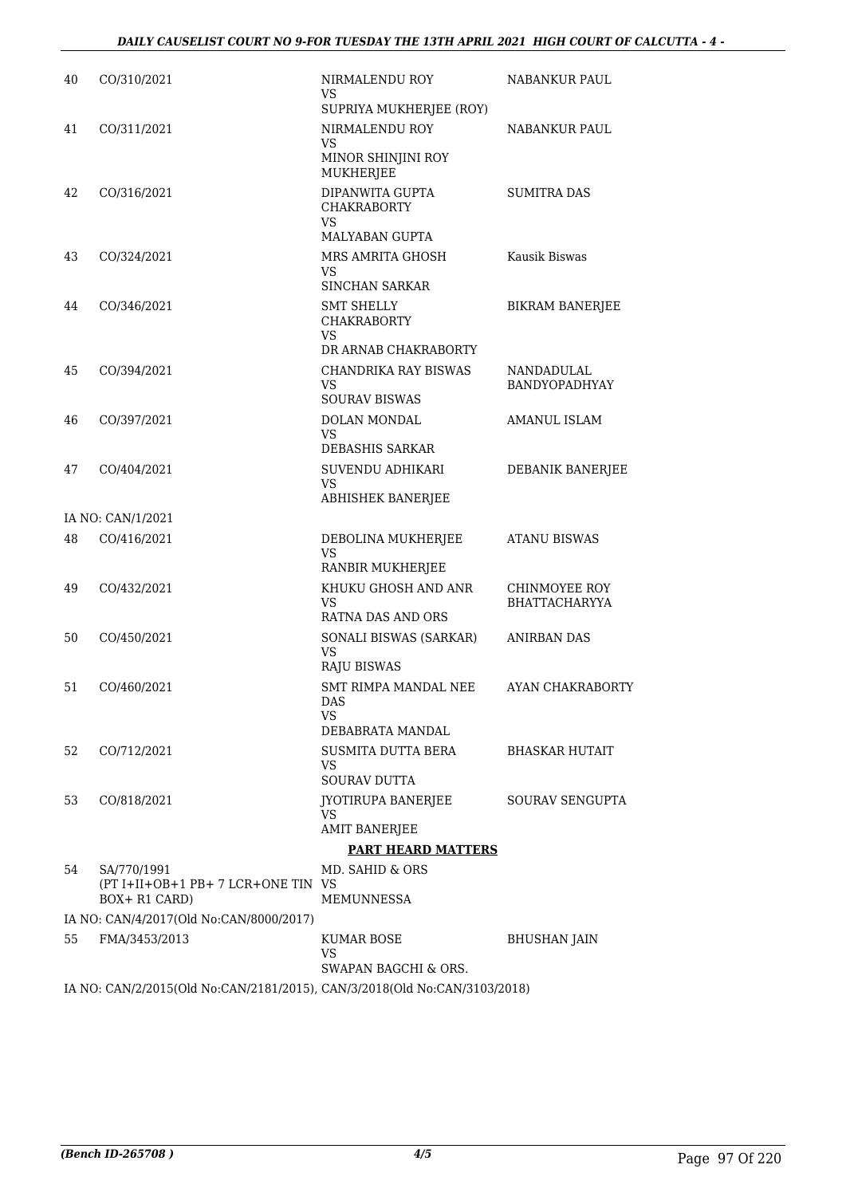| | | | |
|---|---|---|---|
| 40 | CO/310/2021 | NIRMALENDU ROY<br>VS<br>SUPRIYA MUKHERJEE (ROY) | NABANKUR PAUL |
| 41 | CO/311/2021 | NIRMALENDU ROY<br>VS<br>MINOR SHINJINI ROY MUKHERJEE | NABANKUR PAUL |
| 42 | CO/316/2021 | DIPANWITA GUPTA CHAKRABORTY<br>VS<br>MALYABAN GUPTA | SUMITRA DAS |
| 43 | CO/324/2021 | MRS AMRITA GHOSH<br>VS<br>SINCHAN SARKAR | Kausik Biswas |
| 44 | CO/346/2021 | SMT SHELLY CHAKRABORTY<br>VS<br>DR ARNAB CHAKRABORTY | BIKRAM BANERJEE |
| 45 | CO/394/2021 | CHANDRIKA RAY BISWAS<br>VS<br>SOURAV BISWAS | NANDADULAL BANDYOPADHYAY |
| 46 | CO/397/2021 | DOLAN MONDAL<br>VS<br>DEBASHIS SARKAR | AMANUL ISLAM |
| 47 | CO/404/2021 | SUVENDU ADHIKARI<br>VS<br>ABHISHEK BANERJEE | DEBANIK BANERJEE |
| | IA NO: CAN/1/2021 | | |
| 48 | CO/416/2021 | DEBOLINA MUKHERJEE<br>VS<br>RANBIR MUKHERJEE | ATANU BISWAS |
| 49 | CO/432/2021 | KHUKU GHOSH AND ANR<br>VS<br>RATNA DAS AND ORS | CHINMOYEE ROY BHATTACHARYYA |
| 50 | CO/450/2021 | SONALI BISWAS (SARKAR)<br>VS<br>RAJU BISWAS | ANIRBAN DAS |
| 51 | CO/460/2021 | SMT RIMPA MANDAL NEE DAS<br>VS<br>DEBABRATA MANDAL | AYAN CHAKRABORTY |
| 52 | CO/712/2021 | SUSMITA DUTTA BERA<br>VS<br>SOURAV DUTTA | BHASKAR HUTAIT |
| 53 | CO/818/2021 | JYOTIRUPA BANERJEE<br>VS<br>AMIT BANERJEE | SOURAV SENGUPTA |

**PART HEARD MATTERS**

| | | | |
|---|---|---|---|
| 54 | SA/770/1991<br>(PT I+II+OB+1 PB+ 7 LCR+ONE TIN BOX+ R1 CARD) | MD. SAHID & ORS<br>VS<br>MEMUNNESSA | |
| | IA NO: CAN/4/2017(Old No:CAN/8000/2017) | | |
| 55 | FMA/3453/2013 | KUMAR BOSE<br>VS<br>SWAPAN BAGCHI & ORS. | BHUSHAN JAIN |

IA NO: CAN/2/2015(Old No:CAN/2181/2015), CAN/3/2018(Old No:CAN/3103/2018)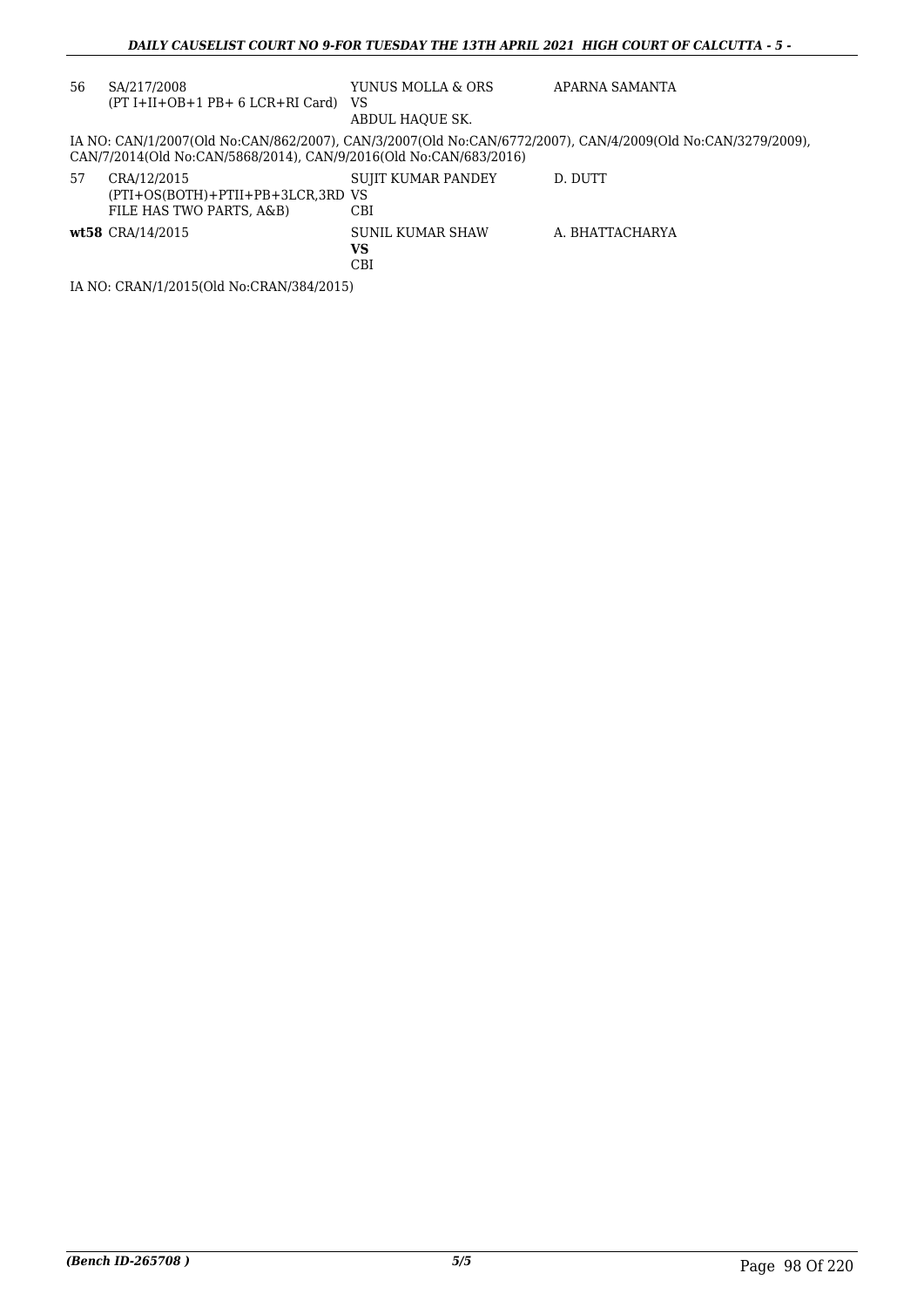| | | | |
|---|---|---|---|
| 56 | SA/217/2008<br>(PT I+II+OB+1 PB+ 6 LCR+RI Card) | YUNUS MOLLA & ORS<br>VS<br>ABDUL HAQUE SK. | APARNA SAMANTA |

IA NO: CAN/1/2007(Old No:CAN/862/2007), CAN/3/2007(Old No:CAN/6772/2007), CAN/4/2009(Old No:CAN/3279/2009), CAN/7/2014(Old No:CAN/5868/2014), CAN/9/2016(Old No:CAN/683/2016)

| | | | |
|---|---|---|---|
| 57 | CRA/12/2015<br>(PTI+OS(BOTH)+PTII+PB+3LCR,3RD FILE HAS TWO PARTS, A&B) | SUJIT KUMAR PANDEY<br>VS<br>CBI | D. DUTT |
| **wt58** | CRA/14/2015 | SUNIL KUMAR SHAW<br>**VS**<br>CBI | A. BHATTACHARYA |

IA NO: CRAN/1/2015(Old No:CRAN/384/2015)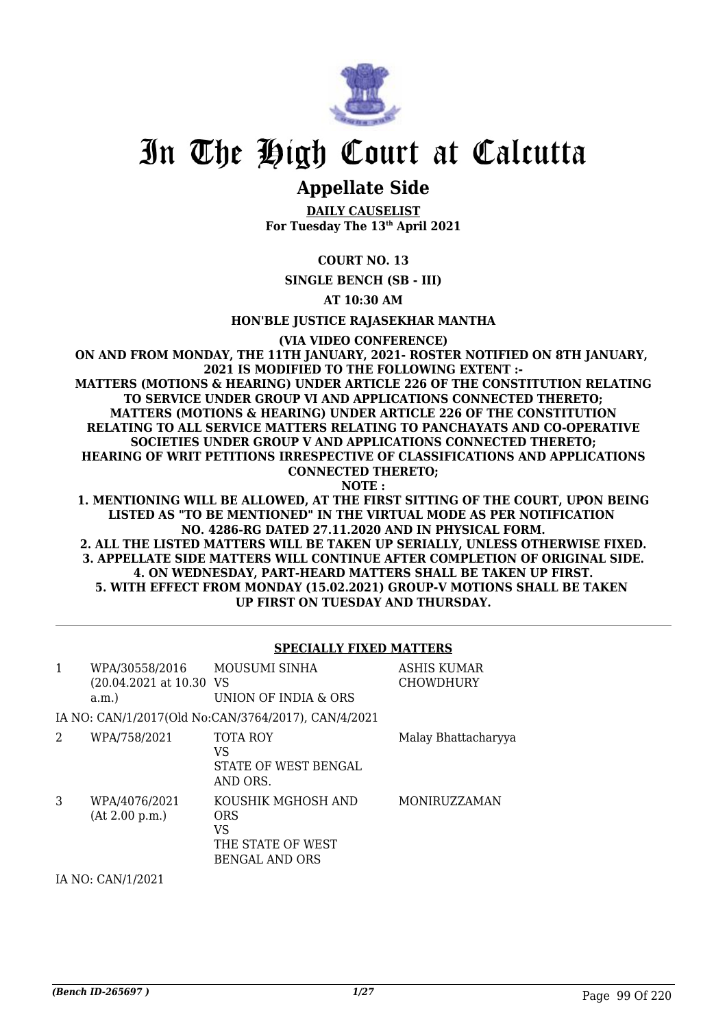# In The High Court at Calcutta

## Appellate Side

**DAILY CAUSELIST**
**For Tuesday The 13th April 2021**

**COURT NO. 13**

**SINGLE BENCH (SB - III)**

**AT 10:30 AM**

**HON'BLE JUSTICE RAJASEKHAR MANTHA**

**(VIA VIDEO CONFERENCE)**

**ON AND FROM MONDAY, THE 11TH JANUARY, 2021- ROSTER NOTIFIED ON 8TH JANUARY, 2021 IS MODIFIED TO THE FOLLOWING EXTENT :-**
**MATTERS (MOTIONS & HEARING) UNDER ARTICLE 226 OF THE CONSTITUTION RELATING TO SERVICE UNDER GROUP VI AND APPLICATIONS CONNECTED THERETO;**
**MATTERS (MOTIONS & HEARING) UNDER ARTICLE 226 OF THE CONSTITUTION RELATING TO ALL SERVICE MATTERS RELATING TO PANCHAYATS AND CO-OPERATIVE SOCIETIES UNDER GROUP V AND APPLICATIONS CONNECTED THERETO;**
**HEARING OF WRIT PETITIONS IRRESPECTIVE OF CLASSIFICATIONS AND APPLICATIONS CONNECTED THERETO;**
**NOTE :**
**1. MENTIONING WILL BE ALLOWED, AT THE FIRST SITTING OF THE COURT, UPON BEING LISTED AS "TO BE MENTIONED" IN THE VIRTUAL MODE AS PER NOTIFICATION NO. 4286-RG DATED 27.11.2020 AND IN PHYSICAL FORM.**
**2. ALL THE LISTED MATTERS WILL BE TAKEN UP SERIALLY, UNLESS OTHERWISE FIXED.**
**3. APPELLATE SIDE MATTERS WILL CONTINUE AFTER COMPLETION OF ORIGINAL SIDE.**
**4. ON WEDNESDAY, PART-HEARD MATTERS SHALL BE TAKEN UP FIRST.**
**5. WITH EFFECT FROM MONDAY (15.02.2021) GROUP-V MOTIONS SHALL BE TAKEN UP FIRST ON TUESDAY AND THURSDAY.**

**SPECIALLY FIXED MATTERS**

| | | | |
|---|---|---|---|
| 1 | WPA/30558/2016 (20.04.2021 at 10.30 a.m.) | MOUSUMI SINHA VS UNION OF INDIA & ORS | ASHIS KUMAR CHOWDHURY |
| | IA NO: CAN/1/2017(Old No:CAN/3764/2017), CAN/4/2021 | | |
| 2 | WPA/758/2021 | TOTA ROY VS STATE OF WEST BENGAL AND ORS. | Malay Bhattacharyya |
| 3 | WPA/4076/2021 (At 2.00 p.m.) | KOUSHIK MGHOSH AND ORS VS THE STATE OF WEST BENGAL AND ORS | MONIRUZZAMAN |
| | IA NO: CAN/1/2021 | | |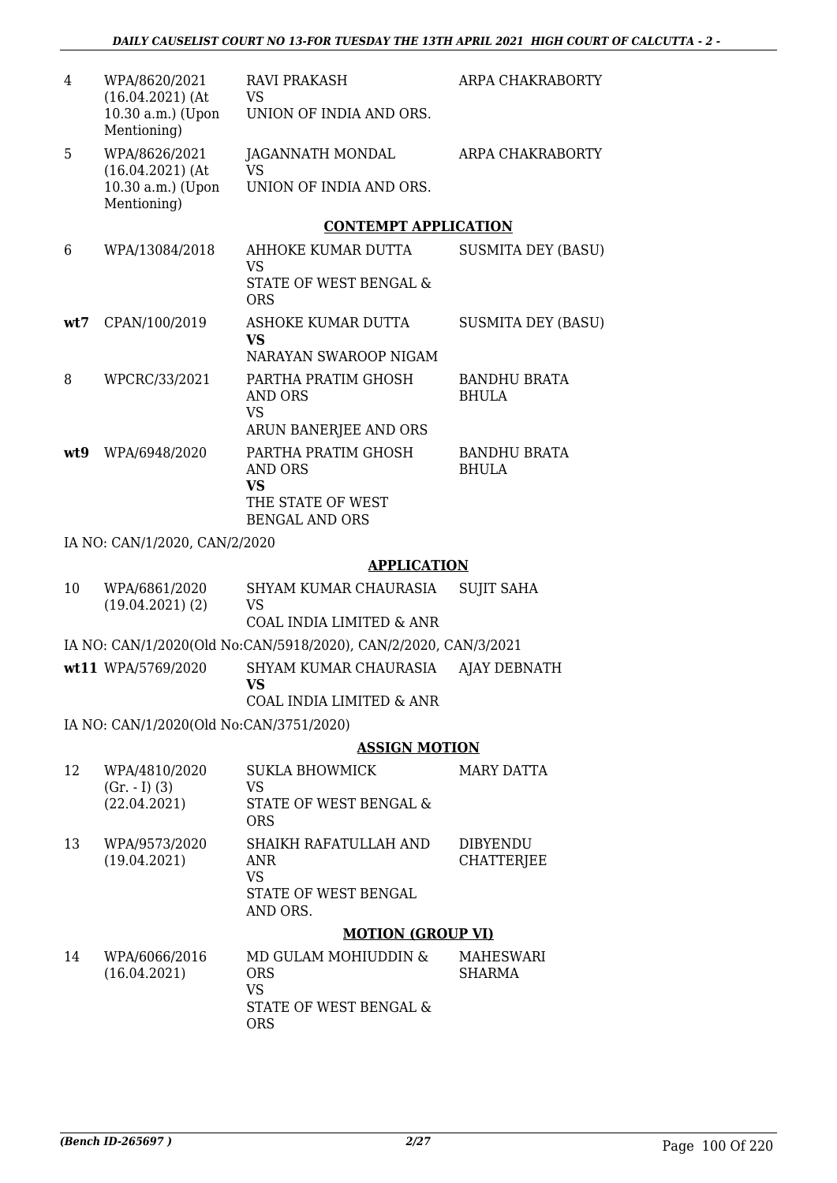| | | | |
|---|---|---|---|
| 4 | WPA/8620/2021 (16.04.2021) (At 10.30 a.m.) (Upon Mentioning) | RAVI PRAKASH<br>VS<br>UNION OF INDIA AND ORS. | ARPA CHAKRABORTY |
| 5 | WPA/8626/2021 (16.04.2021) (At 10.30 a.m.) (Upon Mentioning) | JAGANNATH MONDAL<br>VS<br>UNION OF INDIA AND ORS. | ARPA CHAKRABORTY |

### CONTEMPT APPLICATION

| | | | |
|---|---|---|---|
| 6 | WPA/13084/2018 | AHHOKE KUMAR DUTTA<br>VS<br>STATE OF WEST BENGAL & ORS | SUSMITA DEY (BASU) |
| **wt7** | CPAN/100/2019 | ASHOKE KUMAR DUTTA<br>**VS**<br>NARAYAN SWAROOP NIGAM | SUSMITA DEY (BASU) |
| 8 | WPCRC/33/2021 | PARTHA PRATIM GHOSH AND ORS<br>VS<br>ARUN BANERJEE AND ORS | BANDHU BRATA BHULA |
| **wt9** | WPA/6948/2020 | PARTHA PRATIM GHOSH AND ORS<br>**VS**<br>THE STATE OF WEST BENGAL AND ORS | BANDHU BRATA BHULA |

IA NO: CAN/1/2020, CAN/2/2020

### APPLICATION

| | | | |
|---|---|---|---|
| 10 | WPA/6861/2020 (19.04.2021) (2) | SHYAM KUMAR CHAURASIA<br>VS<br>COAL INDIA LIMITED & ANR | SUJIT SAHA |

IA NO: CAN/1/2020(Old No:CAN/5918/2020), CAN/2/2020, CAN/3/2021

| | | | |
|---|---|---|---|
| **wt11** | WPA/5769/2020 | SHYAM KUMAR CHAURASIA<br>**VS**<br>COAL INDIA LIMITED & ANR | AJAY DEBNATH |

IA NO: CAN/1/2020(Old No:CAN/3751/2020)

### ASSIGN MOTION

| | | | |
|---|---|---|---|
| 12 | WPA/4810/2020 (Gr. - I) (3) (22.04.2021) | SUKLA BHOWMICK<br>VS<br>STATE OF WEST BENGAL & ORS | MARY DATTA |
| 13 | WPA/9573/2020 (19.04.2021) | SHAIKH RAFATULLAH AND ANR<br>VS<br>STATE OF WEST BENGAL AND ORS. | DIBYENDU CHATTERJEE |

### MOTION (GROUP VI)

| | | | |
|---|---|---|---|
| 14 | WPA/6066/2016 (16.04.2021) | MD GULAM MOHIUDDIN & ORS<br>VS<br>STATE OF WEST BENGAL & ORS | MAHESWARI SHARMA |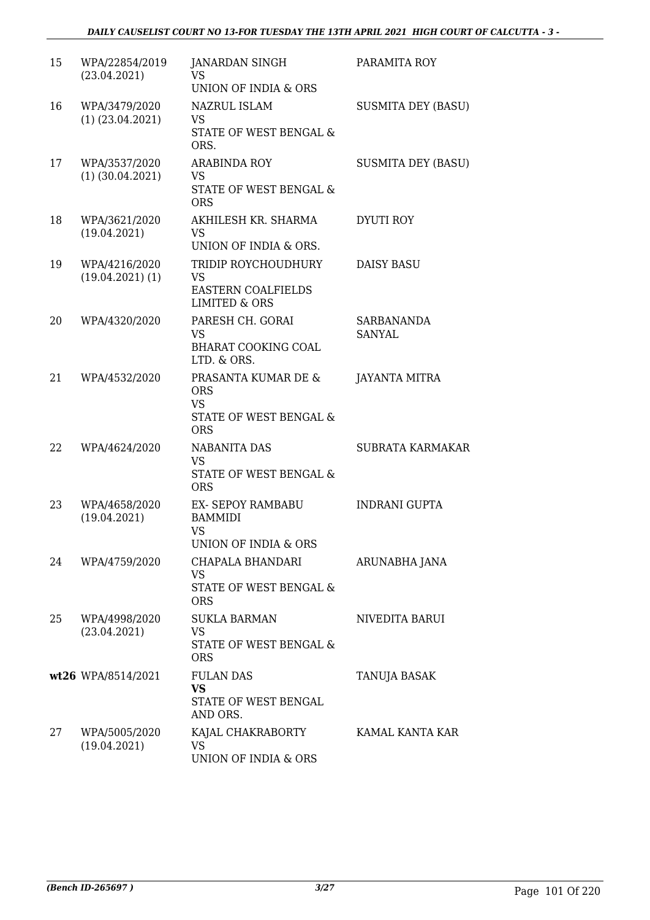| 15 | WPA/22854/2019 (23.04.2021) | JANARDAN SINGH<br>VS<br>UNION OF INDIA & ORS | PARAMITA ROY |
|---|---|---|---|
| 16 | WPA/3479/2020 (1) (23.04.2021) | NAZRUL ISLAM<br>VS<br>STATE OF WEST BENGAL & ORS. | SUSMITA DEY (BASU) |
| 17 | WPA/3537/2020 (1) (30.04.2021) | ARABINDA ROY<br>VS<br>STATE OF WEST BENGAL & ORS | SUSMITA DEY (BASU) |
| 18 | WPA/3621/2020 (19.04.2021) | AKHILESH KR. SHARMA<br>VS<br>UNION OF INDIA & ORS. | DYUTI ROY |
| 19 | WPA/4216/2020 (19.04.2021) (1) | TRIDIP ROYCHOUDHURY<br>VS<br>EASTERN COALFIELDS LIMITED & ORS | DAISY BASU |
| 20 | WPA/4320/2020 | PARESH CH. GORAI<br>VS<br>BHARAT COOKING COAL LTD. & ORS. | SARBANANDA SANYAL |
| 21 | WPA/4532/2020 | PRASANTA KUMAR DE & ORS<br>VS<br>STATE OF WEST BENGAL & ORS | JAYANTA MITRA |
| 22 | WPA/4624/2020 | NABANITA DAS<br>VS<br>STATE OF WEST BENGAL & ORS | SUBRATA KARMAKAR |
| 23 | WPA/4658/2020 (19.04.2021) | EX- SEPOY RAMBABU BAMMIDI<br>VS<br>UNION OF INDIA & ORS | INDRANI GUPTA |
| 24 | WPA/4759/2020 | CHAPALA BHANDARI<br>VS<br>STATE OF WEST BENGAL & ORS | ARUNABHA JANA |
| 25 | WPA/4998/2020 (23.04.2021) | SUKLA BARMAN<br>VS<br>STATE OF WEST BENGAL & ORS | NIVEDITA BARUI |
| **wt26** | WPA/8514/2021 | FULAN DAS<br>**VS**<br>STATE OF WEST BENGAL AND ORS. | TANUJA BASAK |
| 27 | WPA/5005/2020 (19.04.2021) | KAJAL CHAKRABORTY<br>VS<br>UNION OF INDIA & ORS | KAMAL KANTA KAR |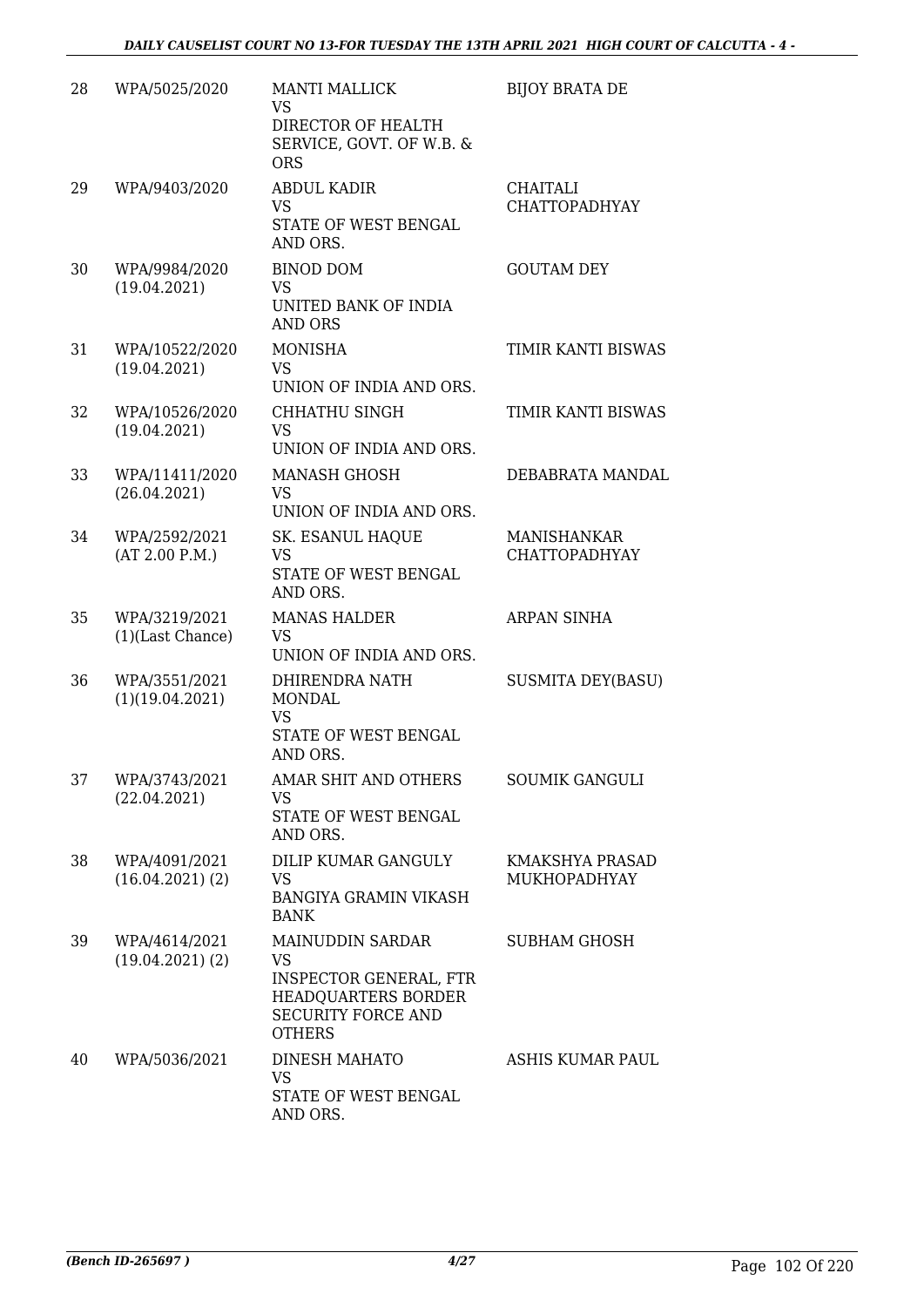| 28 | WPA/5025/2020 | MANTI MALLICK<br>VS<br>DIRECTOR OF HEALTH SERVICE, GOVT. OF W.B. & ORS | BIJOY BRATA DE |
|---|---|---|---|
| 29 | WPA/9403/2020 | ABDUL KADIR<br>VS<br>STATE OF WEST BENGAL AND ORS. | CHAITALI CHATTOPADHYAY |
| 30 | WPA/9984/2020<br>(19.04.2021) | BINOD DOM<br>VS<br>UNITED BANK OF INDIA AND ORS | GOUTAM DEY |
| 31 | WPA/10522/2020<br>(19.04.2021) | MONISHA<br>VS<br>UNION OF INDIA AND ORS. | TIMIR KANTI BISWAS |
| 32 | WPA/10526/2020<br>(19.04.2021) | CHHATHU SINGH<br>VS<br>UNION OF INDIA AND ORS. | TIMIR KANTI BISWAS |
| 33 | WPA/11411/2020<br>(26.04.2021) | MANASH GHOSH<br>VS<br>UNION OF INDIA AND ORS. | DEBABRATA MANDAL |
| 34 | WPA/2592/2021<br>(AT 2.00 P.M.) | SK. ESANUL HAQUE<br>VS<br>STATE OF WEST BENGAL AND ORS. | MANISHANKAR CHATTOPADHYAY |
| 35 | WPA/3219/2021<br>(1)(Last Chance) | MANAS HALDER<br>VS<br>UNION OF INDIA AND ORS. | ARPAN SINHA |
| 36 | WPA/3551/2021<br>(1)(19.04.2021) | DHIRENDRA NATH MONDAL<br>VS<br>STATE OF WEST BENGAL AND ORS. | SUSMITA DEY(BASU) |
| 37 | WPA/3743/2021<br>(22.04.2021) | AMAR SHIT AND OTHERS<br>VS<br>STATE OF WEST BENGAL AND ORS. | SOUMIK GANGULI |
| 38 | WPA/4091/2021<br>(16.04.2021) (2) | DILIP KUMAR GANGULY<br>VS<br>BANGIYA GRAMIN VIKASH BANK | KMAKSHYA PRASAD MUKHOPADHYAY |
| 39 | WPA/4614/2021<br>(19.04.2021) (2) | MAINUDDIN SARDAR<br>VS<br>INSPECTOR GENERAL, FTR HEADQUARTERS BORDER SECURITY FORCE AND OTHERS | SUBHAM GHOSH |
| 40 | WPA/5036/2021 | DINESH MAHATO<br>VS<br>STATE OF WEST BENGAL AND ORS. | ASHIS KUMAR PAUL |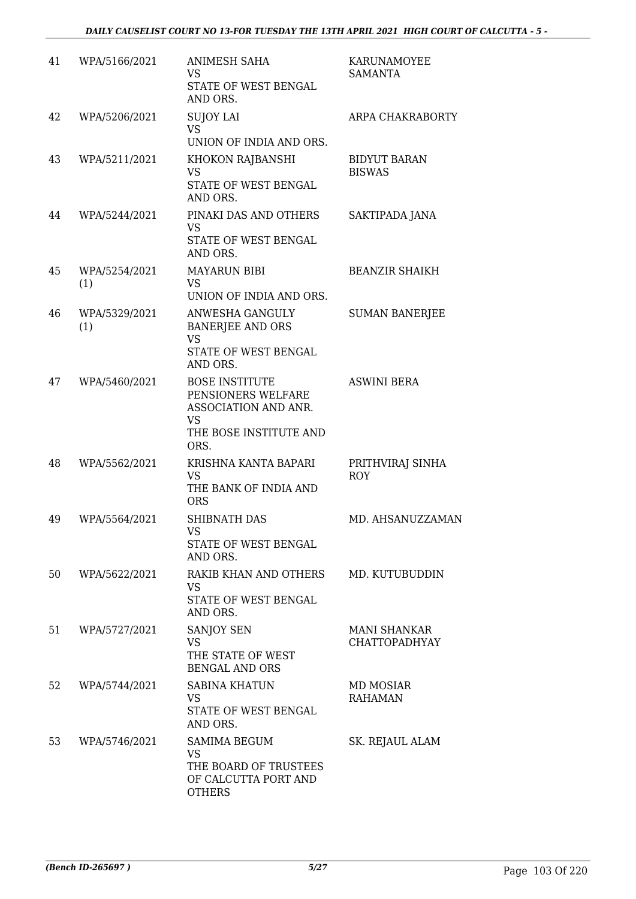| | | | |
|---|---|---|---|
| 41 | WPA/5166/2021 | ANIMESH SAHA<br>VS<br>STATE OF WEST BENGAL AND ORS. | KARUNAMOYEE SAMANTA |
| 42 | WPA/5206/2021 | SUJOY LAI<br>VS<br>UNION OF INDIA AND ORS. | ARPA CHAKRABORTY |
| 43 | WPA/5211/2021 | KHOKON RAJBANSHI<br>VS<br>STATE OF WEST BENGAL AND ORS. | BIDYUT BARAN BISWAS |
| 44 | WPA/5244/2021 | PINAKI DAS AND OTHERS<br>VS<br>STATE OF WEST BENGAL AND ORS. | SAKTIPADA JANA |
| 45 | WPA/5254/2021 (1) | MAYARUN BIBI<br>VS<br>UNION OF INDIA AND ORS. | BEANZIR SHAIKH |
| 46 | WPA/5329/2021 (1) | ANWESHA GANGULY BANERJEE AND ORS<br>VS<br>STATE OF WEST BENGAL AND ORS. | SUMAN BANERJEE |
| 47 | WPA/5460/2021 | BOSE INSTITUTE PENSIONERS WELFARE ASSOCIATION AND ANR.<br>VS<br>THE BOSE INSTITUTE AND ORS. | ASWINI BERA |
| 48 | WPA/5562/2021 | KRISHNA KANTA BAPARI<br>VS<br>THE BANK OF INDIA AND ORS | PRITHVIRAJ SINHA ROY |
| 49 | WPA/5564/2021 | SHIBNATH DAS<br>VS<br>STATE OF WEST BENGAL AND ORS. | MD. AHSANUZZAMAN |
| 50 | WPA/5622/2021 | RAKIB KHAN AND OTHERS<br>VS<br>STATE OF WEST BENGAL AND ORS. | MD. KUTUBUDDIN |
| 51 | WPA/5727/2021 | SANJOY SEN<br>VS<br>THE STATE OF WEST BENGAL AND ORS | MANI SHANKAR CHATTOPADHYAY |
| 52 | WPA/5744/2021 | SABINA KHATUN<br>VS<br>STATE OF WEST BENGAL AND ORS. | MD MOSIAR RAHAMAN |
| 53 | WPA/5746/2021 | SAMIMA BEGUM<br>VS<br>THE BOARD OF TRUSTEES OF CALCUTTA PORT AND OTHERS | SK. REJAUL ALAM |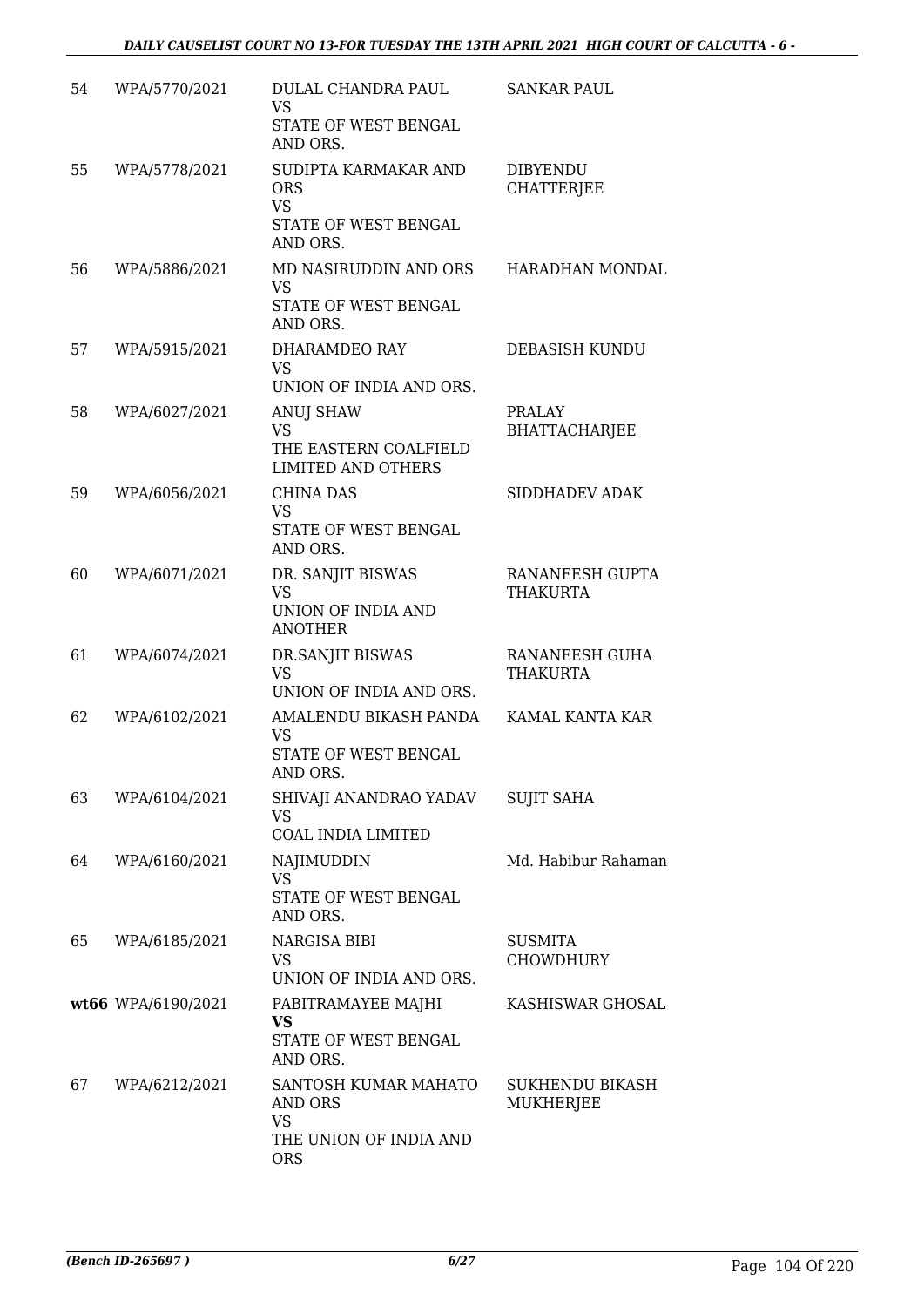| 54 | WPA/5770/2021 | DULAL CHANDRA PAUL<br>VS<br>STATE OF WEST BENGAL AND ORS. | SANKAR PAUL |
|---|---|---|---|
| 55 | WPA/5778/2021 | SUDIPTA KARMAKAR AND ORS<br>VS<br>STATE OF WEST BENGAL AND ORS. | DIBYENDU CHATTERJEE |
| 56 | WPA/5886/2021 | MD NASIRUDDIN AND ORS<br>VS<br>STATE OF WEST BENGAL AND ORS. | HARADHAN MONDAL |
| 57 | WPA/5915/2021 | DHARAMDEO RAY<br>VS<br>UNION OF INDIA AND ORS. | DEBASISH KUNDU |
| 58 | WPA/6027/2021 | ANUJ SHAW<br>VS<br>THE EASTERN COALFIELD LIMITED AND OTHERS | PRALAY BHATTACHARJEE |
| 59 | WPA/6056/2021 | CHINA DAS<br>VS<br>STATE OF WEST BENGAL AND ORS. | SIDDHADEV ADAK |
| 60 | WPA/6071/2021 | DR. SANJIT BISWAS<br>VS<br>UNION OF INDIA AND ANOTHER | RANANEESH GUPTA THAKURTA |
| 61 | WPA/6074/2021 | DR.SANJIT BISWAS<br>VS<br>UNION OF INDIA AND ORS. | RANANEESH GUHA THAKURTA |
| 62 | WPA/6102/2021 | AMALENDU BIKASH PANDA<br>VS<br>STATE OF WEST BENGAL AND ORS. | KAMAL KANTA KAR |
| 63 | WPA/6104/2021 | SHIVAJI ANANDRAO YADAV<br>VS<br>COAL INDIA LIMITED | SUJIT SAHA |
| 64 | WPA/6160/2021 | NAJIMUDDIN<br>VS<br>STATE OF WEST BENGAL AND ORS. | Md. Habibur Rahaman |
| 65 | WPA/6185/2021 | NARGISA BIBI<br>VS<br>UNION OF INDIA AND ORS. | SUSMITA CHOWDHURY |
| **wt66** | WPA/6190/2021 | PABITRAMAYEE MAJHI<br>**VS**<br>STATE OF WEST BENGAL AND ORS. | KASHISWAR GHOSAL |
| 67 | WPA/6212/2021 | SANTOSH KUMAR MAHATO AND ORS<br>VS<br>THE UNION OF INDIA AND ORS | SUKHENDU BIKASH MUKHERJEE |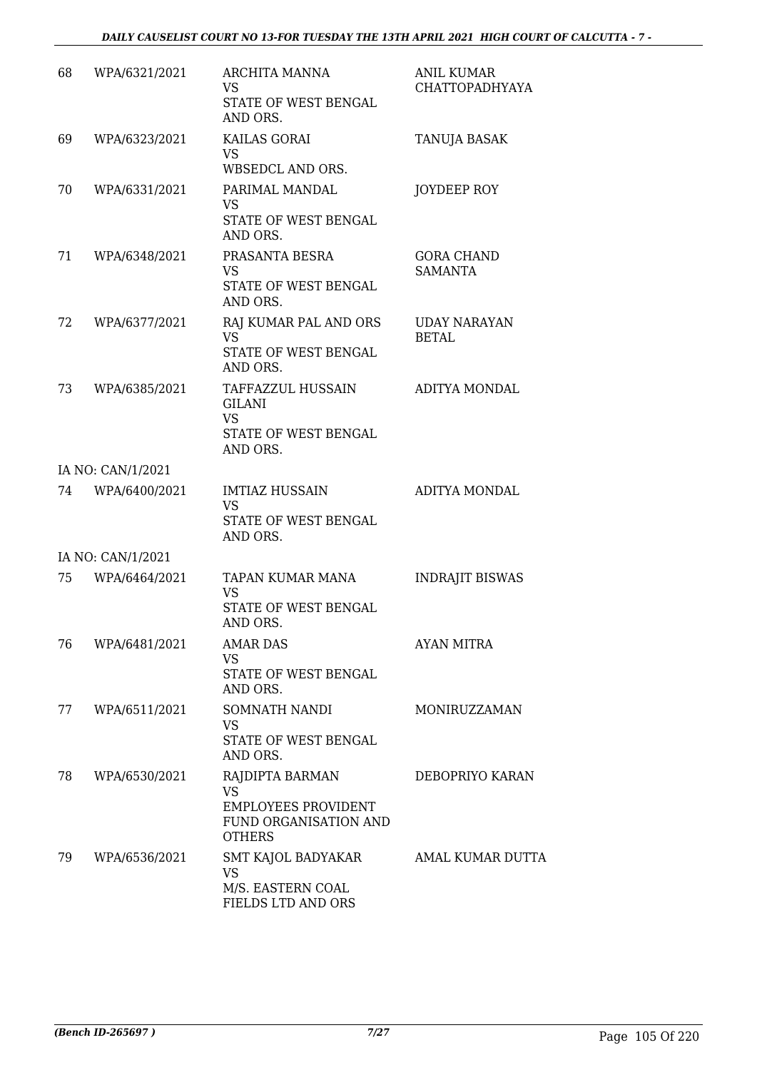| 68 | WPA/6321/2021 | ARCHITA MANNA<br>VS<br>STATE OF WEST BENGAL AND ORS. | ANIL KUMAR CHATTOPADHYAYA |
|---|---|---|---|
| 69 | WPA/6323/2021 | KAILAS GORAI<br>VS<br>WBSEDCL AND ORS. | TANUJA BASAK |
| 70 | WPA/6331/2021 | PARIMAL MANDAL<br>VS<br>STATE OF WEST BENGAL AND ORS. | JOYDEEP ROY |
| 71 | WPA/6348/2021 | PRASANTA BESRA<br>VS<br>STATE OF WEST BENGAL AND ORS. | GORA CHAND SAMANTA |
| 72 | WPA/6377/2021 | RAJ KUMAR PAL AND ORS<br>VS<br>STATE OF WEST BENGAL AND ORS. | UDAY NARAYAN BETAL |
| 73 | WPA/6385/2021 | TAFFAZZUL HUSSAIN GILANI<br>VS<br>STATE OF WEST BENGAL AND ORS. | ADITYA MONDAL |
| | IA NO: CAN/1/2021 | | |
| 74 | WPA/6400/2021 | IMTIAZ HUSSAIN<br>VS<br>STATE OF WEST BENGAL AND ORS. | ADITYA MONDAL |
| | IA NO: CAN/1/2021 | | |
| 75 | WPA/6464/2021 | TAPAN KUMAR MANA<br>VS<br>STATE OF WEST BENGAL AND ORS. | INDRAJIT BISWAS |
| 76 | WPA/6481/2021 | AMAR DAS<br>VS<br>STATE OF WEST BENGAL AND ORS. | AYAN MITRA |
| 77 | WPA/6511/2021 | SOMNATH NANDI<br>VS<br>STATE OF WEST BENGAL AND ORS. | MONIRUZZAMAN |
| 78 | WPA/6530/2021 | RAJDIPTA BARMAN<br>VS<br>EMPLOYEES PROVIDENT FUND ORGANISATION AND OTHERS | DEBOPRIYO KARAN |
| 79 | WPA/6536/2021 | SMT KAJOL BADYAKAR<br>VS<br>M/S. EASTERN COAL FIELDS LTD AND ORS | AMAL KUMAR DUTTA |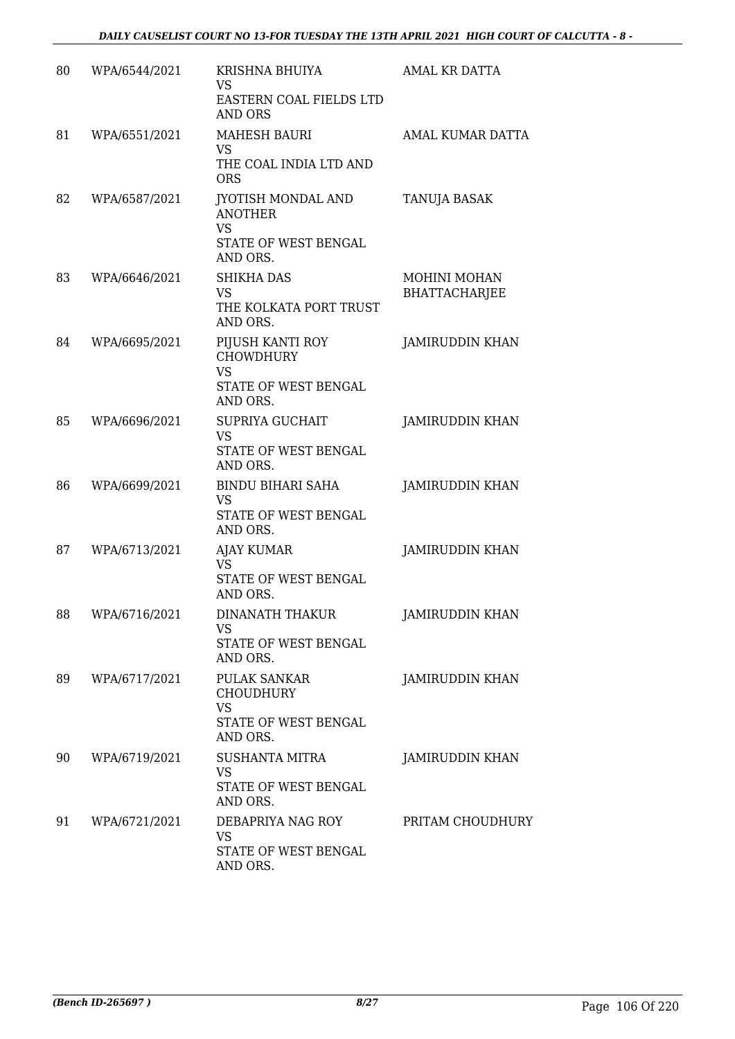| | | | |
|---|---|---|---|
| 80 | WPA/6544/2021 | KRISHNA BHUIYA<br>VS<br>EASTERN COAL FIELDS LTD AND ORS | AMAL KR DATTA |
| 81 | WPA/6551/2021 | MAHESH BAURI<br>VS<br>THE COAL INDIA LTD AND ORS | AMAL KUMAR DATTA |
| 82 | WPA/6587/2021 | JYOTISH MONDAL AND ANOTHER<br>VS<br>STATE OF WEST BENGAL AND ORS. | TANUJA BASAK |
| 83 | WPA/6646/2021 | SHIKHA DAS<br>VS<br>THE KOLKATA PORT TRUST AND ORS. | MOHINI MOHAN BHATTACHARJEE |
| 84 | WPA/6695/2021 | PIJUSH KANTI ROY CHOWDHURY<br>VS<br>STATE OF WEST BENGAL AND ORS. | JAMIRUDDIN KHAN |
| 85 | WPA/6696/2021 | SUPRIYA GUCHAIT<br>VS<br>STATE OF WEST BENGAL AND ORS. | JAMIRUDDIN KHAN |
| 86 | WPA/6699/2021 | BINDU BIHARI SAHA<br>VS<br>STATE OF WEST BENGAL AND ORS. | JAMIRUDDIN KHAN |
| 87 | WPA/6713/2021 | AJAY KUMAR<br>VS<br>STATE OF WEST BENGAL AND ORS. | JAMIRUDDIN KHAN |
| 88 | WPA/6716/2021 | DINANATH THAKUR<br>VS<br>STATE OF WEST BENGAL AND ORS. | JAMIRUDDIN KHAN |
| 89 | WPA/6717/2021 | PULAK SANKAR CHOUDHURY<br>VS<br>STATE OF WEST BENGAL AND ORS. | JAMIRUDDIN KHAN |
| 90 | WPA/6719/2021 | SUSHANTA MITRA<br>VS<br>STATE OF WEST BENGAL AND ORS. | JAMIRUDDIN KHAN |
| 91 | WPA/6721/2021 | DEBAPRIYA NAG ROY<br>VS<br>STATE OF WEST BENGAL AND ORS. | PRITAM CHOUDHURY |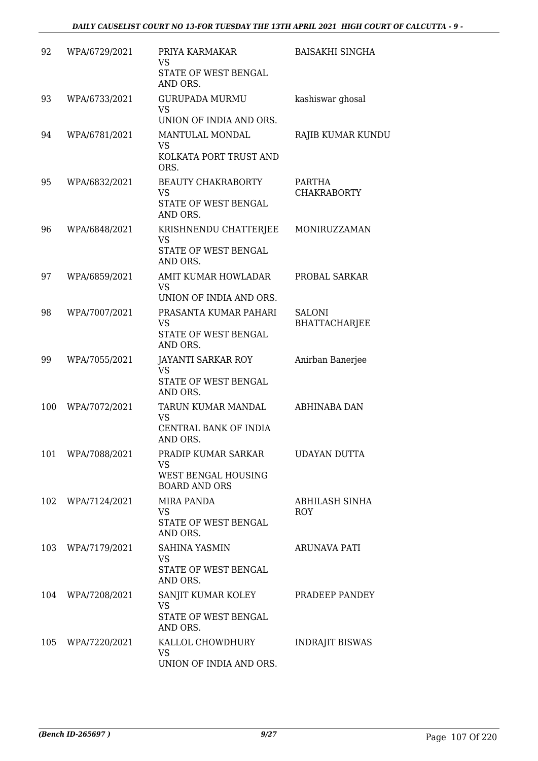| 92 | WPA/6729/2021 | PRIYA KARMAKAR<br>VS<br>STATE OF WEST BENGAL AND ORS. | BAISAKHI SINGHA |
|---|---|---|---|
| 93 | WPA/6733/2021 | GURUPADA MURMU<br>VS<br>UNION OF INDIA AND ORS. | kashiswar ghosal |
| 94 | WPA/6781/2021 | MANTULAL MONDAL<br>VS<br>KOLKATA PORT TRUST AND ORS. | RAJIB KUMAR KUNDU |
| 95 | WPA/6832/2021 | BEAUTY CHAKRABORTY<br>VS<br>STATE OF WEST BENGAL AND ORS. | PARTHA CHAKRABORTY |
| 96 | WPA/6848/2021 | KRISHNENDU CHATTERJEE<br>VS<br>STATE OF WEST BENGAL AND ORS. | MONIRUZZAMAN |
| 97 | WPA/6859/2021 | AMIT KUMAR HOWLADAR<br>VS<br>UNION OF INDIA AND ORS. | PROBAL SARKAR |
| 98 | WPA/7007/2021 | PRASANTA KUMAR PAHARI<br>VS<br>STATE OF WEST BENGAL AND ORS. | SALONI BHATTACHARJEE |
| 99 | WPA/7055/2021 | JAYANTI SARKAR ROY<br>VS<br>STATE OF WEST BENGAL AND ORS. | Anirban Banerjee |
| 100 | WPA/7072/2021 | TARUN KUMAR MANDAL<br>VS<br>CENTRAL BANK OF INDIA AND ORS. | ABHINABA DAN |
| 101 | WPA/7088/2021 | PRADIP KUMAR SARKAR<br>VS<br>WEST BENGAL HOUSING BOARD AND ORS | UDAYAN DUTTA |
| 102 | WPA/7124/2021 | MIRA PANDA<br>VS<br>STATE OF WEST BENGAL AND ORS. | ABHILASH SINHA ROY |
| 103 | WPA/7179/2021 | SAHINA YASMIN<br>VS<br>STATE OF WEST BENGAL AND ORS. | ARUNAVA PATI |
| 104 | WPA/7208/2021 | SANJIT KUMAR KOLEY<br>VS<br>STATE OF WEST BENGAL AND ORS. | PRADEEP PANDEY |
| 105 | WPA/7220/2021 | KALLOL CHOWDHURY<br>VS<br>UNION OF INDIA AND ORS. | INDRAJIT BISWAS |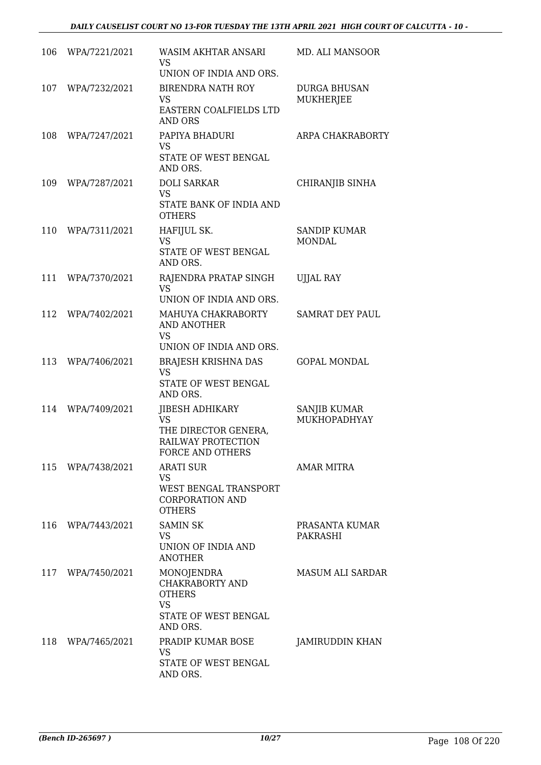| | | | |
|---|---|---|---|
| 106 | WPA/7221/2021 | WASIM AKHTAR ANSARI<br>VS<br>UNION OF INDIA AND ORS. | MD. ALI MANSOOR |
| 107 | WPA/7232/2021 | BIRENDRA NATH ROY<br>VS<br>EASTERN COALFIELDS LTD AND ORS | DURGA BHUSAN MUKHERJEE |
| 108 | WPA/7247/2021 | PAPIYA BHADURI<br>VS<br>STATE OF WEST BENGAL AND ORS. | ARPA CHAKRABORTY |
| 109 | WPA/7287/2021 | DOLI SARKAR<br>VS<br>STATE BANK OF INDIA AND OTHERS | CHIRANJIB SINHA |
| 110 | WPA/7311/2021 | HAFIJUL SK.<br>VS<br>STATE OF WEST BENGAL AND ORS. | SANDIP KUMAR MONDAL |
| 111 | WPA/7370/2021 | RAJENDRA PRATAP SINGH<br>VS<br>UNION OF INDIA AND ORS. | UJJAL RAY |
| 112 | WPA/7402/2021 | MAHUYA CHAKRABORTY AND ANOTHER<br>VS<br>UNION OF INDIA AND ORS. | SAMRAT DEY PAUL |
| 113 | WPA/7406/2021 | BRAJESH KRISHNA DAS<br>VS<br>STATE OF WEST BENGAL AND ORS. | GOPAL MONDAL |
| 114 | WPA/7409/2021 | JIBESH ADHIKARY<br>VS<br>THE DIRECTOR GENERA, RAILWAY PROTECTION FORCE AND OTHERS | SANJIB KUMAR MUKHOPADHYAY |
| 115 | WPA/7438/2021 | ARATI SUR<br>VS<br>WEST BENGAL TRANSPORT CORPORATION AND OTHERS | AMAR MITRA |
| 116 | WPA/7443/2021 | SAMIN SK<br>VS<br>UNION OF INDIA AND ANOTHER | PRASANTA KUMAR PAKRASHI |
| 117 | WPA/7450/2021 | MONOJENDRA CHAKRABORTY AND OTHERS<br>VS<br>STATE OF WEST BENGAL AND ORS. | MASUM ALI SARDAR |
| 118 | WPA/7465/2021 | PRADIP KUMAR BOSE<br>VS<br>STATE OF WEST BENGAL AND ORS. | JAMIRUDDIN KHAN |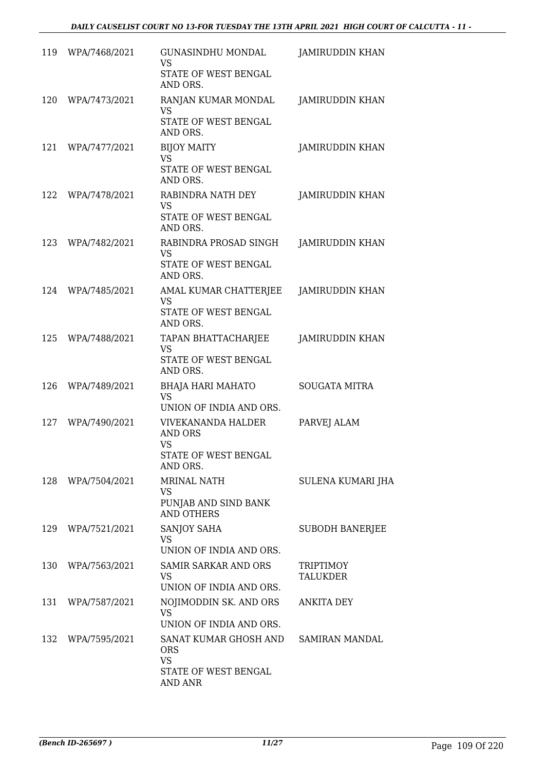| | | | |
|---|---|---|---|
| 119 | WPA/7468/2021 | GUNASINDHU MONDAL<br>VS<br>STATE OF WEST BENGAL AND ORS. | JAMIRUDDIN KHAN |
| 120 | WPA/7473/2021 | RANJAN KUMAR MONDAL<br>VS<br>STATE OF WEST BENGAL AND ORS. | JAMIRUDDIN KHAN |
| 121 | WPA/7477/2021 | BIJOY MAITY<br>VS<br>STATE OF WEST BENGAL AND ORS. | JAMIRUDDIN KHAN |
| 122 | WPA/7478/2021 | RABINDRA NATH DEY<br>VS<br>STATE OF WEST BENGAL AND ORS. | JAMIRUDDIN KHAN |
| 123 | WPA/7482/2021 | RABINDRA PROSAD SINGH<br>VS<br>STATE OF WEST BENGAL AND ORS. | JAMIRUDDIN KHAN |
| 124 | WPA/7485/2021 | AMAL KUMAR CHATTERJEE<br>VS<br>STATE OF WEST BENGAL AND ORS. | JAMIRUDDIN KHAN |
| 125 | WPA/7488/2021 | TAPAN BHATTACHARJEE<br>VS<br>STATE OF WEST BENGAL AND ORS. | JAMIRUDDIN KHAN |
| 126 | WPA/7489/2021 | BHAJA HARI MAHATO<br>VS<br>UNION OF INDIA AND ORS. | SOUGATA MITRA |
| 127 | WPA/7490/2021 | VIVEKANANDA HALDER AND ORS<br>VS<br>STATE OF WEST BENGAL AND ORS. | PARVEJ ALAM |
| 128 | WPA/7504/2021 | MRINAL NATH<br>VS<br>PUNJAB AND SIND BANK AND OTHERS | SULENA KUMARI JHA |
| 129 | WPA/7521/2021 | SANJOY SAHA<br>VS<br>UNION OF INDIA AND ORS. | SUBODH BANERJEE |
| 130 | WPA/7563/2021 | SAMIR SARKAR AND ORS<br>VS<br>UNION OF INDIA AND ORS. | TRIPTIMOY TALUKDER |
| 131 | WPA/7587/2021 | NOJIMODDIN SK. AND ORS<br>VS<br>UNION OF INDIA AND ORS. | ANKITA DEY |
| 132 | WPA/7595/2021 | SANAT KUMAR GHOSH AND ORS<br>VS<br>STATE OF WEST BENGAL AND ANR | SAMIRAN MANDAL |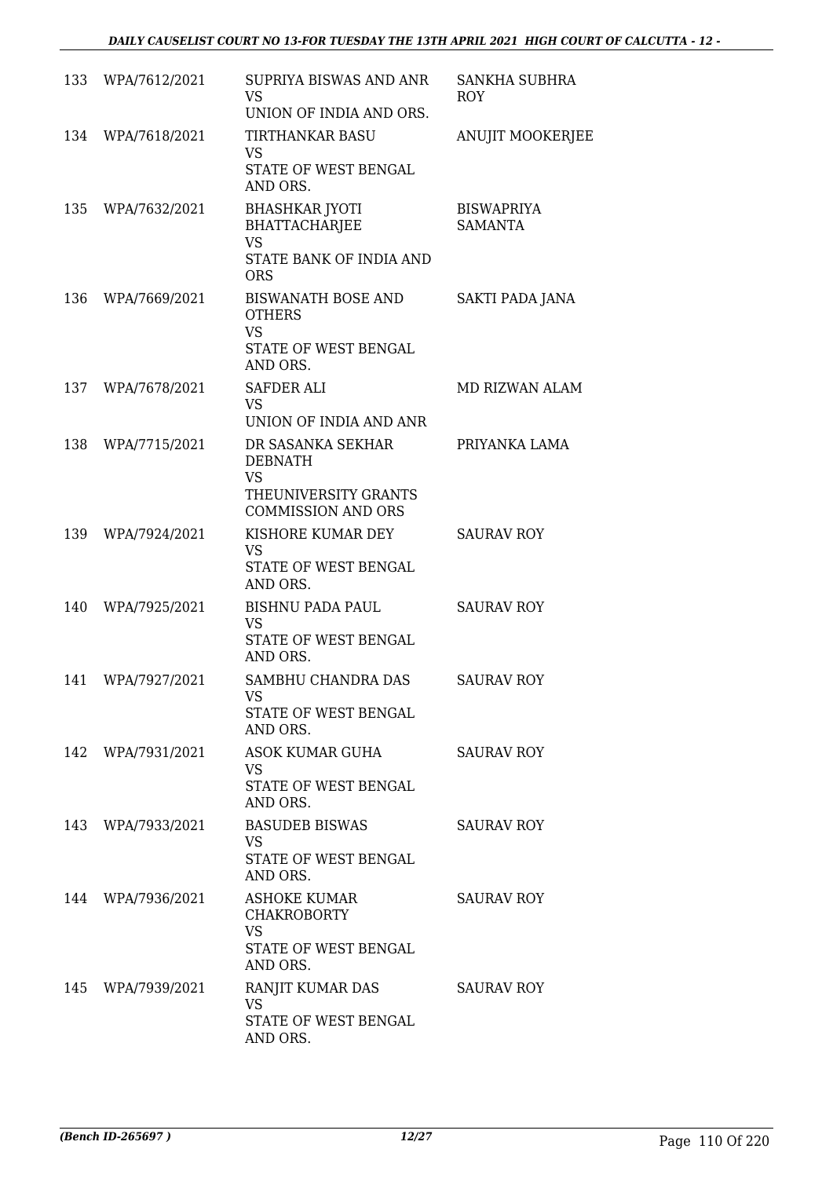| | | | |
|---|---|---|---|
| 133 | WPA/7612/2021 | SUPRIYA BISWAS AND ANR<br>VS<br>UNION OF INDIA AND ORS. | SANKHA SUBHRA ROY |
| 134 | WPA/7618/2021 | TIRTHANKAR BASU<br>VS<br>STATE OF WEST BENGAL AND ORS. | ANUJIT MOOKERJEE |
| 135 | WPA/7632/2021 | BHASHKAR JYOTI BHATTACHARJEE<br>VS<br>STATE BANK OF INDIA AND ORS | BISWAPRIYA SAMANTA |
| 136 | WPA/7669/2021 | BISWANATH BOSE AND OTHERS<br>VS<br>STATE OF WEST BENGAL AND ORS. | SAKTI PADA JANA |
| 137 | WPA/7678/2021 | SAFDER ALI<br>VS<br>UNION OF INDIA AND ANR | MD RIZWAN ALAM |
| 138 | WPA/7715/2021 | DR SASANKA SEKHAR DEBNATH<br>VS<br>THEUNIVERSITY GRANTS COMMISSION AND ORS | PRIYANKA LAMA |
| 139 | WPA/7924/2021 | KISHORE KUMAR DEY<br>VS<br>STATE OF WEST BENGAL AND ORS. | SAURAV ROY |
| 140 | WPA/7925/2021 | BISHNU PADA PAUL<br>VS<br>STATE OF WEST BENGAL AND ORS. | SAURAV ROY |
| 141 | WPA/7927/2021 | SAMBHU CHANDRA DAS<br>VS<br>STATE OF WEST BENGAL AND ORS. | SAURAV ROY |
| 142 | WPA/7931/2021 | ASOK KUMAR GUHA<br>VS<br>STATE OF WEST BENGAL AND ORS. | SAURAV ROY |
| 143 | WPA/7933/2021 | BASUDEB BISWAS<br>VS<br>STATE OF WEST BENGAL AND ORS. | SAURAV ROY |
| 144 | WPA/7936/2021 | ASHOKE KUMAR CHAKROBORTY<br>VS<br>STATE OF WEST BENGAL AND ORS. | SAURAV ROY |
| 145 | WPA/7939/2021 | RANJIT KUMAR DAS<br>VS<br>STATE OF WEST BENGAL AND ORS. | SAURAV ROY |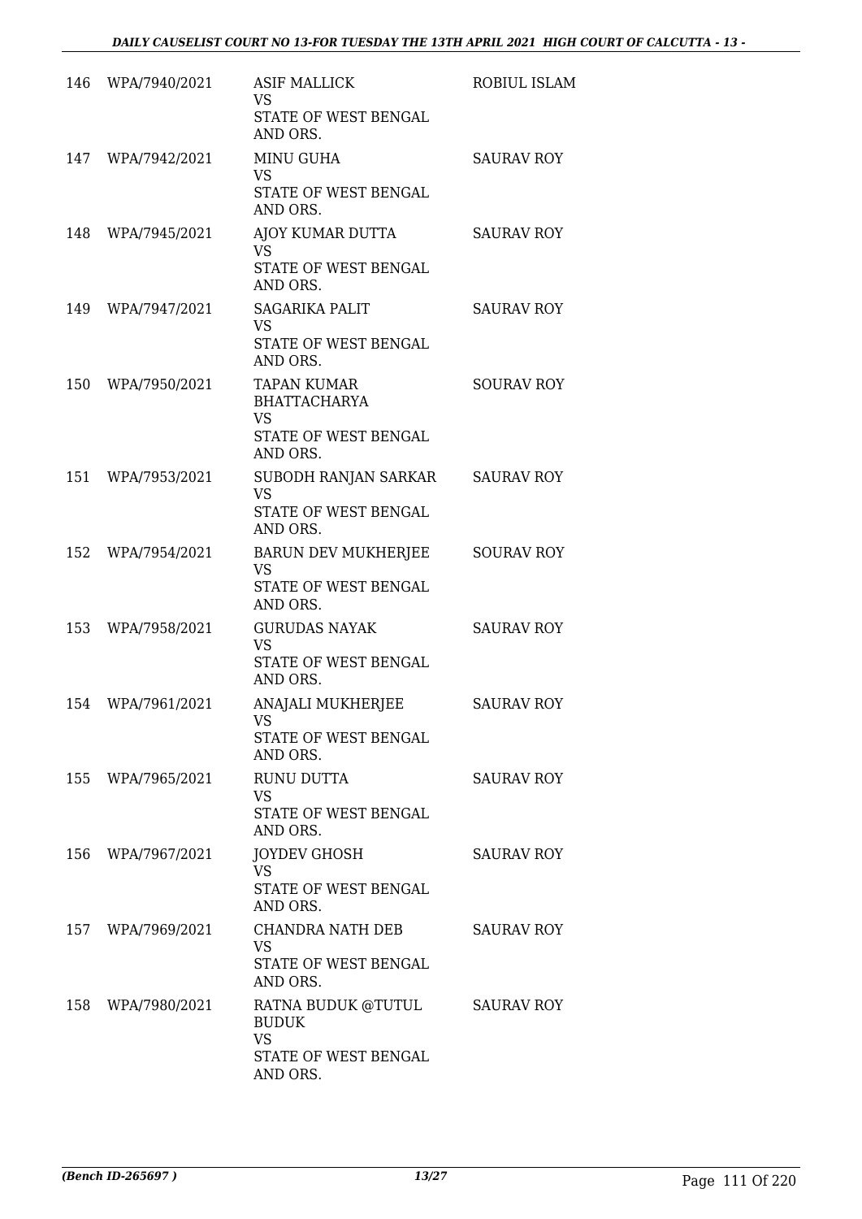| | | | |
|---|---|---|---|
| 146 | WPA/7940/2021 | ASIF MALLICK<br>VS<br>STATE OF WEST BENGAL AND ORS. | ROBIUL ISLAM |
| 147 | WPA/7942/2021 | MINU GUHA<br>VS<br>STATE OF WEST BENGAL AND ORS. | SAURAV ROY |
| 148 | WPA/7945/2021 | AJOY KUMAR DUTTA<br>VS<br>STATE OF WEST BENGAL AND ORS. | SAURAV ROY |
| 149 | WPA/7947/2021 | SAGARIKA PALIT<br>VS<br>STATE OF WEST BENGAL AND ORS. | SAURAV ROY |
| 150 | WPA/7950/2021 | TAPAN KUMAR BHATTACHARYA<br>VS<br>STATE OF WEST BENGAL AND ORS. | SOURAV ROY |
| 151 | WPA/7953/2021 | SUBODH RANJAN SARKAR<br>VS<br>STATE OF WEST BENGAL AND ORS. | SAURAV ROY |
| 152 | WPA/7954/2021 | BARUN DEV MUKHERJEE<br>VS<br>STATE OF WEST BENGAL AND ORS. | SOURAV ROY |
| 153 | WPA/7958/2021 | GURUDAS NAYAK<br>VS<br>STATE OF WEST BENGAL AND ORS. | SAURAV ROY |
| 154 | WPA/7961/2021 | ANAJALI MUKHERJEE<br>VS<br>STATE OF WEST BENGAL AND ORS. | SAURAV ROY |
| 155 | WPA/7965/2021 | RUNU DUTTA<br>VS<br>STATE OF WEST BENGAL AND ORS. | SAURAV ROY |
| 156 | WPA/7967/2021 | JOYDEV GHOSH<br>VS<br>STATE OF WEST BENGAL AND ORS. | SAURAV ROY |
| 157 | WPA/7969/2021 | CHANDRA NATH DEB<br>VS<br>STATE OF WEST BENGAL AND ORS. | SAURAV ROY |
| 158 | WPA/7980/2021 | RATNA BUDUK @TUTUL BUDUK<br>VS<br>STATE OF WEST BENGAL AND ORS. | SAURAV ROY |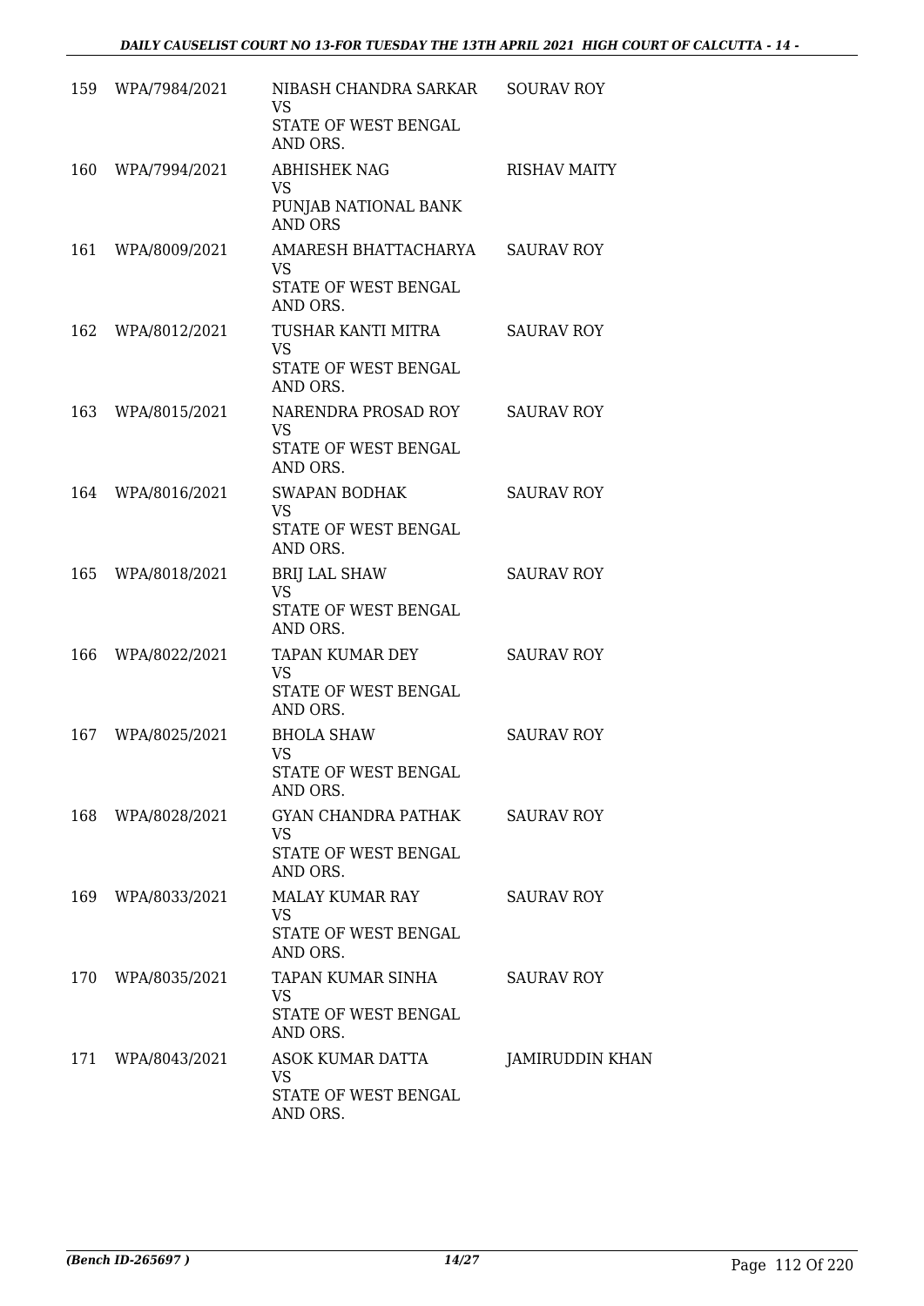| | | | |
|---|---|---|---|
| 159 | WPA/7984/2021 | NIBASH CHANDRA SARKAR VS STATE OF WEST BENGAL AND ORS. | SOURAV ROY |
| 160 | WPA/7994/2021 | ABHISHEK NAG VS PUNJAB NATIONAL BANK AND ORS | RISHAV MAITY |
| 161 | WPA/8009/2021 | AMARESH BHATTACHARYA VS STATE OF WEST BENGAL AND ORS. | SAURAV ROY |
| 162 | WPA/8012/2021 | TUSHAR KANTI MITRA VS STATE OF WEST BENGAL AND ORS. | SAURAV ROY |
| 163 | WPA/8015/2021 | NARENDRA PROSAD ROY VS STATE OF WEST BENGAL AND ORS. | SAURAV ROY |
| 164 | WPA/8016/2021 | SWAPAN BODHAK VS STATE OF WEST BENGAL AND ORS. | SAURAV ROY |
| 165 | WPA/8018/2021 | BRIJ LAL SHAW VS STATE OF WEST BENGAL AND ORS. | SAURAV ROY |
| 166 | WPA/8022/2021 | TAPAN KUMAR DEY VS STATE OF WEST BENGAL AND ORS. | SAURAV ROY |
| 167 | WPA/8025/2021 | BHOLA SHAW VS STATE OF WEST BENGAL AND ORS. | SAURAV ROY |
| 168 | WPA/8028/2021 | GYAN CHANDRA PATHAK VS STATE OF WEST BENGAL AND ORS. | SAURAV ROY |
| 169 | WPA/8033/2021 | MALAY KUMAR RAY VS STATE OF WEST BENGAL AND ORS. | SAURAV ROY |
| 170 | WPA/8035/2021 | TAPAN KUMAR SINHA VS STATE OF WEST BENGAL AND ORS. | SAURAV ROY |
| 171 | WPA/8043/2021 | ASOK KUMAR DATTA VS STATE OF WEST BENGAL AND ORS. | JAMIRUDDIN KHAN |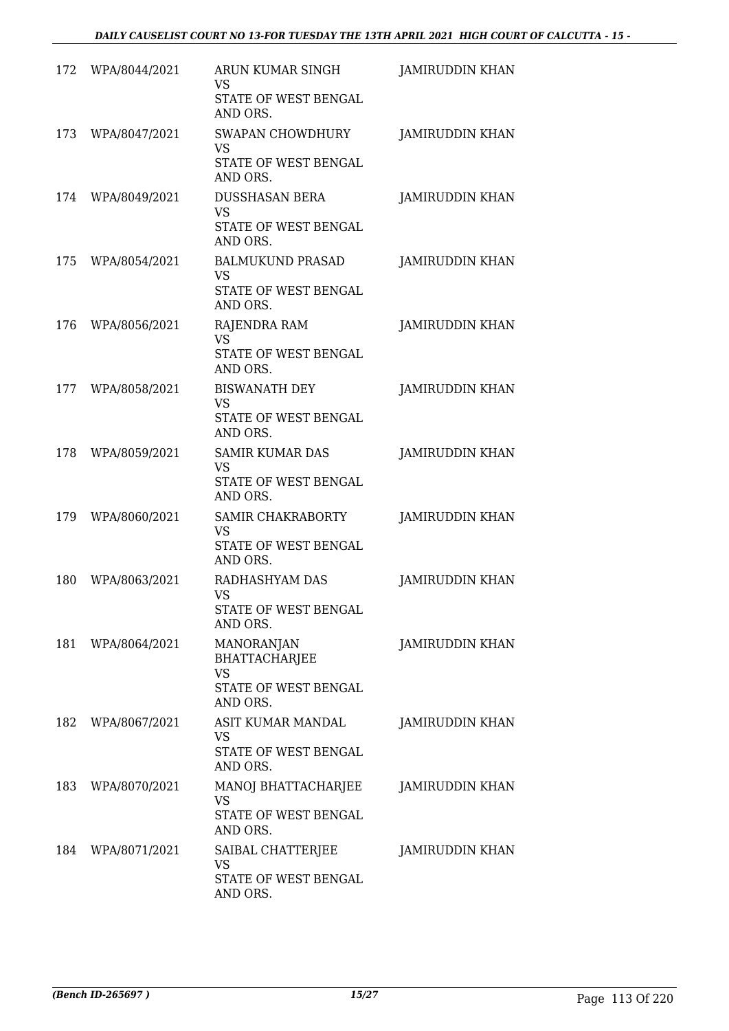| | | | |
|---|---|---|---|
| 172 | WPA/8044/2021 | ARUN KUMAR SINGH<br>VS<br>STATE OF WEST BENGAL AND ORS. | JAMIRUDDIN KHAN |
| 173 | WPA/8047/2021 | SWAPAN CHOWDHURY<br>VS<br>STATE OF WEST BENGAL AND ORS. | JAMIRUDDIN KHAN |
| 174 | WPA/8049/2021 | DUSSHASAN BERA<br>VS<br>STATE OF WEST BENGAL AND ORS. | JAMIRUDDIN KHAN |
| 175 | WPA/8054/2021 | BALMUKUND PRASAD<br>VS<br>STATE OF WEST BENGAL AND ORS. | JAMIRUDDIN KHAN |
| 176 | WPA/8056/2021 | RAJENDRA RAM<br>VS<br>STATE OF WEST BENGAL AND ORS. | JAMIRUDDIN KHAN |
| 177 | WPA/8058/2021 | BISWANATH DEY<br>VS<br>STATE OF WEST BENGAL AND ORS. | JAMIRUDDIN KHAN |
| 178 | WPA/8059/2021 | SAMIR KUMAR DAS<br>VS<br>STATE OF WEST BENGAL AND ORS. | JAMIRUDDIN KHAN |
| 179 | WPA/8060/2021 | SAMIR CHAKRABORTY<br>VS<br>STATE OF WEST BENGAL AND ORS. | JAMIRUDDIN KHAN |
| 180 | WPA/8063/2021 | RADHASHYAM DAS<br>VS<br>STATE OF WEST BENGAL AND ORS. | JAMIRUDDIN KHAN |
| 181 | WPA/8064/2021 | MANORANJAN BHATTACHARJEE<br>VS<br>STATE OF WEST BENGAL AND ORS. | JAMIRUDDIN KHAN |
| 182 | WPA/8067/2021 | ASIT KUMAR MANDAL<br>VS<br>STATE OF WEST BENGAL AND ORS. | JAMIRUDDIN KHAN |
| 183 | WPA/8070/2021 | MANOJ BHATTACHARJEE<br>VS<br>STATE OF WEST BENGAL AND ORS. | JAMIRUDDIN KHAN |
| 184 | WPA/8071/2021 | SAIBAL CHATTERJEE<br>VS<br>STATE OF WEST BENGAL AND ORS. | JAMIRUDDIN KHAN |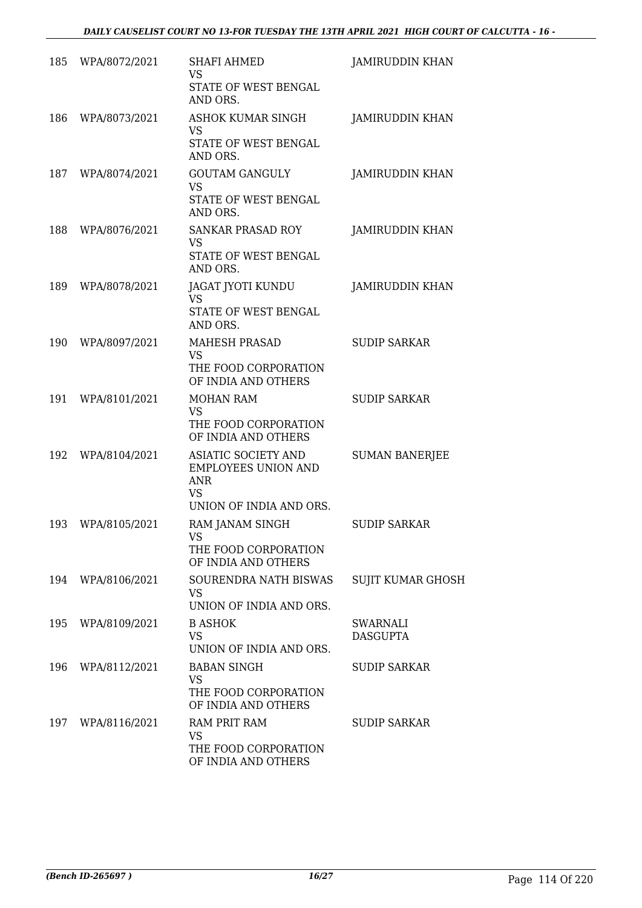| 185 | WPA/8072/2021 | SHAFI AHMED<br>VS<br>STATE OF WEST BENGAL AND ORS. | JAMIRUDDIN KHAN |
|---|---|---|---|
| 186 | WPA/8073/2021 | ASHOK KUMAR SINGH<br>VS<br>STATE OF WEST BENGAL AND ORS. | JAMIRUDDIN KHAN |
| 187 | WPA/8074/2021 | GOUTAM GANGULY<br>VS<br>STATE OF WEST BENGAL AND ORS. | JAMIRUDDIN KHAN |
| 188 | WPA/8076/2021 | SANKAR PRASAD ROY<br>VS<br>STATE OF WEST BENGAL AND ORS. | JAMIRUDDIN KHAN |
| 189 | WPA/8078/2021 | JAGAT JYOTI KUNDU<br>VS<br>STATE OF WEST BENGAL AND ORS. | JAMIRUDDIN KHAN |
| 190 | WPA/8097/2021 | MAHESH PRASAD<br>VS<br>THE FOOD CORPORATION OF INDIA AND OTHERS | SUDIP SARKAR |
| 191 | WPA/8101/2021 | MOHAN RAM<br>VS<br>THE FOOD CORPORATION OF INDIA AND OTHERS | SUDIP SARKAR |
| 192 | WPA/8104/2021 | ASIATIC SOCIETY AND EMPLOYEES UNION AND ANR<br>VS<br>UNION OF INDIA AND ORS. | SUMAN BANERJEE |
| 193 | WPA/8105/2021 | RAM JANAM SINGH<br>VS<br>THE FOOD CORPORATION OF INDIA AND OTHERS | SUDIP SARKAR |
| 194 | WPA/8106/2021 | SOURENDRA NATH BISWAS<br>VS<br>UNION OF INDIA AND ORS. | SUJIT KUMAR GHOSH |
| 195 | WPA/8109/2021 | B ASHOK<br>VS<br>UNION OF INDIA AND ORS. | SWARNALI DASGUPTA |
| 196 | WPA/8112/2021 | BABAN SINGH<br>VS<br>THE FOOD CORPORATION OF INDIA AND OTHERS | SUDIP SARKAR |
| 197 | WPA/8116/2021 | RAM PRIT RAM<br>VS<br>THE FOOD CORPORATION OF INDIA AND OTHERS | SUDIP SARKAR |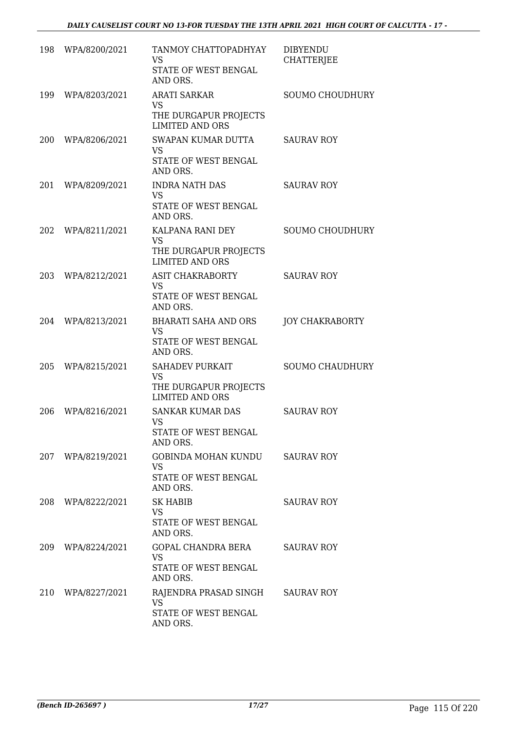| 198 | WPA/8200/2021 | TANMOY CHATTOPADHYAY<br>VS<br>STATE OF WEST BENGAL AND ORS. | DIBYENDU CHATTERJEE |
|---|---|---|---|
| 199 | WPA/8203/2021 | ARATI SARKAR<br>VS<br>THE DURGAPUR PROJECTS LIMITED AND ORS | SOUMO CHOUDHURY |
| 200 | WPA/8206/2021 | SWAPAN KUMAR DUTTA<br>VS<br>STATE OF WEST BENGAL AND ORS. | SAURAV ROY |
| 201 | WPA/8209/2021 | INDRA NATH DAS<br>VS<br>STATE OF WEST BENGAL AND ORS. | SAURAV ROY |
| 202 | WPA/8211/2021 | KALPANA RANI DEY<br>VS<br>THE DURGAPUR PROJECTS LIMITED AND ORS | SOUMO CHOUDHURY |
| 203 | WPA/8212/2021 | ASIT CHAKRABORTY<br>VS<br>STATE OF WEST BENGAL AND ORS. | SAURAV ROY |
| 204 | WPA/8213/2021 | BHARATI SAHA AND ORS<br>VS<br>STATE OF WEST BENGAL AND ORS. | JOY CHAKRABORTY |
| 205 | WPA/8215/2021 | SAHADEV PURKAIT<br>VS<br>THE DURGAPUR PROJECTS LIMITED AND ORS | SOUMO CHAUDHURY |
| 206 | WPA/8216/2021 | SANKAR KUMAR DAS<br>VS<br>STATE OF WEST BENGAL AND ORS. | SAURAV ROY |
| 207 | WPA/8219/2021 | GOBINDA MOHAN KUNDU<br>VS<br>STATE OF WEST BENGAL AND ORS. | SAURAV ROY |
| 208 | WPA/8222/2021 | SK HABIB<br>VS<br>STATE OF WEST BENGAL AND ORS. | SAURAV ROY |
| 209 | WPA/8224/2021 | GOPAL CHANDRA BERA<br>VS<br>STATE OF WEST BENGAL AND ORS. | SAURAV ROY |
| 210 | WPA/8227/2021 | RAJENDRA PRASAD SINGH<br>VS<br>STATE OF WEST BENGAL AND ORS. | SAURAV ROY |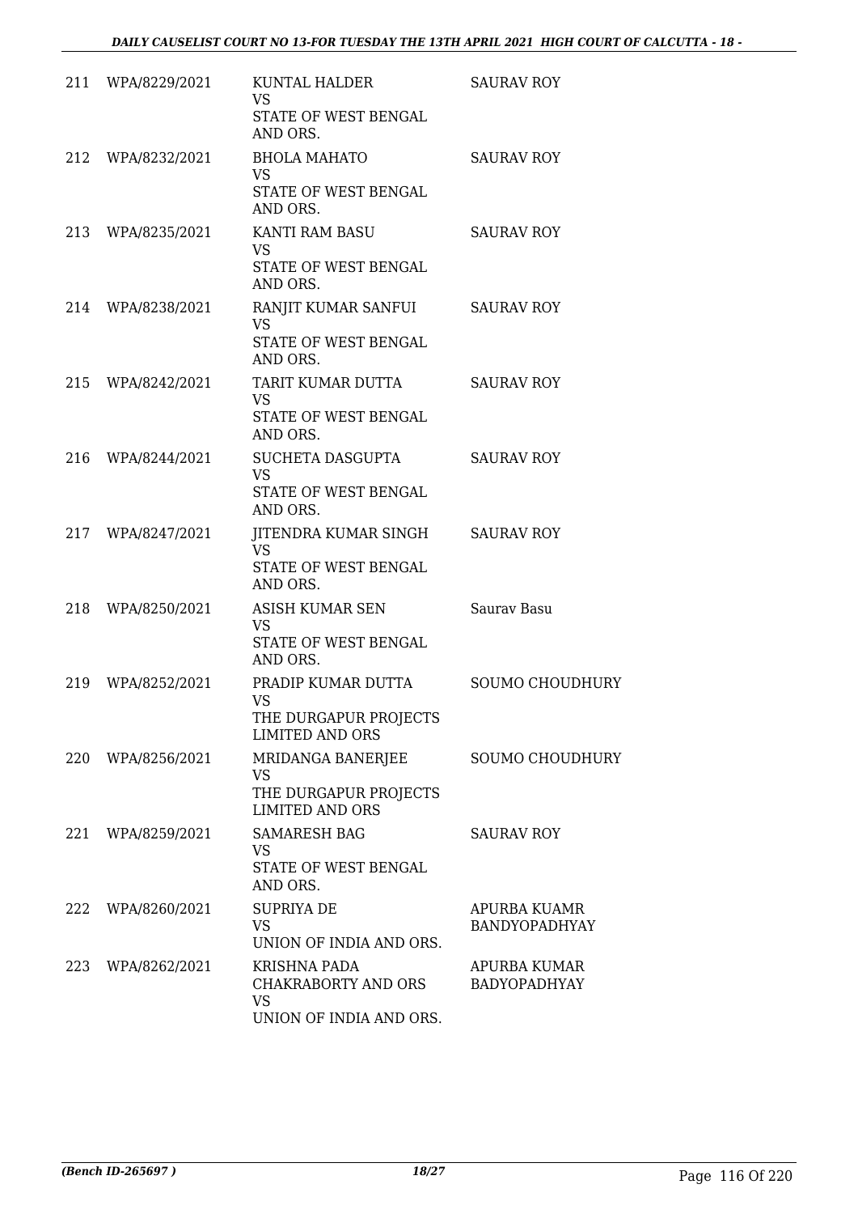| | | | |
|---|---|---|---|
| 211 | WPA/8229/2021 | KUNTAL HALDER<br>VS<br>STATE OF WEST BENGAL AND ORS. | SAURAV ROY |
| 212 | WPA/8232/2021 | BHOLA MAHATO<br>VS<br>STATE OF WEST BENGAL AND ORS. | SAURAV ROY |
| 213 | WPA/8235/2021 | KANTI RAM BASU<br>VS<br>STATE OF WEST BENGAL AND ORS. | SAURAV ROY |
| 214 | WPA/8238/2021 | RANJIT KUMAR SANFUI<br>VS<br>STATE OF WEST BENGAL AND ORS. | SAURAV ROY |
| 215 | WPA/8242/2021 | TARIT KUMAR DUTTA<br>VS<br>STATE OF WEST BENGAL AND ORS. | SAURAV ROY |
| 216 | WPA/8244/2021 | SUCHETA DASGUPTA<br>VS<br>STATE OF WEST BENGAL AND ORS. | SAURAV ROY |
| 217 | WPA/8247/2021 | JITENDRA KUMAR SINGH<br>VS<br>STATE OF WEST BENGAL AND ORS. | SAURAV ROY |
| 218 | WPA/8250/2021 | ASISH KUMAR SEN<br>VS<br>STATE OF WEST BENGAL AND ORS. | Saurav Basu |
| 219 | WPA/8252/2021 | PRADIP KUMAR DUTTA<br>VS<br>THE DURGAPUR PROJECTS LIMITED AND ORS | SOUMO CHOUDHURY |
| 220 | WPA/8256/2021 | MRIDANGA BANERJEE<br>VS<br>THE DURGAPUR PROJECTS LIMITED AND ORS | SOUMO CHOUDHURY |
| 221 | WPA/8259/2021 | SAMARESH BAG<br>VS<br>STATE OF WEST BENGAL AND ORS. | SAURAV ROY |
| 222 | WPA/8260/2021 | SUPRIYA DE<br>VS<br>UNION OF INDIA AND ORS. | APURBA KUAMR BANDYOPADHYAY |
| 223 | WPA/8262/2021 | KRISHNA PADA CHAKRABORTY AND ORS<br>VS<br>UNION OF INDIA AND ORS. | APURBA KUMAR BADYOPADHYAY |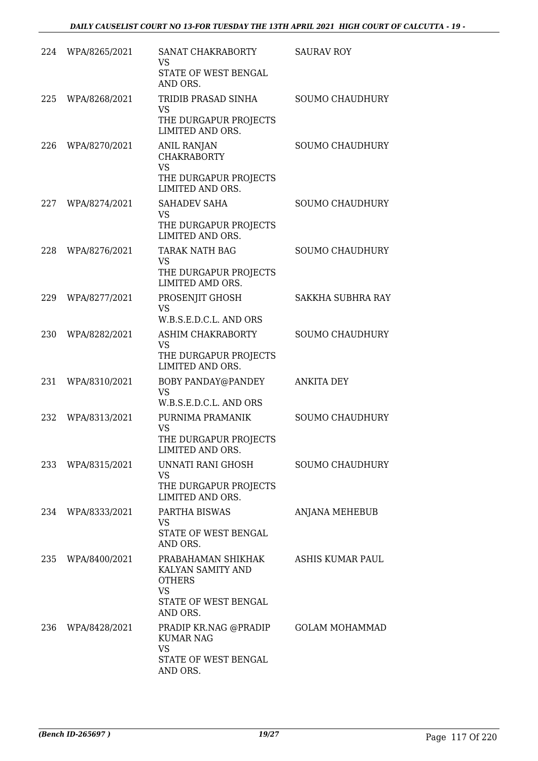| | | | |
|---|---|---|---|
| 224 | WPA/8265/2021 | SANAT CHAKRABORTY<br>VS<br>STATE OF WEST BENGAL AND ORS. | SAURAV ROY |
| 225 | WPA/8268/2021 | TRIDIB PRASAD SINHA<br>VS<br>THE DURGAPUR PROJECTS LIMITED AND ORS. | SOUMO CHAUDHURY |
| 226 | WPA/8270/2021 | ANIL RANJAN CHAKRABORTY<br>VS<br>THE DURGAPUR PROJECTS LIMITED AND ORS. | SOUMO CHAUDHURY |
| 227 | WPA/8274/2021 | SAHADEV SAHA<br>VS<br>THE DURGAPUR PROJECTS LIMITED AND ORS. | SOUMO CHAUDHURY |
| 228 | WPA/8276/2021 | TARAK NATH BAG<br>VS<br>THE DURGAPUR PROJECTS LIMITED AMD ORS. | SOUMO CHAUDHURY |
| 229 | WPA/8277/2021 | PROSENJIT GHOSH<br>VS<br>W.B.S.E.D.C.L. AND ORS | SAKKHA SUBHRA RAY |
| 230 | WPA/8282/2021 | ASHIM CHAKRABORTY<br>VS<br>THE DURGAPUR PROJECTS LIMITED AND ORS. | SOUMO CHAUDHURY |
| 231 | WPA/8310/2021 | BOBY PANDAY@PANDEY<br>VS<br>W.B.S.E.D.C.L. AND ORS | ANKITA DEY |
| 232 | WPA/8313/2021 | PURNIMA PRAMANIK<br>VS<br>THE DURGAPUR PROJECTS LIMITED AND ORS. | SOUMO CHAUDHURY |
| 233 | WPA/8315/2021 | UNNATI RANI GHOSH<br>VS<br>THE DURGAPUR PROJECTS LIMITED AND ORS. | SOUMO CHAUDHURY |
| 234 | WPA/8333/2021 | PARTHA BISWAS<br>VS<br>STATE OF WEST BENGAL AND ORS. | ANJANA MEHEBUB |
| 235 | WPA/8400/2021 | PRABAHAMAN SHIKHAK KALYAN SAMITY AND OTHERS<br>VS<br>STATE OF WEST BENGAL AND ORS. | ASHIS KUMAR PAUL |
| 236 | WPA/8428/2021 | PRADIP KR.NAG @PRADIP KUMAR NAG<br>VS<br>STATE OF WEST BENGAL AND ORS. | GOLAM MOHAMMAD |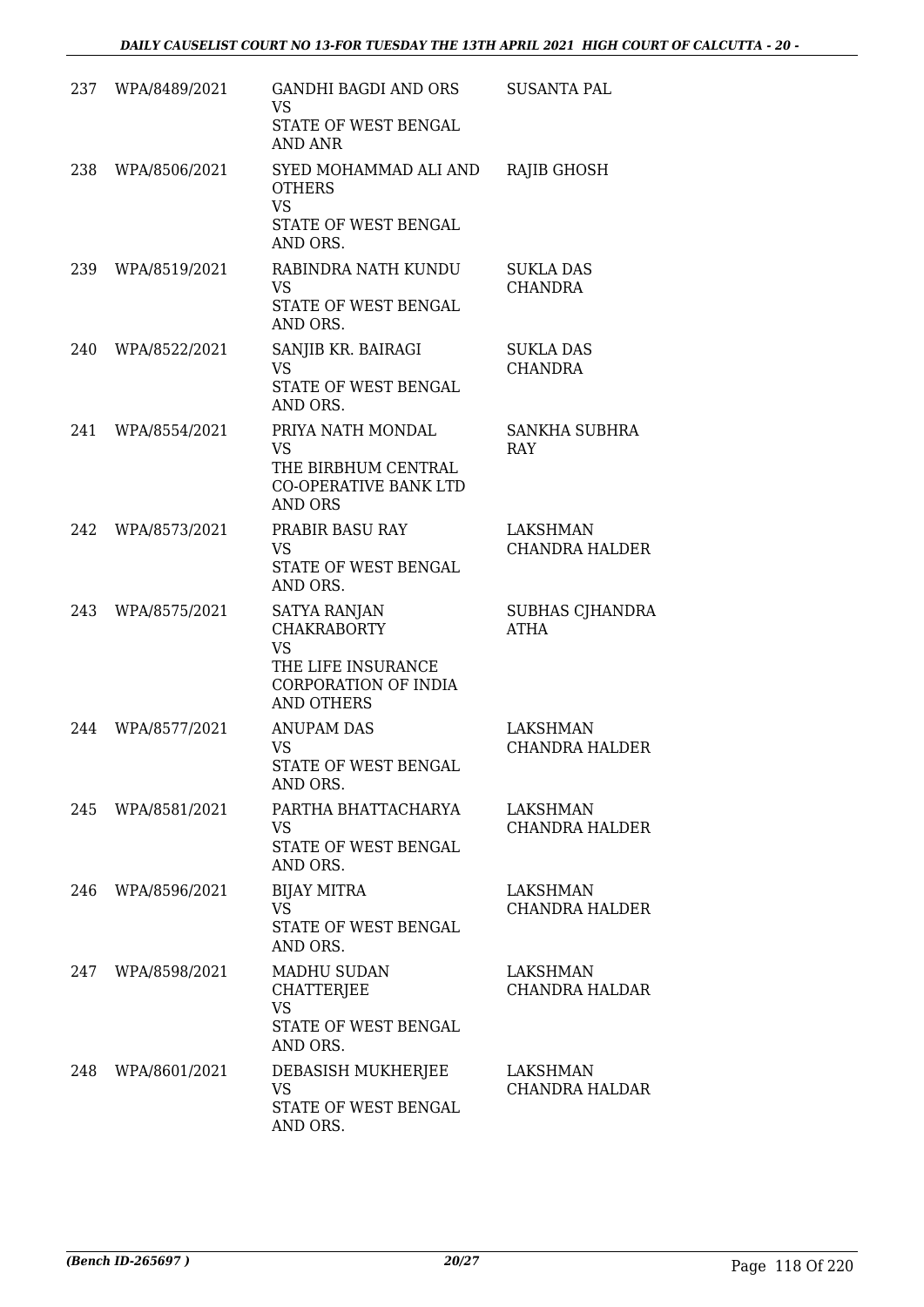| | | | |
|---|---|---|---|
| 237 | WPA/8489/2021 | GANDHI BAGDI AND ORS<br>VS<br>STATE OF WEST BENGAL AND ANR | SUSANTA PAL |
| 238 | WPA/8506/2021 | SYED MOHAMMAD ALI AND OTHERS<br>VS<br>STATE OF WEST BENGAL AND ORS. | RAJIB GHOSH |
| 239 | WPA/8519/2021 | RABINDRA NATH KUNDU<br>VS<br>STATE OF WEST BENGAL AND ORS. | SUKLA DAS CHANDRA |
| 240 | WPA/8522/2021 | SANJIB KR. BAIRAGI<br>VS<br>STATE OF WEST BENGAL AND ORS. | SUKLA DAS CHANDRA |
| 241 | WPA/8554/2021 | PRIYA NATH MONDAL<br>VS<br>THE BIRBHUM CENTRAL CO-OPERATIVE BANK LTD AND ORS | SANKHA SUBHRA RAY |
| 242 | WPA/8573/2021 | PRABIR BASU RAY<br>VS<br>STATE OF WEST BENGAL AND ORS. | LAKSHMAN CHANDRA HALDER |
| 243 | WPA/8575/2021 | SATYA RANJAN CHAKRABORTY<br>VS<br>THE LIFE INSURANCE CORPORATION OF INDIA AND OTHERS | SUBHAS CJHANDRA ATHA |
| 244 | WPA/8577/2021 | ANUPAM DAS<br>VS<br>STATE OF WEST BENGAL AND ORS. | LAKSHMAN CHANDRA HALDER |
| 245 | WPA/8581/2021 | PARTHA BHATTACHARYA<br>VS<br>STATE OF WEST BENGAL AND ORS. | LAKSHMAN CHANDRA HALDER |
| 246 | WPA/8596/2021 | BIJAY MITRA<br>VS<br>STATE OF WEST BENGAL AND ORS. | LAKSHMAN CHANDRA HALDER |
| 247 | WPA/8598/2021 | MADHU SUDAN CHATTERJEE<br>VS<br>STATE OF WEST BENGAL AND ORS. | LAKSHMAN CHANDRA HALDAR |
| 248 | WPA/8601/2021 | DEBASISH MUKHERJEE<br>VS<br>STATE OF WEST BENGAL AND ORS. | LAKSHMAN CHANDRA HALDAR |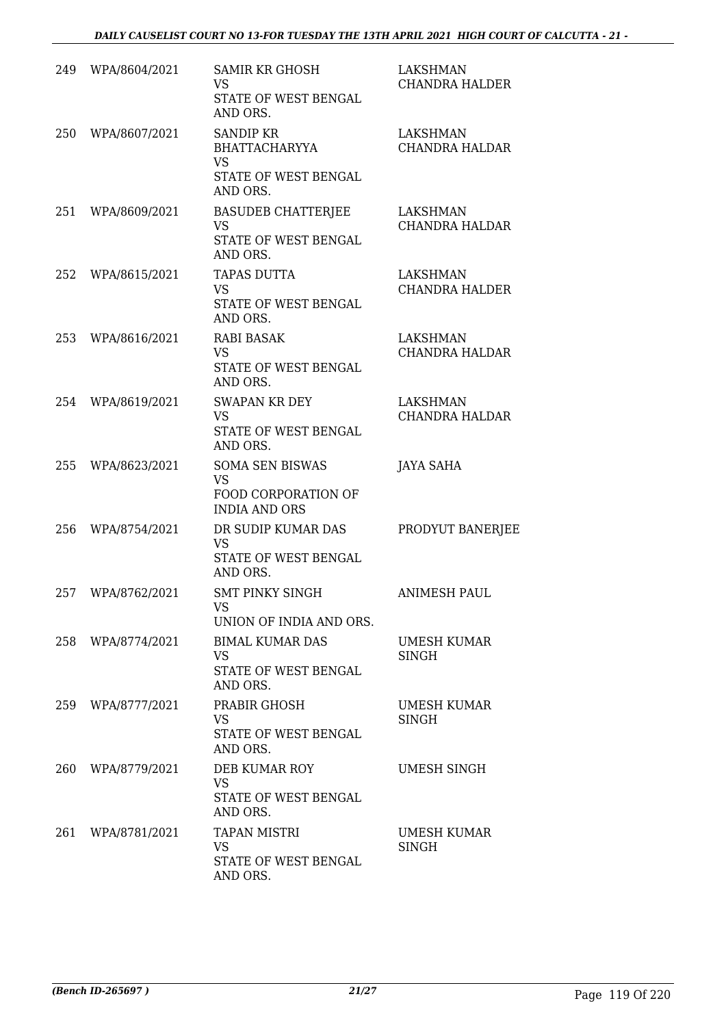| | | | |
|---|---|---|---|
| 249 | WPA/8604/2021 | SAMIR KR GHOSH<br>VS<br>STATE OF WEST BENGAL AND ORS. | LAKSHMAN CHANDRA HALDER |
| 250 | WPA/8607/2021 | SANDIP KR BHATTACHARYYA<br>VS<br>STATE OF WEST BENGAL AND ORS. | LAKSHMAN CHANDRA HALDAR |
| 251 | WPA/8609/2021 | BASUDEB CHATTERJEE<br>VS<br>STATE OF WEST BENGAL AND ORS. | LAKSHMAN CHANDRA HALDAR |
| 252 | WPA/8615/2021 | TAPAS DUTTA<br>VS<br>STATE OF WEST BENGAL AND ORS. | LAKSHMAN CHANDRA HALDER |
| 253 | WPA/8616/2021 | RABI BASAK<br>VS<br>STATE OF WEST BENGAL AND ORS. | LAKSHMAN CHANDRA HALDAR |
| 254 | WPA/8619/2021 | SWAPAN KR DEY<br>VS<br>STATE OF WEST BENGAL AND ORS. | LAKSHMAN CHANDRA HALDAR |
| 255 | WPA/8623/2021 | SOMA SEN BISWAS<br>VS<br>FOOD CORPORATION OF INDIA AND ORS | JAYA SAHA |
| 256 | WPA/8754/2021 | DR SUDIP KUMAR DAS<br>VS<br>STATE OF WEST BENGAL AND ORS. | PRODYUT BANERJEE |
| 257 | WPA/8762/2021 | SMT PINKY SINGH<br>VS<br>UNION OF INDIA AND ORS. | ANIMESH PAUL |
| 258 | WPA/8774/2021 | BIMAL KUMAR DAS<br>VS<br>STATE OF WEST BENGAL AND ORS. | UMESH KUMAR SINGH |
| 259 | WPA/8777/2021 | PRABIR GHOSH<br>VS<br>STATE OF WEST BENGAL AND ORS. | UMESH KUMAR SINGH |
| 260 | WPA/8779/2021 | DEB KUMAR ROY<br>VS<br>STATE OF WEST BENGAL AND ORS. | UMESH SINGH |
| 261 | WPA/8781/2021 | TAPAN MISTRI<br>VS<br>STATE OF WEST BENGAL AND ORS. | UMESH KUMAR SINGH |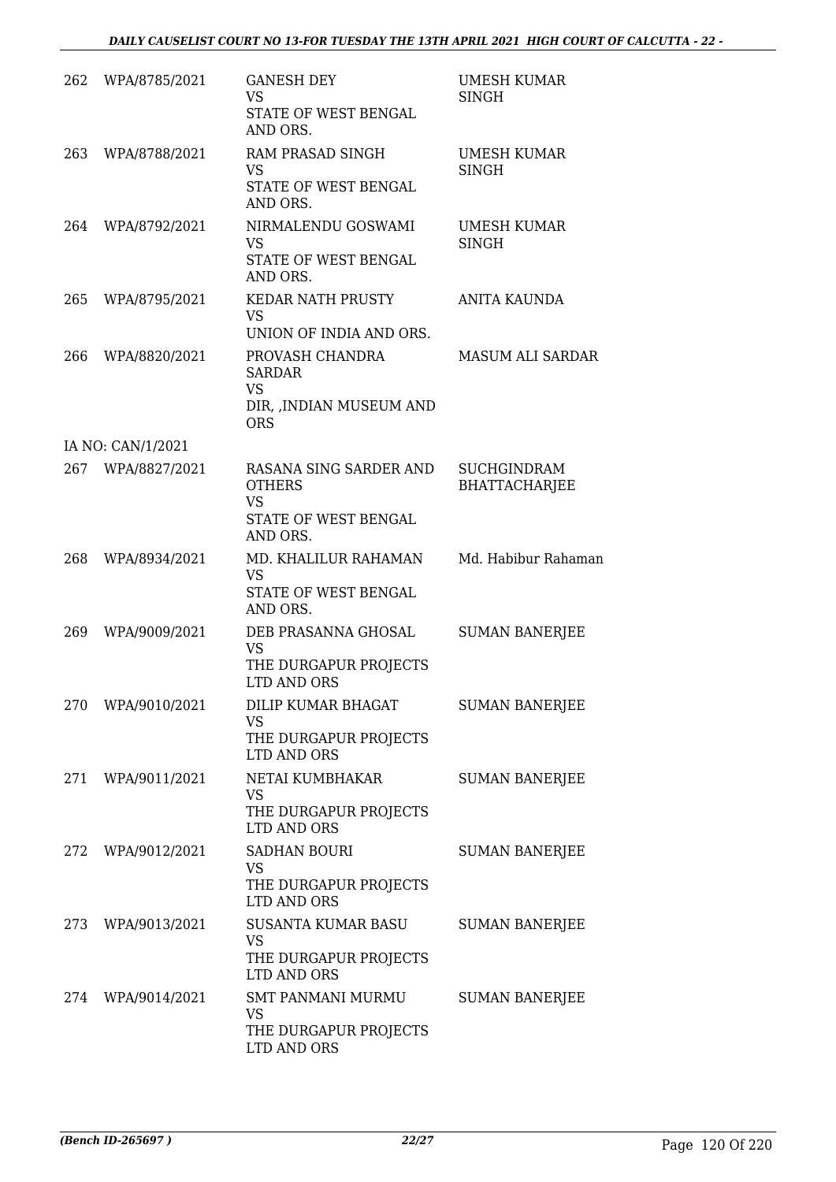| | | | |
|---|---|---|---|
| 262 | WPA/8785/2021 | GANESH DEY<br>VS<br>STATE OF WEST BENGAL AND ORS. | UMESH KUMAR SINGH |
| 263 | WPA/8788/2021 | RAM PRASAD SINGH<br>VS<br>STATE OF WEST BENGAL AND ORS. | UMESH KUMAR SINGH |
| 264 | WPA/8792/2021 | NIRMALENDU GOSWAMI<br>VS<br>STATE OF WEST BENGAL AND ORS. | UMESH KUMAR SINGH |
| 265 | WPA/8795/2021 | KEDAR NATH PRUSTY<br>VS<br>UNION OF INDIA AND ORS. | ANITA KAUNDA |
| 266 | WPA/8820/2021 | PROVASH CHANDRA SARDAR<br>VS<br>DIR, ,INDIAN MUSEUM AND ORS | MASUM ALI SARDAR |
| | IA NO: CAN/1/2021 | | |
| 267 | WPA/8827/2021 | RASANA SING SARDER AND OTHERS<br>VS<br>STATE OF WEST BENGAL AND ORS. | SUCHGINDRAM BHATTACHARJEE |
| 268 | WPA/8934/2021 | MD. KHALILUR RAHAMAN<br>VS<br>STATE OF WEST BENGAL AND ORS. | Md. Habibur Rahaman |
| 269 | WPA/9009/2021 | DEB PRASANNA GHOSAL<br>VS<br>THE DURGAPUR PROJECTS LTD AND ORS | SUMAN BANERJEE |
| 270 | WPA/9010/2021 | DILIP KUMAR BHAGAT<br>VS<br>THE DURGAPUR PROJECTS LTD AND ORS | SUMAN BANERJEE |
| 271 | WPA/9011/2021 | NETAI KUMBHAKAR<br>VS<br>THE DURGAPUR PROJECTS LTD AND ORS | SUMAN BANERJEE |
| 272 | WPA/9012/2021 | SADHAN BOURI<br>VS<br>THE DURGAPUR PROJECTS LTD AND ORS | SUMAN BANERJEE |
| 273 | WPA/9013/2021 | SUSANTA KUMAR BASU<br>VS<br>THE DURGAPUR PROJECTS LTD AND ORS | SUMAN BANERJEE |
| 274 | WPA/9014/2021 | SMT PANMANI MURMU<br>VS<br>THE DURGAPUR PROJECTS LTD AND ORS | SUMAN BANERJEE |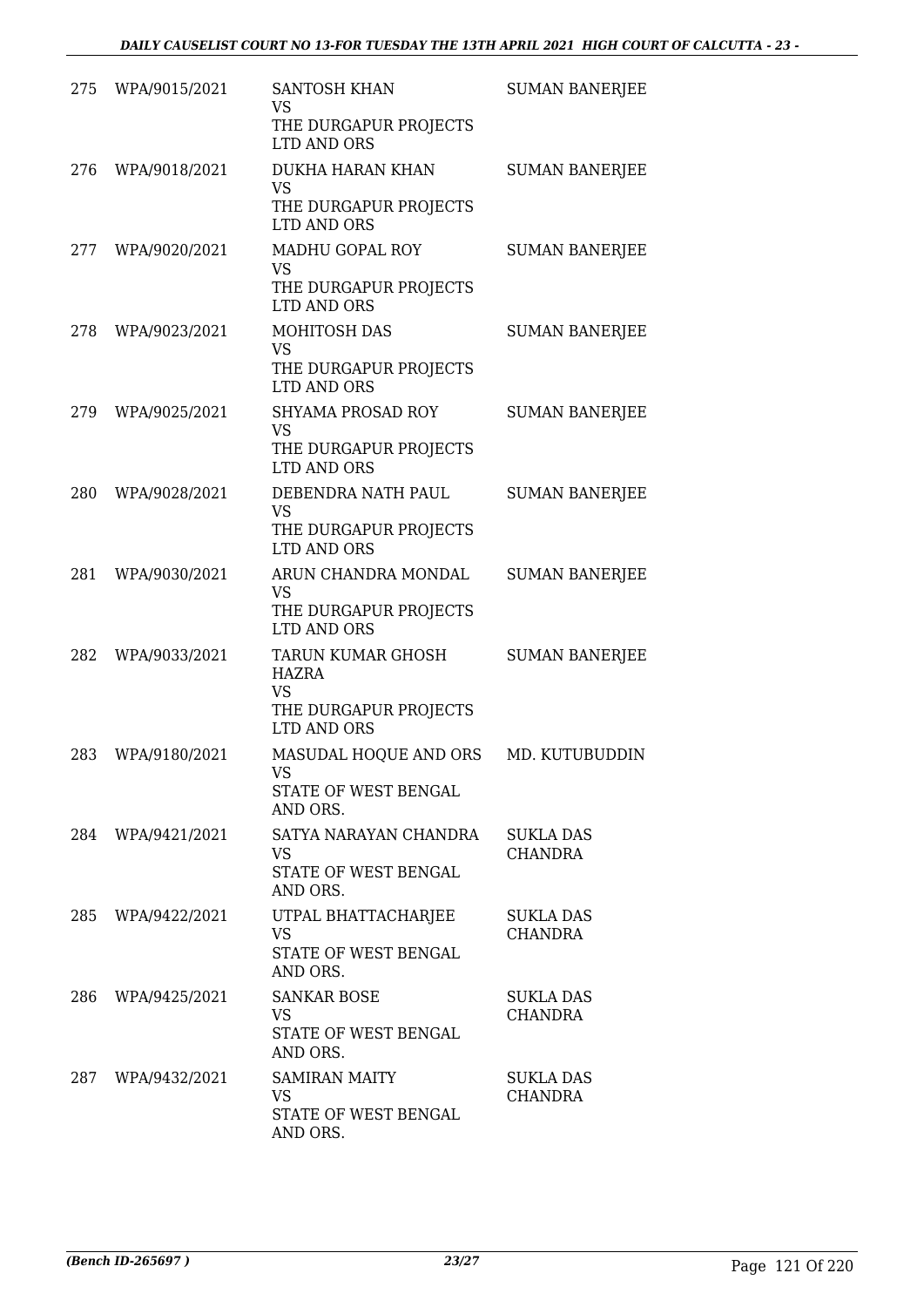| | | | |
|---|---|---|---|
| 275 | WPA/9015/2021 | SANTOSH KHAN<br>VS<br>THE DURGAPUR PROJECTS LTD AND ORS | SUMAN BANERJEE |
| 276 | WPA/9018/2021 | DUKHA HARAN KHAN<br>VS<br>THE DURGAPUR PROJECTS LTD AND ORS | SUMAN BANERJEE |
| 277 | WPA/9020/2021 | MADHU GOPAL ROY<br>VS<br>THE DURGAPUR PROJECTS LTD AND ORS | SUMAN BANERJEE |
| 278 | WPA/9023/2021 | MOHITOSH DAS<br>VS<br>THE DURGAPUR PROJECTS LTD AND ORS | SUMAN BANERJEE |
| 279 | WPA/9025/2021 | SHYAMA PROSAD ROY<br>VS<br>THE DURGAPUR PROJECTS LTD AND ORS | SUMAN BANERJEE |
| 280 | WPA/9028/2021 | DEBENDRA NATH PAUL<br>VS<br>THE DURGAPUR PROJECTS LTD AND ORS | SUMAN BANERJEE |
| 281 | WPA/9030/2021 | ARUN CHANDRA MONDAL<br>VS<br>THE DURGAPUR PROJECTS LTD AND ORS | SUMAN BANERJEE |
| 282 | WPA/9033/2021 | TARUN KUMAR GHOSH HAZRA<br>VS<br>THE DURGAPUR PROJECTS LTD AND ORS | SUMAN BANERJEE |
| 283 | WPA/9180/2021 | MASUDAL HOQUE AND ORS<br>VS<br>STATE OF WEST BENGAL AND ORS. | MD. KUTUBUDDIN |
| 284 | WPA/9421/2021 | SATYA NARAYAN CHANDRA<br>VS<br>STATE OF WEST BENGAL AND ORS. | SUKLA DAS CHANDRA |
| 285 | WPA/9422/2021 | UTPAL BHATTACHARJEE<br>VS<br>STATE OF WEST BENGAL AND ORS. | SUKLA DAS CHANDRA |
| 286 | WPA/9425/2021 | SANKAR BOSE<br>VS<br>STATE OF WEST BENGAL AND ORS. | SUKLA DAS CHANDRA |
| 287 | WPA/9432/2021 | SAMIRAN MAITY<br>VS<br>STATE OF WEST BENGAL AND ORS. | SUKLA DAS CHANDRA |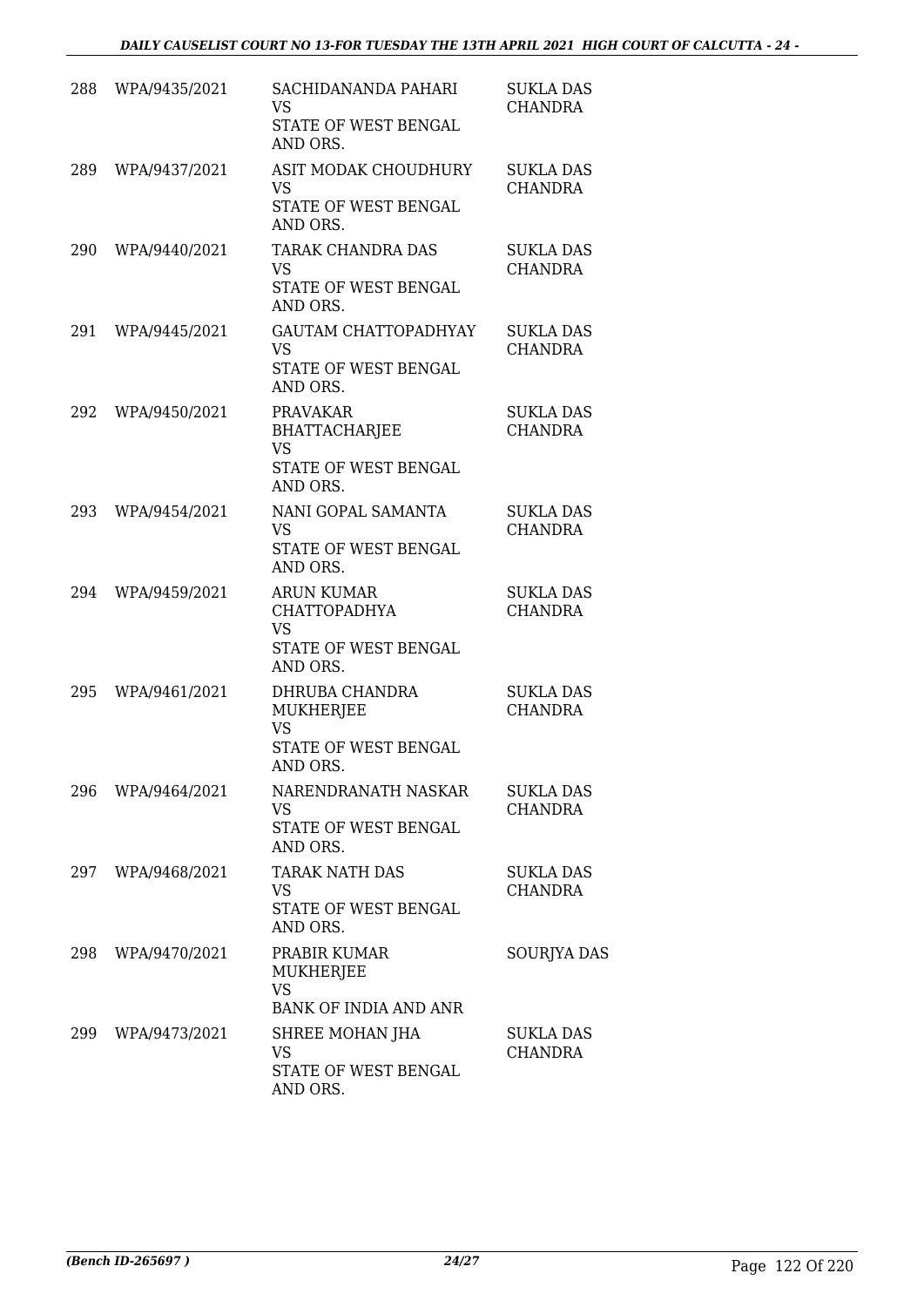| | | | |
|---|---|---|---|
| 288 | WPA/9435/2021 | SACHIDANANDA PAHARI<br>VS<br>STATE OF WEST BENGAL AND ORS. | SUKLA DAS CHANDRA |
| 289 | WPA/9437/2021 | ASIT MODAK CHOUDHURY<br>VS<br>STATE OF WEST BENGAL AND ORS. | SUKLA DAS CHANDRA |
| 290 | WPA/9440/2021 | TARAK CHANDRA DAS<br>VS<br>STATE OF WEST BENGAL AND ORS. | SUKLA DAS CHANDRA |
| 291 | WPA/9445/2021 | GAUTAM CHATTOPADHYAY<br>VS<br>STATE OF WEST BENGAL AND ORS. | SUKLA DAS CHANDRA |
| 292 | WPA/9450/2021 | PRAVAKAR BHATTACHARJEE<br>VS<br>STATE OF WEST BENGAL AND ORS. | SUKLA DAS CHANDRA |
| 293 | WPA/9454/2021 | NANI GOPAL SAMANTA<br>VS<br>STATE OF WEST BENGAL AND ORS. | SUKLA DAS CHANDRA |
| 294 | WPA/9459/2021 | ARUN KUMAR CHATTOPADHYA<br>VS<br>STATE OF WEST BENGAL AND ORS. | SUKLA DAS CHANDRA |
| 295 | WPA/9461/2021 | DHRUBA CHANDRA MUKHERJEE<br>VS<br>STATE OF WEST BENGAL AND ORS. | SUKLA DAS CHANDRA |
| 296 | WPA/9464/2021 | NARENDRANATH NASKAR<br>VS<br>STATE OF WEST BENGAL AND ORS. | SUKLA DAS CHANDRA |
| 297 | WPA/9468/2021 | TARAK NATH DAS<br>VS<br>STATE OF WEST BENGAL AND ORS. | SUKLA DAS CHANDRA |
| 298 | WPA/9470/2021 | PRABIR KUMAR MUKHERJEE<br>VS<br>BANK OF INDIA AND ANR | SOURJYA DAS |
| 299 | WPA/9473/2021 | SHREE MOHAN JHA<br>VS<br>STATE OF WEST BENGAL AND ORS. | SUKLA DAS CHANDRA |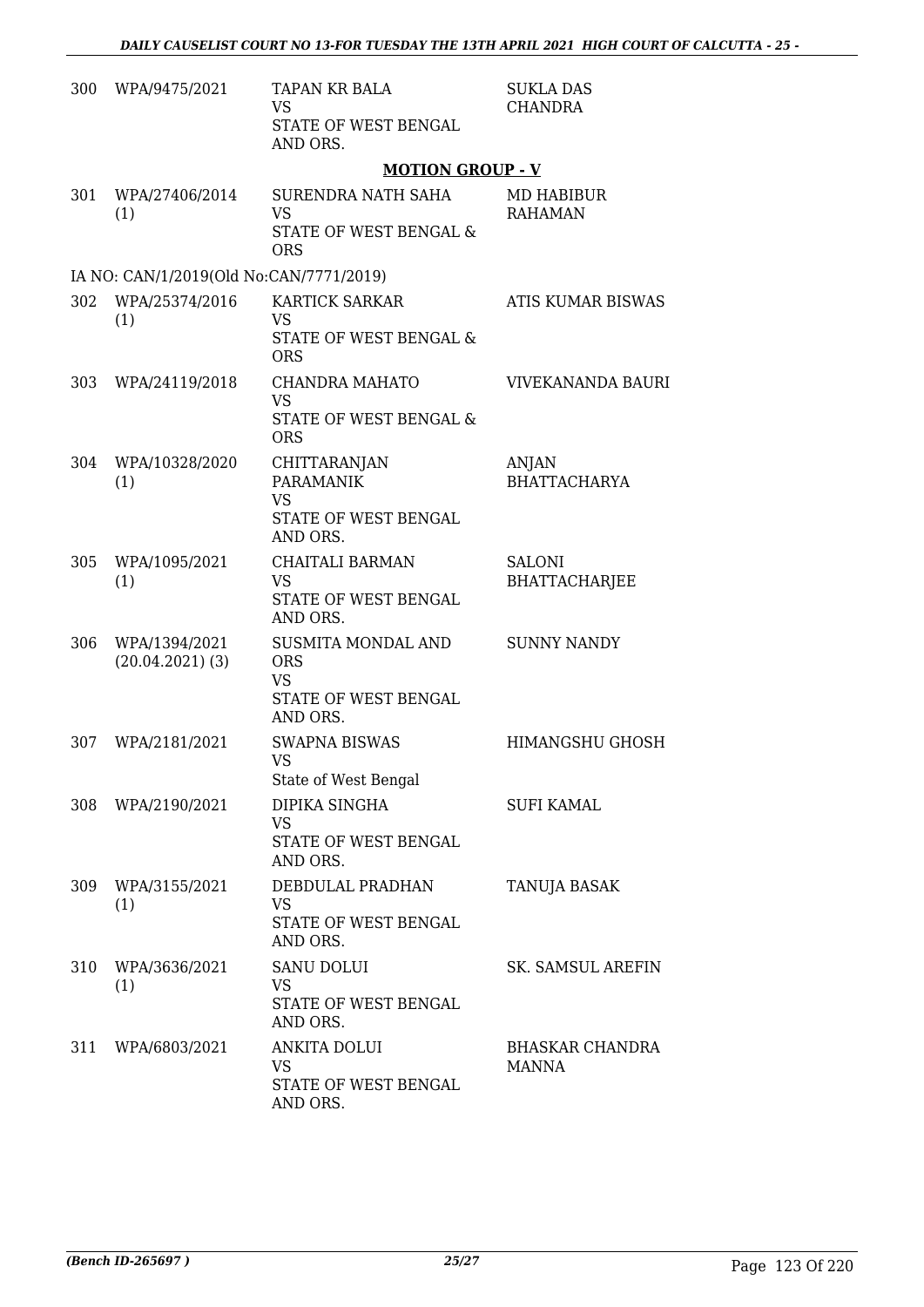| | | | |
|---|---|---|---|
| 300 | WPA/9475/2021 | TAPAN KR BALA<br>VS<br>STATE OF WEST BENGAL AND ORS. | SUKLA DAS CHANDRA |

**MOTION GROUP - V**

| | | | |
|---|---|---|---|
| 301 | WPA/27406/2014 (1) | SURENDRA NATH SAHA<br>VS<br>STATE OF WEST BENGAL & ORS | MD HABIBUR RAHAMAN |

IA NO: CAN/1/2019(Old No:CAN/7771/2019)

| | | | |
|---|---|---|---|
| 302 | WPA/25374/2016 (1) | KARTICK SARKAR<br>VS<br>STATE OF WEST BENGAL & ORS | ATIS KUMAR BISWAS |
| 303 | WPA/24119/2018 | CHANDRA MAHATO<br>VS<br>STATE OF WEST BENGAL & ORS | VIVEKANANDA BAURI |
| 304 | WPA/10328/2020 (1) | CHITTARANJAN PARAMANIK<br>VS<br>STATE OF WEST BENGAL AND ORS. | ANJAN BHATTACHARYA |
| 305 | WPA/1095/2021 (1) | CHAITALI BARMAN<br>VS<br>STATE OF WEST BENGAL AND ORS. | SALONI BHATTACHARJEE |
| 306 | WPA/1394/2021 (20.04.2021) (3) | SUSMITA MONDAL AND ORS<br>VS<br>STATE OF WEST BENGAL AND ORS. | SUNNY NANDY |
| 307 | WPA/2181/2021 | SWAPNA BISWAS<br>VS<br>State of West Bengal | HIMANGSHU GHOSH |
| 308 | WPA/2190/2021 | DIPIKA SINGHA<br>VS<br>STATE OF WEST BENGAL AND ORS. | SUFI KAMAL |
| 309 | WPA/3155/2021 (1) | DEBDULAL PRADHAN<br>VS<br>STATE OF WEST BENGAL AND ORS. | TANUJA BASAK |
| 310 | WPA/3636/2021 (1) | SANU DOLUI<br>VS<br>STATE OF WEST BENGAL AND ORS. | SK. SAMSUL AREFIN |
| 311 | WPA/6803/2021 | ANKITA DOLUI<br>VS<br>STATE OF WEST BENGAL AND ORS. | BHASKAR CHANDRA MANNA |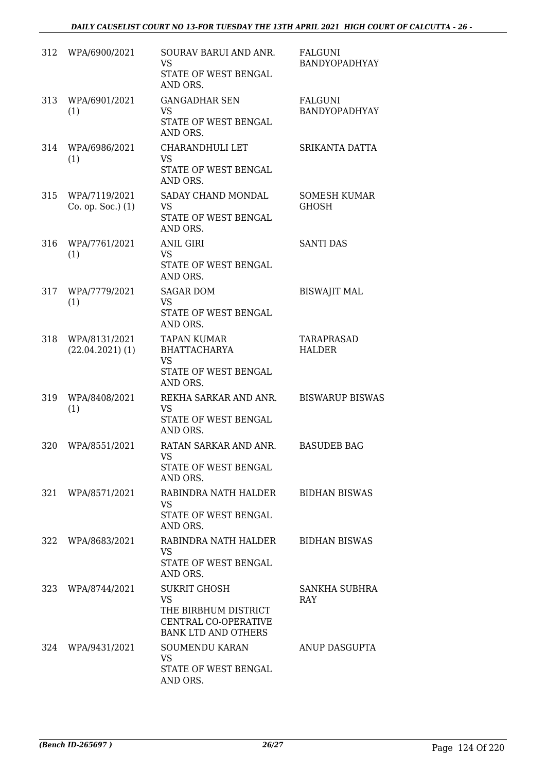| | | | |
|---|---|---|---|
| 312 | WPA/6900/2021 | SOURAV BARUI AND ANR.<br>VS<br>STATE OF WEST BENGAL AND ORS. | FALGUNI BANDYOPADHYAY |
| 313 | WPA/6901/2021 (1) | GANGADHAR SEN<br>VS<br>STATE OF WEST BENGAL AND ORS. | FALGUNI BANDYOPADHYAY |
| 314 | WPA/6986/2021 (1) | CHARANDHULI LET<br>VS<br>STATE OF WEST BENGAL AND ORS. | SRIKANTA DATTA |
| 315 | WPA/7119/2021 Co. op. Soc.) (1) | SADAY CHAND MONDAL<br>VS<br>STATE OF WEST BENGAL AND ORS. | SOMESH KUMAR GHOSH |
| 316 | WPA/7761/2021 (1) | ANIL GIRI<br>VS<br>STATE OF WEST BENGAL AND ORS. | SANTI DAS |
| 317 | WPA/7779/2021 (1) | SAGAR DOM<br>VS<br>STATE OF WEST BENGAL AND ORS. | BISWAJIT MAL |
| 318 | WPA/8131/2021 (22.04.2021) (1) | TAPAN KUMAR BHATTACHARYA<br>VS<br>STATE OF WEST BENGAL AND ORS. | TARAPRASAD HALDER |
| 319 | WPA/8408/2021 (1) | REKHA SARKAR AND ANR.<br>VS<br>STATE OF WEST BENGAL AND ORS. | BISWARUP BISWAS |
| 320 | WPA/8551/2021 | RATAN SARKAR AND ANR.<br>VS<br>STATE OF WEST BENGAL AND ORS. | BASUDEB BAG |
| 321 | WPA/8571/2021 | RABINDRA NATH HALDER<br>VS<br>STATE OF WEST BENGAL AND ORS. | BIDHAN BISWAS |
| 322 | WPA/8683/2021 | RABINDRA NATH HALDER<br>VS<br>STATE OF WEST BENGAL AND ORS. | BIDHAN BISWAS |
| 323 | WPA/8744/2021 | SUKRIT GHOSH<br>VS<br>THE BIRBHUM DISTRICT CENTRAL CO-OPERATIVE BANK LTD AND OTHERS | SANKHA SUBHRA RAY |
| 324 | WPA/9431/2021 | SOUMENDU KARAN<br>VS<br>STATE OF WEST BENGAL AND ORS. | ANUP DASGUPTA |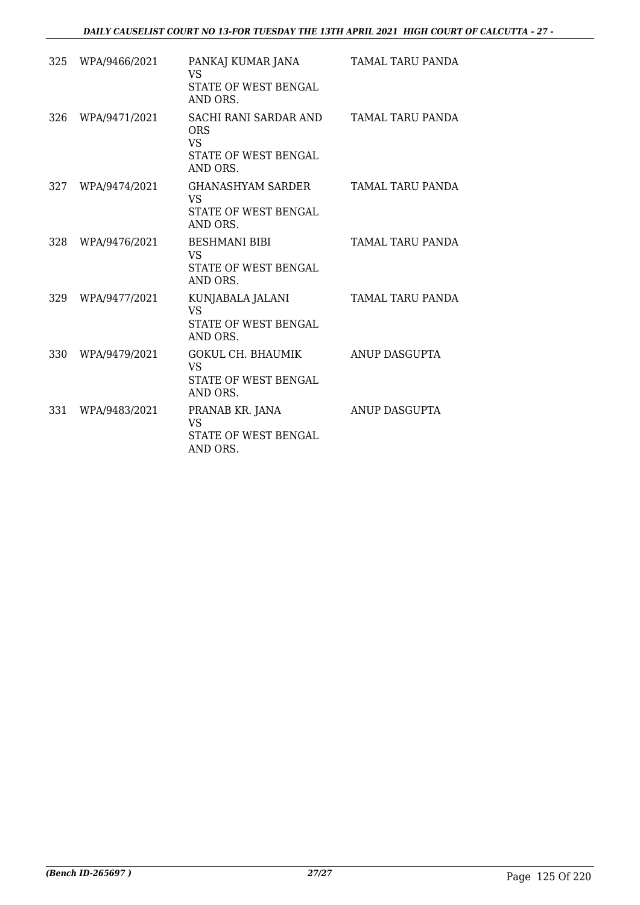| | | | |
|---|---|---|---|
| 325 | WPA/9466/2021 | PANKAJ KUMAR JANA<br>VS<br>STATE OF WEST BENGAL AND ORS. | TAMAL TARU PANDA |
| 326 | WPA/9471/2021 | SACHI RANI SARDAR AND ORS<br>VS<br>STATE OF WEST BENGAL AND ORS. | TAMAL TARU PANDA |
| 327 | WPA/9474/2021 | GHANASHYAM SARDER<br>VS<br>STATE OF WEST BENGAL AND ORS. | TAMAL TARU PANDA |
| 328 | WPA/9476/2021 | BESHMANI BIBI<br>VS<br>STATE OF WEST BENGAL AND ORS. | TAMAL TARU PANDA |
| 329 | WPA/9477/2021 | KUNJABALA JALANI<br>VS<br>STATE OF WEST BENGAL AND ORS. | TAMAL TARU PANDA |
| 330 | WPA/9479/2021 | GOKUL CH. BHAUMIK<br>VS<br>STATE OF WEST BENGAL AND ORS. | ANUP DASGUPTA |
| 331 | WPA/9483/2021 | PRANAB KR. JANA<br>VS<br>STATE OF WEST BENGAL AND ORS. | ANUP DASGUPTA |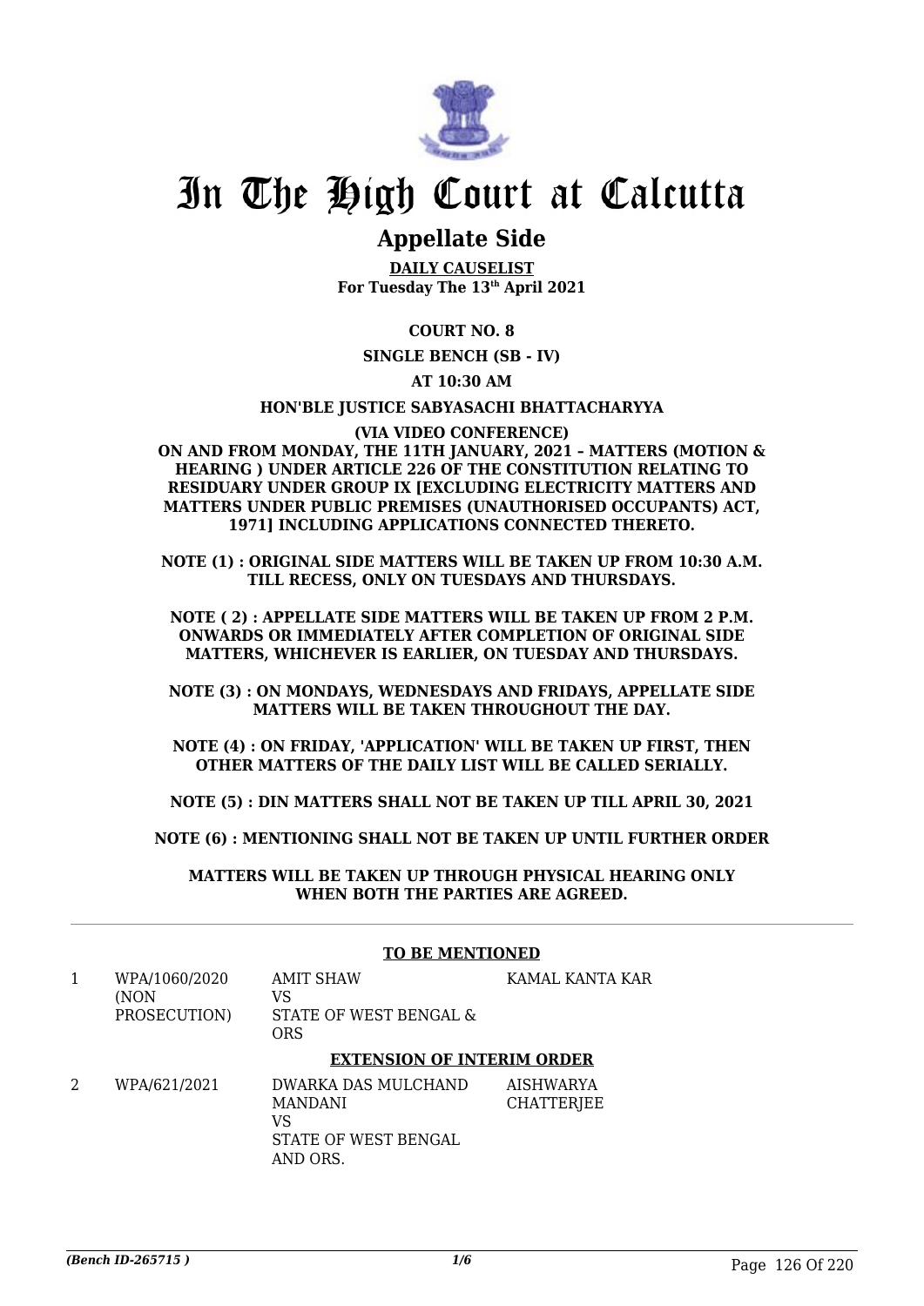# In The High Court at Calcutta

## Appellate Side

**DAILY CAUSELIST**
**For Tuesday The 13th April 2021**

**COURT NO. 8**

**SINGLE BENCH (SB - IV)**

**AT 10:30 AM**

**HON'BLE JUSTICE SABYASACHI BHATTACHARYYA**

**(VIA VIDEO CONFERENCE)**
**ON AND FROM MONDAY, THE 11TH JANUARY, 2021 – MATTERS (MOTION & HEARING ) UNDER ARTICLE 226 OF THE CONSTITUTION RELATING TO RESIDUARY UNDER GROUP IX [EXCLUDING ELECTRICITY MATTERS AND MATTERS UNDER PUBLIC PREMISES (UNAUTHORISED OCCUPANTS) ACT, 1971] INCLUDING APPLICATIONS CONNECTED THERETO.**

**NOTE (1) : ORIGINAL SIDE MATTERS WILL BE TAKEN UP FROM 10:30 A.M. TILL RECESS, ONLY ON TUESDAYS AND THURSDAYS.**

**NOTE ( 2) : APPELLATE SIDE MATTERS WILL BE TAKEN UP FROM 2 P.M. ONWARDS OR IMMEDIATELY AFTER COMPLETION OF ORIGINAL SIDE MATTERS, WHICHEVER IS EARLIER, ON TUESDAY AND THURSDAYS.**

**NOTE (3) : ON MONDAYS, WEDNESDAYS AND FRIDAYS, APPELLATE SIDE MATTERS WILL BE TAKEN THROUGHOUT THE DAY.**

**NOTE (4) : ON FRIDAY, 'APPLICATION' WILL BE TAKEN UP FIRST, THEN OTHER MATTERS OF THE DAILY LIST WILL BE CALLED SERIALLY.**

**NOTE (5) : DIN MATTERS SHALL NOT BE TAKEN UP TILL APRIL 30, 2021**

**NOTE (6) : MENTIONING SHALL NOT BE TAKEN UP UNTIL FURTHER ORDER**

**MATTERS WILL BE TAKEN UP THROUGH PHYSICAL HEARING ONLY WHEN BOTH THE PARTIES ARE AGREED.**

---

**TO BE MENTIONED**

| | | | |
|---|---|---|---|
| 1 | WPA/1060/2020 (NON PROSECUTION) | AMIT SHAW VS STATE OF WEST BENGAL & ORS | KAMAL KANTA KAR |

**EXTENSION OF INTERIM ORDER**

| | | | |
|---|---|---|---|
| 2 | WPA/621/2021 | DWARKA DAS MULCHAND MANDANI VS STATE OF WEST BENGAL AND ORS. | AISHWARYA CHATTERJEE |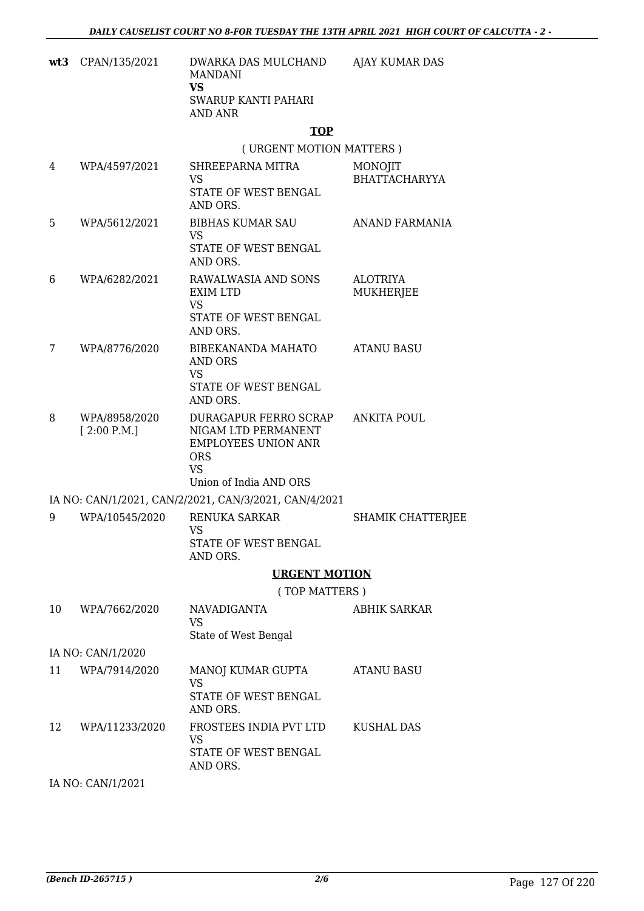| wt3 | CPAN/135/2021 | DWARKA DAS MULCHAND MANDANI<br>**VS**<br>SWARUP KANTI PAHARI AND ANR | AJAY KUMAR DAS |
|---|---|---|---|

**TOP**

( URGENT MOTION MATTERS )

| | | | |
|---|---|---|---|
| 4 | WPA/4597/2021 | SHREEPARNA MITRA<br>VS<br>STATE OF WEST BENGAL AND ORS. | MONOJIT BHATTACHARYYA |
| 5 | WPA/5612/2021 | BIBHAS KUMAR SAU<br>VS<br>STATE OF WEST BENGAL AND ORS. | ANAND FARMANIA |
| 6 | WPA/6282/2021 | RAWALWASIA AND SONS EXIM LTD<br>VS<br>STATE OF WEST BENGAL AND ORS. | ALOTRIYA MUKHERJEE |
| 7 | WPA/8776/2020 | BIBEKANANDA MAHATO AND ORS<br>VS<br>STATE OF WEST BENGAL AND ORS. | ATANU BASU |
| 8 | WPA/8958/2020<br>[ 2:00 P.M.] | DURAGAPUR FERRO SCRAP NIGAM LTD PERMANENT EMPLOYEES UNION ANR ORS<br>VS<br>Union of India AND ORS | ANKITA POUL |

IA NO: CAN/1/2021, CAN/2/2021, CAN/3/2021, CAN/4/2021

| | | | |
|---|---|---|---|
| 9 | WPA/10545/2020 | RENUKA SARKAR<br>VS<br>STATE OF WEST BENGAL AND ORS. | SHAMIK CHATTERJEE |

**URGENT MOTION**

( TOP MATTERS )

| | | | |
|---|---|---|---|
| 10 | WPA/7662/2020 | NAVADIGANTA<br>VS<br>State of West Bengal | ABHIK SARKAR |

IA NO: CAN/1/2020

| | | | |
|---|---|---|---|
| 11 | WPA/7914/2020 | MANOJ KUMAR GUPTA<br>VS<br>STATE OF WEST BENGAL AND ORS. | ATANU BASU |
| 12 | WPA/11233/2020 | FROSTEES INDIA PVT LTD<br>VS<br>STATE OF WEST BENGAL AND ORS. | KUSHAL DAS |

IA NO: CAN/1/2021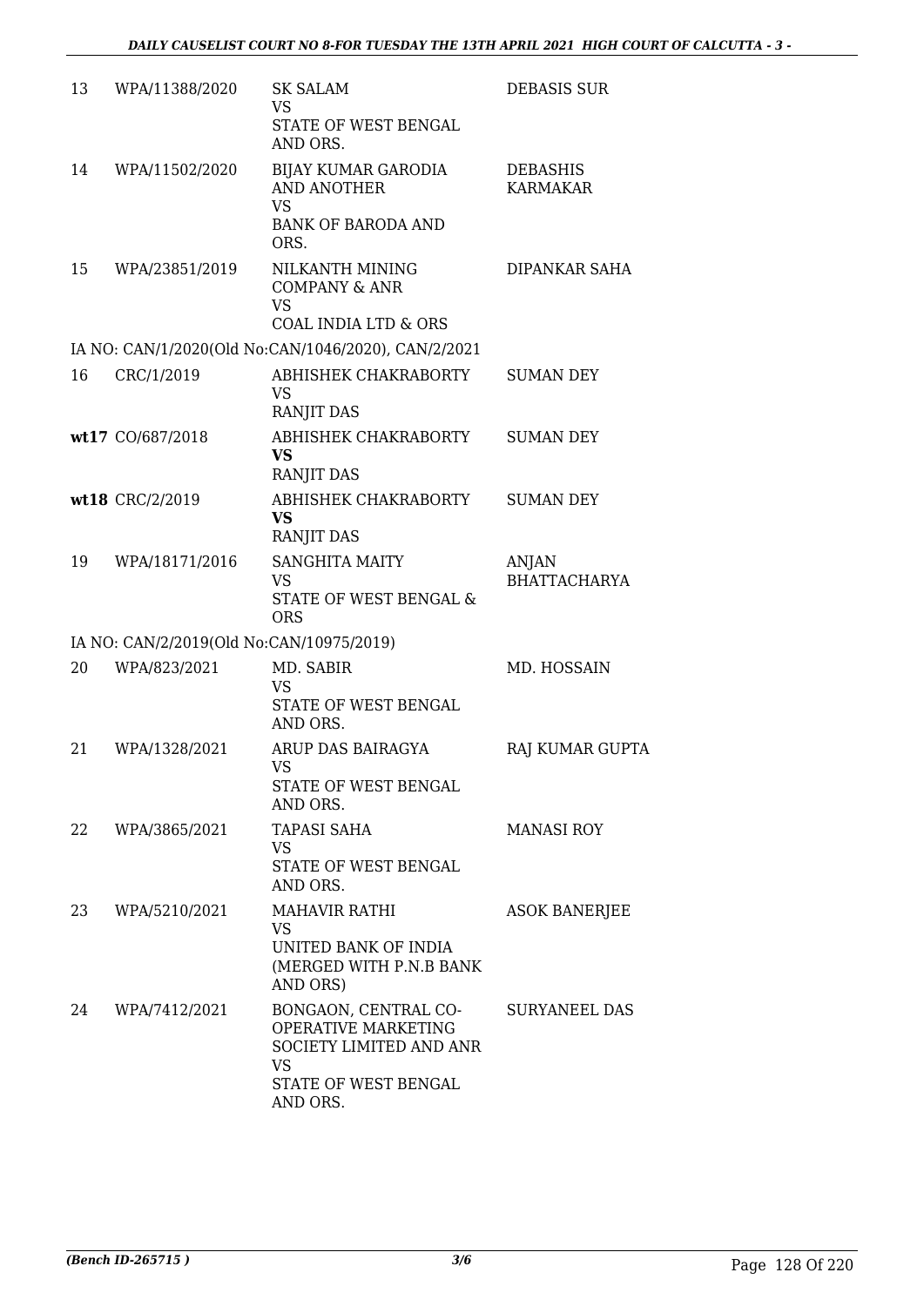| | | | |
|---|---|---|---|
| 13 | WPA/11388/2020 | SK SALAM<br>VS<br>STATE OF WEST BENGAL AND ORS. | DEBASIS SUR |
| 14 | WPA/11502/2020 | BIJAY KUMAR GARODIA AND ANOTHER<br>VS<br>BANK OF BARODA AND ORS. | DEBASHIS KARMAKAR |
| 15 | WPA/23851/2019 | NILKANTH MINING COMPANY & ANR<br>VS<br>COAL INDIA LTD & ORS | DIPANKAR SAHA |
| | IA NO: CAN/1/2020(Old No:CAN/1046/2020), CAN/2/2021 | | |
| 16 | CRC/1/2019 | ABHISHEK CHAKRABORTY<br>VS<br>RANJIT DAS | SUMAN DEY |
| **wt17** | CO/687/2018 | ABHISHEK CHAKRABORTY<br>**VS**<br>RANJIT DAS | SUMAN DEY |
| **wt18** | CRC/2/2019 | ABHISHEK CHAKRABORTY<br>**VS**<br>RANJIT DAS | SUMAN DEY |
| 19 | WPA/18171/2016 | SANGHITA MAITY<br>VS<br>STATE OF WEST BENGAL & ORS | ANJAN BHATTACHARYA |
| | IA NO: CAN/2/2019(Old No:CAN/10975/2019) | | |
| 20 | WPA/823/2021 | MD. SABIR<br>VS<br>STATE OF WEST BENGAL AND ORS. | MD. HOSSAIN |
| 21 | WPA/1328/2021 | ARUP DAS BAIRAGYA<br>VS<br>STATE OF WEST BENGAL AND ORS. | RAJ KUMAR GUPTA |
| 22 | WPA/3865/2021 | TAPASI SAHA<br>VS<br>STATE OF WEST BENGAL AND ORS. | MANASI ROY |
| 23 | WPA/5210/2021 | MAHAVIR RATHI<br>VS<br>UNITED BANK OF INDIA (MERGED WITH P.N.B BANK AND ORS) | ASOK BANERJEE |
| 24 | WPA/7412/2021 | BONGAON, CENTRAL CO-OPERATIVE MARKETING SOCIETY LIMITED AND ANR<br>VS<br>STATE OF WEST BENGAL AND ORS. | SURYANEEL DAS |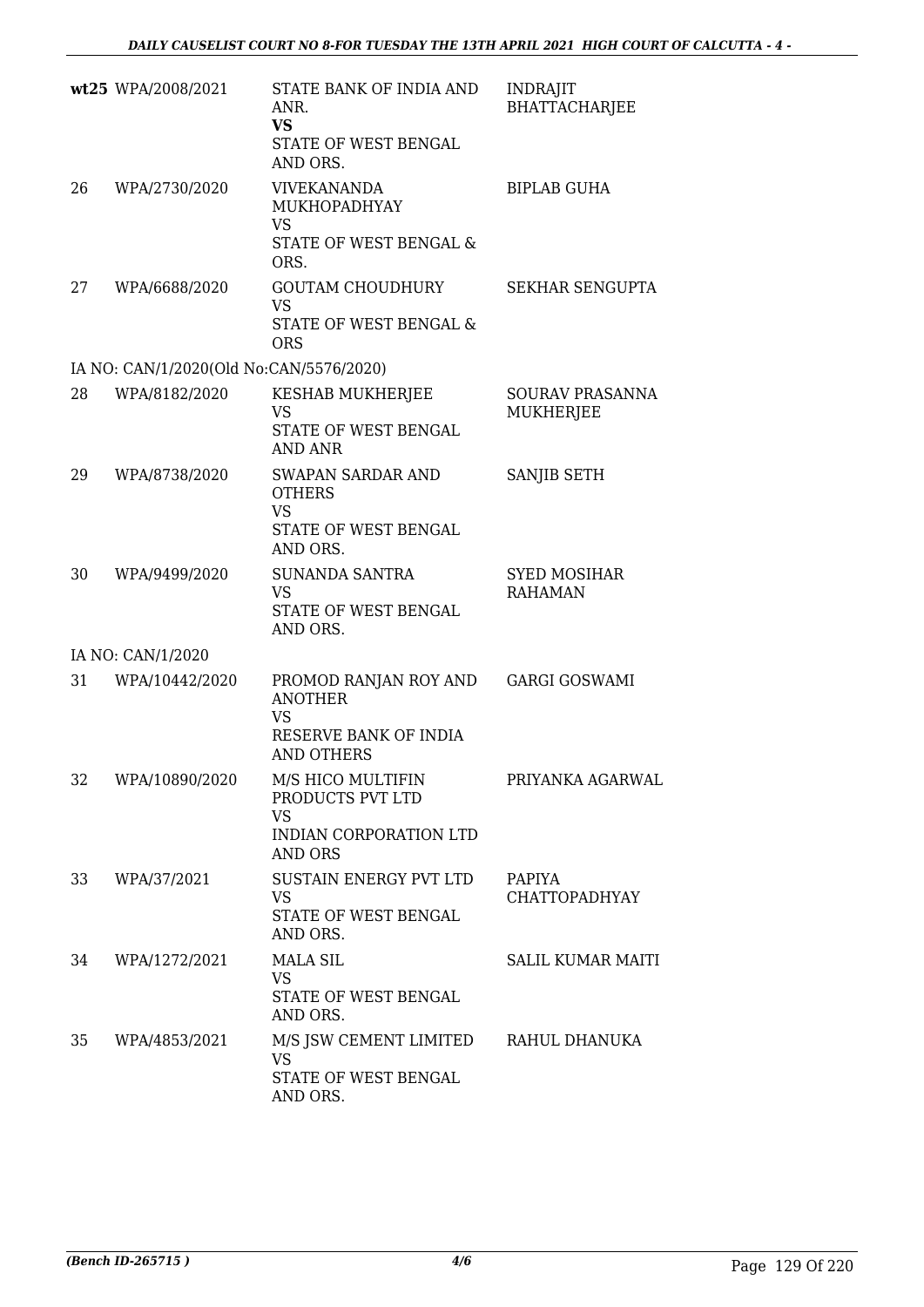| | | | |
|---|---|---|---|
| **wt25** | WPA/2008/2021 | STATE BANK OF INDIA AND ANR.<br>**VS**<br>STATE OF WEST BENGAL AND ORS. | INDRAJIT BHATTACHARJEE |
| 26 | WPA/2730/2020 | VIVEKANANDA MUKHOPADHYAY<br>VS<br>STATE OF WEST BENGAL & ORS. | BIPLAB GUHA |
| 27 | WPA/6688/2020 | GOUTAM CHOUDHURY<br>VS<br>STATE OF WEST BENGAL & ORS | SEKHAR SENGUPTA |
| IA NO: CAN/1/2020(Old No:CAN/5576/2020) | | | |
| 28 | WPA/8182/2020 | KESHAB MUKHERJEE<br>VS<br>STATE OF WEST BENGAL AND ANR | SOURAV PRASANNA MUKHERJEE |
| 29 | WPA/8738/2020 | SWAPAN SARDAR AND OTHERS<br>VS<br>STATE OF WEST BENGAL AND ORS. | SANJIB SETH |
| 30 | WPA/9499/2020 | SUNANDA SANTRA<br>VS<br>STATE OF WEST BENGAL AND ORS. | SYED MOSIHAR RAHAMAN |
| IA NO: CAN/1/2020 | | | |
| 31 | WPA/10442/2020 | PROMOD RANJAN ROY AND ANOTHER<br>VS<br>RESERVE BANK OF INDIA AND OTHERS | GARGI GOSWAMI |
| 32 | WPA/10890/2020 | M/S HICO MULTIFIN PRODUCTS PVT LTD<br>VS<br>INDIAN CORPORATION LTD AND ORS | PRIYANKA AGARWAL |
| 33 | WPA/37/2021 | SUSTAIN ENERGY PVT LTD<br>VS<br>STATE OF WEST BENGAL AND ORS. | PAPIYA CHATTOPADHYAY |
| 34 | WPA/1272/2021 | MALA SIL<br>VS<br>STATE OF WEST BENGAL AND ORS. | SALIL KUMAR MAITI |
| 35 | WPA/4853/2021 | M/S JSW CEMENT LIMITED<br>VS<br>STATE OF WEST BENGAL AND ORS. | RAHUL DHANUKA |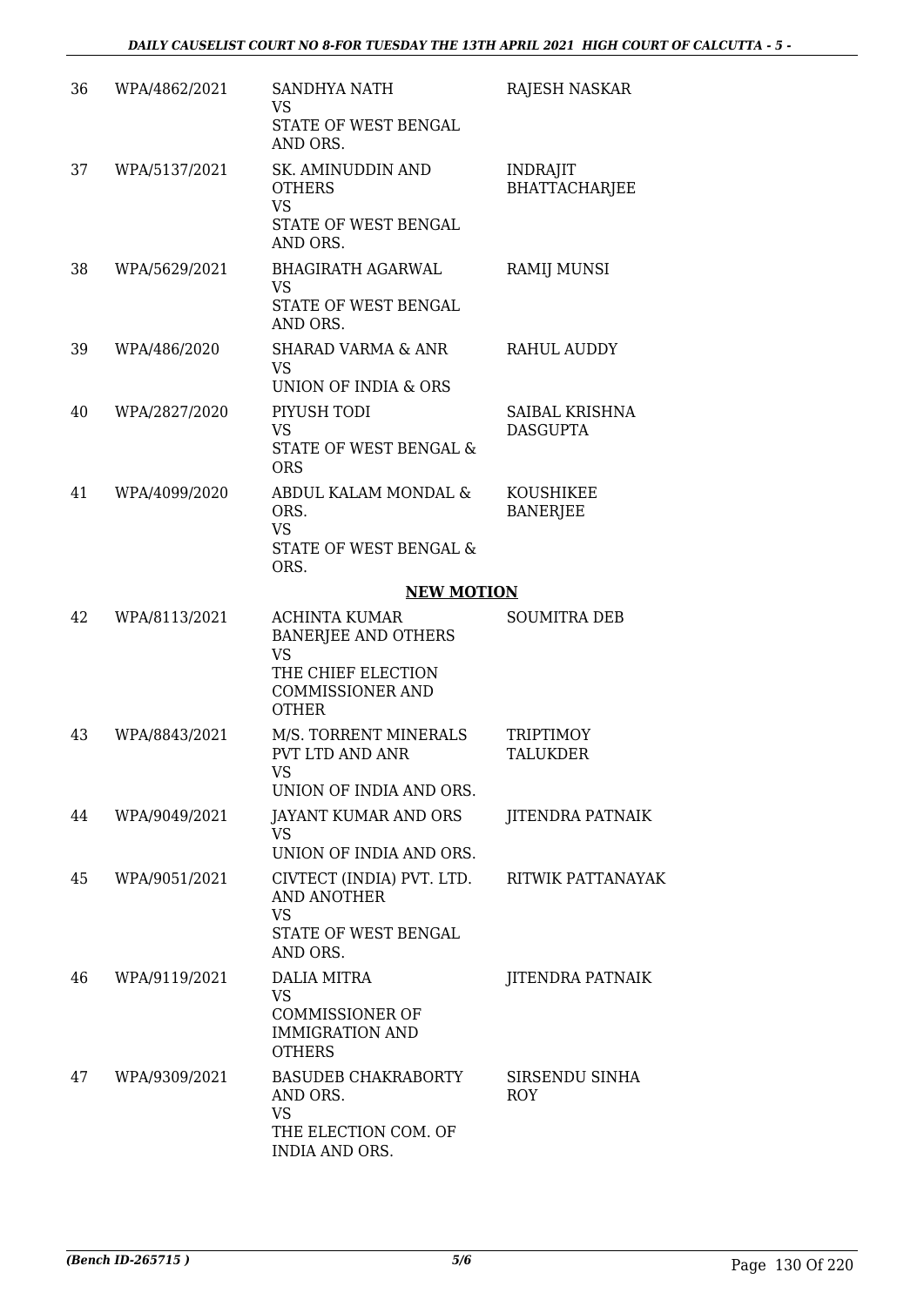| | | | |
|---|---|---|---|
| 36 | WPA/4862/2021 | SANDHYA NATH<br>VS<br>STATE OF WEST BENGAL AND ORS. | RAJESH NASKAR |
| 37 | WPA/5137/2021 | SK. AMINUDDIN AND OTHERS<br>VS<br>STATE OF WEST BENGAL AND ORS. | INDRAJIT BHATTACHARJEE |
| 38 | WPA/5629/2021 | BHAGIRATH AGARWAL<br>VS<br>STATE OF WEST BENGAL AND ORS. | RAMIJ MUNSI |
| 39 | WPA/486/2020 | SHARAD VARMA & ANR<br>VS<br>UNION OF INDIA & ORS | RAHUL AUDDY |
| 40 | WPA/2827/2020 | PIYUSH TODI<br>VS<br>STATE OF WEST BENGAL & ORS | SAIBAL KRISHNA DASGUPTA |
| 41 | WPA/4099/2020 | ABDUL KALAM MONDAL & ORS.<br>VS<br>STATE OF WEST BENGAL & ORS. | KOUSHIKEE BANERJEE |

**NEW MOTION**

| | | | |
|---|---|---|---|
| 42 | WPA/8113/2021 | ACHINTA KUMAR BANERJEE AND OTHERS<br>VS<br>THE CHIEF ELECTION COMMISSIONER AND OTHER | SOUMITRA DEB |
| 43 | WPA/8843/2021 | M/S. TORRENT MINERALS PVT LTD AND ANR<br>VS<br>UNION OF INDIA AND ORS. | TRIPTIMOY TALUKDER |
| 44 | WPA/9049/2021 | JAYANT KUMAR AND ORS<br>VS<br>UNION OF INDIA AND ORS. | JITENDRA PATNAIK |
| 45 | WPA/9051/2021 | CIVTECT (INDIA) PVT. LTD. AND ANOTHER<br>VS<br>STATE OF WEST BENGAL AND ORS. | RITWIK PATTANAYAK |
| 46 | WPA/9119/2021 | DALIA MITRA<br>VS<br>COMMISSIONER OF IMMIGRATION AND OTHERS | JITENDRA PATNAIK |
| 47 | WPA/9309/2021 | BASUDEB CHAKRABORTY AND ORS.<br>VS<br>THE ELECTION COM. OF INDIA AND ORS. | SIRSENDU SINHA ROY |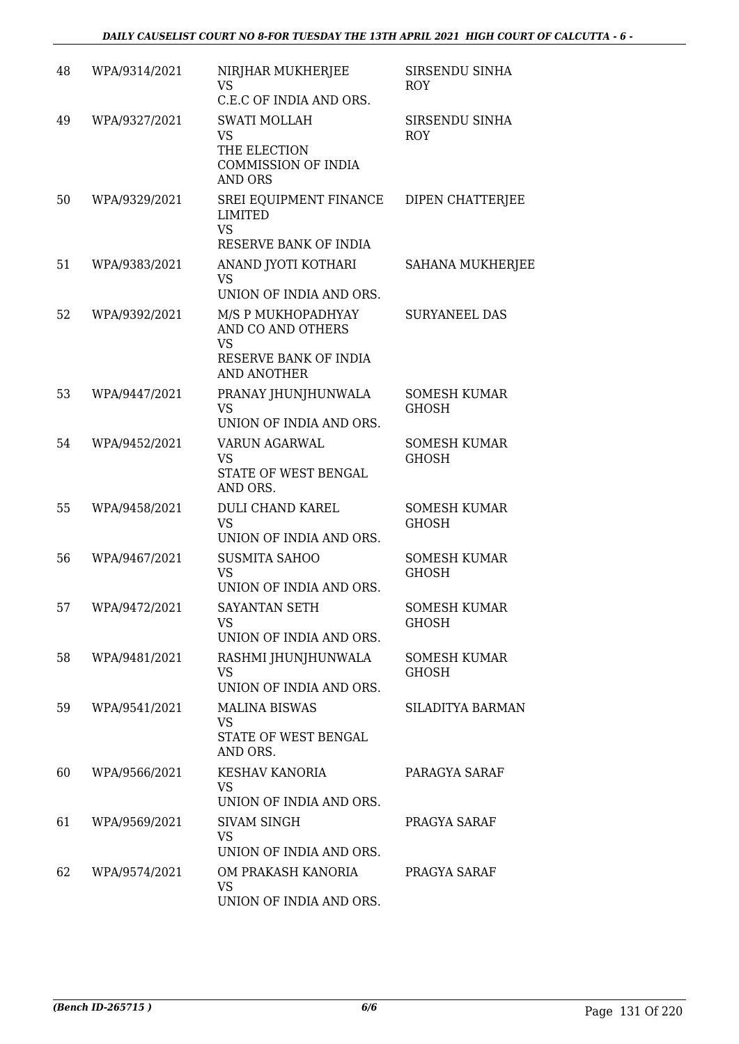| 48 | WPA/9314/2021 | NIRJHAR MUKHERJEE<br>VS<br>C.E.C OF INDIA AND ORS. | SIRSENDU SINHA ROY |
|---|---|---|---|
| 49 | WPA/9327/2021 | SWATI MOLLAH<br>VS<br>THE ELECTION COMMISSION OF INDIA AND ORS | SIRSENDU SINHA ROY |
| 50 | WPA/9329/2021 | SREI EQUIPMENT FINANCE LIMITED<br>VS<br>RESERVE BANK OF INDIA | DIPEN CHATTERJEE |
| 51 | WPA/9383/2021 | ANAND JYOTI KOTHARI<br>VS<br>UNION OF INDIA AND ORS. | SAHANA MUKHERJEE |
| 52 | WPA/9392/2021 | M/S P MUKHOPADHYAY AND CO AND OTHERS<br>VS<br>RESERVE BANK OF INDIA AND ANOTHER | SURYANEEL DAS |
| 53 | WPA/9447/2021 | PRANAY JHUNJHUNWALA<br>VS<br>UNION OF INDIA AND ORS. | SOMESH KUMAR GHOSH |
| 54 | WPA/9452/2021 | VARUN AGARWAL<br>VS<br>STATE OF WEST BENGAL AND ORS. | SOMESH KUMAR GHOSH |
| 55 | WPA/9458/2021 | DULI CHAND KAREL<br>VS<br>UNION OF INDIA AND ORS. | SOMESH KUMAR GHOSH |
| 56 | WPA/9467/2021 | SUSMITA SAHOO<br>VS<br>UNION OF INDIA AND ORS. | SOMESH KUMAR GHOSH |
| 57 | WPA/9472/2021 | SAYANTAN SETH<br>VS<br>UNION OF INDIA AND ORS. | SOMESH KUMAR GHOSH |
| 58 | WPA/9481/2021 | RASHMI JHUNJHUNWALA<br>VS<br>UNION OF INDIA AND ORS. | SOMESH KUMAR GHOSH |
| 59 | WPA/9541/2021 | MALINA BISWAS<br>VS<br>STATE OF WEST BENGAL AND ORS. | SILADITYA BARMAN |
| 60 | WPA/9566/2021 | KESHAV KANORIA<br>VS<br>UNION OF INDIA AND ORS. | PARAGYA SARAF |
| 61 | WPA/9569/2021 | SIVAM SINGH<br>VS<br>UNION OF INDIA AND ORS. | PRAGYA SARAF |
| 62 | WPA/9574/2021 | OM PRAKASH KANORIA<br>VS<br>UNION OF INDIA AND ORS. | PRAGYA SARAF |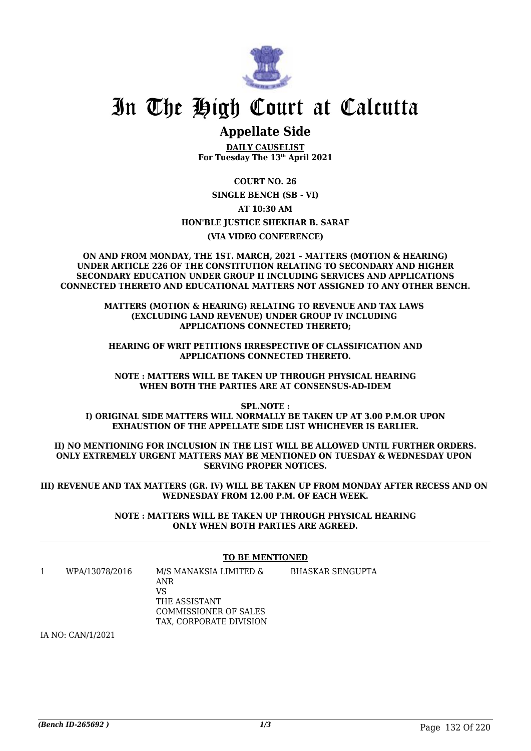# In The High Court at Calcutta

## Appellate Side

**DAILY CAUSELIST**
**For Tuesday The 13th April 2021**

**COURT NO. 26**

**SINGLE BENCH (SB - VI)**

**AT 10:30 AM**

**HON'BLE JUSTICE SHEKHAR B. SARAF**

**(VIA VIDEO CONFERENCE)**

**ON AND FROM MONDAY, THE 1ST. MARCH, 2021 – MATTERS (MOTION & HEARING) UNDER ARTICLE 226 OF THE CONSTITUTION RELATING TO SECONDARY AND HIGHER SECONDARY EDUCATION UNDER GROUP II INCLUDING SERVICES AND APPLICATIONS CONNECTED THERETO AND EDUCATIONAL MATTERS NOT ASSIGNED TO ANY OTHER BENCH.**

**MATTERS (MOTION & HEARING) RELATING TO REVENUE AND TAX LAWS (EXCLUDING LAND REVENUE) UNDER GROUP IV INCLUDING APPLICATIONS CONNECTED THERETO;**

**HEARING OF WRIT PETITIONS IRRESPECTIVE OF CLASSIFICATION AND APPLICATIONS CONNECTED THERETO.**

**NOTE : MATTERS WILL BE TAKEN UP THROUGH PHYSICAL HEARING WHEN BOTH THE PARTIES ARE AT CONSENSUS-AD-IDEM**

**SPL.NOTE :**
**I) ORIGINAL SIDE MATTERS WILL NORMALLY BE TAKEN UP AT 3.00 P.M.OR UPON EXHAUSTION OF THE APPELLATE SIDE LIST WHICHEVER IS EARLIER.**

**II) NO MENTIONING FOR INCLUSION IN THE LIST WILL BE ALLOWED UNTIL FURTHER ORDERS. ONLY EXTREMELY URGENT MATTERS MAY BE MENTIONED ON TUESDAY & WEDNESDAY UPON SERVING PROPER NOTICES.**

**III) REVENUE AND TAX MATTERS (GR. IV) WILL BE TAKEN UP FROM MONDAY AFTER RECESS AND ON WEDNESDAY FROM 12.00 P.M. OF EACH WEEK.**

**NOTE : MATTERS WILL BE TAKEN UP THROUGH PHYSICAL HEARING ONLY WHEN BOTH PARTIES ARE AGREED.**

---

**TO BE MENTIONED**

| | | | |
|---|---|---|---|
| 1 | WPA/13078/2016 | M/S MANAKSIA LIMITED & ANR VS THE ASSISTANT COMMISSIONER OF SALES TAX, CORPORATE DIVISION | BHASKAR SENGUPTA |

IA NO: CAN/1/2021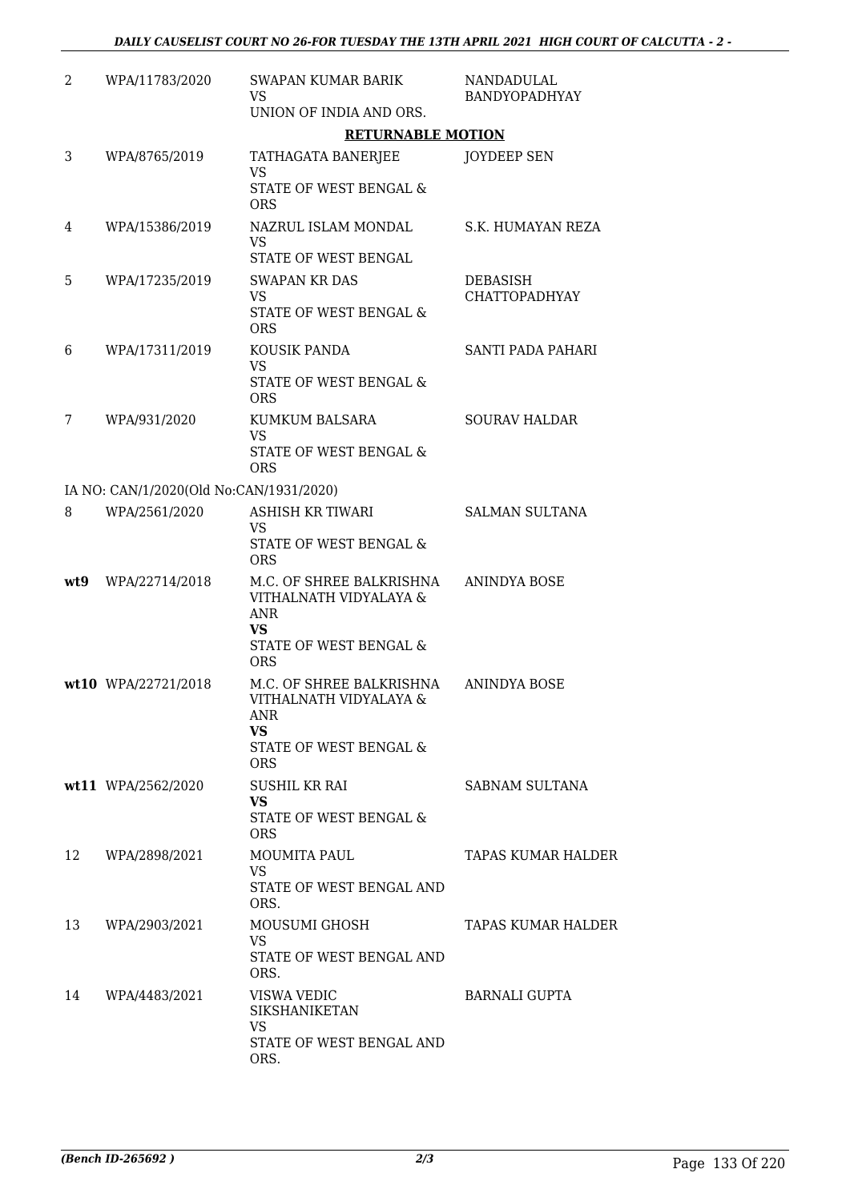| | | | |
|---|---|---|---|
| 2 | WPA/11783/2020 | SWAPAN KUMAR BARIK<br>VS<br>UNION OF INDIA AND ORS. | NANDADULAL BANDYOPADHYAY |

**RETURNABLE MOTION**

| | | | |
|---|---|---|---|
| 3 | WPA/8765/2019 | TATHAGATA BANERJEE<br>VS<br>STATE OF WEST BENGAL & ORS | JOYDEEP SEN |
| 4 | WPA/15386/2019 | NAZRUL ISLAM MONDAL<br>VS<br>STATE OF WEST BENGAL | S.K. HUMAYAN REZA |
| 5 | WPA/17235/2019 | SWAPAN KR DAS<br>VS<br>STATE OF WEST BENGAL & ORS | DEBASISH CHATTOPADHYAY |
| 6 | WPA/17311/2019 | KOUSIK PANDA<br>VS<br>STATE OF WEST BENGAL & ORS | SANTI PADA PAHARI |
| 7 | WPA/931/2020 | KUMKUM BALSARA<br>VS<br>STATE OF WEST BENGAL & ORS | SOURAV HALDAR |
| | IA NO: CAN/1/2020(Old No:CAN/1931/2020) | | |
| 8 | WPA/2561/2020 | ASHISH KR TIWARI<br>VS<br>STATE OF WEST BENGAL & ORS | SALMAN SULTANA |
| **wt9** | WPA/22714/2018 | M.C. OF SHREE BALKRISHNA VITHALNATH VIDYALAYA & ANR<br>**VS**<br>STATE OF WEST BENGAL & ORS | ANINDYA BOSE |
| **wt10** | WPA/22721/2018 | M.C. OF SHREE BALKRISHNA VITHALNATH VIDYALAYA & ANR<br>**VS**<br>STATE OF WEST BENGAL & ORS | ANINDYA BOSE |
| **wt11** | WPA/2562/2020 | SUSHIL KR RAI<br>**VS**<br>STATE OF WEST BENGAL & ORS | SABNAM SULTANA |
| 12 | WPA/2898/2021 | MOUMITA PAUL<br>VS<br>STATE OF WEST BENGAL AND ORS. | TAPAS KUMAR HALDER |
| 13 | WPA/2903/2021 | MOUSUMI GHOSH<br>VS<br>STATE OF WEST BENGAL AND ORS. | TAPAS KUMAR HALDER |
| 14 | WPA/4483/2021 | VISWA VEDIC SIKSHANIKETAN<br>VS<br>STATE OF WEST BENGAL AND ORS. | BARNALI GUPTA |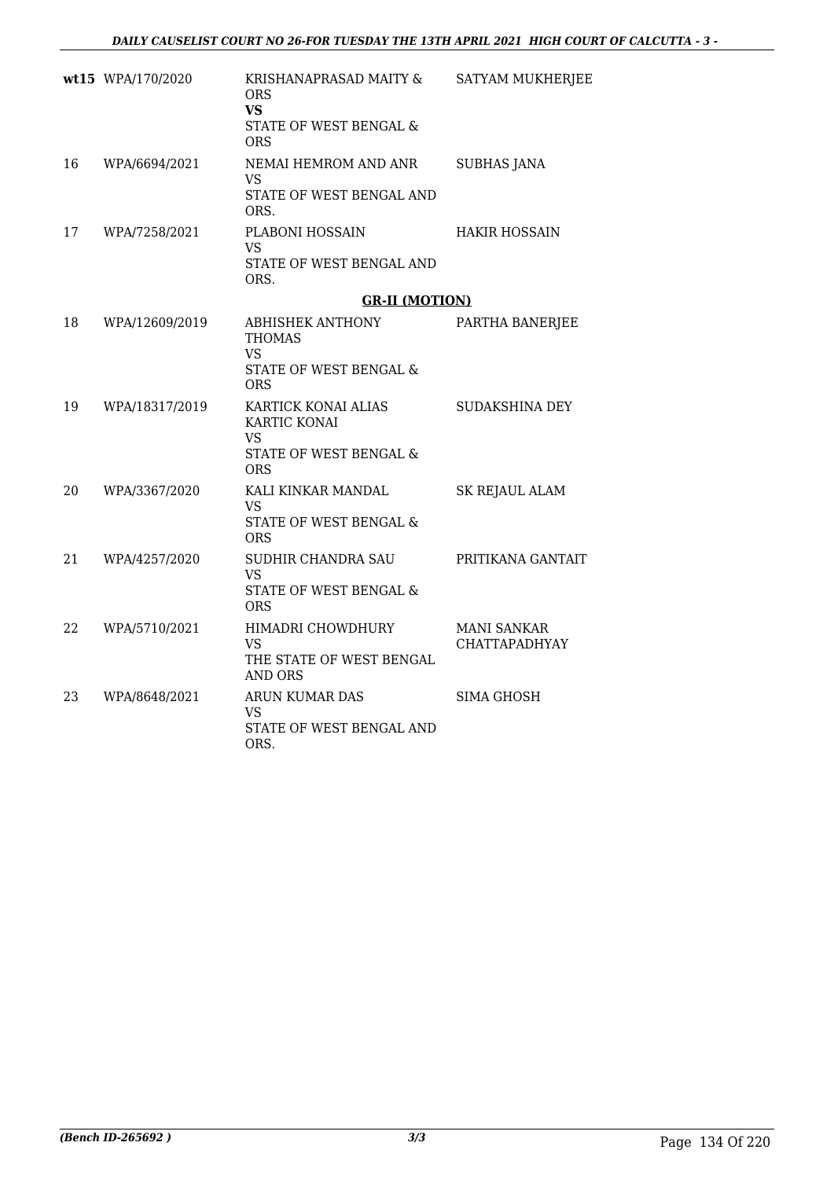| | | | |
|---|---|---|---|
| wt15 | WPA/170/2020 | KRISHANAPRASAD MAITY & ORS<br>**VS**<br>STATE OF WEST BENGAL & ORS | SATYAM MUKHERJEE |
| 16 | WPA/6694/2021 | NEMAI HEMROM AND ANR<br>VS<br>STATE OF WEST BENGAL AND ORS. | SUBHAS JANA |
| 17 | WPA/7258/2021 | PLABONI HOSSAIN<br>VS<br>STATE OF WEST BENGAL AND ORS. | HAKIR HOSSAIN |
| | | **GR-II (MOTION)** | |
| 18 | WPA/12609/2019 | ABHISHEK ANTHONY THOMAS<br>VS<br>STATE OF WEST BENGAL & ORS | PARTHA BANERJEE |
| 19 | WPA/18317/2019 | KARTICK KONAI ALIAS KARTIC KONAI<br>VS<br>STATE OF WEST BENGAL & ORS | SUDAKSHINA DEY |
| 20 | WPA/3367/2020 | KALI KINKAR MANDAL<br>VS<br>STATE OF WEST BENGAL & ORS | SK REJAUL ALAM |
| 21 | WPA/4257/2020 | SUDHIR CHANDRA SAU<br>VS<br>STATE OF WEST BENGAL & ORS | PRITIKANA GANTAIT |
| 22 | WPA/5710/2021 | HIMADRI CHOWDHURY<br>VS<br>THE STATE OF WEST BENGAL AND ORS | MANI SANKAR CHATTAPADHYAY |
| 23 | WPA/8648/2021 | ARUN KUMAR DAS<br>VS<br>STATE OF WEST BENGAL AND ORS. | SIMA GHOSH |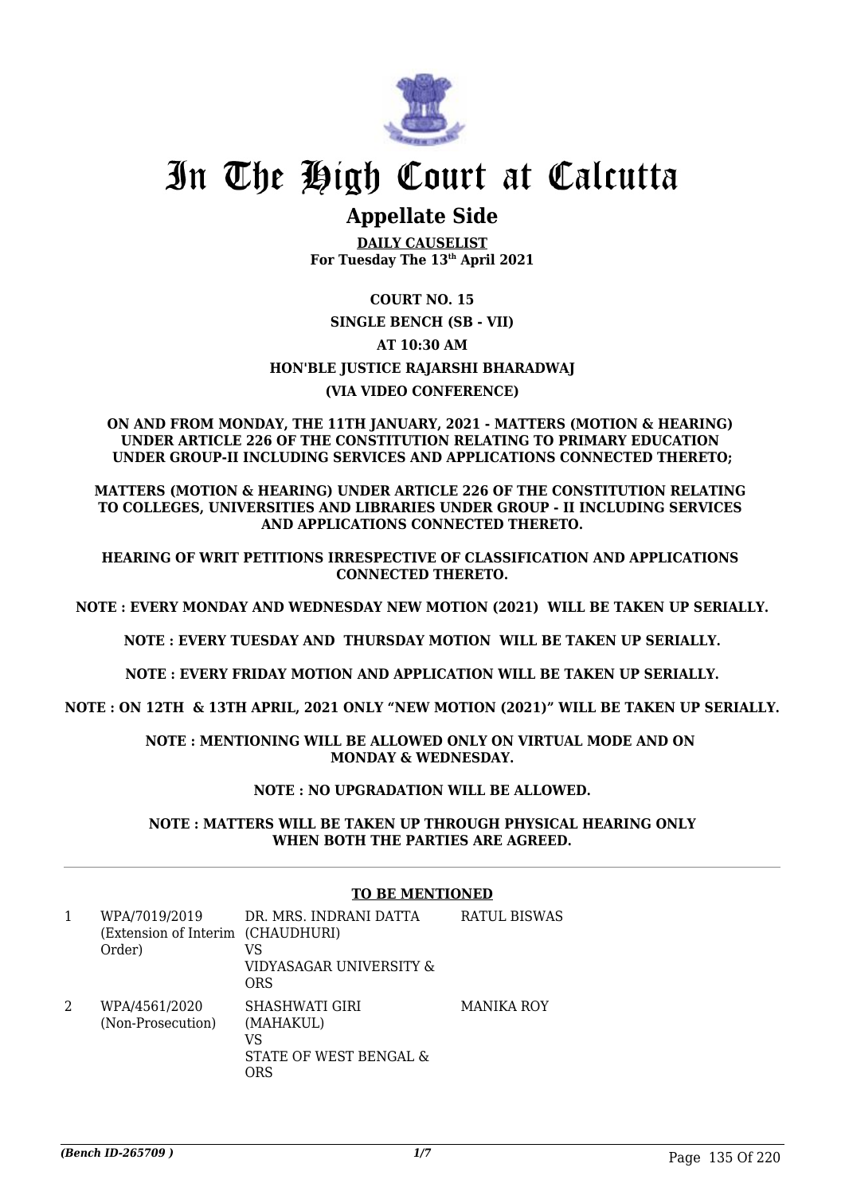# In The High Court at Calcutta

## Appellate Side

**DAILY CAUSELIST**
**For Tuesday The 13th April 2021**

**COURT NO. 15**

**SINGLE BENCH (SB - VII)**

**AT 10:30 AM**

**HON'BLE JUSTICE RAJARSHI BHARADWAJ**

**(VIA VIDEO CONFERENCE)**

**ON AND FROM MONDAY, THE 11TH JANUARY, 2021 - MATTERS (MOTION & HEARING) UNDER ARTICLE 226 OF THE CONSTITUTION RELATING TO PRIMARY EDUCATION UNDER GROUP-II INCLUDING SERVICES AND APPLICATIONS CONNECTED THERETO;**

**MATTERS (MOTION & HEARING) UNDER ARTICLE 226 OF THE CONSTITUTION RELATING TO COLLEGES, UNIVERSITIES AND LIBRARIES UNDER GROUP - II INCLUDING SERVICES AND APPLICATIONS CONNECTED THERETO.**

**HEARING OF WRIT PETITIONS IRRESPECTIVE OF CLASSIFICATION AND APPLICATIONS CONNECTED THERETO.**

**NOTE : EVERY MONDAY AND WEDNESDAY NEW MOTION (2021) WILL BE TAKEN UP SERIALLY.**

**NOTE : EVERY TUESDAY AND THURSDAY MOTION WILL BE TAKEN UP SERIALLY.**

**NOTE : EVERY FRIDAY MOTION AND APPLICATION WILL BE TAKEN UP SERIALLY.**

**NOTE : ON 12TH & 13TH APRIL, 2021 ONLY "NEW MOTION (2021)" WILL BE TAKEN UP SERIALLY.**

**NOTE : MENTIONING WILL BE ALLOWED ONLY ON VIRTUAL MODE AND ON MONDAY & WEDNESDAY.**

**NOTE : NO UPGRADATION WILL BE ALLOWED.**

**NOTE : MATTERS WILL BE TAKEN UP THROUGH PHYSICAL HEARING ONLY WHEN BOTH THE PARTIES ARE AGREED.**

**TO BE MENTIONED**

| | | | |
|---|---|---|---|
| 1 | WPA/7019/2019 (Extension of Interim Order) | DR. MRS. INDRANI DATTA (CHAUDHURI) VS VIDYASAGAR UNIVERSITY & ORS | RATUL BISWAS |
| 2 | WPA/4561/2020 (Non-Prosecution) | SHASHWATI GIRI (MAHAKUL) VS STATE OF WEST BENGAL & ORS | MANIKA ROY |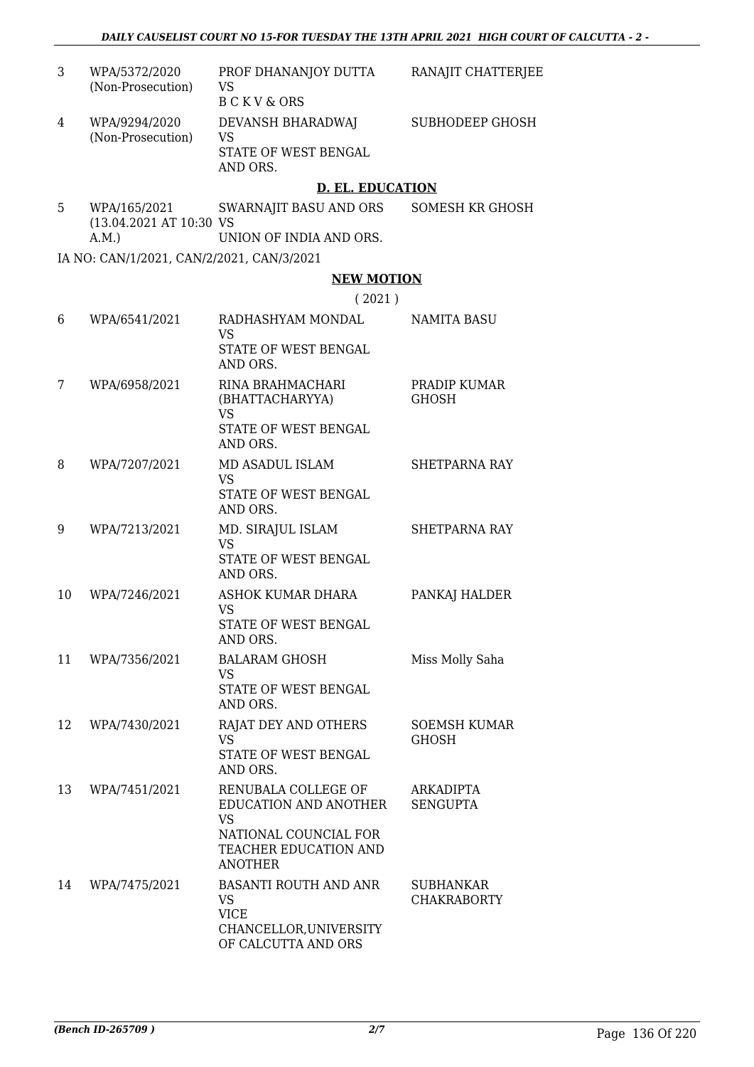| 3 | WPA/5372/2020 (Non-Prosecution) | PROF DHANANJOY DUTTA VS B C K V & ORS | RANAJIT CHATTERJEE |
|---|---|---|---|
| 4 | WPA/9294/2020 (Non-Prosecution) | DEVANSH BHARADWAJ VS STATE OF WEST BENGAL AND ORS. | SUBHODEEP GHOSH |

## D. EL. EDUCATION

| 5 | WPA/165/2021 (13.04.2021 AT 10:30 A.M.) | SWARNAJIT BASU AND ORS VS UNION OF INDIA AND ORS. | SOMESH KR GHOSH |
|---|---|---|---|

IA NO: CAN/1/2021, CAN/2/2021, CAN/3/2021

## NEW MOTION

( 2021 )

| 6 | WPA/6541/2021 | RADHASHYAM MONDAL VS STATE OF WEST BENGAL AND ORS. | NAMITA BASU |
|---|---|---|---|
| 7 | WPA/6958/2021 | RINA BRAHMACHARI (BHATTACHARYYA) VS STATE OF WEST BENGAL AND ORS. | PRADIP KUMAR GHOSH |
| 8 | WPA/7207/2021 | MD ASADUL ISLAM VS STATE OF WEST BENGAL AND ORS. | SHETPARNA RAY |
| 9 | WPA/7213/2021 | MD. SIRAJUL ISLAM VS STATE OF WEST BENGAL AND ORS. | SHETPARNA RAY |
| 10 | WPA/7246/2021 | ASHOK KUMAR DHARA VS STATE OF WEST BENGAL AND ORS. | PANKAJ HALDER |
| 11 | WPA/7356/2021 | BALARAM GHOSH VS STATE OF WEST BENGAL AND ORS. | Miss Molly Saha |
| 12 | WPA/7430/2021 | RAJAT DEY AND OTHERS VS STATE OF WEST BENGAL AND ORS. | SOEMSH KUMAR GHOSH |
| 13 | WPA/7451/2021 | RENUBALA COLLEGE OF EDUCATION AND ANOTHER VS NATIONAL COUNCIAL FOR TEACHER EDUCATION AND ANOTHER | ARKADIPTA SENGUPTA |
| 14 | WPA/7475/2021 | BASANTI ROUTH AND ANR VS VICE CHANCELLOR,UNIVERSITY OF CALCUTTA AND ORS | SUBHANKAR CHAKRABORTY |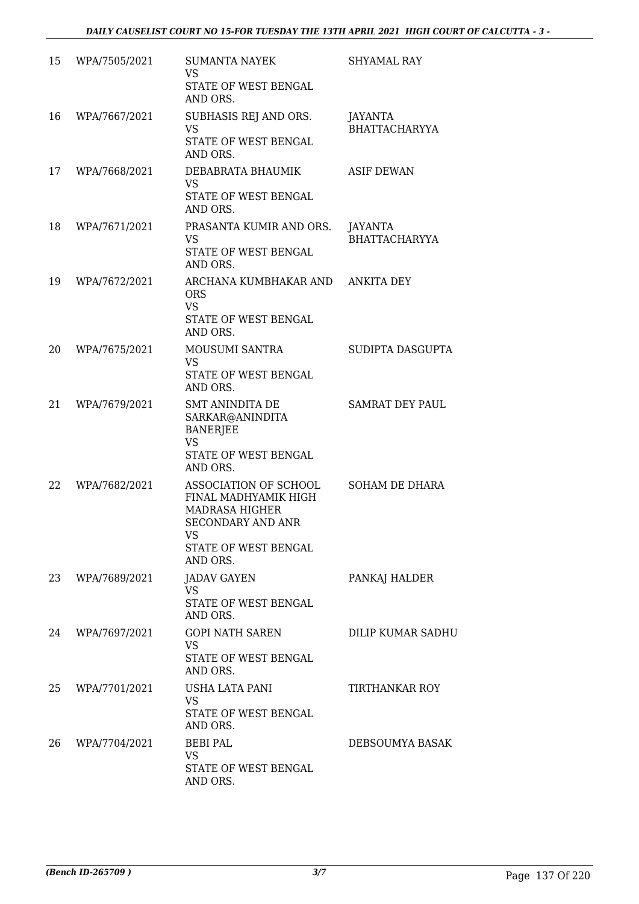| 15 | WPA/7505/2021 | SUMANTA NAYEK<br>VS<br>STATE OF WEST BENGAL AND ORS. | SHYAMAL RAY |
|---|---|---|---|
| 16 | WPA/7667/2021 | SUBHASIS REJ AND ORS.<br>VS<br>STATE OF WEST BENGAL AND ORS. | JAYANTA BHATTACHARYYA |
| 17 | WPA/7668/2021 | DEBABRATA BHAUMIK<br>VS<br>STATE OF WEST BENGAL AND ORS. | ASIF DEWAN |
| 18 | WPA/7671/2021 | PRASANTA KUMIR AND ORS.<br>VS<br>STATE OF WEST BENGAL AND ORS. | JAYANTA BHATTACHARYYA |
| 19 | WPA/7672/2021 | ARCHANA KUMBHAKAR AND ORS<br>VS<br>STATE OF WEST BENGAL AND ORS. | ANKITA DEY |
| 20 | WPA/7675/2021 | MOUSUMI SANTRA<br>VS<br>STATE OF WEST BENGAL AND ORS. | SUDIPTA DASGUPTA |
| 21 | WPA/7679/2021 | SMT ANINDITA DE SARKAR@ANINDITA BANERJEE<br>VS<br>STATE OF WEST BENGAL AND ORS. | SAMRAT DEY PAUL |
| 22 | WPA/7682/2021 | ASSOCIATION OF SCHOOL FINAL MADHYAMIK HIGH MADRASA HIGHER SECONDARY AND ANR<br>VS<br>STATE OF WEST BENGAL AND ORS. | SOHAM DE DHARA |
| 23 | WPA/7689/2021 | JADAV GAYEN<br>VS<br>STATE OF WEST BENGAL AND ORS. | PANKAJ HALDER |
| 24 | WPA/7697/2021 | GOPI NATH SAREN<br>VS<br>STATE OF WEST BENGAL AND ORS. | DILIP KUMAR SADHU |
| 25 | WPA/7701/2021 | USHA LATA PANI<br>VS<br>STATE OF WEST BENGAL AND ORS. | TIRTHANKAR ROY |
| 26 | WPA/7704/2021 | BEBI PAL<br>VS<br>STATE OF WEST BENGAL AND ORS. | DEBSOUMYA BASAK |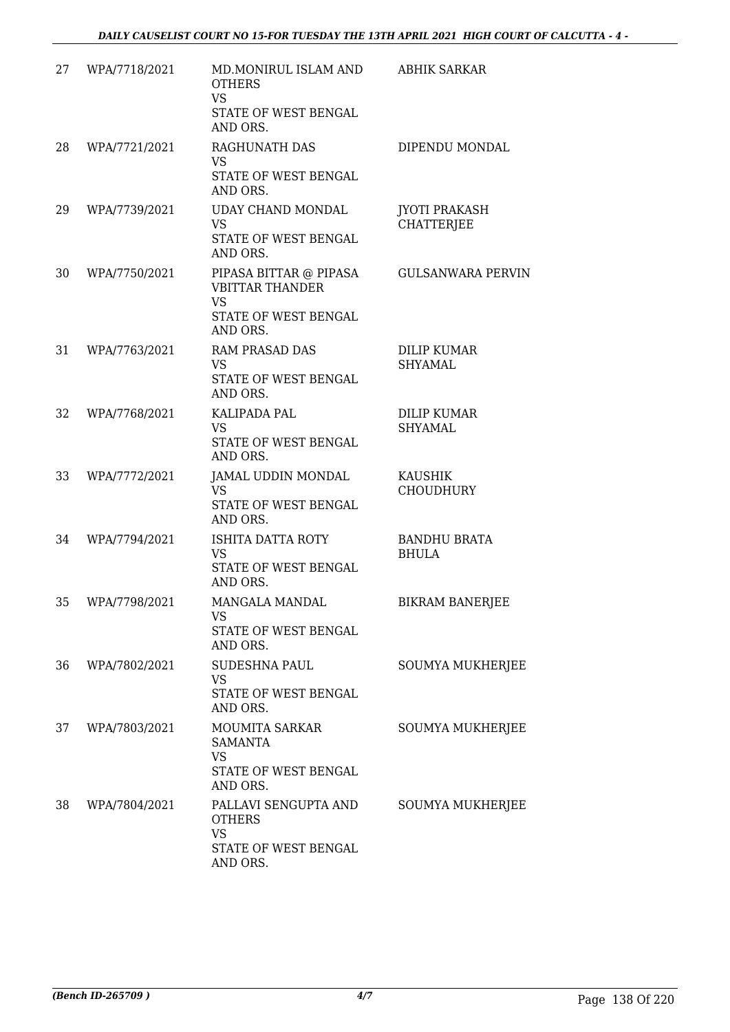| 27 | WPA/7718/2021 | MD.MONIRUL ISLAM AND OTHERS<br>VS<br>STATE OF WEST BENGAL AND ORS. | ABHIK SARKAR |
|---|---|---|---|
| 28 | WPA/7721/2021 | RAGHUNATH DAS<br>VS<br>STATE OF WEST BENGAL AND ORS. | DIPENDU MONDAL |
| 29 | WPA/7739/2021 | UDAY CHAND MONDAL<br>VS<br>STATE OF WEST BENGAL AND ORS. | JYOTI PRAKASH CHATTERJEE |
| 30 | WPA/7750/2021 | PIPASA BITTAR @ PIPASA VBITTAR THANDER<br>VS<br>STATE OF WEST BENGAL AND ORS. | GULSANWARA PERVIN |
| 31 | WPA/7763/2021 | RAM PRASAD DAS<br>VS<br>STATE OF WEST BENGAL AND ORS. | DILIP KUMAR SHYAMAL |
| 32 | WPA/7768/2021 | KALIPADA PAL<br>VS<br>STATE OF WEST BENGAL AND ORS. | DILIP KUMAR SHYAMAL |
| 33 | WPA/7772/2021 | JAMAL UDDIN MONDAL<br>VS<br>STATE OF WEST BENGAL AND ORS. | KAUSHIK CHOUDHURY |
| 34 | WPA/7794/2021 | ISHITA DATTA ROTY<br>VS<br>STATE OF WEST BENGAL AND ORS. | BANDHU BRATA BHULA |
| 35 | WPA/7798/2021 | MANGALA MANDAL<br>VS<br>STATE OF WEST BENGAL AND ORS. | BIKRAM BANERJEE |
| 36 | WPA/7802/2021 | SUDESHNA PAUL<br>VS<br>STATE OF WEST BENGAL AND ORS. | SOUMYA MUKHERJEE |
| 37 | WPA/7803/2021 | MOUMITA SARKAR SAMANTA<br>VS<br>STATE OF WEST BENGAL AND ORS. | SOUMYA MUKHERJEE |
| 38 | WPA/7804/2021 | PALLAVI SENGUPTA AND OTHERS<br>VS<br>STATE OF WEST BENGAL AND ORS. | SOUMYA MUKHERJEE |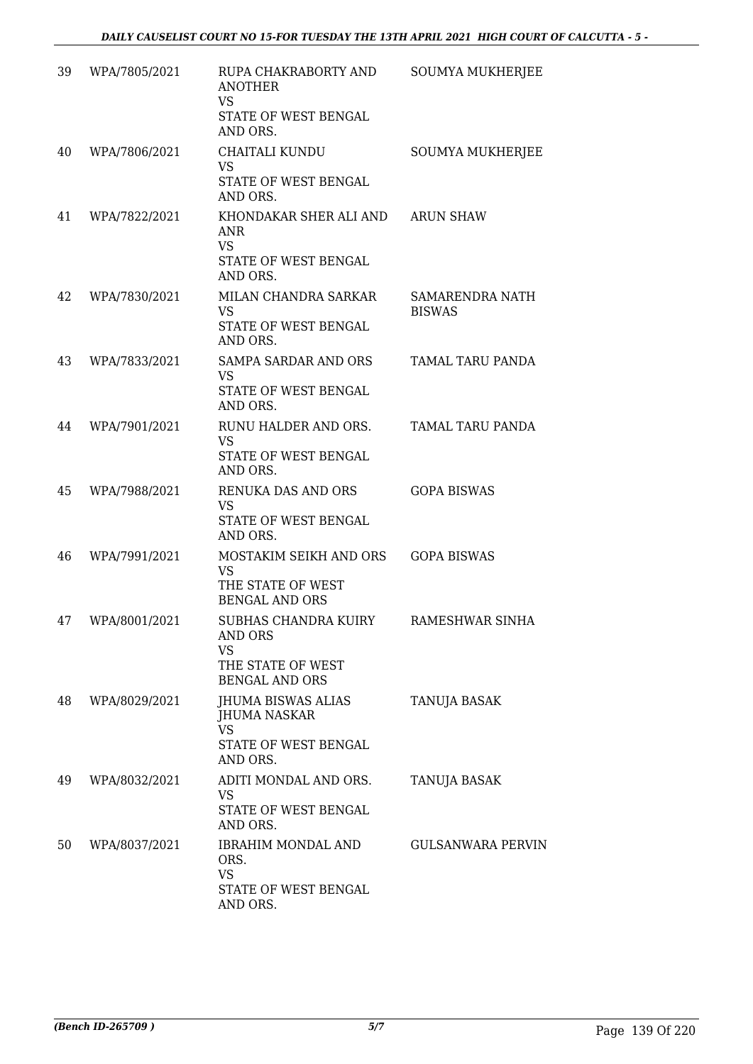| 39 | WPA/7805/2021 | RUPA CHAKRABORTY AND ANOTHER<br>VS<br>STATE OF WEST BENGAL AND ORS. | SOUMYA MUKHERJEE |
|---|---|---|---|
| 40 | WPA/7806/2021 | CHAITALI KUNDU<br>VS<br>STATE OF WEST BENGAL AND ORS. | SOUMYA MUKHERJEE |
| 41 | WPA/7822/2021 | KHONDAKAR SHER ALI AND ANR<br>VS<br>STATE OF WEST BENGAL AND ORS. | ARUN SHAW |
| 42 | WPA/7830/2021 | MILAN CHANDRA SARKAR<br>VS<br>STATE OF WEST BENGAL AND ORS. | SAMARENDRA NATH BISWAS |
| 43 | WPA/7833/2021 | SAMPA SARDAR AND ORS<br>VS<br>STATE OF WEST BENGAL AND ORS. | TAMAL TARU PANDA |
| 44 | WPA/7901/2021 | RUNU HALDER AND ORS.<br>VS<br>STATE OF WEST BENGAL AND ORS. | TAMAL TARU PANDA |
| 45 | WPA/7988/2021 | RENUKA DAS AND ORS<br>VS<br>STATE OF WEST BENGAL AND ORS. | GOPA BISWAS |
| 46 | WPA/7991/2021 | MOSTAKIM SEIKH AND ORS<br>VS<br>THE STATE OF WEST BENGAL AND ORS | GOPA BISWAS |
| 47 | WPA/8001/2021 | SUBHAS CHANDRA KUIRY AND ORS<br>VS<br>THE STATE OF WEST BENGAL AND ORS | RAMESHWAR SINHA |
| 48 | WPA/8029/2021 | JHUMA BISWAS ALIAS JHUMA NASKAR<br>VS<br>STATE OF WEST BENGAL AND ORS. | TANUJA BASAK |
| 49 | WPA/8032/2021 | ADITI MONDAL AND ORS.<br>VS<br>STATE OF WEST BENGAL AND ORS. | TANUJA BASAK |
| 50 | WPA/8037/2021 | IBRAHIM MONDAL AND ORS.<br>VS<br>STATE OF WEST BENGAL AND ORS. | GULSANWARA PERVIN |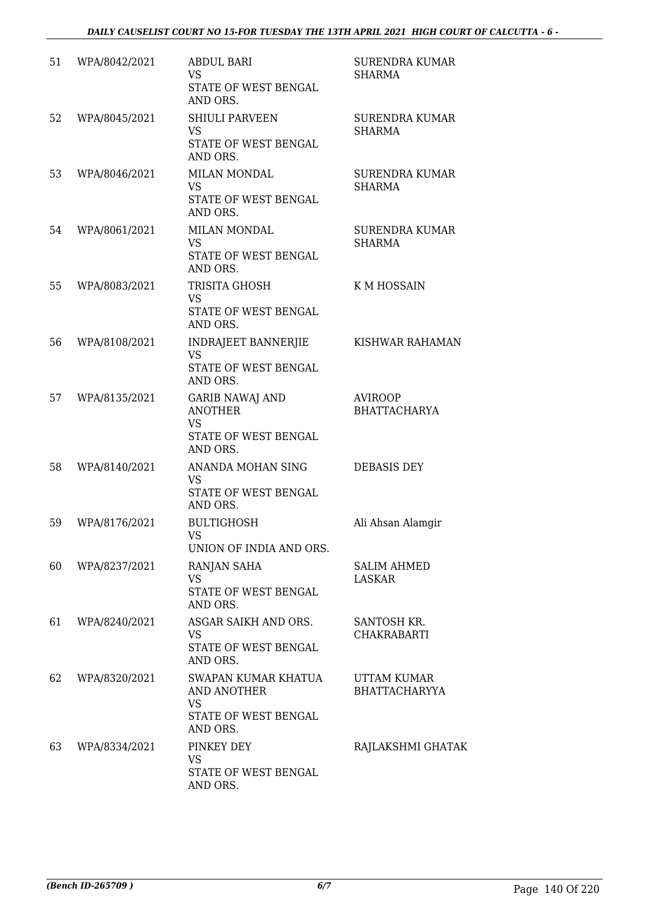| | | | |
|---|---|---|---|
| 51 | WPA/8042/2021 | ABDUL BARI<br>VS<br>STATE OF WEST BENGAL AND ORS. | SURENDRA KUMAR SHARMA |
| 52 | WPA/8045/2021 | SHIULI PARVEEN<br>VS<br>STATE OF WEST BENGAL AND ORS. | SURENDRA KUMAR SHARMA |
| 53 | WPA/8046/2021 | MILAN MONDAL<br>VS<br>STATE OF WEST BENGAL AND ORS. | SURENDRA KUMAR SHARMA |
| 54 | WPA/8061/2021 | MILAN MONDAL<br>VS<br>STATE OF WEST BENGAL AND ORS. | SURENDRA KUMAR SHARMA |
| 55 | WPA/8083/2021 | TRISITA GHOSH<br>VS<br>STATE OF WEST BENGAL AND ORS. | K M HOSSAIN |
| 56 | WPA/8108/2021 | INDRAJEET BANNERJIE<br>VS<br>STATE OF WEST BENGAL AND ORS. | KISHWAR RAHAMAN |
| 57 | WPA/8135/2021 | GARIB NAWAJ AND ANOTHER<br>VS<br>STATE OF WEST BENGAL AND ORS. | AVIROOP BHATTACHARYA |
| 58 | WPA/8140/2021 | ANANDA MOHAN SING<br>VS<br>STATE OF WEST BENGAL AND ORS. | DEBASIS DEY |
| 59 | WPA/8176/2021 | BULTIGHOSH<br>VS<br>UNION OF INDIA AND ORS. | Ali Ahsan Alamgir |
| 60 | WPA/8237/2021 | RANJAN SAHA<br>VS<br>STATE OF WEST BENGAL AND ORS. | SALIM AHMED LASKAR |
| 61 | WPA/8240/2021 | ASGAR SAIKH AND ORS.<br>VS<br>STATE OF WEST BENGAL AND ORS. | SANTOSH KR. CHAKRABARTI |
| 62 | WPA/8320/2021 | SWAPAN KUMAR KHATUA AND ANOTHER<br>VS<br>STATE OF WEST BENGAL AND ORS. | UTTAM KUMAR BHATTACHARYYA |
| 63 | WPA/8334/2021 | PINKEY DEY<br>VS<br>STATE OF WEST BENGAL AND ORS. | RAJLAKSHMI GHATAK |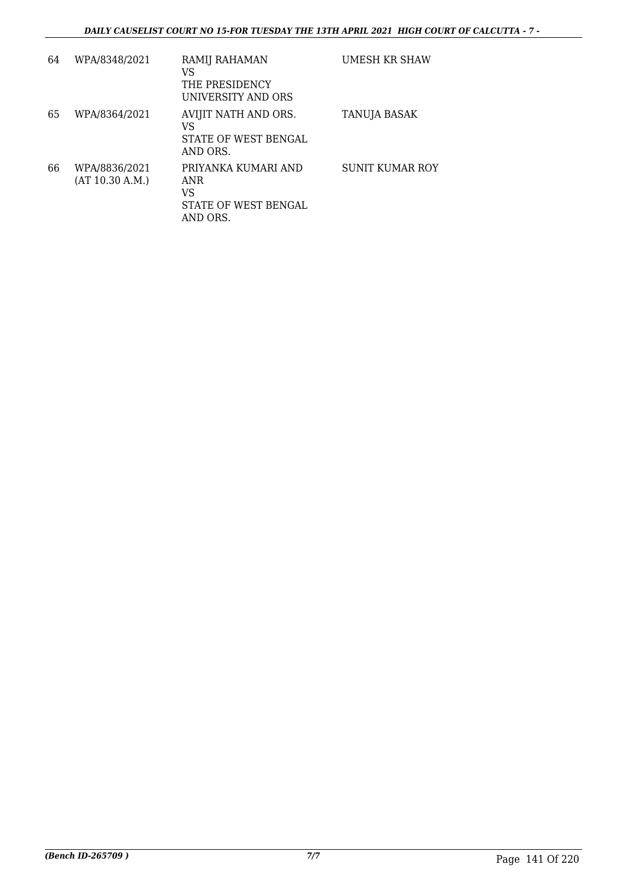| | | | |
|---|---|---|---|
| 64 | WPA/8348/2021 | RAMIJ RAHAMAN<br>VS<br>THE PRESIDENCY UNIVERSITY AND ORS | UMESH KR SHAW |
| 65 | WPA/8364/2021 | AVIJIT NATH AND ORS.<br>VS<br>STATE OF WEST BENGAL AND ORS. | TANUJA BASAK |
| 66 | WPA/8836/2021<br>(AT 10.30 A.M.) | PRIYANKA KUMARI AND ANR<br>VS<br>STATE OF WEST BENGAL AND ORS. | SUNIT KUMAR ROY |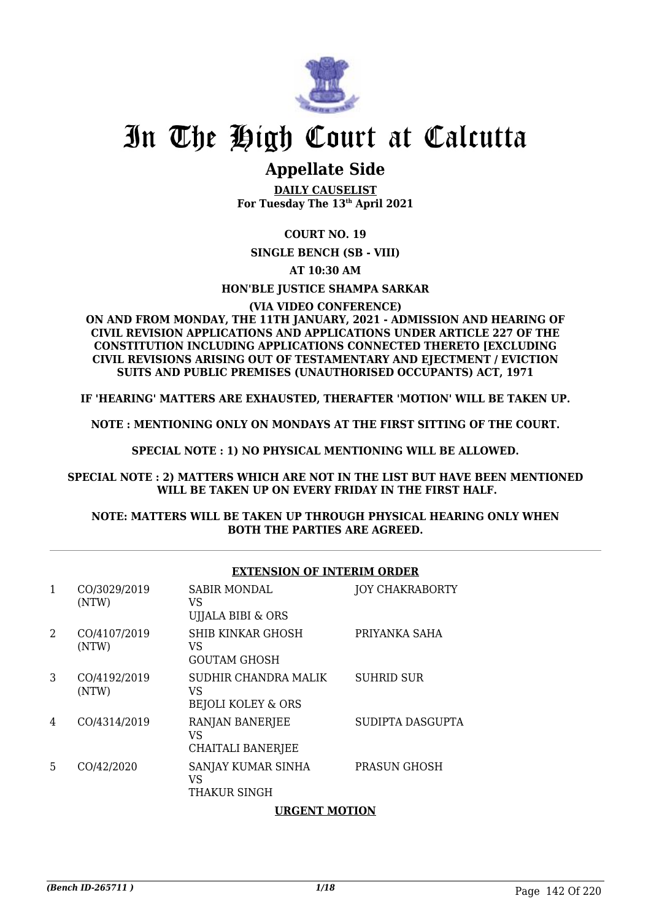# In The High Court at Calcutta

## Appellate Side

**DAILY CAUSELIST**
**For Tuesday The 13th April 2021**

**COURT NO. 19**

**SINGLE BENCH (SB - VIII)**

**AT 10:30 AM**

**HON'BLE JUSTICE SHAMPA SARKAR**

**(VIA VIDEO CONFERENCE)**

**ON AND FROM MONDAY, THE 11TH JANUARY, 2021 - ADMISSION AND HEARING OF CIVIL REVISION APPLICATIONS AND APPLICATIONS UNDER ARTICLE 227 OF THE CONSTITUTION INCLUDING APPLICATIONS CONNECTED THERETO [EXCLUDING CIVIL REVISIONS ARISING OUT OF TESTAMENTARY AND EJECTMENT / EVICTION SUITS AND PUBLIC PREMISES (UNAUTHORISED OCCUPANTS) ACT, 1971**

**IF 'HEARING' MATTERS ARE EXHAUSTED, THERAFTER 'MOTION' WILL BE TAKEN UP.**

**NOTE : MENTIONING ONLY ON MONDAYS AT THE FIRST SITTING OF THE COURT.**

**SPECIAL NOTE : 1) NO PHYSICAL MENTIONING WILL BE ALLOWED.**

**SPECIAL NOTE : 2) MATTERS WHICH ARE NOT IN THE LIST BUT HAVE BEEN MENTIONED WILL BE TAKEN UP ON EVERY FRIDAY IN THE FIRST HALF.**

**NOTE: MATTERS WILL BE TAKEN UP THROUGH PHYSICAL HEARING ONLY WHEN BOTH THE PARTIES ARE AGREED.**

**EXTENSION OF INTERIM ORDER**

| | | | |
|---|---|---|---|
| 1 | CO/3029/2019 (NTW) | SABIR MONDAL VS UJJALA BIBI & ORS | JOY CHAKRABORTY |
| 2 | CO/4107/2019 (NTW) | SHIB KINKAR GHOSH VS GOUTAM GHOSH | PRIYANKA SAHA |
| 3 | CO/4192/2019 (NTW) | SUDHIR CHANDRA MALIK VS BEJOLI KOLEY & ORS | SUHRID SUR |
| 4 | CO/4314/2019 | RANJAN BANERJEE VS CHAITALI BANERJEE | SUDIPTA DASGUPTA |
| 5 | CO/42/2020 | SANJAY KUMAR SINHA VS THAKUR SINGH | PRASUN GHOSH |

**URGENT MOTION**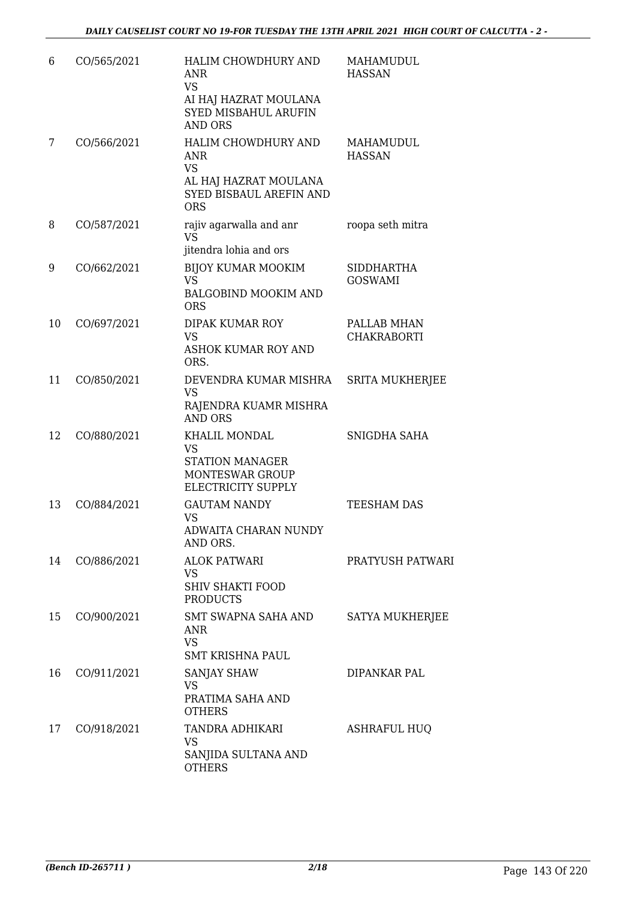| 6 | CO/565/2021 | HALIM CHOWDHURY AND ANR<br>VS<br>AI HAJ HAZRAT MOULANA SYED MISBAHUL ARUFIN AND ORS | MAHAMUDUL HASSAN |
|---|---|---|---|
| 7 | CO/566/2021 | HALIM CHOWDHURY AND ANR<br>VS<br>AL HAJ HAZRAT MOULANA SYED BISBAUL AREFIN AND ORS | MAHAMUDUL HASSAN |
| 8 | CO/587/2021 | rajiv agarwalla and anr<br>VS<br>jitendra lohia and ors | roopa seth mitra |
| 9 | CO/662/2021 | BIJOY KUMAR MOOKIM<br>VS<br>BALGOBIND MOOKIM AND ORS | SIDDHARTHA GOSWAMI |
| 10 | CO/697/2021 | DIPAK KUMAR ROY<br>VS<br>ASHOK KUMAR ROY AND ORS. | PALLAB MHAN CHAKRABORTI |
| 11 | CO/850/2021 | DEVENDRA KUMAR MISHRA<br>VS<br>RAJENDRA KUAMR MISHRA AND ORS | SRITA MUKHERJEE |
| 12 | CO/880/2021 | KHALIL MONDAL<br>VS<br>STATION MANAGER MONTESWAR GROUP ELECTRICITY SUPPLY | SNIGDHA SAHA |
| 13 | CO/884/2021 | GAUTAM NANDY<br>VS<br>ADWAITA CHARAN NUNDY AND ORS. | TEESHAM DAS |
| 14 | CO/886/2021 | ALOK PATWARI<br>VS<br>SHIV SHAKTI FOOD PRODUCTS | PRATYUSH PATWARI |
| 15 | CO/900/2021 | SMT SWAPNA SAHA AND ANR<br>VS<br>SMT KRISHNA PAUL | SATYA MUKHERJEE |
| 16 | CO/911/2021 | SANJAY SHAW<br>VS<br>PRATIMA SAHA AND OTHERS | DIPANKAR PAL |
| 17 | CO/918/2021 | TANDRA ADHIKARI<br>VS<br>SANJIDA SULTANA AND OTHERS | ASHRAFUL HUQ |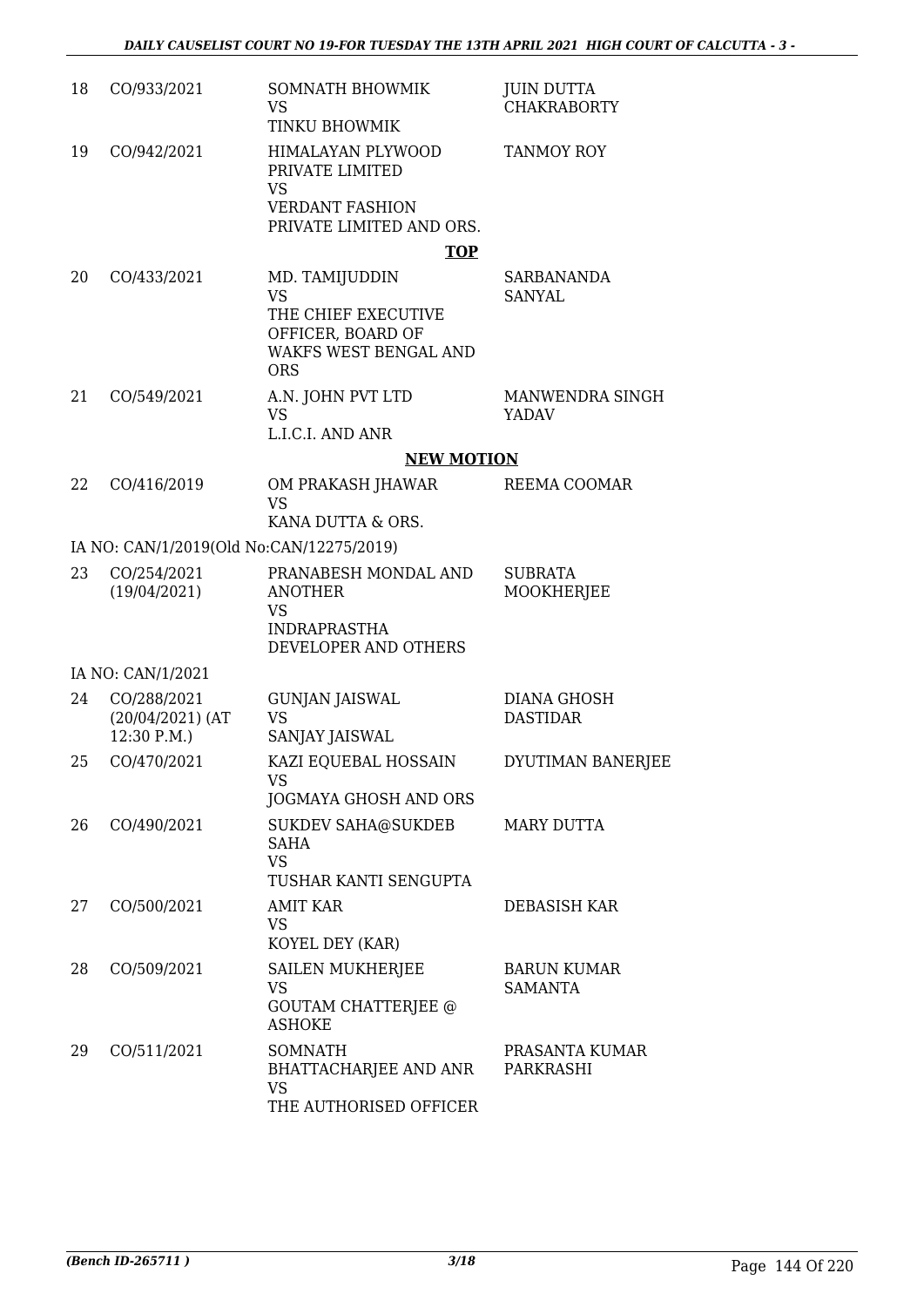| | | | |
|---|---|---|---|
| 18 | CO/933/2021 | SOMNATH BHOWMIK<br>VS<br>TINKU BHOWMIK | JUIN DUTTA CHAKRABORTY |
| 19 | CO/942/2021 | HIMALAYAN PLYWOOD PRIVATE LIMITED<br>VS<br>VERDANT FASHION PRIVATE LIMITED AND ORS. | TANMOY ROY |

**TOP**

| | | | |
|---|---|---|---|
| 20 | CO/433/2021 | MD. TAMIJUDDIN<br>VS<br>THE CHIEF EXECUTIVE OFFICER, BOARD OF WAKFS WEST BENGAL AND ORS | SARBANANDA SANYAL |
| 21 | CO/549/2021 | A.N. JOHN PVT LTD<br>VS<br>L.I.C.I. AND ANR | MANWENDRA SINGH YADAV |

**NEW MOTION**

| | | | |
|---|---|---|---|
| 22 | CO/416/2019 | OM PRAKASH JHAWAR<br>VS<br>KANA DUTTA & ORS. | REEMA COOMAR |
| | IA NO: CAN/1/2019(Old No:CAN/12275/2019) | | |
| 23 | CO/254/2021<br>(19/04/2021) | PRANABESH MONDAL AND ANOTHER<br>VS<br>INDRAPRASTHA DEVELOPER AND OTHERS | SUBRATA MOOKHERJEE |
| | IA NO: CAN/1/2021 | | |
| 24 | CO/288/2021<br>(20/04/2021) (AT 12:30 P.M.) | GUNJAN JAISWAL<br>VS<br>SANJAY JAISWAL | DIANA GHOSH DASTIDAR |
| 25 | CO/470/2021 | KAZI EQUEBAL HOSSAIN<br>VS<br>JOGMAYA GHOSH AND ORS | DYUTIMAN BANERJEE |
| 26 | CO/490/2021 | SUKDEV SAHA@SUKDEB SAHA<br>VS<br>TUSHAR KANTI SENGUPTA | MARY DUTTA |
| 27 | CO/500/2021 | AMIT KAR<br>VS<br>KOYEL DEY (KAR) | DEBASISH KAR |
| 28 | CO/509/2021 | SAILEN MUKHERJEE<br>VS<br>GOUTAM CHATTERJEE @ ASHOKE | BARUN KUMAR SAMANTA |
| 29 | CO/511/2021 | SOMNATH BHATTACHARJEE AND ANR<br>VS<br>THE AUTHORISED OFFICER | PRASANTA KUMAR PARKRASHI |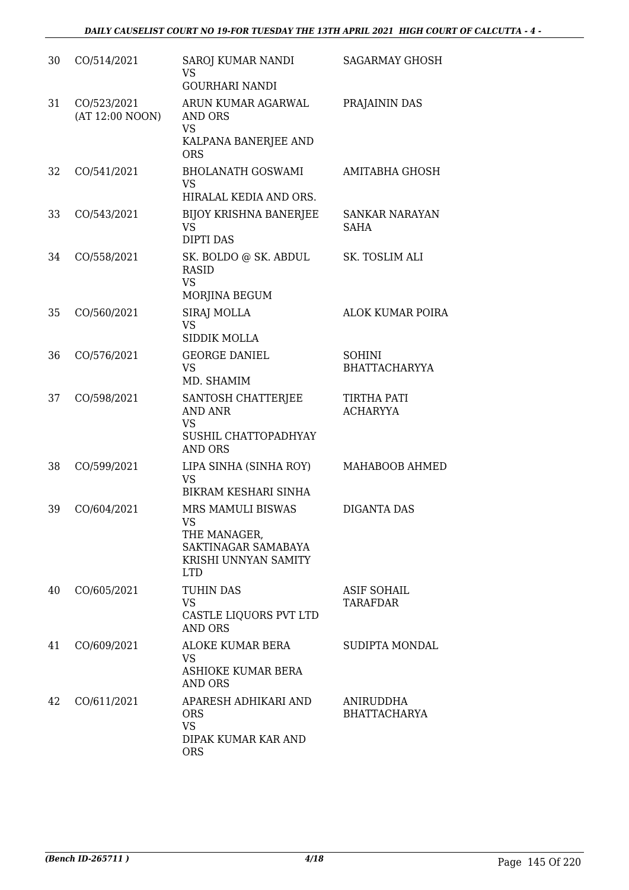| | | | |
|---|---|---|---|
| 30 | CO/514/2021 | SAROJ KUMAR NANDI<br>VS<br>GOURHARI NANDI | SAGARMAY GHOSH |
| 31 | CO/523/2021<br>(AT 12:00 NOON) | ARUN KUMAR AGARWAL AND ORS<br>VS<br>KALPANA BANERJEE AND ORS | PRAJAININ DAS |
| 32 | CO/541/2021 | BHOLANATH GOSWAMI<br>VS<br>HIRALAL KEDIA AND ORS. | AMITABHA GHOSH |
| 33 | CO/543/2021 | BIJOY KRISHNA BANERJEE<br>VS<br>DIPTI DAS | SANKAR NARAYAN SAHA |
| 34 | CO/558/2021 | SK. BOLDO @ SK. ABDUL RASID<br>VS<br>MORJINA BEGUM | SK. TOSLIM ALI |
| 35 | CO/560/2021 | SIRAJ MOLLA<br>VS<br>SIDDIK MOLLA | ALOK KUMAR POIRA |
| 36 | CO/576/2021 | GEORGE DANIEL<br>VS<br>MD. SHAMIM | SOHINI BHATTACHARYYA |
| 37 | CO/598/2021 | SANTOSH CHATTERJEE AND ANR<br>VS<br>SUSHIL CHATTOPADHYAY AND ORS | TIRTHA PATI ACHARYYA |
| 38 | CO/599/2021 | LIPA SINHA (SINHA ROY)<br>VS<br>BIKRAM KESHARI SINHA | MAHABOOB AHMED |
| 39 | CO/604/2021 | MRS MAMULI BISWAS<br>VS<br>THE MANAGER, SAKTINAGAR SAMABAYA KRISHI UNNYAN SAMITY LTD | DIGANTA DAS |
| 40 | CO/605/2021 | TUHIN DAS<br>VS<br>CASTLE LIQUORS PVT LTD AND ORS | ASIF SOHAIL TARAFDAR |
| 41 | CO/609/2021 | ALOKE KUMAR BERA<br>VS<br>ASHIOKE KUMAR BERA AND ORS | SUDIPTA MONDAL |
| 42 | CO/611/2021 | APARESH ADHIKARI AND ORS<br>VS<br>DIPAK KUMAR KAR AND ORS | ANIRUDDHA BHATTACHARYA |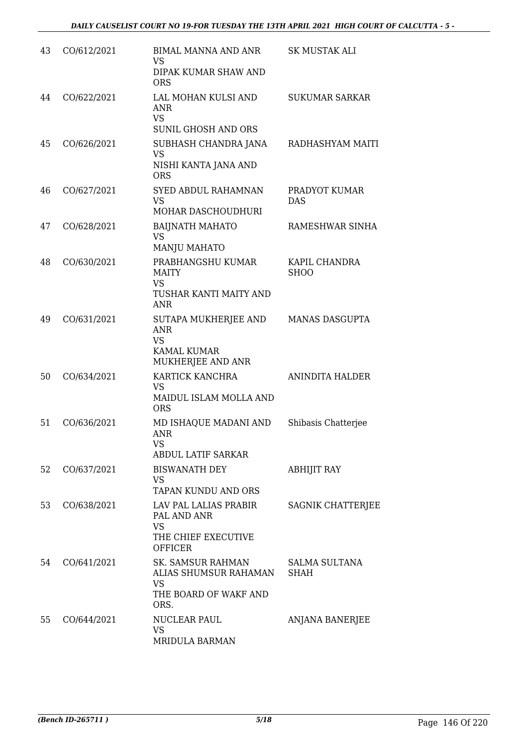| 43 | CO/612/2021 | BIMAL MANNA AND ANR<br>VS<br>DIPAK KUMAR SHAW AND ORS | SK MUSTAK ALI |
|---|---|---|---|
| 44 | CO/622/2021 | LAL MOHAN KULSI AND ANR<br>VS<br>SUNIL GHOSH AND ORS | SUKUMAR SARKAR |
| 45 | CO/626/2021 | SUBHASH CHANDRA JANA<br>VS<br>NISHI KANTA JANA AND ORS | RADHASHYAM MAITI |
| 46 | CO/627/2021 | SYED ABDUL RAHAMNAN<br>VS<br>MOHAR DASCHOUDHURI | PRADYOT KUMAR DAS |
| 47 | CO/628/2021 | BAIJNATH MAHATO<br>VS<br>MANJU MAHATO | RAMESHWAR SINHA |
| 48 | CO/630/2021 | PRABHANGSHU KUMAR MAITY<br>VS<br>TUSHAR KANTI MAITY AND ANR | KAPIL CHANDRA SHOO |
| 49 | CO/631/2021 | SUTAPA MUKHERJEE AND ANR<br>VS<br>KAMAL KUMAR MUKHERJEE AND ANR | MANAS DASGUPTA |
| 50 | CO/634/2021 | KARTICK KANCHRA<br>VS<br>MAIDUL ISLAM MOLLA AND ORS | ANINDITA HALDER |
| 51 | CO/636/2021 | MD ISHAQUE MADANI AND ANR<br>VS<br>ABDUL LATIF SARKAR | Shibasis Chatterjee |
| 52 | CO/637/2021 | BISWANATH DEY<br>VS<br>TAPAN KUNDU AND ORS | ABHIJIT RAY |
| 53 | CO/638/2021 | LAV PAL LALIAS PRABIR PAL AND ANR<br>VS<br>THE CHIEF EXECUTIVE OFFICER | SAGNIK CHATTERJEE |
| 54 | CO/641/2021 | SK. SAMSUR RAHMAN ALIAS SHUMSUR RAHAMAN<br>VS<br>THE BOARD OF WAKF AND ORS. | SALMA SULTANA SHAH |
| 55 | CO/644/2021 | NUCLEAR PAUL<br>VS<br>MRIDULA BARMAN | ANJANA BANERJEE |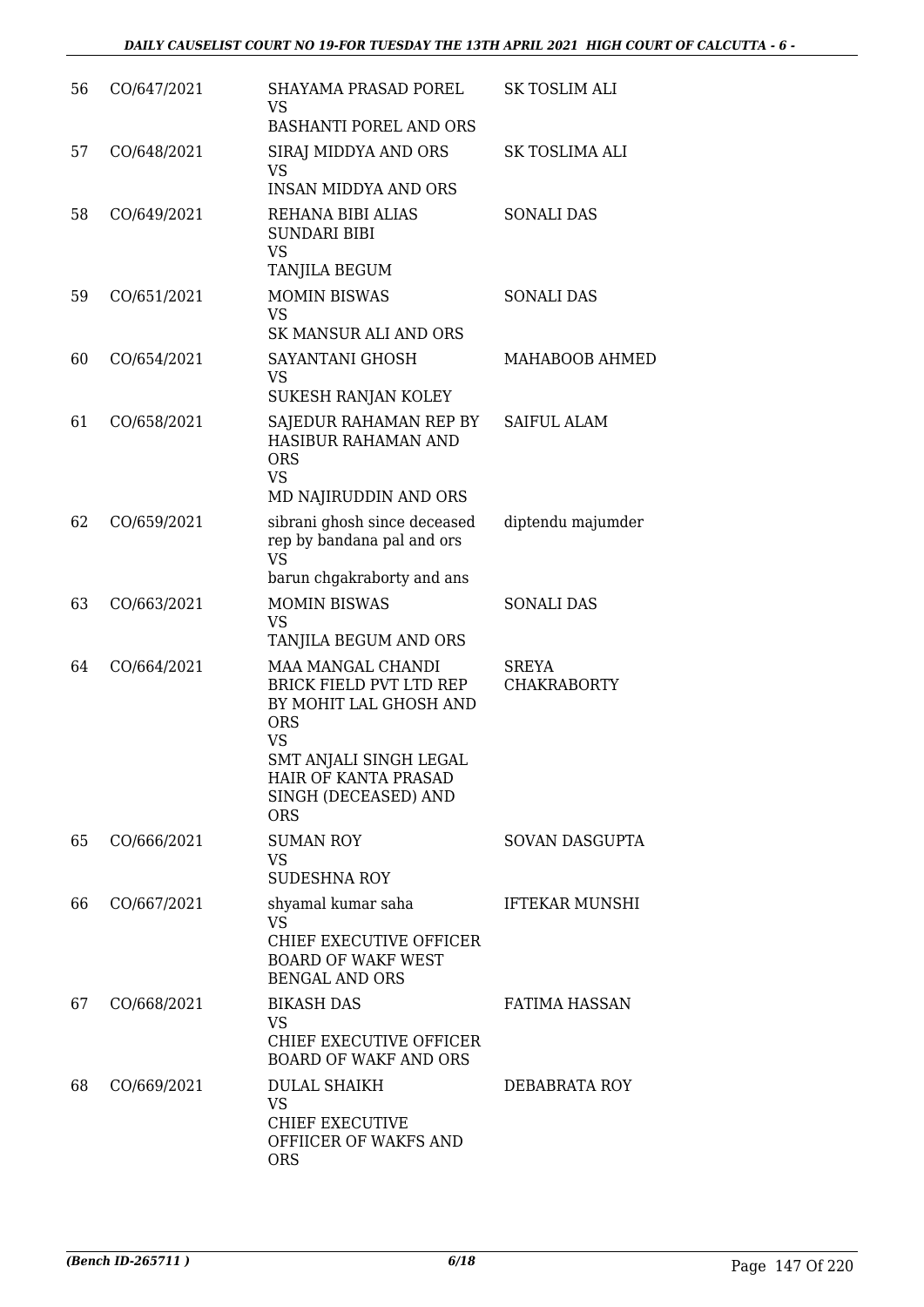| 56 | CO/647/2021 | SHAYAMA PRASAD POREL<br>VS<br>BASHANTI POREL AND ORS | SK TOSLIM ALI |
|---|---|---|---|
| 57 | CO/648/2021 | SIRAJ MIDDYA AND ORS<br>VS<br>INSAN MIDDYA AND ORS | SK TOSLIMA ALI |
| 58 | CO/649/2021 | REHANA BIBI ALIAS SUNDARI BIBI<br>VS<br>TANJILA BEGUM | SONALI DAS |
| 59 | CO/651/2021 | MOMIN BISWAS<br>VS<br>SK MANSUR ALI AND ORS | SONALI DAS |
| 60 | CO/654/2021 | SAYANTANI GHOSH<br>VS<br>SUKESH RANJAN KOLEY | MAHABOOB AHMED |
| 61 | CO/658/2021 | SAJEDUR RAHAMAN REP BY HASIBUR RAHAMAN AND ORS<br>VS<br>MD NAJIRUDDIN AND ORS | SAIFUL ALAM |
| 62 | CO/659/2021 | sibrani ghosh since deceased rep by bandana pal and ors<br>VS<br>barun chgakraborty and ans | diptendu majumder |
| 63 | CO/663/2021 | MOMIN BISWAS<br>VS<br>TANJILA BEGUM AND ORS | SONALI DAS |
| 64 | CO/664/2021 | MAA MANGAL CHANDI BRICK FIELD PVT LTD REP BY MOHIT LAL GHOSH AND ORS<br>VS<br>SMT ANJALI SINGH LEGAL HAIR OF KANTA PRASAD SINGH (DECEASED) AND ORS | SREYA CHAKRABORTY |
| 65 | CO/666/2021 | SUMAN ROY<br>VS<br>SUDESHNA ROY | SOVAN DASGUPTA |
| 66 | CO/667/2021 | shyamal kumar saha<br>VS<br>CHIEF EXECUTIVE OFFICER BOARD OF WAKF WEST BENGAL AND ORS | IFTEKAR MUNSHI |
| 67 | CO/668/2021 | BIKASH DAS<br>VS<br>CHIEF EXECUTIVE OFFICER BOARD OF WAKF AND ORS | FATIMA HASSAN |
| 68 | CO/669/2021 | DULAL SHAIKH<br>VS<br>CHIEF EXECUTIVE OFFIICER OF WAKFS AND ORS | DEBABRATA ROY |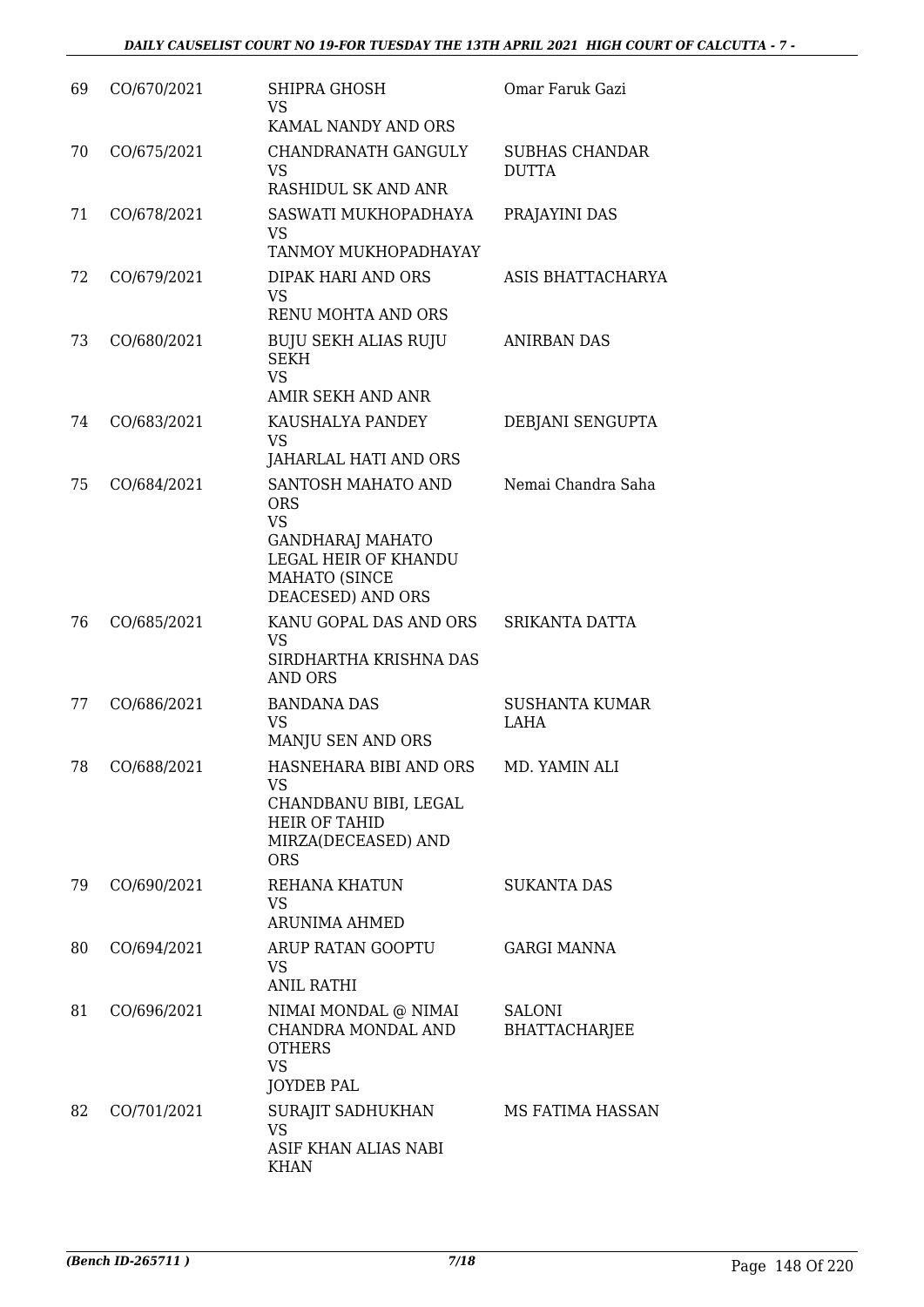| 69 | CO/670/2021 | SHIPRA GHOSH<br>VS<br>KAMAL NANDY AND ORS | Omar Faruk Gazi |
|---|---|---|---|
| 70 | CO/675/2021 | CHANDRANATH GANGULY<br>VS<br>RASHIDUL SK AND ANR | SUBHAS CHANDAR DUTTA |
| 71 | CO/678/2021 | SASWATI MUKHOPADHAYA<br>VS<br>TANMOY MUKHOPADHAYAY | PRAJAYINI DAS |
| 72 | CO/679/2021 | DIPAK HARI AND ORS<br>VS<br>RENU MOHTA AND ORS | ASIS BHATTACHARYA |
| 73 | CO/680/2021 | BUJU SEKH ALIAS RUJU SEKH<br>VS<br>AMIR SEKH AND ANR | ANIRBAN DAS |
| 74 | CO/683/2021 | KAUSHALYA PANDEY<br>VS<br>JAHARLAL HATI AND ORS | DEBJANI SENGUPTA |
| 75 | CO/684/2021 | SANTOSH MAHATO AND ORS<br>VS<br>GANDHARAJ MAHATO LEGAL HEIR OF KHANDU MAHATO (SINCE DEACESED) AND ORS | Nemai Chandra Saha |
| 76 | CO/685/2021 | KANU GOPAL DAS AND ORS<br>VS<br>SIRDHARTHA KRISHNA DAS AND ORS | SRIKANTA DATTA |
| 77 | CO/686/2021 | BANDANA DAS<br>VS<br>MANJU SEN AND ORS | SUSHANTA KUMAR LAHA |
| 78 | CO/688/2021 | HASNEHARA BIBI AND ORS<br>VS<br>CHANDBANU BIBI, LEGAL HEIR OF TAHID MIRZA(DECEASED) AND ORS | MD. YAMIN ALI |
| 79 | CO/690/2021 | REHANA KHATUN<br>VS<br>ARUNIMA AHMED | SUKANTA DAS |
| 80 | CO/694/2021 | ARUP RATAN GOOPTU<br>VS<br>ANIL RATHI | GARGI MANNA |
| 81 | CO/696/2021 | NIMAI MONDAL @ NIMAI CHANDRA MONDAL AND OTHERS<br>VS<br>JOYDEB PAL | SALONI BHATTACHARJEE |
| 82 | CO/701/2021 | SURAJIT SADHUKHAN<br>VS<br>ASIF KHAN ALIAS NABI KHAN | MS FATIMA HASSAN |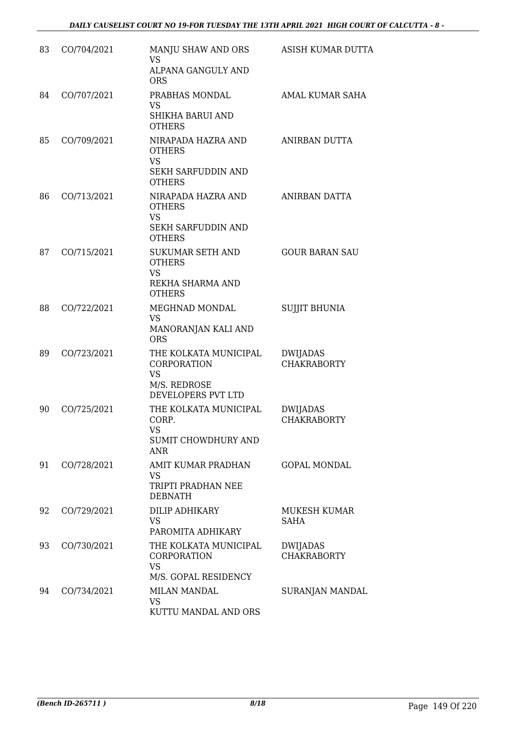| 83 | CO/704/2021 | MANJU SHAW AND ORS<br>VS<br>ALPANA GANGULY AND ORS | ASISH KUMAR DUTTA |
|---|---|---|---|
| 84 | CO/707/2021 | PRABHAS MONDAL<br>VS<br>SHIKHA BARUI AND OTHERS | AMAL KUMAR SAHA |
| 85 | CO/709/2021 | NIRAPADA HAZRA AND OTHERS<br>VS<br>SEKH SARFUDDIN AND OTHERS | ANIRBAN DUTTA |
| 86 | CO/713/2021 | NIRAPADA HAZRA AND OTHERS<br>VS<br>SEKH SARFUDDIN AND OTHERS | ANIRBAN DATTA |
| 87 | CO/715/2021 | SUKUMAR SETH AND OTHERS<br>VS<br>REKHA SHARMA AND OTHERS | GOUR BARAN SAU |
| 88 | CO/722/2021 | MEGHNAD MONDAL<br>VS<br>MANORANJAN KALI AND ORS | SUJJIT BHUNIA |
| 89 | CO/723/2021 | THE KOLKATA MUNICIPAL CORPORATION<br>VS<br>M/S. REDROSE DEVELOPERS PVT LTD | DWIJADAS CHAKRABORTY |
| 90 | CO/725/2021 | THE KOLKATA MUNICIPAL CORP.<br>VS<br>SUMIT CHOWDHURY AND ANR | DWIJADAS CHAKRABORTY |
| 91 | CO/728/2021 | AMIT KUMAR PRADHAN<br>VS<br>TRIPTI PRADHAN NEE DEBNATH | GOPAL MONDAL |
| 92 | CO/729/2021 | DILIP ADHIKARY<br>VS<br>PAROMITA ADHIKARY | MUKESH KUMAR SAHA |
| 93 | CO/730/2021 | THE KOLKATA MUNICIPAL CORPORATION<br>VS<br>M/S. GOPAL RESIDENCY | DWIJADAS CHAKRABORTY |
| 94 | CO/734/2021 | MILAN MANDAL<br>VS<br>KUTTU MANDAL AND ORS | SURANJAN MANDAL |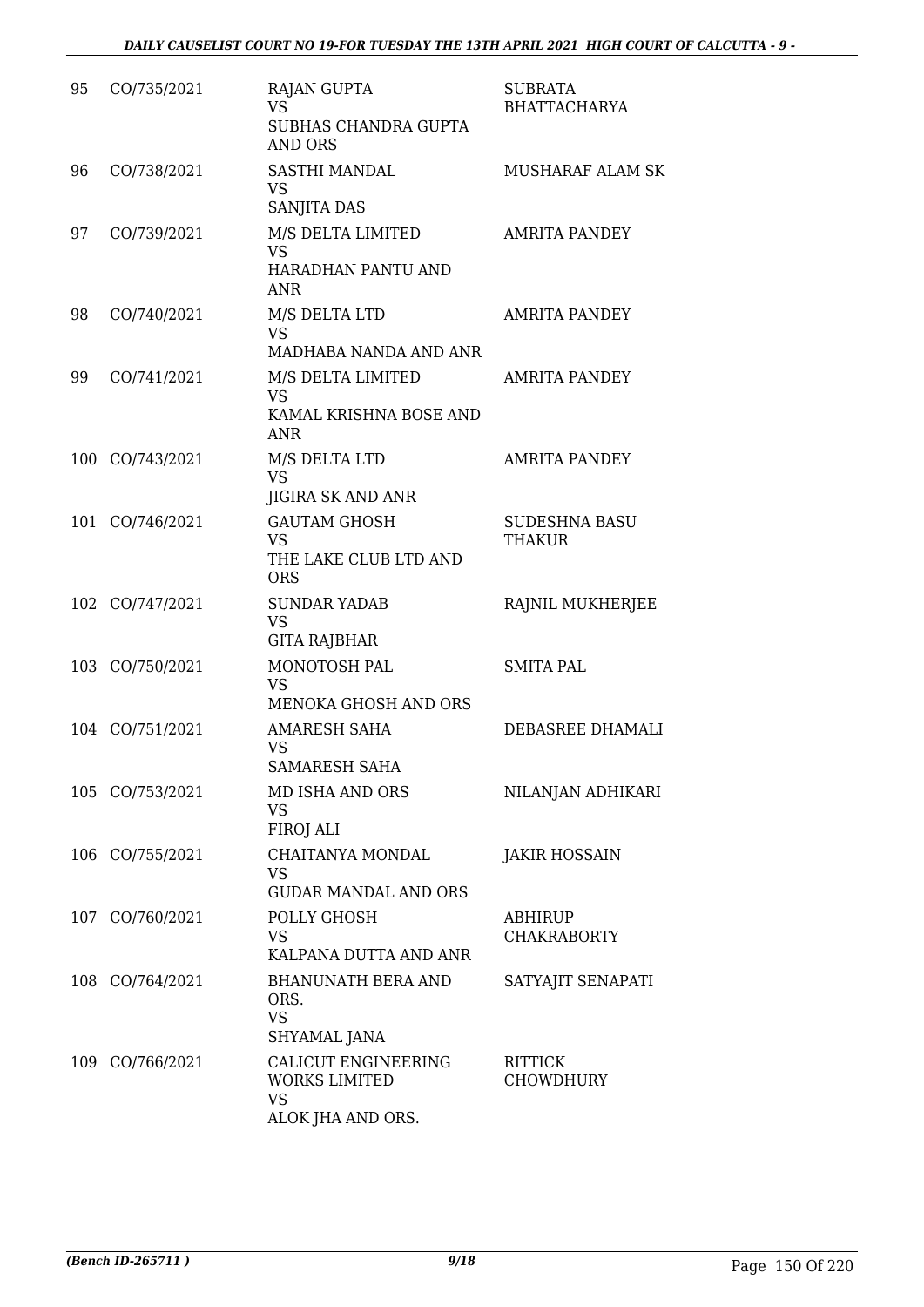| | | | |
|---|---|---|---|
| 95 | CO/735/2021 | RAJAN GUPTA<br>VS<br>SUBHAS CHANDRA GUPTA AND ORS | SUBRATA BHATTACHARYA |
| 96 | CO/738/2021 | SASTHI MANDAL<br>VS<br>SANJITA DAS | MUSHARAF ALAM SK |
| 97 | CO/739/2021 | M/S DELTA LIMITED<br>VS<br>HARADHAN PANTU AND ANR | AMRITA PANDEY |
| 98 | CO/740/2021 | M/S DELTA LTD<br>VS<br>MADHABA NANDA AND ANR | AMRITA PANDEY |
| 99 | CO/741/2021 | M/S DELTA LIMITED<br>VS<br>KAMAL KRISHNA BOSE AND ANR | AMRITA PANDEY |
| 100 | CO/743/2021 | M/S DELTA LTD<br>VS<br>JIGIRA SK AND ANR | AMRITA PANDEY |
| 101 | CO/746/2021 | GAUTAM GHOSH<br>VS<br>THE LAKE CLUB LTD AND ORS | SUDESHNA BASU THAKUR |
| 102 | CO/747/2021 | SUNDAR YADAB<br>VS<br>GITA RAJBHAR | RAJNIL MUKHERJEE |
| 103 | CO/750/2021 | MONOTOSH PAL<br>VS<br>MENOKA GHOSH AND ORS | SMITA PAL |
| 104 | CO/751/2021 | AMARESH SAHA<br>VS<br>SAMARESH SAHA | DEBASREE DHAMALI |
| 105 | CO/753/2021 | MD ISHA AND ORS<br>VS<br>FIROJ ALI | NILANJAN ADHIKARI |
| 106 | CO/755/2021 | CHAITANYA MONDAL<br>VS<br>GUDAR MANDAL AND ORS | JAKIR HOSSAIN |
| 107 | CO/760/2021 | POLLY GHOSH<br>VS<br>KALPANA DUTTA AND ANR | ABHIRUP CHAKRABORTY |
| 108 | CO/764/2021 | BHANUNATH BERA AND ORS.<br>VS<br>SHYAMAL JANA | SATYAJIT SENAPATI |
| 109 | CO/766/2021 | CALICUT ENGINEERING WORKS LIMITED<br>VS<br>ALOK JHA AND ORS. | RITTICK CHOWDHURY |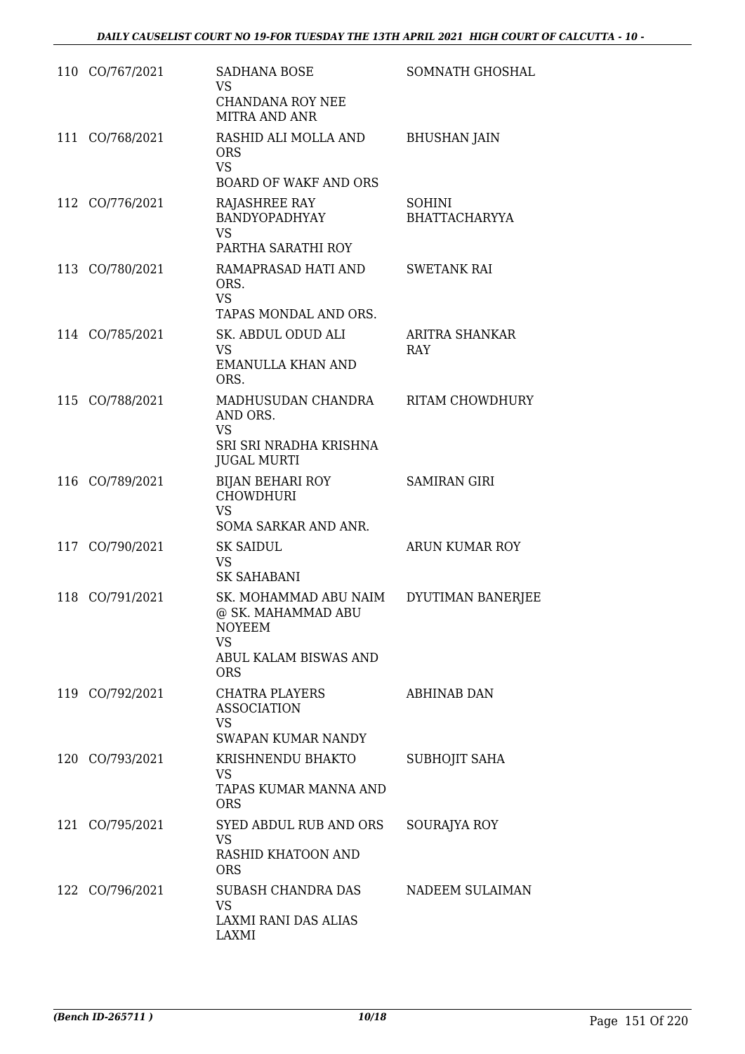| | | | |
|---|---|---|---|
| 110 | CO/767/2021 | SADHANA BOSE<br>VS<br>CHANDANA ROY NEE MITRA AND ANR | SOMNATH GHOSHAL |
| 111 | CO/768/2021 | RASHID ALI MOLLA AND ORS<br>VS<br>BOARD OF WAKF AND ORS | BHUSHAN JAIN |
| 112 | CO/776/2021 | RAJASHREE RAY BANDYOPADHYAY<br>VS<br>PARTHA SARATHI ROY | SOHINI BHATTACHARYYA |
| 113 | CO/780/2021 | RAMAPRASAD HATI AND ORS.<br>VS<br>TAPAS MONDAL AND ORS. | SWETANK RAI |
| 114 | CO/785/2021 | SK. ABDUL ODUD ALI<br>VS<br>EMANULLA KHAN AND ORS. | ARITRA SHANKAR RAY |
| 115 | CO/788/2021 | MADHUSUDAN CHANDRA AND ORS.<br>VS<br>SRI SRI NRADHA KRISHNA JUGAL MURTI | RITAM CHOWDHURY |
| 116 | CO/789/2021 | BIJAN BEHARI ROY CHOWDHURI<br>VS<br>SOMA SARKAR AND ANR. | SAMIRAN GIRI |
| 117 | CO/790/2021 | SK SAIDUL<br>VS<br>SK SAHABANI | ARUN KUMAR ROY |
| 118 | CO/791/2021 | SK. MOHAMMAD ABU NAIM @ SK. MAHAMMAD ABU NOYEEM<br>VS<br>ABUL KALAM BISWAS AND ORS | DYUTIMAN BANERJEE |
| 119 | CO/792/2021 | CHATRA PLAYERS ASSOCIATION<br>VS<br>SWAPAN KUMAR NANDY | ABHINAB DAN |
| 120 | CO/793/2021 | KRISHNENDU BHAKTO<br>VS<br>TAPAS KUMAR MANNA AND ORS | SUBHOJIT SAHA |
| 121 | CO/795/2021 | SYED ABDUL RUB AND ORS<br>VS<br>RASHID KHATOON AND ORS | SOURAJYA ROY |
| 122 | CO/796/2021 | SUBASH CHANDRA DAS<br>VS<br>LAXMI RANI DAS ALIAS LAXMI | NADEEM SULAIMAN |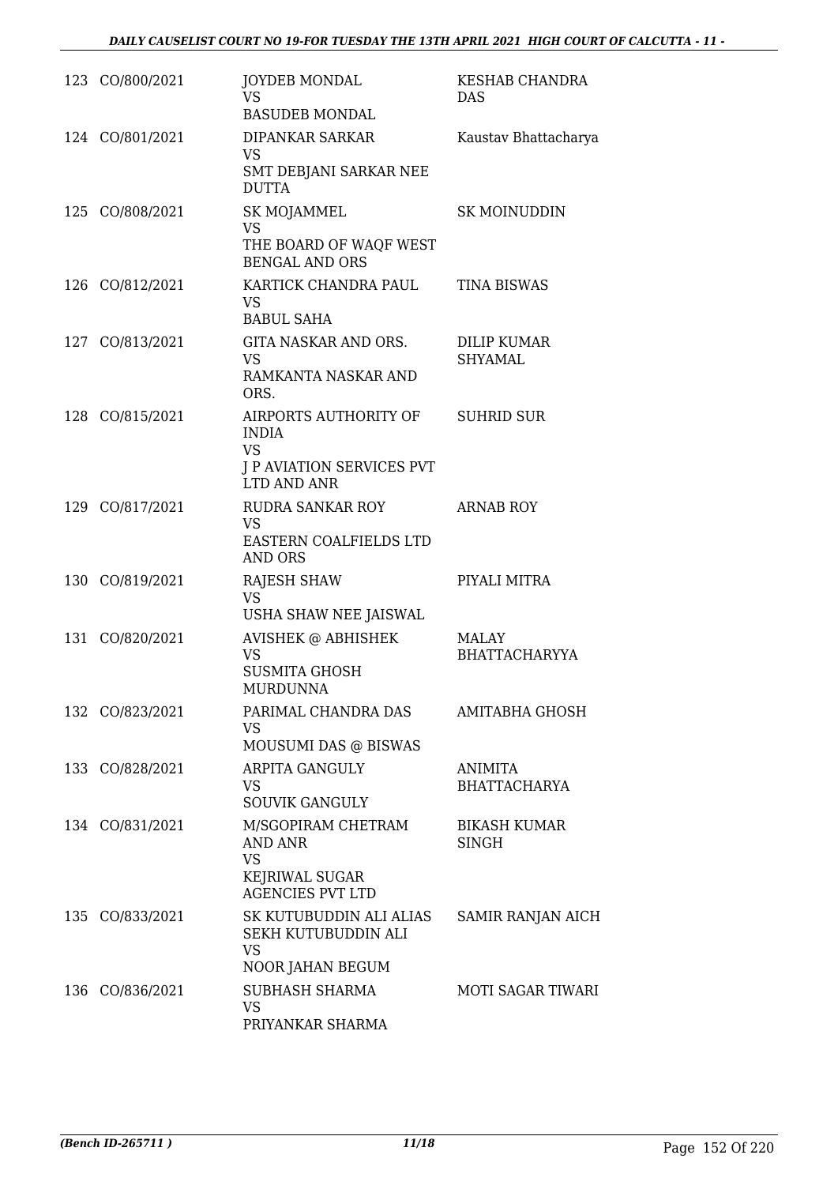| | | | |
|---|---|---|---|
| 123 | CO/800/2021 | JOYDEB MONDAL<br>VS<br>BASUDEB MONDAL | KESHAB CHANDRA DAS |
| 124 | CO/801/2021 | DIPANKAR SARKAR<br>VS<br>SMT DEBJANI SARKAR NEE DUTTA | Kaustav Bhattacharya |
| 125 | CO/808/2021 | SK MOJAMMEL<br>VS<br>THE BOARD OF WAQF WEST BENGAL AND ORS | SK MOINUDDIN |
| 126 | CO/812/2021 | KARTICK CHANDRA PAUL<br>VS<br>BABUL SAHA | TINA BISWAS |
| 127 | CO/813/2021 | GITA NASKAR AND ORS.<br>VS<br>RAMKANTA NASKAR AND ORS. | DILIP KUMAR SHYAMAL |
| 128 | CO/815/2021 | AIRPORTS AUTHORITY OF INDIA<br>VS<br>J P AVIATION SERVICES PVT LTD AND ANR | SUHRID SUR |
| 129 | CO/817/2021 | RUDRA SANKAR ROY<br>VS<br>EASTERN COALFIELDS LTD AND ORS | ARNAB ROY |
| 130 | CO/819/2021 | RAJESH SHAW<br>VS<br>USHA SHAW NEE JAISWAL | PIYALI MITRA |
| 131 | CO/820/2021 | AVISHEK @ ABHISHEK<br>VS<br>SUSMITA GHOSH MURDUNNA | MALAY BHATTACHARYYA |
| 132 | CO/823/2021 | PARIMAL CHANDRA DAS<br>VS<br>MOUSUMI DAS @ BISWAS | AMITABHA GHOSH |
| 133 | CO/828/2021 | ARPITA GANGULY<br>VS<br>SOUVIK GANGULY | ANIMITA BHATTACHARYA |
| 134 | CO/831/2021 | M/SGOPIRAM CHETRAM AND ANR<br>VS<br>KEJRIWAL SUGAR AGENCIES PVT LTD | BIKASH KUMAR SINGH |
| 135 | CO/833/2021 | SK KUTUBUDDIN ALI ALIAS SEKH KUTUBUDDIN ALI<br>VS<br>NOOR JAHAN BEGUM | SAMIR RANJAN AICH |
| 136 | CO/836/2021 | SUBHASH SHARMA<br>VS<br>PRIYANKAR SHARMA | MOTI SAGAR TIWARI |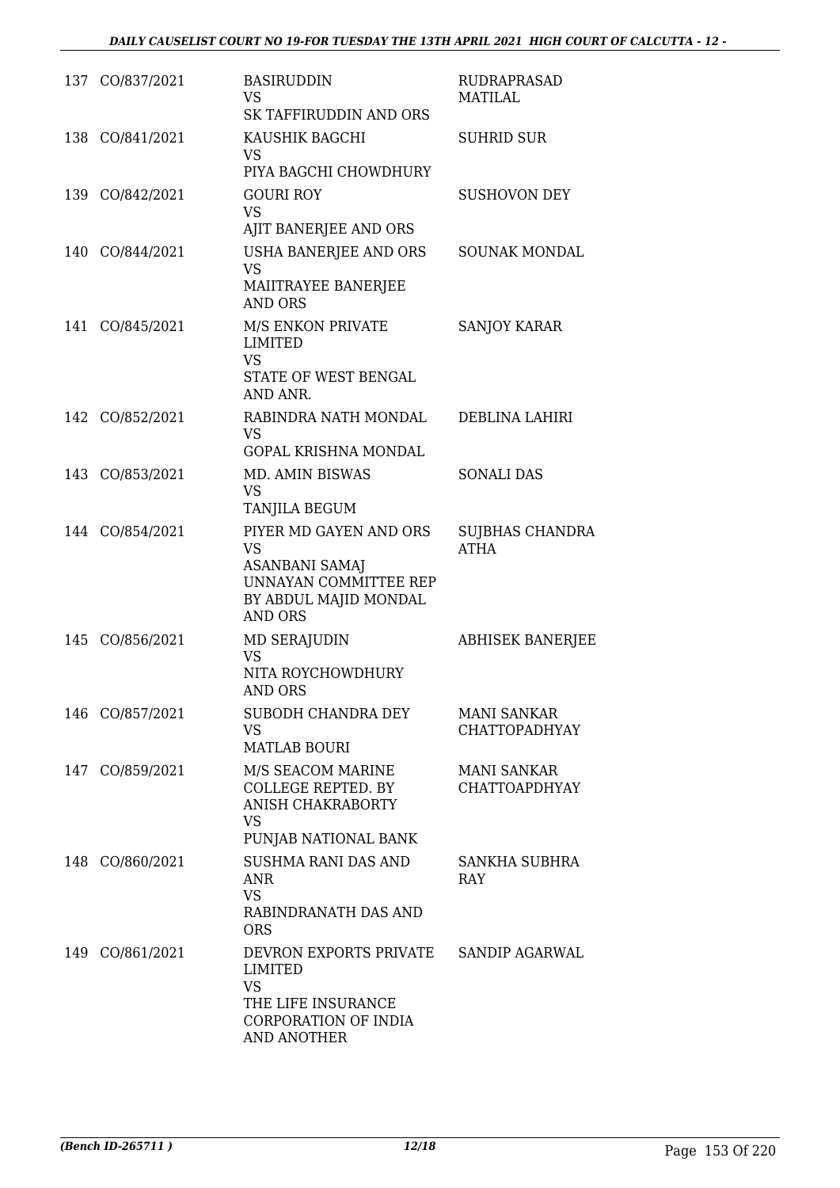| | | | |
|---|---|---|---|
| 137 | CO/837/2021 | BASIRUDDIN<br>VS<br>SK TAFFIRUDDIN AND ORS | RUDRAPRASAD MATILAL |
| 138 | CO/841/2021 | KAUSHIK BAGCHI<br>VS<br>PIYA BAGCHI CHOWDHURY | SUHRID SUR |
| 139 | CO/842/2021 | GOURI ROY<br>VS<br>AJIT BANERJEE AND ORS | SUSHOVON DEY |
| 140 | CO/844/2021 | USHA BANERJEE AND ORS<br>VS<br>MAIITRAYEE BANERJEE AND ORS | SOUNAK MONDAL |
| 141 | CO/845/2021 | M/S ENKON PRIVATE LIMITED<br>VS<br>STATE OF WEST BENGAL AND ANR. | SANJOY KARAR |
| 142 | CO/852/2021 | RABINDRA NATH MONDAL<br>VS<br>GOPAL KRISHNA MONDAL | DEBLINA LAHIRI |
| 143 | CO/853/2021 | MD. AMIN BISWAS<br>VS<br>TANJILA BEGUM | SONALI DAS |
| 144 | CO/854/2021 | PIYER MD GAYEN AND ORS<br>VS<br>ASANBANI SAMAJ UNNAYAN COMMITTEE REP BY ABDUL MAJID MONDAL AND ORS | SUJBHAS CHANDRA ATHA |
| 145 | CO/856/2021 | MD SERAJUDIN<br>VS<br>NITA ROYCHOWDHURY AND ORS | ABHISEK BANERJEE |
| 146 | CO/857/2021 | SUBODH CHANDRA DEY<br>VS<br>MATLAB BOURI | MANI SANKAR CHATTOPADHYAY |
| 147 | CO/859/2021 | M/S SEACOM MARINE COLLEGE REPTED. BY ANISH CHAKRABORTY<br>VS<br>PUNJAB NATIONAL BANK | MANI SANKAR CHATTOAPDHYAY |
| 148 | CO/860/2021 | SUSHMA RANI DAS AND ANR<br>VS<br>RABINDRANATH DAS AND ORS | SANKHA SUBHRA RAY |
| 149 | CO/861/2021 | DEVRON EXPORTS PRIVATE LIMITED<br>VS<br>THE LIFE INSURANCE CORPORATION OF INDIA AND ANOTHER | SANDIP AGARWAL |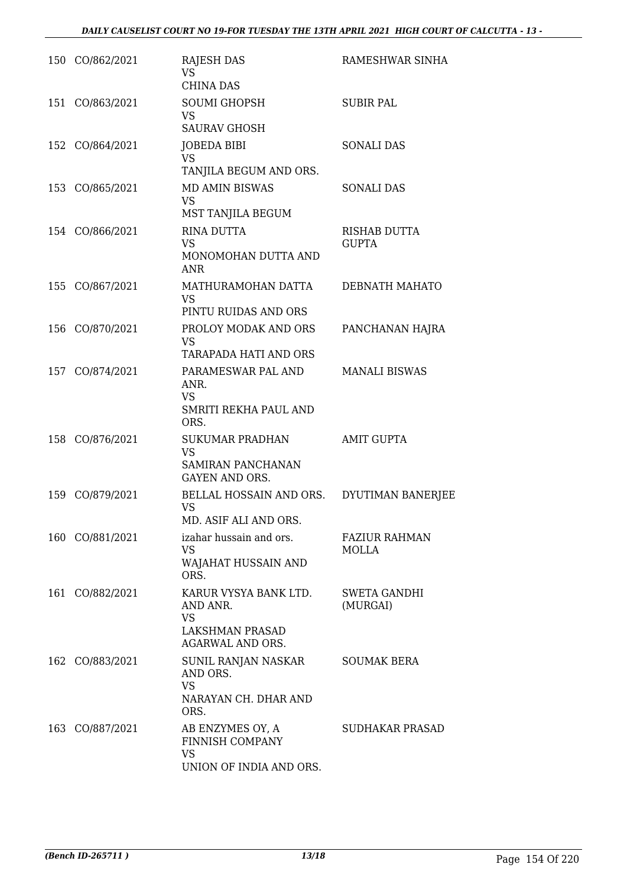| | | | |
|---|---|---|---|
| 150 | CO/862/2021 | RAJESH DAS<br>VS<br>CHINA DAS | RAMESHWAR SINHA |
| 151 | CO/863/2021 | SOUMI GHOPSH<br>VS<br>SAURAV GHOSH | SUBIR PAL |
| 152 | CO/864/2021 | JOBEDA BIBI<br>VS<br>TANJILA BEGUM AND ORS. | SONALI DAS |
| 153 | CO/865/2021 | MD AMIN BISWAS<br>VS<br>MST TANJILA BEGUM | SONALI DAS |
| 154 | CO/866/2021 | RINA DUTTA<br>VS<br>MONOMOHAN DUTTA AND ANR | RISHAB DUTTA GUPTA |
| 155 | CO/867/2021 | MATHURAMOHAN DATTA<br>VS<br>PINTU RUIDAS AND ORS | DEBNATH MAHATO |
| 156 | CO/870/2021 | PROLOY MODAK AND ORS<br>VS<br>TARAPADA HATI AND ORS | PANCHANAN HAJRA |
| 157 | CO/874/2021 | PARAMESWAR PAL AND ANR.<br>VS<br>SMRITI REKHA PAUL AND ORS. | MANALI BISWAS |
| 158 | CO/876/2021 | SUKUMAR PRADHAN<br>VS<br>SAMIRAN PANCHANAN GAYEN AND ORS. | AMIT GUPTA |
| 159 | CO/879/2021 | BELLAL HOSSAIN AND ORS.<br>VS<br>MD. ASIF ALI AND ORS. | DYUTIMAN BANERJEE |
| 160 | CO/881/2021 | izahar hussain and ors.<br>VS<br>WAJAHAT HUSSAIN AND ORS. | FAZIUR RAHMAN MOLLA |
| 161 | CO/882/2021 | KARUR VYSYA BANK LTD. AND ANR.<br>VS<br>LAKSHMAN PRASAD AGARWAL AND ORS. | SWETA GANDHI (MURGAI) |
| 162 | CO/883/2021 | SUNIL RANJAN NASKAR AND ORS.<br>VS<br>NARAYAN CH. DHAR AND ORS. | SOUMAK BERA |
| 163 | CO/887/2021 | AB ENZYMES OY, A FINNISH COMPANY<br>VS<br>UNION OF INDIA AND ORS. | SUDHAKAR PRASAD |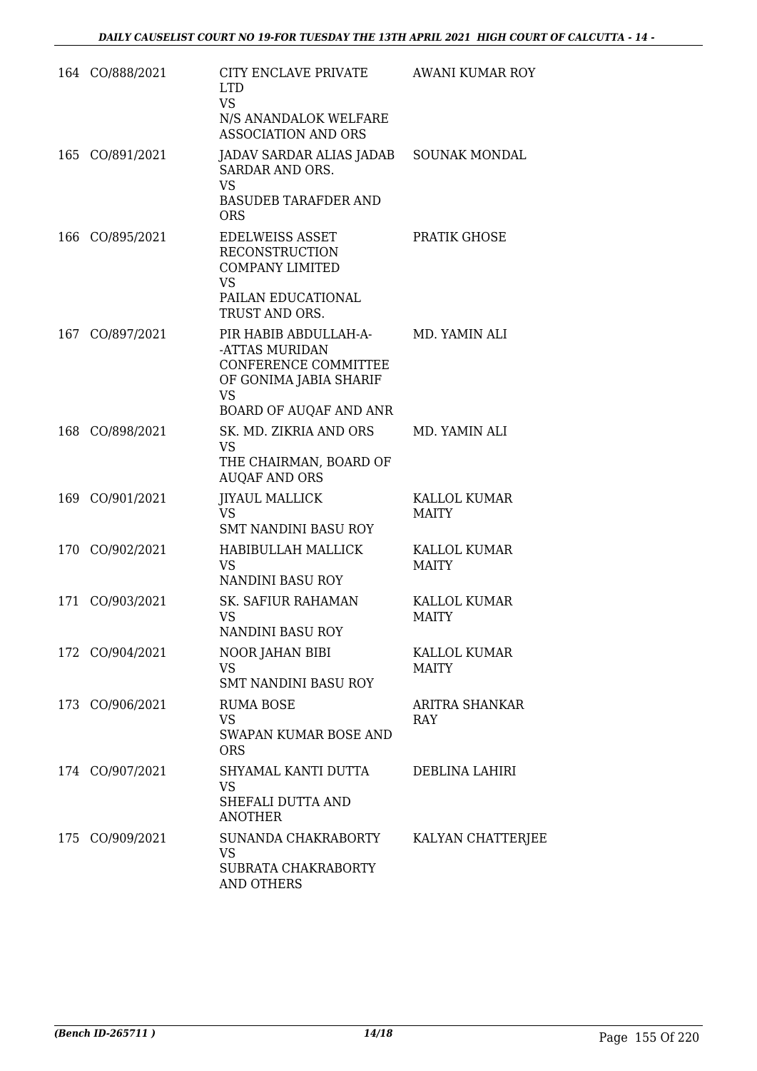| | | | |
|---|---|---|---|
| 164 | CO/888/2021 | CITY ENCLAVE PRIVATE LTD<br>VS<br>N/S ANANDALOK WELFARE ASSOCIATION AND ORS | AWANI KUMAR ROY |
| 165 | CO/891/2021 | JADAV SARDAR ALIAS JADAB SARDAR AND ORS.<br>VS<br>BASUDEB TARAFDER AND ORS | SOUNAK MONDAL |
| 166 | CO/895/2021 | EDELWEISS ASSET RECONSTRUCTION COMPANY LIMITED<br>VS<br>PAILAN EDUCATIONAL TRUST AND ORS. | PRATIK GHOSE |
| 167 | CO/897/2021 | PIR HABIB ABDULLAH-A--ATTAS MURIDAN CONFERENCE COMMITTEE OF GONIMA JABIA SHARIF<br>VS<br>BOARD OF AUQAF AND ANR | MD. YAMIN ALI |
| 168 | CO/898/2021 | SK. MD. ZIKRIA AND ORS<br>VS<br>THE CHAIRMAN, BOARD OF AUQAF AND ORS | MD. YAMIN ALI |
| 169 | CO/901/2021 | JIYAUL MALLICK<br>VS<br>SMT NANDINI BASU ROY | KALLOL KUMAR MAITY |
| 170 | CO/902/2021 | HABIBULLAH MALLICK<br>VS<br>NANDINI BASU ROY | KALLOL KUMAR MAITY |
| 171 | CO/903/2021 | SK. SAFIUR RAHAMAN<br>VS<br>NANDINI BASU ROY | KALLOL KUMAR MAITY |
| 172 | CO/904/2021 | NOOR JAHAN BIBI<br>VS<br>SMT NANDINI BASU ROY | KALLOL KUMAR MAITY |
| 173 | CO/906/2021 | RUMA BOSE<br>VS<br>SWAPAN KUMAR BOSE AND ORS | ARITRA SHANKAR RAY |
| 174 | CO/907/2021 | SHYAMAL KANTI DUTTA<br>VS<br>SHEFALI DUTTA AND ANOTHER | DEBLINA LAHIRI |
| 175 | CO/909/2021 | SUNANDA CHAKRABORTY<br>VS<br>SUBRATA CHAKRABORTY AND OTHERS | KALYAN CHATTERJEE |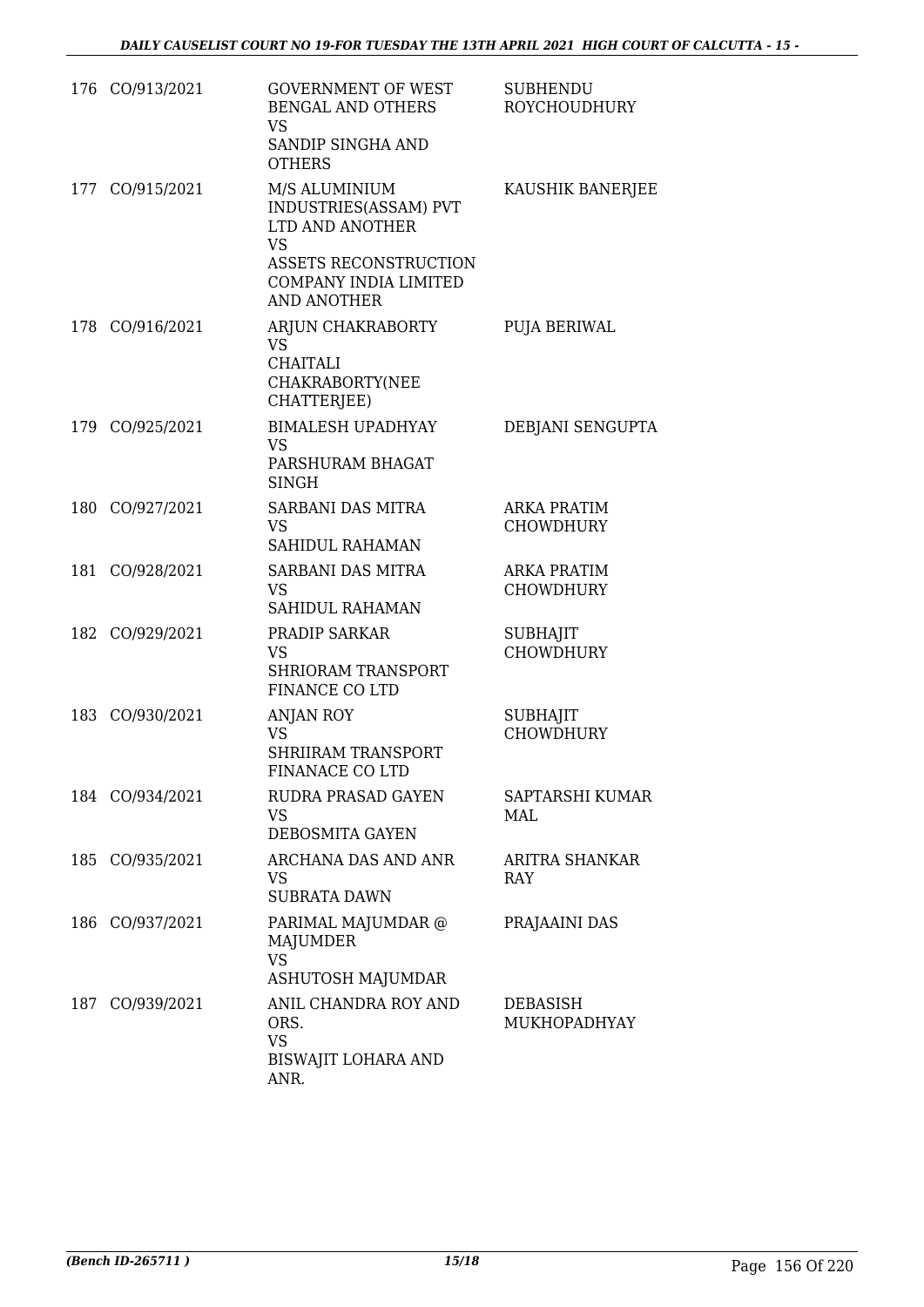| | | | |
|---|---|---|---|
| 176 | CO/913/2021 | GOVERNMENT OF WEST BENGAL AND OTHERS<br>VS<br>SANDIP SINGHA AND OTHERS | SUBHENDU ROYCHOUDHURY |
| 177 | CO/915/2021 | M/S ALUMINIUM INDUSTRIES(ASSAM) PVT LTD AND ANOTHER<br>VS<br>ASSETS RECONSTRUCTION COMPANY INDIA LIMITED AND ANOTHER | KAUSHIK BANERJEE |
| 178 | CO/916/2021 | ARJUN CHAKRABORTY<br>VS<br>CHAITALI CHAKRABORTY(NEE CHATTERJEE) | PUJA BERIWAL |
| 179 | CO/925/2021 | BIMALESH UPADHYAY<br>VS<br>PARSHURAM BHAGAT SINGH | DEBJANI SENGUPTA |
| 180 | CO/927/2021 | SARBANI DAS MITRA<br>VS<br>SAHIDUL RAHAMAN | ARKA PRATIM CHOWDHURY |
| 181 | CO/928/2021 | SARBANI DAS MITRA<br>VS<br>SAHIDUL RAHAMAN | ARKA PRATIM CHOWDHURY |
| 182 | CO/929/2021 | PRADIP SARKAR<br>VS<br>SHRIORAM TRANSPORT FINANCE CO LTD | SUBHAJIT CHOWDHURY |
| 183 | CO/930/2021 | ANJAN ROY<br>VS<br>SHRIIRAM TRANSPORT FINANACE CO LTD | SUBHAJIT CHOWDHURY |
| 184 | CO/934/2021 | RUDRA PRASAD GAYEN<br>VS<br>DEBOSMITA GAYEN | SAPTARSHI KUMAR MAL |
| 185 | CO/935/2021 | ARCHANA DAS AND ANR<br>VS<br>SUBRATA DAWN | ARITRA SHANKAR RAY |
| 186 | CO/937/2021 | PARIMAL MAJUMDAR @ MAJUMDER<br>VS<br>ASHUTOSH MAJUMDAR | PRAJAAINI DAS |
| 187 | CO/939/2021 | ANIL CHANDRA ROY AND ORS.<br>VS<br>BISWAJIT LOHARA AND ANR. | DEBASISH MUKHOPADHYAY |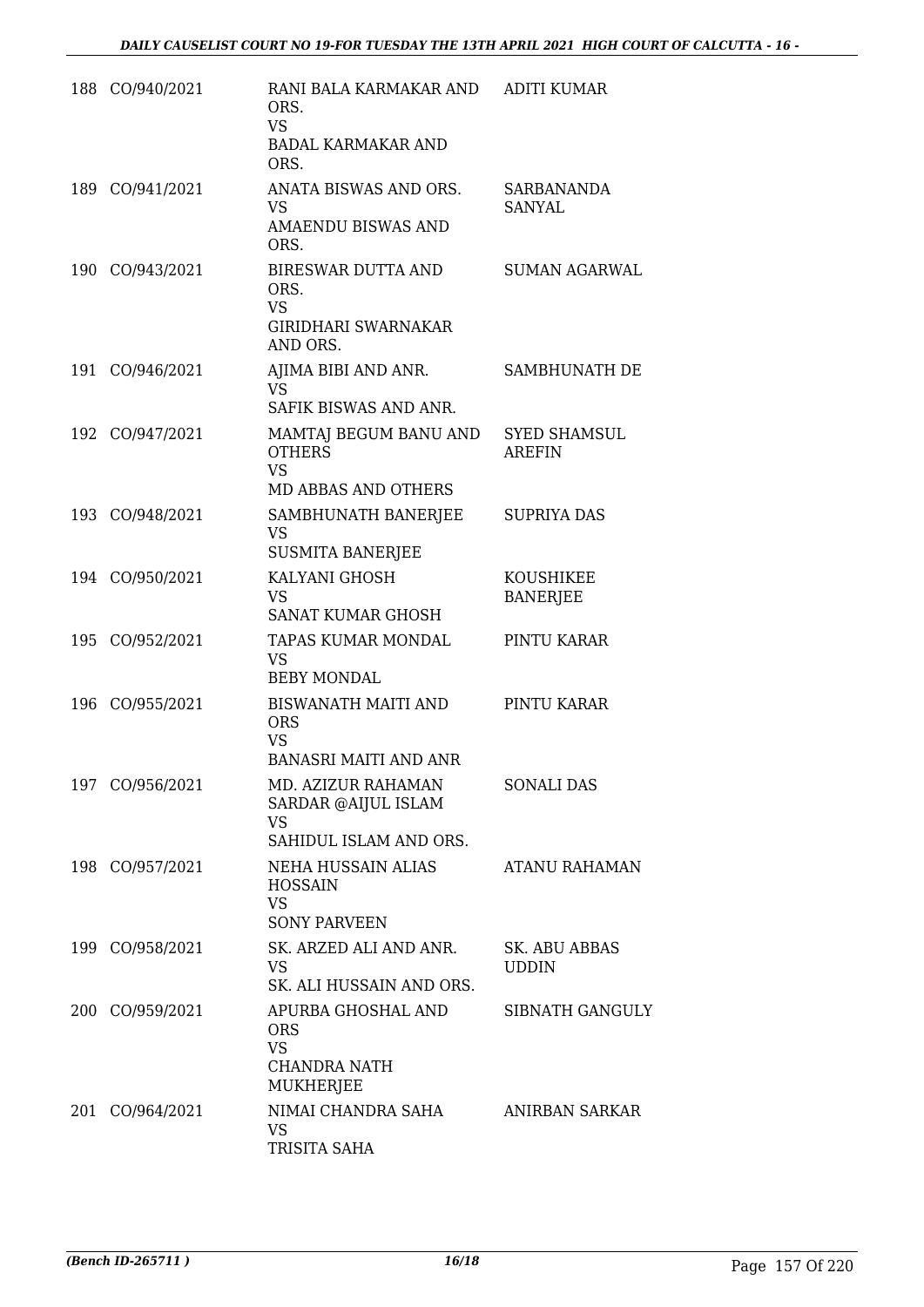| | | | |
|---|---|---|---|
| 188 | CO/940/2021 | RANI BALA KARMAKAR AND ORS.<br>VS<br>BADAL KARMAKAR AND ORS. | ADITI KUMAR |
| 189 | CO/941/2021 | ANATA BISWAS AND ORS.<br>VS<br>AMAENDU BISWAS AND ORS. | SARBANANDA SANYAL |
| 190 | CO/943/2021 | BIRESWAR DUTTA AND ORS.<br>VS<br>GIRIDHARI SWARNAKAR AND ORS. | SUMAN AGARWAL |
| 191 | CO/946/2021 | AJIMA BIBI AND ANR.<br>VS<br>SAFIK BISWAS AND ANR. | SAMBHUNATH DE |
| 192 | CO/947/2021 | MAMTAJ BEGUM BANU AND OTHERS<br>VS<br>MD ABBAS AND OTHERS | SYED SHAMSUL AREFIN |
| 193 | CO/948/2021 | SAMBHUNATH BANERJEE<br>VS<br>SUSMITA BANERJEE | SUPRIYA DAS |
| 194 | CO/950/2021 | KALYANI GHOSH<br>VS<br>SANAT KUMAR GHOSH | KOUSHIKEE BANERJEE |
| 195 | CO/952/2021 | TAPAS KUMAR MONDAL<br>VS<br>BEBY MONDAL | PINTU KARAR |
| 196 | CO/955/2021 | BISWANATH MAITI AND ORS<br>VS<br>BANASRI MAITI AND ANR | PINTU KARAR |
| 197 | CO/956/2021 | MD. AZIZUR RAHAMAN SARDAR @AIJUL ISLAM<br>VS<br>SAHIDUL ISLAM AND ORS. | SONALI DAS |
| 198 | CO/957/2021 | NEHA HUSSAIN ALIAS HOSSAIN<br>VS<br>SONY PARVEEN | ATANU RAHAMAN |
| 199 | CO/958/2021 | SK. ARZED ALI AND ANR.<br>VS<br>SK. ALI HUSSAIN AND ORS. | SK. ABU ABBAS UDDIN |
| 200 | CO/959/2021 | APURBA GHOSHAL AND ORS<br>VS<br>CHANDRA NATH MUKHERJEE | SIBNATH GANGULY |
| 201 | CO/964/2021 | NIMAI CHANDRA SAHA<br>VS<br>TRISITA SAHA | ANIRBAN SARKAR |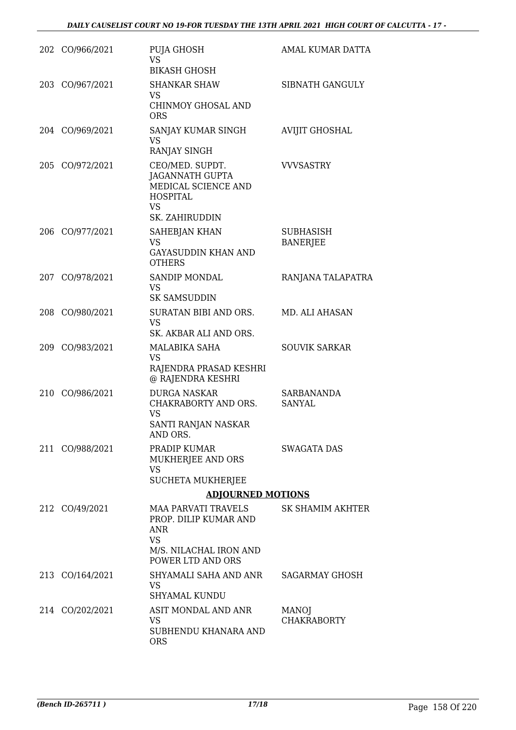| | | | |
|---|---|---|---|
| 202 | CO/966/2021 | PUJA GHOSH<br>VS<br>BIKASH GHOSH | AMAL KUMAR DATTA |
| 203 | CO/967/2021 | SHANKAR SHAW<br>VS<br>CHINMOY GHOSAL AND ORS | SIBNATH GANGULY |
| 204 | CO/969/2021 | SANJAY KUMAR SINGH<br>VS<br>RANJAY SINGH | AVIJIT GHOSHAL |
| 205 | CO/972/2021 | CEO/MED. SUPDT. JAGANNATH GUPTA MEDICAL SCIENCE AND HOSPITAL<br>VS<br>SK. ZAHIRUDDIN | VVVSASTRY |
| 206 | CO/977/2021 | SAHEBJAN KHAN<br>VS<br>GAYASUDDIN KHAN AND OTHERS | SUBHASISH BANERJEE |
| 207 | CO/978/2021 | SANDIP MONDAL<br>VS<br>SK SAMSUDDIN | RANJANA TALAPATRA |
| 208 | CO/980/2021 | SURATAN BIBI AND ORS.<br>VS<br>SK. AKBAR ALI AND ORS. | MD. ALI AHASAN |
| 209 | CO/983/2021 | MALABIKA SAHA<br>VS<br>RAJENDRA PRASAD KESHRI @ RAJENDRA KESHRI | SOUVIK SARKAR |
| 210 | CO/986/2021 | DURGA NASKAR CHAKRABORTY AND ORS.<br>VS<br>SANTI RANJAN NASKAR AND ORS. | SARBANANDA SANYAL |
| 211 | CO/988/2021 | PRADIP KUMAR MUKHERJEE AND ORS<br>VS<br>SUCHETA MUKHERJEE | SWAGATA DAS |

**ADJOURNED MOTIONS**

| | | | |
|---|---|---|---|
| 212 | CO/49/2021 | MAA PARVATI TRAVELS PROP. DILIP KUMAR AND ANR<br>VS<br>M/S. NILACHAL IRON AND POWER LTD AND ORS | SK SHAMIM AKHTER |
| 213 | CO/164/2021 | SHYAMALI SAHA AND ANR<br>VS<br>SHYAMAL KUNDU | SAGARMAY GHOSH |
| 214 | CO/202/2021 | ASIT MONDAL AND ANR<br>VS<br>SUBHENDU KHANARA AND ORS | MANOJ CHAKRABORTY |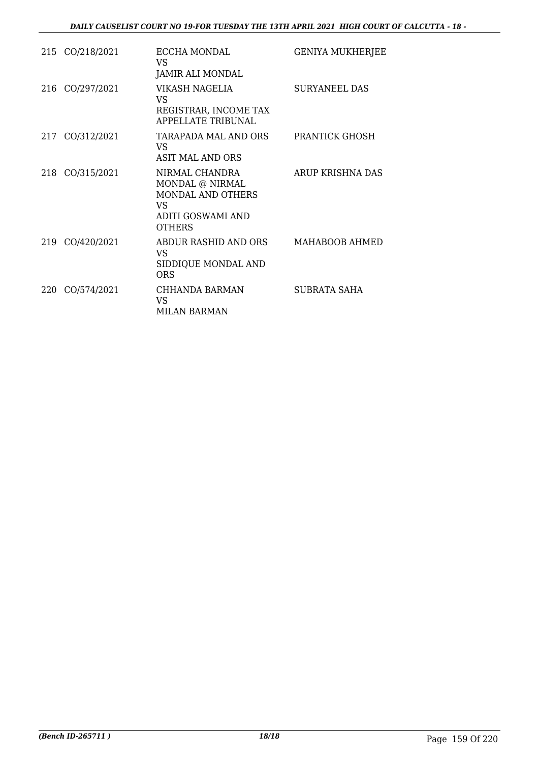| | | | |
|---|---|---|---|
| 215 | CO/218/2021 | ECCHA MONDAL<br>VS<br>JAMIR ALI MONDAL | GENIYA MUKHERJEE |
| 216 | CO/297/2021 | VIKASH NAGELIA<br>VS<br>REGISTRAR, INCOME TAX APPELLATE TRIBUNAL | SURYANEEL DAS |
| 217 | CO/312/2021 | TARAPADA MAL AND ORS<br>VS<br>ASIT MAL AND ORS | PRANTICK GHOSH |
| 218 | CO/315/2021 | NIRMAL CHANDRA MONDAL @ NIRMAL MONDAL AND OTHERS<br>VS<br>ADITI GOSWAMI AND OTHERS | ARUP KRISHNA DAS |
| 219 | CO/420/2021 | ABDUR RASHID AND ORS<br>VS<br>SIDDIQUE MONDAL AND ORS | MAHABOOB AHMED |
| 220 | CO/574/2021 | CHHANDA BARMAN<br>VS<br>MILAN BARMAN | SUBRATA SAHA |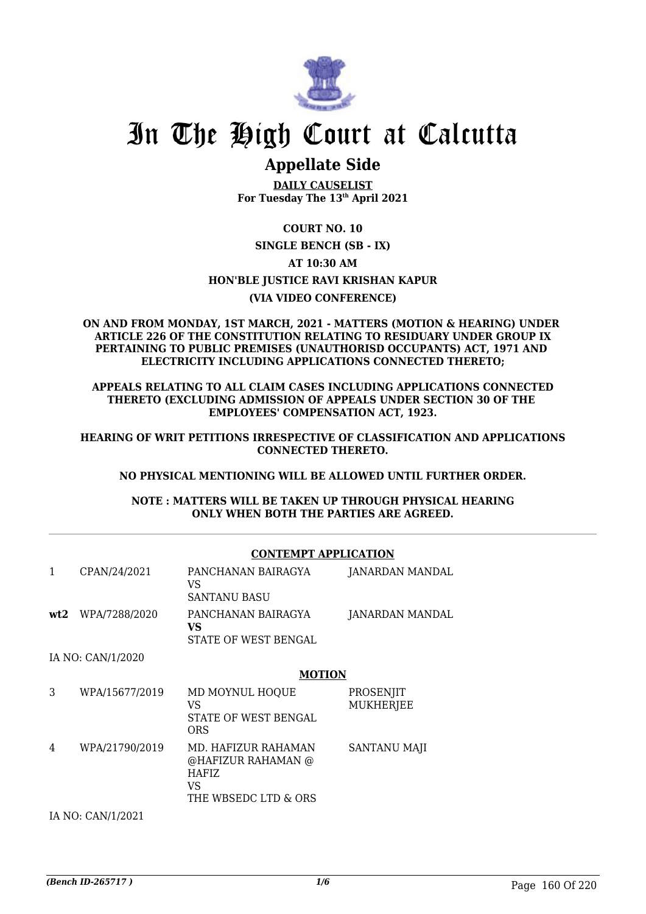# In The High Court at Calcutta

## Appellate Side

**DAILY CAUSELIST**
**For Tuesday The 13th April 2021**

**COURT NO. 10**
**SINGLE BENCH (SB - IX)**
**AT 10:30 AM**
**HON'BLE JUSTICE RAVI KRISHAN KAPUR**
**(VIA VIDEO CONFERENCE)**

**ON AND FROM MONDAY, 1ST MARCH, 2021 - MATTERS (MOTION & HEARING) UNDER ARTICLE 226 OF THE CONSTITUTION RELATING TO RESIDUARY UNDER GROUP IX PERTAINING TO PUBLIC PREMISES (UNAUTHORISD OCCUPANTS) ACT, 1971 AND ELECTRICITY INCLUDING APPLICATIONS CONNECTED THERETO;**

**APPEALS RELATING TO ALL CLAIM CASES INCLUDING APPLICATIONS CONNECTED THERETO (EXCLUDING ADMISSION OF APPEALS UNDER SECTION 30 OF THE EMPLOYEES' COMPENSATION ACT, 1923.**

**HEARING OF WRIT PETITIONS IRRESPECTIVE OF CLASSIFICATION AND APPLICATIONS CONNECTED THERETO.**

**NO PHYSICAL MENTIONING WILL BE ALLOWED UNTIL FURTHER ORDER.**

**NOTE : MATTERS WILL BE TAKEN UP THROUGH PHYSICAL HEARING ONLY WHEN BOTH THE PARTIES ARE AGREED.**

**CONTEMPT APPLICATION**

| | | | |
|---|---|---|---|
| 1 | CPAN/24/2021 | PANCHANAN BAIRAGYA<br>VS<br>SANTANU BASU | JANARDAN MANDAL |
| **wt2** | WPA/7288/2020 | PANCHANAN BAIRAGYA<br>**VS**<br>STATE OF WEST BENGAL | JANARDAN MANDAL |

IA NO: CAN/1/2020

**MOTION**

| | | | |
|---|---|---|---|
| 3 | WPA/15677/2019 | MD MOYNUL HOQUE<br>VS<br>STATE OF WEST BENGAL ORS | PROSENJIT MUKHERJEE |
| 4 | WPA/21790/2019 | MD. HAFIZUR RAHAMAN @HAFIZUR RAHAMAN @ HAFIZ<br>VS<br>THE WBSEDC LTD & ORS | SANTANU MAJI |

IA NO: CAN/1/2021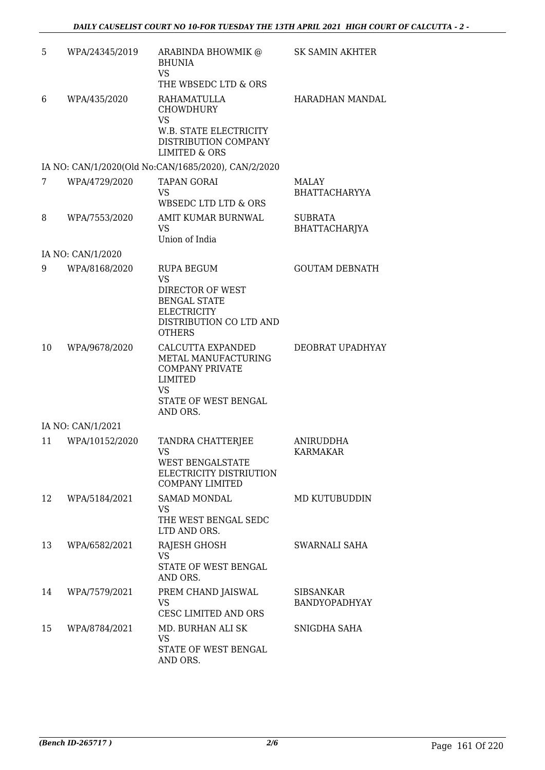| | | | |
|---|---|---|---|
| 5 | WPA/24345/2019 | ARABINDA BHOWMIK @ BHUNIA<br>VS<br>THE WBSEDC LTD & ORS | SK SAMIN AKHTER |
| 6 | WPA/435/2020 | RAHAMATULLA CHOWDHURY<br>VS<br>W.B. STATE ELECTRICITY DISTRIBUTION COMPANY LIMITED & ORS | HARADHAN MANDAL |
| | IA NO: CAN/1/2020(Old No:CAN/1685/2020), CAN/2/2020 | | |
| 7 | WPA/4729/2020 | TAPAN GORAI<br>VS<br>WBSEDC LTD LTD & ORS | MALAY BHATTACHARYYA |
| 8 | WPA/7553/2020 | AMIT KUMAR BURNWAL<br>VS<br>Union of India | SUBRATA BHATTACHARJYA |
| | IA NO: CAN/1/2020 | | |
| 9 | WPA/8168/2020 | RUPA BEGUM<br>VS<br>DIRECTOR OF WEST BENGAL STATE ELECTRICITY DISTRIBUTION CO LTD AND OTHERS | GOUTAM DEBNATH |
| 10 | WPA/9678/2020 | CALCUTTA EXPANDED METAL MANUFACTURING COMPANY PRIVATE LIMITED<br>VS<br>STATE OF WEST BENGAL AND ORS. | DEOBRAT UPADHYAY |
| | IA NO: CAN/1/2021 | | |
| 11 | WPA/10152/2020 | TANDRA CHATTERJEE<br>VS<br>WEST BENGALSTATE ELECTRICITY DISTRIUTION COMPANY LIMITED | ANIRUDDHA KARMAKAR |
| 12 | WPA/5184/2021 | SAMAD MONDAL<br>VS<br>THE WEST BENGAL SEDC LTD AND ORS. | MD KUTUBUDDIN |
| 13 | WPA/6582/2021 | RAJESH GHOSH<br>VS<br>STATE OF WEST BENGAL AND ORS. | SWARNALI SAHA |
| 14 | WPA/7579/2021 | PREM CHAND JAISWAL<br>VS<br>CESC LIMITED AND ORS | SIBSANKAR BANDYOPADHYAY |
| 15 | WPA/8784/2021 | MD. BURHAN ALI SK<br>VS<br>STATE OF WEST BENGAL AND ORS. | SNIGDHA SAHA |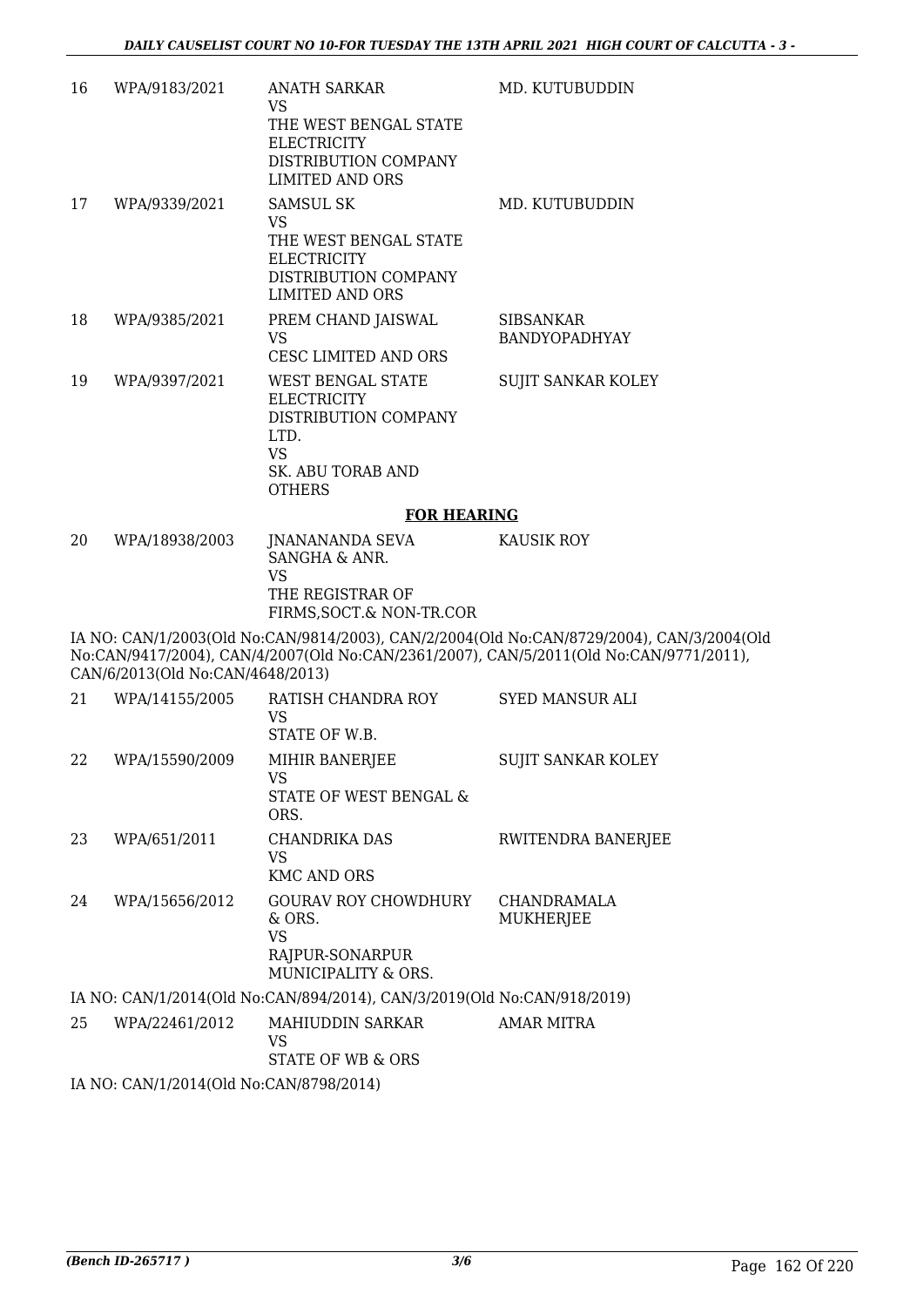| | | | |
|---|---|---|---|
| 16 | WPA/9183/2021 | ANATH SARKAR<br>VS<br>THE WEST BENGAL STATE ELECTRICITY DISTRIBUTION COMPANY LIMITED AND ORS | MD. KUTUBUDDIN |
| 17 | WPA/9339/2021 | SAMSUL SK<br>VS<br>THE WEST BENGAL STATE ELECTRICITY DISTRIBUTION COMPANY LIMITED AND ORS | MD. KUTUBUDDIN |
| 18 | WPA/9385/2021 | PREM CHAND JAISWAL<br>VS<br>CESC LIMITED AND ORS | SIBSANKAR BANDYOPADHYAY |
| 19 | WPA/9397/2021 | WEST BENGAL STATE ELECTRICITY DISTRIBUTION COMPANY LTD.<br>VS<br>SK. ABU TORAB AND OTHERS | SUJIT SANKAR KOLEY |

**FOR HEARING**

| | | | |
|---|---|---|---|
| 20 | WPA/18938/2003 | JNANANANDA SEVA SANGHA & ANR.<br>VS<br>THE REGISTRAR OF FIRMS,SOCT.& NON-TR.COR | KAUSIK ROY |

IA NO: CAN/1/2003(Old No:CAN/9814/2003), CAN/2/2004(Old No:CAN/8729/2004), CAN/3/2004(Old No:CAN/9417/2004), CAN/4/2007(Old No:CAN/2361/2007), CAN/5/2011(Old No:CAN/9771/2011), CAN/6/2013(Old No:CAN/4648/2013)

| | | | |
|---|---|---|---|
| 21 | WPA/14155/2005 | RATISH CHANDRA ROY<br>VS<br>STATE OF W.B. | SYED MANSUR ALI |
| 22 | WPA/15590/2009 | MIHIR BANERJEE<br>VS<br>STATE OF WEST BENGAL & ORS. | SUJIT SANKAR KOLEY |
| 23 | WPA/651/2011 | CHANDRIKA DAS<br>VS<br>KMC AND ORS | RWITENDRA BANERJEE |
| 24 | WPA/15656/2012 | GOURAV ROY CHOWDHURY & ORS.<br>VS<br>RAJPUR-SONARPUR MUNICIPALITY & ORS. | CHANDRAMALA MUKHERJEE |

IA NO: CAN/1/2014(Old No:CAN/894/2014), CAN/3/2019(Old No:CAN/918/2019)

| | | | |
|---|---|---|---|
| 25 | WPA/22461/2012 | MAHIUDDIN SARKAR<br>VS<br>STATE OF WB & ORS | AMAR MITRA |

IA NO: CAN/1/2014(Old No:CAN/8798/2014)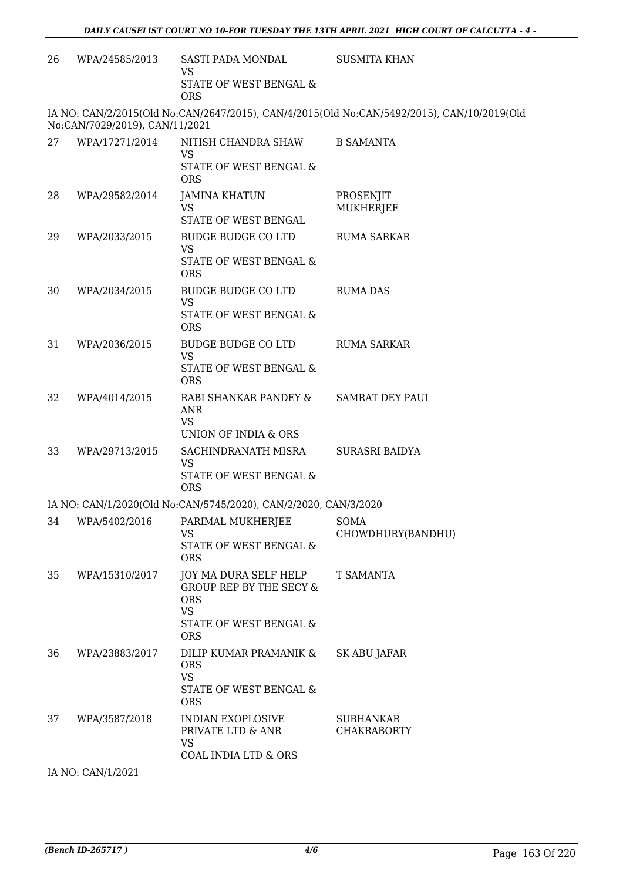| | | | |
|---|---|---|---|
| 26 | WPA/24585/2013 | SASTI PADA MONDAL<br>VS<br>STATE OF WEST BENGAL & ORS | SUSMITA KHAN |

IA NO: CAN/2/2015(Old No:CAN/2647/2015), CAN/4/2015(Old No:CAN/5492/2015), CAN/10/2019(Old No:CAN/7029/2019), CAN/11/2021

| | | | |
|---|---|---|---|
| 27 | WPA/17271/2014 | NITISH CHANDRA SHAW<br>VS<br>STATE OF WEST BENGAL & ORS | B SAMANTA |
| 28 | WPA/29582/2014 | JAMINA KHATUN<br>VS<br>STATE OF WEST BENGAL | PROSENJIT MUKHERJEE |
| 29 | WPA/2033/2015 | BUDGE BUDGE CO LTD<br>VS<br>STATE OF WEST BENGAL & ORS | RUMA SARKAR |
| 30 | WPA/2034/2015 | BUDGE BUDGE CO LTD<br>VS<br>STATE OF WEST BENGAL & ORS | RUMA DAS |
| 31 | WPA/2036/2015 | BUDGE BUDGE CO LTD<br>VS<br>STATE OF WEST BENGAL & ORS | RUMA SARKAR |
| 32 | WPA/4014/2015 | RABI SHANKAR PANDEY & ANR<br>VS<br>UNION OF INDIA & ORS | SAMRAT DEY PAUL |
| 33 | WPA/29713/2015 | SACHINDRANATH MISRA<br>VS<br>STATE OF WEST BENGAL & ORS | SURASRI BAIDYA |

IA NO: CAN/1/2020(Old No:CAN/5745/2020), CAN/2/2020, CAN/3/2020

| | | | |
|---|---|---|---|
| 34 | WPA/5402/2016 | PARIMAL MUKHERJEE<br>VS<br>STATE OF WEST BENGAL & ORS | SOMA CHOWDHURY(BANDHU) |
| 35 | WPA/15310/2017 | JOY MA DURA SELF HELP GROUP REP BY THE SECY & ORS<br>VS<br>STATE OF WEST BENGAL & ORS | T SAMANTA |
| 36 | WPA/23883/2017 | DILIP KUMAR PRAMANIK & ORS<br>VS<br>STATE OF WEST BENGAL & ORS | SK ABU JAFAR |
| 37 | WPA/3587/2018 | INDIAN EXOPLOSIVE PRIVATE LTD & ANR<br>VS<br>COAL INDIA LTD & ORS | SUBHANKAR CHAKRABORTY |

IA NO: CAN/1/2021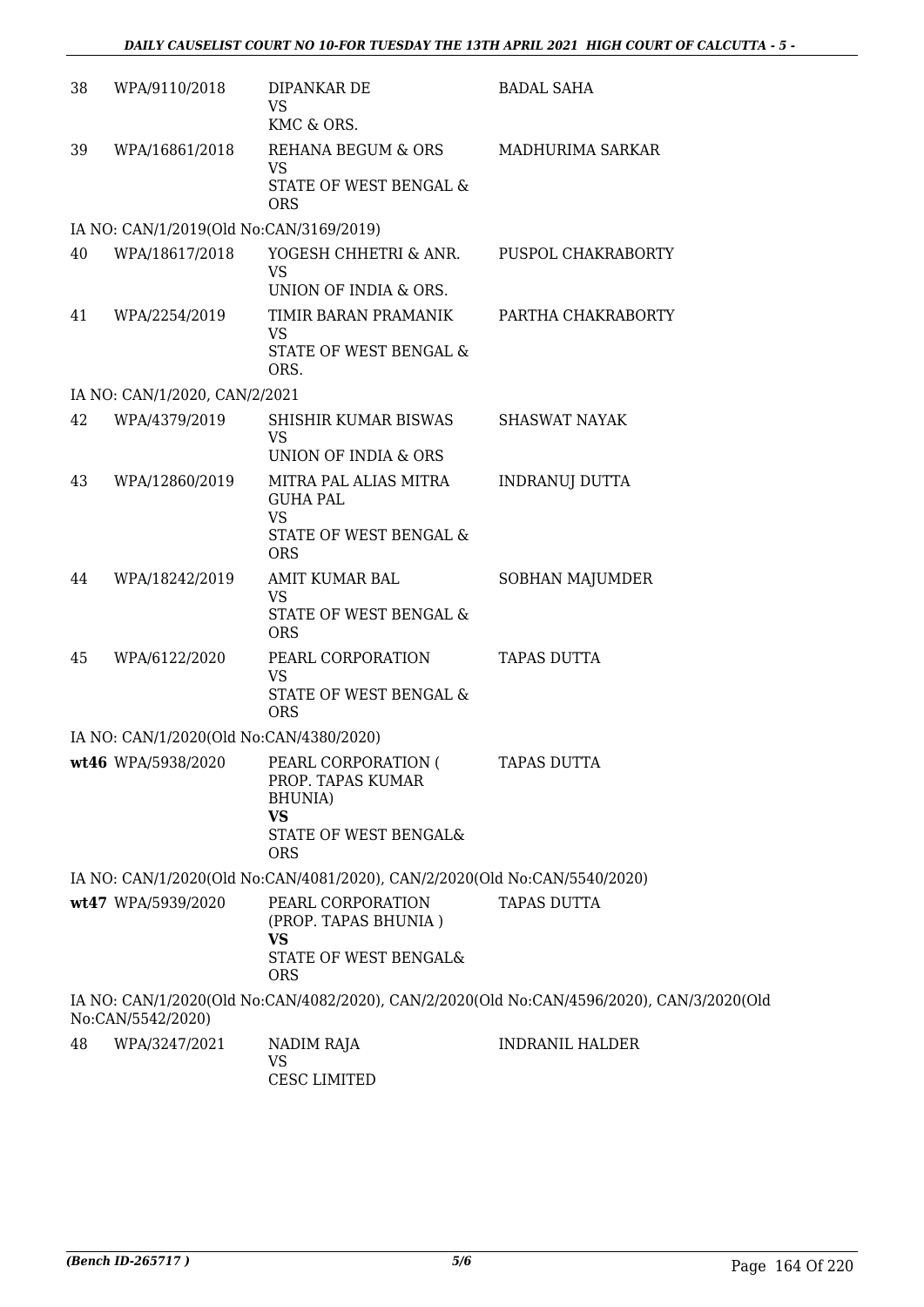| | | | |
|---|---|---|---|
| 38 | WPA/9110/2018 | DIPANKAR DE<br>VS<br>KMC & ORS. | BADAL SAHA |
| 39 | WPA/16861/2018 | REHANA BEGUM & ORS<br>VS<br>STATE OF WEST BENGAL & ORS | MADHURIMA SARKAR |
| IA NO: CAN/1/2019(Old No:CAN/3169/2019) | | | |
| 40 | WPA/18617/2018 | YOGESH CHHETRI & ANR.<br>VS<br>UNION OF INDIA & ORS. | PUSPOL CHAKRABORTY |
| 41 | WPA/2254/2019 | TIMIR BARAN PRAMANIK<br>VS<br>STATE OF WEST BENGAL & ORS. | PARTHA CHAKRABORTY |
| IA NO: CAN/1/2020, CAN/2/2021 | | | |
| 42 | WPA/4379/2019 | SHISHIR KUMAR BISWAS<br>VS<br>UNION OF INDIA & ORS | SHASWAT NAYAK |
| 43 | WPA/12860/2019 | MITRA PAL ALIAS MITRA GUHA PAL<br>VS<br>STATE OF WEST BENGAL & ORS | INDRANUJ DUTTA |
| 44 | WPA/18242/2019 | AMIT KUMAR BAL<br>VS<br>STATE OF WEST BENGAL & ORS | SOBHAN MAJUMDER |
| 45 | WPA/6122/2020 | PEARL CORPORATION<br>VS<br>STATE OF WEST BENGAL & ORS | TAPAS DUTTA |
| IA NO: CAN/1/2020(Old No:CAN/4380/2020) | | | |
| **wt46** | WPA/5938/2020 | PEARL CORPORATION ( PROP. TAPAS KUMAR BHUNIA)<br>**VS**<br>STATE OF WEST BENGAL& ORS | TAPAS DUTTA |
| IA NO: CAN/1/2020(Old No:CAN/4081/2020), CAN/2/2020(Old No:CAN/5540/2020) | | | |
| **wt47** | WPA/5939/2020 | PEARL CORPORATION (PROP. TAPAS BHUNIA )<br>**VS**<br>STATE OF WEST BENGAL& ORS | TAPAS DUTTA |
| IA NO: CAN/1/2020(Old No:CAN/4082/2020), CAN/2/2020(Old No:CAN/4596/2020), CAN/3/2020(Old No:CAN/5542/2020) | | | |
| 48 | WPA/3247/2021 | NADIM RAJA<br>VS<br>CESC LIMITED | INDRANIL HALDER |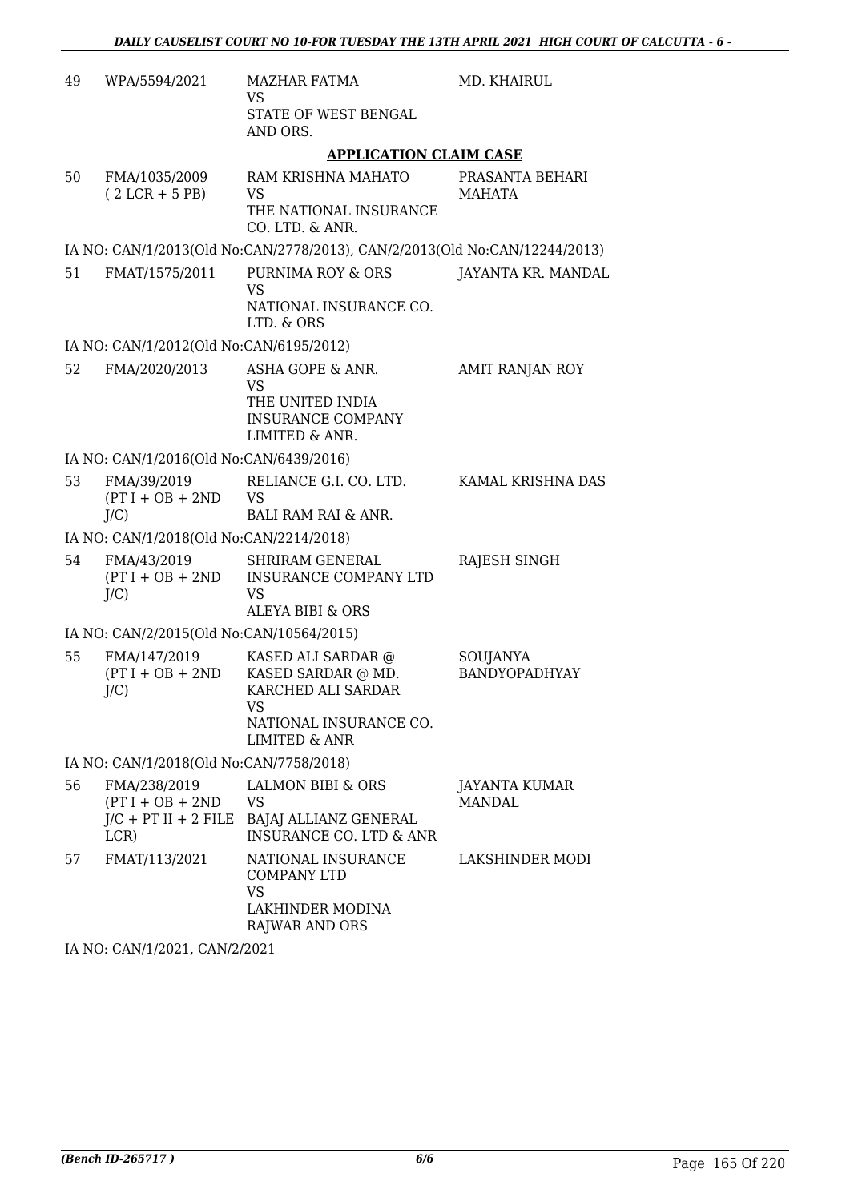| | | | |
|---|---|---|---|
| 49 | WPA/5594/2021 | MAZHAR FATMA<br>VS<br>STATE OF WEST BENGAL AND ORS. | MD. KHAIRUL |

**APPLICATION CLAIM CASE**

| | | | |
|---|---|---|---|
| 50 | FMA/1035/2009<br>( 2 LCR + 5 PB) | RAM KRISHNA MAHATO<br>VS<br>THE NATIONAL INSURANCE CO. LTD. & ANR. | PRASANTA BEHARI MAHATA |

IA NO: CAN/1/2013(Old No:CAN/2778/2013), CAN/2/2013(Old No:CAN/12244/2013)

| | | | |
|---|---|---|---|
| 51 | FMAT/1575/2011 | PURNIMA ROY & ORS<br>VS<br>NATIONAL INSURANCE CO. LTD. & ORS | JAYANTA KR. MANDAL |

IA NO: CAN/1/2012(Old No:CAN/6195/2012)

| | | | |
|---|---|---|---|
| 52 | FMA/2020/2013 | ASHA GOPE & ANR.<br>VS<br>THE UNITED INDIA INSURANCE COMPANY LIMITED & ANR. | AMIT RANJAN ROY |

IA NO: CAN/1/2016(Old No:CAN/6439/2016)

| | | | |
|---|---|---|---|
| 53 | FMA/39/2019<br>(PT I + OB + 2ND J/C) | RELIANCE G.I. CO. LTD.<br>VS<br>BALI RAM RAI & ANR. | KAMAL KRISHNA DAS |

IA NO: CAN/1/2018(Old No:CAN/2214/2018)

| | | | |
|---|---|---|---|
| 54 | FMA/43/2019<br>(PT I + OB + 2ND J/C) | SHRIRAM GENERAL INSURANCE COMPANY LTD<br>VS<br>ALEYA BIBI & ORS | RAJESH SINGH |

IA NO: CAN/2/2015(Old No:CAN/10564/2015)

| | | | |
|---|---|---|---|
| 55 | FMA/147/2019<br>(PT I + OB + 2ND J/C) | KASED ALI SARDAR @ KASED SARDAR @ MD. KARCHED ALI SARDAR<br>VS<br>NATIONAL INSURANCE CO. LIMITED & ANR | SOUJANYA BANDYOPADHYAY |

IA NO: CAN/1/2018(Old No:CAN/7758/2018)

| | | | |
|---|---|---|---|
| 56 | FMA/238/2019<br>(PT I + OB + 2ND J/C + PT II + 2 FILE LCR) | LALMON BIBI & ORS<br>VS<br>BAJAJ ALLIANZ GENERAL INSURANCE CO. LTD & ANR | JAYANTA KUMAR MANDAL |
| 57 | FMAT/113/2021 | NATIONAL INSURANCE COMPANY LTD<br>VS<br>LAKHINDER MODINA RAJWAR AND ORS | LAKSHINDER MODI |

IA NO: CAN/1/2021, CAN/2/2021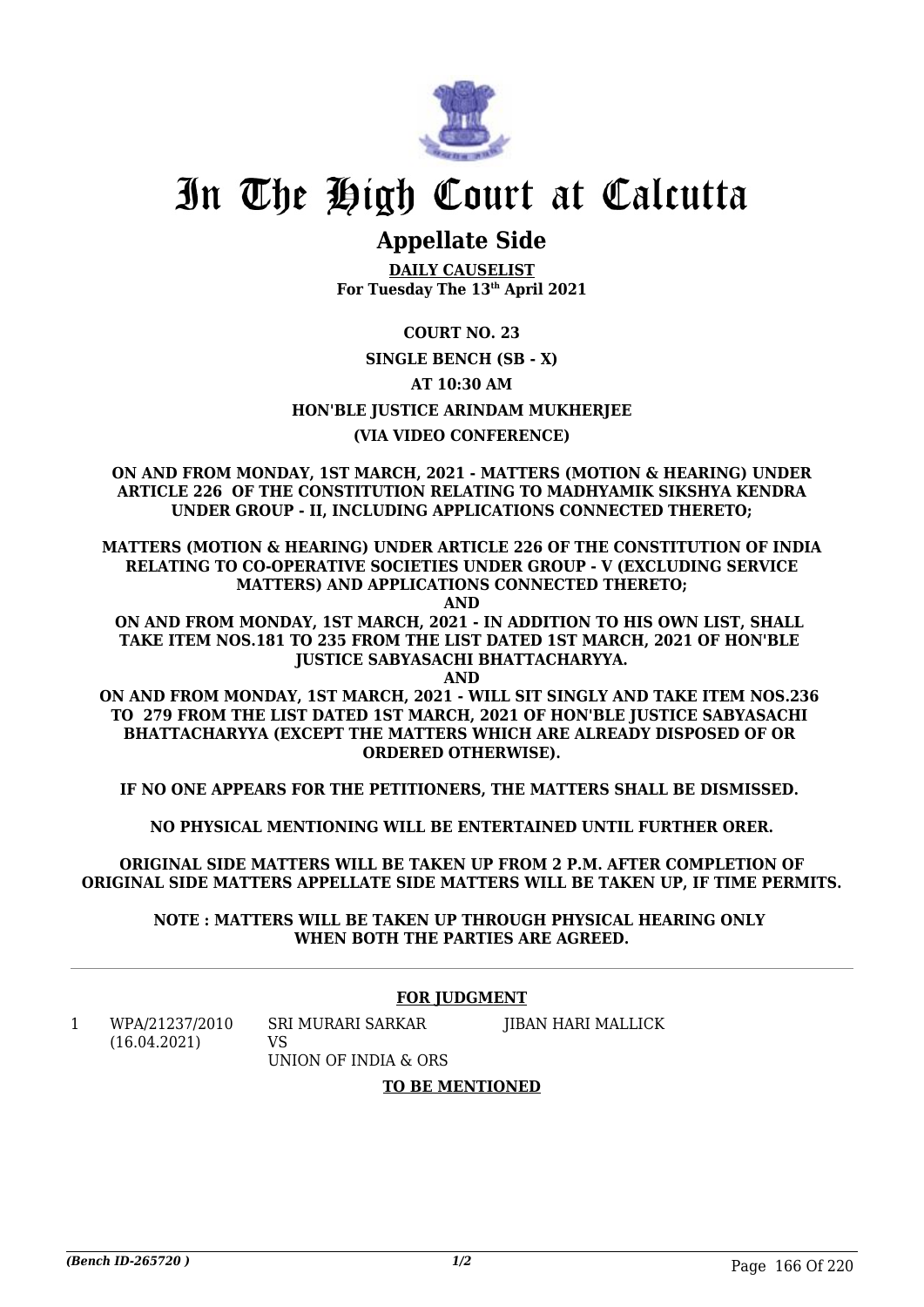# In The High Court at Calcutta

## Appellate Side

**DAILY CAUSELIST**
**For Tuesday The 13th April 2021**

**COURT NO. 23**

**SINGLE BENCH (SB - X)**

**AT 10:30 AM**

**HON'BLE JUSTICE ARINDAM MUKHERJEE**

**(VIA VIDEO CONFERENCE)**

**ON AND FROM MONDAY, 1ST MARCH, 2021 - MATTERS (MOTION & HEARING) UNDER ARTICLE 226 OF THE CONSTITUTION RELATING TO MADHYAMIK SIKSHYA KENDRA UNDER GROUP - II, INCLUDING APPLICATIONS CONNECTED THERETO;**

**MATTERS (MOTION & HEARING) UNDER ARTICLE 226 OF THE CONSTITUTION OF INDIA RELATING TO CO-OPERATIVE SOCIETIES UNDER GROUP - V (EXCLUDING SERVICE MATTERS) AND APPLICATIONS CONNECTED THERETO;**

**AND**

**ON AND FROM MONDAY, 1ST MARCH, 2021 - IN ADDITION TO HIS OWN LIST, SHALL TAKE ITEM NOS.181 TO 235 FROM THE LIST DATED 1ST MARCH, 2021 OF HON'BLE JUSTICE SABYASACHI BHATTACHARYYA.**

**AND**

**ON AND FROM MONDAY, 1ST MARCH, 2021 - WILL SIT SINGLY AND TAKE ITEM NOS.236 TO 279 FROM THE LIST DATED 1ST MARCH, 2021 OF HON'BLE JUSTICE SABYASACHI BHATTACHARYYA (EXCEPT THE MATTERS WHICH ARE ALREADY DISPOSED OF OR ORDERED OTHERWISE).**

**IF NO ONE APPEARS FOR THE PETITIONERS, THE MATTERS SHALL BE DISMISSED.**

**NO PHYSICAL MENTIONING WILL BE ENTERTAINED UNTIL FURTHER ORER.**

**ORIGINAL SIDE MATTERS WILL BE TAKEN UP FROM 2 P.M. AFTER COMPLETION OF ORIGINAL SIDE MATTERS APPELLATE SIDE MATTERS WILL BE TAKEN UP, IF TIME PERMITS.**

**NOTE : MATTERS WILL BE TAKEN UP THROUGH PHYSICAL HEARING ONLY WHEN BOTH THE PARTIES ARE AGREED.**

---

**FOR JUDGMENT**

| | | | |
|---|---|---|---|
| 1 | WPA/21237/2010 (16.04.2021) | SRI MURARI SARKAR VS UNION OF INDIA & ORS | JIBAN HARI MALLICK |

**TO BE MENTIONED**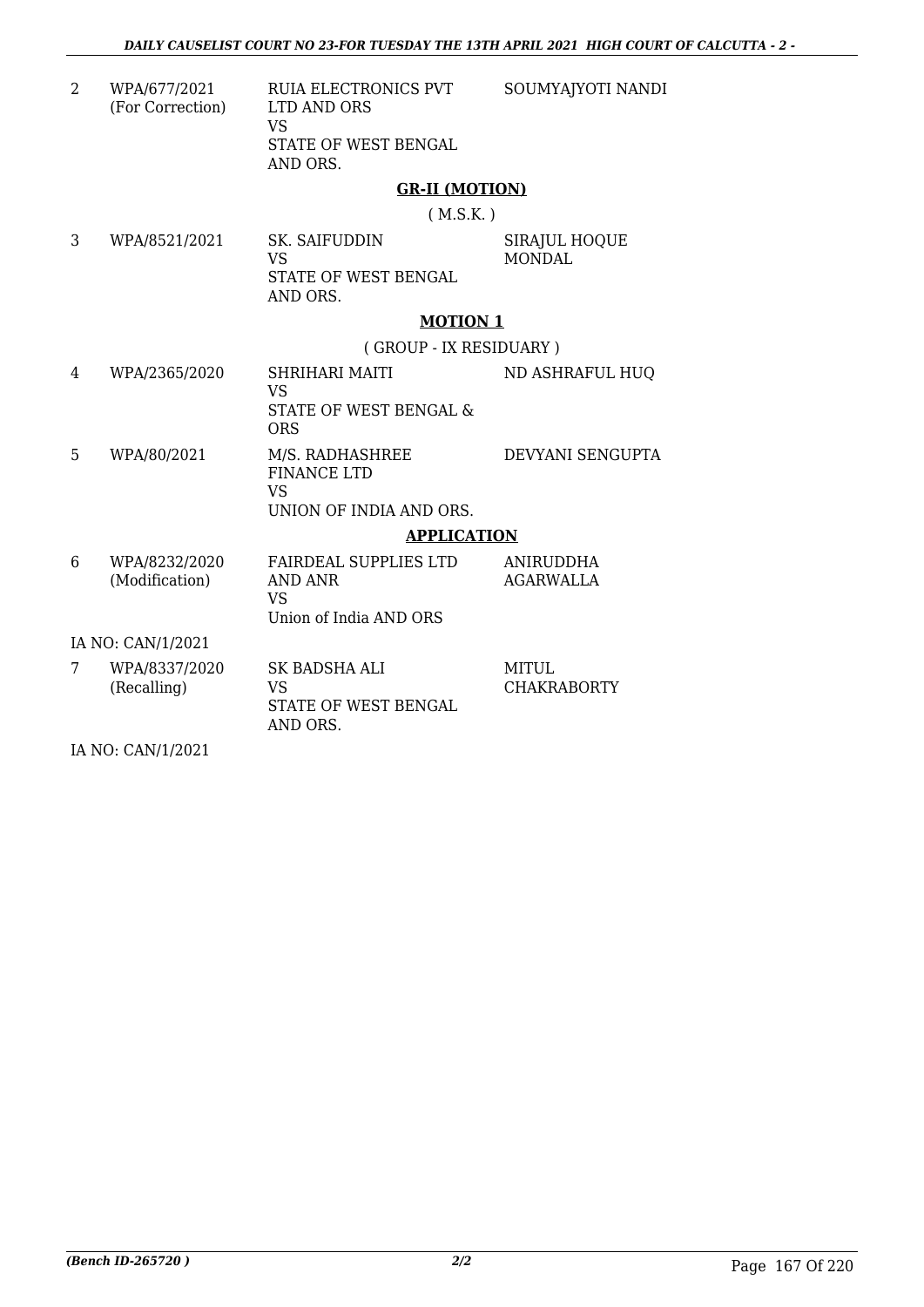| | | | |
|---|---|---|---|
| 2 | WPA/677/2021 (For Correction) | RUIA ELECTRONICS PVT LTD AND ORS<br>VS<br>STATE OF WEST BENGAL AND ORS. | SOUMYAJYOTI NANDI |

**GR-II (MOTION)**

( M.S.K. )

| | | | |
|---|---|---|---|
| 3 | WPA/8521/2021 | SK. SAIFUDDIN<br>VS<br>STATE OF WEST BENGAL AND ORS. | SIRAJUL HOQUE MONDAL |

**MOTION 1**

( GROUP - IX RESIDUARY )

| | | | |
|---|---|---|---|
| 4 | WPA/2365/2020 | SHRIHARI MAITI<br>VS<br>STATE OF WEST BENGAL & ORS | ND ASHRAFUL HUQ |
| 5 | WPA/80/2021 | M/S. RADHASHREE FINANCE LTD<br>VS<br>UNION OF INDIA AND ORS. | DEVYANI SENGUPTA |

**APPLICATION**

| | | | |
|---|---|---|---|
| 6 | WPA/8232/2020 (Modification) | FAIRDEAL SUPPLIES LTD AND ANR<br>VS<br>Union of India AND ORS | ANIRUDDHA AGARWALLA |

IA NO: CAN/1/2021

| | | | |
|---|---|---|---|
| 7 | WPA/8337/2020 (Recalling) | SK BADSHA ALI<br>VS<br>STATE OF WEST BENGAL AND ORS. | MITUL CHAKRABORTY |

IA NO: CAN/1/2021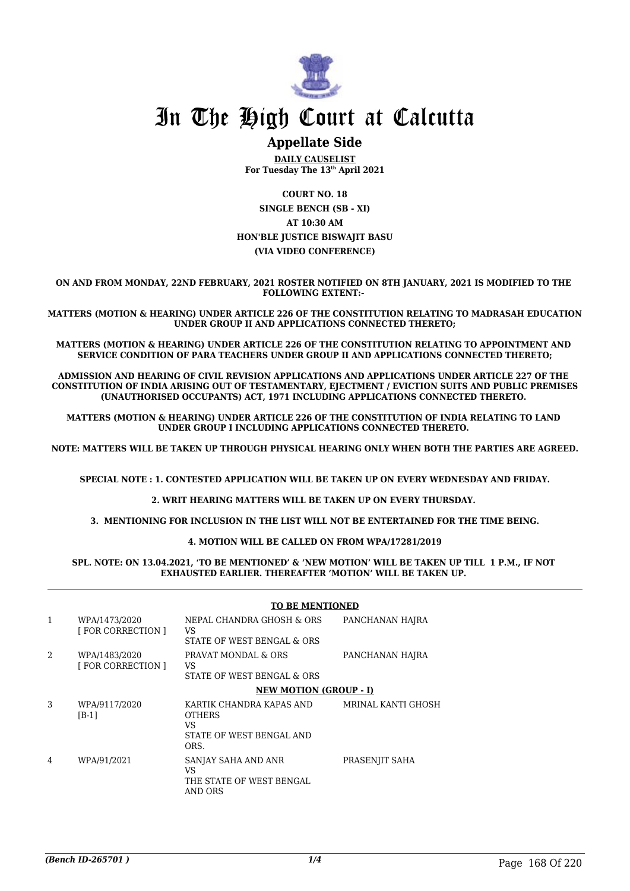# In The High Court at Calcutta

## Appellate Side

**DAILY CAUSELIST**
**For Tuesday The 13th April 2021**

**COURT NO. 18**
**SINGLE BENCH (SB - XI)**
**AT 10:30 AM**
**HON'BLE JUSTICE BISWAJIT BASU**
**(VIA VIDEO CONFERENCE)**

**ON AND FROM MONDAY, 22ND FEBRUARY, 2021 ROSTER NOTIFIED ON 8TH JANUARY, 2021 IS MODIFIED TO THE FOLLOWING EXTENT:-**

**MATTERS (MOTION & HEARING) UNDER ARTICLE 226 OF THE CONSTITUTION RELATING TO MADRASAH EDUCATION UNDER GROUP II AND APPLICATIONS CONNECTED THERETO;**

**MATTERS (MOTION & HEARING) UNDER ARTICLE 226 OF THE CONSTITUTION RELATING TO APPOINTMENT AND SERVICE CONDITION OF PARA TEACHERS UNDER GROUP II AND APPLICATIONS CONNECTED THERETO;**

**ADMISSION AND HEARING OF CIVIL REVISION APPLICATIONS AND APPLICATIONS UNDER ARTICLE 227 OF THE CONSTITUTION OF INDIA ARISING OUT OF TESTAMENTARY, EJECTMENT / EVICTION SUITS AND PUBLIC PREMISES (UNAUTHORISED OCCUPANTS) ACT, 1971 INCLUDING APPLICATIONS CONNECTED THERETO.**

**MATTERS (MOTION & HEARING) UNDER ARTICLE 226 OF THE CONSTITUTION OF INDIA RELATING TO LAND UNDER GROUP I INCLUDING APPLICATIONS CONNECTED THERETO.**

**NOTE: MATTERS WILL BE TAKEN UP THROUGH PHYSICAL HEARING ONLY WHEN BOTH THE PARTIES ARE AGREED.**

**SPECIAL NOTE : 1. CONTESTED APPLICATION WILL BE TAKEN UP ON EVERY WEDNESDAY AND FRIDAY.**

**2. WRIT HEARING MATTERS WILL BE TAKEN UP ON EVERY THURSDAY.**

**3. MENTIONING FOR INCLUSION IN THE LIST WILL NOT BE ENTERTAINED FOR THE TIME BEING.**

**4. MOTION WILL BE CALLED ON FROM WPA/17281/2019**

**SPL. NOTE: ON 13.04.2021, 'TO BE MENTIONED' & 'NEW MOTION' WILL BE TAKEN UP TILL 1 P.M., IF NOT EXHAUSTED EARLIER. THEREAFTER 'MOTION' WILL BE TAKEN UP.**

**TO BE MENTIONED**

| | | | |
|---|---|---|---|
| 1 | WPA/1473/2020 [ FOR CORRECTION ] | NEPAL CHANDRA GHOSH & ORS VS STATE OF WEST BENGAL & ORS | PANCHANAN HAJRA |
| 2 | WPA/1483/2020 [ FOR CORRECTION ] | PRAVAT MONDAL & ORS VS STATE OF WEST BENGAL & ORS | PANCHANAN HAJRA |

**NEW MOTION (GROUP - I)**

| | | | |
|---|---|---|---|
| 3 | WPA/9117/2020 [B-1] | KARTIK CHANDRA KAPAS AND OTHERS VS STATE OF WEST BENGAL AND ORS. | MRINAL KANTI GHOSH |
| 4 | WPA/91/2021 | SANJAY SAHA AND ANR VS THE STATE OF WEST BENGAL AND ORS | PRASENJIT SAHA |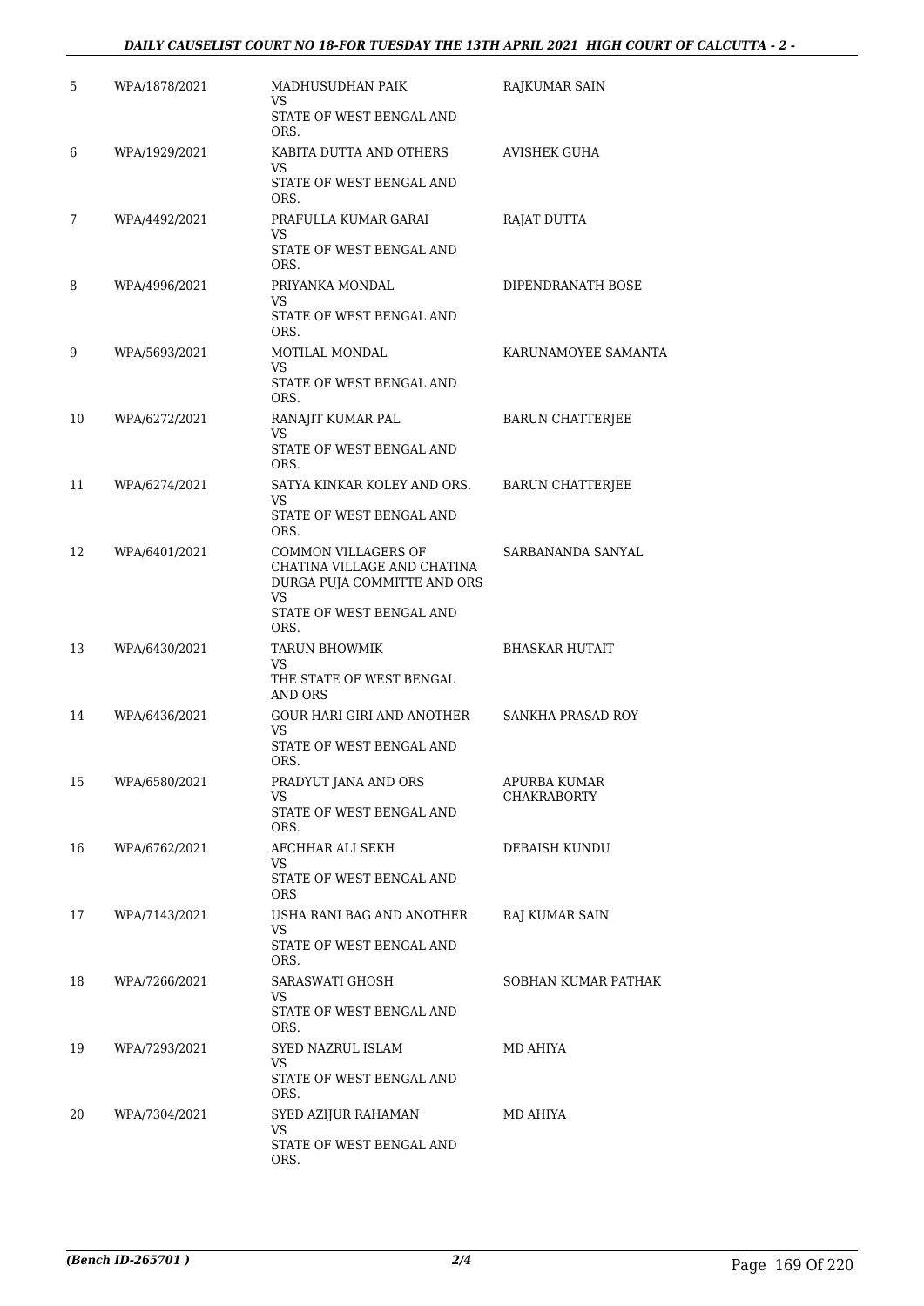| | | | |
|---|---|---|---|
| 5 | WPA/1878/2021 | MADHUSUDHAN PAIK<br>VS<br>STATE OF WEST BENGAL AND ORS. | RAJKUMAR SAIN |
| 6 | WPA/1929/2021 | KABITA DUTTA AND OTHERS<br>VS<br>STATE OF WEST BENGAL AND ORS. | AVISHEK GUHA |
| 7 | WPA/4492/2021 | PRAFULLA KUMAR GARAI<br>VS<br>STATE OF WEST BENGAL AND ORS. | RAJAT DUTTA |
| 8 | WPA/4996/2021 | PRIYANKA MONDAL<br>VS<br>STATE OF WEST BENGAL AND ORS. | DIPENDRANATH BOSE |
| 9 | WPA/5693/2021 | MOTILAL MONDAL<br>VS<br>STATE OF WEST BENGAL AND ORS. | KARUNAMOYEE SAMANTA |
| 10 | WPA/6272/2021 | RANAJIT KUMAR PAL<br>VS<br>STATE OF WEST BENGAL AND ORS. | BARUN CHATTERJEE |
| 11 | WPA/6274/2021 | SATYA KINKAR KOLEY AND ORS.<br>VS<br>STATE OF WEST BENGAL AND ORS. | BARUN CHATTERJEE |
| 12 | WPA/6401/2021 | COMMON VILLAGERS OF CHATINA VILLAGE AND CHATINA DURGA PUJA COMMITTE AND ORS<br>VS<br>STATE OF WEST BENGAL AND ORS. | SARBANANDA SANYAL |
| 13 | WPA/6430/2021 | TARUN BHOWMIK<br>VS<br>THE STATE OF WEST BENGAL AND ORS | BHASKAR HUTAIT |
| 14 | WPA/6436/2021 | GOUR HARI GIRI AND ANOTHER<br>VS<br>STATE OF WEST BENGAL AND ORS. | SANKHA PRASAD ROY |
| 15 | WPA/6580/2021 | PRADYUT JANA AND ORS<br>VS<br>STATE OF WEST BENGAL AND ORS. | APURBA KUMAR CHAKRABORTY |
| 16 | WPA/6762/2021 | AFCHHAR ALI SEKH<br>VS<br>STATE OF WEST BENGAL AND ORS | DEBAISH KUNDU |
| 17 | WPA/7143/2021 | USHA RANI BAG AND ANOTHER<br>VS<br>STATE OF WEST BENGAL AND ORS. | RAJ KUMAR SAIN |
| 18 | WPA/7266/2021 | SARASWATI GHOSH<br>VS<br>STATE OF WEST BENGAL AND ORS. | SOBHAN KUMAR PATHAK |
| 19 | WPA/7293/2021 | SYED NAZRUL ISLAM<br>VS<br>STATE OF WEST BENGAL AND ORS. | MD AHIYA |
| 20 | WPA/7304/2021 | SYED AZIJUR RAHAMAN<br>VS<br>STATE OF WEST BENGAL AND ORS. | MD AHIYA |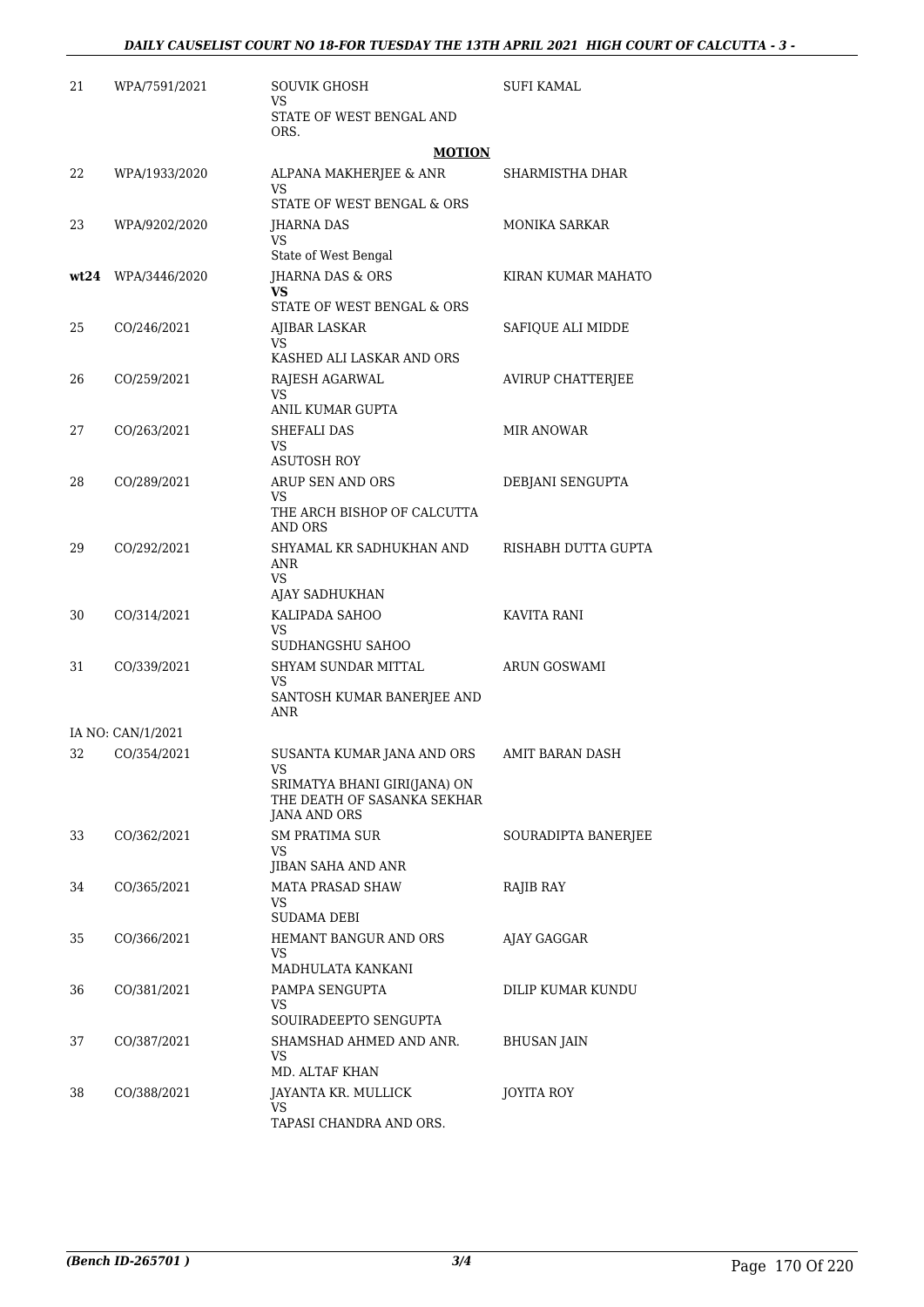| | | | |
|---|---|---|---|
| 21 | WPA/7591/2021 | SOUVIK GHOSH<br>VS<br>STATE OF WEST BENGAL AND ORS. | SUFI KAMAL |
| | | **MOTION** | |
| 22 | WPA/1933/2020 | ALPANA MAKHERJEE & ANR<br>VS<br>STATE OF WEST BENGAL & ORS | SHARMISTHA DHAR |
| 23 | WPA/9202/2020 | JHARNA DAS<br>VS<br>State of West Bengal | MONIKA SARKAR |
| **wt24** | WPA/3446/2020 | JHARNA DAS & ORS<br>**VS**<br>STATE OF WEST BENGAL & ORS | KIRAN KUMAR MAHATO |
| 25 | CO/246/2021 | AJIBAR LASKAR<br>VS<br>KASHED ALI LASKAR AND ORS | SAFIQUE ALI MIDDE |
| 26 | CO/259/2021 | RAJESH AGARWAL<br>VS<br>ANIL KUMAR GUPTA | AVIRUP CHATTERJEE |
| 27 | CO/263/2021 | SHEFALI DAS<br>VS<br>ASUTOSH ROY | MIR ANOWAR |
| 28 | CO/289/2021 | ARUP SEN AND ORS<br>VS<br>THE ARCH BISHOP OF CALCUTTA AND ORS | DEBJANI SENGUPTA |
| 29 | CO/292/2021 | SHYAMAL KR SADHUKHAN AND ANR<br>VS<br>AJAY SADHUKHAN | RISHABH DUTTA GUPTA |
| 30 | CO/314/2021 | KALIPADA SAHOO<br>VS<br>SUDHANGSHU SAHOO | KAVITA RANI |
| 31 | CO/339/2021 | SHYAM SUNDAR MITTAL<br>VS<br>SANTOSH KUMAR BANERJEE AND ANR | ARUN GOSWAMI |
| | IA NO: CAN/1/2021 | | |
| 32 | CO/354/2021 | SUSANTA KUMAR JANA AND ORS<br>VS<br>SRIMATYA BHANI GIRI(JANA) ON THE DEATH OF SASANKA SEKHAR JANA AND ORS | AMIT BARAN DASH |
| 33 | CO/362/2021 | SM PRATIMA SUR<br>VS<br>JIBAN SAHA AND ANR | SOURADIPTA BANERJEE |
| 34 | CO/365/2021 | MATA PRASAD SHAW<br>VS<br>SUDAMA DEBI | RAJIB RAY |
| 35 | CO/366/2021 | HEMANT BANGUR AND ORS<br>VS<br>MADHULATA KANKANI | AJAY GAGGAR |
| 36 | CO/381/2021 | PAMPA SENGUPTA<br>VS<br>SOUIRADEEPTO SENGUPTA | DILIP KUMAR KUNDU |
| 37 | CO/387/2021 | SHAMSHAD AHMED AND ANR.<br>VS<br>MD. ALTAF KHAN | BHUSAN JAIN |
| 38 | CO/388/2021 | JAYANTA KR. MULLICK<br>VS<br>TAPASI CHANDRA AND ORS. | JOYITA ROY |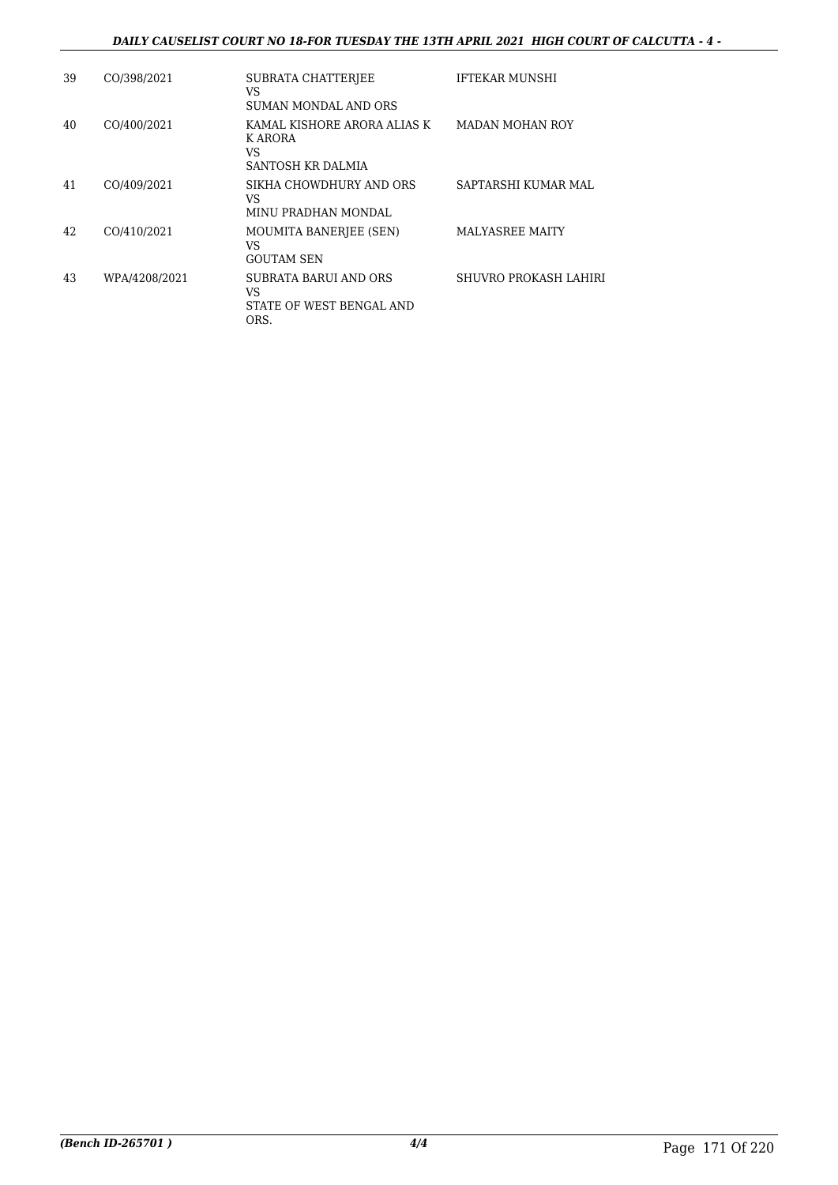| | | | |
|---|---|---|---|
| 39 | CO/398/2021 | SUBRATA CHATTERJEE<br>VS<br>SUMAN MONDAL AND ORS | IFTEKAR MUNSHI |
| 40 | CO/400/2021 | KAMAL KISHORE ARORA ALIAS K K ARORA<br>VS<br>SANTOSH KR DALMIA | MADAN MOHAN ROY |
| 41 | CO/409/2021 | SIKHA CHOWDHURY AND ORS<br>VS<br>MINU PRADHAN MONDAL | SAPTARSHI KUMAR MAL |
| 42 | CO/410/2021 | MOUMITA BANERJEE (SEN)<br>VS<br>GOUTAM SEN | MALYASREE MAITY |
| 43 | WPA/4208/2021 | SUBRATA BARUI AND ORS<br>VS<br>STATE OF WEST BENGAL AND ORS. | SHUVRO PROKASH LAHIRI |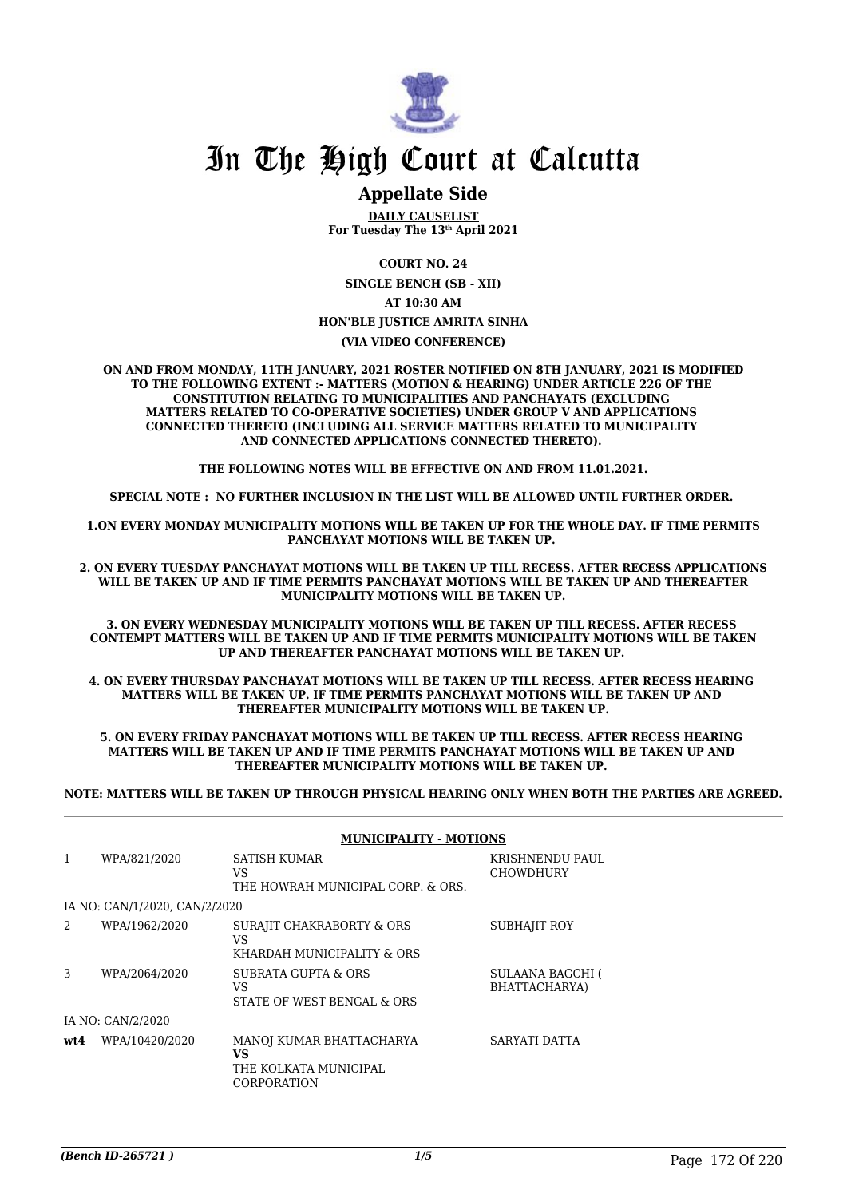# In The High Court at Calcutta

## Appellate Side

**DAILY CAUSELIST**
**For Tuesday The 13th April 2021**

**COURT NO. 24**

**SINGLE BENCH (SB - XII)**

**AT 10:30 AM**

**HON'BLE JUSTICE AMRITA SINHA**

**(VIA VIDEO CONFERENCE)**

**ON AND FROM MONDAY, 11TH JANUARY, 2021 ROSTER NOTIFIED ON 8TH JANUARY, 2021 IS MODIFIED TO THE FOLLOWING EXTENT :- MATTERS (MOTION & HEARING) UNDER ARTICLE 226 OF THE CONSTITUTION RELATING TO MUNICIPALITIES AND PANCHAYATS (EXCLUDING MATTERS RELATED TO CO-OPERATIVE SOCIETIES) UNDER GROUP V AND APPLICATIONS CONNECTED THERETO (INCLUDING ALL SERVICE MATTERS RELATED TO MUNICIPALITY AND CONNECTED APPLICATIONS CONNECTED THERETO).**

**THE FOLLOWING NOTES WILL BE EFFECTIVE ON AND FROM 11.01.2021.**

**SPECIAL NOTE : NO FURTHER INCLUSION IN THE LIST WILL BE ALLOWED UNTIL FURTHER ORDER.**

**1.ON EVERY MONDAY MUNICIPALITY MOTIONS WILL BE TAKEN UP FOR THE WHOLE DAY. IF TIME PERMITS PANCHAYAT MOTIONS WILL BE TAKEN UP.**

**2. ON EVERY TUESDAY PANCHAYAT MOTIONS WILL BE TAKEN UP TILL RECESS. AFTER RECESS APPLICATIONS WILL BE TAKEN UP AND IF TIME PERMITS PANCHAYAT MOTIONS WILL BE TAKEN UP AND THEREAFTER MUNICIPALITY MOTIONS WILL BE TAKEN UP.**

**3. ON EVERY WEDNESDAY MUNICIPALITY MOTIONS WILL BE TAKEN UP TILL RECESS. AFTER RECESS CONTEMPT MATTERS WILL BE TAKEN UP AND IF TIME PERMITS MUNICIPALITY MOTIONS WILL BE TAKEN UP AND THEREAFTER PANCHAYAT MOTIONS WILL BE TAKEN UP.**

**4. ON EVERY THURSDAY PANCHAYAT MOTIONS WILL BE TAKEN UP TILL RECESS. AFTER RECESS HEARING MATTERS WILL BE TAKEN UP. IF TIME PERMITS PANCHAYAT MOTIONS WILL BE TAKEN UP AND THEREAFTER MUNICIPALITY MOTIONS WILL BE TAKEN UP.**

**5. ON EVERY FRIDAY PANCHAYAT MOTIONS WILL BE TAKEN UP TILL RECESS. AFTER RECESS HEARING MATTERS WILL BE TAKEN UP AND IF TIME PERMITS PANCHAYAT MOTIONS WILL BE TAKEN UP AND THEREAFTER MUNICIPALITY MOTIONS WILL BE TAKEN UP.**

**NOTE: MATTERS WILL BE TAKEN UP THROUGH PHYSICAL HEARING ONLY WHEN BOTH THE PARTIES ARE AGREED.**

**MUNICIPALITY - MOTIONS**

| | | | |
|---|---|---|---|
| 1 | WPA/821/2020 | SATISH KUMAR<br>VS<br>THE HOWRAH MUNICIPAL CORP. & ORS. | KRISHNENDU PAUL CHOWDHURY |
| IA NO: CAN/1/2020, CAN/2/2020 | | | |
| 2 | WPA/1962/2020 | SURAJIT CHAKRABORTY & ORS<br>VS<br>KHARDAH MUNICIPALITY & ORS | SUBHAJIT ROY |
| 3 | WPA/2064/2020 | SUBRATA GUPTA & ORS<br>VS<br>STATE OF WEST BENGAL & ORS | SULAANA BAGCHI ( BHATTACHARYA) |
| IA NO: CAN/2/2020 | | | |
| **wt4** | WPA/10420/2020 | MANOJ KUMAR BHATTACHARYA<br>**VS**<br>THE KOLKATA MUNICIPAL CORPORATION | SARYATI DATTA |

*(Bench ID-265721 )*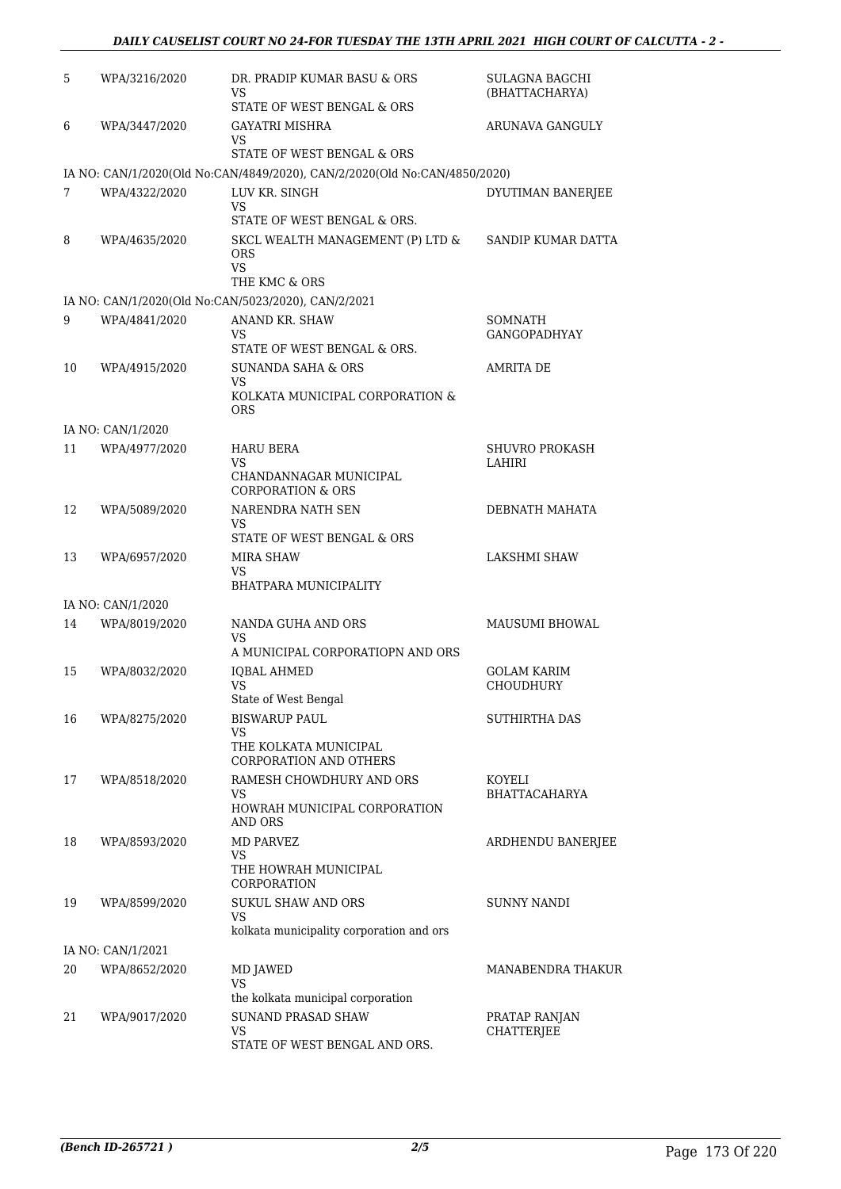| | | | |
|---|---|---|---|
| 5 | WPA/3216/2020 | DR. PRADIP KUMAR BASU & ORS<br>VS<br>STATE OF WEST BENGAL & ORS | SULAGNA BAGCHI (BHATTACHARYA) |
| 6 | WPA/3447/2020 | GAYATRI MISHRA<br>VS<br>STATE OF WEST BENGAL & ORS | ARUNAVA GANGULY |
| IA NO: CAN/1/2020(Old No:CAN/4849/2020), CAN/2/2020(Old No:CAN/4850/2020) | | | |
| 7 | WPA/4322/2020 | LUV KR. SINGH<br>VS<br>STATE OF WEST BENGAL & ORS. | DYUTIMAN BANERJEE |
| 8 | WPA/4635/2020 | SKCL WEALTH MANAGEMENT (P) LTD & ORS<br>VS<br>THE KMC & ORS | SANDIP KUMAR DATTA |
| IA NO: CAN/1/2020(Old No:CAN/5023/2020), CAN/2/2021 | | | |
| 9 | WPA/4841/2020 | ANAND KR. SHAW<br>VS<br>STATE OF WEST BENGAL & ORS. | SOMNATH GANGOPADHYAY |
| 10 | WPA/4915/2020 | SUNANDA SAHA & ORS<br>VS<br>KOLKATA MUNICIPAL CORPORATION & ORS | AMRITA DE |
| IA NO: CAN/1/2020 | | | |
| 11 | WPA/4977/2020 | HARU BERA<br>VS<br>CHANDANNAGAR MUNICIPAL CORPORATION & ORS | SHUVRO PROKASH LAHIRI |
| 12 | WPA/5089/2020 | NARENDRA NATH SEN<br>VS<br>STATE OF WEST BENGAL & ORS | DEBNATH MAHATA |
| 13 | WPA/6957/2020 | MIRA SHAW<br>VS<br>BHATPARA MUNICIPALITY | LAKSHMI SHAW |
| IA NO: CAN/1/2020 | | | |
| 14 | WPA/8019/2020 | NANDA GUHA AND ORS<br>VS<br>A MUNICIPAL CORPORATIOPN AND ORS | MAUSUMI BHOWAL |
| 15 | WPA/8032/2020 | IQBAL AHMED<br>VS<br>State of West Bengal | GOLAM KARIM CHOUDHURY |
| 16 | WPA/8275/2020 | BISWARUP PAUL<br>VS<br>THE KOLKATA MUNICIPAL CORPORATION AND OTHERS | SUTHIRTHA DAS |
| 17 | WPA/8518/2020 | RAMESH CHOWDHURY AND ORS<br>VS<br>HOWRAH MUNICIPAL CORPORATION AND ORS | KOYELI BHATTACAHARYA |
| 18 | WPA/8593/2020 | MD PARVEZ<br>VS<br>THE HOWRAH MUNICIPAL CORPORATION | ARDHENDU BANERJEE |
| 19 | WPA/8599/2020 | SUKUL SHAW AND ORS<br>VS<br>kolkata municipality corporation and ors | SUNNY NANDI |
| IA NO: CAN/1/2021 | | | |
| 20 | WPA/8652/2020 | MD JAWED<br>VS<br>the kolkata municipal corporation | MANABENDRA THAKUR |
| 21 | WPA/9017/2020 | SUNAND PRASAD SHAW<br>VS<br>STATE OF WEST BENGAL AND ORS. | PRATAP RANJAN CHATTERJEE |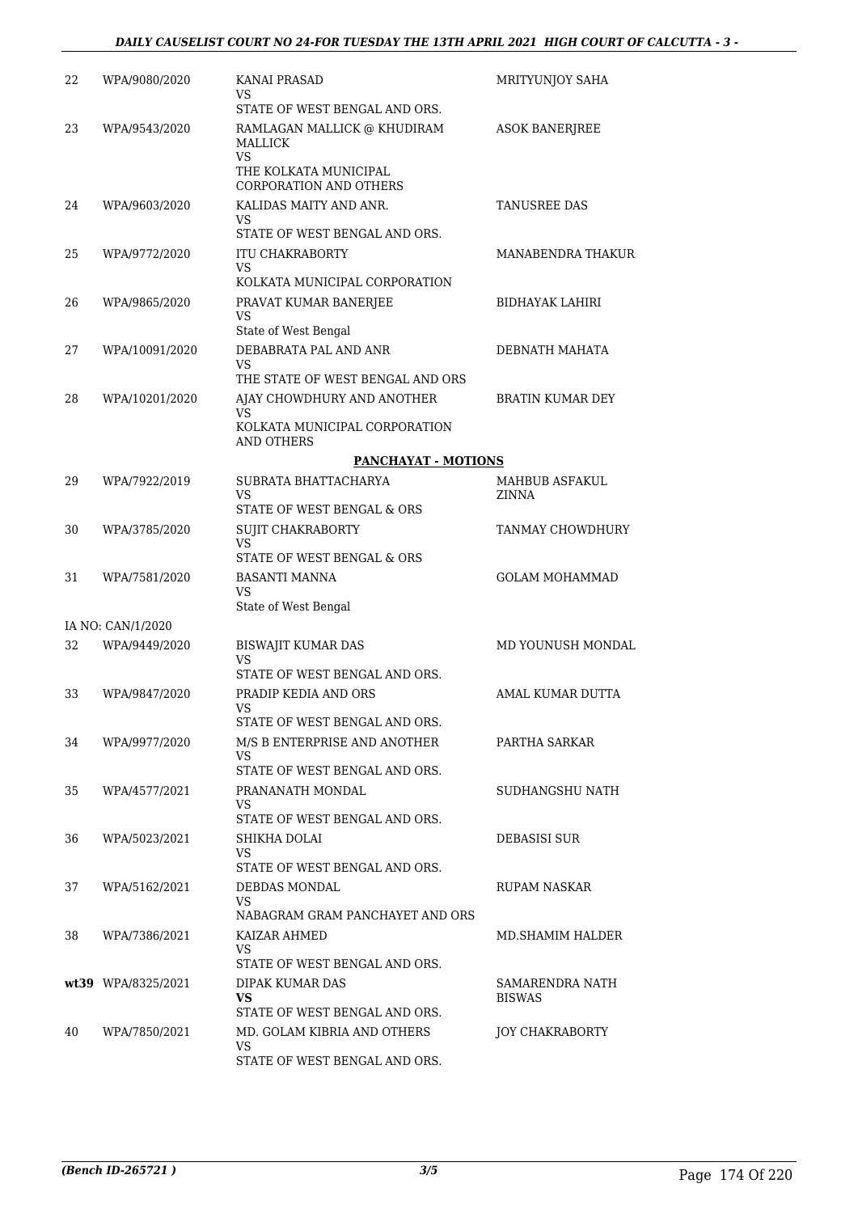| | | | |
|---|---|---|---|
| 22 | WPA/9080/2020 | KANAI PRASAD<br>VS<br>STATE OF WEST BENGAL AND ORS. | MRITYUNJOY SAHA |
| 23 | WPA/9543/2020 | RAMLAGAN MALLICK @ KHUDIRAM MALLICK<br>VS<br>THE KOLKATA MUNICIPAL CORPORATION AND OTHERS | ASOK BANERJREE |
| 24 | WPA/9603/2020 | KALIDAS MAITY AND ANR.<br>VS<br>STATE OF WEST BENGAL AND ORS. | TANUSREE DAS |
| 25 | WPA/9772/2020 | ITU CHAKRABORTY<br>VS<br>KOLKATA MUNICIPAL CORPORATION | MANABENDRA THAKUR |
| 26 | WPA/9865/2020 | PRAVAT KUMAR BANERJEE<br>VS<br>State of West Bengal | BIDHAYAK LAHIRI |
| 27 | WPA/10091/2020 | DEBABRATA PAL AND ANR<br>VS<br>THE STATE OF WEST BENGAL AND ORS | DEBNATH MAHATA |
| 28 | WPA/10201/2020 | AJAY CHOWDHURY AND ANOTHER<br>VS<br>KOLKATA MUNICIPAL CORPORATION AND OTHERS | BRATIN KUMAR DEY |

**PANCHAYAT - MOTIONS**

| | | | |
|---|---|---|---|
| 29 | WPA/7922/2019 | SUBRATA BHATTACHARYA<br>VS<br>STATE OF WEST BENGAL & ORS | MAHBUB ASFAKUL ZINNA |
| 30 | WPA/3785/2020 | SUJIT CHAKRABORTY<br>VS<br>STATE OF WEST BENGAL & ORS | TANMAY CHOWDHURY |
| 31 | WPA/7581/2020 | BASANTI MANNA<br>VS<br>State of West Bengal | GOLAM MOHAMMAD |
| | IA NO: CAN/1/2020 | | |
| 32 | WPA/9449/2020 | BISWAJIT KUMAR DAS<br>VS<br>STATE OF WEST BENGAL AND ORS. | MD YOUNUSH MONDAL |
| 33 | WPA/9847/2020 | PRADIP KEDIA AND ORS<br>VS<br>STATE OF WEST BENGAL AND ORS. | AMAL KUMAR DUTTA |
| 34 | WPA/9977/2020 | M/S B ENTERPRISE AND ANOTHER<br>VS<br>STATE OF WEST BENGAL AND ORS. | PARTHA SARKAR |
| 35 | WPA/4577/2021 | PRANANATH MONDAL<br>VS<br>STATE OF WEST BENGAL AND ORS. | SUDHANGSHU NATH |
| 36 | WPA/5023/2021 | SHIKHA DOLAI<br>VS<br>STATE OF WEST BENGAL AND ORS. | DEBASISI SUR |
| 37 | WPA/5162/2021 | DEBDAS MONDAL<br>VS<br>NABAGRAM GRAM PANCHAYET AND ORS | RUPAM NASKAR |
| 38 | WPA/7386/2021 | KAIZAR AHMED<br>VS<br>STATE OF WEST BENGAL AND ORS. | MD.SHAMIM HALDER |
| **wt39** | WPA/8325/2021 | DIPAK KUMAR DAS<br>**VS**<br>STATE OF WEST BENGAL AND ORS. | SAMARENDRA NATH BISWAS |
| 40 | WPA/7850/2021 | MD. GOLAM KIBRIA AND OTHERS<br>VS<br>STATE OF WEST BENGAL AND ORS. | JOY CHAKRABORTY |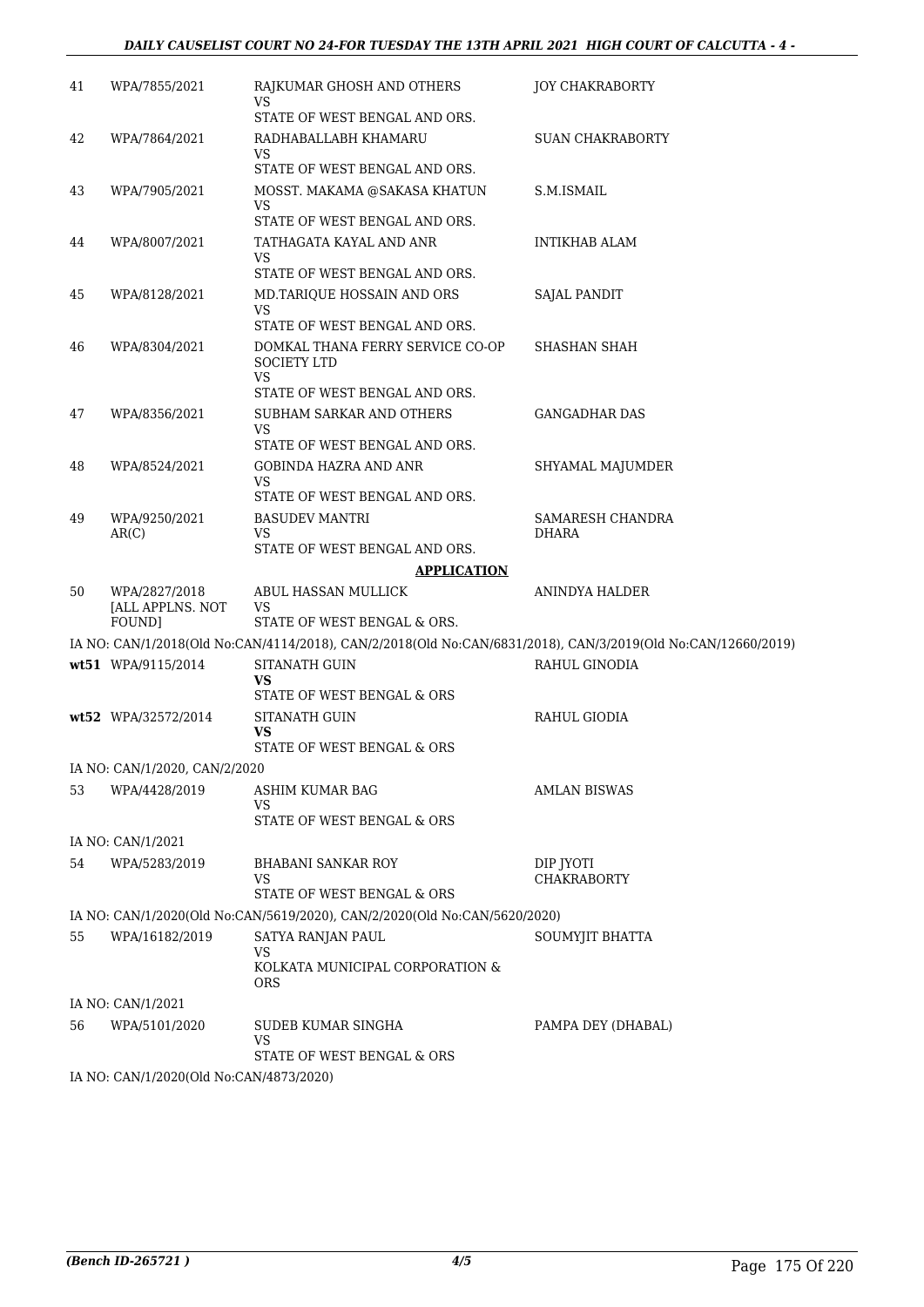| | | | |
|---|---|---|---|
| 41 | WPA/7855/2021 | RAJKUMAR GHOSH AND OTHERS<br>VS<br>STATE OF WEST BENGAL AND ORS. | JOY CHAKRABORTY |
| 42 | WPA/7864/2021 | RADHABALLABH KHAMARU<br>VS<br>STATE OF WEST BENGAL AND ORS. | SUAN CHAKRABORTY |
| 43 | WPA/7905/2021 | MOSST. MAKAMA @SAKASA KHATUN<br>VS<br>STATE OF WEST BENGAL AND ORS. | S.M.ISMAIL |
| 44 | WPA/8007/2021 | TATHAGATA KAYAL AND ANR<br>VS<br>STATE OF WEST BENGAL AND ORS. | INTIKHAB ALAM |
| 45 | WPA/8128/2021 | MD.TARIQUE HOSSAIN AND ORS<br>VS<br>STATE OF WEST BENGAL AND ORS. | SAJAL PANDIT |
| 46 | WPA/8304/2021 | DOMKAL THANA FERRY SERVICE CO-OP SOCIETY LTD<br>VS<br>STATE OF WEST BENGAL AND ORS. | SHASHAN SHAH |
| 47 | WPA/8356/2021 | SUBHAM SARKAR AND OTHERS<br>VS<br>STATE OF WEST BENGAL AND ORS. | GANGADHAR DAS |
| 48 | WPA/8524/2021 | GOBINDA HAZRA AND ANR<br>VS<br>STATE OF WEST BENGAL AND ORS. | SHYAMAL MAJUMDER |
| 49 | WPA/9250/2021<br>AR(C) | BASUDEV MANTRI<br>VS<br>STATE OF WEST BENGAL AND ORS. | SAMARESH CHANDRA DHARA |

**APPLICATION**

| | | | |
|---|---|---|---|
| 50 | WPA/2827/2018<br>[ALL APPLNS. NOT FOUND] | ABUL HASSAN MULLICK<br>VS<br>STATE OF WEST BENGAL & ORS. | ANINDYA HALDER |

IA NO: CAN/1/2018(Old No:CAN/4114/2018), CAN/2/2018(Old No:CAN/6831/2018), CAN/3/2019(Old No:CAN/12660/2019)

| | | | |
|---|---|---|---|
| wt51 | WPA/9115/2014 | SITANATH GUIN<br>**VS**<br>STATE OF WEST BENGAL & ORS | RAHUL GINODIA |
| wt52 | WPA/32572/2014 | SITANATH GUIN<br>**VS**<br>STATE OF WEST BENGAL & ORS | RAHUL GIODIA |

IA NO: CAN/1/2020, CAN/2/2020

| | | | |
|---|---|---|---|
| 53 | WPA/4428/2019 | ASHIM KUMAR BAG<br>VS<br>STATE OF WEST BENGAL & ORS | AMLAN BISWAS |

IA NO: CAN/1/2021

| | | | |
|---|---|---|---|
| 54 | WPA/5283/2019 | BHABANI SANKAR ROY<br>VS<br>STATE OF WEST BENGAL & ORS | DIP JYOTI CHAKRABORTY |

IA NO: CAN/1/2020(Old No:CAN/5619/2020), CAN/2/2020(Old No:CAN/5620/2020)

| | | | |
|---|---|---|---|
| 55 | WPA/16182/2019 | SATYA RANJAN PAUL<br>VS<br>KOLKATA MUNICIPAL CORPORATION & ORS | SOUMYJIT BHATTA |

IA NO: CAN/1/2021

| | | | |
|---|---|---|---|
| 56 | WPA/5101/2020 | SUDEB KUMAR SINGHA<br>VS<br>STATE OF WEST BENGAL & ORS | PAMPA DEY (DHABAL) |

IA NO: CAN/1/2020(Old No:CAN/4873/2020)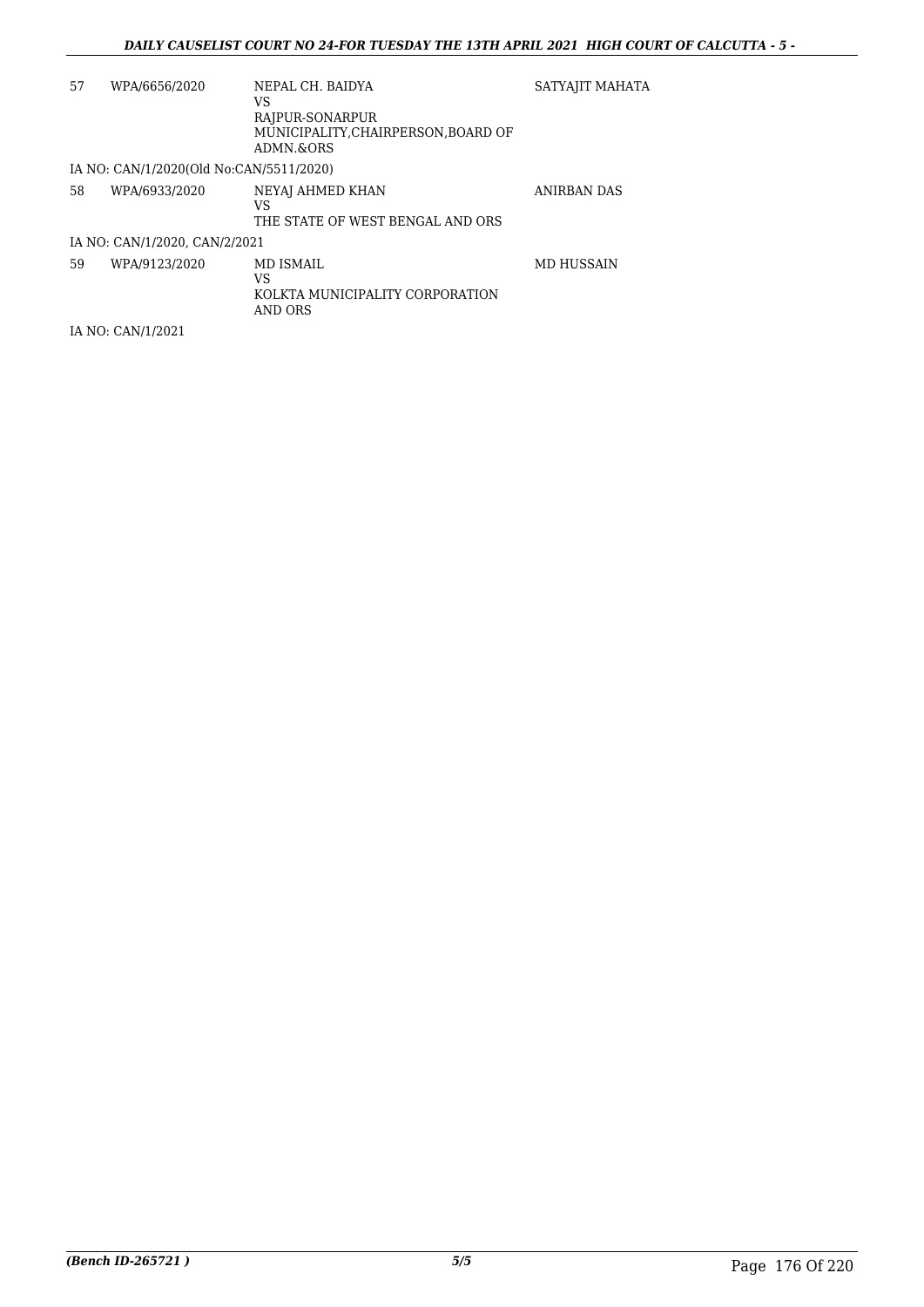| | | | |
|---|---|---|---|
| 57 | WPA/6656/2020 | NEPAL CH. BAIDYA<br>VS<br>RAJPUR-SONARPUR MUNICIPALITY,CHAIRPERSON,BOARD OF ADMN.&ORS | SATYAJIT MAHATA |
| IA NO: CAN/1/2020(Old No:CAN/5511/2020) | | | |
| 58 | WPA/6933/2020 | NEYAJ AHMED KHAN<br>VS<br>THE STATE OF WEST BENGAL AND ORS | ANIRBAN DAS |
| IA NO: CAN/1/2020, CAN/2/2021 | | | |
| 59 | WPA/9123/2020 | MD ISMAIL<br>VS<br>KOLKTA MUNICIPALITY CORPORATION AND ORS | MD HUSSAIN |
| IA NO: CAN/1/2021 | | | |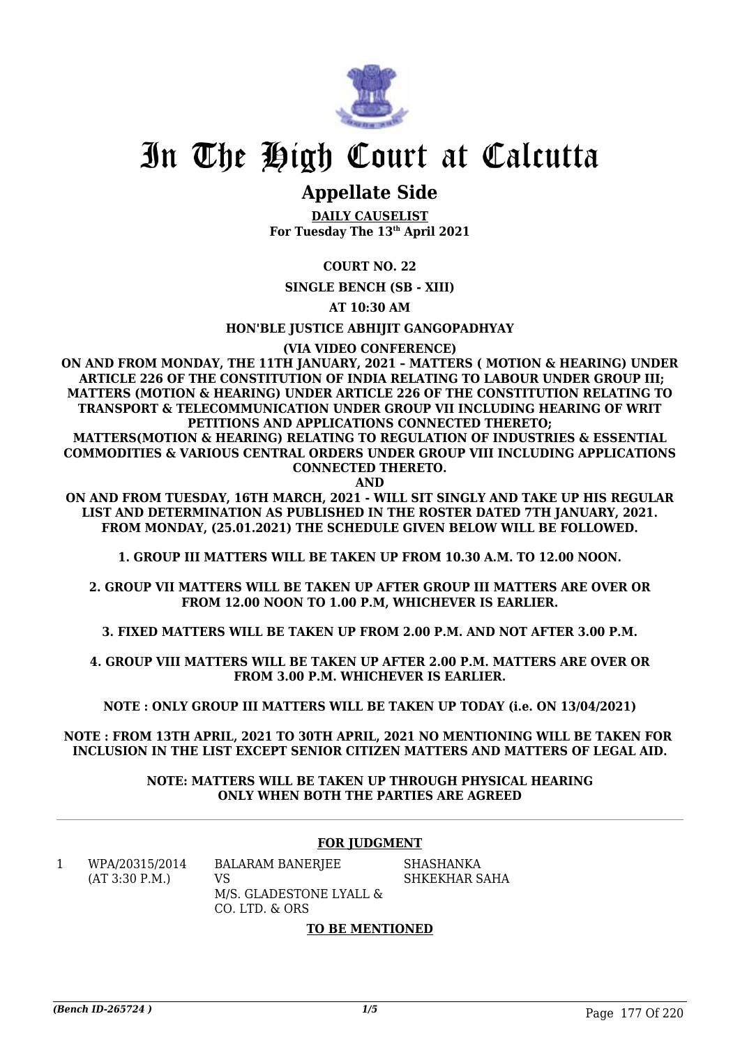# In The High Court at Calcutta

## Appellate Side

**DAILY CAUSELIST**
**For Tuesday The 13th April 2021**

**COURT NO. 22**

**SINGLE BENCH (SB - XIII)**

**AT 10:30 AM**

**HON'BLE JUSTICE ABHIJIT GANGOPADHYAY**

**(VIA VIDEO CONFERENCE)**

**ON AND FROM MONDAY, THE 11TH JANUARY, 2021 – MATTERS ( MOTION & HEARING) UNDER ARTICLE 226 OF THE CONSTITUTION OF INDIA RELATING TO LABOUR UNDER GROUP III; MATTERS (MOTION & HEARING) UNDER ARTICLE 226 OF THE CONSTITUTION RELATING TO TRANSPORT & TELECOMMUNICATION UNDER GROUP VII INCLUDING HEARING OF WRIT PETITIONS AND APPLICATIONS CONNECTED THERETO;**
**MATTERS(MOTION & HEARING) RELATING TO REGULATION OF INDUSTRIES & ESSENTIAL COMMODITIES & VARIOUS CENTRAL ORDERS UNDER GROUP VIII INCLUDING APPLICATIONS CONNECTED THERETO.**
**AND**
**ON AND FROM TUESDAY, 16TH MARCH, 2021 - WILL SIT SINGLY AND TAKE UP HIS REGULAR LIST AND DETERMINATION AS PUBLISHED IN THE ROSTER DATED 7TH JANUARY, 2021. FROM MONDAY, (25.01.2021) THE SCHEDULE GIVEN BELOW WILL BE FOLLOWED.**

**1. GROUP III MATTERS WILL BE TAKEN UP FROM 10.30 A.M. TO 12.00 NOON.**

**2. GROUP VII MATTERS WILL BE TAKEN UP AFTER GROUP III MATTERS ARE OVER OR FROM 12.00 NOON TO 1.00 P.M, WHICHEVER IS EARLIER.**

**3. FIXED MATTERS WILL BE TAKEN UP FROM 2.00 P.M. AND NOT AFTER 3.00 P.M.**

**4. GROUP VIII MATTERS WILL BE TAKEN UP AFTER 2.00 P.M. MATTERS ARE OVER OR FROM 3.00 P.M. WHICHEVER IS EARLIER.**

**NOTE : ONLY GROUP III MATTERS WILL BE TAKEN UP TODAY (i.e. ON 13/04/2021)**

**NOTE : FROM 13TH APRIL, 2021 TO 30TH APRIL, 2021 NO MENTIONING WILL BE TAKEN FOR INCLUSION IN THE LIST EXCEPT SENIOR CITIZEN MATTERS AND MATTERS OF LEGAL AID.**

**NOTE: MATTERS WILL BE TAKEN UP THROUGH PHYSICAL HEARING ONLY WHEN BOTH THE PARTIES ARE AGREED**

---

**FOR JUDGMENT**

| | | | |
|---|---|---|---|
| 1 | WPA/20315/2014 (AT 3:30 P.M.) | BALARAM BANERJEE VS M/S. GLADESTONE LYALL & CO. LTD. & ORS | SHASHANKA SHKEKHAR SAHA |

**TO BE MENTIONED**

*(Bench ID-265724 )*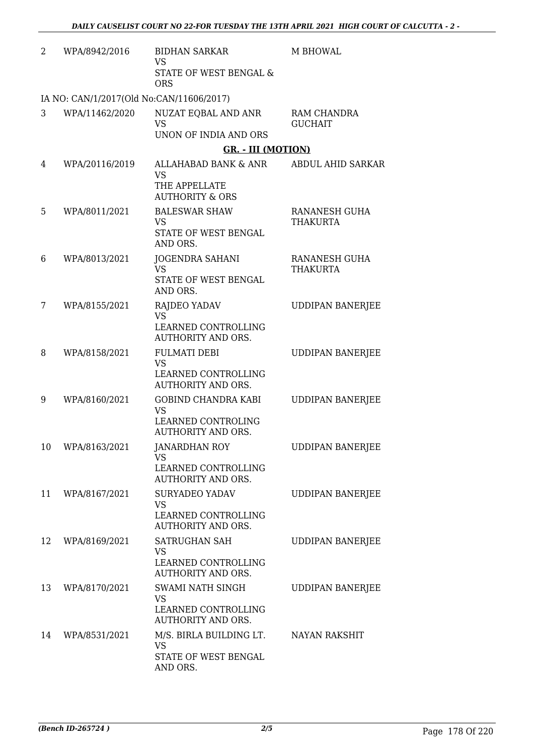| | | | |
|---|---|---|---|
| 2 | WPA/8942/2016 | BIDHAN SARKAR<br>VS<br>STATE OF WEST BENGAL & ORS | M BHOWAL |

IA NO: CAN/1/2017(Old No:CAN/11606/2017)

| | | | |
|---|---|---|---|
| 3 | WPA/11462/2020 | NUZAT EQBAL AND ANR<br>VS<br>UNON OF INDIA AND ORS | RAM CHANDRA GUCHAIT |

**GR. - III (MOTION)**

| | | | |
|---|---|---|---|
| 4 | WPA/20116/2019 | ALLAHABAD BANK & ANR<br>VS<br>THE APPELLATE AUTHORITY & ORS | ABDUL AHID SARKAR |
| 5 | WPA/8011/2021 | BALESWAR SHAW<br>VS<br>STATE OF WEST BENGAL AND ORS. | RANANESH GUHA THAKURTA |
| 6 | WPA/8013/2021 | JOGENDRA SAHANI<br>VS<br>STATE OF WEST BENGAL AND ORS. | RANANESH GUHA THAKURTA |
| 7 | WPA/8155/2021 | RAJDEO YADAV<br>VS<br>LEARNED CONTROLLING AUTHORITY AND ORS. | UDDIPAN BANERJEE |
| 8 | WPA/8158/2021 | FULMATI DEBI<br>VS<br>LEARNED CONTROLLING AUTHORITY AND ORS. | UDDIPAN BANERJEE |
| 9 | WPA/8160/2021 | GOBIND CHANDRA KABI<br>VS<br>LEARNED CONTROLING AUTHORITY AND ORS. | UDDIPAN BANERJEE |
| 10 | WPA/8163/2021 | JANARDHAN ROY<br>VS<br>LEARNED CONTROLLING AUTHORITY AND ORS. | UDDIPAN BANERJEE |
| 11 | WPA/8167/2021 | SURYADEO YADAV<br>VS<br>LEARNED CONTROLLING AUTHORITY AND ORS. | UDDIPAN BANERJEE |
| 12 | WPA/8169/2021 | SATRUGHAN SAH<br>VS<br>LEARNED CONTROLLING AUTHORITY AND ORS. | UDDIPAN BANERJEE |
| 13 | WPA/8170/2021 | SWAMI NATH SINGH<br>VS<br>LEARNED CONTROLLING AUTHORITY AND ORS. | UDDIPAN BANERJEE |
| 14 | WPA/8531/2021 | M/S. BIRLA BUILDING LT.<br>VS<br>STATE OF WEST BENGAL AND ORS. | NAYAN RAKSHIT |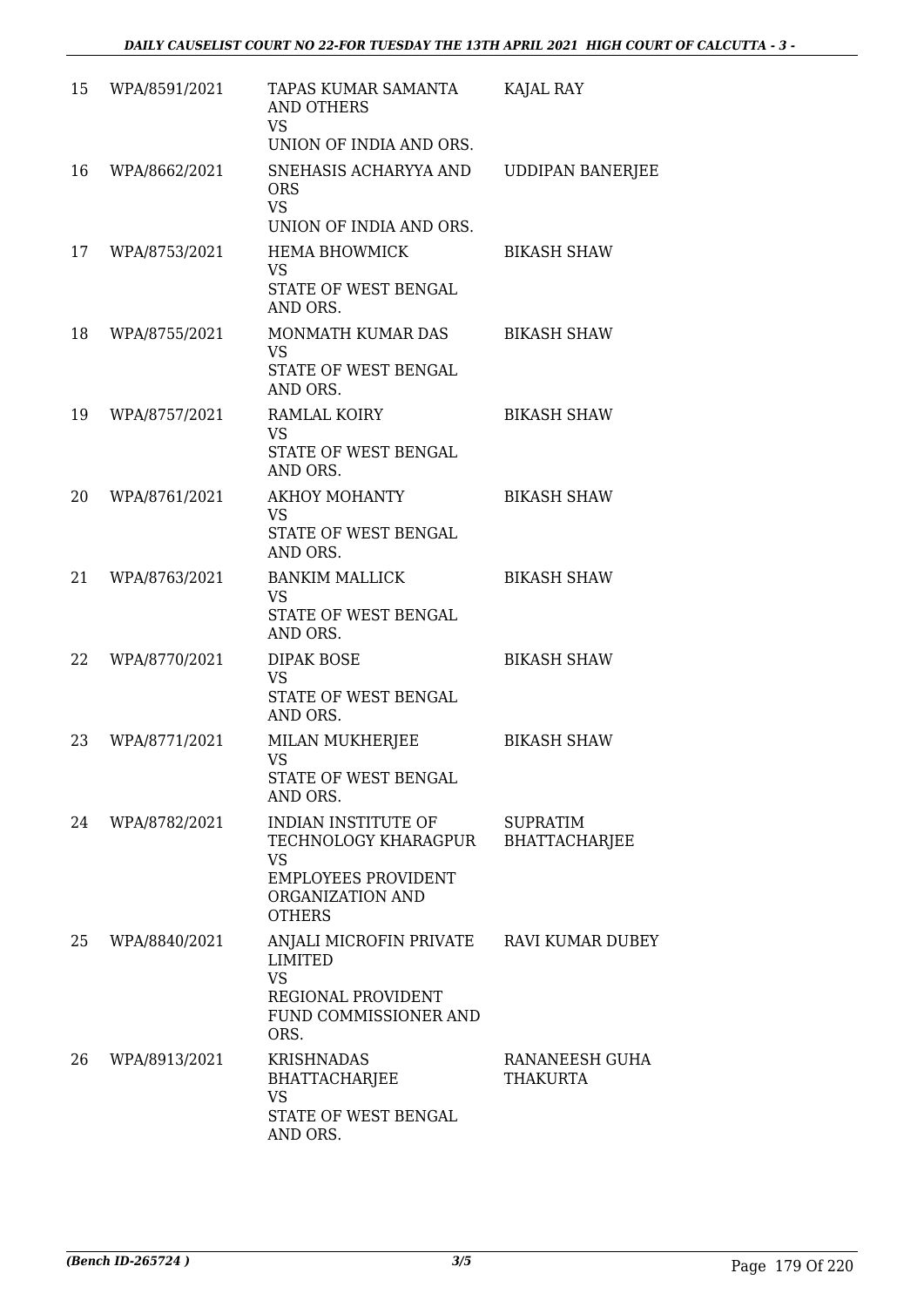| | | | |
|---|---|---|---|
| 15 | WPA/8591/2021 | TAPAS KUMAR SAMANTA AND OTHERS<br>VS<br>UNION OF INDIA AND ORS. | KAJAL RAY |
| 16 | WPA/8662/2021 | SNEHASIS ACHARYYA AND ORS<br>VS<br>UNION OF INDIA AND ORS. | UDDIPAN BANERJEE |
| 17 | WPA/8753/2021 | HEMA BHOWMICK<br>VS<br>STATE OF WEST BENGAL AND ORS. | BIKASH SHAW |
| 18 | WPA/8755/2021 | MONMATH KUMAR DAS<br>VS<br>STATE OF WEST BENGAL AND ORS. | BIKASH SHAW |
| 19 | WPA/8757/2021 | RAMLAL KOIRY<br>VS<br>STATE OF WEST BENGAL AND ORS. | BIKASH SHAW |
| 20 | WPA/8761/2021 | AKHOY MOHANTY<br>VS<br>STATE OF WEST BENGAL AND ORS. | BIKASH SHAW |
| 21 | WPA/8763/2021 | BANKIM MALLICK<br>VS<br>STATE OF WEST BENGAL AND ORS. | BIKASH SHAW |
| 22 | WPA/8770/2021 | DIPAK BOSE<br>VS<br>STATE OF WEST BENGAL AND ORS. | BIKASH SHAW |
| 23 | WPA/8771/2021 | MILAN MUKHERJEE<br>VS<br>STATE OF WEST BENGAL AND ORS. | BIKASH SHAW |
| 24 | WPA/8782/2021 | INDIAN INSTITUTE OF TECHNOLOGY KHARAGPUR<br>VS<br>EMPLOYEES PROVIDENT ORGANIZATION AND OTHERS | SUPRATIM BHATTACHARJEE |
| 25 | WPA/8840/2021 | ANJALI MICROFIN PRIVATE LIMITED<br>VS<br>REGIONAL PROVIDENT FUND COMMISSIONER AND ORS. | RAVI KUMAR DUBEY |
| 26 | WPA/8913/2021 | KRISHNADAS BHATTACHARJEE<br>VS<br>STATE OF WEST BENGAL AND ORS. | RANANEESH GUHA THAKURTA |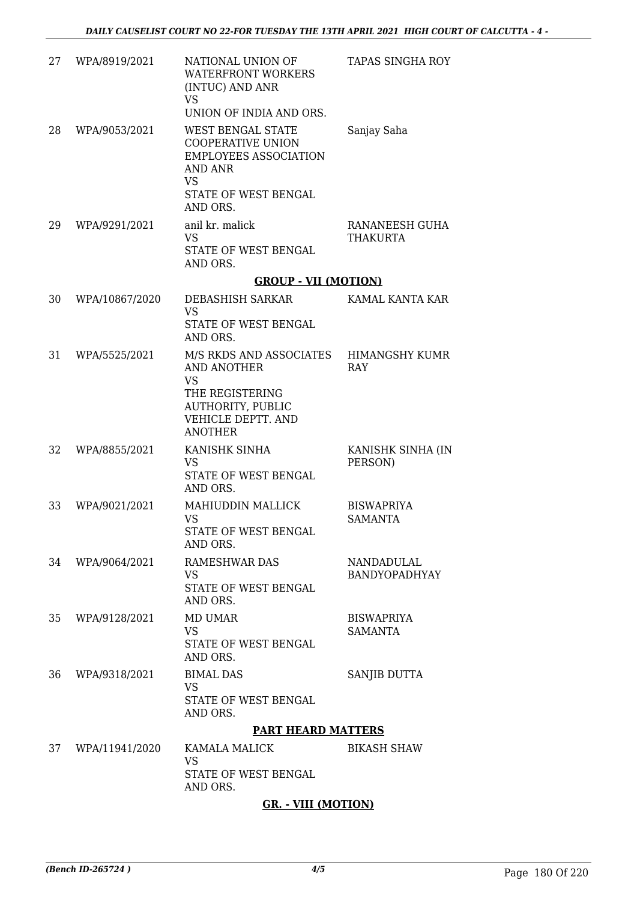| | | | |
|---|---|---|---|
| 27 | WPA/8919/2021 | NATIONAL UNION OF WATERFRONT WORKERS (INTUC) AND ANR<br>VS<br>UNION OF INDIA AND ORS. | TAPAS SINGHA ROY |
| 28 | WPA/9053/2021 | WEST BENGAL STATE COOPERATIVE UNION EMPLOYEES ASSOCIATION AND ANR<br>VS<br>STATE OF WEST BENGAL AND ORS. | Sanjay Saha |
| 29 | WPA/9291/2021 | anil kr. malick<br>VS<br>STATE OF WEST BENGAL AND ORS. | RANANEESH GUHA THAKURTA |

**GROUP - VII (MOTION)**

| | | | |
|---|---|---|---|
| 30 | WPA/10867/2020 | DEBASHISH SARKAR<br>VS<br>STATE OF WEST BENGAL AND ORS. | KAMAL KANTA KAR |
| 31 | WPA/5525/2021 | M/S RKDS AND ASSOCIATES AND ANOTHER<br>VS<br>THE REGISTERING AUTHORITY, PUBLIC VEHICLE DEPTT. AND ANOTHER | HIMANGSHY KUMR RAY |
| 32 | WPA/8855/2021 | KANISHK SINHA<br>VS<br>STATE OF WEST BENGAL AND ORS. | KANISHK SINHA (IN PERSON) |
| 33 | WPA/9021/2021 | MAHIUDDIN MALLICK<br>VS<br>STATE OF WEST BENGAL AND ORS. | BISWAPRIYA SAMANTA |
| 34 | WPA/9064/2021 | RAMESHWAR DAS<br>VS<br>STATE OF WEST BENGAL AND ORS. | NANDADULAL BANDYOPADHYAY |
| 35 | WPA/9128/2021 | MD UMAR<br>VS<br>STATE OF WEST BENGAL AND ORS. | BISWAPRIYA SAMANTA |
| 36 | WPA/9318/2021 | BIMAL DAS<br>VS<br>STATE OF WEST BENGAL AND ORS. | SANJIB DUTTA |

**PART HEARD MATTERS**

| | | | |
|---|---|---|---|
| 37 | WPA/11941/2020 | KAMALA MALICK<br>VS<br>STATE OF WEST BENGAL AND ORS. | BIKASH SHAW |

**GR. - VIII (MOTION)**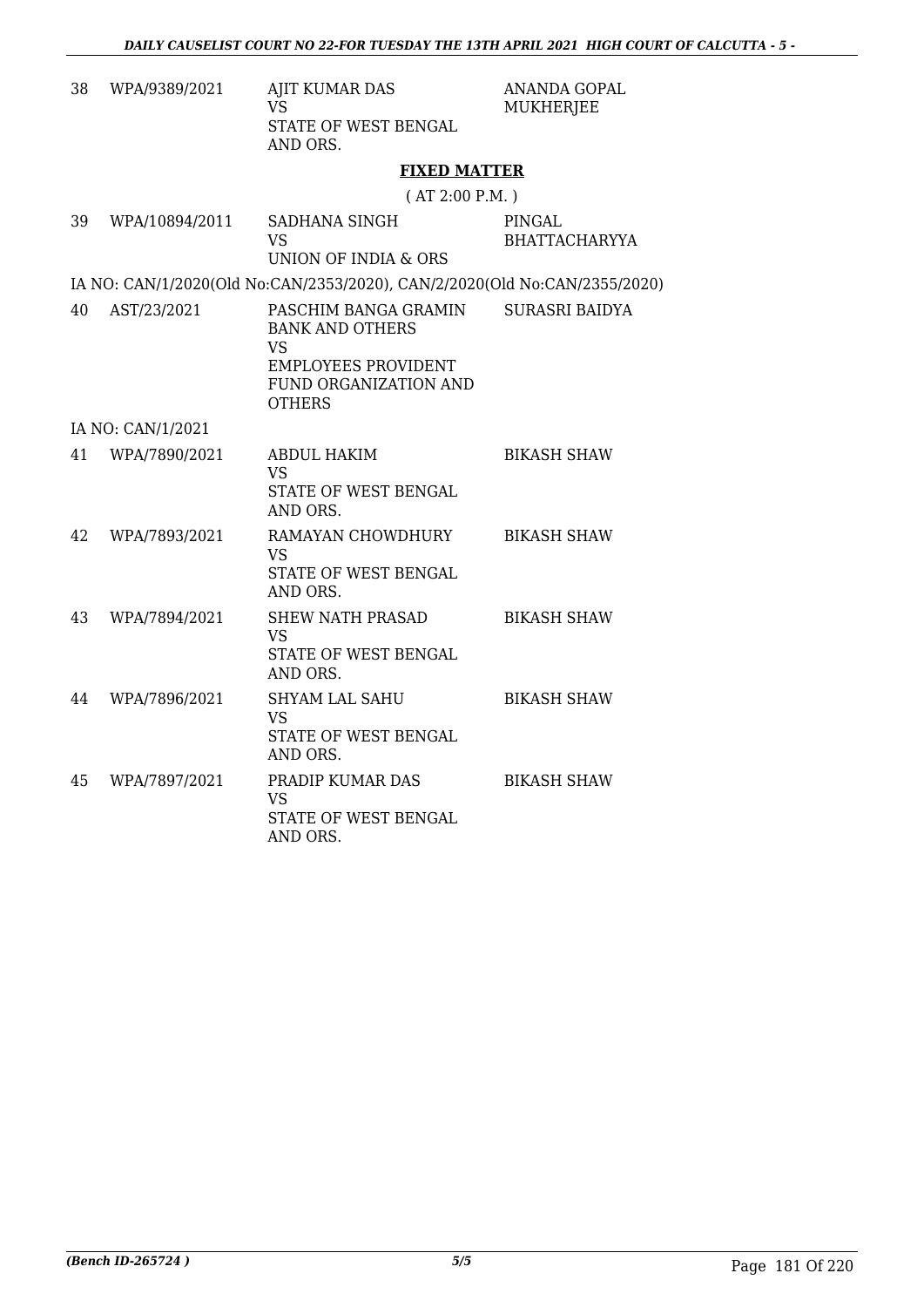| | | | |
|---|---|---|---|
| 38 | WPA/9389/2021 | AJIT KUMAR DAS<br>VS<br>STATE OF WEST BENGAL AND ORS. | ANANDA GOPAL MUKHERJEE |

## FIXED MATTER

( AT 2:00 P.M. )

| | | | |
|---|---|---|---|
| 39 | WPA/10894/2011 | SADHANA SINGH<br>VS<br>UNION OF INDIA & ORS | PINGAL BHATTACHARYYA |

IA NO: CAN/1/2020(Old No:CAN/2353/2020), CAN/2/2020(Old No:CAN/2355/2020)

| | | | |
|---|---|---|---|
| 40 | AST/23/2021 | PASCHIM BANGA GRAMIN BANK AND OTHERS<br>VS<br>EMPLOYEES PROVIDENT FUND ORGANIZATION AND OTHERS | SURASRI BAIDYA |

IA NO: CAN/1/2021

| | | | |
|---|---|---|---|
| 41 | WPA/7890/2021 | ABDUL HAKIM<br>VS<br>STATE OF WEST BENGAL AND ORS. | BIKASH SHAW |
| 42 | WPA/7893/2021 | RAMAYAN CHOWDHURY<br>VS<br>STATE OF WEST BENGAL AND ORS. | BIKASH SHAW |
| 43 | WPA/7894/2021 | SHEW NATH PRASAD<br>VS<br>STATE OF WEST BENGAL AND ORS. | BIKASH SHAW |
| 44 | WPA/7896/2021 | SHYAM LAL SAHU<br>VS<br>STATE OF WEST BENGAL AND ORS. | BIKASH SHAW |
| 45 | WPA/7897/2021 | PRADIP KUMAR DAS<br>VS<br>STATE OF WEST BENGAL AND ORS. | BIKASH SHAW |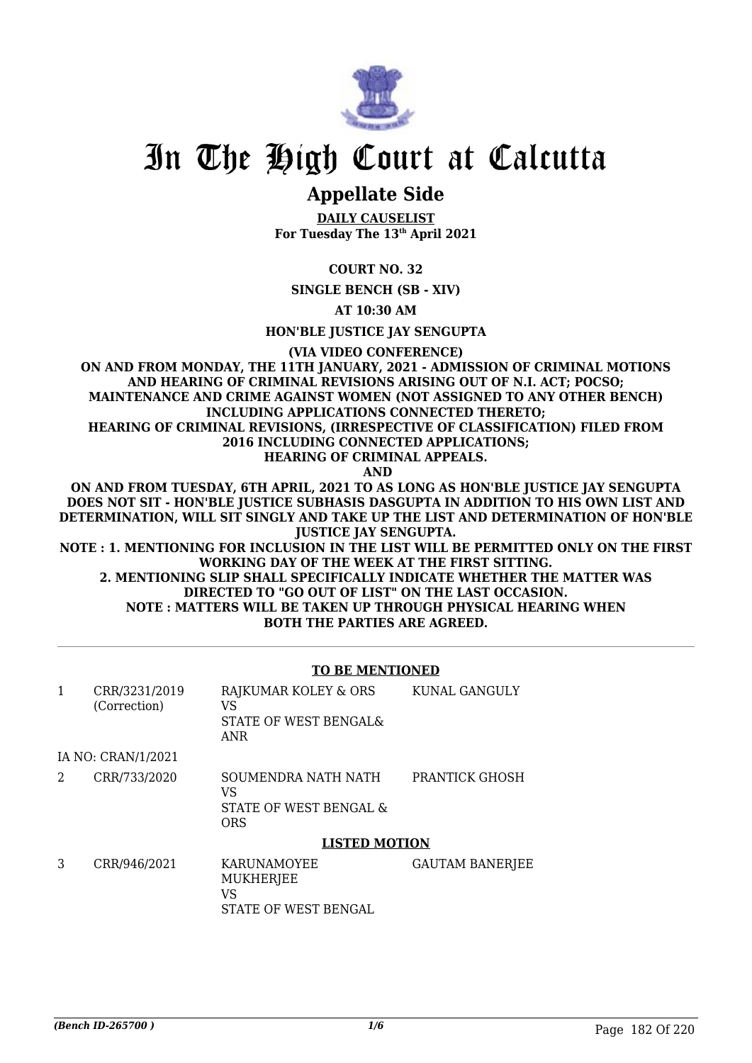# In The High Court at Calcutta

## Appellate Side

**DAILY CAUSELIST**
**For Tuesday The 13th April 2021**

**COURT NO. 32**

**SINGLE BENCH (SB - XIV)**

**AT 10:30 AM**

**HON'BLE JUSTICE JAY SENGUPTA**

**(VIA VIDEO CONFERENCE)**

**ON AND FROM MONDAY, THE 11TH JANUARY, 2021 - ADMISSION OF CRIMINAL MOTIONS AND HEARING OF CRIMINAL REVISIONS ARISING OUT OF N.I. ACT; POCSO; MAINTENANCE AND CRIME AGAINST WOMEN (NOT ASSIGNED TO ANY OTHER BENCH) INCLUDING APPLICATIONS CONNECTED THERETO;**
**HEARING OF CRIMINAL REVISIONS, (IRRESPECTIVE OF CLASSIFICATION) FILED FROM 2016 INCLUDING CONNECTED APPLICATIONS;**
**HEARING OF CRIMINAL APPEALS.**
**AND**
**ON AND FROM TUESDAY, 6TH APRIL, 2021 TO AS LONG AS HON'BLE JUSTICE JAY SENGUPTA DOES NOT SIT - HON'BLE JUSTICE SUBHASIS DASGUPTA IN ADDITION TO HIS OWN LIST AND DETERMINATION, WILL SIT SINGLY AND TAKE UP THE LIST AND DETERMINATION OF HON'BLE JUSTICE JAY SENGUPTA.**
**NOTE : 1. MENTIONING FOR INCLUSION IN THE LIST WILL BE PERMITTED ONLY ON THE FIRST WORKING DAY OF THE WEEK AT THE FIRST SITTING.**
**2. MENTIONING SLIP SHALL SPECIFICALLY INDICATE WHETHER THE MATTER WAS DIRECTED TO "GO OUT OF LIST" ON THE LAST OCCASION.**
**NOTE : MATTERS WILL BE TAKEN UP THROUGH PHYSICAL HEARING WHEN BOTH THE PARTIES ARE AGREED.**

**TO BE MENTIONED**

| | | | |
|---|---|---|---|
| 1 | CRR/3231/2019 (Correction) | RAJKUMAR KOLEY & ORS VS STATE OF WEST BENGAL& ANR | KUNAL GANGULY |
| | IA NO: CRAN/1/2021 | | |
| 2 | CRR/733/2020 | SOUMENDRA NATH NATH VS STATE OF WEST BENGAL & ORS | PRANTICK GHOSH |

**LISTED MOTION**

| | | | |
|---|---|---|---|
| 3 | CRR/946/2021 | KARUNAMOYEE MUKHERJEE VS STATE OF WEST BENGAL | GAUTAM BANERJEE |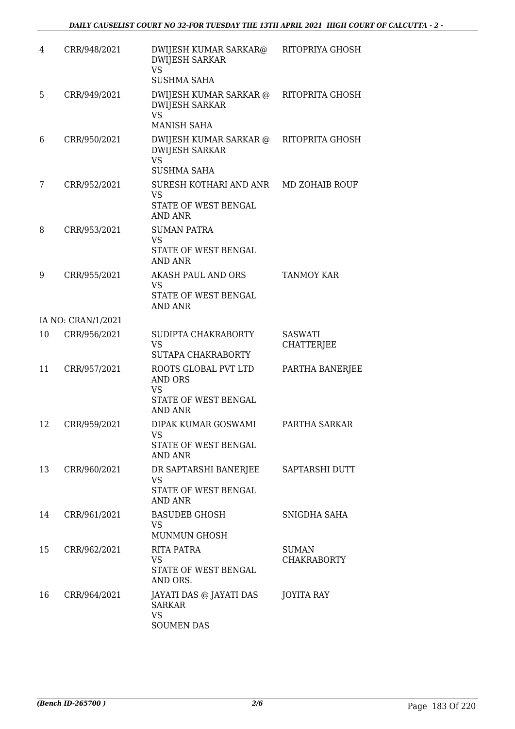| | | | |
|---|---|---|---|
| 4 | CRR/948/2021 | DWIJESH KUMAR SARKAR@ DWIJESH SARKAR VS SUSHMA SAHA | RITOPRIYA GHOSH |
| 5 | CRR/949/2021 | DWIJESH KUMAR SARKAR @ DWIJESH SARKAR VS MANISH SAHA | RITOPRITA GHOSH |
| 6 | CRR/950/2021 | DWIJESH KUMAR SARKAR @ DWIJESH SARKAR VS SUSHMA SAHA | RITOPRITA GHOSH |
| 7 | CRR/952/2021 | SURESH KOTHARI AND ANR VS STATE OF WEST BENGAL AND ANR | MD ZOHAIB ROUF |
| 8 | CRR/953/2021 | SUMAN PATRA VS STATE OF WEST BENGAL AND ANR | |
| 9 | CRR/955/2021 | AKASH PAUL AND ORS VS STATE OF WEST BENGAL AND ANR | TANMOY KAR |
| | IA NO: CRAN/1/2021 | | |
| 10 | CRR/956/2021 | SUDIPTA CHAKRABORTY VS SUTAPA CHAKRABORTY | SASWATI CHATTERJEE |
| 11 | CRR/957/2021 | ROOTS GLOBAL PVT LTD AND ORS VS STATE OF WEST BENGAL AND ANR | PARTHA BANERJEE |
| 12 | CRR/959/2021 | DIPAK KUMAR GOSWAMI VS STATE OF WEST BENGAL AND ANR | PARTHA SARKAR |
| 13 | CRR/960/2021 | DR SAPTARSHI BANERJEE VS STATE OF WEST BENGAL AND ANR | SAPTARSHI DUTT |
| 14 | CRR/961/2021 | BASUDEB GHOSH VS MUNMUN GHOSH | SNIGDHA SAHA |
| 15 | CRR/962/2021 | RITA PATRA VS STATE OF WEST BENGAL AND ORS. | SUMAN CHAKRABORTY |
| 16 | CRR/964/2021 | JAYATI DAS @ JAYATI DAS SARKAR VS SOUMEN DAS | JOYITA RAY |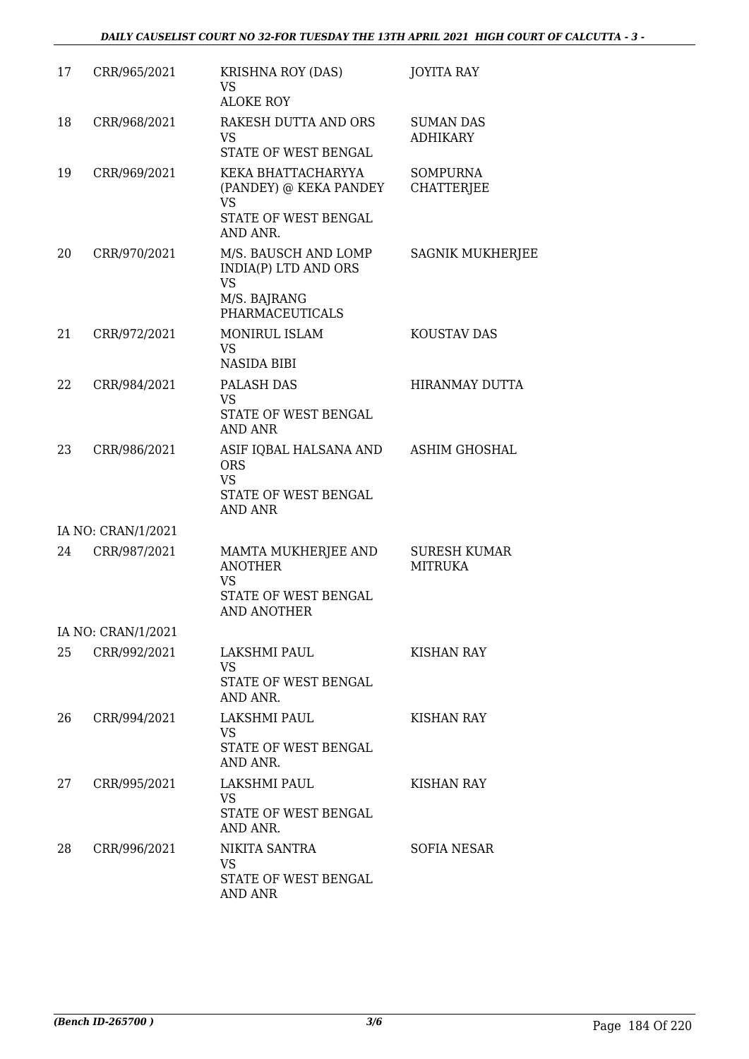| 17 | CRR/965/2021 | KRISHNA ROY (DAS)<br>VS<br>ALOKE ROY | JOYITA RAY |
|---|---|---|---|
| 18 | CRR/968/2021 | RAKESH DUTTA AND ORS<br>VS<br>STATE OF WEST BENGAL | SUMAN DAS ADHIKARY |
| 19 | CRR/969/2021 | KEKA BHATTACHARYYA (PANDEY) @ KEKA PANDEY<br>VS<br>STATE OF WEST BENGAL AND ANR. | SOMPURNA CHATTERJEE |
| 20 | CRR/970/2021 | M/S. BAUSCH AND LOMP INDIA(P) LTD AND ORS<br>VS<br>M/S. BAJRANG PHARMACEUTICALS | SAGNIK MUKHERJEE |
| 21 | CRR/972/2021 | MONIRUL ISLAM<br>VS<br>NASIDA BIBI | KOUSTAV DAS |
| 22 | CRR/984/2021 | PALASH DAS<br>VS<br>STATE OF WEST BENGAL AND ANR | HIRANMAY DUTTA |
| 23 | CRR/986/2021 | ASIF IQBAL HALSANA AND ORS<br>VS<br>STATE OF WEST BENGAL AND ANR | ASHIM GHOSHAL |
| | IA NO: CRAN/1/2021 | | |
| 24 | CRR/987/2021 | MAMTA MUKHERJEE AND ANOTHER<br>VS<br>STATE OF WEST BENGAL AND ANOTHER | SURESH KUMAR MITRUKA |
| | IA NO: CRAN/1/2021 | | |
| 25 | CRR/992/2021 | LAKSHMI PAUL<br>VS<br>STATE OF WEST BENGAL AND ANR. | KISHAN RAY |
| 26 | CRR/994/2021 | LAKSHMI PAUL<br>VS<br>STATE OF WEST BENGAL AND ANR. | KISHAN RAY |
| 27 | CRR/995/2021 | LAKSHMI PAUL<br>VS<br>STATE OF WEST BENGAL AND ANR. | KISHAN RAY |
| 28 | CRR/996/2021 | NIKITA SANTRA<br>VS<br>STATE OF WEST BENGAL AND ANR | SOFIA NESAR |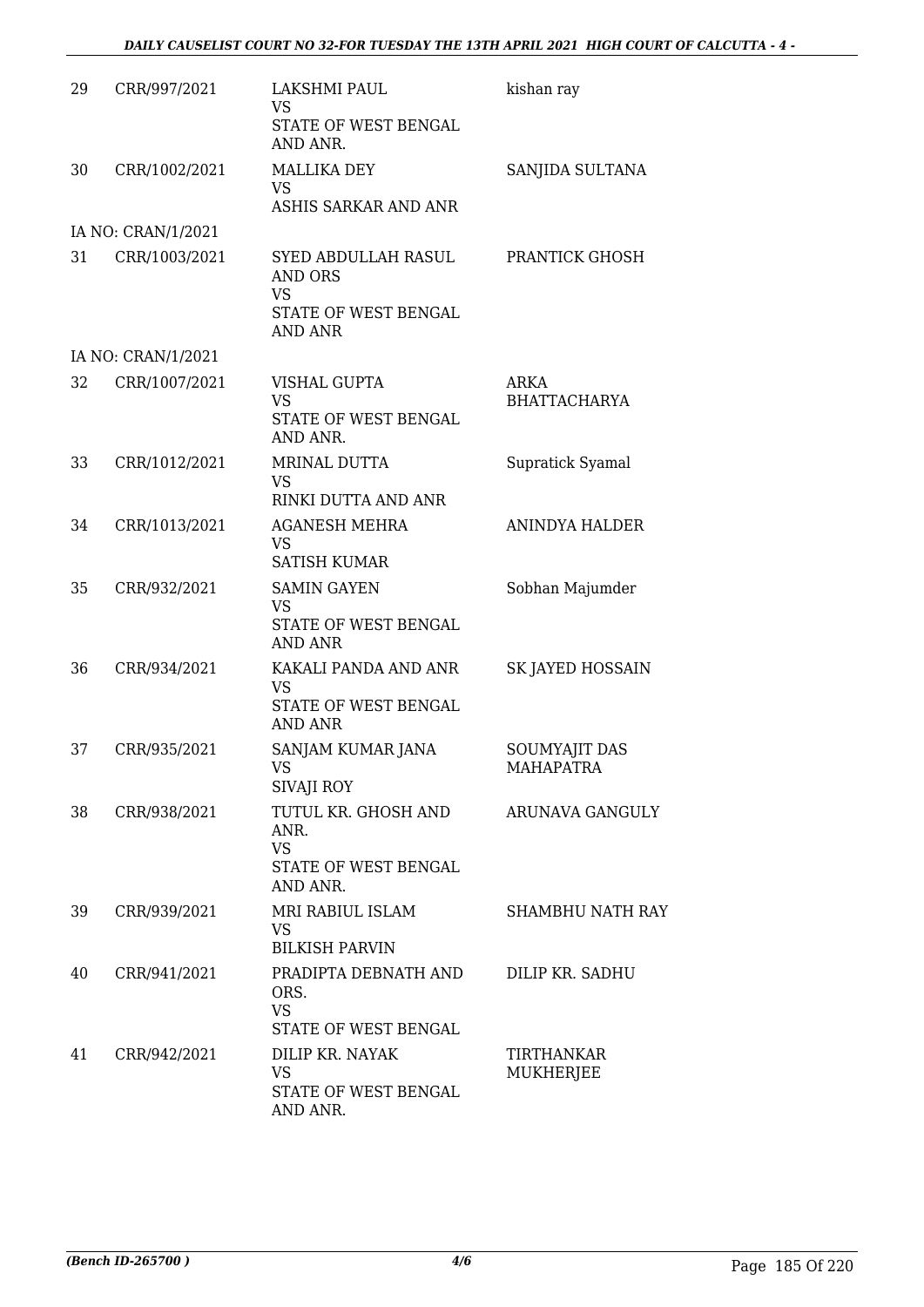| | | | |
|---|---|---|---|
| 29 | CRR/997/2021 | LAKSHMI PAUL<br>VS<br>STATE OF WEST BENGAL AND ANR. | kishan ray |
| 30 | CRR/1002/2021 | MALLIKA DEY<br>VS<br>ASHIS SARKAR AND ANR | SANJIDA SULTANA |
| | IA NO: CRAN/1/2021 | | |
| 31 | CRR/1003/2021 | SYED ABDULLAH RASUL AND ORS<br>VS<br>STATE OF WEST BENGAL AND ANR | PRANTICK GHOSH |
| | IA NO: CRAN/1/2021 | | |
| 32 | CRR/1007/2021 | VISHAL GUPTA<br>VS<br>STATE OF WEST BENGAL AND ANR. | ARKA BHATTACHARYA |
| 33 | CRR/1012/2021 | MRINAL DUTTA<br>VS<br>RINKI DUTTA AND ANR | Supratick Syamal |
| 34 | CRR/1013/2021 | AGANESH MEHRA<br>VS<br>SATISH KUMAR | ANINDYA HALDER |
| 35 | CRR/932/2021 | SAMIN GAYEN<br>VS<br>STATE OF WEST BENGAL AND ANR | Sobhan Majumder |
| 36 | CRR/934/2021 | KAKALI PANDA AND ANR<br>VS<br>STATE OF WEST BENGAL AND ANR | SK JAYED HOSSAIN |
| 37 | CRR/935/2021 | SANJAM KUMAR JANA<br>VS<br>SIVAJI ROY | SOUMYAJIT DAS MAHAPATRA |
| 38 | CRR/938/2021 | TUTUL KR. GHOSH AND ANR.<br>VS<br>STATE OF WEST BENGAL AND ANR. | ARUNAVA GANGULY |
| 39 | CRR/939/2021 | MRI RABIUL ISLAM<br>VS<br>BILKISH PARVIN | SHAMBHU NATH RAY |
| 40 | CRR/941/2021 | PRADIPTA DEBNATH AND ORS.<br>VS<br>STATE OF WEST BENGAL | DILIP KR. SADHU |
| 41 | CRR/942/2021 | DILIP KR. NAYAK<br>VS<br>STATE OF WEST BENGAL AND ANR. | TIRTHANKAR MUKHERJEE |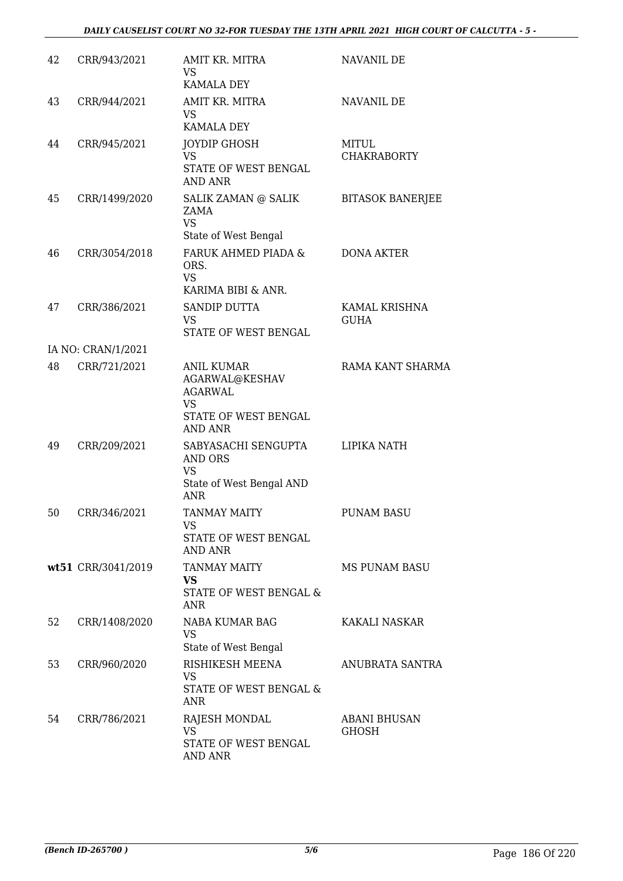| 42 | CRR/943/2021 | AMIT KR. MITRA<br>VS<br>KAMALA DEY | NAVANIL DE |
|---|---|---|---|
| 43 | CRR/944/2021 | AMIT KR. MITRA<br>VS<br>KAMALA DEY | NAVANIL DE |
| 44 | CRR/945/2021 | JOYDIP GHOSH<br>VS<br>STATE OF WEST BENGAL AND ANR | MITUL CHAKRABORTY |
| 45 | CRR/1499/2020 | SALIK ZAMAN @ SALIK ZAMA<br>VS<br>State of West Bengal | BITASOK BANERJEE |
| 46 | CRR/3054/2018 | FARUK AHMED PIADA & ORS.<br>VS<br>KARIMA BIBI & ANR. | DONA AKTER |
| 47 | CRR/386/2021 | SANDIP DUTTA<br>VS<br>STATE OF WEST BENGAL | KAMAL KRISHNA GUHA |
| IA NO: CRAN/1/2021 | | | |
| 48 | CRR/721/2021 | ANIL KUMAR AGARWAL@KESHAV AGARWAL<br>VS<br>STATE OF WEST BENGAL AND ANR | RAMA KANT SHARMA |
| 49 | CRR/209/2021 | SABYASACHI SENGUPTA AND ORS<br>VS<br>State of West Bengal AND ANR | LIPIKA NATH |
| 50 | CRR/346/2021 | TANMAY MAITY<br>VS<br>STATE OF WEST BENGAL AND ANR | PUNAM BASU |
| **wt51** | CRR/3041/2019 | TANMAY MAITY<br>**VS**<br>STATE OF WEST BENGAL & ANR | MS PUNAM BASU |
| 52 | CRR/1408/2020 | NABA KUMAR BAG<br>VS<br>State of West Bengal | KAKALI NASKAR |
| 53 | CRR/960/2020 | RISHIKESH MEENA<br>VS<br>STATE OF WEST BENGAL & ANR | ANUBRATA SANTRA |
| 54 | CRR/786/2021 | RAJESH MONDAL<br>VS<br>STATE OF WEST BENGAL AND ANR | ABANI BHUSAN GHOSH |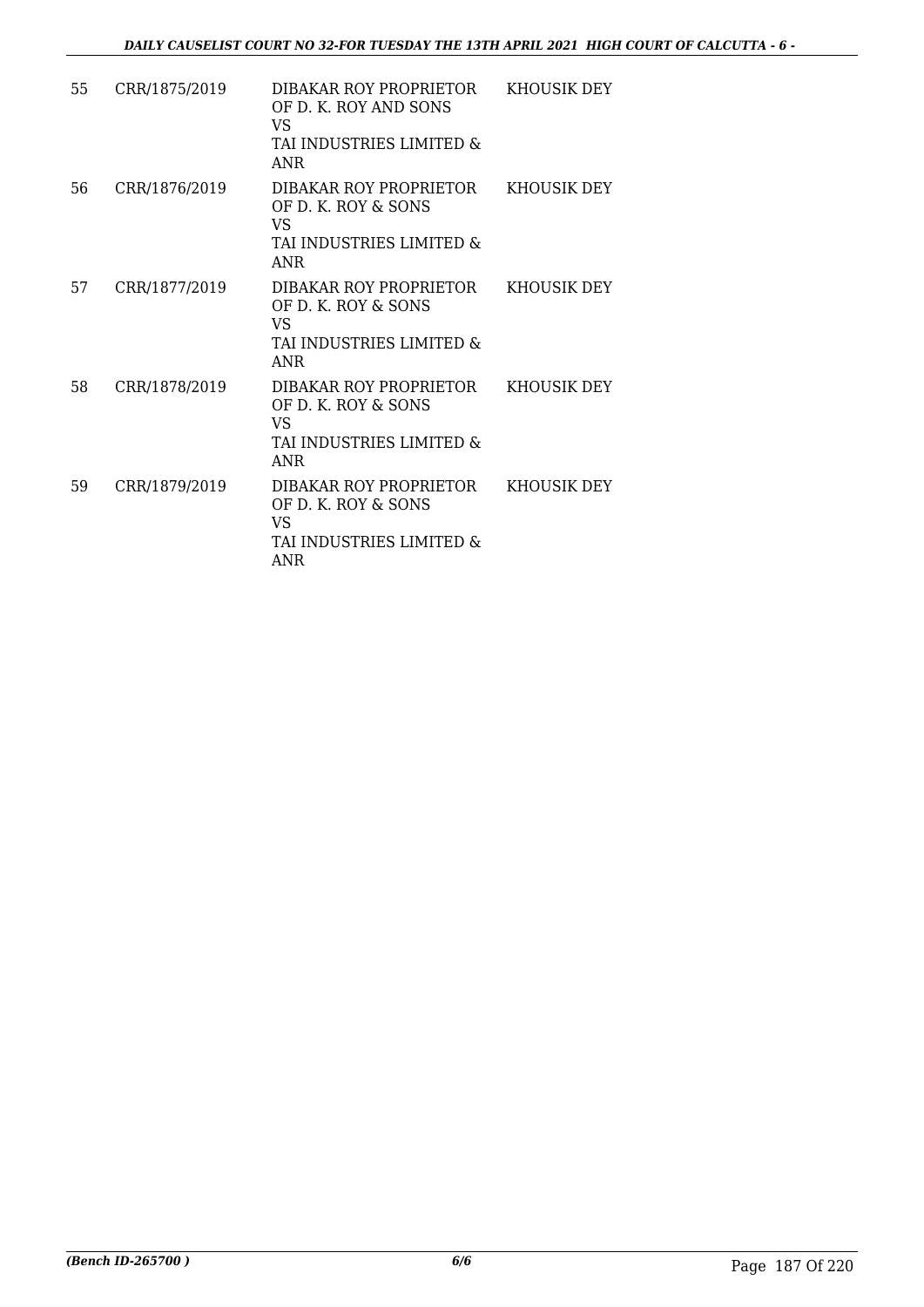| | | | |
|---|---|---|---|
| 55 | CRR/1875/2019 | DIBAKAR ROY PROPRIETOR OF D. K. ROY AND SONS<br>VS<br>TAI INDUSTRIES LIMITED & ANR | KHOUSIK DEY |
| 56 | CRR/1876/2019 | DIBAKAR ROY PROPRIETOR OF D. K. ROY & SONS<br>VS<br>TAI INDUSTRIES LIMITED & ANR | KHOUSIK DEY |
| 57 | CRR/1877/2019 | DIBAKAR ROY PROPRIETOR OF D. K. ROY & SONS<br>VS<br>TAI INDUSTRIES LIMITED & ANR | KHOUSIK DEY |
| 58 | CRR/1878/2019 | DIBAKAR ROY PROPRIETOR OF D. K. ROY & SONS<br>VS<br>TAI INDUSTRIES LIMITED & ANR | KHOUSIK DEY |
| 59 | CRR/1879/2019 | DIBAKAR ROY PROPRIETOR OF D. K. ROY & SONS<br>VS<br>TAI INDUSTRIES LIMITED & ANR | KHOUSIK DEY |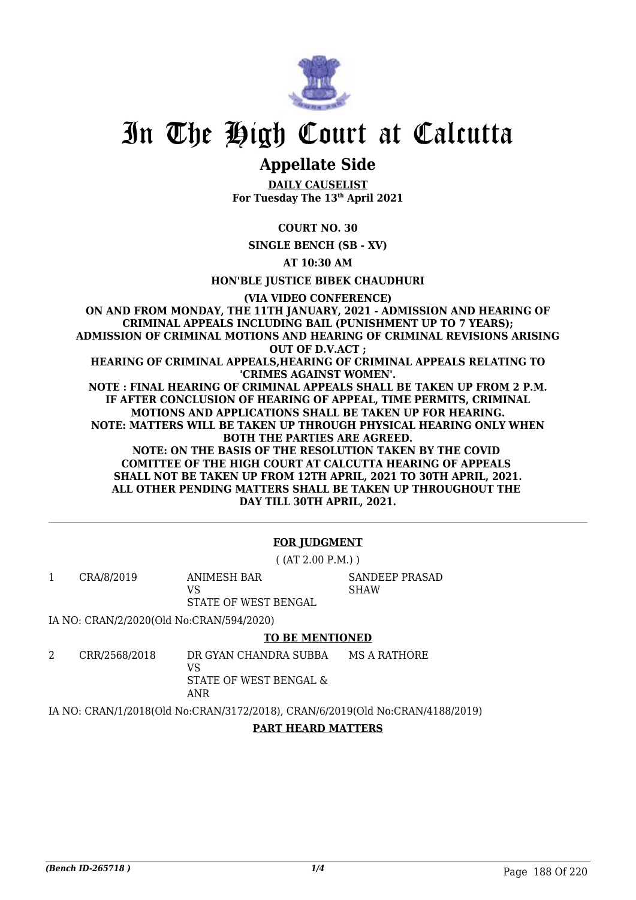# In The High Court at Calcutta

## Appellate Side

**DAILY CAUSELIST**
**For Tuesday The 13th April 2021**

**COURT NO. 30**

**SINGLE BENCH (SB - XV)**

**AT 10:30 AM**

**HON'BLE JUSTICE BIBEK CHAUDHURI**

**(VIA VIDEO CONFERENCE)**

**ON AND FROM MONDAY, THE 11TH JANUARY, 2021 - ADMISSION AND HEARING OF CRIMINAL APPEALS INCLUDING BAIL (PUNISHMENT UP TO 7 YEARS); ADMISSION OF CRIMINAL MOTIONS AND HEARING OF CRIMINAL REVISIONS ARISING OUT OF D.V.ACT ;**
**HEARING OF CRIMINAL APPEALS,HEARING OF CRIMINAL APPEALS RELATING TO 'CRIMES AGAINST WOMEN'.**
**NOTE : FINAL HEARING OF CRIMINAL APPEALS SHALL BE TAKEN UP FROM 2 P.M. IF AFTER CONCLUSION OF HEARING OF APPEAL, TIME PERMITS, CRIMINAL MOTIONS AND APPLICATIONS SHALL BE TAKEN UP FOR HEARING.**
**NOTE: MATTERS WILL BE TAKEN UP THROUGH PHYSICAL HEARING ONLY WHEN BOTH THE PARTIES ARE AGREED.**
**NOTE: ON THE BASIS OF THE RESOLUTION TAKEN BY THE COVID COMITTEE OF THE HIGH COURT AT CALCUTTA HEARING OF APPEALS SHALL NOT BE TAKEN UP FROM 12TH APRIL, 2021 TO 30TH APRIL, 2021. ALL OTHER PENDING MATTERS SHALL BE TAKEN UP THROUGHOUT THE DAY TILL 30TH APRIL, 2021.**

---

**FOR JUDGMENT**

( (AT 2.00 P.M.) )

| | | | |
|---|---|---|---|
| 1 | CRA/8/2019 | ANIMESH BAR<br>VS<br>STATE OF WEST BENGAL | SANDEEP PRASAD SHAW |

IA NO: CRAN/2/2020(Old No:CRAN/594/2020)

**TO BE MENTIONED**

| | | | |
|---|---|---|---|
| 2 | CRR/2568/2018 | DR GYAN CHANDRA SUBBA<br>VS<br>STATE OF WEST BENGAL & ANR | MS A RATHORE |

IA NO: CRAN/1/2018(Old No:CRAN/3172/2018), CRAN/6/2019(Old No:CRAN/4188/2019)

**PART HEARD MATTERS**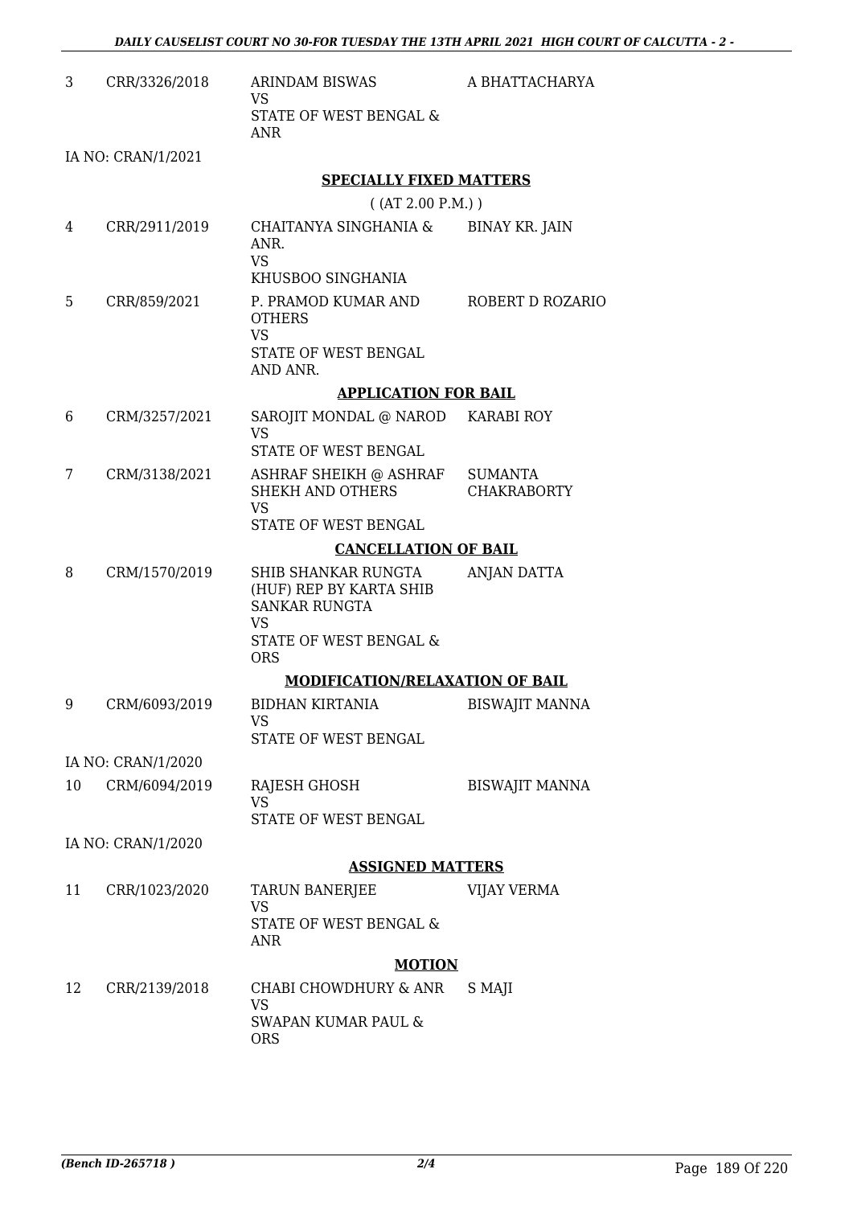| | | | |
|---|---|---|---|
| 3 | CRR/3326/2018 | ARINDAM BISWAS<br>VS<br>STATE OF WEST BENGAL & ANR | A BHATTACHARYA |
| | IA NO: CRAN/1/2021 | | |

**SPECIALLY FIXED MATTERS**

( (AT 2.00 P.M.) )

| | | | |
|---|---|---|---|
| 4 | CRR/2911/2019 | CHAITANYA SINGHANIA & ANR.<br>VS<br>KHUSBOO SINGHANIA | BINAY KR. JAIN |
| 5 | CRR/859/2021 | P. PRAMOD KUMAR AND OTHERS<br>VS<br>STATE OF WEST BENGAL AND ANR. | ROBERT D ROZARIO |

**APPLICATION FOR BAIL**

| | | | |
|---|---|---|---|
| 6 | CRM/3257/2021 | SAROJIT MONDAL @ NAROD<br>VS<br>STATE OF WEST BENGAL | KARABI ROY |
| 7 | CRM/3138/2021 | ASHRAF SHEIKH @ ASHRAF SHEKH AND OTHERS<br>VS<br>STATE OF WEST BENGAL | SUMANTA CHAKRABORTY |

**CANCELLATION OF BAIL**

| | | | |
|---|---|---|---|
| 8 | CRM/1570/2019 | SHIB SHANKAR RUNGTA (HUF) REP BY KARTA SHIB SANKAR RUNGTA<br>VS<br>STATE OF WEST BENGAL & ORS | ANJAN DATTA |

**MODIFICATION/RELAXATION OF BAIL**

| | | | |
|---|---|---|---|
| 9 | CRM/6093/2019 | BIDHAN KIRTANIA<br>VS<br>STATE OF WEST BENGAL | BISWAJIT MANNA |
| | IA NO: CRAN/1/2020 | | |
| 10 | CRM/6094/2019 | RAJESH GHOSH<br>VS<br>STATE OF WEST BENGAL | BISWAJIT MANNA |
| | IA NO: CRAN/1/2020 | | |

**ASSIGNED MATTERS**

| | | | |
|---|---|---|---|
| 11 | CRR/1023/2020 | TARUN BANERJEE<br>VS<br>STATE OF WEST BENGAL & ANR | VIJAY VERMA |

**MOTION**

| | | | |
|---|---|---|---|
| 12 | CRR/2139/2018 | CHABI CHOWDHURY & ANR<br>VS<br>SWAPAN KUMAR PAUL & ORS | S MAJI |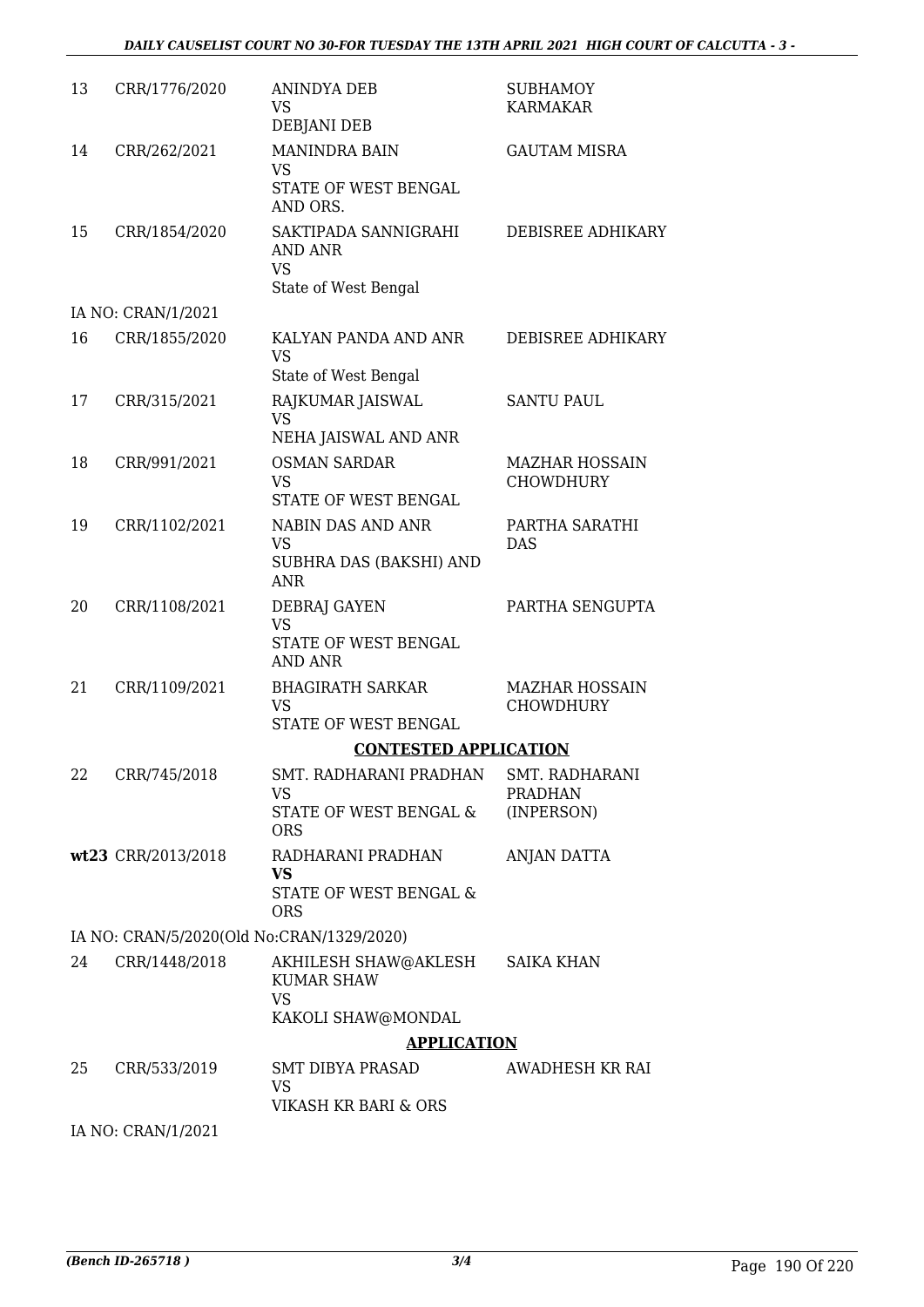| | | | |
|---|---|---|---|
| 13 | CRR/1776/2020 | ANINDYA DEB<br>VS<br>DEBJANI DEB | SUBHAMOY KARMAKAR |
| 14 | CRR/262/2021 | MANINDRA BAIN<br>VS<br>STATE OF WEST BENGAL AND ORS. | GAUTAM MISRA |
| 15 | CRR/1854/2020 | SAKTIPADA SANNIGRAHI AND ANR<br>VS<br>State of West Bengal | DEBISREE ADHIKARY |
| | IA NO: CRAN/1/2021 | | |
| 16 | CRR/1855/2020 | KALYAN PANDA AND ANR<br>VS<br>State of West Bengal | DEBISREE ADHIKARY |
| 17 | CRR/315/2021 | RAJKUMAR JAISWAL<br>VS<br>NEHA JAISWAL AND ANR | SANTU PAUL |
| 18 | CRR/991/2021 | OSMAN SARDAR<br>VS<br>STATE OF WEST BENGAL | MAZHAR HOSSAIN CHOWDHURY |
| 19 | CRR/1102/2021 | NABIN DAS AND ANR<br>VS<br>SUBHRA DAS (BAKSHI) AND ANR | PARTHA SARATHI DAS |
| 20 | CRR/1108/2021 | DEBRAJ GAYEN<br>VS<br>STATE OF WEST BENGAL AND ANR | PARTHA SENGUPTA |
| 21 | CRR/1109/2021 | BHAGIRATH SARKAR<br>VS<br>STATE OF WEST BENGAL | MAZHAR HOSSAIN CHOWDHURY |

**CONTESTED APPLICATION**

| | | | |
|---|---|---|---|
| 22 | CRR/745/2018 | SMT. RADHARANI PRADHAN<br>VS<br>STATE OF WEST BENGAL & ORS | SMT. RADHARANI PRADHAN (INPERSON) |
| **wt23** | CRR/2013/2018 | RADHARANI PRADHAN<br>**VS**<br>STATE OF WEST BENGAL & ORS | ANJAN DATTA |
| | IA NO: CRAN/5/2020(Old No:CRAN/1329/2020) | | |
| 24 | CRR/1448/2018 | AKHILESH SHAW@AKLESH KUMAR SHAW<br>VS<br>KAKOLI SHAW@MONDAL | SAIKA KHAN |

**APPLICATION**

| | | | |
|---|---|---|---|
| 25 | CRR/533/2019 | SMT DIBYA PRASAD<br>VS<br>VIKASH KR BARI & ORS | AWADHESH KR RAI |
| | IA NO: CRAN/1/2021 | | |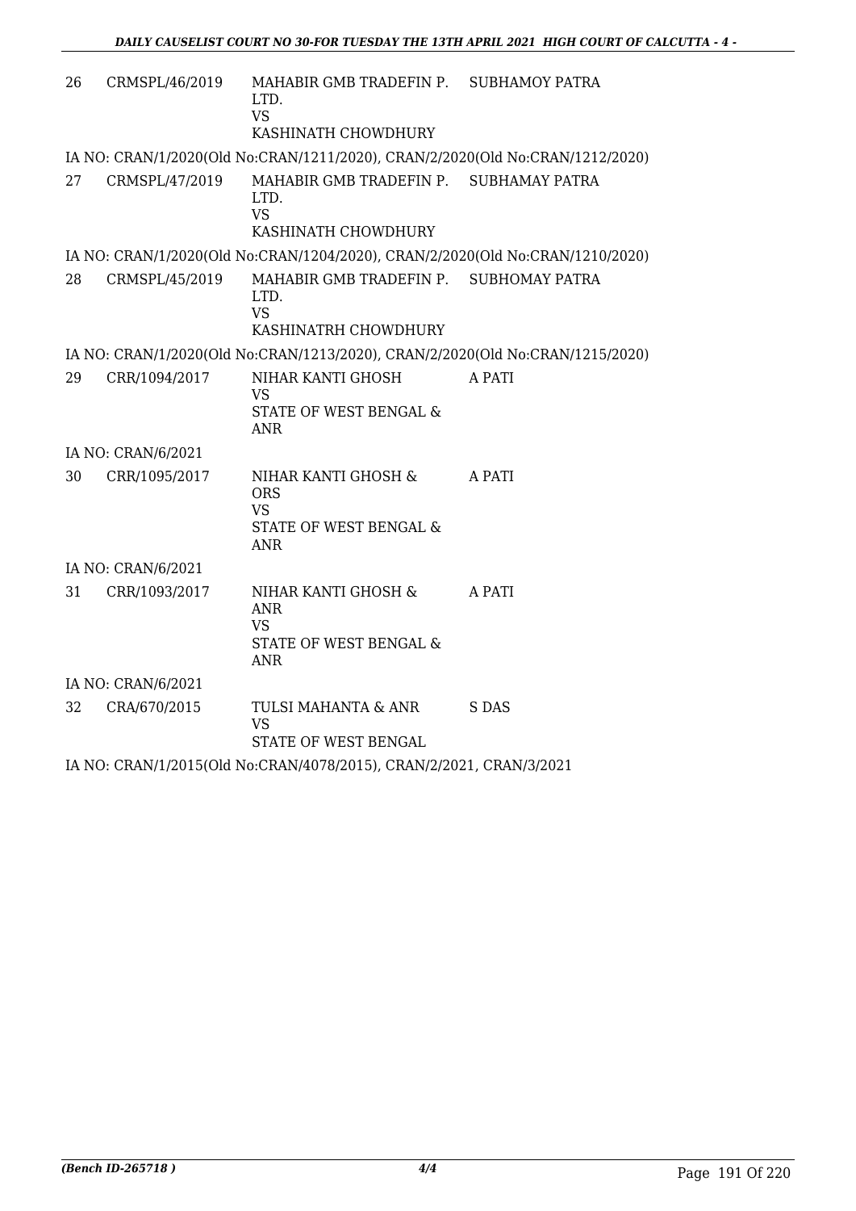| | | | |
|---|---|---|---|
| 26 | CRMSPL/46/2019 | MAHABIR GMB TRADEFIN P. LTD.<br>VS<br>KASHINATH CHOWDHURY | SUBHAMOY PATRA |

IA NO: CRAN/1/2020(Old No:CRAN/1211/2020), CRAN/2/2020(Old No:CRAN/1212/2020)

| | | | |
|---|---|---|---|
| 27 | CRMSPL/47/2019 | MAHABIR GMB TRADEFIN P. LTD.<br>VS<br>KASHINATH CHOWDHURY | SUBHAMAY PATRA |

IA NO: CRAN/1/2020(Old No:CRAN/1204/2020), CRAN/2/2020(Old No:CRAN/1210/2020)

| | | | |
|---|---|---|---|
| 28 | CRMSPL/45/2019 | MAHABIR GMB TRADEFIN P. LTD.<br>VS<br>KASHINATRH CHOWDHURY | SUBHOMAY PATRA |

IA NO: CRAN/1/2020(Old No:CRAN/1213/2020), CRAN/2/2020(Old No:CRAN/1215/2020)

| | | | |
|---|---|---|---|
| 29 | CRR/1094/2017 | NIHAR KANTI GHOSH<br>VS<br>STATE OF WEST BENGAL & ANR | A PATI |

IA NO: CRAN/6/2021

| | | | |
|---|---|---|---|
| 30 | CRR/1095/2017 | NIHAR KANTI GHOSH & ORS<br>VS<br>STATE OF WEST BENGAL & ANR | A PATI |

IA NO: CRAN/6/2021

| | | | |
|---|---|---|---|
| 31 | CRR/1093/2017 | NIHAR KANTI GHOSH & ANR<br>VS<br>STATE OF WEST BENGAL & ANR | A PATI |

IA NO: CRAN/6/2021

| | | | |
|---|---|---|---|
| 32 | CRA/670/2015 | TULSI MAHANTA & ANR<br>VS<br>STATE OF WEST BENGAL | S DAS |

IA NO: CRAN/1/2015(Old No:CRAN/4078/2015), CRAN/2/2021, CRAN/3/2021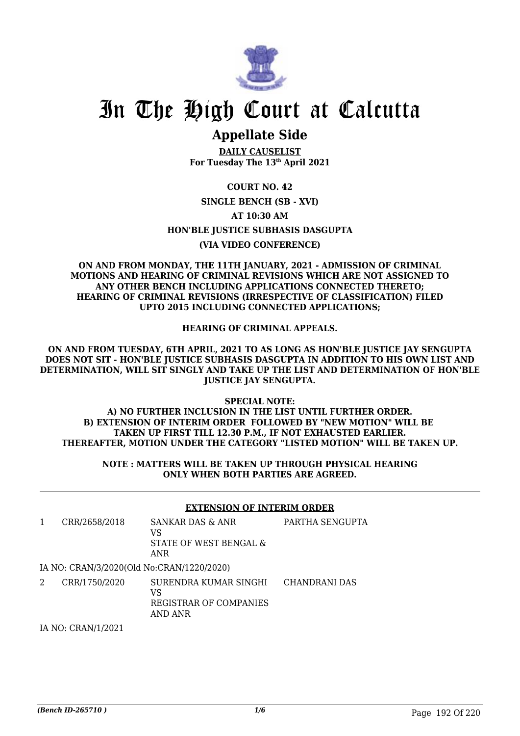# In The High Court at Calcutta

## Appellate Side

**DAILY CAUSELIST**
**For Tuesday The 13th April 2021**

**COURT NO. 42**

**SINGLE BENCH (SB - XVI)**

**AT 10:30 AM**

**HON'BLE JUSTICE SUBHASIS DASGUPTA**

**(VIA VIDEO CONFERENCE)**

**ON AND FROM MONDAY, THE 11TH JANUARY, 2021 - ADMISSION OF CRIMINAL MOTIONS AND HEARING OF CRIMINAL REVISIONS WHICH ARE NOT ASSIGNED TO ANY OTHER BENCH INCLUDING APPLICATIONS CONNECTED THERETO; HEARING OF CRIMINAL REVISIONS (IRRESPECTIVE OF CLASSIFICATION) FILED UPTO 2015 INCLUDING CONNECTED APPLICATIONS;**

**HEARING OF CRIMINAL APPEALS.**

**ON AND FROM TUESDAY, 6TH APRIL, 2021 TO AS LONG AS HON'BLE JUSTICE JAY SENGUPTA DOES NOT SIT - HON'BLE JUSTICE SUBHASIS DASGUPTA IN ADDITION TO HIS OWN LIST AND DETERMINATION, WILL SIT SINGLY AND TAKE UP THE LIST AND DETERMINATION OF HON'BLE JUSTICE JAY SENGUPTA.**

**SPECIAL NOTE:**
**A) NO FURTHER INCLUSION IN THE LIST UNTIL FURTHER ORDER.**
**B) EXTENSION OF INTERIM ORDER FOLLOWED BY "NEW MOTION" WILL BE TAKEN UP FIRST TILL 12.30 P.M., IF NOT EXHAUSTED EARLIER. THEREAFTER, MOTION UNDER THE CATEGORY "LISTED MOTION" WILL BE TAKEN UP.**

**NOTE : MATTERS WILL BE TAKEN UP THROUGH PHYSICAL HEARING ONLY WHEN BOTH PARTIES ARE AGREED.**

---

**EXTENSION OF INTERIM ORDER**

| | | | |
|---|---|---|---|
| 1 | CRR/2658/2018 | SANKAR DAS & ANR<br>VS<br>STATE OF WEST BENGAL & ANR | PARTHA SENGUPTA |

IA NO: CRAN/3/2020(Old No:CRAN/1220/2020)

| | | | |
|---|---|---|---|
| 2 | CRR/1750/2020 | SURENDRA KUMAR SINGHI<br>VS<br>REGISTRAR OF COMPANIES AND ANR | CHANDRANI DAS |

IA NO: CRAN/1/2021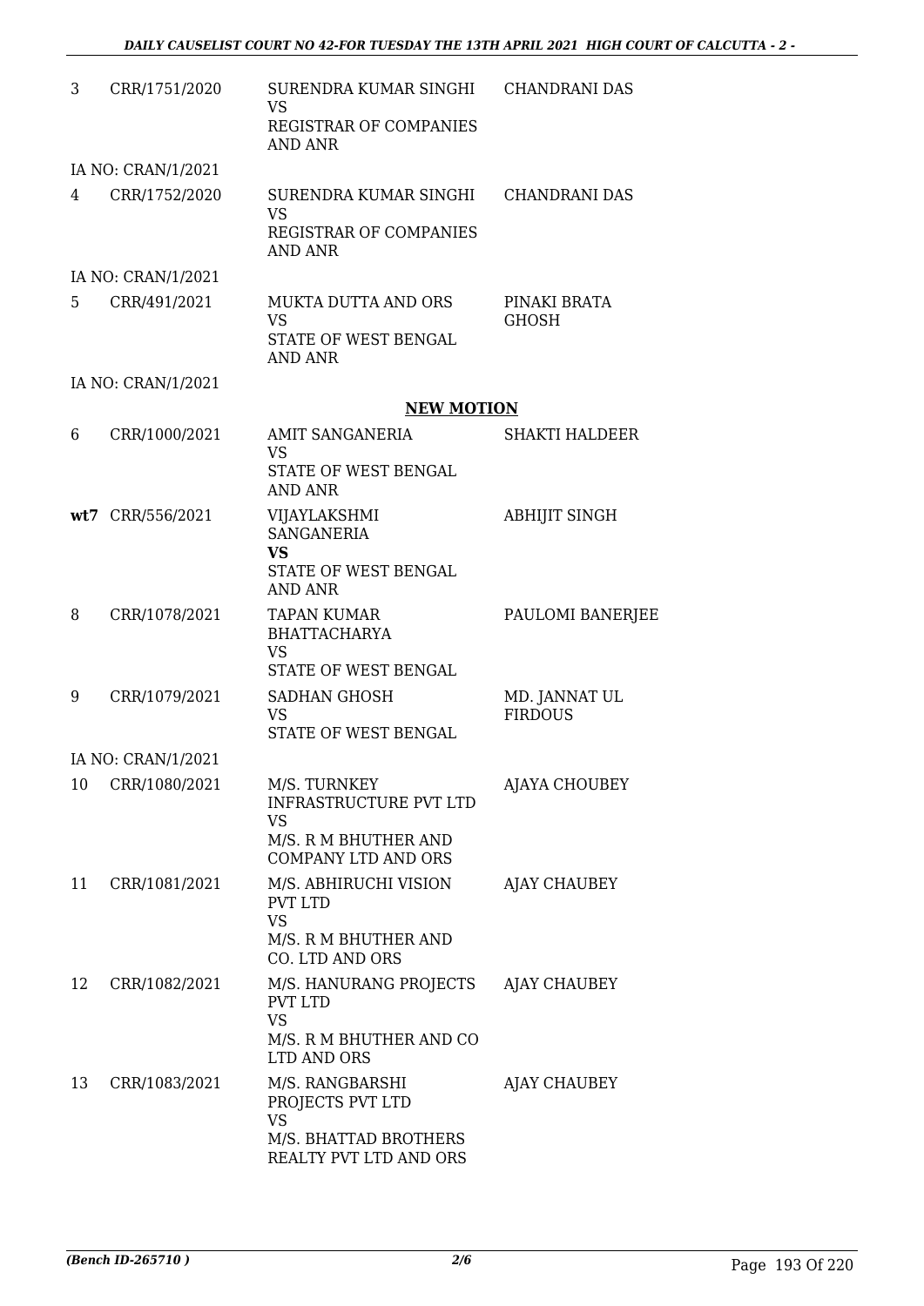| | | | |
|---|---|---|---|
| 3 | CRR/1751/2020 | SURENDRA KUMAR SINGHI<br>VS<br>REGISTRAR OF COMPANIES AND ANR | CHANDRANI DAS |
| | IA NO: CRAN/1/2021 | | |
| 4 | CRR/1752/2020 | SURENDRA KUMAR SINGHI<br>VS<br>REGISTRAR OF COMPANIES AND ANR | CHANDRANI DAS |
| | IA NO: CRAN/1/2021 | | |
| 5 | CRR/491/2021 | MUKTA DUTTA AND ORS<br>VS<br>STATE OF WEST BENGAL AND ANR | PINAKI BRATA GHOSH |
| | IA NO: CRAN/1/2021 | | |

## NEW MOTION

| | | | |
|---|---|---|---|
| 6 | CRR/1000/2021 | AMIT SANGANERIA<br>VS<br>STATE OF WEST BENGAL AND ANR | SHAKTI HALDEER |
| **wt7** | CRR/556/2021 | VIJAYLAKSHMI SANGANERIA<br>**VS**<br>STATE OF WEST BENGAL AND ANR | ABHIJIT SINGH |
| 8 | CRR/1078/2021 | TAPAN KUMAR BHATTACHARYA<br>VS<br>STATE OF WEST BENGAL | PAULOMI BANERJEE |
| 9 | CRR/1079/2021 | SADHAN GHOSH<br>VS<br>STATE OF WEST BENGAL | MD. JANNAT UL FIRDOUS |
| | IA NO: CRAN/1/2021 | | |
| 10 | CRR/1080/2021 | M/S. TURNKEY INFRASTRUCTURE PVT LTD<br>VS<br>M/S. R M BHUTHER AND COMPANY LTD AND ORS | AJAYA CHOUBEY |
| 11 | CRR/1081/2021 | M/S. ABHIRUCHI VISION PVT LTD<br>VS<br>M/S. R M BHUTHER AND CO. LTD AND ORS | AJAY CHAUBEY |
| 12 | CRR/1082/2021 | M/S. HANURANG PROJECTS PVT LTD<br>VS<br>M/S. R M BHUTHER AND CO LTD AND ORS | AJAY CHAUBEY |
| 13 | CRR/1083/2021 | M/S. RANGBARSHI PROJECTS PVT LTD<br>VS<br>M/S. BHATTAD BROTHERS REALTY PVT LTD AND ORS | AJAY CHAUBEY |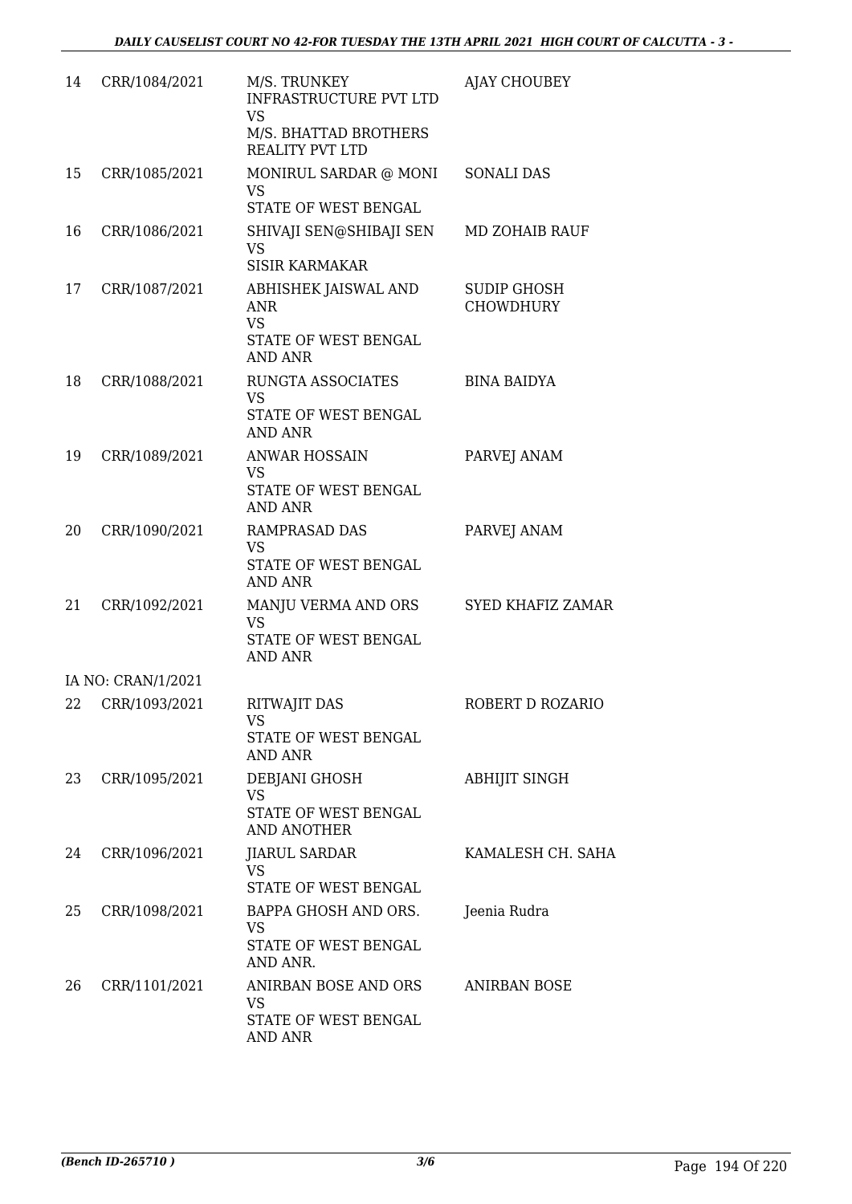| | | | |
|---|---|---|---|
| 14 | CRR/1084/2021 | M/S. TRUNKEY INFRASTRUCTURE PVT LTD VS M/S. BHATTAD BROTHERS REALITY PVT LTD | AJAY CHOUBEY |
| 15 | CRR/1085/2021 | MONIRUL SARDAR @ MONI VS STATE OF WEST BENGAL | SONALI DAS |
| 16 | CRR/1086/2021 | SHIVAJI SEN@SHIBAJI SEN VS SISIR KARMAKAR | MD ZOHAIB RAUF |
| 17 | CRR/1087/2021 | ABHISHEK JAISWAL AND ANR VS STATE OF WEST BENGAL AND ANR | SUDIP GHOSH CHOWDHURY |
| 18 | CRR/1088/2021 | RUNGTA ASSOCIATES VS STATE OF WEST BENGAL AND ANR | BINA BAIDYA |
| 19 | CRR/1089/2021 | ANWAR HOSSAIN VS STATE OF WEST BENGAL AND ANR | PARVEJ ANAM |
| 20 | CRR/1090/2021 | RAMPRASAD DAS VS STATE OF WEST BENGAL AND ANR | PARVEJ ANAM |
| 21 | CRR/1092/2021 | MANJU VERMA AND ORS VS STATE OF WEST BENGAL AND ANR | SYED KHAFIZ ZAMAR |
| | IA NO: CRAN/1/2021 | | |
| 22 | CRR/1093/2021 | RITWAJIT DAS VS STATE OF WEST BENGAL AND ANR | ROBERT D ROZARIO |
| 23 | CRR/1095/2021 | DEBJANI GHOSH VS STATE OF WEST BENGAL AND ANOTHER | ABHIJIT SINGH |
| 24 | CRR/1096/2021 | JIARUL SARDAR VS STATE OF WEST BENGAL | KAMALESH CH. SAHA |
| 25 | CRR/1098/2021 | BAPPA GHOSH AND ORS. VS STATE OF WEST BENGAL AND ANR. | Jeenia Rudra |
| 26 | CRR/1101/2021 | ANIRBAN BOSE AND ORS VS STATE OF WEST BENGAL AND ANR | ANIRBAN BOSE |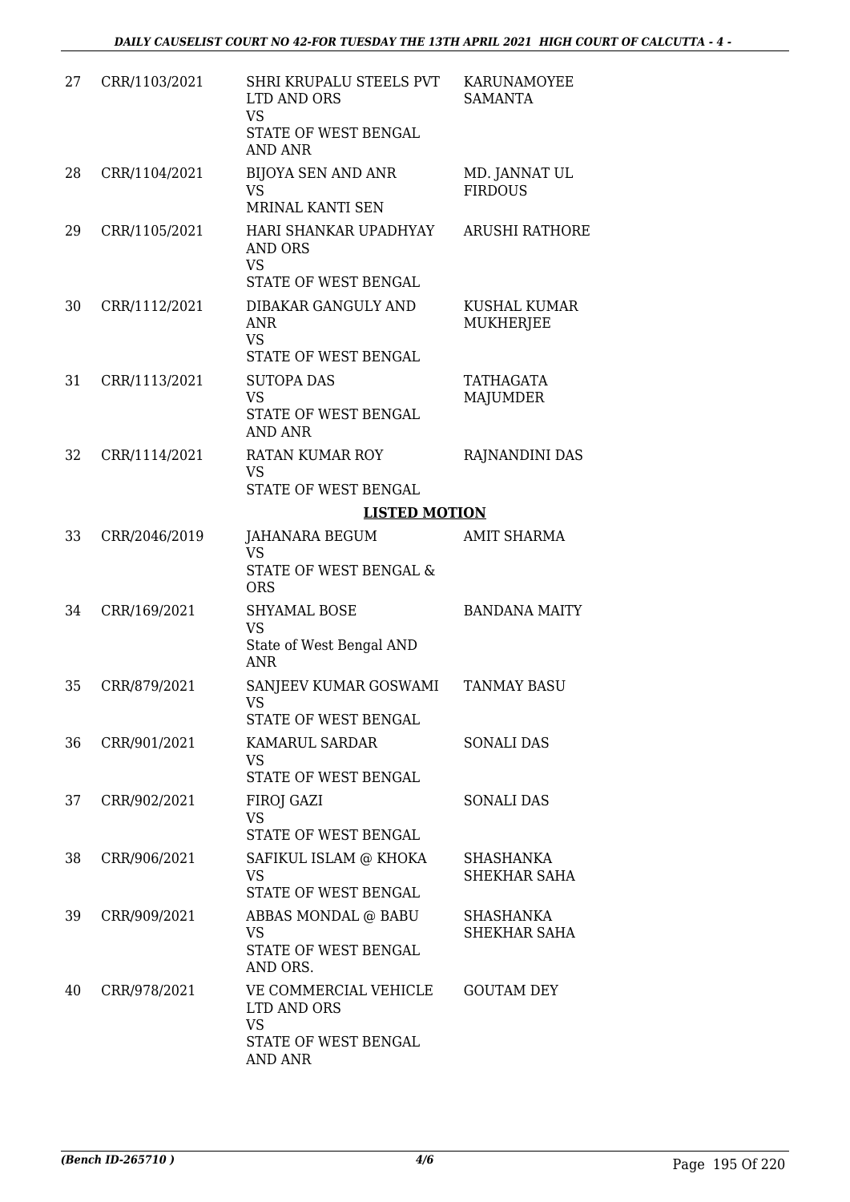| | | | |
|---|---|---|---|
| 27 | CRR/1103/2021 | SHRI KRUPALU STEELS PVT LTD AND ORS<br>VS<br>STATE OF WEST BENGAL AND ANR | KARUNAMOYEE SAMANTA |
| 28 | CRR/1104/2021 | BIJOYA SEN AND ANR<br>VS<br>MRINAL KANTI SEN | MD. JANNAT UL FIRDOUS |
| 29 | CRR/1105/2021 | HARI SHANKAR UPADHYAY AND ORS<br>VS<br>STATE OF WEST BENGAL | ARUSHI RATHORE |
| 30 | CRR/1112/2021 | DIBAKAR GANGULY AND ANR<br>VS<br>STATE OF WEST BENGAL | KUSHAL KUMAR MUKHERJEE |
| 31 | CRR/1113/2021 | SUTOPA DAS<br>VS<br>STATE OF WEST BENGAL AND ANR | TATHAGATA MAJUMDER |
| 32 | CRR/1114/2021 | RATAN KUMAR ROY<br>VS<br>STATE OF WEST BENGAL | RAJNANDINI DAS |

**LISTED MOTION**

| | | | |
|---|---|---|---|
| 33 | CRR/2046/2019 | JAHANARA BEGUM<br>VS<br>STATE OF WEST BENGAL & ORS | AMIT SHARMA |
| 34 | CRR/169/2021 | SHYAMAL BOSE<br>VS<br>State of West Bengal AND ANR | BANDANA MAITY |
| 35 | CRR/879/2021 | SANJEEV KUMAR GOSWAMI<br>VS<br>STATE OF WEST BENGAL | TANMAY BASU |
| 36 | CRR/901/2021 | KAMARUL SARDAR<br>VS<br>STATE OF WEST BENGAL | SONALI DAS |
| 37 | CRR/902/2021 | FIROJ GAZI<br>VS<br>STATE OF WEST BENGAL | SONALI DAS |
| 38 | CRR/906/2021 | SAFIKUL ISLAM @ KHOKA<br>VS<br>STATE OF WEST BENGAL | SHASHANKA SHEKHAR SAHA |
| 39 | CRR/909/2021 | ABBAS MONDAL @ BABU<br>VS<br>STATE OF WEST BENGAL AND ORS. | SHASHANKA SHEKHAR SAHA |
| 40 | CRR/978/2021 | VE COMMERCIAL VEHICLE LTD AND ORS<br>VS<br>STATE OF WEST BENGAL AND ANR | GOUTAM DEY |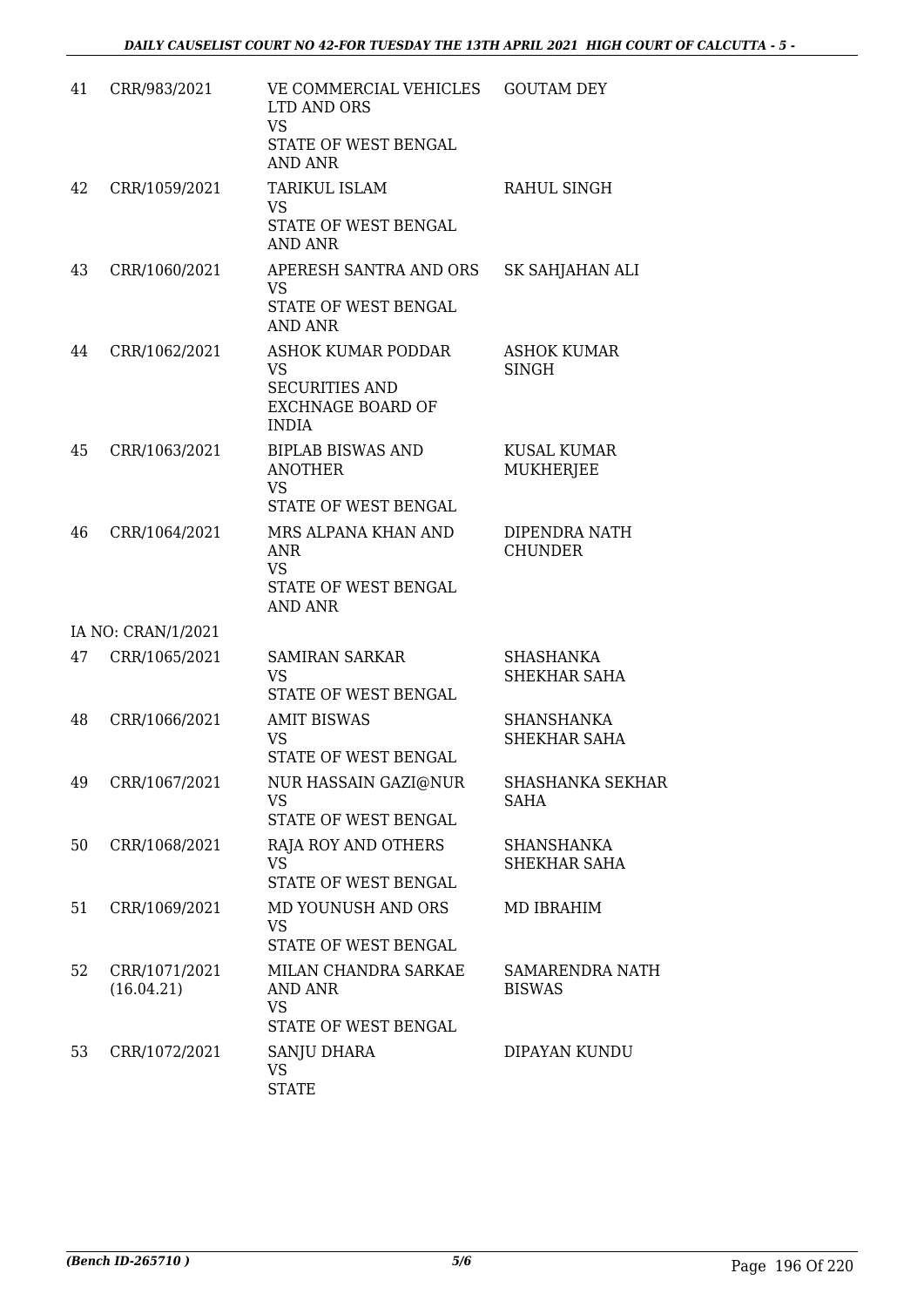| | | | |
|---|---|---|---|
| 41 | CRR/983/2021 | VE COMMERCIAL VEHICLES LTD AND ORS<br>VS<br>STATE OF WEST BENGAL AND ANR | GOUTAM DEY |
| 42 | CRR/1059/2021 | TARIKUL ISLAM<br>VS<br>STATE OF WEST BENGAL AND ANR | RAHUL SINGH |
| 43 | CRR/1060/2021 | APERESH SANTRA AND ORS<br>VS<br>STATE OF WEST BENGAL AND ANR | SK SAHJAHAN ALI |
| 44 | CRR/1062/2021 | ASHOK KUMAR PODDAR<br>VS<br>SECURITIES AND EXCHNAGE BOARD OF INDIA | ASHOK KUMAR SINGH |
| 45 | CRR/1063/2021 | BIPLAB BISWAS AND ANOTHER<br>VS<br>STATE OF WEST BENGAL | KUSAL KUMAR MUKHERJEE |
| 46 | CRR/1064/2021 | MRS ALPANA KHAN AND ANR<br>VS<br>STATE OF WEST BENGAL AND ANR | DIPENDRA NATH CHUNDER |
| | IA NO: CRAN/1/2021 | | |
| 47 | CRR/1065/2021 | SAMIRAN SARKAR<br>VS<br>STATE OF WEST BENGAL | SHASHANKA SHEKHAR SAHA |
| 48 | CRR/1066/2021 | AMIT BISWAS<br>VS<br>STATE OF WEST BENGAL | SHANSHANKA SHEKHAR SAHA |
| 49 | CRR/1067/2021 | NUR HASSAIN GAZI@NUR<br>VS<br>STATE OF WEST BENGAL | SHASHANKA SEKHAR SAHA |
| 50 | CRR/1068/2021 | RAJA ROY AND OTHERS<br>VS<br>STATE OF WEST BENGAL | SHANSHANKA SHEKHAR SAHA |
| 51 | CRR/1069/2021 | MD YOUNUSH AND ORS<br>VS<br>STATE OF WEST BENGAL | MD IBRAHIM |
| 52 | CRR/1071/2021<br>(16.04.21) | MILAN CHANDRA SARKAE AND ANR<br>VS<br>STATE OF WEST BENGAL | SAMARENDRA NATH BISWAS |
| 53 | CRR/1072/2021 | SANJU DHARA<br>VS<br>STATE | DIPAYAN KUNDU |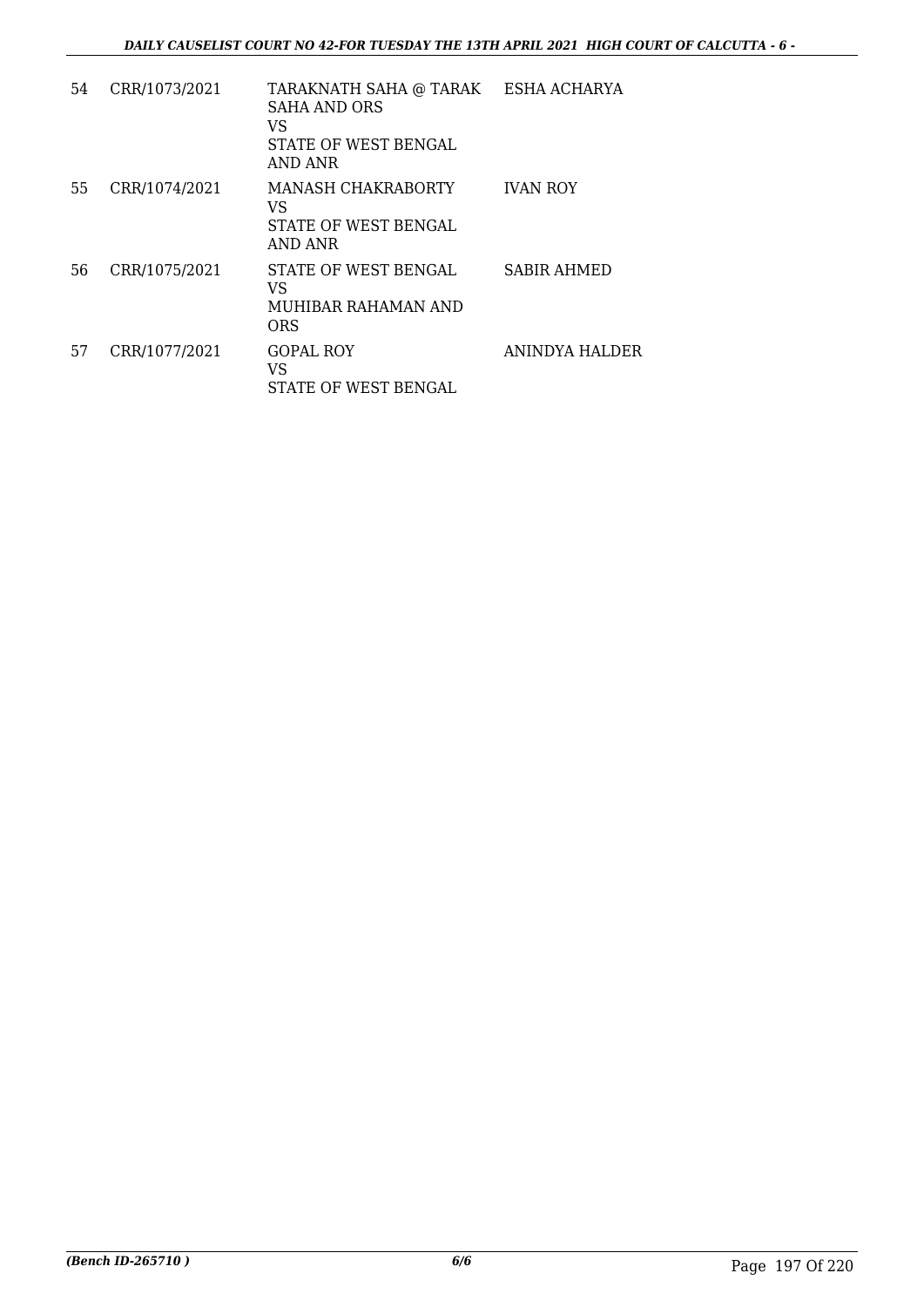| 54 | CRR/1073/2021 | TARAKNATH SAHA @ TARAK SAHA AND ORS VS STATE OF WEST BENGAL AND ANR | ESHA ACHARYA |
|---|---|---|---|
| 55 | CRR/1074/2021 | MANASH CHAKRABORTY VS STATE OF WEST BENGAL AND ANR | IVAN ROY |
| 56 | CRR/1075/2021 | STATE OF WEST BENGAL VS MUHIBAR RAHAMAN AND ORS | SABIR AHMED |
| 57 | CRR/1077/2021 | GOPAL ROY VS STATE OF WEST BENGAL | ANINDYA HALDER |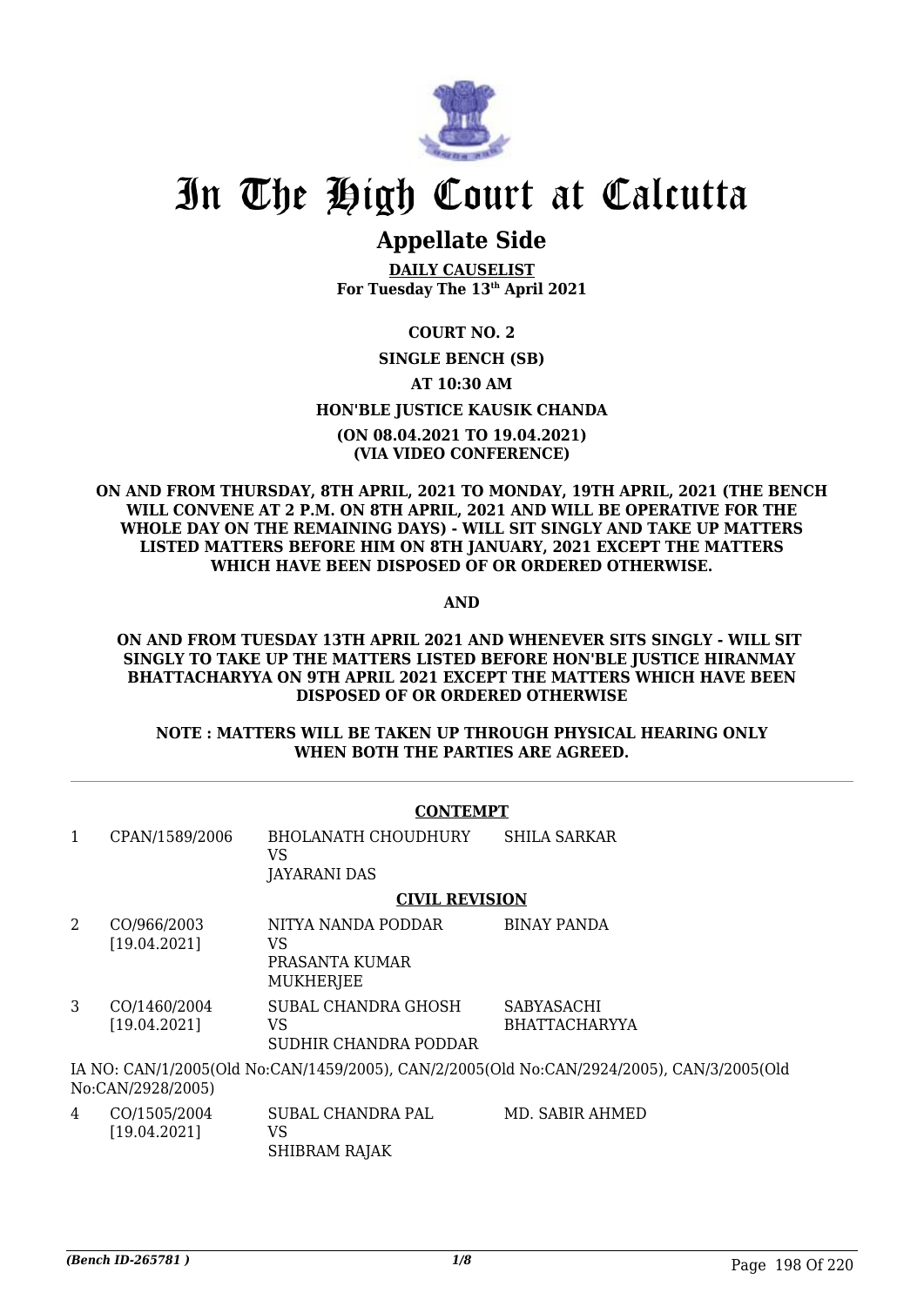# In The High Court at Calcutta

## Appellate Side

**DAILY CAUSELIST**
**For Tuesday The 13th April 2021**

**COURT NO. 2**

**SINGLE BENCH (SB)**

**AT 10:30 AM**

**HON'BLE JUSTICE KAUSIK CHANDA**

**(ON 08.04.2021 TO 19.04.2021)**
**(VIA VIDEO CONFERENCE)**

**ON AND FROM THURSDAY, 8TH APRIL, 2021 TO MONDAY, 19TH APRIL, 2021 (THE BENCH WILL CONVENE AT 2 P.M. ON 8TH APRIL, 2021 AND WILL BE OPERATIVE FOR THE WHOLE DAY ON THE REMAINING DAYS) - WILL SIT SINGLY AND TAKE UP MATTERS LISTED MATTERS BEFORE HIM ON 8TH JANUARY, 2021 EXCEPT THE MATTERS WHICH HAVE BEEN DISPOSED OF OR ORDERED OTHERWISE.**

**AND**

**ON AND FROM TUESDAY 13TH APRIL 2021 AND WHENEVER SITS SINGLY - WILL SIT SINGLY TO TAKE UP THE MATTERS LISTED BEFORE HON'BLE JUSTICE HIRANMAY BHATTACHARYYA ON 9TH APRIL 2021 EXCEPT THE MATTERS WHICH HAVE BEEN DISPOSED OF OR ORDERED OTHERWISE**

**NOTE : MATTERS WILL BE TAKEN UP THROUGH PHYSICAL HEARING ONLY WHEN BOTH THE PARTIES ARE AGREED.**

**CONTEMPT**

| | | | |
|---|---|---|---|
| 1 | CPAN/1589/2006 | BHOLANATH CHOUDHURY<br>VS<br>JAYARANI DAS | SHILA SARKAR |

**CIVIL REVISION**

| | | | |
|---|---|---|---|
| 2 | CO/966/2003<br>[19.04.2021] | NITYA NANDA PODDAR<br>VS<br>PRASANTA KUMAR MUKHERJEE | BINAY PANDA |
| 3 | CO/1460/2004<br>[19.04.2021] | SUBAL CHANDRA GHOSH<br>VS<br>SUDHIR CHANDRA PODDAR | SABYASACHI BHATTACHARYYA |

IA NO: CAN/1/2005(Old No:CAN/1459/2005), CAN/2/2005(Old No:CAN/2924/2005), CAN/3/2005(Old No:CAN/2928/2005)

| | | | |
|---|---|---|---|
| 4 | CO/1505/2004<br>[19.04.2021] | SUBAL CHANDRA PAL<br>VS<br>SHIBRAM RAJAK | MD. SABIR AHMED |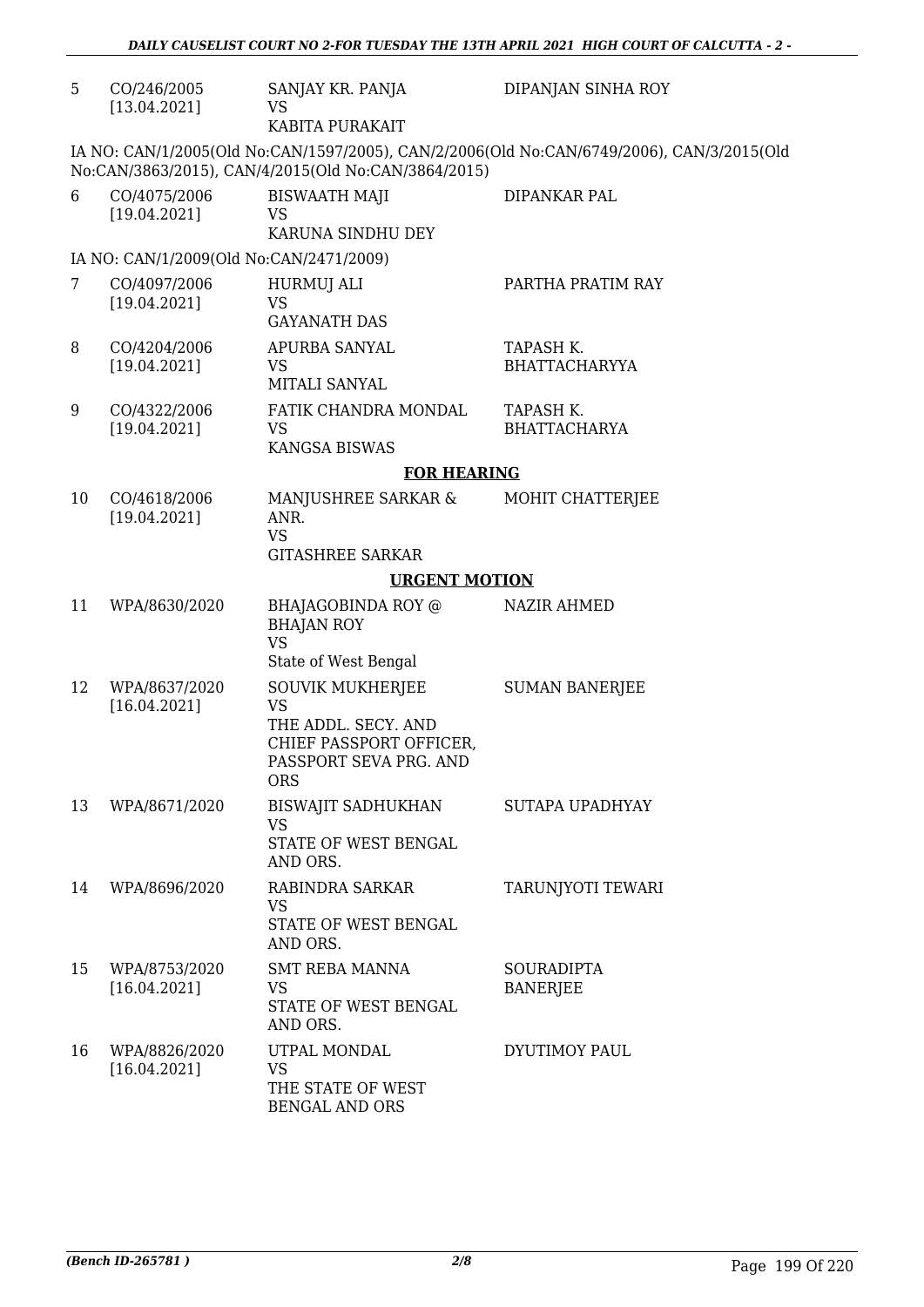| | | | |
|---|---|---|---|
| 5 | CO/246/2005 [13.04.2021] | SANJAY KR. PANJA VS KABITA PURAKAIT | DIPANJAN SINHA ROY |

IA NO: CAN/1/2005(Old No:CAN/1597/2005), CAN/2/2006(Old No:CAN/6749/2006), CAN/3/2015(Old No:CAN/3863/2015), CAN/4/2015(Old No:CAN/3864/2015)

| | | | |
|---|---|---|---|
| 6 | CO/4075/2006 [19.04.2021] | BISWAATH MAJI VS KARUNA SINDHU DEY | DIPANKAR PAL |

IA NO: CAN/1/2009(Old No:CAN/2471/2009)

| | | | |
|---|---|---|---|
| 7 | CO/4097/2006 [19.04.2021] | HURMUJ ALI VS GAYANATH DAS | PARTHA PRATIM RAY |
| 8 | CO/4204/2006 [19.04.2021] | APURBA SANYAL VS MITALI SANYAL | TAPASH K. BHATTACHARYYA |
| 9 | CO/4322/2006 [19.04.2021] | FATIK CHANDRA MONDAL VS KANGSA BISWAS | TAPASH K. BHATTACHARYA |

**FOR HEARING**

| | | | |
|---|---|---|---|
| 10 | CO/4618/2006 [19.04.2021] | MANJUSHREE SARKAR & ANR. VS GITASHREE SARKAR | MOHIT CHATTERJEE |

**URGENT MOTION**

| | | | |
|---|---|---|---|
| 11 | WPA/8630/2020 | BHAJAGOBINDA ROY @ BHAJAN ROY VS State of West Bengal | NAZIR AHMED |
| 12 | WPA/8637/2020 [16.04.2021] | SOUVIK MUKHERJEE VS THE ADDL. SECY. AND CHIEF PASSPORT OFFICER, PASSPORT SEVA PRG. AND ORS | SUMAN BANERJEE |
| 13 | WPA/8671/2020 | BISWAJIT SADHUKHAN VS STATE OF WEST BENGAL AND ORS. | SUTAPA UPADHYAY |
| 14 | WPA/8696/2020 | RABINDRA SARKAR VS STATE OF WEST BENGAL AND ORS. | TARUNJYOTI TEWARI |
| 15 | WPA/8753/2020 [16.04.2021] | SMT REBA MANNA VS STATE OF WEST BENGAL AND ORS. | SOURADIPTA BANERJEE |
| 16 | WPA/8826/2020 [16.04.2021] | UTPAL MONDAL VS THE STATE OF WEST BENGAL AND ORS | DYUTIMOY PAUL |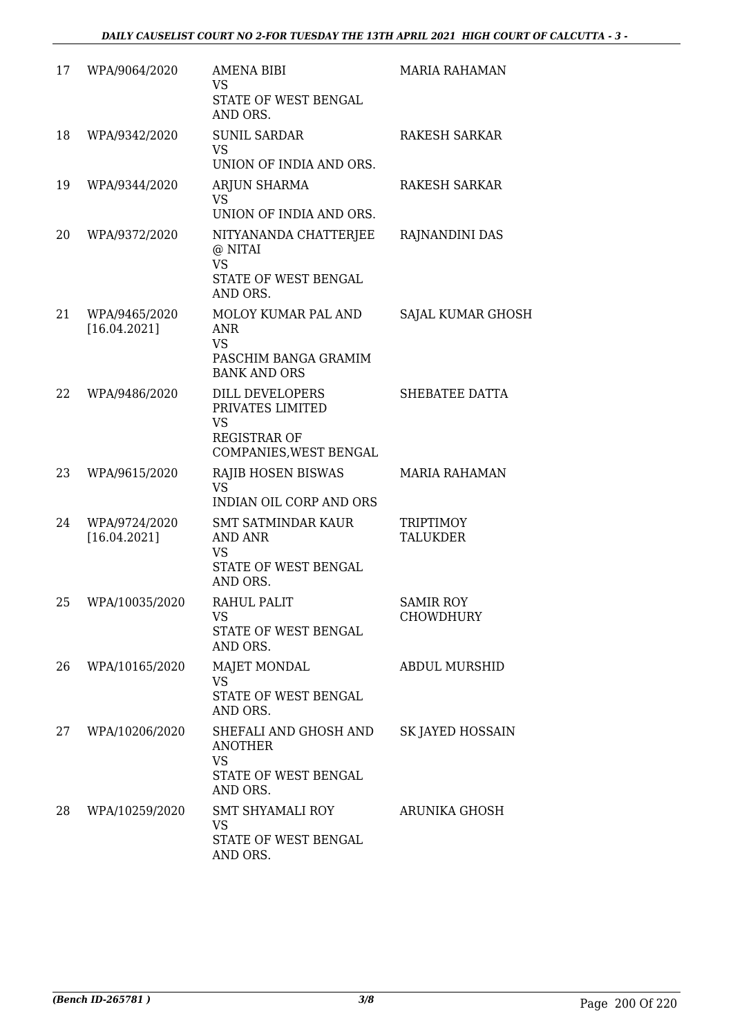| | | | |
|---|---|---|---|
| 17 | WPA/9064/2020 | AMENA BIBI<br>VS<br>STATE OF WEST BENGAL AND ORS. | MARIA RAHAMAN |
| 18 | WPA/9342/2020 | SUNIL SARDAR<br>VS<br>UNION OF INDIA AND ORS. | RAKESH SARKAR |
| 19 | WPA/9344/2020 | ARJUN SHARMA<br>VS<br>UNION OF INDIA AND ORS. | RAKESH SARKAR |
| 20 | WPA/9372/2020 | NITYANANDA CHATTERJEE @ NITAI<br>VS<br>STATE OF WEST BENGAL AND ORS. | RAJNANDINI DAS |
| 21 | WPA/9465/2020 [16.04.2021] | MOLOY KUMAR PAL AND ANR<br>VS<br>PASCHIM BANGA GRAMIM BANK AND ORS | SAJAL KUMAR GHOSH |
| 22 | WPA/9486/2020 | DILL DEVELOPERS PRIVATES LIMITED<br>VS<br>REGISTRAR OF COMPANIES,WEST BENGAL | SHEBATEE DATTA |
| 23 | WPA/9615/2020 | RAJIB HOSEN BISWAS<br>VS<br>INDIAN OIL CORP AND ORS | MARIA RAHAMAN |
| 24 | WPA/9724/2020 [16.04.2021] | SMT SATMINDAR KAUR AND ANR<br>VS<br>STATE OF WEST BENGAL AND ORS. | TRIPTIMOY TALUKDER |
| 25 | WPA/10035/2020 | RAHUL PALIT<br>VS<br>STATE OF WEST BENGAL AND ORS. | SAMIR ROY CHOWDHURY |
| 26 | WPA/10165/2020 | MAJET MONDAL<br>VS<br>STATE OF WEST BENGAL AND ORS. | ABDUL MURSHID |
| 27 | WPA/10206/2020 | SHEFALI AND GHOSH AND ANOTHER<br>VS<br>STATE OF WEST BENGAL AND ORS. | SK JAYED HOSSAIN |
| 28 | WPA/10259/2020 | SMT SHYAMALI ROY<br>VS<br>STATE OF WEST BENGAL AND ORS. | ARUNIKA GHOSH |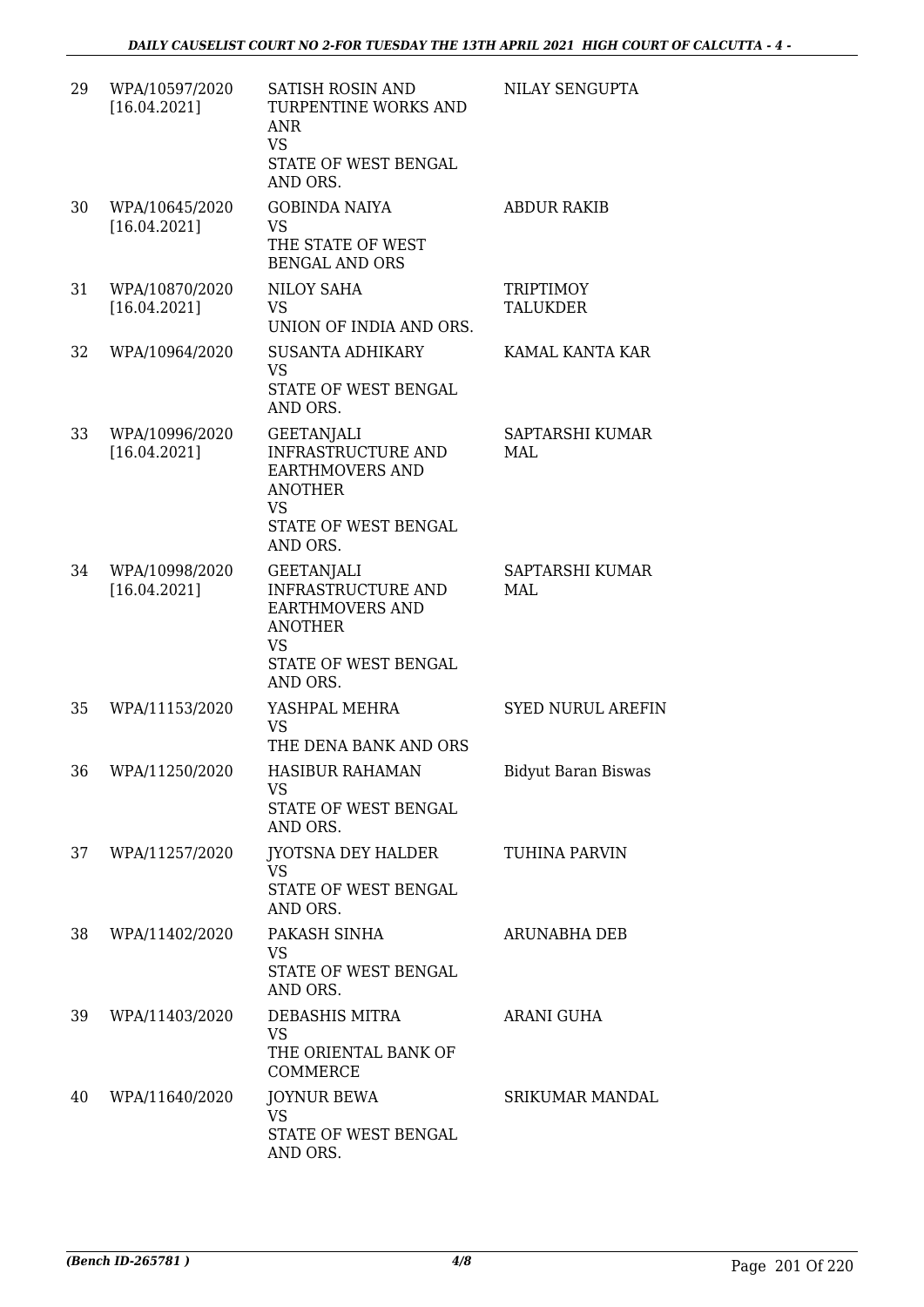| 29 | WPA/10597/2020 [16.04.2021] | SATISH ROSIN AND TURPENTINE WORKS AND ANR VS STATE OF WEST BENGAL AND ORS. | NILAY SENGUPTA |
|---|---|---|---|
| 30 | WPA/10645/2020 [16.04.2021] | GOBINDA NAIYA VS THE STATE OF WEST BENGAL AND ORS | ABDUR RAKIB |
| 31 | WPA/10870/2020 [16.04.2021] | NILOY SAHA VS UNION OF INDIA AND ORS. | TRIPTIMOY TALUKDER |
| 32 | WPA/10964/2020 | SUSANTA ADHIKARY VS STATE OF WEST BENGAL AND ORS. | KAMAL KANTA KAR |
| 33 | WPA/10996/2020 [16.04.2021] | GEETANJALI INFRASTRUCTURE AND EARTHMOVERS AND ANOTHER VS STATE OF WEST BENGAL AND ORS. | SAPTARSHI KUMAR MAL |
| 34 | WPA/10998/2020 [16.04.2021] | GEETANJALI INFRASTRUCTURE AND EARTHMOVERS AND ANOTHER VS STATE OF WEST BENGAL AND ORS. | SAPTARSHI KUMAR MAL |
| 35 | WPA/11153/2020 | YASHPAL MEHRA VS THE DENA BANK AND ORS | SYED NURUL AREFIN |
| 36 | WPA/11250/2020 | HASIBUR RAHAMAN VS STATE OF WEST BENGAL AND ORS. | Bidyut Baran Biswas |
| 37 | WPA/11257/2020 | JYOTSNA DEY HALDER VS STATE OF WEST BENGAL AND ORS. | TUHINA PARVIN |
| 38 | WPA/11402/2020 | PAKASH SINHA VS STATE OF WEST BENGAL AND ORS. | ARUNABHA DEB |
| 39 | WPA/11403/2020 | DEBASHIS MITRA VS THE ORIENTAL BANK OF COMMERCE | ARANI GUHA |
| 40 | WPA/11640/2020 | JOYNUR BEWA VS STATE OF WEST BENGAL AND ORS. | SRIKUMAR MANDAL |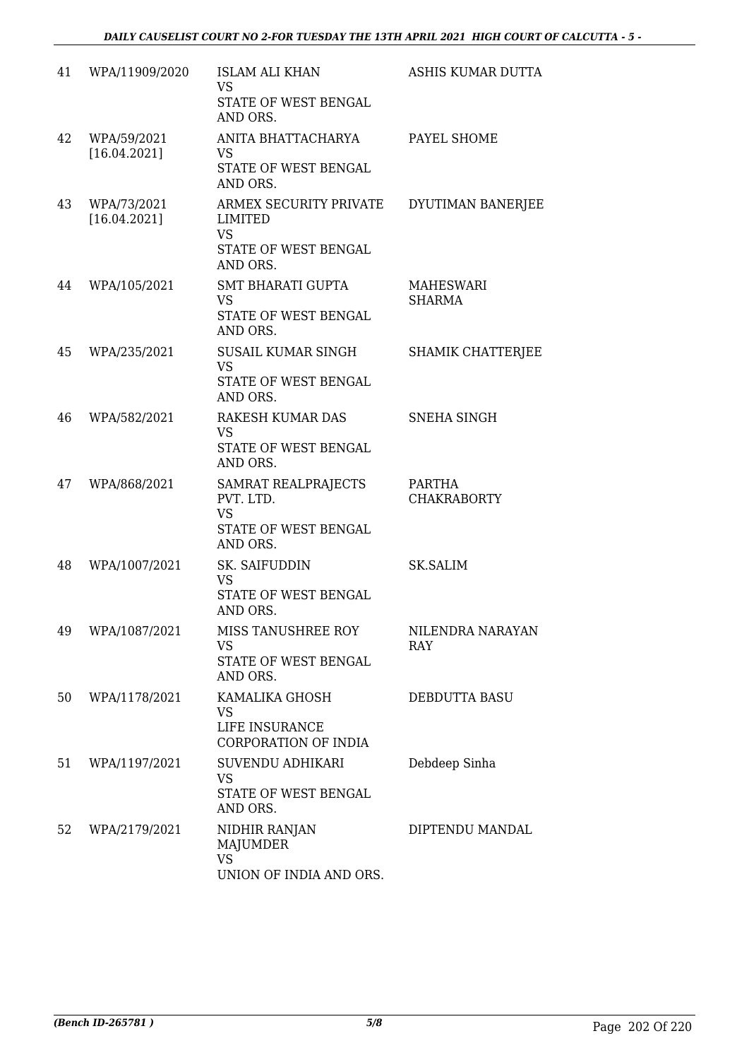| 41 | WPA/11909/2020 | ISLAM ALI KHAN<br>VS<br>STATE OF WEST BENGAL<br>AND ORS. | ASHIS KUMAR DUTTA |
|---|---|---|---|
| 42 | WPA/59/2021<br>[16.04.2021] | ANITA BHATTACHARYA<br>VS<br>STATE OF WEST BENGAL<br>AND ORS. | PAYEL SHOME |
| 43 | WPA/73/2021<br>[16.04.2021] | ARMEX SECURITY PRIVATE<br>LIMITED<br>VS<br>STATE OF WEST BENGAL<br>AND ORS. | DYUTIMAN BANERJEE |
| 44 | WPA/105/2021 | SMT BHARATI GUPTA<br>VS<br>STATE OF WEST BENGAL<br>AND ORS. | MAHESWARI<br>SHARMA |
| 45 | WPA/235/2021 | SUSAIL KUMAR SINGH<br>VS<br>STATE OF WEST BENGAL<br>AND ORS. | SHAMIK CHATTERJEE |
| 46 | WPA/582/2021 | RAKESH KUMAR DAS<br>VS<br>STATE OF WEST BENGAL<br>AND ORS. | SNEHA SINGH |
| 47 | WPA/868/2021 | SAMRAT REALPRAJECTS<br>PVT. LTD.<br>VS<br>STATE OF WEST BENGAL<br>AND ORS. | PARTHA<br>CHAKRABORTY |
| 48 | WPA/1007/2021 | SK. SAIFUDDIN<br>VS<br>STATE OF WEST BENGAL<br>AND ORS. | SK.SALIM |
| 49 | WPA/1087/2021 | MISS TANUSHREE ROY<br>VS<br>STATE OF WEST BENGAL<br>AND ORS. | NILENDRA NARAYAN<br>RAY |
| 50 | WPA/1178/2021 | KAMALIKA GHOSH<br>VS<br>LIFE INSURANCE<br>CORPORATION OF INDIA | DEBDUTTA BASU |
| 51 | WPA/1197/2021 | SUVENDU ADHIKARI<br>VS<br>STATE OF WEST BENGAL<br>AND ORS. | Debdeep Sinha |
| 52 | WPA/2179/2021 | NIDHIR RANJAN<br>MAJUMDER<br>VS<br>UNION OF INDIA AND ORS. | DIPTENDU MANDAL |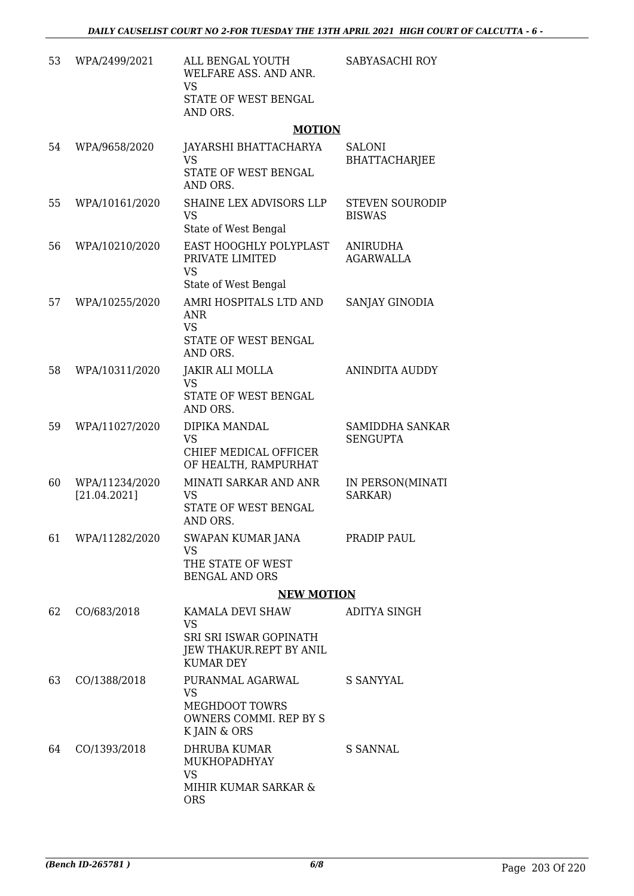| | | | |
|---|---|---|---|
| 53 | WPA/2499/2021 | ALL BENGAL YOUTH WELFARE ASS. AND ANR. VS STATE OF WEST BENGAL AND ORS. | SABYASACHI ROY |

**MOTION**

| | | | |
|---|---|---|---|
| 54 | WPA/9658/2020 | JAYARSHI BHATTACHARYA VS STATE OF WEST BENGAL AND ORS. | SALONI BHATTACHARJEE |
| 55 | WPA/10161/2020 | SHAINE LEX ADVISORS LLP VS State of West Bengal | STEVEN SOURODIP BISWAS |
| 56 | WPA/10210/2020 | EAST HOOGHLY POLYPLAST PRIVATE LIMITED VS State of West Bengal | ANIRUDHA AGARWALLA |
| 57 | WPA/10255/2020 | AMRI HOSPITALS LTD AND ANR VS STATE OF WEST BENGAL AND ORS. | SANJAY GINODIA |
| 58 | WPA/10311/2020 | JAKIR ALI MOLLA VS STATE OF WEST BENGAL AND ORS. | ANINDITA AUDDY |
| 59 | WPA/11027/2020 | DIPIKA MANDAL VS CHIEF MEDICAL OFFICER OF HEALTH, RAMPURHAT | SAMIDDHA SANKAR SENGUPTA |
| 60 | WPA/11234/2020 [21.04.2021] | MINATI SARKAR AND ANR VS STATE OF WEST BENGAL AND ORS. | IN PERSON(MINATI SARKAR) |
| 61 | WPA/11282/2020 | SWAPAN KUMAR JANA VS THE STATE OF WEST BENGAL AND ORS | PRADIP PAUL |

**NEW MOTION**

| | | | |
|---|---|---|---|
| 62 | CO/683/2018 | KAMALA DEVI SHAW VS SRI SRI ISWAR GOPINATH JEW THAKUR.REPT BY ANIL KUMAR DEY | ADITYA SINGH |
| 63 | CO/1388/2018 | PURANMAL AGARWAL VS MEGHDOOT TOWRS OWNERS COMMI. REP BY S K JAIN & ORS | S SANYYAL |
| 64 | CO/1393/2018 | DHRUBA KUMAR MUKHOPADHYAY VS MIHIR KUMAR SARKAR & ORS | S SANNAL |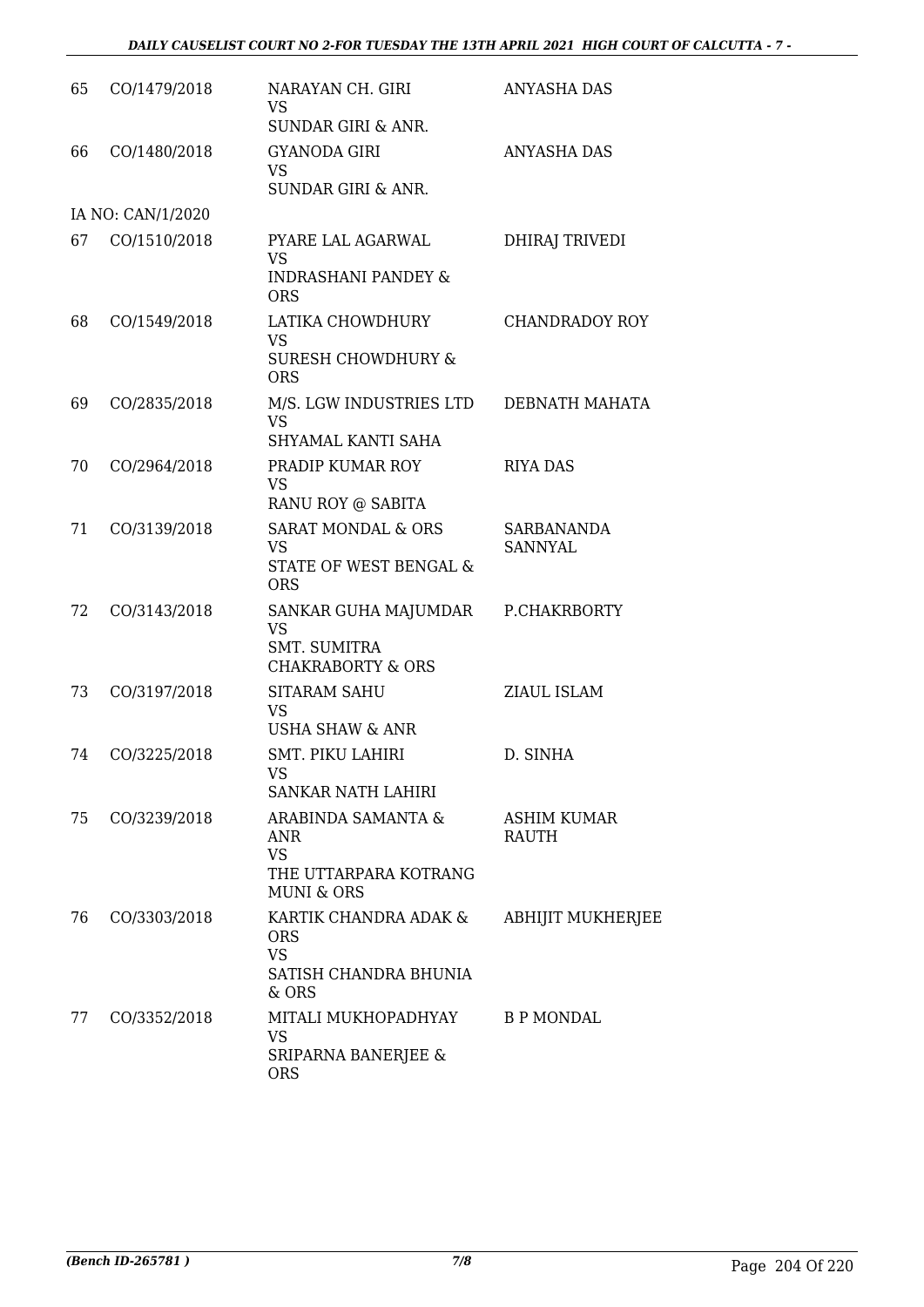| | | | |
|---|---|---|---|
| 65 | CO/1479/2018 | NARAYAN CH. GIRI<br>VS<br>SUNDAR GIRI & ANR. | ANYASHA DAS |
| 66 | CO/1480/2018 | GYANODA GIRI<br>VS<br>SUNDAR GIRI & ANR. | ANYASHA DAS |
| | IA NO: CAN/1/2020 | | |
| 67 | CO/1510/2018 | PYARE LAL AGARWAL<br>VS<br>INDRASHANI PANDEY & ORS | DHIRAJ TRIVEDI |
| 68 | CO/1549/2018 | LATIKA CHOWDHURY<br>VS<br>SURESH CHOWDHURY & ORS | CHANDRADOY ROY |
| 69 | CO/2835/2018 | M/S. LGW INDUSTRIES LTD<br>VS<br>SHYAMAL KANTI SAHA | DEBNATH MAHATA |
| 70 | CO/2964/2018 | PRADIP KUMAR ROY<br>VS<br>RANU ROY @ SABITA | RIYA DAS |
| 71 | CO/3139/2018 | SARAT MONDAL & ORS<br>VS<br>STATE OF WEST BENGAL & ORS | SARBANANDA SANNYAL |
| 72 | CO/3143/2018 | SANKAR GUHA MAJUMDAR<br>VS<br>SMT. SUMITRA CHAKRABORTY & ORS | P.CHAKRBORTY |
| 73 | CO/3197/2018 | SITARAM SAHU<br>VS<br>USHA SHAW & ANR | ZIAUL ISLAM |
| 74 | CO/3225/2018 | SMT. PIKU LAHIRI<br>VS<br>SANKAR NATH LAHIRI | D. SINHA |
| 75 | CO/3239/2018 | ARABINDA SAMANTA & ANR<br>VS<br>THE UTTARPARA KOTRANG MUNI & ORS | ASHIM KUMAR RAUTH |
| 76 | CO/3303/2018 | KARTIK CHANDRA ADAK & ORS<br>VS<br>SATISH CHANDRA BHUNIA & ORS | ABHIJIT MUKHERJEE |
| 77 | CO/3352/2018 | MITALI MUKHOPADHYAY<br>VS<br>SRIPARNA BANERJEE & ORS | B P MONDAL |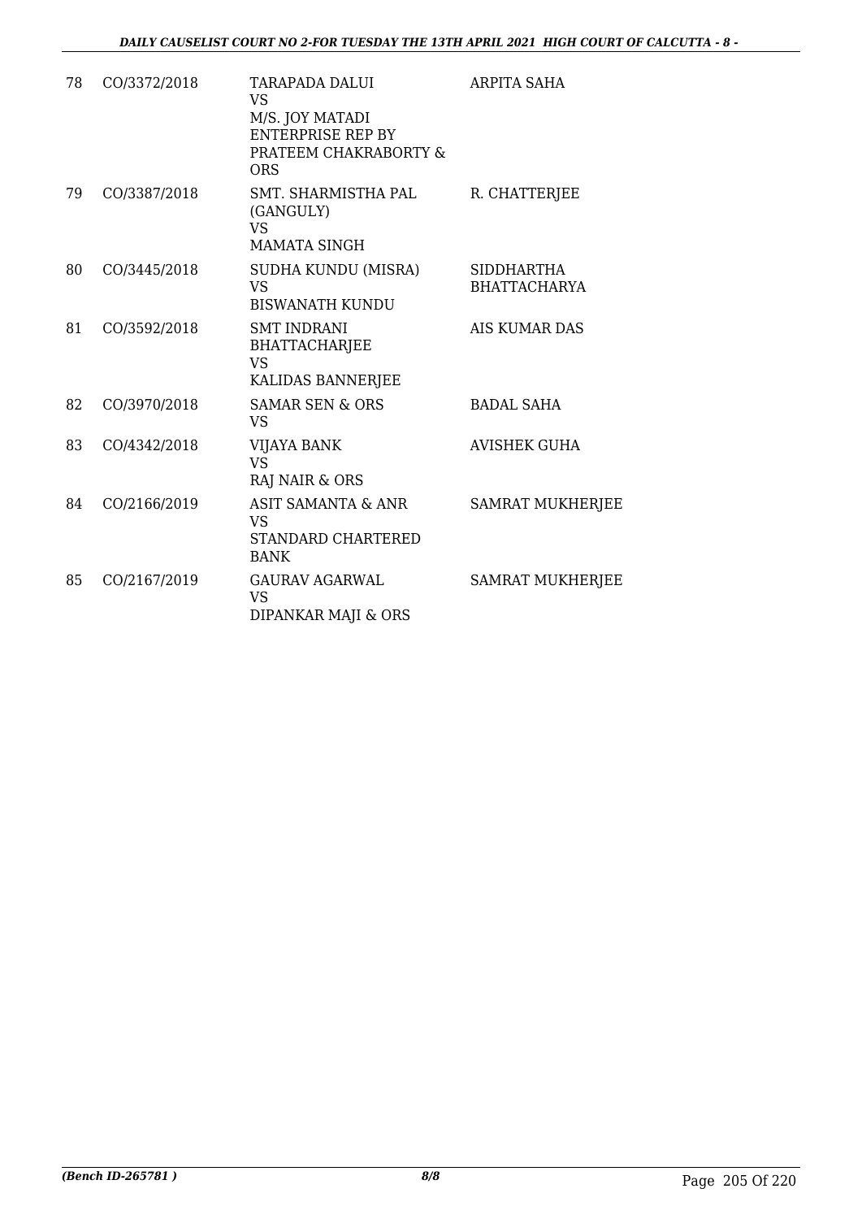| 78 | CO/3372/2018 | TARAPADA DALUI<br>VS<br>M/S. JOY MATADI ENTERPRISE REP BY PRATEEM CHAKRABORTY & ORS | ARPITA SAHA |
|---|---|---|---|
| 79 | CO/3387/2018 | SMT. SHARMISTHA PAL (GANGULY)<br>VS<br>MAMATA SINGH | R. CHATTERJEE |
| 80 | CO/3445/2018 | SUDHA KUNDU (MISRA)<br>VS<br>BISWANATH KUNDU | SIDDHARTHA BHATTACHARYA |
| 81 | CO/3592/2018 | SMT INDRANI BHATTACHARJEE<br>VS<br>KALIDAS BANNERJEE | AIS KUMAR DAS |
| 82 | CO/3970/2018 | SAMAR SEN & ORS<br>VS | BADAL SAHA |
| 83 | CO/4342/2018 | VIJAYA BANK<br>VS<br>RAJ NAIR & ORS | AVISHEK GUHA |
| 84 | CO/2166/2019 | ASIT SAMANTA & ANR<br>VS<br>STANDARD CHARTERED BANK | SAMRAT MUKHERJEE |
| 85 | CO/2167/2019 | GAURAV AGARWAL<br>VS<br>DIPANKAR MAJI & ORS | SAMRAT MUKHERJEE |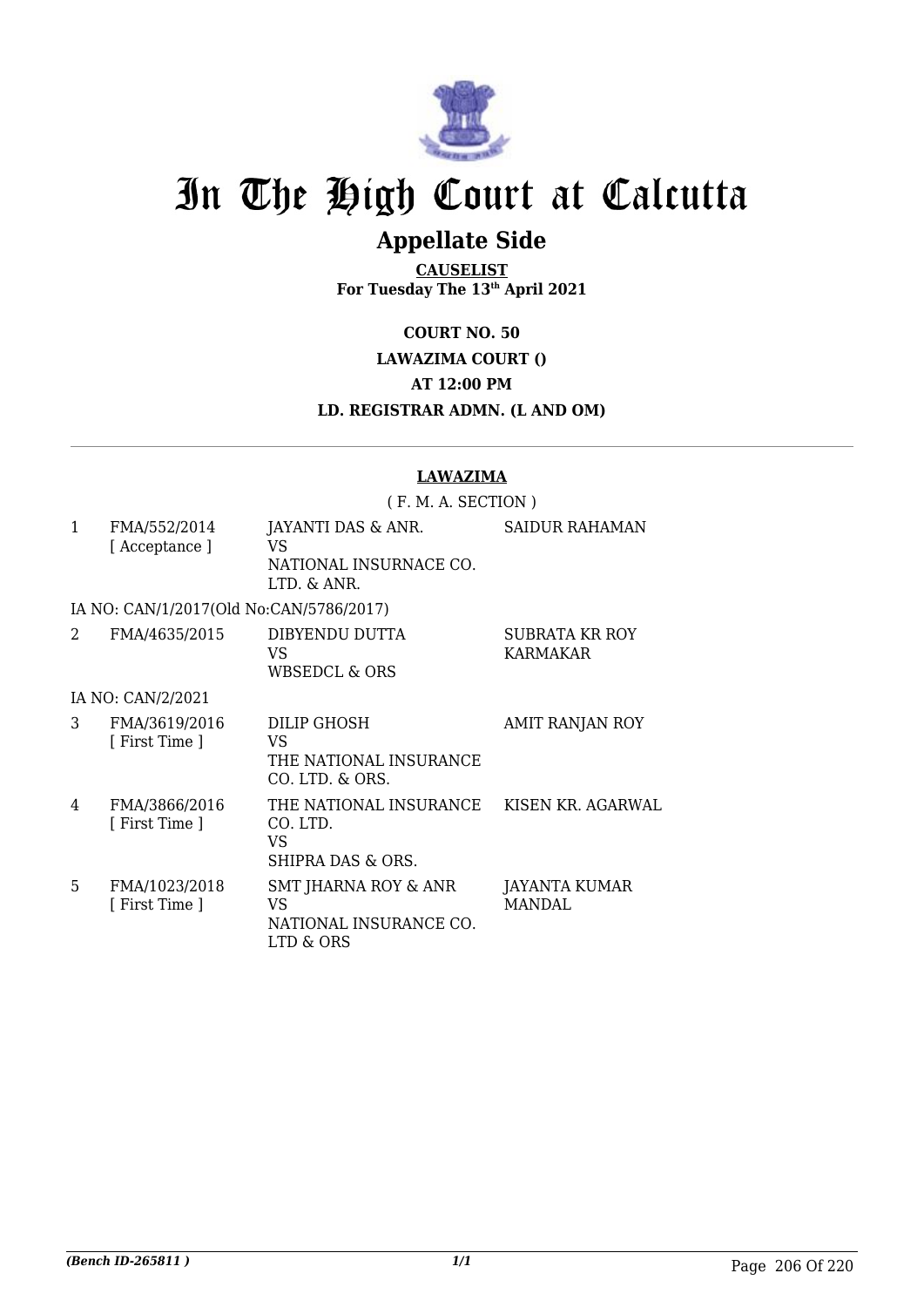# In The High Court at Calcutta

## Appellate Side

**CAUSELIST**
**For Tuesday The 13th April 2021**

**COURT NO. 50**

**LAWAZIMA COURT ()**

**AT 12:00 PM**

**LD. REGISTRAR ADMN. (L AND OM)**

---

**LAWAZIMA**

( F. M. A. SECTION )

| | | | |
|---|---|---|---|
| 1 | FMA/552/2014 [ Acceptance ] | JAYANTI DAS & ANR. VS NATIONAL INSURNACE CO. LTD. & ANR. | SAIDUR RAHAMAN |
| | IA NO: CAN/1/2017(Old No:CAN/5786/2017) | | |
| 2 | FMA/4635/2015 | DIBYENDU DUTTA VS WBSEDCL & ORS | SUBRATA KR ROY KARMAKAR |
| | IA NO: CAN/2/2021 | | |
| 3 | FMA/3619/2016 [ First Time ] | DILIP GHOSH VS THE NATIONAL INSURANCE CO. LTD. & ORS. | AMIT RANJAN ROY |
| 4 | FMA/3866/2016 [ First Time ] | THE NATIONAL INSURANCE CO. LTD. VS SHIPRA DAS & ORS. | KISEN KR. AGARWAL |
| 5 | FMA/1023/2018 [ First Time ] | SMT JHARNA ROY & ANR VS NATIONAL INSURANCE CO. LTD & ORS | JAYANTA KUMAR MANDAL |

*(Bench ID-265811 )*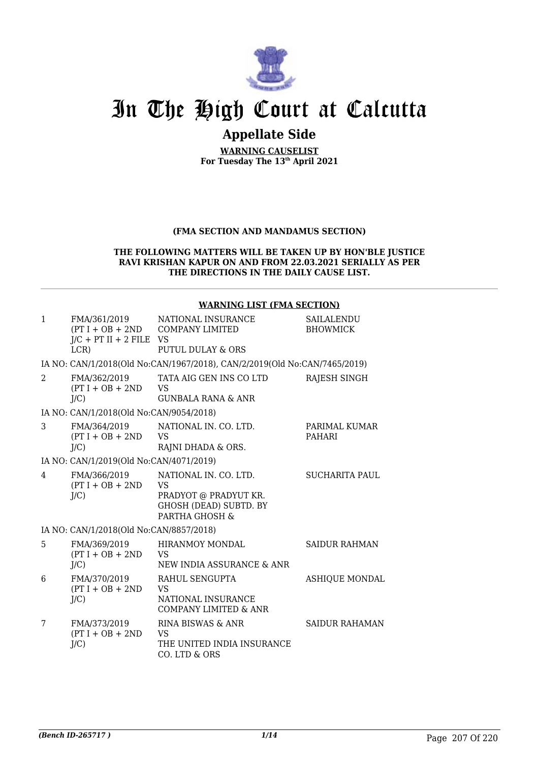# In The High Court at Calcutta

## Appellate Side

**WARNING CAUSELIST**
**For Tuesday The 13th April 2021**

**(FMA SECTION AND MANDAMUS SECTION)**

**THE FOLLOWING MATTERS WILL BE TAKEN UP BY HON'BLE JUSTICE RAVI KRISHAN KAPUR ON AND FROM 22.03.2021 SERIALLY AS PER THE DIRECTIONS IN THE DAILY CAUSE LIST.**

**WARNING LIST (FMA SECTION)**

| | | | |
|---|---|---|---|
| 1 | FMA/361/2019 (PT I + OB + 2ND J/C + PT II + 2 FILE LCR) | NATIONAL INSURANCE COMPANY LIMITED VS PUTUL DULAY & ORS | SAILALENDU BHOWMICK |
| | IA NO: CAN/1/2018(Old No:CAN/1967/2018), CAN/2/2019(Old No:CAN/7465/2019) | | |
| 2 | FMA/362/2019 (PT I + OB + 2ND J/C) | TATA AIG GEN INS CO LTD VS GUNBALA RANA & ANR | RAJESH SINGH |
| | IA NO: CAN/1/2018(Old No:CAN/9054/2018) | | |
| 3 | FMA/364/2019 (PT I + OB + 2ND J/C) | NATIONAL IN. CO. LTD. VS RAJNI DHADA & ORS. | PARIMAL KUMAR PAHARI |
| | IA NO: CAN/1/2019(Old No:CAN/4071/2019) | | |
| 4 | FMA/366/2019 (PT I + OB + 2ND J/C) | NATIONAL IN. CO. LTD. VS PRADYOT @ PRADYUT KR. GHOSH (DEAD) SUBTD. BY PARTHA GHOSH & | SUCHARITA PAUL |
| | IA NO: CAN/1/2018(Old No:CAN/8857/2018) | | |
| 5 | FMA/369/2019 (PT I + OB + 2ND J/C) | HIRANMOY MONDAL VS NEW INDIA ASSURANCE & ANR | SAIDUR RAHMAN |
| 6 | FMA/370/2019 (PT I + OB + 2ND J/C) | RAHUL SENGUPTA VS NATIONAL INSURANCE COMPANY LIMITED & ANR | ASHIQUE MONDAL |
| 7 | FMA/373/2019 (PT I + OB + 2ND J/C) | RINA BISWAS & ANR VS THE UNITED INDIA INSURANCE CO. LTD & ORS | SAIDUR RAHAMAN |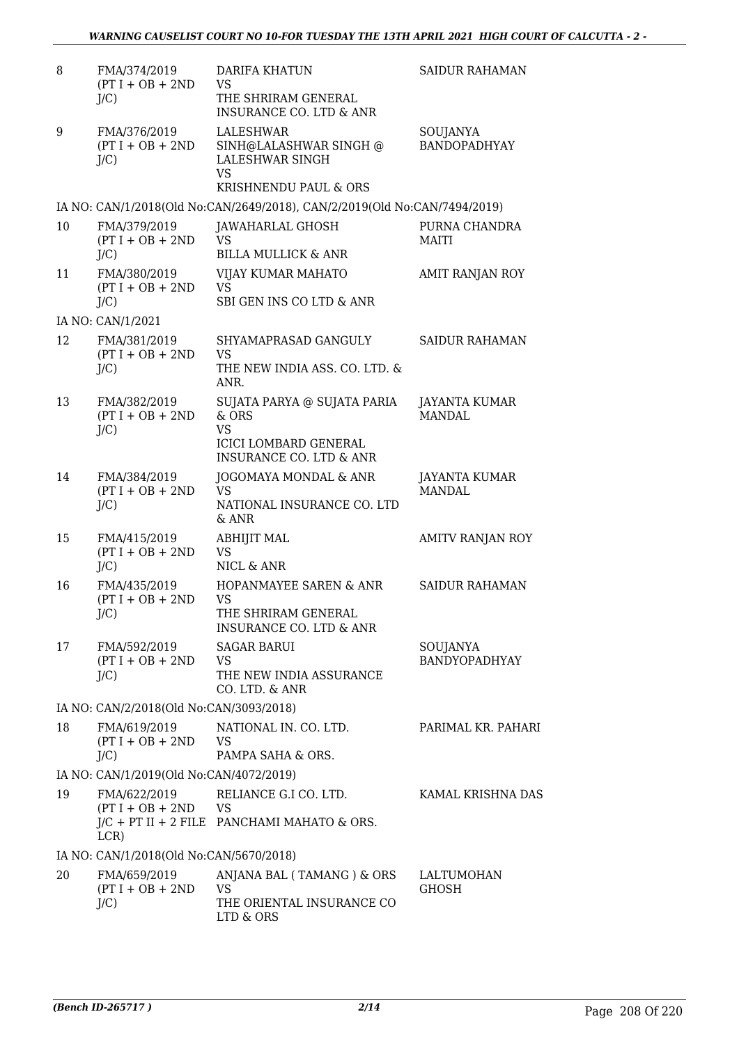| 8 | FMA/374/2019 (PT I + OB + 2ND J/C) | DARIFA KHATUN VS THE SHRIRAM GENERAL INSURANCE CO. LTD & ANR | SAIDUR RAHAMAN |
|---|---|---|---|
| 9 | FMA/376/2019 (PT I + OB + 2ND J/C) | LALESHWAR SINH@LALASHWAR SINGH @ LALESHWAR SINGH VS KRISHNENDU PAUL & ORS | SOUJANYA BANDOPADHYAY |
| IA NO: CAN/1/2018(Old No:CAN/2649/2018), CAN/2/2019(Old No:CAN/7494/2019) | | | |
| 10 | FMA/379/2019 (PT I + OB + 2ND J/C) | JAWAHARLAL GHOSH VS BILLA MULLICK & ANR | PURNA CHANDRA MAITI |
| 11 | FMA/380/2019 (PT I + OB + 2ND J/C) | VIJAY KUMAR MAHATO VS SBI GEN INS CO LTD & ANR | AMIT RANJAN ROY |
| IA NO: CAN/1/2021 | | | |
| 12 | FMA/381/2019 (PT I + OB + 2ND J/C) | SHYAMAPRASAD GANGULY VS THE NEW INDIA ASS. CO. LTD. & ANR. | SAIDUR RAHAMAN |
| 13 | FMA/382/2019 (PT I + OB + 2ND J/C) | SUJATA PARYA @ SUJATA PARIA & ORS VS ICICI LOMBARD GENERAL INSURANCE CO. LTD & ANR | JAYANTA KUMAR MANDAL |
| 14 | FMA/384/2019 (PT I + OB + 2ND J/C) | JOGOMAYA MONDAL & ANR VS NATIONAL INSURANCE CO. LTD & ANR | JAYANTA KUMAR MANDAL |
| 15 | FMA/415/2019 (PT I + OB + 2ND J/C) | ABHIJIT MAL VS NICL & ANR | AMITV RANJAN ROY |
| 16 | FMA/435/2019 (PT I + OB + 2ND J/C) | HOPANMAYEE SAREN & ANR VS THE SHRIRAM GENERAL INSURANCE CO. LTD & ANR | SAIDUR RAHAMAN |
| 17 | FMA/592/2019 (PT I + OB + 2ND J/C) | SAGAR BARUI VS THE NEW INDIA ASSURANCE CO. LTD. & ANR | SOUJANYA BANDYOPADHYAY |
| IA NO: CAN/2/2018(Old No:CAN/3093/2018) | | | |
| 18 | FMA/619/2019 (PT I + OB + 2ND J/C) | NATIONAL IN. CO. LTD. VS PAMPA SAHA & ORS. | PARIMAL KR. PAHARI |
| IA NO: CAN/1/2019(Old No:CAN/4072/2019) | | | |
| 19 | FMA/622/2019 (PT I + OB + 2ND J/C + PT II + 2 FILE LCR) | RELIANCE G.I CO. LTD. VS PANCHAMI MAHATO & ORS. | KAMAL KRISHNA DAS |
| IA NO: CAN/1/2018(Old No:CAN/5670/2018) | | | |
| 20 | FMA/659/2019 (PT I + OB + 2ND J/C) | ANJANA BAL ( TAMANG ) & ORS VS THE ORIENTAL INSURANCE CO LTD & ORS | LALTUMOHAN GHOSH |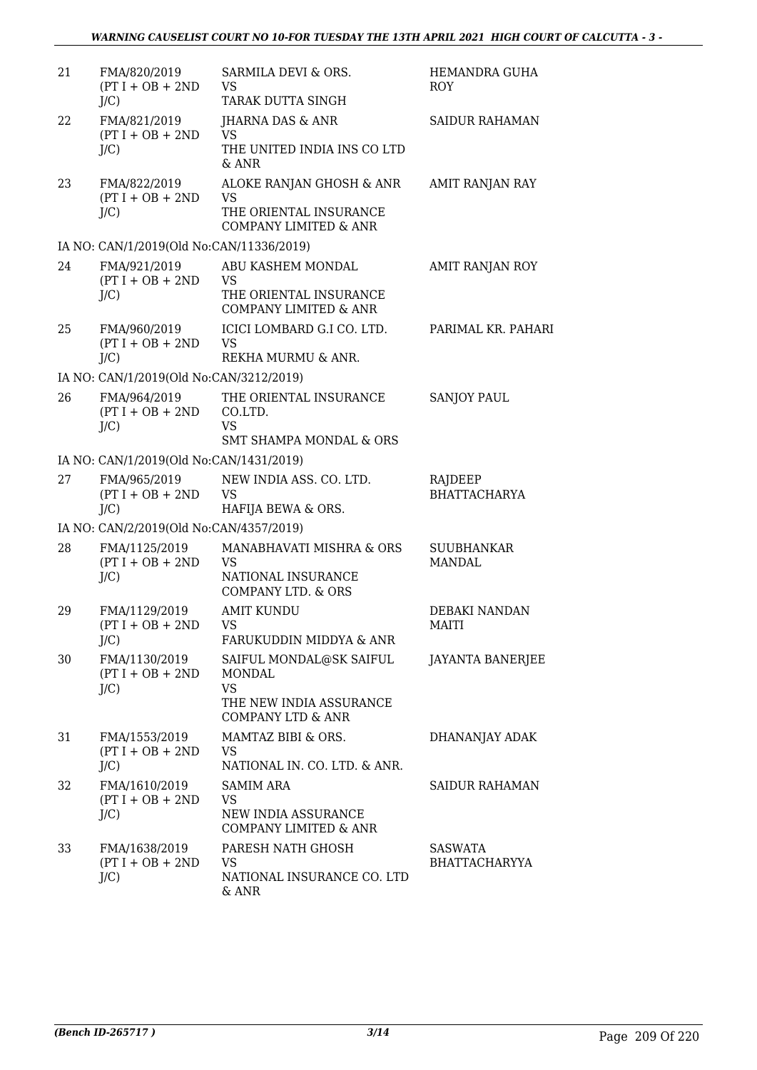| | | | |
|---|---|---|---|
| 21 | FMA/820/2019 (PT I + OB + 2ND J/C) | SARMILA DEVI & ORS. VS TARAK DUTTA SINGH | HEMANDRA GUHA ROY |
| 22 | FMA/821/2019 (PT I + OB + 2ND J/C) | JHARNA DAS & ANR VS THE UNITED INDIA INS CO LTD & ANR | SAIDUR RAHAMAN |
| 23 | FMA/822/2019 (PT I + OB + 2ND J/C) | ALOKE RANJAN GHOSH & ANR VS THE ORIENTAL INSURANCE COMPANY LIMITED & ANR | AMIT RANJAN RAY |
| | IA NO: CAN/1/2019(Old No:CAN/11336/2019) | | |
| 24 | FMA/921/2019 (PT I + OB + 2ND J/C) | ABU KASHEM MONDAL VS THE ORIENTAL INSURANCE COMPANY LIMITED & ANR | AMIT RANJAN ROY |
| 25 | FMA/960/2019 (PT I + OB + 2ND J/C) | ICICI LOMBARD G.I CO. LTD. VS REKHA MURMU & ANR. | PARIMAL KR. PAHARI |
| | IA NO: CAN/1/2019(Old No:CAN/3212/2019) | | |
| 26 | FMA/964/2019 (PT I + OB + 2ND J/C) | THE ORIENTAL INSURANCE CO.LTD. VS SMT SHAMPA MONDAL & ORS | SANJOY PAUL |
| | IA NO: CAN/1/2019(Old No:CAN/1431/2019) | | |
| 27 | FMA/965/2019 (PT I + OB + 2ND J/C) | NEW INDIA ASS. CO. LTD. VS HAFIJA BEWA & ORS. | RAJDEEP BHATTACHARYA |
| | IA NO: CAN/2/2019(Old No:CAN/4357/2019) | | |
| 28 | FMA/1125/2019 (PT I + OB + 2ND J/C) | MANABHAVATI MISHRA & ORS VS NATIONAL INSURANCE COMPANY LTD. & ORS | SUUBHANKAR MANDAL |
| 29 | FMA/1129/2019 (PT I + OB + 2ND J/C) | AMIT KUNDU VS FARUKUDDIN MIDDYA & ANR | DEBAKI NANDAN MAITI |
| 30 | FMA/1130/2019 (PT I + OB + 2ND J/C) | SAIFUL MONDAL@SK SAIFUL MONDAL VS THE NEW INDIA ASSURANCE COMPANY LTD & ANR | JAYANTA BANERJEE |
| 31 | FMA/1553/2019 (PT I + OB + 2ND J/C) | MAMTAZ BIBI & ORS. VS NATIONAL IN. CO. LTD. & ANR. | DHANANJAY ADAK |
| 32 | FMA/1610/2019 (PT I + OB + 2ND J/C) | SAMIM ARA VS NEW INDIA ASSURANCE COMPANY LIMITED & ANR | SAIDUR RAHAMAN |
| 33 | FMA/1638/2019 (PT I + OB + 2ND J/C) | PARESH NATH GHOSH VS NATIONAL INSURANCE CO. LTD & ANR | SASWATA BHATTACHARYYA |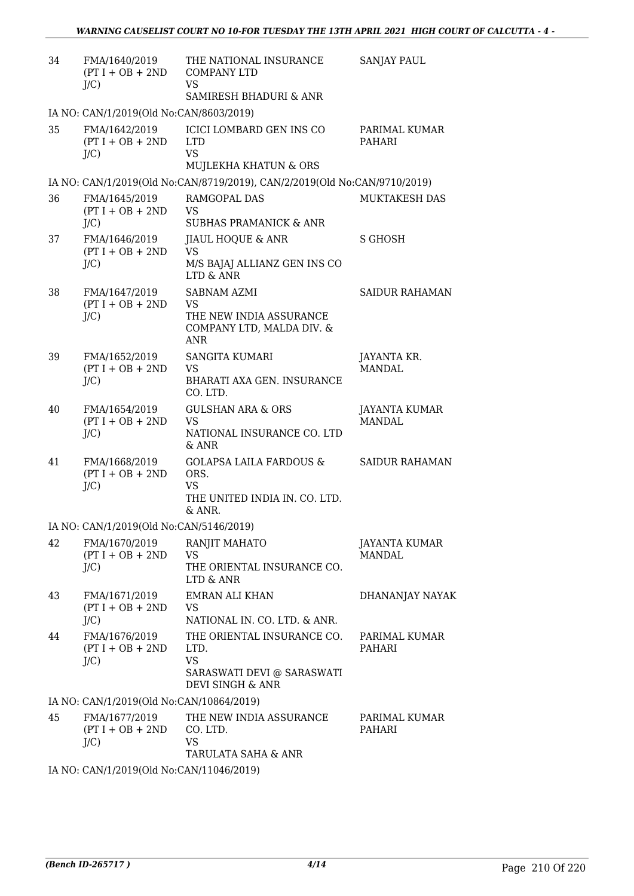| | | | |
|---|---|---|---|
| 34 | FMA/1640/2019 (PT I + OB + 2ND J/C) | THE NATIONAL INSURANCE COMPANY LTD<br>VS<br>SAMIRESH BHADURI & ANR | SANJAY PAUL |
| | IA NO: CAN/1/2019(Old No:CAN/8603/2019) | | |
| 35 | FMA/1642/2019 (PT I + OB + 2ND J/C) | ICICI LOMBARD GEN INS CO LTD<br>VS<br>MUJLEKHA KHATUN & ORS | PARIMAL KUMAR PAHARI |
| | IA NO: CAN/1/2019(Old No:CAN/8719/2019), CAN/2/2019(Old No:CAN/9710/2019) | | |
| 36 | FMA/1645/2019 (PT I + OB + 2ND J/C) | RAMGOPAL DAS<br>VS<br>SUBHAS PRAMANICK & ANR | MUKTAKESH DAS |
| 37 | FMA/1646/2019 (PT I + OB + 2ND J/C) | JIAUL HOQUE & ANR<br>VS<br>M/S BAJAJ ALLIANZ GEN INS CO LTD & ANR | S GHOSH |
| 38 | FMA/1647/2019 (PT I + OB + 2ND J/C) | SABNAM AZMI<br>VS<br>THE NEW INDIA ASSURANCE COMPANY LTD, MALDA DIV. & ANR | SAIDUR RAHAMAN |
| 39 | FMA/1652/2019 (PT I + OB + 2ND J/C) | SANGITA KUMARI<br>VS<br>BHARATI AXA GEN. INSURANCE CO. LTD. | JAYANTA KR. MANDAL |
| 40 | FMA/1654/2019 (PT I + OB + 2ND J/C) | GULSHAN ARA & ORS<br>VS<br>NATIONAL INSURANCE CO. LTD & ANR | JAYANTA KUMAR MANDAL |
| 41 | FMA/1668/2019 (PT I + OB + 2ND J/C) | GOLAPSA LAILA FARDOUS & ORS.<br>VS<br>THE UNITED INDIA IN. CO. LTD. & ANR. | SAIDUR RAHAMAN |
| | IA NO: CAN/1/2019(Old No:CAN/5146/2019) | | |
| 42 | FMA/1670/2019 (PT I + OB + 2ND J/C) | RANJIT MAHATO<br>VS<br>THE ORIENTAL INSURANCE CO. LTD & ANR | JAYANTA KUMAR MANDAL |
| 43 | FMA/1671/2019 (PT I + OB + 2ND J/C) | EMRAN ALI KHAN<br>VS<br>NATIONAL IN. CO. LTD. & ANR. | DHANANJAY NAYAK |
| 44 | FMA/1676/2019 (PT I + OB + 2ND J/C) | THE ORIENTAL INSURANCE CO. LTD.<br>VS<br>SARASWATI DEVI @ SARASWATI DEVI SINGH & ANR | PARIMAL KUMAR PAHARI |
| | IA NO: CAN/1/2019(Old No:CAN/10864/2019) | | |
| 45 | FMA/1677/2019 (PT I + OB + 2ND J/C) | THE NEW INDIA ASSURANCE CO. LTD.<br>VS<br>TARULATA SAHA & ANR | PARIMAL KUMAR PAHARI |
| | IA NO: CAN/1/2019(Old No:CAN/11046/2019) | | |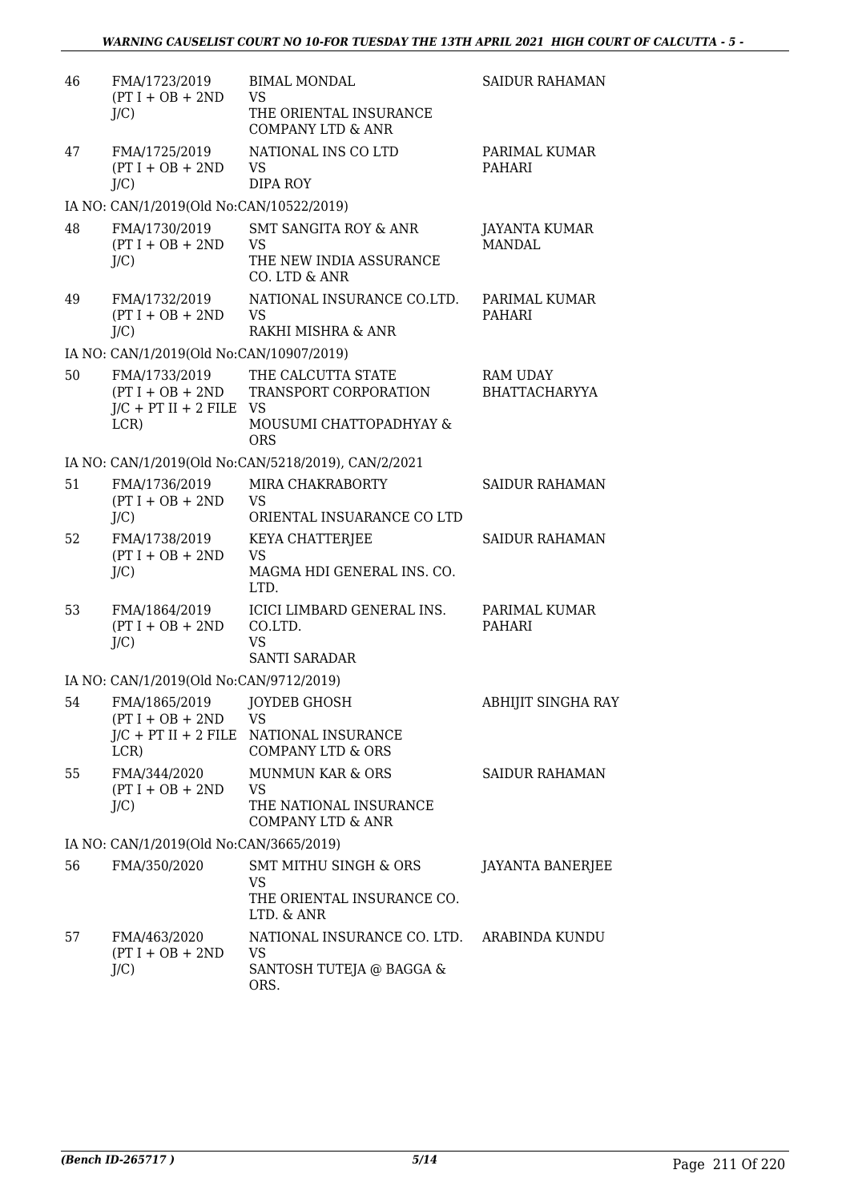| 46 | FMA/1723/2019 (PT I + OB + 2ND J/C) | BIMAL MONDAL VS THE ORIENTAL INSURANCE COMPANY LTD & ANR | SAIDUR RAHAMAN |
|---|---|---|---|
| 47 | FMA/1725/2019 (PT I + OB + 2ND J/C) | NATIONAL INS CO LTD VS DIPA ROY | PARIMAL KUMAR PAHARI |
| | IA NO: CAN/1/2019(Old No:CAN/10522/2019) | | |
| 48 | FMA/1730/2019 (PT I + OB + 2ND J/C) | SMT SANGITA ROY & ANR VS THE NEW INDIA ASSURANCE CO. LTD & ANR | JAYANTA KUMAR MANDAL |
| 49 | FMA/1732/2019 (PT I + OB + 2ND J/C) | NATIONAL INSURANCE CO.LTD. VS RAKHI MISHRA & ANR | PARIMAL KUMAR PAHARI |
| | IA NO: CAN/1/2019(Old No:CAN/10907/2019) | | |
| 50 | FMA/1733/2019 (PT I + OB + 2ND J/C + PT II + 2 FILE LCR) | THE CALCUTTA STATE TRANSPORT CORPORATION VS MOUSUMI CHATTOPADHYAY & ORS | RAM UDAY BHATTACHARYYA |
| | IA NO: CAN/1/2019(Old No:CAN/5218/2019), CAN/2/2021 | | |
| 51 | FMA/1736/2019 (PT I + OB + 2ND J/C) | MIRA CHAKRABORTY VS ORIENTAL INSUARANCE CO LTD | SAIDUR RAHAMAN |
| 52 | FMA/1738/2019 (PT I + OB + 2ND J/C) | KEYA CHATTERJEE VS MAGMA HDI GENERAL INS. CO. LTD. | SAIDUR RAHAMAN |
| 53 | FMA/1864/2019 (PT I + OB + 2ND J/C) | ICICI LIMBARD GENERAL INS. CO.LTD. VS SANTI SARADAR | PARIMAL KUMAR PAHARI |
| | IA NO: CAN/1/2019(Old No:CAN/9712/2019) | | |
| 54 | FMA/1865/2019 (PT I + OB + 2ND J/C + PT II + 2 FILE LCR) | JOYDEB GHOSH VS NATIONAL INSURANCE COMPANY LTD & ORS | ABHIJIT SINGHA RAY |
| 55 | FMA/344/2020 (PT I + OB + 2ND J/C) | MUNMUN KAR & ORS VS THE NATIONAL INSURANCE COMPANY LTD & ANR | SAIDUR RAHAMAN |
| | IA NO: CAN/1/2019(Old No:CAN/3665/2019) | | |
| 56 | FMA/350/2020 | SMT MITHU SINGH & ORS VS THE ORIENTAL INSURANCE CO. LTD. & ANR | JAYANTA BANERJEE |
| 57 | FMA/463/2020 (PT I + OB + 2ND J/C) | NATIONAL INSURANCE CO. LTD. VS SANTOSH TUTEJA @ BAGGA & ORS. | ARABINDA KUNDU |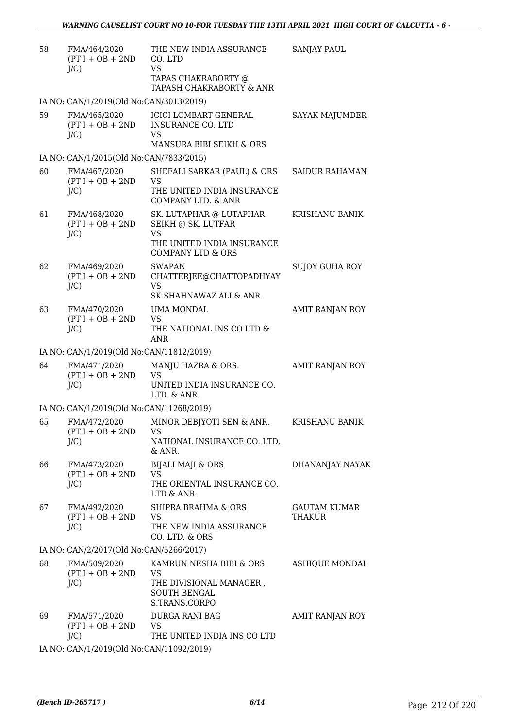| 58 | FMA/464/2020 (PT I + OB + 2ND J/C) | THE NEW INDIA ASSURANCE CO. LTD VS TAPAS CHAKRABORTY @ TAPASH CHAKRABORTY & ANR | SANJAY PAUL |
|---|---|---|---|
| | IA NO: CAN/1/2019(Old No:CAN/3013/2019) | | |
| 59 | FMA/465/2020 (PT I + OB + 2ND J/C) | ICICI LOMBART GENERAL INSURANCE CO. LTD VS MANSURA BIBI SEIKH & ORS | SAYAK MAJUMDER |
| | IA NO: CAN/1/2015(Old No:CAN/7833/2015) | | |
| 60 | FMA/467/2020 (PT I + OB + 2ND J/C) | SHEFALI SARKAR (PAUL) & ORS VS THE UNITED INDIA INSURANCE COMPANY LTD. & ANR | SAIDUR RAHAMAN |
| 61 | FMA/468/2020 (PT I + OB + 2ND J/C) | SK. LUTAPHAR @ LUTAPHAR SEIKH @ SK. LUTFAR VS THE UNITED INDIA INSURANCE COMPANY LTD & ORS | KRISHANU BANIK |
| 62 | FMA/469/2020 (PT I + OB + 2ND J/C) | SWAPAN CHATTERJEE@CHATTOPADHYAY VS SK SHAHNAWAZ ALI & ANR | SUJOY GUHA ROY |
| 63 | FMA/470/2020 (PT I + OB + 2ND J/C) | UMA MONDAL VS THE NATIONAL INS CO LTD & ANR | AMIT RANJAN ROY |
| | IA NO: CAN/1/2019(Old No:CAN/11812/2019) | | |
| 64 | FMA/471/2020 (PT I + OB + 2ND J/C) | MANJU HAZRA & ORS. VS UNITED INDIA INSURANCE CO. LTD. & ANR. | AMIT RANJAN ROY |
| | IA NO: CAN/1/2019(Old No:CAN/11268/2019) | | |
| 65 | FMA/472/2020 (PT I + OB + 2ND J/C) | MINOR DEBJYOTI SEN & ANR. VS NATIONAL INSURANCE CO. LTD. & ANR. | KRISHANU BANIK |
| 66 | FMA/473/2020 (PT I + OB + 2ND J/C) | BIJALI MAJI & ORS VS THE ORIENTAL INSURANCE CO. LTD & ANR | DHANANJAY NAYAK |
| 67 | FMA/492/2020 (PT I + OB + 2ND J/C) | SHIPRA BRAHMA & ORS VS THE NEW INDIA ASSURANCE CO. LTD. & ORS | GAUTAM KUMAR THAKUR |
| | IA NO: CAN/2/2017(Old No:CAN/5266/2017) | | |
| 68 | FMA/509/2020 (PT I + OB + 2ND J/C) | KAMRUN NESHA BIBI & ORS VS THE DIVISIONAL MANAGER , SOUTH BENGAL S.TRANS.CORPO | ASHIQUE MONDAL |
| 69 | FMA/571/2020 (PT I + OB + 2ND J/C) | DURGA RANI BAG VS THE UNITED INDIA INS CO LTD | AMIT RANJAN ROY |
| | IA NO: CAN/1/2019(Old No:CAN/11092/2019) | | |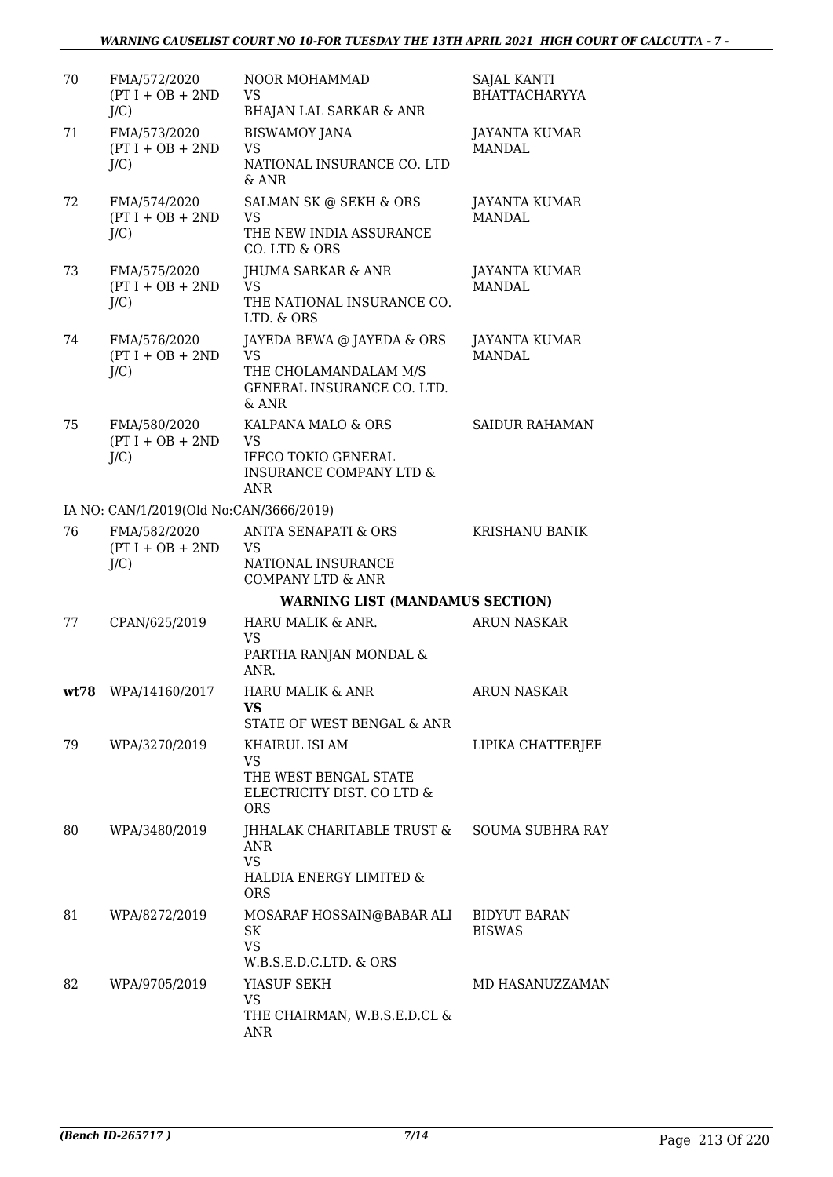| | | | |
|---|---|---|---|
| 70 | FMA/572/2020 (PT I + OB + 2ND J/C) | NOOR MOHAMMAD VS BHAJAN LAL SARKAR & ANR | SAJAL KANTI BHATTACHARYYA |
| 71 | FMA/573/2020 (PT I + OB + 2ND J/C) | BISWAMOY JANA VS NATIONAL INSURANCE CO. LTD & ANR | JAYANTA KUMAR MANDAL |
| 72 | FMA/574/2020 (PT I + OB + 2ND J/C) | SALMAN SK @ SEKH & ORS VS THE NEW INDIA ASSURANCE CO. LTD & ORS | JAYANTA KUMAR MANDAL |
| 73 | FMA/575/2020 (PT I + OB + 2ND J/C) | JHUMA SARKAR & ANR VS THE NATIONAL INSURANCE CO. LTD. & ORS | JAYANTA KUMAR MANDAL |
| 74 | FMA/576/2020 (PT I + OB + 2ND J/C) | JAYEDA BEWA @ JAYEDA & ORS VS THE CHOLAMANDALAM M/S GENERAL INSURANCE CO. LTD. & ANR | JAYANTA KUMAR MANDAL |
| 75 | FMA/580/2020 (PT I + OB + 2ND J/C) | KALPANA MALO & ORS VS IFFCO TOKIO GENERAL INSURANCE COMPANY LTD & ANR | SAIDUR RAHAMAN |
| | IA NO: CAN/1/2019(Old No:CAN/3666/2019) | | |
| 76 | FMA/582/2020 (PT I + OB + 2ND J/C) | ANITA SENAPATI & ORS VS NATIONAL INSURANCE COMPANY LTD & ANR | KRISHANU BANIK |
| | | **WARNING LIST (MANDAMUS SECTION)** | |
| 77 | CPAN/625/2019 | HARU MALIK & ANR. VS PARTHA RANJAN MONDAL & ANR. | ARUN NASKAR |
| **wt78** | WPA/14160/2017 | HARU MALIK & ANR **VS** STATE OF WEST BENGAL & ANR | ARUN NASKAR |
| 79 | WPA/3270/2019 | KHAIRUL ISLAM VS THE WEST BENGAL STATE ELECTRICITY DIST. CO LTD & ORS | LIPIKA CHATTERJEE |
| 80 | WPA/3480/2019 | JHHALAK CHARITABLE TRUST & ANR VS HALDIA ENERGY LIMITED & ORS | SOUMA SUBHRA RAY |
| 81 | WPA/8272/2019 | MOSARAF HOSSAIN@BABAR ALI SK VS W.B.S.E.D.C.LTD. & ORS | BIDYUT BARAN BISWAS |
| 82 | WPA/9705/2019 | YIASUF SEKH VS THE CHAIRMAN, W.B.S.E.D.CL & ANR | MD HASANUZZAMAN |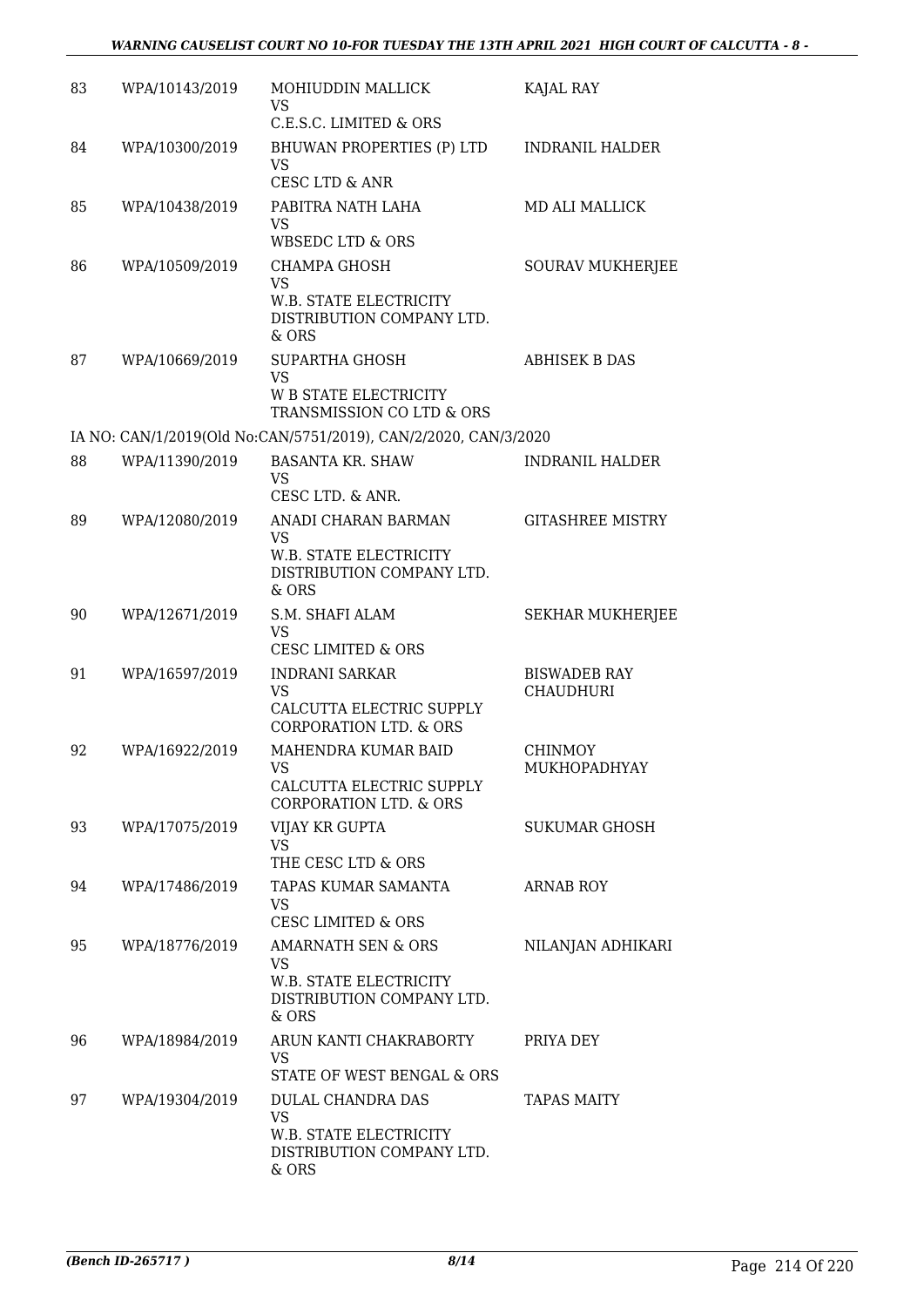| 83 | WPA/10143/2019 | MOHIUDDIN MALLICK<br>VS<br>C.E.S.C. LIMITED & ORS | KAJAL RAY |
|---|---|---|---|
| 84 | WPA/10300/2019 | BHUWAN PROPERTIES (P) LTD<br>VS<br>CESC LTD & ANR | INDRANIL HALDER |
| 85 | WPA/10438/2019 | PABITRA NATH LAHA<br>VS<br>WBSEDC LTD & ORS | MD ALI MALLICK |
| 86 | WPA/10509/2019 | CHAMPA GHOSH<br>VS<br>W.B. STATE ELECTRICITY DISTRIBUTION COMPANY LTD. & ORS | SOURAV MUKHERJEE |
| 87 | WPA/10669/2019 | SUPARTHA GHOSH<br>VS<br>W B STATE ELECTRICITY TRANSMISSION CO LTD & ORS | ABHISEK B DAS |
| | IA NO: CAN/1/2019(Old No:CAN/5751/2019), CAN/2/2020, CAN/3/2020 | | |
| 88 | WPA/11390/2019 | BASANTA KR. SHAW<br>VS<br>CESC LTD. & ANR. | INDRANIL HALDER |
| 89 | WPA/12080/2019 | ANADI CHARAN BARMAN<br>VS<br>W.B. STATE ELECTRICITY DISTRIBUTION COMPANY LTD. & ORS | GITASHREE MISTRY |
| 90 | WPA/12671/2019 | S.M. SHAFI ALAM<br>VS<br>CESC LIMITED & ORS | SEKHAR MUKHERJEE |
| 91 | WPA/16597/2019 | INDRANI SARKAR<br>VS<br>CALCUTTA ELECTRIC SUPPLY CORPORATION LTD. & ORS | BISWADEB RAY CHAUDHURI |
| 92 | WPA/16922/2019 | MAHENDRA KUMAR BAID<br>VS<br>CALCUTTA ELECTRIC SUPPLY CORPORATION LTD. & ORS | CHINMOY MUKHOPADHYAY |
| 93 | WPA/17075/2019 | VIJAY KR GUPTA<br>VS<br>THE CESC LTD & ORS | SUKUMAR GHOSH |
| 94 | WPA/17486/2019 | TAPAS KUMAR SAMANTA<br>VS<br>CESC LIMITED & ORS | ARNAB ROY |
| 95 | WPA/18776/2019 | AMARNATH SEN & ORS<br>VS<br>W.B. STATE ELECTRICITY DISTRIBUTION COMPANY LTD. & ORS | NILANJAN ADHIKARI |
| 96 | WPA/18984/2019 | ARUN KANTI CHAKRABORTY<br>VS<br>STATE OF WEST BENGAL & ORS | PRIYA DEY |
| 97 | WPA/19304/2019 | DULAL CHANDRA DAS<br>VS<br>W.B. STATE ELECTRICITY DISTRIBUTION COMPANY LTD. & ORS | TAPAS MAITY |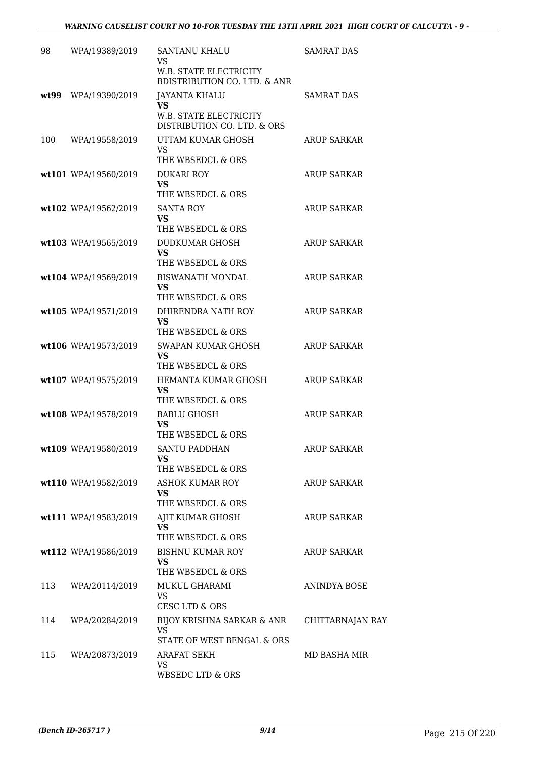| | | | |
|---|---|---|---|
| 98 | WPA/19389/2019 | SANTANU KHALU<br>VS<br>W.B. STATE ELECTRICITY BDISTRIBUTION CO. LTD. & ANR | SAMRAT DAS |
| wt99 | WPA/19390/2019 | JAYANTA KHALU<br>**VS**<br>W.B. STATE ELECTRICITY DISTRIBUTION CO. LTD. & ORS | SAMRAT DAS |
| 100 | WPA/19558/2019 | UTTAM KUMAR GHOSH<br>VS<br>THE WBSEDCL & ORS | ARUP SARKAR |
| wt101 | WPA/19560/2019 | DUKARI ROY<br>**VS**<br>THE WBSEDCL & ORS | ARUP SARKAR |
| wt102 | WPA/19562/2019 | SANTA ROY<br>**VS**<br>THE WBSEDCL & ORS | ARUP SARKAR |
| wt103 | WPA/19565/2019 | DUDKUMAR GHOSH<br>**VS**<br>THE WBSEDCL & ORS | ARUP SARKAR |
| wt104 | WPA/19569/2019 | BISWANATH MONDAL<br>**VS**<br>THE WBSEDCL & ORS | ARUP SARKAR |
| wt105 | WPA/19571/2019 | DHIRENDRA NATH ROY<br>**VS**<br>THE WBSEDCL & ORS | ARUP SARKAR |
| wt106 | WPA/19573/2019 | SWAPAN KUMAR GHOSH<br>**VS**<br>THE WBSEDCL & ORS | ARUP SARKAR |
| wt107 | WPA/19575/2019 | HEMANTA KUMAR GHOSH<br>**VS**<br>THE WBSEDCL & ORS | ARUP SARKAR |
| wt108 | WPA/19578/2019 | BABLU GHOSH<br>**VS**<br>THE WBSEDCL & ORS | ARUP SARKAR |
| wt109 | WPA/19580/2019 | SANTU PADDHAN<br>**VS**<br>THE WBSEDCL & ORS | ARUP SARKAR |
| wt110 | WPA/19582/2019 | ASHOK KUMAR ROY<br>**VS**<br>THE WBSEDCL & ORS | ARUP SARKAR |
| wt111 | WPA/19583/2019 | AJIT KUMAR GHOSH<br>**VS**<br>THE WBSEDCL & ORS | ARUP SARKAR |
| wt112 | WPA/19586/2019 | BISHNU KUMAR ROY<br>**VS**<br>THE WBSEDCL & ORS | ARUP SARKAR |
| 113 | WPA/20114/2019 | MUKUL GHARAMI<br>VS<br>CESC LTD & ORS | ANINDYA BOSE |
| 114 | WPA/20284/2019 | BIJOY KRISHNA SARKAR & ANR<br>VS<br>STATE OF WEST BENGAL & ORS | CHITTARNAJAN RAY |
| 115 | WPA/20873/2019 | ARAFAT SEKH<br>VS<br>WBSEDC LTD & ORS | MD BASHA MIR |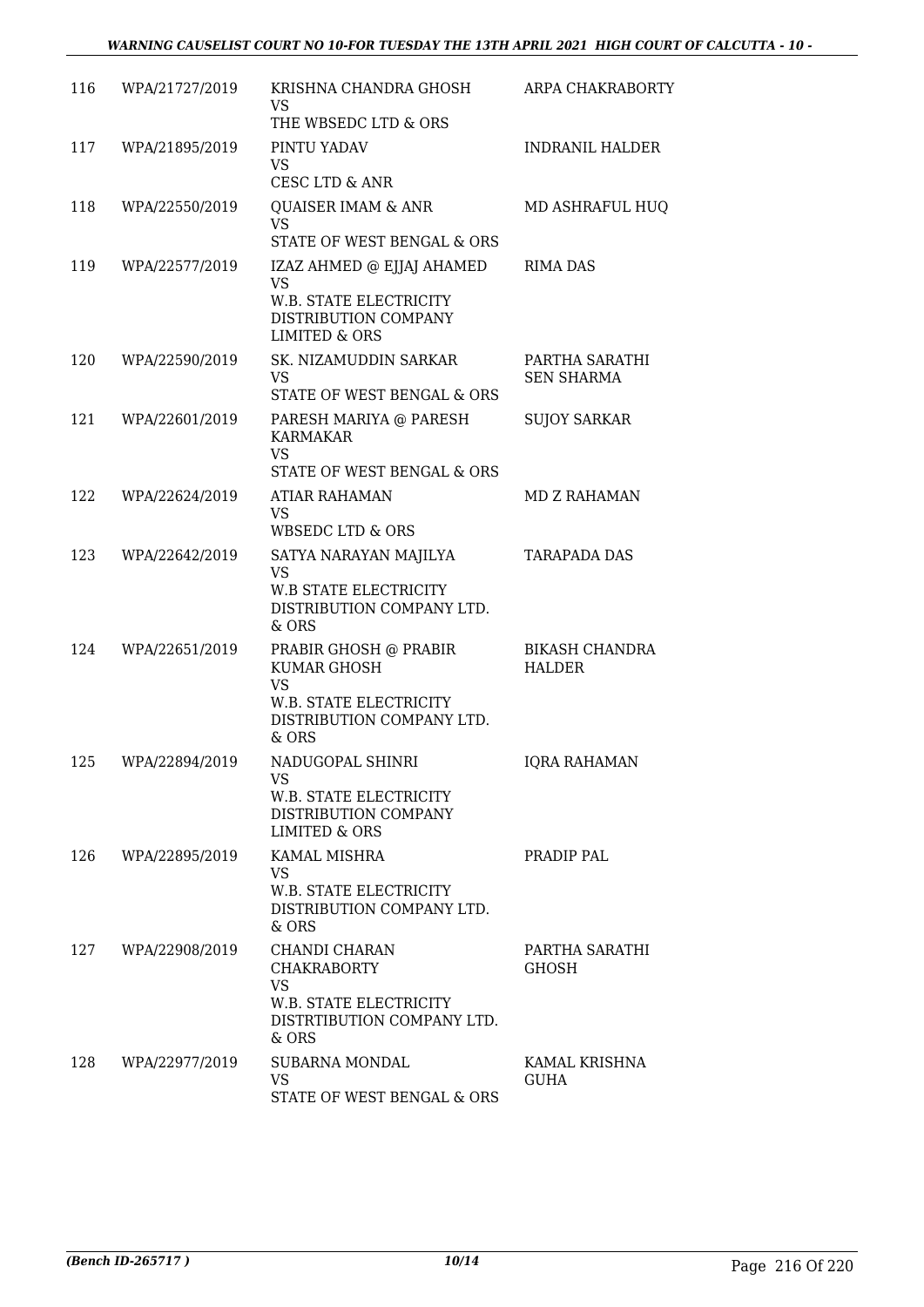| 116 | WPA/21727/2019 | KRISHNA CHANDRA GHOSH<br>VS<br>THE WBSEDC LTD & ORS | ARPA CHAKRABORTY |
|---|---|---|---|
| 117 | WPA/21895/2019 | PINTU YADAV<br>VS<br>CESC LTD & ANR | INDRANIL HALDER |
| 118 | WPA/22550/2019 | QUAISER IMAM & ANR<br>VS<br>STATE OF WEST BENGAL & ORS | MD ASHRAFUL HUQ |
| 119 | WPA/22577/2019 | IZAZ AHMED @ EJJAJ AHAMED<br>VS<br>W.B. STATE ELECTRICITY DISTRIBUTION COMPANY LIMITED & ORS | RIMA DAS |
| 120 | WPA/22590/2019 | SK. NIZAMUDDIN SARKAR<br>VS<br>STATE OF WEST BENGAL & ORS | PARTHA SARATHI SEN SHARMA |
| 121 | WPA/22601/2019 | PARESH MARIYA @ PARESH KARMAKAR<br>VS<br>STATE OF WEST BENGAL & ORS | SUJOY SARKAR |
| 122 | WPA/22624/2019 | ATIAR RAHAMAN<br>VS<br>WBSEDC LTD & ORS | MD Z RAHAMAN |
| 123 | WPA/22642/2019 | SATYA NARAYAN MAJILYA<br>VS<br>W.B STATE ELECTRICITY DISTRIBUTION COMPANY LTD. & ORS | TARAPADA DAS |
| 124 | WPA/22651/2019 | PRABIR GHOSH @ PRABIR KUMAR GHOSH<br>VS<br>W.B. STATE ELECTRICITY DISTRIBUTION COMPANY LTD. & ORS | BIKASH CHANDRA HALDER |
| 125 | WPA/22894/2019 | NADUGOPAL SHINRI<br>VS<br>W.B. STATE ELECTRICITY DISTRIBUTION COMPANY LIMITED & ORS | IQRA RAHAMAN |
| 126 | WPA/22895/2019 | KAMAL MISHRA<br>VS<br>W.B. STATE ELECTRICITY DISTRIBUTION COMPANY LTD. & ORS | PRADIP PAL |
| 127 | WPA/22908/2019 | CHANDI CHARAN CHAKRABORTY<br>VS<br>W.B. STATE ELECTRICITY DISTRTIBUTION COMPANY LTD. & ORS | PARTHA SARATHI GHOSH |
| 128 | WPA/22977/2019 | SUBARNA MONDAL<br>VS<br>STATE OF WEST BENGAL & ORS | KAMAL KRISHNA GUHA |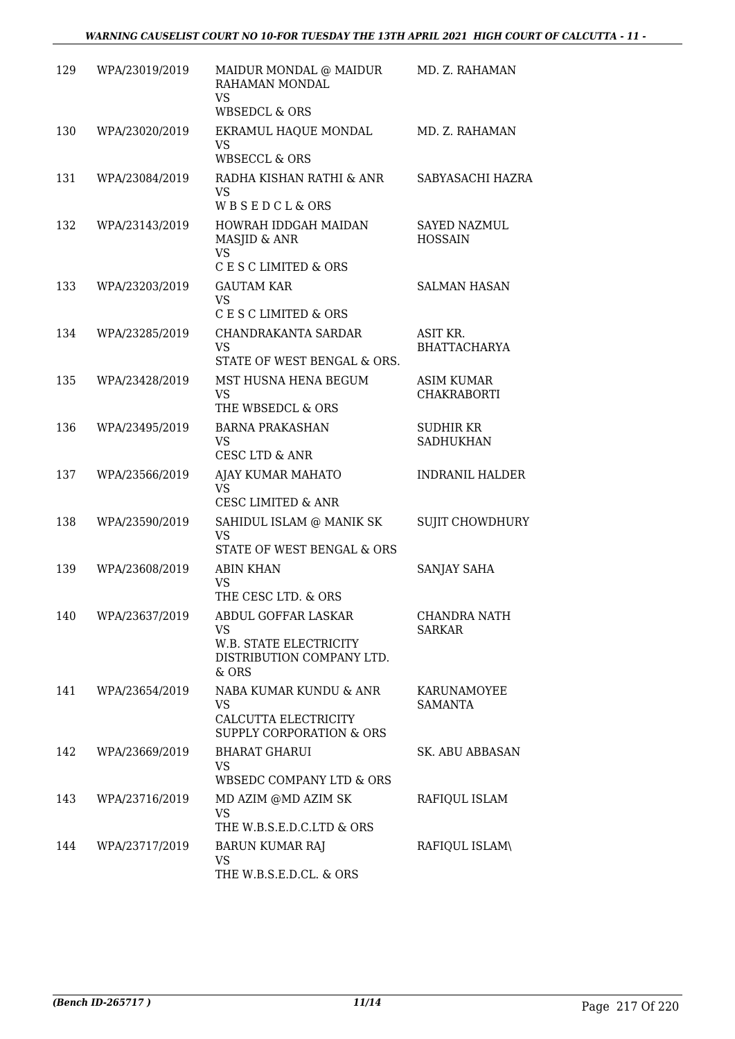| | | | |
|---|---|---|---|
| 129 | WPA/23019/2019 | MAIDUR MONDAL @ MAIDUR RAHAMAN MONDAL<br>VS<br>WBSEDCL & ORS | MD. Z. RAHAMAN |
| 130 | WPA/23020/2019 | EKRAMUL HAQUE MONDAL<br>VS<br>WBSECCL & ORS | MD. Z. RAHAMAN |
| 131 | WPA/23084/2019 | RADHA KISHAN RATHI & ANR<br>VS<br>W B S E D C L & ORS | SABYASACHI HAZRA |
| 132 | WPA/23143/2019 | HOWRAH IDDGAH MAIDAN MASJID & ANR<br>VS<br>C E S C LIMITED & ORS | SAYED NAZMUL HOSSAIN |
| 133 | WPA/23203/2019 | GAUTAM KAR<br>VS<br>C E S C LIMITED & ORS | SALMAN HASAN |
| 134 | WPA/23285/2019 | CHANDRAKANTA SARDAR<br>VS<br>STATE OF WEST BENGAL & ORS. | ASIT KR. BHATTACHARYA |
| 135 | WPA/23428/2019 | MST HUSNA HENA BEGUM<br>VS<br>THE WBSEDCL & ORS | ASIM KUMAR CHAKRABORTI |
| 136 | WPA/23495/2019 | BARNA PRAKASHAN<br>VS<br>CESC LTD & ANR | SUDHIR KR SADHUKHAN |
| 137 | WPA/23566/2019 | AJAY KUMAR MAHATO<br>VS<br>CESC LIMITED & ANR | INDRANIL HALDER |
| 138 | WPA/23590/2019 | SAHIDUL ISLAM @ MANIK SK<br>VS<br>STATE OF WEST BENGAL & ORS | SUJIT CHOWDHURY |
| 139 | WPA/23608/2019 | ABIN KHAN<br>VS<br>THE CESC LTD. & ORS | SANJAY SAHA |
| 140 | WPA/23637/2019 | ABDUL GOFFAR LASKAR<br>VS<br>W.B. STATE ELECTRICITY DISTRIBUTION COMPANY LTD. & ORS | CHANDRA NATH SARKAR |
| 141 | WPA/23654/2019 | NABA KUMAR KUNDU & ANR<br>VS<br>CALCUTTA ELECTRICITY SUPPLY CORPORATION & ORS | KARUNAMOYEE SAMANTA |
| 142 | WPA/23669/2019 | BHARAT GHARUI<br>VS<br>WBSEDC COMPANY LTD & ORS | SK. ABU ABBASAN |
| 143 | WPA/23716/2019 | MD AZIM @MD AZIM SK<br>VS<br>THE W.B.S.E.D.C.LTD & ORS | RAFIQUL ISLAM |
| 144 | WPA/23717/2019 | BARUN KUMAR RAJ<br>VS<br>THE W.B.S.E.D.CL. & ORS | RAFIQUL ISLAM\ |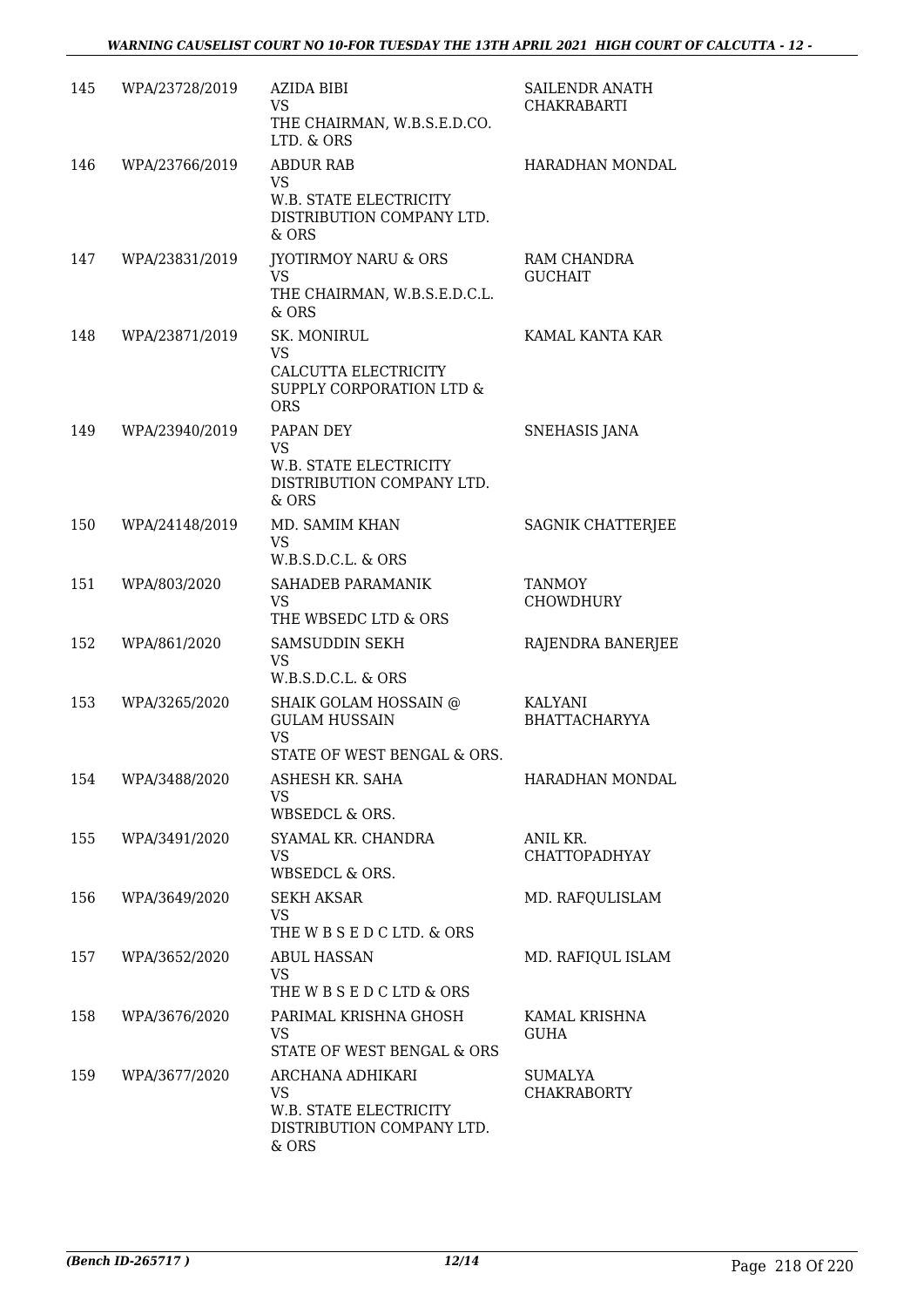| | | | |
|---|---|---|---|
| 145 | WPA/23728/2019 | AZIDA BIBI<br>VS<br>THE CHAIRMAN, W.B.S.E.D.CO. LTD. & ORS | SAILENDR ANATH CHAKRABARTI |
| 146 | WPA/23766/2019 | ABDUR RAB<br>VS<br>W.B. STATE ELECTRICITY DISTRIBUTION COMPANY LTD. & ORS | HARADHAN MONDAL |
| 147 | WPA/23831/2019 | JYOTIRMOY NARU & ORS<br>VS<br>THE CHAIRMAN, W.B.S.E.D.C.L. & ORS | RAM CHANDRA GUCHAIT |
| 148 | WPA/23871/2019 | SK. MONIRUL<br>VS<br>CALCUTTA ELECTRICITY SUPPLY CORPORATION LTD & ORS | KAMAL KANTA KAR |
| 149 | WPA/23940/2019 | PAPAN DEY<br>VS<br>W.B. STATE ELECTRICITY DISTRIBUTION COMPANY LTD. & ORS | SNEHASIS JANA |
| 150 | WPA/24148/2019 | MD. SAMIM KHAN<br>VS<br>W.B.S.D.C.L. & ORS | SAGNIK CHATTERJEE |
| 151 | WPA/803/2020 | SAHADEB PARAMANIK<br>VS<br>THE WBSEDC LTD & ORS | TANMOY CHOWDHURY |
| 152 | WPA/861/2020 | SAMSUDDIN SEKH<br>VS<br>W.B.S.D.C.L. & ORS | RAJENDRA BANERJEE |
| 153 | WPA/3265/2020 | SHAIK GOLAM HOSSAIN @ GULAM HUSSAIN<br>VS<br>STATE OF WEST BENGAL & ORS. | KALYANI BHATTACHARYYA |
| 154 | WPA/3488/2020 | ASHESH KR. SAHA<br>VS<br>WBSEDCL & ORS. | HARADHAN MONDAL |
| 155 | WPA/3491/2020 | SYAMAL KR. CHANDRA<br>VS<br>WBSEDCL & ORS. | ANIL KR. CHATTOPADHYAY |
| 156 | WPA/3649/2020 | SEKH AKSAR<br>VS<br>THE W B S E D C LTD. & ORS | MD. RAFQULISLAM |
| 157 | WPA/3652/2020 | ABUL HASSAN<br>VS<br>THE W B S E D C LTD & ORS | MD. RAFIQUL ISLAM |
| 158 | WPA/3676/2020 | PARIMAL KRISHNA GHOSH<br>VS<br>STATE OF WEST BENGAL & ORS | KAMAL KRISHNA GUHA |
| 159 | WPA/3677/2020 | ARCHANA ADHIKARI<br>VS<br>W.B. STATE ELECTRICITY DISTRIBUTION COMPANY LTD. & ORS | SUMALYA CHAKRABORTY |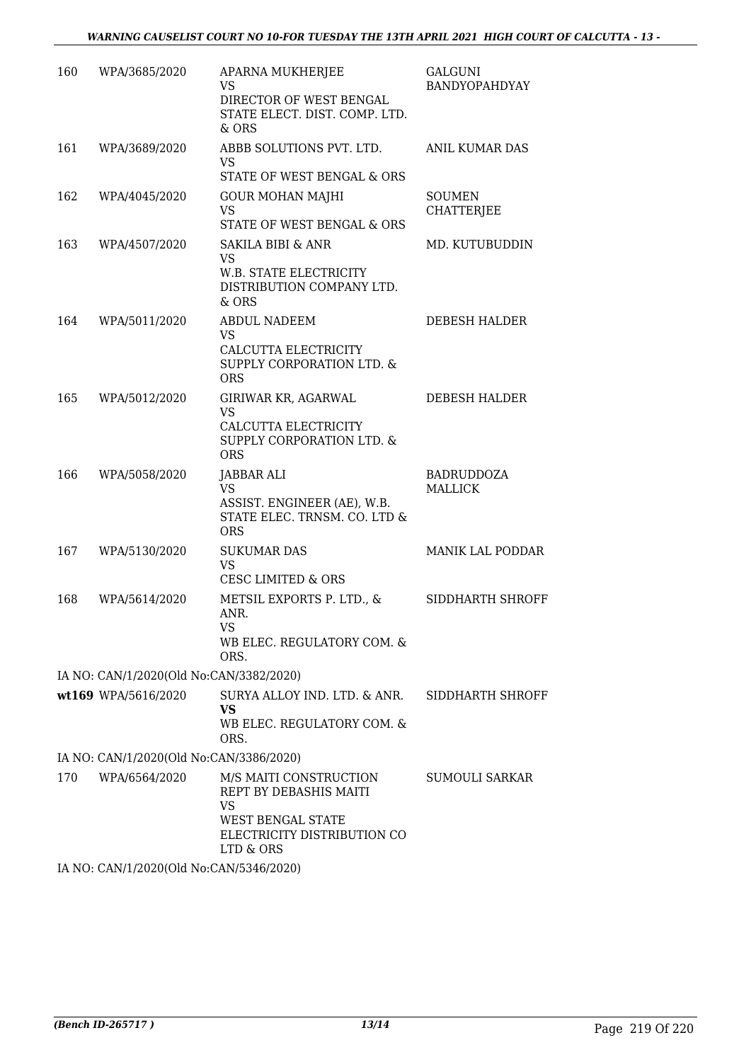| | | | |
|---|---|---|---|
| 160 | WPA/3685/2020 | APARNA MUKHERJEE<br>VS<br>DIRECTOR OF WEST BENGAL STATE ELECT. DIST. COMP. LTD. & ORS | GALGUNI BANDYOPAHDYAY |
| 161 | WPA/3689/2020 | ABBB SOLUTIONS PVT. LTD.<br>VS<br>STATE OF WEST BENGAL & ORS | ANIL KUMAR DAS |
| 162 | WPA/4045/2020 | GOUR MOHAN MAJHI<br>VS<br>STATE OF WEST BENGAL & ORS | SOUMEN CHATTERJEE |
| 163 | WPA/4507/2020 | SAKILA BIBI & ANR<br>VS<br>W.B. STATE ELECTRICITY DISTRIBUTION COMPANY LTD. & ORS | MD. KUTUBUDDIN |
| 164 | WPA/5011/2020 | ABDUL NADEEM<br>VS<br>CALCUTTA ELECTRICITY SUPPLY CORPORATION LTD. & ORS | DEBESH HALDER |
| 165 | WPA/5012/2020 | GIRIWAR KR, AGARWAL<br>VS<br>CALCUTTA ELECTRICITY SUPPLY CORPORATION LTD. & ORS | DEBESH HALDER |
| 166 | WPA/5058/2020 | JABBAR ALI<br>VS<br>ASSIST. ENGINEER (AE), W.B. STATE ELEC. TRNSM. CO. LTD & ORS | BADRUDDOZA MALLICK |
| 167 | WPA/5130/2020 | SUKUMAR DAS<br>VS<br>CESC LIMITED & ORS | MANIK LAL PODDAR |
| 168 | WPA/5614/2020 | METSIL EXPORTS P. LTD., & ANR.<br>VS<br>WB ELEC. REGULATORY COM. & ORS. | SIDDHARTH SHROFF |

IA NO: CAN/1/2020(Old No:CAN/3382/2020)

| | | | |
|---|---|---|---|
| **wt169** | WPA/5616/2020 | SURYA ALLOY IND. LTD. & ANR.<br>**VS**<br>WB ELEC. REGULATORY COM. & ORS. | SIDDHARTH SHROFF |

IA NO: CAN/1/2020(Old No:CAN/3386/2020)

| | | | |
|---|---|---|---|
| 170 | WPA/6564/2020 | M/S MAITI CONSTRUCTION REPT BY DEBASHIS MAITI<br>VS<br>WEST BENGAL STATE ELECTRICITY DISTRIBUTION CO LTD & ORS | SUMOULI SARKAR |

IA NO: CAN/1/2020(Old No:CAN/5346/2020)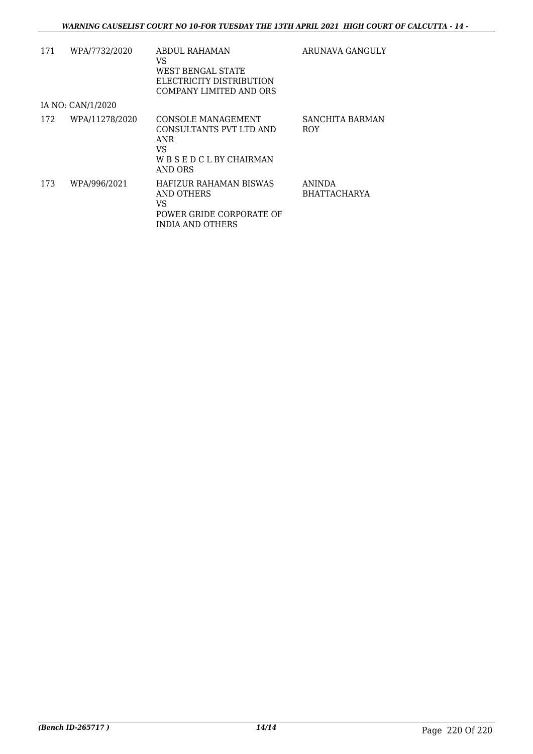| | | | |
|---|---|---|---|
| 171 | WPA/7732/2020 | ABDUL RAHAMAN<br>VS<br>WEST BENGAL STATE ELECTRICITY DISTRIBUTION COMPANY LIMITED AND ORS | ARUNAVA GANGULY |
| IA NO: CAN/1/2020 | | | |
| 172 | WPA/11278/2020 | CONSOLE MANAGEMENT CONSULTANTS PVT LTD AND ANR<br>VS<br>W B S E D C L BY CHAIRMAN AND ORS | SANCHITA BARMAN ROY |
| 173 | WPA/996/2021 | HAFIZUR RAHAMAN BISWAS AND OTHERS<br>VS<br>POWER GRIDE CORPORATE OF INDIA AND OTHERS | ANINDA BHATTACHARYA |